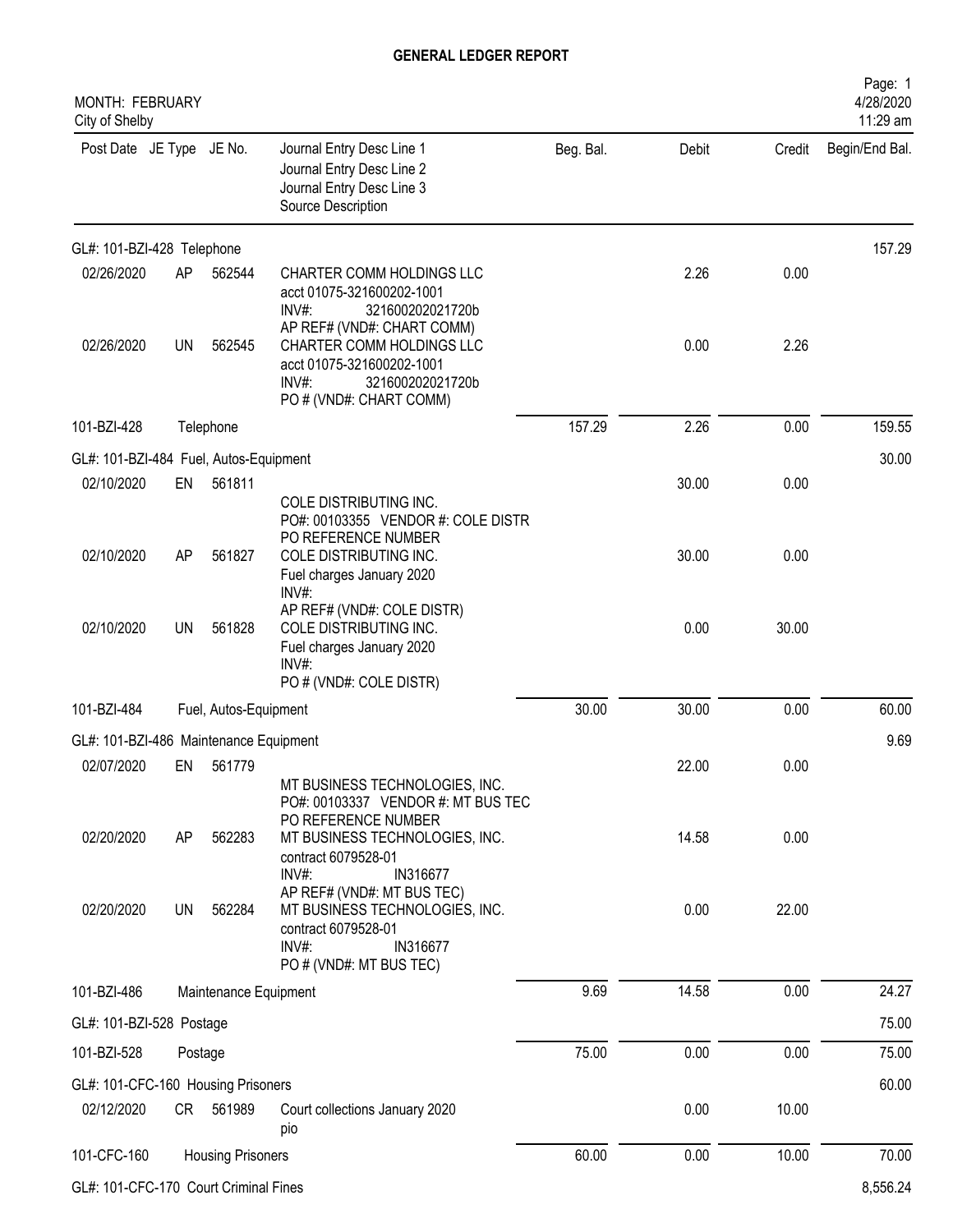**GENERAL LEDGER REPORT**

MONTH: FEBRUARY
City of Shelby

Page: 1
4/28/2020
11:29 am

| Post Date | JE Type | JE No. | Journal Entry Desc Line 1 / Journal Entry Desc Line 2 / Journal Entry Desc Line 3 / Source Description | Beg. Bal. | Debit | Credit | Begin/End Bal. |
|---|---|---|---|---|---|---|---|
| GL#: 101-BZI-428 Telephone | | | | | | | 157.29 |
| 02/26/2020 | AP | 562544 | CHARTER COMM HOLDINGS LLC<br>acct 01075-321600202-1001<br>INV#: 321600202021720b<br>AP REF# (VND#: CHART COMM) | | 2.26 | 0.00 | |
| 02/26/2020 | UN | 562545 | CHARTER COMM HOLDINGS LLC<br>acct 01075-321600202-1001<br>INV#: 321600202021720b<br>PO # (VND#: CHART COMM) | | 0.00 | 2.26 | |
| 101-BZI-428 | | Telephone | | 157.29 | 2.26 | 0.00 | 159.55 |
| GL#: 101-BZI-484 Fuel, Autos-Equipment | | | | | | | 30.00 |
| 02/10/2020 | EN | 561811 | COLE DISTRIBUTING INC.<br>PO#: 00103355 VENDOR #: COLE DISTR<br>PO REFERENCE NUMBER | | 30.00 | 0.00 | |
| 02/10/2020 | AP | 561827 | COLE DISTRIBUTING INC.<br>Fuel charges January 2020<br>INV#:<br>AP REF# (VND#: COLE DISTR) | | 30.00 | 0.00 | |
| 02/10/2020 | UN | 561828 | COLE DISTRIBUTING INC.<br>Fuel charges January 2020<br>INV#:<br>PO # (VND#: COLE DISTR) | | 0.00 | 30.00 | |
| 101-BZI-484 | | Fuel, Autos-Equipment | | 30.00 | 30.00 | 0.00 | 60.00 |
| GL#: 101-BZI-486 Maintenance Equipment | | | | | | | 9.69 |
| 02/07/2020 | EN | 561779 | MT BUSINESS TECHNOLOGIES, INC.<br>PO#: 00103337 VENDOR #: MT BUS TEC<br>PO REFERENCE NUMBER | | 22.00 | 0.00 | |
| 02/20/2020 | AP | 562283 | MT BUSINESS TECHNOLOGIES, INC.<br>contract 6079528-01<br>INV#: IN316677<br>AP REF# (VND#: MT BUS TEC) | | 14.58 | 0.00 | |
| 02/20/2020 | UN | 562284 | MT BUSINESS TECHNOLOGIES, INC.<br>contract 6079528-01<br>INV#: IN316677<br>PO # (VND#: MT BUS TEC) | | 0.00 | 22.00 | |
| 101-BZI-486 | | Maintenance Equipment | | 9.69 | 14.58 | 0.00 | 24.27 |
| GL#: 101-BZI-528 Postage | | | | | | | 75.00 |
| 101-BZI-528 | | Postage | | 75.00 | 0.00 | 0.00 | 75.00 |
| GL#: 101-CFC-160 Housing Prisoners | | | | | | | 60.00 |
| 02/12/2020 | CR | 561989 | Court collections January 2020<br>pio | | 0.00 | 10.00 | |
| 101-CFC-160 | | Housing Prisoners | | 60.00 | 0.00 | 10.00 | 70.00 |
| GL#: 101-CFC-170 Court Criminal Fines | | | | | | | 8,556.24 |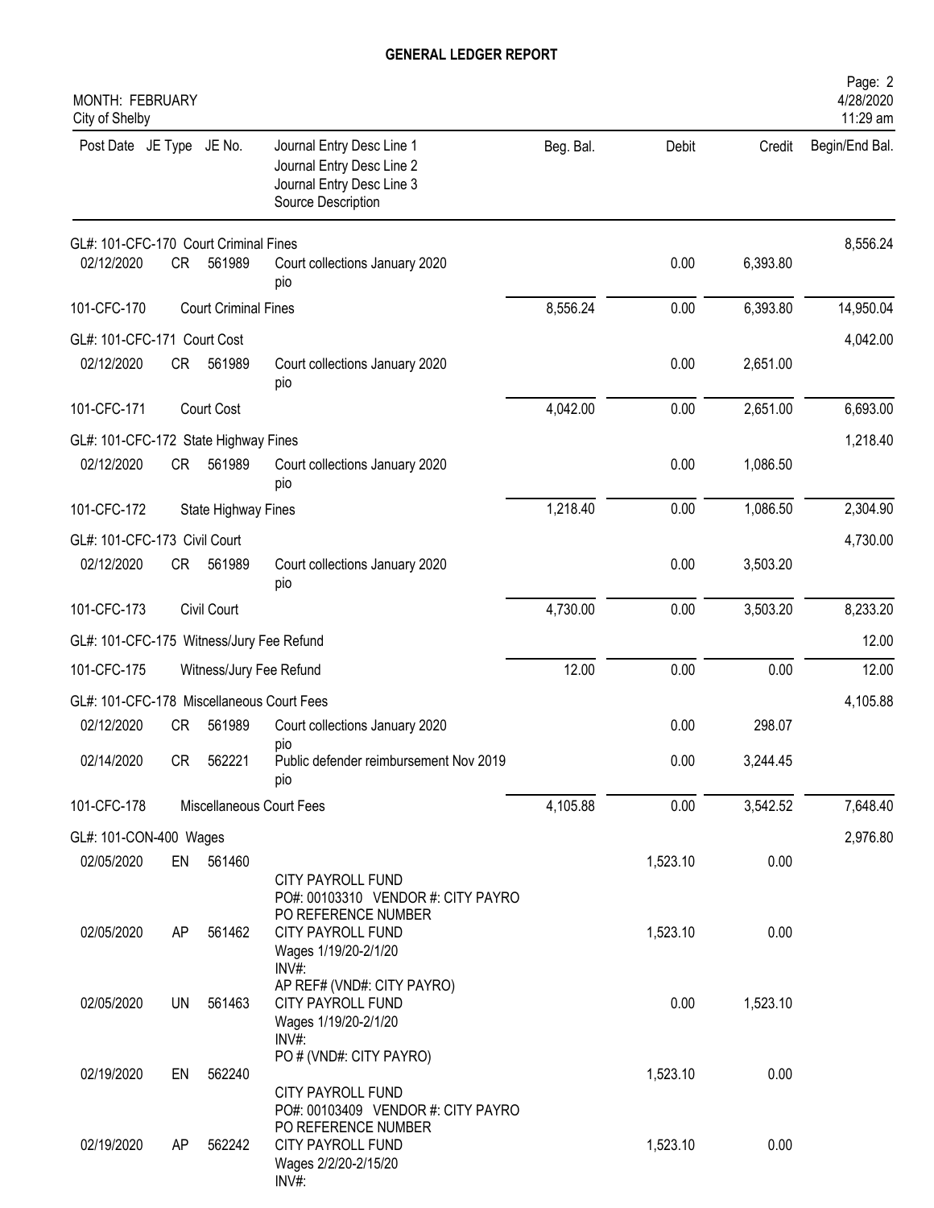# GENERAL LEDGER REPORT

MONTH: FEBRUARY
City of Shelby

| Post Date | JE Type | JE No. | Journal Entry Desc Line 1<br>Journal Entry Desc Line 2<br>Journal Entry Desc Line 3<br>Source Description | Beg. Bal. | Debit | Credit | Begin/End Bal. |
|---|---|---|---|---|---|---|---|
| GL#: 101-CFC-170 Court Criminal Fines | | | | | | | 8,556.24 |
| 02/12/2020 | CR | 561989 | Court collections January 2020<br>pio | | 0.00 | 6,393.80 | |
| 101-CFC-170 | Court Criminal Fines | | | 8,556.24 | 0.00 | 6,393.80 | 14,950.04 |
| GL#: 101-CFC-171 Court Cost | | | | | | | 4,042.00 |
| 02/12/2020 | CR | 561989 | Court collections January 2020<br>pio | | 0.00 | 2,651.00 | |
| 101-CFC-171 | Court Cost | | | 4,042.00 | 0.00 | 2,651.00 | 6,693.00 |
| GL#: 101-CFC-172 State Highway Fines | | | | | | | 1,218.40 |
| 02/12/2020 | CR | 561989 | Court collections January 2020<br>pio | | 0.00 | 1,086.50 | |
| 101-CFC-172 | State Highway Fines | | | 1,218.40 | 0.00 | 1,086.50 | 2,304.90 |
| GL#: 101-CFC-173 Civil Court | | | | | | | 4,730.00 |
| 02/12/2020 | CR | 561989 | Court collections January 2020<br>pio | | 0.00 | 3,503.20 | |
| 101-CFC-173 | Civil Court | | | 4,730.00 | 0.00 | 3,503.20 | 8,233.20 |
| GL#: 101-CFC-175 Witness/Jury Fee Refund | | | | | | | 12.00 |
| 101-CFC-175 | Witness/Jury Fee Refund | | | 12.00 | 0.00 | 0.00 | 12.00 |
| GL#: 101-CFC-178 Miscellaneous Court Fees | | | | | | | 4,105.88 |
| 02/12/2020 | CR | 561989 | Court collections January 2020<br>pio | | 0.00 | 298.07 | |
| 02/14/2020 | CR | 562221 | Public defender reimbursement Nov 2019<br>pio | | 0.00 | 3,244.45 | |
| 101-CFC-178 | Miscellaneous Court Fees | | | 4,105.88 | 0.00 | 3,542.52 | 7,648.40 |
| GL#: 101-CON-400 Wages | | | | | | | 2,976.80 |
| 02/05/2020 | EN | 561460 | CITY PAYROLL FUND<br>PO#: 00103310 VENDOR #: CITY PAYRO<br>PO REFERENCE NUMBER | | 1,523.10 | 0.00 | |
| 02/05/2020 | AP | 561462 | CITY PAYROLL FUND<br>Wages 1/19/20-2/1/20<br>INV#:<br>AP REF# (VND#: CITY PAYRO) | | 1,523.10 | 0.00 | |
| 02/05/2020 | UN | 561463 | CITY PAYROLL FUND<br>Wages 1/19/20-2/1/20<br>INV#:<br>PO # (VND#: CITY PAYRO) | | 0.00 | 1,523.10 | |
| 02/19/2020 | EN | 562240 | CITY PAYROLL FUND<br>PO#: 00103409 VENDOR #: CITY PAYRO<br>PO REFERENCE NUMBER | | 1,523.10 | 0.00 | |
| 02/19/2020 | AP | 562242 | CITY PAYROLL FUND<br>Wages 2/2/20-2/15/20<br>INV#: | | 1,523.10 | 0.00 | |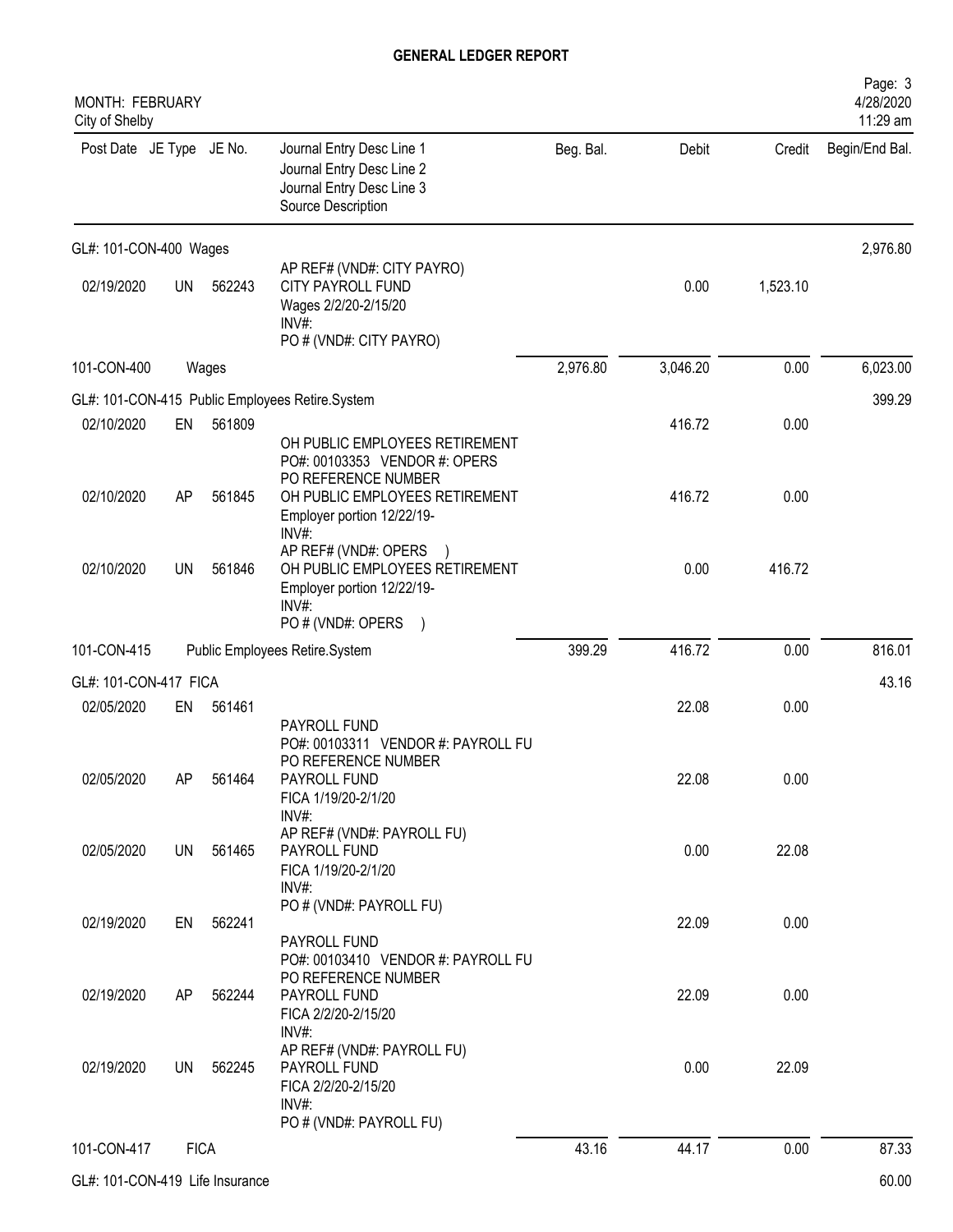## GENERAL LEDGER REPORT

MONTH: FEBRUARY
City of Shelby

| Post Date | JE Type | JE No. | Journal Entry Desc Line 1 / Journal Entry Desc Line 2 / Journal Entry Desc Line 3 / Source Description | Beg. Bal. | Debit | Credit | Begin/End Bal. |
|---|---|---|---|---|---|---|---|
| GL#: 101-CON-400 Wages | | | | | | | 2,976.80 |
| | | | AP REF# (VND#: CITY PAYRO) | | | | |
| 02/19/2020 | UN | 562243 | CITY PAYROLL FUND<br>Wages 2/2/20-2/15/20<br>INV#:<br>PO # (VND#: CITY PAYRO) | | 0.00 | 1,523.10 | |
| 101-CON-400 | | Wages | | 2,976.80 | 3,046.20 | 0.00 | 6,023.00 |
| GL#: 101-CON-415 Public Employees Retire.System | | | | | | | 399.29 |
| 02/10/2020 | EN | 561809 | OH PUBLIC EMPLOYEES RETIREMENT<br>PO#: 00103353 VENDOR #: OPERS<br>PO REFERENCE NUMBER | | 416.72 | 0.00 | |
| 02/10/2020 | AP | 561845 | OH PUBLIC EMPLOYEES RETIREMENT<br>Employer portion 12/22/19-<br>INV#:<br>AP REF# (VND#: OPERS ) | | 416.72 | 0.00 | |
| 02/10/2020 | UN | 561846 | OH PUBLIC EMPLOYEES RETIREMENT<br>Employer portion 12/22/19-<br>INV#:<br>PO # (VND#: OPERS ) | | 0.00 | 416.72 | |
| 101-CON-415 | | Public Employees Retire.System | | 399.29 | 416.72 | 0.00 | 816.01 |
| GL#: 101-CON-417 FICA | | | | | | | 43.16 |
| 02/05/2020 | EN | 561461 | PAYROLL FUND<br>PO#: 00103311 VENDOR #: PAYROLL FU<br>PO REFERENCE NUMBER | | 22.08 | 0.00 | |
| 02/05/2020 | AP | 561464 | PAYROLL FUND<br>FICA 1/19/20-2/1/20<br>INV#:<br>AP REF# (VND#: PAYROLL FU) | | 22.08 | 0.00 | |
| 02/05/2020 | UN | 561465 | PAYROLL FUND<br>FICA 1/19/20-2/1/20<br>INV#:<br>PO # (VND#: PAYROLL FU) | | 0.00 | 22.08 | |
| 02/19/2020 | EN | 562241 | PAYROLL FUND<br>PO#: 00103410 VENDOR #: PAYROLL FU<br>PO REFERENCE NUMBER | | 22.09 | 0.00 | |
| 02/19/2020 | AP | 562244 | PAYROLL FUND<br>FICA 2/2/20-2/15/20<br>INV#:<br>AP REF# (VND#: PAYROLL FU) | | 22.09 | 0.00 | |
| 02/19/2020 | UN | 562245 | PAYROLL FUND<br>FICA 2/2/20-2/15/20<br>INV#:<br>PO # (VND#: PAYROLL FU) | | 0.00 | 22.09 | |
| 101-CON-417 | | FICA | | 43.16 | 44.17 | 0.00 | 87.33 |
| GL#: 101-CON-419 Life Insurance | | | | | | | 60.00 |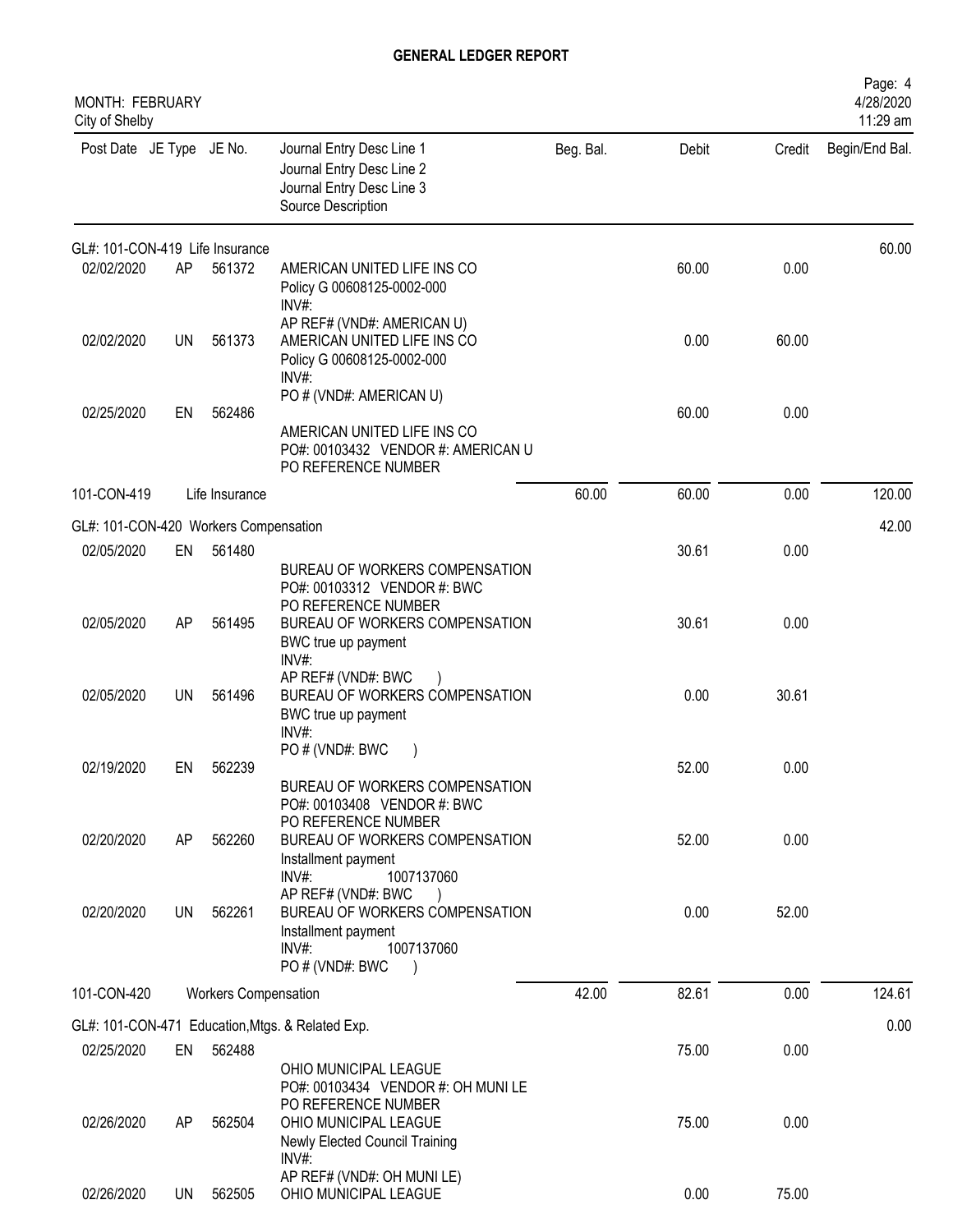# GENERAL LEDGER REPORT

MONTH: FEBRUARY
City of Shelby

| Post Date | JE Type | JE No. | Journal Entry Desc Line 1<br>Journal Entry Desc Line 2<br>Journal Entry Desc Line 3<br>Source Description | Beg. Bal. | Debit | Credit | Begin/End Bal. |
|---|---|---|---|---|---|---|---|
| GL#: 101-CON-419 Life Insurance | | | | | | | 60.00 |
| 02/02/2020 | AP | 561372 | AMERICAN UNITED LIFE INS CO<br>Policy G 00608125-0002-000<br>INV#:<br>AP REF# (VND#: AMERICAN U) | | 60.00 | 0.00 | |
| 02/02/2020 | UN | 561373 | AMERICAN UNITED LIFE INS CO<br>Policy G 00608125-0002-000<br>INV#:<br>PO # (VND#: AMERICAN U) | | 0.00 | 60.00 | |
| 02/25/2020 | EN | 562486 | AMERICAN UNITED LIFE INS CO<br>PO#: 00103432 VENDOR #: AMERICAN U<br>PO REFERENCE NUMBER | | 60.00 | 0.00 | |
| 101-CON-419 | | Life Insurance | | 60.00 | 60.00 | 0.00 | 120.00 |
| GL#: 101-CON-420 Workers Compensation | | | | | | | 42.00 |
| 02/05/2020 | EN | 561480 | BUREAU OF WORKERS COMPENSATION<br>PO#: 00103312 VENDOR #: BWC<br>PO REFERENCE NUMBER | | 30.61 | 0.00 | |
| 02/05/2020 | AP | 561495 | BUREAU OF WORKERS COMPENSATION<br>BWC true up payment<br>INV#:<br>AP REF# (VND#: BWC ) | | 30.61 | 0.00 | |
| 02/05/2020 | UN | 561496 | BUREAU OF WORKERS COMPENSATION<br>BWC true up payment<br>INV#:<br>PO # (VND#: BWC ) | | 0.00 | 30.61 | |
| 02/19/2020 | EN | 562239 | BUREAU OF WORKERS COMPENSATION<br>PO#: 00103408 VENDOR #: BWC<br>PO REFERENCE NUMBER | | 52.00 | 0.00 | |
| 02/20/2020 | AP | 562260 | BUREAU OF WORKERS COMPENSATION<br>Installment payment<br>INV#: 1007137060<br>AP REF# (VND#: BWC ) | | 52.00 | 0.00 | |
| 02/20/2020 | UN | 562261 | BUREAU OF WORKERS COMPENSATION<br>Installment payment<br>INV#: 1007137060<br>PO # (VND#: BWC ) | | 0.00 | 52.00 | |
| 101-CON-420 | | Workers Compensation | | 42.00 | 82.61 | 0.00 | 124.61 |
| GL#: 101-CON-471 Education,Mtgs. & Related Exp. | | | | | | | 0.00 |
| 02/25/2020 | EN | 562488 | OHIO MUNICIPAL LEAGUE<br>PO#: 00103434 VENDOR #: OH MUNI LE<br>PO REFERENCE NUMBER | | 75.00 | 0.00 | |
| 02/26/2020 | AP | 562504 | OHIO MUNICIPAL LEAGUE<br>Newly Elected Council Training<br>INV#:<br>AP REF# (VND#: OH MUNI LE) | | 75.00 | 0.00 | |
| 02/26/2020 | UN | 562505 | OHIO MUNICIPAL LEAGUE | | 0.00 | 75.00 | |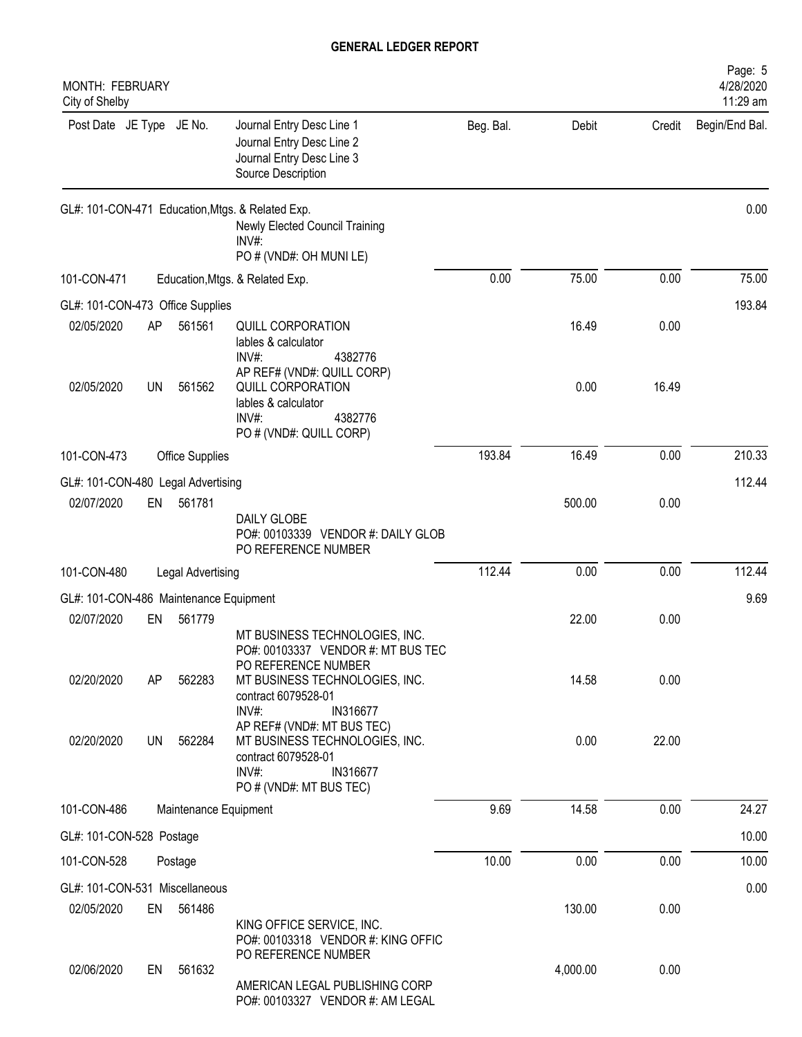**GENERAL LEDGER REPORT**

MONTH: FEBRUARY
City of Shelby

| Post Date | JE Type | JE No. | Journal Entry Desc Line 1 / Journal Entry Desc Line 2 / Journal Entry Desc Line 3 / Source Description | Beg. Bal. | Debit | Credit | Begin/End Bal. |
|---|---|---|---|---|---|---|---|
| GL#: 101-CON-471 Education,Mtgs. & Related Exp. | | | | | | | 0.00 |
| | | | Newly Elected Council Training<br>INV#:<br>PO # (VND#: OH MUNI LE) | | | | |
| 101-CON-471 | | | Education,Mtgs. & Related Exp. | 0.00 | 75.00 | 0.00 | 75.00 |
| GL#: 101-CON-473 Office Supplies | | | | | | | 193.84 |
| 02/05/2020 | AP | 561561 | QUILL CORPORATION<br>lables & calculator<br>INV#: 4382776<br>AP REF# (VND#: QUILL CORP) | | 16.49 | 0.00 | |
| 02/05/2020 | UN | 561562 | QUILL CORPORATION<br>lables & calculator<br>INV#: 4382776<br>PO # (VND#: QUILL CORP) | | 0.00 | 16.49 | |
| 101-CON-473 | | | Office Supplies | 193.84 | 16.49 | 0.00 | 210.33 |
| GL#: 101-CON-480 Legal Advertising | | | | | | | 112.44 |
| 02/07/2020 | EN | 561781 | DAILY GLOBE<br>PO#: 00103339 VENDOR #: DAILY GLOB<br>PO REFERENCE NUMBER | | 500.00 | 0.00 | |
| 101-CON-480 | | | Legal Advertising | 112.44 | 0.00 | 0.00 | 112.44 |
| GL#: 101-CON-486 Maintenance Equipment | | | | | | | 9.69 |
| 02/07/2020 | EN | 561779 | MT BUSINESS TECHNOLOGIES, INC.<br>PO#: 00103337 VENDOR #: MT BUS TEC<br>PO REFERENCE NUMBER | | 22.00 | 0.00 | |
| 02/20/2020 | AP | 562283 | MT BUSINESS TECHNOLOGIES, INC.<br>contract 6079528-01<br>INV#: IN316677<br>AP REF# (VND#: MT BUS TEC) | | 14.58 | 0.00 | |
| 02/20/2020 | UN | 562284 | MT BUSINESS TECHNOLOGIES, INC.<br>contract 6079528-01<br>INV#: IN316677<br>PO # (VND#: MT BUS TEC) | | 0.00 | 22.00 | |
| 101-CON-486 | | | Maintenance Equipment | 9.69 | 14.58 | 0.00 | 24.27 |
| GL#: 101-CON-528 Postage | | | | | | | 10.00 |
| 101-CON-528 | | | Postage | 10.00 | 0.00 | 0.00 | 10.00 |
| GL#: 101-CON-531 Miscellaneous | | | | | | | 0.00 |
| 02/05/2020 | EN | 561486 | KING OFFICE SERVICE, INC.<br>PO#: 00103318 VENDOR #: KING OFFIC<br>PO REFERENCE NUMBER | | 130.00 | 0.00 | |
| 02/06/2020 | EN | 561632 | AMERICAN LEGAL PUBLISHING CORP<br>PO#: 00103327 VENDOR #: AM LEGAL | | 4,000.00 | 0.00 | |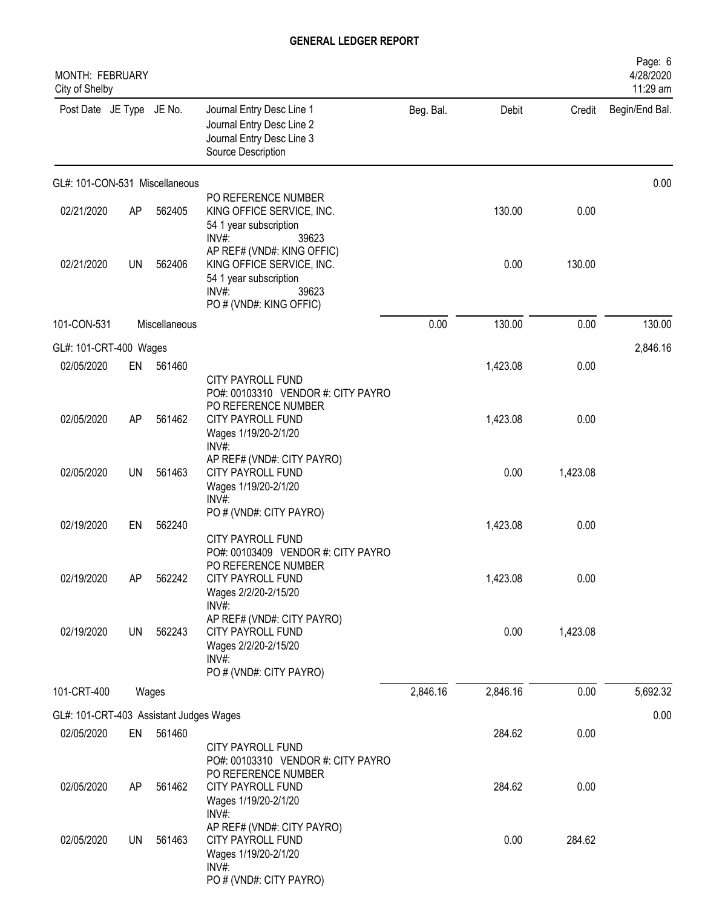**GENERAL LEDGER REPORT**

MONTH: FEBRUARY
City of Shelby

| Post Date | JE Type | JE No. | Journal Entry Desc Line 1 / Journal Entry Desc Line 2 / Journal Entry Desc Line 3 / Source Description | Beg. Bal. | Debit | Credit | Begin/End Bal. |
|---|---|---|---|---|---|---|---|
| GL#: 101-CON-531 Miscellaneous | | | | | | | 0.00 |
| 02/21/2020 | AP | 562405 | PO REFERENCE NUMBER<br>KING OFFICE SERVICE, INC.<br>54 1 year subscription<br>INV#: 39623 | | 130.00 | 0.00 | |
| 02/21/2020 | UN | 562406 | AP REF# (VND#: KING OFFIC)<br>KING OFFICE SERVICE, INC.<br>54 1 year subscription<br>INV#: 39623<br>PO # (VND#: KING OFFIC) | | 0.00 | 130.00 | |
| 101-CON-531 | | Miscellaneous | | 0.00 | 130.00 | 0.00 | 130.00 |
| GL#: 101-CRT-400 Wages | | | | | | | 2,846.16 |
| 02/05/2020 | EN | 561460 | CITY PAYROLL FUND<br>PO#: 00103310 VENDOR #: CITY PAYRO | | 1,423.08 | 0.00 | |
| 02/05/2020 | AP | 561462 | PO REFERENCE NUMBER<br>CITY PAYROLL FUND<br>Wages 1/19/20-2/1/20<br>INV#: | | 1,423.08 | 0.00 | |
| 02/05/2020 | UN | 561463 | AP REF# (VND#: CITY PAYRO)<br>CITY PAYROLL FUND<br>Wages 1/19/20-2/1/20<br>INV#:<br>PO # (VND#: CITY PAYRO) | | 0.00 | 1,423.08 | |
| 02/19/2020 | EN | 562240 | CITY PAYROLL FUND<br>PO#: 00103409 VENDOR #: CITY PAYRO | | 1,423.08 | 0.00 | |
| 02/19/2020 | AP | 562242 | PO REFERENCE NUMBER<br>CITY PAYROLL FUND<br>Wages 2/2/20-2/15/20<br>INV#: | | 1,423.08 | 0.00 | |
| 02/19/2020 | UN | 562243 | AP REF# (VND#: CITY PAYRO)<br>CITY PAYROLL FUND<br>Wages 2/2/20-2/15/20<br>INV#:<br>PO # (VND#: CITY PAYRO) | | 0.00 | 1,423.08 | |
| 101-CRT-400 | | Wages | | 2,846.16 | 2,846.16 | 0.00 | 5,692.32 |
| GL#: 101-CRT-403 Assistant Judges Wages | | | | | | | 0.00 |
| 02/05/2020 | EN | 561460 | CITY PAYROLL FUND<br>PO#: 00103310 VENDOR #: CITY PAYRO | | 284.62 | 0.00 | |
| 02/05/2020 | AP | 561462 | PO REFERENCE NUMBER<br>CITY PAYROLL FUND<br>Wages 1/19/20-2/1/20<br>INV#: | | 284.62 | 0.00 | |
| 02/05/2020 | UN | 561463 | AP REF# (VND#: CITY PAYRO)<br>CITY PAYROLL FUND<br>Wages 1/19/20-2/1/20<br>INV#:<br>PO # (VND#: CITY PAYRO) | | 0.00 | 284.62 | |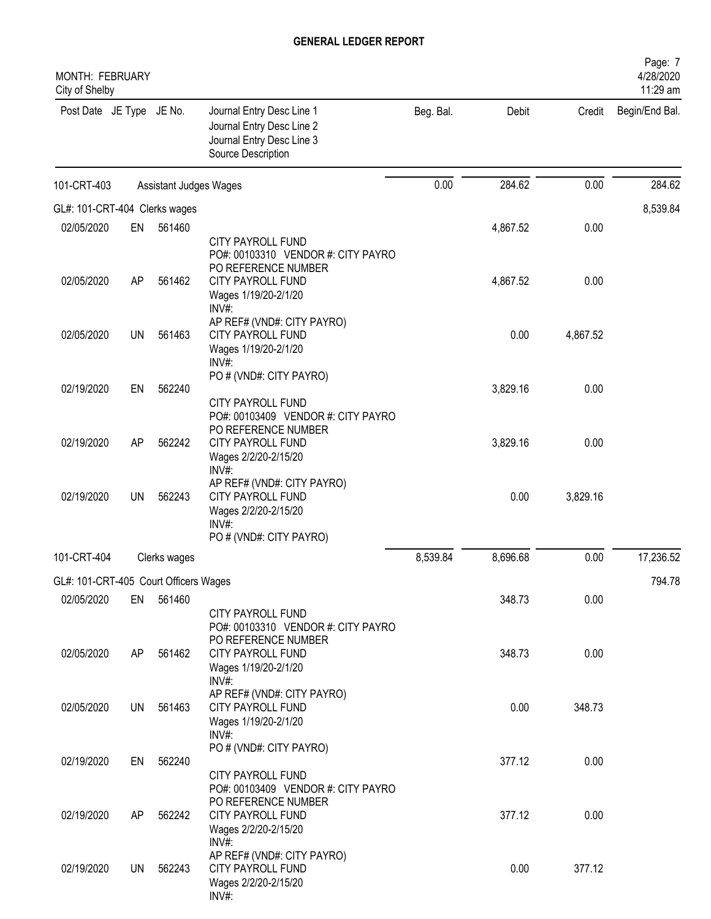**GENERAL LEDGER REPORT**

MONTH: FEBRUARY
City of Shelby

| Post Date | JE Type | JE No. | Journal Entry Desc Line 1 / Journal Entry Desc Line 2 / Journal Entry Desc Line 3 / Source Description | Beg. Bal. | Debit | Credit | Begin/End Bal. |
|---|---|---|---|---|---|---|---|
| 101-CRT-403 | | | Assistant Judges Wages | 0.00 | 284.62 | 0.00 | 284.62 |
| GL#: 101-CRT-404 Clerks wages | | | | | | | 8,539.84 |
| 02/05/2020 | EN | 561460 | CITY PAYROLL FUND<br>PO#: 00103310 VENDOR #: CITY PAYRO<br>PO REFERENCE NUMBER | | 4,867.52 | 0.00 | |
| 02/05/2020 | AP | 561462 | CITY PAYROLL FUND<br>Wages 1/19/20-2/1/20<br>INV#:<br>AP REF# (VND#: CITY PAYRO) | | 4,867.52 | 0.00 | |
| 02/05/2020 | UN | 561463 | CITY PAYROLL FUND<br>Wages 1/19/20-2/1/20<br>INV#:<br>PO # (VND#: CITY PAYRO) | | 0.00 | 4,867.52 | |
| 02/19/2020 | EN | 562240 | CITY PAYROLL FUND<br>PO#: 00103409 VENDOR #: CITY PAYRO<br>PO REFERENCE NUMBER | | 3,829.16 | 0.00 | |
| 02/19/2020 | AP | 562242 | CITY PAYROLL FUND<br>Wages 2/2/20-2/15/20<br>INV#:<br>AP REF# (VND#: CITY PAYRO) | | 3,829.16 | 0.00 | |
| 02/19/2020 | UN | 562243 | CITY PAYROLL FUND<br>Wages 2/2/20-2/15/20<br>INV#:<br>PO # (VND#: CITY PAYRO) | | 0.00 | 3,829.16 | |
| 101-CRT-404 | | | Clerks wages | 8,539.84 | 8,696.68 | 0.00 | 17,236.52 |
| GL#: 101-CRT-405 Court Officers Wages | | | | | | | 794.78 |
| 02/05/2020 | EN | 561460 | CITY PAYROLL FUND<br>PO#: 00103310 VENDOR #: CITY PAYRO<br>PO REFERENCE NUMBER | | 348.73 | 0.00 | |
| 02/05/2020 | AP | 561462 | CITY PAYROLL FUND<br>Wages 1/19/20-2/1/20<br>INV#:<br>AP REF# (VND#: CITY PAYRO) | | 348.73 | 0.00 | |
| 02/05/2020 | UN | 561463 | CITY PAYROLL FUND<br>Wages 1/19/20-2/1/20<br>INV#:<br>PO # (VND#: CITY PAYRO) | | 0.00 | 348.73 | |
| 02/19/2020 | EN | 562240 | CITY PAYROLL FUND<br>PO#: 00103409 VENDOR #: CITY PAYRO<br>PO REFERENCE NUMBER | | 377.12 | 0.00 | |
| 02/19/2020 | AP | 562242 | CITY PAYROLL FUND<br>Wages 2/2/20-2/15/20<br>INV#:<br>AP REF# (VND#: CITY PAYRO) | | 377.12 | 0.00 | |
| 02/19/2020 | UN | 562243 | CITY PAYROLL FUND<br>Wages 2/2/20-2/15/20<br>INV#: | | 0.00 | 377.12 | |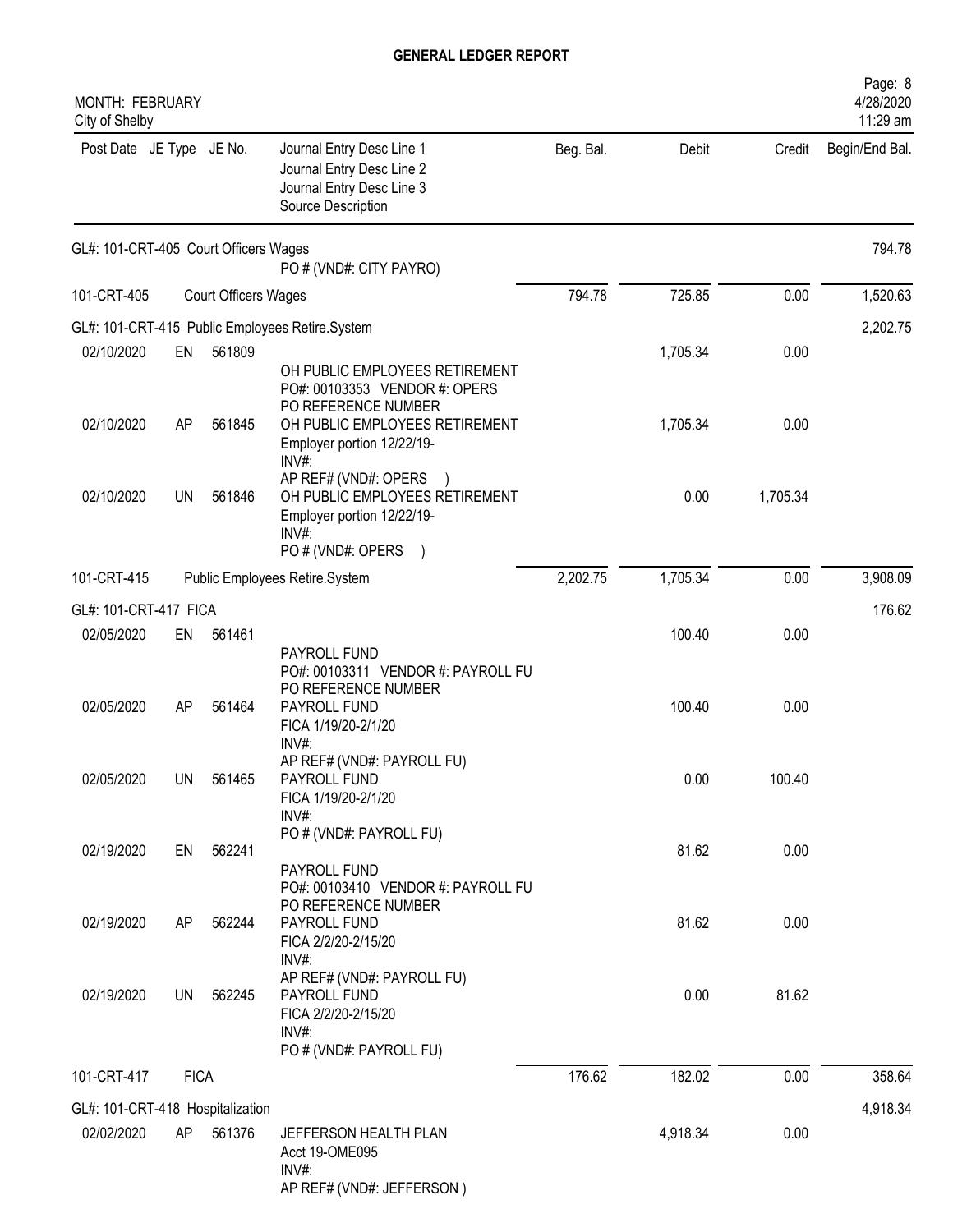**GENERAL LEDGER REPORT**

MONTH: FEBRUARY
City of Shelby

| Post Date | JE Type | JE No. | Journal Entry Desc Line 1 / Journal Entry Desc Line 2 / Journal Entry Desc Line 3 / Source Description | Beg. Bal. | Debit | Credit | Begin/End Bal. |
|---|---|---|---|---|---|---|---|
| GL#: 101-CRT-405 Court Officers Wages | | | | | | | 794.78 |
| | | | PO # (VND#: CITY PAYRO) | | | | |
| 101-CRT-405 | | | Court Officers Wages | 794.78 | 725.85 | 0.00 | 1,520.63 |
| GL#: 101-CRT-415 Public Employees Retire.System | | | | | | | 2,202.75 |
| 02/10/2020 | EN | 561809 | OH PUBLIC EMPLOYEES RETIREMENT<br>PO#: 00103353 VENDOR #: OPERS<br>PO REFERENCE NUMBER | | 1,705.34 | 0.00 | |
| 02/10/2020 | AP | 561845 | OH PUBLIC EMPLOYEES RETIREMENT<br>Employer portion 12/22/19-<br>INV#:<br>AP REF# (VND#: OPERS ) | | 1,705.34 | 0.00 | |
| 02/10/2020 | UN | 561846 | OH PUBLIC EMPLOYEES RETIREMENT<br>Employer portion 12/22/19-<br>INV#:<br>PO # (VND#: OPERS ) | | 0.00 | 1,705.34 | |
| 101-CRT-415 | | | Public Employees Retire.System | 2,202.75 | 1,705.34 | 0.00 | 3,908.09 |
| GL#: 101-CRT-417 FICA | | | | | | | 176.62 |
| 02/05/2020 | EN | 561461 | PAYROLL FUND<br>PO#: 00103311 VENDOR #: PAYROLL FU<br>PO REFERENCE NUMBER | | 100.40 | 0.00 | |
| 02/05/2020 | AP | 561464 | PAYROLL FUND<br>FICA 1/19/20-2/1/20<br>INV#:<br>AP REF# (VND#: PAYROLL FU) | | 100.40 | 0.00 | |
| 02/05/2020 | UN | 561465 | PAYROLL FUND<br>FICA 1/19/20-2/1/20<br>INV#:<br>PO # (VND#: PAYROLL FU) | | 0.00 | 100.40 | |
| 02/19/2020 | EN | 562241 | PAYROLL FUND<br>PO#: 00103410 VENDOR #: PAYROLL FU<br>PO REFERENCE NUMBER | | 81.62 | 0.00 | |
| 02/19/2020 | AP | 562244 | PAYROLL FUND<br>FICA 2/2/20-2/15/20<br>INV#:<br>AP REF# (VND#: PAYROLL FU) | | 81.62 | 0.00 | |
| 02/19/2020 | UN | 562245 | PAYROLL FUND<br>FICA 2/2/20-2/15/20<br>INV#:<br>PO # (VND#: PAYROLL FU) | | 0.00 | 81.62 | |
| 101-CRT-417 | | | FICA | 176.62 | 182.02 | 0.00 | 358.64 |
| GL#: 101-CRT-418 Hospitalization | | | | | | | 4,918.34 |
| 02/02/2020 | AP | 561376 | JEFFERSON HEALTH PLAN<br>Acct 19-OME095<br>INV#:<br>AP REF# (VND#: JEFFERSON ) | | 4,918.34 | 0.00 | |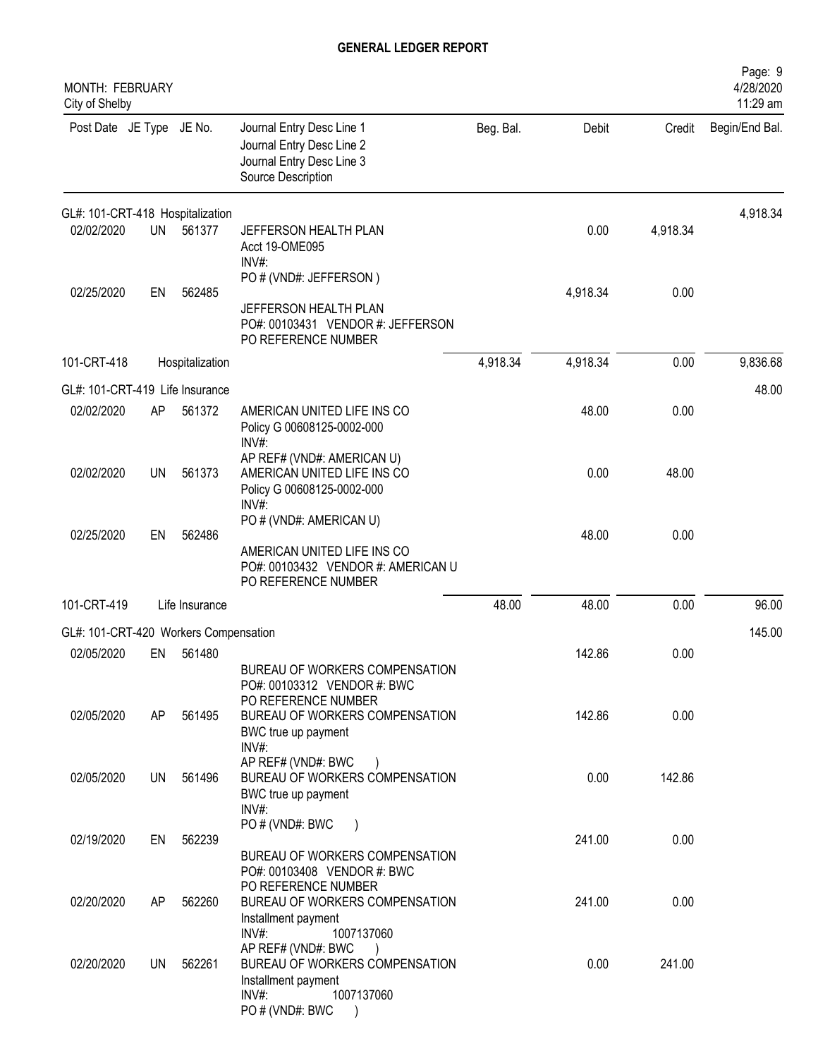# GENERAL LEDGER REPORT

MONTH: FEBRUARY
City of Shelby

| Post Date | JE Type | JE No. | Journal Entry Desc Line 1<br>Journal Entry Desc Line 2<br>Journal Entry Desc Line 3<br>Source Description | Beg. Bal. | Debit | Credit | Begin/End Bal. |
|---|---|---|---|---|---|---|---|
| GL#: 101-CRT-418 Hospitalization | | | | | | | 4,918.34 |
| 02/02/2020 | UN | 561377 | JEFFERSON HEALTH PLAN<br>Acct 19-OME095<br>INV#:<br>PO # (VND#: JEFFERSON ) | | 0.00 | 4,918.34 | |
| 02/25/2020 | EN | 562485 | JEFFERSON HEALTH PLAN<br>PO#: 00103431 VENDOR #: JEFFERSON<br>PO REFERENCE NUMBER | | 4,918.34 | 0.00 | |
| 101-CRT-418 | | Hospitalization | | 4,918.34 | 4,918.34 | 0.00 | 9,836.68 |
| GL#: 101-CRT-419 Life Insurance | | | | | | | 48.00 |
| 02/02/2020 | AP | 561372 | AMERICAN UNITED LIFE INS CO<br>Policy G 00608125-0002-000<br>INV#:<br>AP REF# (VND#: AMERICAN U) | | 48.00 | 0.00 | |
| 02/02/2020 | UN | 561373 | AMERICAN UNITED LIFE INS CO<br>Policy G 00608125-0002-000<br>INV#:<br>PO # (VND#: AMERICAN U) | | 0.00 | 48.00 | |
| 02/25/2020 | EN | 562486 | AMERICAN UNITED LIFE INS CO<br>PO#: 00103432 VENDOR #: AMERICAN U<br>PO REFERENCE NUMBER | | 48.00 | 0.00 | |
| 101-CRT-419 | | Life Insurance | | 48.00 | 48.00 | 0.00 | 96.00 |
| GL#: 101-CRT-420 Workers Compensation | | | | | | | 145.00 |
| 02/05/2020 | EN | 561480 | BUREAU OF WORKERS COMPENSATION<br>PO#: 00103312 VENDOR #: BWC<br>PO REFERENCE NUMBER | | 142.86 | 0.00 | |
| 02/05/2020 | AP | 561495 | BUREAU OF WORKERS COMPENSATION<br>BWC true up payment<br>INV#:<br>AP REF# (VND#: BWC ) | | 142.86 | 0.00 | |
| 02/05/2020 | UN | 561496 | BUREAU OF WORKERS COMPENSATION<br>BWC true up payment<br>INV#:<br>PO # (VND#: BWC ) | | 0.00 | 142.86 | |
| 02/19/2020 | EN | 562239 | BUREAU OF WORKERS COMPENSATION<br>PO#: 00103408 VENDOR #: BWC<br>PO REFERENCE NUMBER | | 241.00 | 0.00 | |
| 02/20/2020 | AP | 562260 | BUREAU OF WORKERS COMPENSATION<br>Installment payment<br>INV#: 1007137060<br>AP REF# (VND#: BWC ) | | 241.00 | 0.00 | |
| 02/20/2020 | UN | 562261 | BUREAU OF WORKERS COMPENSATION<br>Installment payment<br>INV#: 1007137060<br>PO # (VND#: BWC ) | | 0.00 | 241.00 | |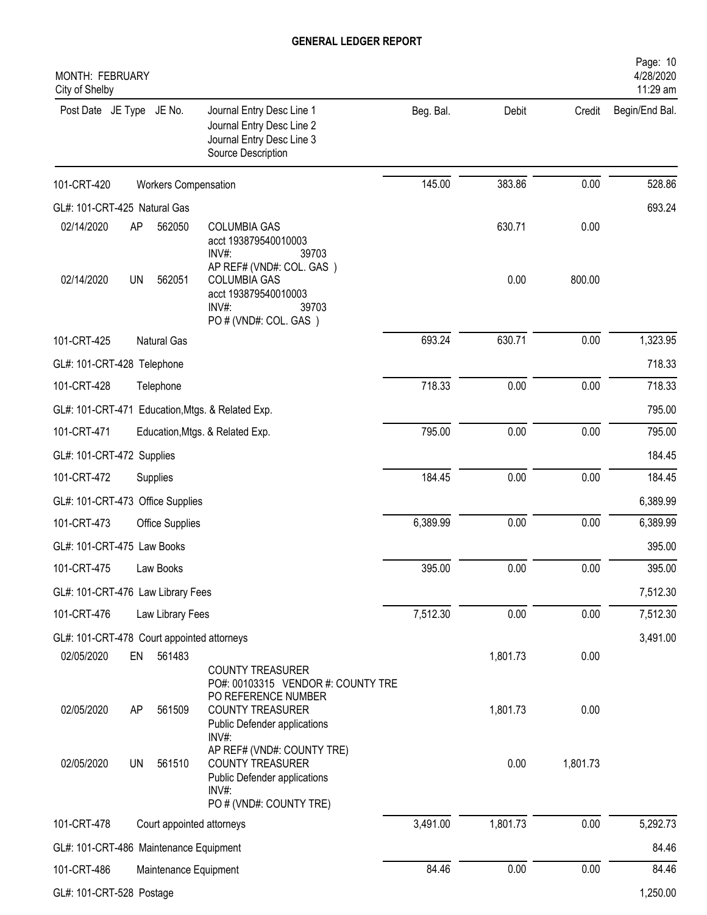# GENERAL LEDGER REPORT

MONTH: FEBRUARY
City of Shelby

| Post Date | JE Type | JE No. | Journal Entry Desc Line 1 / Journal Entry Desc Line 2 / Journal Entry Desc Line 3 / Source Description | Beg. Bal. | Debit | Credit | Begin/End Bal. |
|---|---|---|---|---|---|---|---|
| 101-CRT-420 | | | Workers Compensation | 145.00 | 383.86 | 0.00 | 528.86 |
| GL#: 101-CRT-425 Natural Gas | | | | | | | 693.24 |
| 02/14/2020 | AP | 562050 | COLUMBIA GAS<br>acct 193879540010003<br>INV#: 39703<br>AP REF# (VND#: COL. GAS ) | | 630.71 | 0.00 | |
| 02/14/2020 | UN | 562051 | COLUMBIA GAS<br>acct 193879540010003<br>INV#: 39703<br>PO # (VND#: COL. GAS ) | | 0.00 | 800.00 | |
| 101-CRT-425 | | | Natural Gas | 693.24 | 630.71 | 0.00 | 1,323.95 |
| GL#: 101-CRT-428 Telephone | | | | | | | 718.33 |
| 101-CRT-428 | | | Telephone | 718.33 | 0.00 | 0.00 | 718.33 |
| GL#: 101-CRT-471 Education,Mtgs. & Related Exp. | | | | | | | 795.00 |
| 101-CRT-471 | | | Education,Mtgs. & Related Exp. | 795.00 | 0.00 | 0.00 | 795.00 |
| GL#: 101-CRT-472 Supplies | | | | | | | 184.45 |
| 101-CRT-472 | | | Supplies | 184.45 | 0.00 | 0.00 | 184.45 |
| GL#: 101-CRT-473 Office Supplies | | | | | | | 6,389.99 |
| 101-CRT-473 | | | Office Supplies | 6,389.99 | 0.00 | 0.00 | 6,389.99 |
| GL#: 101-CRT-475 Law Books | | | | | | | 395.00 |
| 101-CRT-475 | | | Law Books | 395.00 | 0.00 | 0.00 | 395.00 |
| GL#: 101-CRT-476 Law Library Fees | | | | | | | 7,512.30 |
| 101-CRT-476 | | | Law Library Fees | 7,512.30 | 0.00 | 0.00 | 7,512.30 |
| GL#: 101-CRT-478 Court appointed attorneys | | | | | | | 3,491.00 |
| 02/05/2020 | EN | 561483 | COUNTY TREASURER<br>PO#: 00103315 VENDOR #: COUNTY TRE<br>PO REFERENCE NUMBER | | 1,801.73 | 0.00 | |
| 02/05/2020 | AP | 561509 | COUNTY TREASURER<br>Public Defender applications<br>INV#:<br>AP REF# (VND#: COUNTY TRE) | | 1,801.73 | 0.00 | |
| 02/05/2020 | UN | 561510 | COUNTY TREASURER<br>Public Defender applications<br>INV#:<br>PO # (VND#: COUNTY TRE) | | 0.00 | 1,801.73 | |
| 101-CRT-478 | | | Court appointed attorneys | 3,491.00 | 1,801.73 | 0.00 | 5,292.73 |
| GL#: 101-CRT-486 Maintenance Equipment | | | | | | | 84.46 |
| 101-CRT-486 | | | Maintenance Equipment | 84.46 | 0.00 | 0.00 | 84.46 |
| GL#: 101-CRT-528 Postage | | | | | | | 1,250.00 |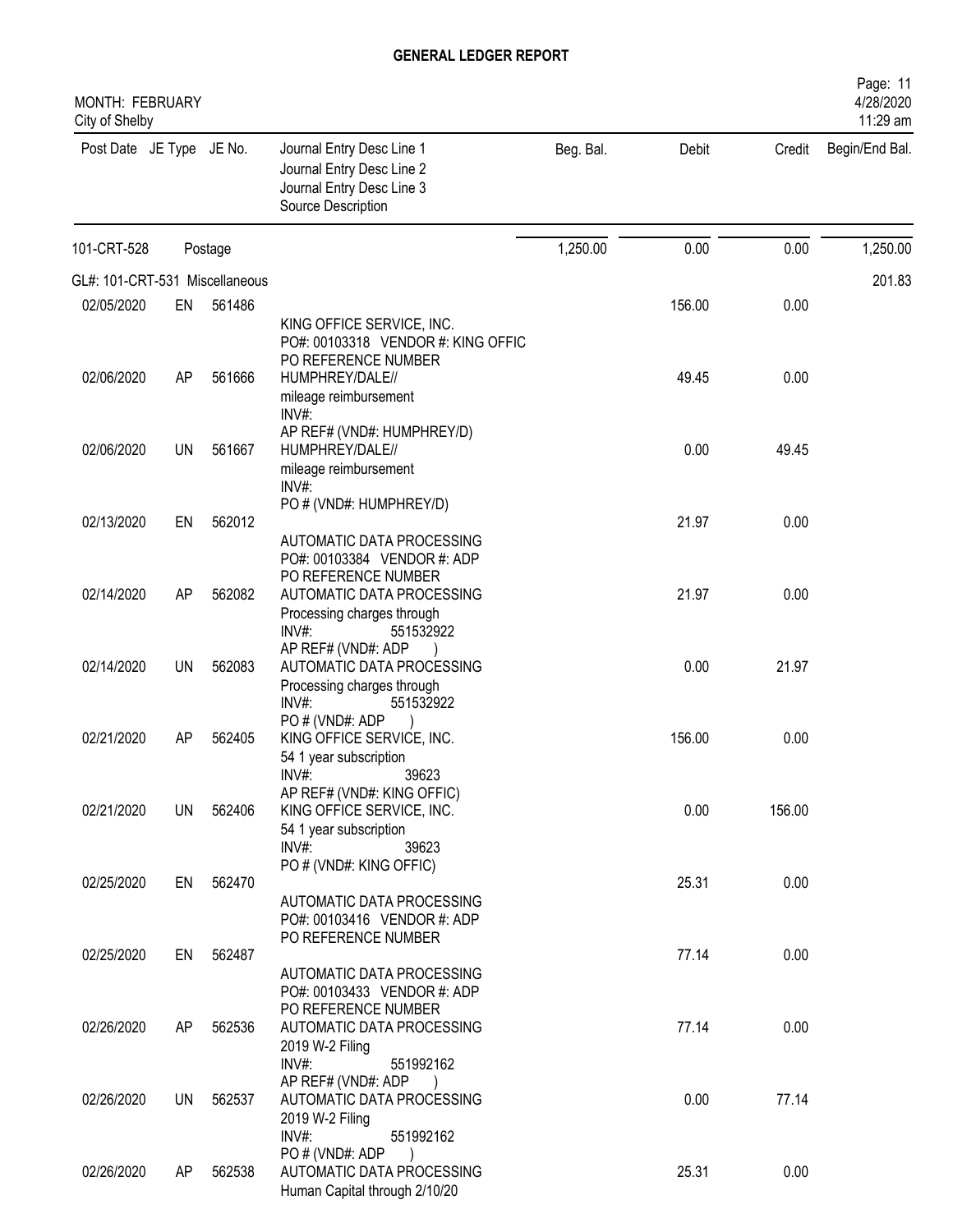# GENERAL LEDGER REPORT

MONTH: FEBRUARY
City of Shelby

| Post Date | JE Type | JE No. | Journal Entry Desc Line 1 / Journal Entry Desc Line 2 / Journal Entry Desc Line 3 / Source Description | Beg. Bal. | Debit | Credit | Begin/End Bal. |
|---|---|---|---|---|---|---|---|
| 101-CRT-528 | | Postage | | 1,250.00 | 0.00 | 0.00 | 1,250.00 |
| GL#: 101-CRT-531 Miscellaneous | | | | | | | 201.83 |
| 02/05/2020 | EN | 561486 | KING OFFICE SERVICE, INC. PO#: 00103318 VENDOR #: KING OFFIC PO REFERENCE NUMBER | | 156.00 | 0.00 | |
| 02/06/2020 | AP | 561666 | HUMPHREY/DALE// mileage reimbursement INV#: AP REF# (VND#: HUMPHREY/D) | | 49.45 | 0.00 | |
| 02/06/2020 | UN | 561667 | HUMPHREY/DALE// mileage reimbursement INV#: PO # (VND#: HUMPHREY/D) | | 0.00 | 49.45 | |
| 02/13/2020 | EN | 562012 | AUTOMATIC DATA PROCESSING PO#: 00103384 VENDOR #: ADP PO REFERENCE NUMBER | | 21.97 | 0.00 | |
| 02/14/2020 | AP | 562082 | AUTOMATIC DATA PROCESSING Processing charges through INV#: 551532922 AP REF# (VND#: ADP ) | | 21.97 | 0.00 | |
| 02/14/2020 | UN | 562083 | AUTOMATIC DATA PROCESSING Processing charges through INV#: 551532922 PO # (VND#: ADP ) | | 0.00 | 21.97 | |
| 02/21/2020 | AP | 562405 | KING OFFICE SERVICE, INC. 54 1 year subscription INV#: 39623 AP REF# (VND#: KING OFFIC) | | 156.00 | 0.00 | |
| 02/21/2020 | UN | 562406 | KING OFFICE SERVICE, INC. 54 1 year subscription INV#: 39623 PO # (VND#: KING OFFIC) | | 0.00 | 156.00 | |
| 02/25/2020 | EN | 562470 | AUTOMATIC DATA PROCESSING PO#: 00103416 VENDOR #: ADP PO REFERENCE NUMBER | | 25.31 | 0.00 | |
| 02/25/2020 | EN | 562487 | AUTOMATIC DATA PROCESSING PO#: 00103433 VENDOR #: ADP PO REFERENCE NUMBER | | 77.14 | 0.00 | |
| 02/26/2020 | AP | 562536 | AUTOMATIC DATA PROCESSING 2019 W-2 Filing INV#: 551992162 AP REF# (VND#: ADP ) | | 77.14 | 0.00 | |
| 02/26/2020 | UN | 562537 | AUTOMATIC DATA PROCESSING 2019 W-2 Filing INV#: 551992162 PO # (VND#: ADP ) | | 0.00 | 77.14 | |
| 02/26/2020 | AP | 562538 | AUTOMATIC DATA PROCESSING Human Capital through 2/10/20 | | 25.31 | 0.00 | |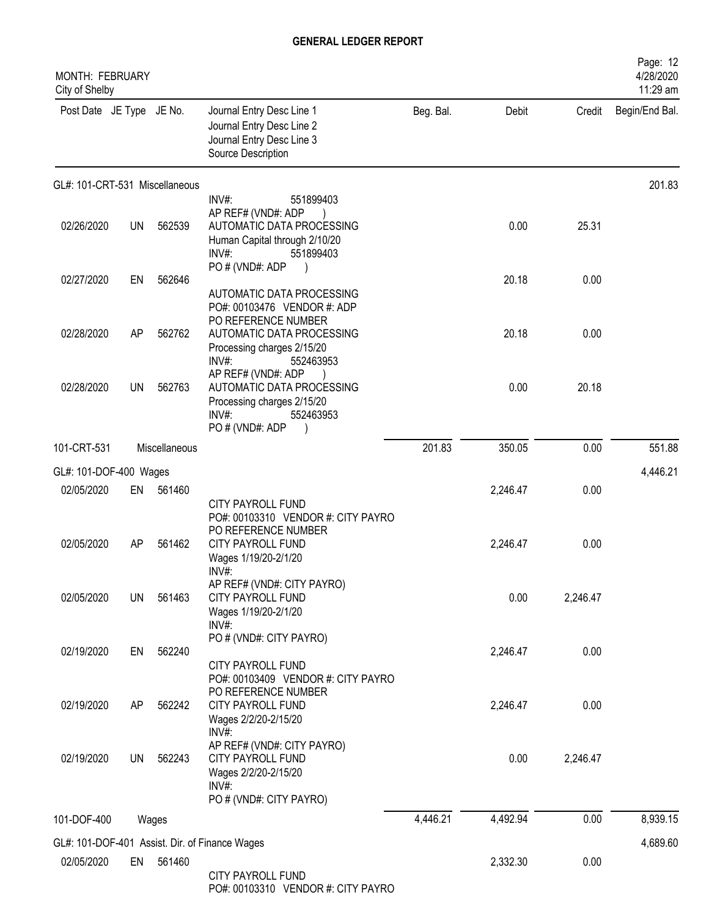**GENERAL LEDGER REPORT**

MONTH: FEBRUARY
City of Shelby

| Post Date | JE Type | JE No. | Journal Entry Desc Line 1 / Journal Entry Desc Line 2 / Journal Entry Desc Line 3 / Source Description | Beg. Bal. | Debit | Credit | Begin/End Bal. |
|---|---|---|---|---|---|---|---|
| GL#: 101-CRT-531 Miscellaneous | | | | | | | 201.83 |
| | | | INV#: 551899403<br>AP REF# (VND#: ADP ) | | | | |
| 02/26/2020 | UN | 562539 | AUTOMATIC DATA PROCESSING<br>Human Capital through 2/10/20<br>INV#: 551899403<br>PO # (VND#: ADP ) | | 0.00 | 25.31 | |
| 02/27/2020 | EN | 562646 | AUTOMATIC DATA PROCESSING<br>PO#: 00103476 VENDOR #: ADP<br>PO REFERENCE NUMBER | | 20.18 | 0.00 | |
| 02/28/2020 | AP | 562762 | AUTOMATIC DATA PROCESSING<br>Processing charges 2/15/20<br>INV#: 552463953<br>AP REF# (VND#: ADP ) | | 20.18 | 0.00 | |
| 02/28/2020 | UN | 562763 | AUTOMATIC DATA PROCESSING<br>Processing charges 2/15/20<br>INV#: 552463953<br>PO # (VND#: ADP ) | | 0.00 | 20.18 | |
| 101-CRT-531 | | | Miscellaneous | 201.83 | 350.05 | 0.00 | 551.88 |
| GL#: 101-DOF-400 Wages | | | | | | | 4,446.21 |
| 02/05/2020 | EN | 561460 | CITY PAYROLL FUND<br>PO#: 00103310 VENDOR #: CITY PAYRO<br>PO REFERENCE NUMBER | | 2,246.47 | 0.00 | |
| 02/05/2020 | AP | 561462 | CITY PAYROLL FUND<br>Wages 1/19/20-2/1/20<br>INV#:<br>AP REF# (VND#: CITY PAYRO) | | 2,246.47 | 0.00 | |
| 02/05/2020 | UN | 561463 | CITY PAYROLL FUND<br>Wages 1/19/20-2/1/20<br>INV#:<br>PO # (VND#: CITY PAYRO) | | 0.00 | 2,246.47 | |
| 02/19/2020 | EN | 562240 | CITY PAYROLL FUND<br>PO#: 00103409 VENDOR #: CITY PAYRO<br>PO REFERENCE NUMBER | | 2,246.47 | 0.00 | |
| 02/19/2020 | AP | 562242 | CITY PAYROLL FUND<br>Wages 2/2/20-2/15/20<br>INV#:<br>AP REF# (VND#: CITY PAYRO) | | 2,246.47 | 0.00 | |
| 02/19/2020 | UN | 562243 | CITY PAYROLL FUND<br>Wages 2/2/20-2/15/20<br>INV#:<br>PO # (VND#: CITY PAYRO) | | 0.00 | 2,246.47 | |
| 101-DOF-400 | | | Wages | 4,446.21 | 4,492.94 | 0.00 | 8,939.15 |
| GL#: 101-DOF-401 Assist. Dir. of Finance Wages | | | | | | | 4,689.60 |
| 02/05/2020 | EN | 561460 | CITY PAYROLL FUND<br>PO#: 00103310 VENDOR #: CITY PAYRO | | 2,332.30 | 0.00 | |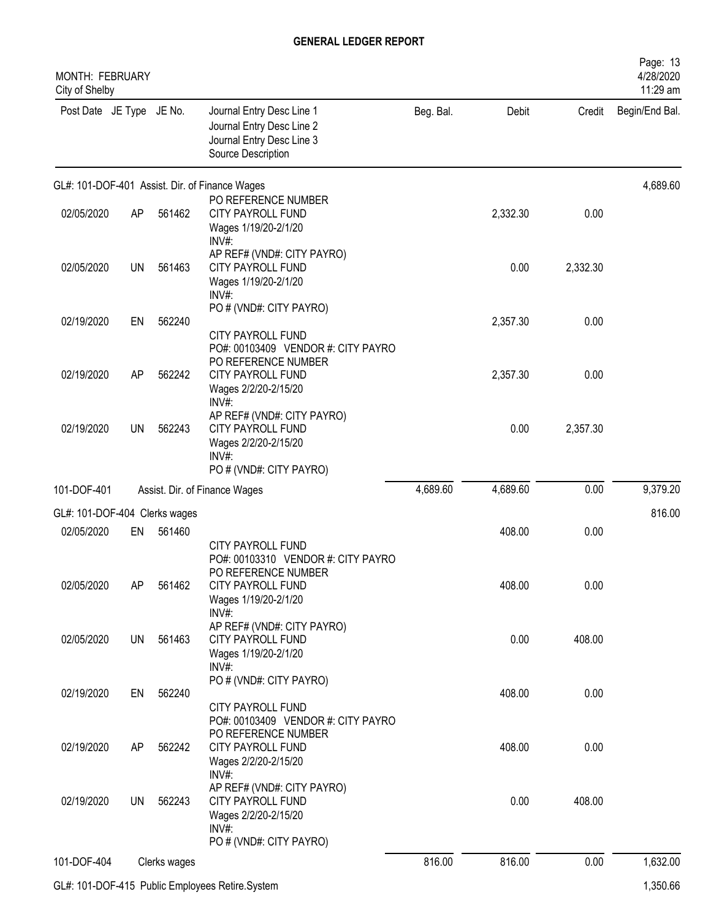# GENERAL LEDGER REPORT

MONTH: FEBRUARY
City of Shelby

| Post Date | JE Type | JE No. | Journal Entry Desc Line 1<br>Journal Entry Desc Line 2<br>Journal Entry Desc Line 3<br>Source Description | Beg. Bal. | Debit | Credit | Begin/End Bal. |
|---|---|---|---|---|---|---|---|
| GL#: 101-DOF-401 Assist. Dir. of Finance Wages | | | | | | | 4,689.60 |
| 02/05/2020 | AP | 561462 | PO REFERENCE NUMBER<br>CITY PAYROLL FUND<br>Wages 1/19/20-2/1/20<br>INV#: | | 2,332.30 | 0.00 | |
| 02/05/2020 | UN | 561463 | AP REF# (VND#: CITY PAYRO)<br>CITY PAYROLL FUND<br>Wages 1/19/20-2/1/20<br>INV#: | | 0.00 | 2,332.30 | |
| 02/19/2020 | EN | 562240 | PO # (VND#: CITY PAYRO)<br>CITY PAYROLL FUND<br>PO#: 00103409 VENDOR #: CITY PAYRO | | 2,357.30 | 0.00 | |
| 02/19/2020 | AP | 562242 | PO REFERENCE NUMBER<br>CITY PAYROLL FUND<br>Wages 2/2/20-2/15/20<br>INV#: | | 2,357.30 | 0.00 | |
| 02/19/2020 | UN | 562243 | AP REF# (VND#: CITY PAYRO)<br>CITY PAYROLL FUND<br>Wages 2/2/20-2/15/20<br>INV#:<br>PO # (VND#: CITY PAYRO) | | 0.00 | 2,357.30 | |
| 101-DOF-401 | | | Assist. Dir. of Finance Wages | 4,689.60 | 4,689.60 | 0.00 | 9,379.20 |
| GL#: 101-DOF-404 Clerks wages | | | | | | | 816.00 |
| 02/05/2020 | EN | 561460 | CITY PAYROLL FUND<br>PO#: 00103310 VENDOR #: CITY PAYRO | | 408.00 | 0.00 | |
| 02/05/2020 | AP | 561462 | PO REFERENCE NUMBER<br>CITY PAYROLL FUND<br>Wages 1/19/20-2/1/20<br>INV#: | | 408.00 | 0.00 | |
| 02/05/2020 | UN | 561463 | AP REF# (VND#: CITY PAYRO)<br>CITY PAYROLL FUND<br>Wages 1/19/20-2/1/20<br>INV#: | | 0.00 | 408.00 | |
| 02/19/2020 | EN | 562240 | PO # (VND#: CITY PAYRO)<br>CITY PAYROLL FUND<br>PO#: 00103409 VENDOR #: CITY PAYRO | | 408.00 | 0.00 | |
| 02/19/2020 | AP | 562242 | PO REFERENCE NUMBER<br>CITY PAYROLL FUND<br>Wages 2/2/20-2/15/20<br>INV#: | | 408.00 | 0.00 | |
| 02/19/2020 | UN | 562243 | AP REF# (VND#: CITY PAYRO)<br>CITY PAYROLL FUND<br>Wages 2/2/20-2/15/20<br>INV#:<br>PO # (VND#: CITY PAYRO) | | 0.00 | 408.00 | |
| 101-DOF-404 | | | Clerks wages | 816.00 | 816.00 | 0.00 | 1,632.00 |
| GL#: 101-DOF-415 Public Employees Retire.System | | | | | | | 1,350.66 |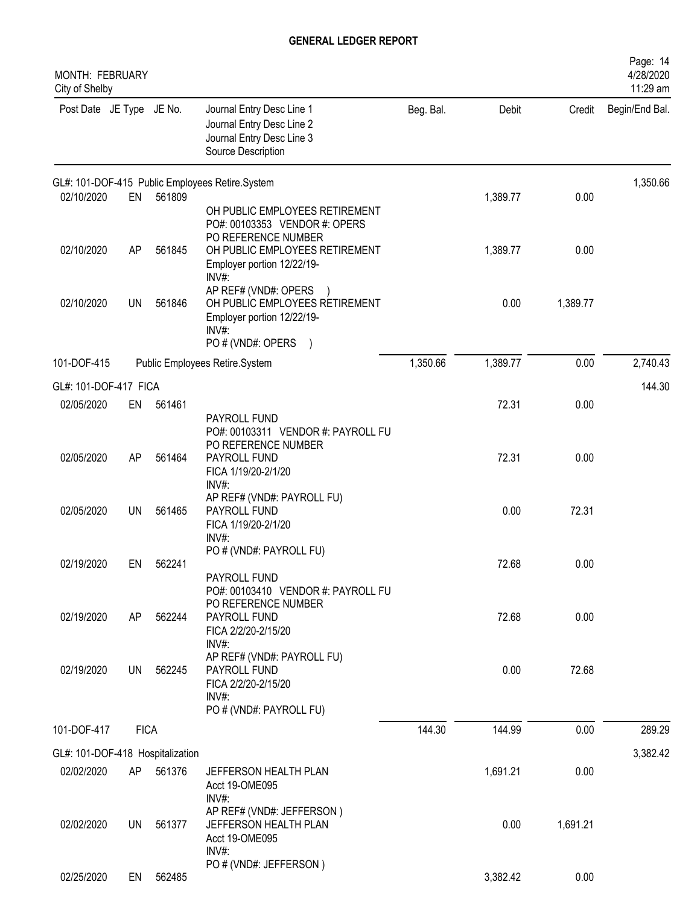# GENERAL LEDGER REPORT

MONTH: FEBRUARY
City of Shelby

| Post Date | JE Type | JE No. | Journal Entry Desc Line 1 / Journal Entry Desc Line 2 / Journal Entry Desc Line 3 / Source Description | Beg. Bal. | Debit | Credit | Begin/End Bal. |
|---|---|---|---|---|---|---|---|
| GL#: 101-DOF-415 Public Employees Retire.System | | | | | | | 1,350.66 |
| 02/10/2020 | EN | 561809 | OH PUBLIC EMPLOYEES RETIREMENT<br>PO#: 00103353 VENDOR #: OPERS<br>PO REFERENCE NUMBER | | 1,389.77 | 0.00 | |
| 02/10/2020 | AP | 561845 | OH PUBLIC EMPLOYEES RETIREMENT<br>Employer portion 12/22/19-<br>INV#:<br>AP REF# (VND#: OPERS ) | | 1,389.77 | 0.00 | |
| 02/10/2020 | UN | 561846 | OH PUBLIC EMPLOYEES RETIREMENT<br>Employer portion 12/22/19-<br>INV#:<br>PO # (VND#: OPERS ) | | 0.00 | 1,389.77 | |
| 101-DOF-415 | | | Public Employees Retire.System | 1,350.66 | 1,389.77 | 0.00 | 2,740.43 |
| GL#: 101-DOF-417 FICA | | | | | | | 144.30 |
| 02/05/2020 | EN | 561461 | PAYROLL FUND<br>PO#: 00103311 VENDOR #: PAYROLL FU<br>PO REFERENCE NUMBER | | 72.31 | 0.00 | |
| 02/05/2020 | AP | 561464 | PAYROLL FUND<br>FICA 1/19/20-2/1/20<br>INV#:<br>AP REF# (VND#: PAYROLL FU) | | 72.31 | 0.00 | |
| 02/05/2020 | UN | 561465 | PAYROLL FUND<br>FICA 1/19/20-2/1/20<br>INV#:<br>PO # (VND#: PAYROLL FU) | | 0.00 | 72.31 | |
| 02/19/2020 | EN | 562241 | PAYROLL FUND<br>PO#: 00103410 VENDOR #: PAYROLL FU<br>PO REFERENCE NUMBER | | 72.68 | 0.00 | |
| 02/19/2020 | AP | 562244 | PAYROLL FUND<br>FICA 2/2/20-2/15/20<br>INV#:<br>AP REF# (VND#: PAYROLL FU) | | 72.68 | 0.00 | |
| 02/19/2020 | UN | 562245 | PAYROLL FUND<br>FICA 2/2/20-2/15/20<br>INV#:<br>PO # (VND#: PAYROLL FU) | | 0.00 | 72.68 | |
| 101-DOF-417 | FICA | | | 144.30 | 144.99 | 0.00 | 289.29 |
| GL#: 101-DOF-418 Hospitalization | | | | | | | 3,382.42 |
| 02/02/2020 | AP | 561376 | JEFFERSON HEALTH PLAN<br>Acct 19-OME095<br>INV#:<br>AP REF# (VND#: JEFFERSON ) | | 1,691.21 | 0.00 | |
| 02/02/2020 | UN | 561377 | JEFFERSON HEALTH PLAN<br>Acct 19-OME095<br>INV#:<br>PO # (VND#: JEFFERSON ) | | 0.00 | 1,691.21 | |
| 02/25/2020 | EN | 562485 | | | 3,382.42 | 0.00 | |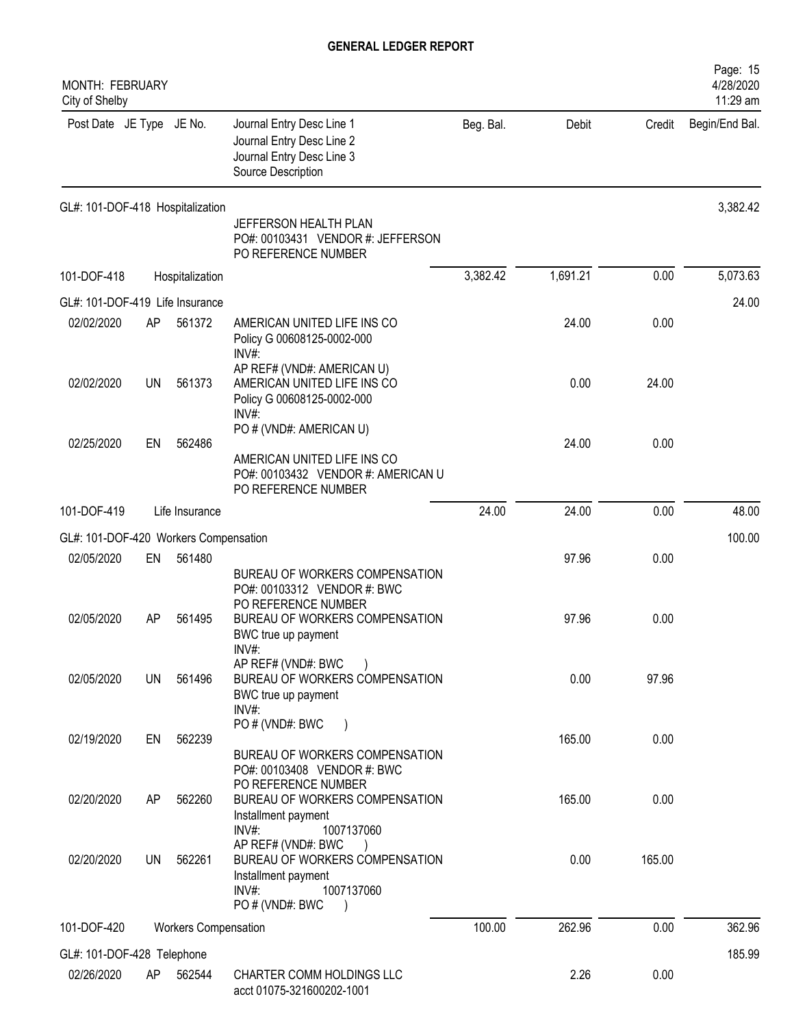# GENERAL LEDGER REPORT

MONTH: FEBRUARY
City of Shelby

| Post Date | JE Type | JE No. | Journal Entry Desc Line 1 / Journal Entry Desc Line 2 / Journal Entry Desc Line 3 / Source Description | Beg. Bal. | Debit | Credit | Begin/End Bal. |
|---|---|---|---|---|---|---|---|
| GL#: 101-DOF-418 Hospitalization | | | | | | | 3,382.42 |
| | | | JEFFERSON HEALTH PLAN<br>PO#: 00103431 VENDOR #: JEFFERSON<br>PO REFERENCE NUMBER | | | | |
| 101-DOF-418 | | Hospitalization | | 3,382.42 | 1,691.21 | 0.00 | 5,073.63 |
| GL#: 101-DOF-419 Life Insurance | | | | | | | 24.00 |
| 02/02/2020 | AP | 561372 | AMERICAN UNITED LIFE INS CO<br>Policy G 00608125-0002-000<br>INV#:<br>AP REF# (VND#: AMERICAN U) | | 24.00 | 0.00 | |
| 02/02/2020 | UN | 561373 | AMERICAN UNITED LIFE INS CO<br>Policy G 00608125-0002-000<br>INV#:<br>PO # (VND#: AMERICAN U) | | 0.00 | 24.00 | |
| 02/25/2020 | EN | 562486 | AMERICAN UNITED LIFE INS CO<br>PO#: 00103432 VENDOR #: AMERICAN U<br>PO REFERENCE NUMBER | | 24.00 | 0.00 | |
| 101-DOF-419 | | Life Insurance | | 24.00 | 24.00 | 0.00 | 48.00 |
| GL#: 101-DOF-420 Workers Compensation | | | | | | | 100.00 |
| 02/05/2020 | EN | 561480 | BUREAU OF WORKERS COMPENSATION<br>PO#: 00103312 VENDOR #: BWC<br>PO REFERENCE NUMBER | | 97.96 | 0.00 | |
| 02/05/2020 | AP | 561495 | BUREAU OF WORKERS COMPENSATION<br>BWC true up payment<br>INV#:<br>AP REF# (VND#: BWC ) | | 97.96 | 0.00 | |
| 02/05/2020 | UN | 561496 | BUREAU OF WORKERS COMPENSATION<br>BWC true up payment<br>INV#:<br>PO # (VND#: BWC ) | | 0.00 | 97.96 | |
| 02/19/2020 | EN | 562239 | BUREAU OF WORKERS COMPENSATION<br>PO#: 00103408 VENDOR #: BWC<br>PO REFERENCE NUMBER | | 165.00 | 0.00 | |
| 02/20/2020 | AP | 562260 | BUREAU OF WORKERS COMPENSATION<br>Installment payment<br>INV#: 1007137060<br>AP REF# (VND#: BWC ) | | 165.00 | 0.00 | |
| 02/20/2020 | UN | 562261 | BUREAU OF WORKERS COMPENSATION<br>Installment payment<br>INV#: 1007137060<br>PO # (VND#: BWC ) | | 0.00 | 165.00 | |
| 101-DOF-420 | | Workers Compensation | | 100.00 | 262.96 | 0.00 | 362.96 |
| GL#: 101-DOF-428 Telephone | | | | | | | 185.99 |
| 02/26/2020 | AP | 562544 | CHARTER COMM HOLDINGS LLC<br>acct 01075-321600202-1001 | | 2.26 | 0.00 | |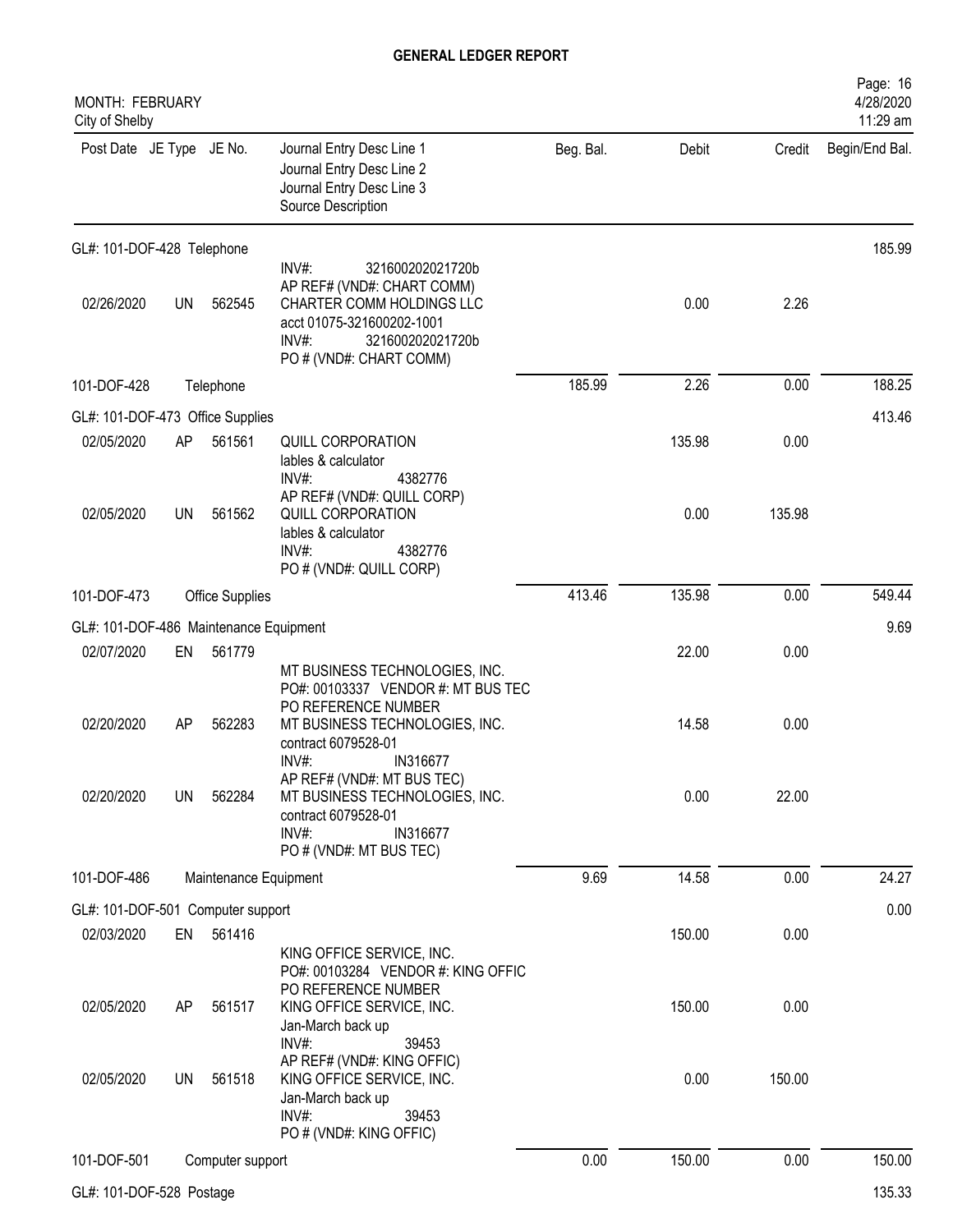# GENERAL LEDGER REPORT

MONTH: FEBRUARY
City of Shelby

| Post Date | JE Type | JE No. | Journal Entry Desc Line 1 / Journal Entry Desc Line 2 / Journal Entry Desc Line 3 / Source Description | Beg. Bal. | Debit | Credit | Begin/End Bal. |
|---|---|---|---|---|---|---|---|
| GL#: 101-DOF-428 Telephone | | | | | | | 185.99 |
| | | | INV#: 321600202021720b AP REF# (VND#: CHART COMM) | | | | |
| 02/26/2020 | UN | 562545 | CHARTER COMM HOLDINGS LLC acct 01075-321600202-1001 INV#: 321600202021720b PO # (VND#: CHART COMM) | | 0.00 | 2.26 | |
| 101-DOF-428 | | Telephone | | 185.99 | 2.26 | 0.00 | 188.25 |
| GL#: 101-DOF-473 Office Supplies | | | | | | | 413.46 |
| 02/05/2020 | AP | 561561 | QUILL CORPORATION lables & calculator INV#: 4382776 AP REF# (VND#: QUILL CORP) | | 135.98 | 0.00 | |
| 02/05/2020 | UN | 561562 | QUILL CORPORATION lables & calculator INV#: 4382776 PO # (VND#: QUILL CORP) | | 0.00 | 135.98 | |
| 101-DOF-473 | | Office Supplies | | 413.46 | 135.98 | 0.00 | 549.44 |
| GL#: 101-DOF-486 Maintenance Equipment | | | | | | | 9.69 |
| 02/07/2020 | EN | 561779 | MT BUSINESS TECHNOLOGIES, INC. PO#: 00103337 VENDOR #: MT BUS TEC PO REFERENCE NUMBER | | 22.00 | 0.00 | |
| 02/20/2020 | AP | 562283 | MT BUSINESS TECHNOLOGIES, INC. contract 6079528-01 INV#: IN316677 AP REF# (VND#: MT BUS TEC) | | 14.58 | 0.00 | |
| 02/20/2020 | UN | 562284 | MT BUSINESS TECHNOLOGIES, INC. contract 6079528-01 INV#: IN316677 PO # (VND#: MT BUS TEC) | | 0.00 | 22.00 | |
| 101-DOF-486 | | Maintenance Equipment | | 9.69 | 14.58 | 0.00 | 24.27 |
| GL#: 101-DOF-501 Computer support | | | | | | | 0.00 |
| 02/03/2020 | EN | 561416 | KING OFFICE SERVICE, INC. PO#: 00103284 VENDOR #: KING OFFIC PO REFERENCE NUMBER | | 150.00 | 0.00 | |
| 02/05/2020 | AP | 561517 | KING OFFICE SERVICE, INC. Jan-March back up INV#: 39453 AP REF# (VND#: KING OFFIC) | | 150.00 | 0.00 | |
| 02/05/2020 | UN | 561518 | KING OFFICE SERVICE, INC. Jan-March back up INV#: 39453 PO # (VND#: KING OFFIC) | | 0.00 | 150.00 | |
| 101-DOF-501 | | Computer support | | 0.00 | 150.00 | 0.00 | 150.00 |
| GL#: 101-DOF-528 Postage | | | | | | | 135.33 |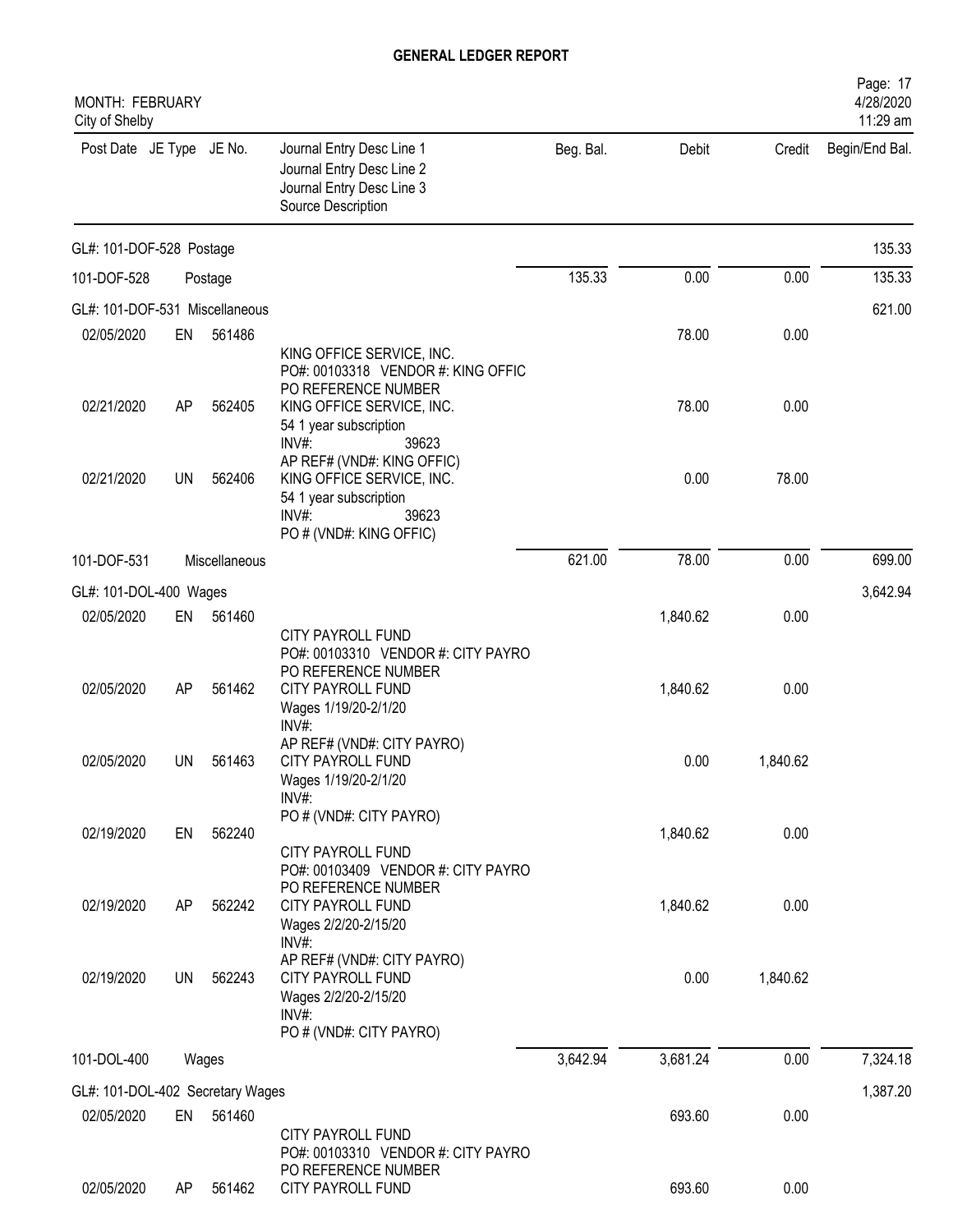**GENERAL LEDGER REPORT**

MONTH: FEBRUARY
City of Shelby

| Post Date | JE Type | JE No. | Journal Entry Desc Line 1<br>Journal Entry Desc Line 2<br>Journal Entry Desc Line 3<br>Source Description | Beg. Bal. | Debit | Credit | Begin/End Bal. |
|---|---|---|---|---|---|---|---|
| GL#: 101-DOF-528 Postage | | | | | | | 135.33 |
| 101-DOF-528 | | Postage | | 135.33 | 0.00 | 0.00 | 135.33 |
| GL#: 101-DOF-531 Miscellaneous | | | | | | | 621.00 |
| 02/05/2020 | EN | 561486 | KING OFFICE SERVICE, INC.<br>PO#: 00103318 VENDOR #: KING OFFIC<br>PO REFERENCE NUMBER | | 78.00 | 0.00 | |
| 02/21/2020 | AP | 562405 | KING OFFICE SERVICE, INC.<br>54 1 year subscription<br>INV#: 39623<br>AP REF# (VND#: KING OFFIC) | | 78.00 | 0.00 | |
| 02/21/2020 | UN | 562406 | KING OFFICE SERVICE, INC.<br>54 1 year subscription<br>INV#: 39623<br>PO # (VND#: KING OFFIC) | | 0.00 | 78.00 | |
| 101-DOF-531 | | Miscellaneous | | 621.00 | 78.00 | 0.00 | 699.00 |
| GL#: 101-DOL-400 Wages | | | | | | | 3,642.94 |
| 02/05/2020 | EN | 561460 | CITY PAYROLL FUND<br>PO#: 00103310 VENDOR #: CITY PAYRO<br>PO REFERENCE NUMBER | | 1,840.62 | 0.00 | |
| 02/05/2020 | AP | 561462 | CITY PAYROLL FUND<br>Wages 1/19/20-2/1/20<br>INV#:<br>AP REF# (VND#: CITY PAYRO) | | 1,840.62 | 0.00 | |
| 02/05/2020 | UN | 561463 | CITY PAYROLL FUND<br>Wages 1/19/20-2/1/20<br>INV#:<br>PO # (VND#: CITY PAYRO) | | 0.00 | 1,840.62 | |
| 02/19/2020 | EN | 562240 | CITY PAYROLL FUND<br>PO#: 00103409 VENDOR #: CITY PAYRO<br>PO REFERENCE NUMBER | | 1,840.62 | 0.00 | |
| 02/19/2020 | AP | 562242 | CITY PAYROLL FUND<br>Wages 2/2/20-2/15/20<br>INV#:<br>AP REF# (VND#: CITY PAYRO) | | 1,840.62 | 0.00 | |
| 02/19/2020 | UN | 562243 | CITY PAYROLL FUND<br>Wages 2/2/20-2/15/20<br>INV#:<br>PO # (VND#: CITY PAYRO) | | 0.00 | 1,840.62 | |
| 101-DOL-400 | | Wages | | 3,642.94 | 3,681.24 | 0.00 | 7,324.18 |
| GL#: 101-DOL-402 Secretary Wages | | | | | | | 1,387.20 |
| 02/05/2020 | EN | 561460 | CITY PAYROLL FUND<br>PO#: 00103310 VENDOR #: CITY PAYRO<br>PO REFERENCE NUMBER | | 693.60 | 0.00 | |
| 02/05/2020 | AP | 561462 | CITY PAYROLL FUND | | 693.60 | 0.00 | |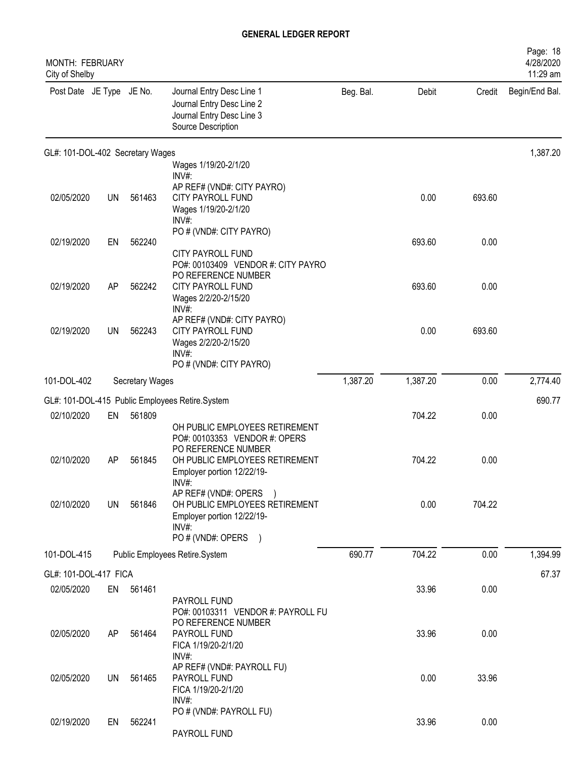# GENERAL LEDGER REPORT

MONTH: FEBRUARY
City of Shelby

| Post Date | JE Type | JE No. | Journal Entry Desc Line 1 / Journal Entry Desc Line 2 / Journal Entry Desc Line 3 / Source Description | Beg. Bal. | Debit | Credit | Begin/End Bal. |
|---|---|---|---|---|---|---|---|
| GL#: 101-DOL-402 Secretary Wages | | | | | | | 1,387.20 |
| | | | Wages 1/19/20-2/1/20 INV#: AP REF# (VND#: CITY PAYRO) | | | | |
| 02/05/2020 | UN | 561463 | CITY PAYROLL FUND Wages 1/19/20-2/1/20 INV#: PO # (VND#: CITY PAYRO) | | 0.00 | 693.60 | |
| 02/19/2020 | EN | 562240 | CITY PAYROLL FUND PO#: 00103409 VENDOR #: CITY PAYRO PO REFERENCE NUMBER | | 693.60 | 0.00 | |
| 02/19/2020 | AP | 562242 | CITY PAYROLL FUND Wages 2/2/20-2/15/20 INV#: AP REF# (VND#: CITY PAYRO) | | 693.60 | 0.00 | |
| 02/19/2020 | UN | 562243 | CITY PAYROLL FUND Wages 2/2/20-2/15/20 INV#: PO # (VND#: CITY PAYRO) | | 0.00 | 693.60 | |
| 101-DOL-402 | | | Secretary Wages | 1,387.20 | 1,387.20 | 0.00 | 2,774.40 |
| GL#: 101-DOL-415 Public Employees Retire.System | | | | | | | 690.77 |
| 02/10/2020 | EN | 561809 | OH PUBLIC EMPLOYEES RETIREMENT PO#: 00103353 VENDOR #: OPERS PO REFERENCE NUMBER | | 704.22 | 0.00 | |
| 02/10/2020 | AP | 561845 | OH PUBLIC EMPLOYEES RETIREMENT Employer portion 12/22/19- INV#: AP REF# (VND#: OPERS ) | | 704.22 | 0.00 | |
| 02/10/2020 | UN | 561846 | OH PUBLIC EMPLOYEES RETIREMENT Employer portion 12/22/19- INV#: PO # (VND#: OPERS ) | | 0.00 | 704.22 | |
| 101-DOL-415 | | | Public Employees Retire.System | 690.77 | 704.22 | 0.00 | 1,394.99 |
| GL#: 101-DOL-417 FICA | | | | | | | 67.37 |
| 02/05/2020 | EN | 561461 | PAYROLL FUND PO#: 00103311 VENDOR #: PAYROLL FU PO REFERENCE NUMBER | | 33.96 | 0.00 | |
| 02/05/2020 | AP | 561464 | PAYROLL FUND FICA 1/19/20-2/1/20 INV#: AP REF# (VND#: PAYROLL FU) | | 33.96 | 0.00 | |
| 02/05/2020 | UN | 561465 | PAYROLL FUND FICA 1/19/20-2/1/20 INV#: PO # (VND#: PAYROLL FU) | | 0.00 | 33.96 | |
| 02/19/2020 | EN | 562241 | PAYROLL FUND | | 33.96 | 0.00 | |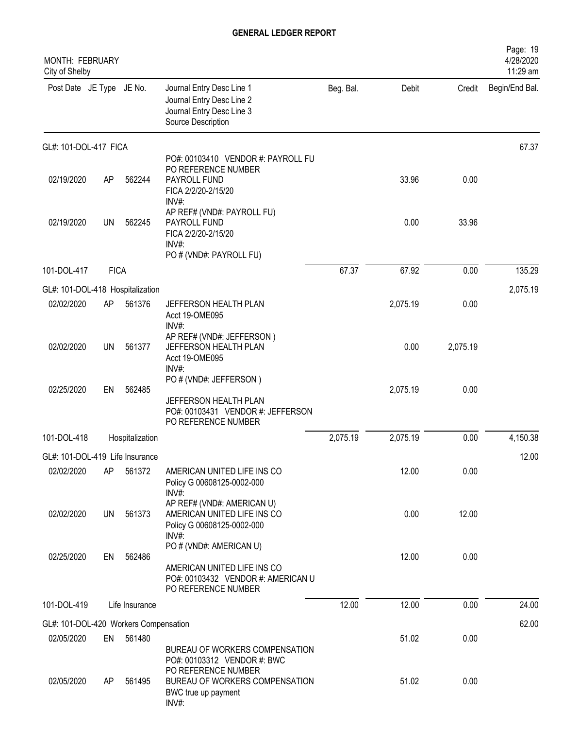# GENERAL LEDGER REPORT

MONTH: FEBRUARY
City of Shelby

| Post Date | JE Type | JE No. | Journal Entry Desc Line 1 / Journal Entry Desc Line 2 / Journal Entry Desc Line 3 / Source Description | Beg. Bal. | Debit | Credit | Begin/End Bal. |
|---|---|---|---|---|---|---|---|
| GL#: 101-DOL-417 FICA | | | | | | | 67.37 |
| | | | PO#: 00103410 VENDOR #: PAYROLL FU<br>PO REFERENCE NUMBER | | | | |
| 02/19/2020 | AP | 562244 | PAYROLL FUND<br>FICA 2/2/20-2/15/20<br>INV#:<br>AP REF# (VND#: PAYROLL FU) | | 33.96 | 0.00 | |
| 02/19/2020 | UN | 562245 | PAYROLL FUND<br>FICA 2/2/20-2/15/20<br>INV#:<br>PO # (VND#: PAYROLL FU) | | 0.00 | 33.96 | |
| 101-DOL-417 | FICA | | | 67.37 | 67.92 | 0.00 | 135.29 |
| GL#: 101-DOL-418 Hospitalization | | | | | | | 2,075.19 |
| 02/02/2020 | AP | 561376 | JEFFERSON HEALTH PLAN<br>Acct 19-OME095<br>INV#:<br>AP REF# (VND#: JEFFERSON ) | | 2,075.19 | 0.00 | |
| 02/02/2020 | UN | 561377 | JEFFERSON HEALTH PLAN<br>Acct 19-OME095<br>INV#:<br>PO # (VND#: JEFFERSON ) | | 0.00 | 2,075.19 | |
| 02/25/2020 | EN | 562485 | JEFFERSON HEALTH PLAN<br>PO#: 00103431 VENDOR #: JEFFERSON<br>PO REFERENCE NUMBER | | 2,075.19 | 0.00 | |
| 101-DOL-418 | Hospitalization | | | 2,075.19 | 2,075.19 | 0.00 | 4,150.38 |
| GL#: 101-DOL-419 Life Insurance | | | | | | | 12.00 |
| 02/02/2020 | AP | 561372 | AMERICAN UNITED LIFE INS CO<br>Policy G 00608125-0002-000<br>INV#:<br>AP REF# (VND#: AMERICAN U) | | 12.00 | 0.00 | |
| 02/02/2020 | UN | 561373 | AMERICAN UNITED LIFE INS CO<br>Policy G 00608125-0002-000<br>INV#:<br>PO # (VND#: AMERICAN U) | | 0.00 | 12.00 | |
| 02/25/2020 | EN | 562486 | AMERICAN UNITED LIFE INS CO<br>PO#: 00103432 VENDOR #: AMERICAN U<br>PO REFERENCE NUMBER | | 12.00 | 0.00 | |
| 101-DOL-419 | Life Insurance | | | 12.00 | 12.00 | 0.00 | 24.00 |
| GL#: 101-DOL-420 Workers Compensation | | | | | | | 62.00 |
| 02/05/2020 | EN | 561480 | BUREAU OF WORKERS COMPENSATION<br>PO#: 00103312 VENDOR #: BWC<br>PO REFERENCE NUMBER | | 51.02 | 0.00 | |
| 02/05/2020 | AP | 561495 | BUREAU OF WORKERS COMPENSATION<br>BWC true up payment<br>INV#: | | 51.02 | 0.00 | |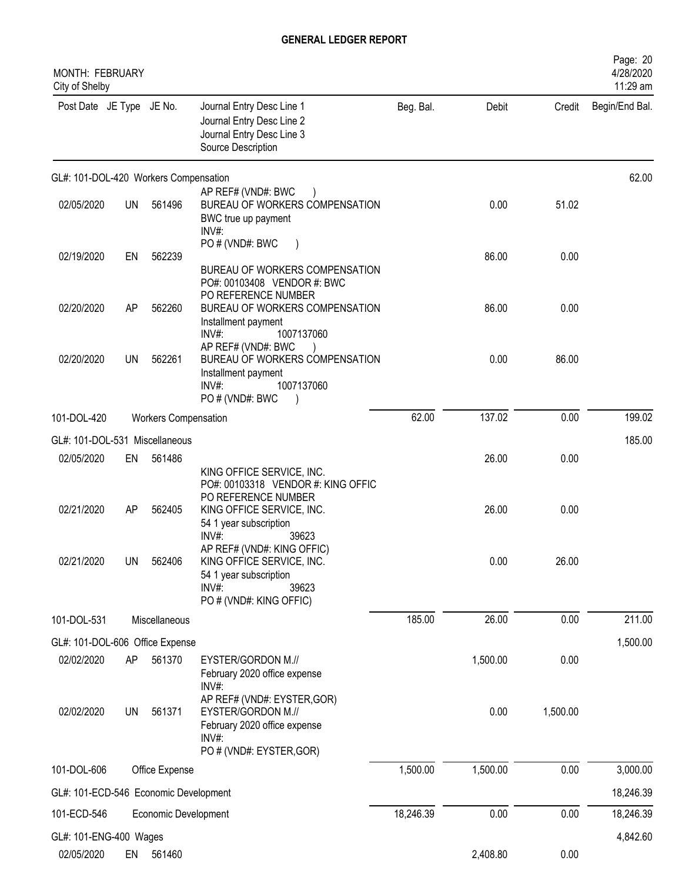# GENERAL LEDGER REPORT

MONTH: FEBRUARY
City of Shelby

| Post Date | JE Type | JE No. | Journal Entry Desc Line 1 / Journal Entry Desc Line 2 / Journal Entry Desc Line 3 / Source Description | Beg. Bal. | Debit | Credit | Begin/End Bal. |
|---|---|---|---|---|---|---|---|
| GL#: 101-DOL-420 Workers Compensation | | | | | | | 62.00 |
| 02/05/2020 | UN | 561496 | AP REF# (VND#: BWC ) BUREAU OF WORKERS COMPENSATION BWC true up payment INV#: | | 0.00 | 51.02 | |
| 02/19/2020 | EN | 562239 | PO # (VND#: BWC ) | | 86.00 | 0.00 | |
| | | | BUREAU OF WORKERS COMPENSATION PO#: 00103408 VENDOR #: BWC PO REFERENCE NUMBER | | | | |
| 02/20/2020 | AP | 562260 | BUREAU OF WORKERS COMPENSATION Installment payment INV#: 1007137060 | | 86.00 | 0.00 | |
| 02/20/2020 | UN | 562261 | AP REF# (VND#: BWC ) BUREAU OF WORKERS COMPENSATION Installment payment INV#: 1007137060 PO # (VND#: BWC ) | | 0.00 | 86.00 | |
| 101-DOL-420 | | Workers Compensation | | 62.00 | 137.02 | 0.00 | 199.02 |
| GL#: 101-DOL-531 Miscellaneous | | | | | | | 185.00 |
| 02/05/2020 | EN | 561486 | | | 26.00 | 0.00 | |
| | | | KING OFFICE SERVICE, INC. PO#: 00103318 VENDOR #: KING OFFIC PO REFERENCE NUMBER | | | | |
| 02/21/2020 | AP | 562405 | KING OFFICE SERVICE, INC. 54 1 year subscription INV#: 39623 | | 26.00 | 0.00 | |
| 02/21/2020 | UN | 562406 | AP REF# (VND#: KING OFFIC) KING OFFICE SERVICE, INC. 54 1 year subscription INV#: 39623 PO # (VND#: KING OFFIC) | | 0.00 | 26.00 | |
| 101-DOL-531 | | Miscellaneous | | 185.00 | 26.00 | 0.00 | 211.00 |
| GL#: 101-DOL-606 Office Expense | | | | | | | 1,500.00 |
| 02/02/2020 | AP | 561370 | EYSTER/GORDON M.// February 2020 office expense INV#: | | 1,500.00 | 0.00 | |
| 02/02/2020 | UN | 561371 | AP REF# (VND#: EYSTER,GOR) EYSTER/GORDON M.// February 2020 office expense INV#: PO # (VND#: EYSTER,GOR) | | 0.00 | 1,500.00 | |
| 101-DOL-606 | | Office Expense | | 1,500.00 | 1,500.00 | 0.00 | 3,000.00 |
| GL#: 101-ECD-546 Economic Development | | | | | | | 18,246.39 |
| 101-ECD-546 | | Economic Development | | 18,246.39 | 0.00 | 0.00 | 18,246.39 |
| GL#: 101-ENG-400 Wages | | | | | | | 4,842.60 |
| 02/05/2020 | EN | 561460 | | | 2,408.80 | 0.00 | |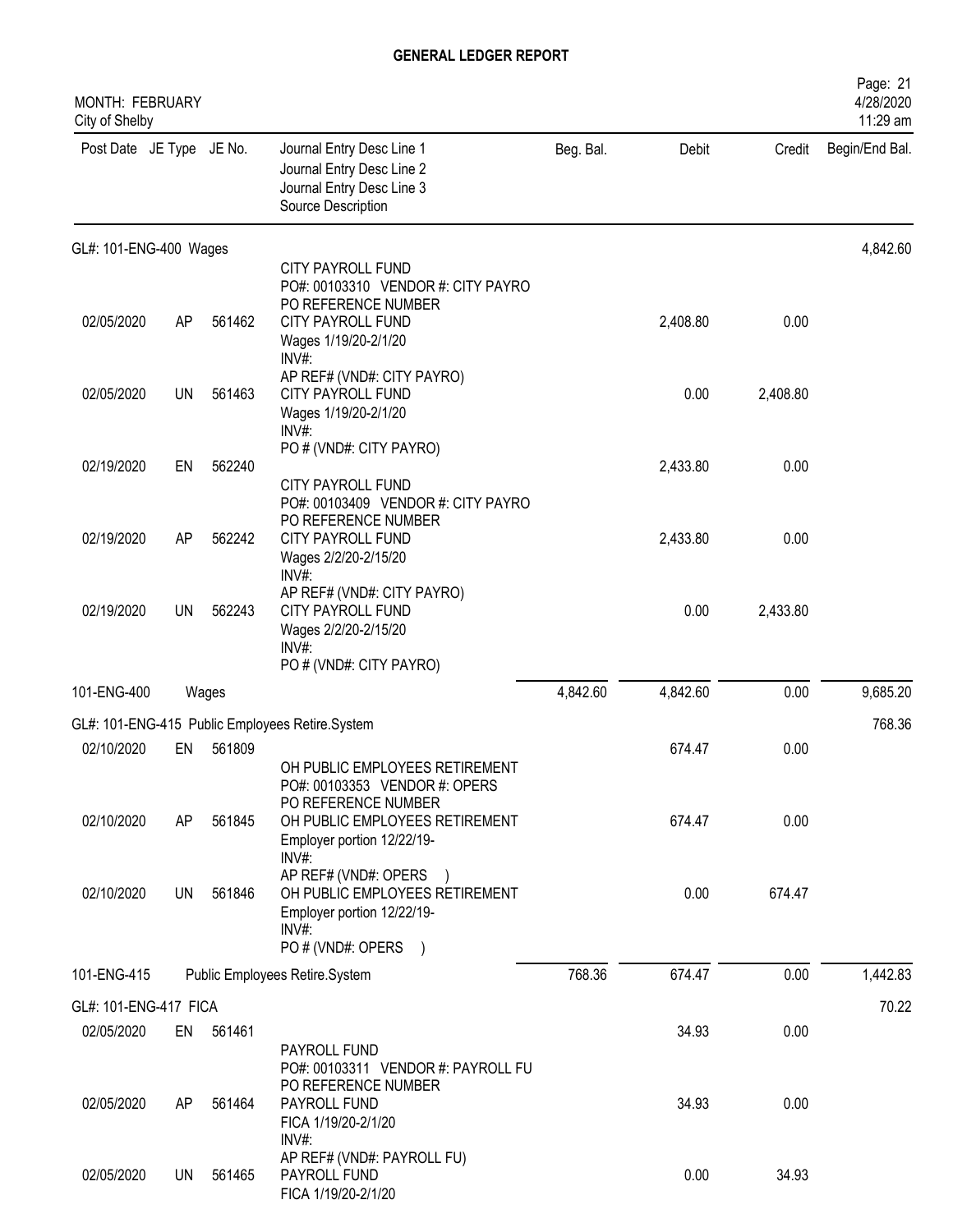# GENERAL LEDGER REPORT

MONTH: FEBRUARY
City of Shelby

| Post Date | JE Type | JE No. | Journal Entry Desc Line 1<br>Journal Entry Desc Line 2<br>Journal Entry Desc Line 3<br>Source Description | Beg. Bal. | Debit | Credit | Begin/End Bal. |
|---|---|---|---|---|---|---|---|
| **GL#: 101-ENG-400 Wages** | | | | | | | 4,842.60 |
| 02/05/2020 | AP | 561462 | CITY PAYROLL FUND<br>PO#: 00103310 VENDOR #: CITY PAYRO<br>PO REFERENCE NUMBER<br>CITY PAYROLL FUND<br>Wages 1/19/20-2/1/20<br>INV#: | | 2,408.80 | 0.00 | |
| 02/05/2020 | UN | 561463 | AP REF# (VND#: CITY PAYRO)<br>CITY PAYROLL FUND<br>Wages 1/19/20-2/1/20<br>INV#:<br>PO # (VND#: CITY PAYRO) | | 0.00 | 2,408.80 | |
| 02/19/2020 | EN | 562240 | | | 2,433.80 | 0.00 | |
| 02/19/2020 | AP | 562242 | CITY PAYROLL FUND<br>PO#: 00103409 VENDOR #: CITY PAYRO<br>PO REFERENCE NUMBER<br>CITY PAYROLL FUND<br>Wages 2/2/20-2/15/20<br>INV#: | | 2,433.80 | 0.00 | |
| 02/19/2020 | UN | 562243 | AP REF# (VND#: CITY PAYRO)<br>CITY PAYROLL FUND<br>Wages 2/2/20-2/15/20<br>INV#:<br>PO # (VND#: CITY PAYRO) | | 0.00 | 2,433.80 | |
| **101-ENG-400** | | | **Wages** | 4,842.60 | 4,842.60 | 0.00 | 9,685.20 |
| **GL#: 101-ENG-415 Public Employees Retire.System** | | | | | | | 768.36 |
| 02/10/2020 | EN | 561809 | | | 674.47 | 0.00 | |
| 02/10/2020 | AP | 561845 | OH PUBLIC EMPLOYEES RETIREMENT<br>PO#: 00103353 VENDOR #: OPERS<br>PO REFERENCE NUMBER<br>OH PUBLIC EMPLOYEES RETIREMENT<br>Employer portion 12/22/19-<br>INV#: | | 674.47 | 0.00 | |
| 02/10/2020 | UN | 561846 | AP REF# (VND#: OPERS )<br>OH PUBLIC EMPLOYEES RETIREMENT<br>Employer portion 12/22/19-<br>INV#:<br>PO # (VND#: OPERS ) | | 0.00 | 674.47 | |
| **101-ENG-415** | | | **Public Employees Retire.System** | 768.36 | 674.47 | 0.00 | 1,442.83 |
| **GL#: 101-ENG-417 FICA** | | | | | | | 70.22 |
| 02/05/2020 | EN | 561461 | | | 34.93 | 0.00 | |
| 02/05/2020 | AP | 561464 | PAYROLL FUND<br>PO#: 00103311 VENDOR #: PAYROLL FU<br>PO REFERENCE NUMBER<br>PAYROLL FUND<br>FICA 1/19/20-2/1/20<br>INV#: | | 34.93 | 0.00 | |
| 02/05/2020 | UN | 561465 | AP REF# (VND#: PAYROLL FU)<br>PAYROLL FUND<br>FICA 1/19/20-2/1/20 | | 0.00 | 34.93 | |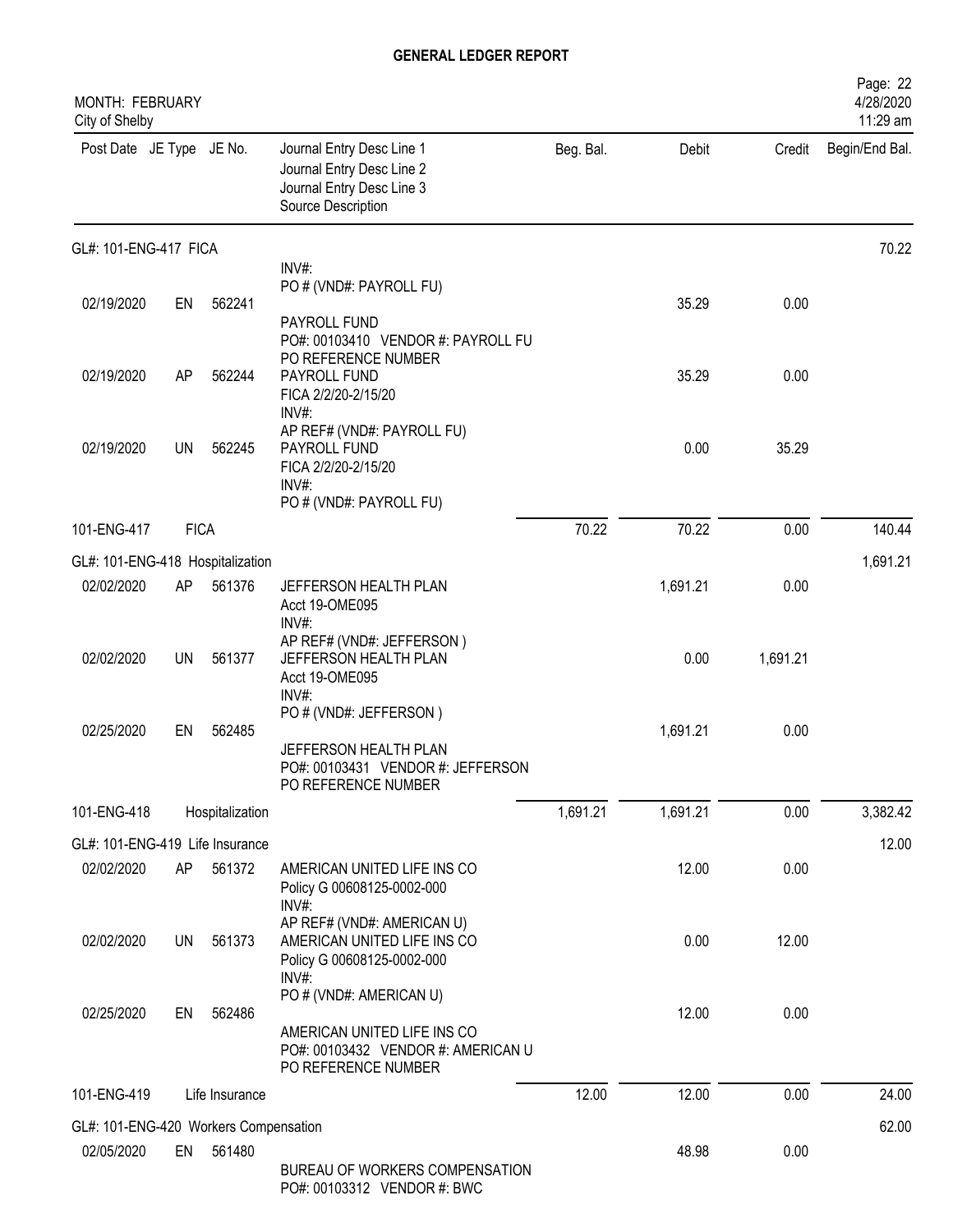# GENERAL LEDGER REPORT

MONTH: FEBRUARY
City of Shelby

| Post Date | JE Type | JE No. | Journal Entry Desc Line 1 / Journal Entry Desc Line 2 / Journal Entry Desc Line 3 / Source Description | Beg. Bal. | Debit | Credit | Begin/End Bal. |
|---|---|---|---|---|---|---|---|
| **GL#: 101-ENG-417 FICA** | | | | | | | 70.22 |
| | | | INV#: PO # (VND#: PAYROLL FU) | | | | |
| 02/19/2020 | EN | 562241 | PAYROLL FUND PO#: 00103410 VENDOR #: PAYROLL FU PO REFERENCE NUMBER | | 35.29 | 0.00 | |
| 02/19/2020 | AP | 562244 | PAYROLL FUND FICA 2/2/20-2/15/20 INV#: AP REF# (VND#: PAYROLL FU) | | 35.29 | 0.00 | |
| 02/19/2020 | UN | 562245 | PAYROLL FUND FICA 2/2/20-2/15/20 INV#: PO # (VND#: PAYROLL FU) | | 0.00 | 35.29 | |
| 101-ENG-417 | FICA | | | 70.22 | 70.22 | 0.00 | 140.44 |
| **GL#: 101-ENG-418 Hospitalization** | | | | | | | 1,691.21 |
| 02/02/2020 | AP | 561376 | JEFFERSON HEALTH PLAN Acct 19-OME095 INV#: AP REF# (VND#: JEFFERSON ) | | 1,691.21 | 0.00 | |
| 02/02/2020 | UN | 561377 | JEFFERSON HEALTH PLAN Acct 19-OME095 INV#: PO # (VND#: JEFFERSON ) | | 0.00 | 1,691.21 | |
| 02/25/2020 | EN | 562485 | JEFFERSON HEALTH PLAN PO#: 00103431 VENDOR #: JEFFERSON PO REFERENCE NUMBER | | 1,691.21 | 0.00 | |
| 101-ENG-418 | Hospitalization | | | 1,691.21 | 1,691.21 | 0.00 | 3,382.42 |
| **GL#: 101-ENG-419 Life Insurance** | | | | | | | 12.00 |
| 02/02/2020 | AP | 561372 | AMERICAN UNITED LIFE INS CO Policy G 00608125-0002-000 INV#: AP REF# (VND#: AMERICAN U) | | 12.00 | 0.00 | |
| 02/02/2020 | UN | 561373 | AMERICAN UNITED LIFE INS CO Policy G 00608125-0002-000 INV#: PO # (VND#: AMERICAN U) | | 0.00 | 12.00 | |
| 02/25/2020 | EN | 562486 | AMERICAN UNITED LIFE INS CO PO#: 00103432 VENDOR #: AMERICAN U PO REFERENCE NUMBER | | 12.00 | 0.00 | |
| 101-ENG-419 | Life Insurance | | | 12.00 | 12.00 | 0.00 | 24.00 |
| **GL#: 101-ENG-420 Workers Compensation** | | | | | | | 62.00 |
| 02/05/2020 | EN | 561480 | BUREAU OF WORKERS COMPENSATION PO#: 00103312 VENDOR #: BWC | | 48.98 | 0.00 | |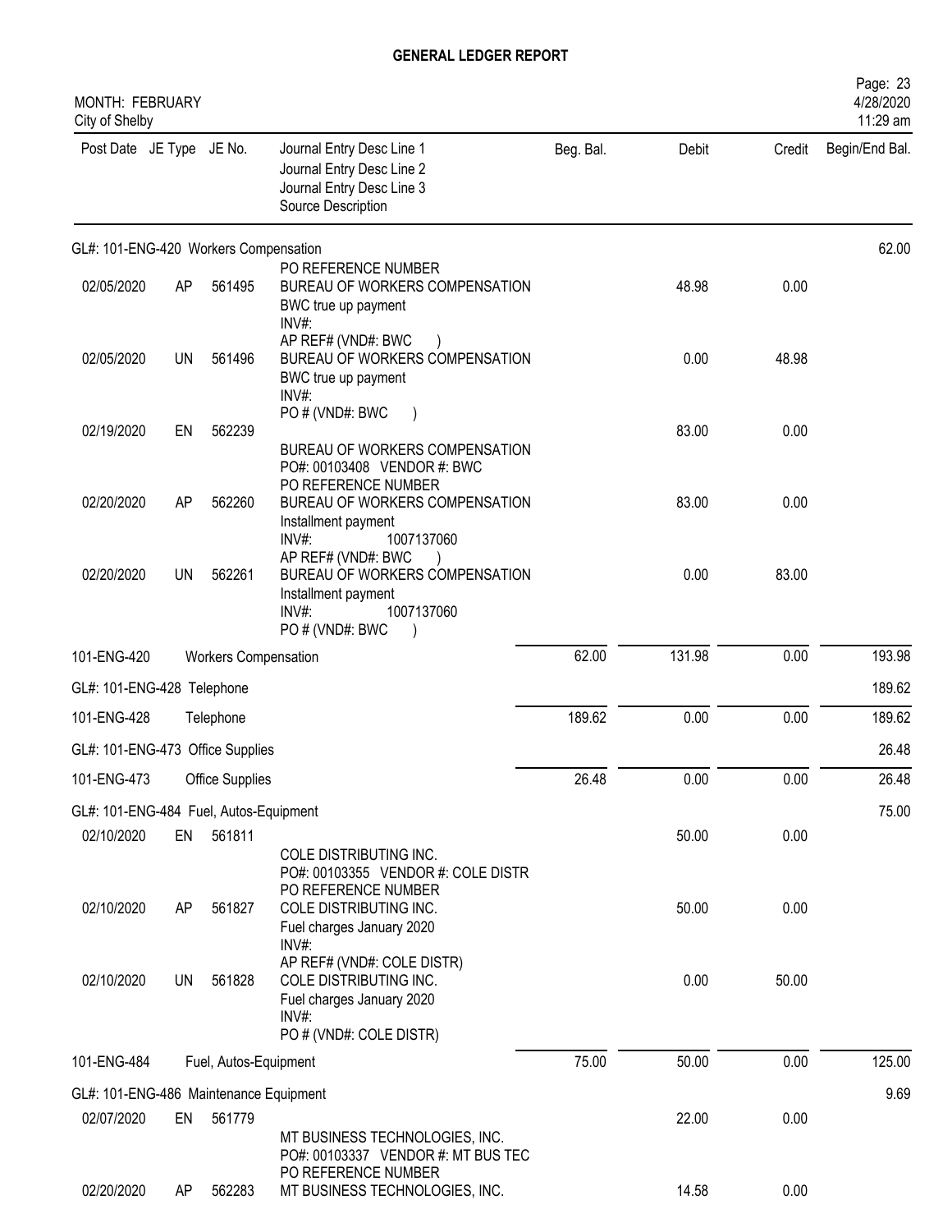# GENERAL LEDGER REPORT

MONTH: FEBRUARY
City of Shelby

Page: 23
4/28/2020
11:29 am

| Post Date | JE Type | JE No. | Journal Entry Desc Line 1 / Journal Entry Desc Line 2 / Journal Entry Desc Line 3 / Source Description | Beg. Bal. | Debit | Credit | Begin/End Bal. |
|---|---|---|---|---|---|---|---|
| GL#: 101-ENG-420 Workers Compensation | | | | | | | 62.00 |
| | | | PO REFERENCE NUMBER | | | | |
| 02/05/2020 | AP | 561495 | BUREAU OF WORKERS COMPENSATION<br>BWC true up payment<br>INV#:<br>AP REF# (VND#: BWC ) | | 48.98 | 0.00 | |
| 02/05/2020 | UN | 561496 | BUREAU OF WORKERS COMPENSATION<br>BWC true up payment<br>INV#:<br>PO # (VND#: BWC ) | | 0.00 | 48.98 | |
| 02/19/2020 | EN | 562239 | BUREAU OF WORKERS COMPENSATION<br>PO#: 00103408 VENDOR #: BWC<br>PO REFERENCE NUMBER | | 83.00 | 0.00 | |
| 02/20/2020 | AP | 562260 | BUREAU OF WORKERS COMPENSATION<br>Installment payment<br>INV#: 1007137060<br>AP REF# (VND#: BWC ) | | 83.00 | 0.00 | |
| 02/20/2020 | UN | 562261 | BUREAU OF WORKERS COMPENSATION<br>Installment payment<br>INV#: 1007137060<br>PO # (VND#: BWC ) | | 0.00 | 83.00 | |
| 101-ENG-420 | | | Workers Compensation | 62.00 | 131.98 | 0.00 | 193.98 |
| GL#: 101-ENG-428 Telephone | | | | | | | 189.62 |
| 101-ENG-428 | | | Telephone | 189.62 | 0.00 | 0.00 | 189.62 |
| GL#: 101-ENG-473 Office Supplies | | | | | | | 26.48 |
| 101-ENG-473 | | | Office Supplies | 26.48 | 0.00 | 0.00 | 26.48 |
| GL#: 101-ENG-484 Fuel, Autos-Equipment | | | | | | | 75.00 |
| 02/10/2020 | EN | 561811 | COLE DISTRIBUTING INC.<br>PO#: 00103355 VENDOR #: COLE DISTR<br>PO REFERENCE NUMBER | | 50.00 | 0.00 | |
| 02/10/2020 | AP | 561827 | COLE DISTRIBUTING INC.<br>Fuel charges January 2020<br>INV#:<br>AP REF# (VND#: COLE DISTR) | | 50.00 | 0.00 | |
| 02/10/2020 | UN | 561828 | COLE DISTRIBUTING INC.<br>Fuel charges January 2020<br>INV#:<br>PO # (VND#: COLE DISTR) | | 0.00 | 50.00 | |
| 101-ENG-484 | | | Fuel, Autos-Equipment | 75.00 | 50.00 | 0.00 | 125.00 |
| GL#: 101-ENG-486 Maintenance Equipment | | | | | | | 9.69 |
| 02/07/2020 | EN | 561779 | MT BUSINESS TECHNOLOGIES, INC.<br>PO#: 00103337 VENDOR #: MT BUS TEC<br>PO REFERENCE NUMBER | | 22.00 | 0.00 | |
| 02/20/2020 | AP | 562283 | MT BUSINESS TECHNOLOGIES, INC. | | 14.58 | 0.00 | |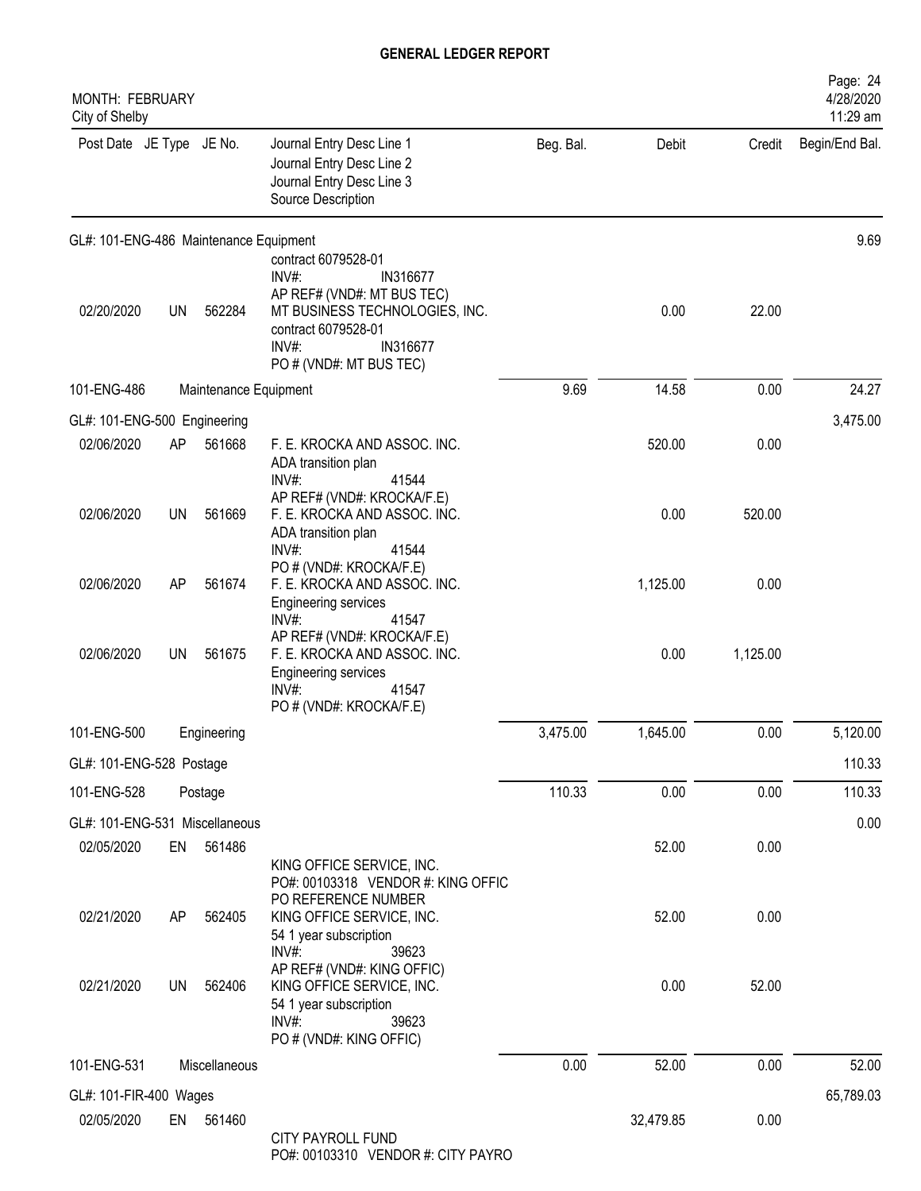# GENERAL LEDGER REPORT

MONTH: FEBRUARY
City of Shelby

| Post Date | JE Type | JE No. | Journal Entry Desc Line 1<br>Journal Entry Desc Line 2<br>Journal Entry Desc Line 3<br>Source Description | Beg. Bal. | Debit | Credit | Begin/End Bal. |
|---|---|---|---|---|---|---|---|
| GL#: 101-ENG-486 Maintenance Equipment | | | | | | | 9.69 |
| | | | contract 6079528-01<br>INV#: IN316677<br>AP REF# (VND#: MT BUS TEC) | | | | |
| 02/20/2020 | UN | 562284 | MT BUSINESS TECHNOLOGIES, INC.<br>contract 6079528-01<br>INV#: IN316677<br>PO # (VND#: MT BUS TEC) | | 0.00 | 22.00 | |
| 101-ENG-486 | | Maintenance Equipment | | 9.69 | 14.58 | 0.00 | 24.27 |
| GL#: 101-ENG-500 Engineering | | | | | | | 3,475.00 |
| 02/06/2020 | AP | 561668 | F. E. KROCKA AND ASSOC. INC.<br>ADA transition plan<br>INV#: 41544<br>AP REF# (VND#: KROCKA/F.E) | | 520.00 | 0.00 | |
| 02/06/2020 | UN | 561669 | F. E. KROCKA AND ASSOC. INC.<br>ADA transition plan<br>INV#: 41544<br>PO # (VND#: KROCKA/F.E) | | 0.00 | 520.00 | |
| 02/06/2020 | AP | 561674 | F. E. KROCKA AND ASSOC. INC.<br>Engineering services<br>INV#: 41547<br>AP REF# (VND#: KROCKA/F.E) | | 1,125.00 | 0.00 | |
| 02/06/2020 | UN | 561675 | F. E. KROCKA AND ASSOC. INC.<br>Engineering services<br>INV#: 41547<br>PO # (VND#: KROCKA/F.E) | | 0.00 | 1,125.00 | |
| 101-ENG-500 | | Engineering | | 3,475.00 | 1,645.00 | 0.00 | 5,120.00 |
| GL#: 101-ENG-528 Postage | | | | | | | 110.33 |
| 101-ENG-528 | | Postage | | 110.33 | 0.00 | 0.00 | 110.33 |
| GL#: 101-ENG-531 Miscellaneous | | | | | | | 0.00 |
| 02/05/2020 | EN | 561486 | KING OFFICE SERVICE, INC.<br>PO#: 00103318 VENDOR #: KING OFFIC<br>PO REFERENCE NUMBER | | 52.00 | 0.00 | |
| 02/21/2020 | AP | 562405 | KING OFFICE SERVICE, INC.<br>54 1 year subscription<br>INV#: 39623<br>AP REF# (VND#: KING OFFIC) | | 52.00 | 0.00 | |
| 02/21/2020 | UN | 562406 | KING OFFICE SERVICE, INC.<br>54 1 year subscription<br>INV#: 39623<br>PO # (VND#: KING OFFIC) | | 0.00 | 52.00 | |
| 101-ENG-531 | | Miscellaneous | | 0.00 | 52.00 | 0.00 | 52.00 |
| GL#: 101-FIR-400 Wages | | | | | | | 65,789.03 |
| 02/05/2020 | EN | 561460 | CITY PAYROLL FUND<br>PO#: 00103310 VENDOR #: CITY PAYRO | | 32,479.85 | 0.00 | |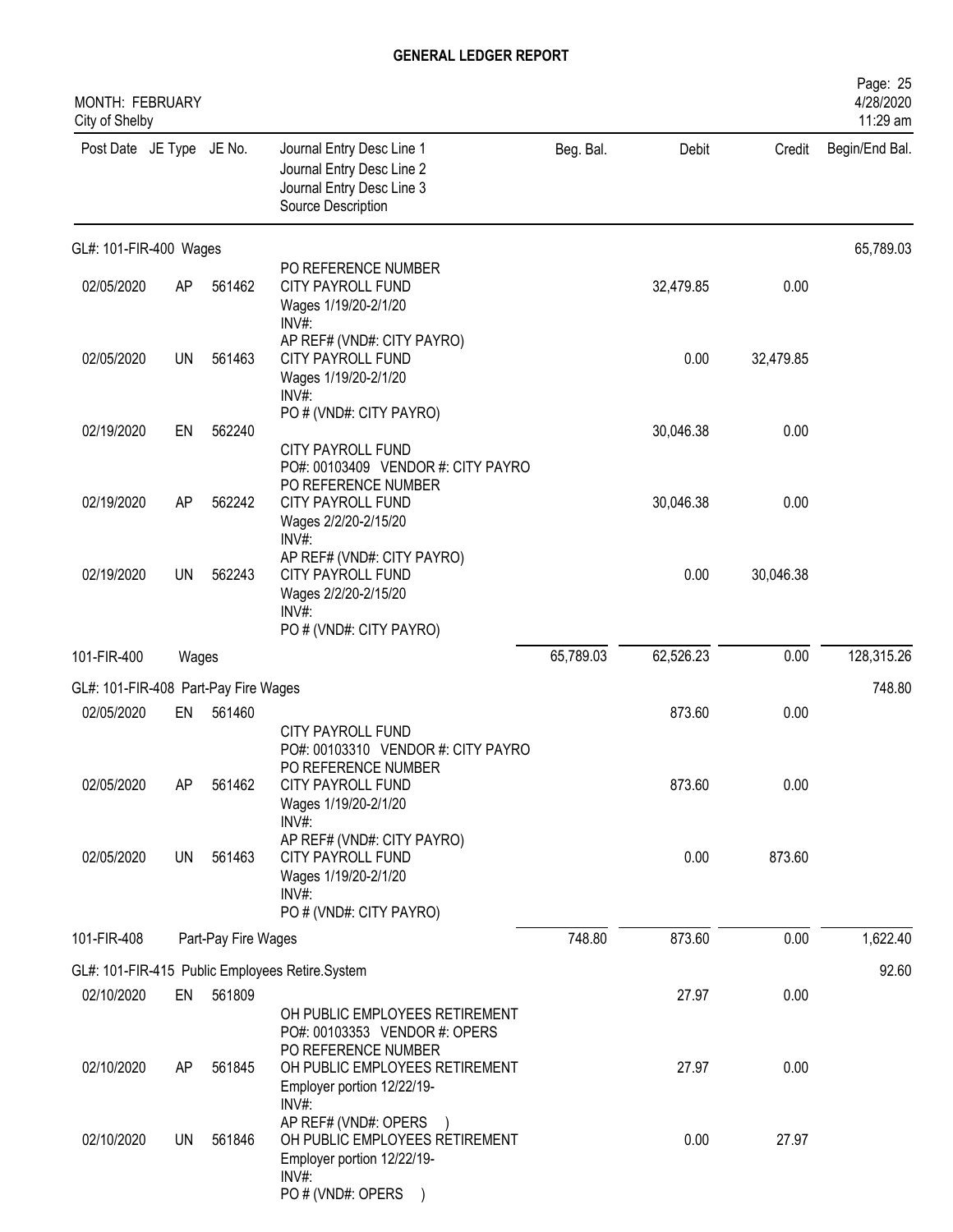# GENERAL LEDGER REPORT

MONTH: FEBRUARY
City of Shelby

Page: 25
4/28/2020
11:29 am

| Post Date | JE Type | JE No. | Journal Entry Desc Line 1 / Journal Entry Desc Line 2 / Journal Entry Desc Line 3 / Source Description | Beg. Bal. | Debit | Credit | Begin/End Bal. |
|---|---|---|---|---|---|---|---|
| **GL#: 101-FIR-400 Wages** | | | | | | | 65,789.03 |
| 02/05/2020 | AP | 561462 | PO REFERENCE NUMBER<br>CITY PAYROLL FUND<br>Wages 1/19/20-2/1/20<br>INV#: | | 32,479.85 | 0.00 | |
| 02/05/2020 | UN | 561463 | AP REF# (VND#: CITY PAYRO)<br>CITY PAYROLL FUND<br>Wages 1/19/20-2/1/20<br>INV#: | | 0.00 | 32,479.85 | |
| 02/19/2020 | EN | 562240 | PO # (VND#: CITY PAYRO)<br>CITY PAYROLL FUND<br>PO#: 00103409 VENDOR #: CITY PAYRO | | 30,046.38 | 0.00 | |
| 02/19/2020 | AP | 562242 | PO REFERENCE NUMBER<br>CITY PAYROLL FUND<br>Wages 2/2/20-2/15/20<br>INV#: | | 30,046.38 | 0.00 | |
| 02/19/2020 | UN | 562243 | AP REF# (VND#: CITY PAYRO)<br>CITY PAYROLL FUND<br>Wages 2/2/20-2/15/20<br>INV#:<br>PO # (VND#: CITY PAYRO) | | 0.00 | 30,046.38 | |
| 101-FIR-400 | Wages | | | 65,789.03 | 62,526.23 | 0.00 | 128,315.26 |
| **GL#: 101-FIR-408 Part-Pay Fire Wages** | | | | | | | 748.80 |
| 02/05/2020 | EN | 561460 | CITY PAYROLL FUND<br>PO#: 00103310 VENDOR #: CITY PAYRO | | 873.60 | 0.00 | |
| 02/05/2020 | AP | 561462 | PO REFERENCE NUMBER<br>CITY PAYROLL FUND<br>Wages 1/19/20-2/1/20<br>INV#: | | 873.60 | 0.00 | |
| 02/05/2020 | UN | 561463 | AP REF# (VND#: CITY PAYRO)<br>CITY PAYROLL FUND<br>Wages 1/19/20-2/1/20<br>INV#:<br>PO # (VND#: CITY PAYRO) | | 0.00 | 873.60 | |
| 101-FIR-408 | Part-Pay Fire Wages | | | 748.80 | 873.60 | 0.00 | 1,622.40 |
| **GL#: 101-FIR-415 Public Employees Retire.System** | | | | | | | 92.60 |
| 02/10/2020 | EN | 561809 | OH PUBLIC EMPLOYEES RETIREMENT<br>PO#: 00103353 VENDOR #: OPERS | | 27.97 | 0.00 | |
| 02/10/2020 | AP | 561845 | PO REFERENCE NUMBER<br>OH PUBLIC EMPLOYEES RETIREMENT<br>Employer portion 12/22/19-<br>INV#: | | 27.97 | 0.00 | |
| 02/10/2020 | UN | 561846 | AP REF# (VND#: OPERS )<br>OH PUBLIC EMPLOYEES RETIREMENT<br>Employer portion 12/22/19-<br>INV#:<br>PO # (VND#: OPERS ) | | 0.00 | 27.97 | |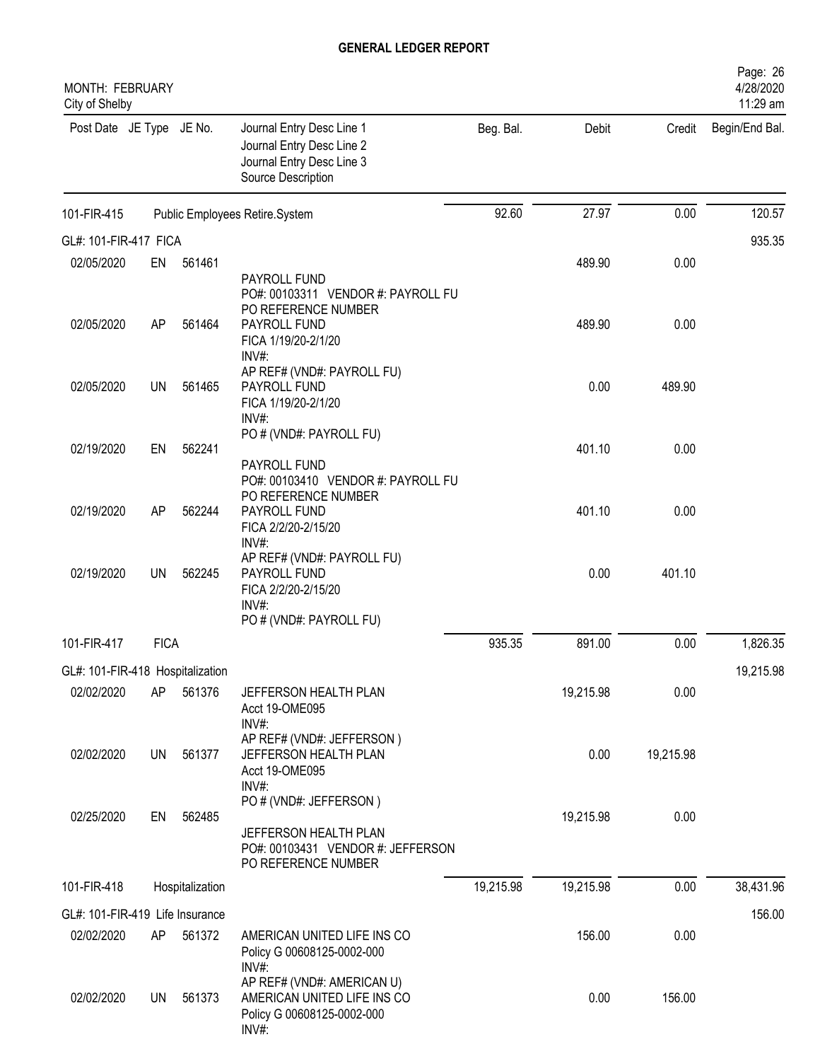# GENERAL LEDGER REPORT

MONTH: FEBRUARY
City of Shelby

| Post Date | JE Type | JE No. | Journal Entry Desc Line 1 / Journal Entry Desc Line 2 / Journal Entry Desc Line 3 / Source Description | Beg. Bal. | Debit | Credit | Begin/End Bal. |
|---|---|---|---|---|---|---|---|
| 101-FIR-415 | | | Public Employees Retire.System | 92.60 | 27.97 | 0.00 | 120.57 |
| GL#: 101-FIR-417 FICA | | | | | | | 935.35 |
| 02/05/2020 | EN | 561461 | PAYROLL FUND<br>PO#: 00103311 VENDOR #: PAYROLL FU<br>PO REFERENCE NUMBER | | 489.90 | 0.00 | |
| 02/05/2020 | AP | 561464 | PAYROLL FUND<br>FICA 1/19/20-2/1/20<br>INV#:<br>AP REF# (VND#: PAYROLL FU) | | 489.90 | 0.00 | |
| 02/05/2020 | UN | 561465 | PAYROLL FUND<br>FICA 1/19/20-2/1/20<br>INV#:<br>PO # (VND#: PAYROLL FU) | | 0.00 | 489.90 | |
| 02/19/2020 | EN | 562241 | PAYROLL FUND<br>PO#: 00103410 VENDOR #: PAYROLL FU<br>PO REFERENCE NUMBER | | 401.10 | 0.00 | |
| 02/19/2020 | AP | 562244 | PAYROLL FUND<br>FICA 2/2/20-2/15/20<br>INV#:<br>AP REF# (VND#: PAYROLL FU) | | 401.10 | 0.00 | |
| 02/19/2020 | UN | 562245 | PAYROLL FUND<br>FICA 2/2/20-2/15/20<br>INV#:<br>PO # (VND#: PAYROLL FU) | | 0.00 | 401.10 | |
| 101-FIR-417 | FICA | | | 935.35 | 891.00 | 0.00 | 1,826.35 |
| GL#: 101-FIR-418 Hospitalization | | | | | | | 19,215.98 |
| 02/02/2020 | AP | 561376 | JEFFERSON HEALTH PLAN<br>Acct 19-OME095<br>INV#:<br>AP REF# (VND#: JEFFERSON ) | | 19,215.98 | 0.00 | |
| 02/02/2020 | UN | 561377 | JEFFERSON HEALTH PLAN<br>Acct 19-OME095<br>INV#:<br>PO # (VND#: JEFFERSON ) | | 0.00 | 19,215.98 | |
| 02/25/2020 | EN | 562485 | JEFFERSON HEALTH PLAN<br>PO#: 00103431 VENDOR #: JEFFERSON<br>PO REFERENCE NUMBER | | 19,215.98 | 0.00 | |
| 101-FIR-418 | | Hospitalization | | 19,215.98 | 19,215.98 | 0.00 | 38,431.96 |
| GL#: 101-FIR-419 Life Insurance | | | | | | | 156.00 |
| 02/02/2020 | AP | 561372 | AMERICAN UNITED LIFE INS CO<br>Policy G 00608125-0002-000<br>INV#:<br>AP REF# (VND#: AMERICAN U) | | 156.00 | 0.00 | |
| 02/02/2020 | UN | 561373 | AMERICAN UNITED LIFE INS CO<br>Policy G 00608125-0002-000<br>INV#: | | 0.00 | 156.00 | |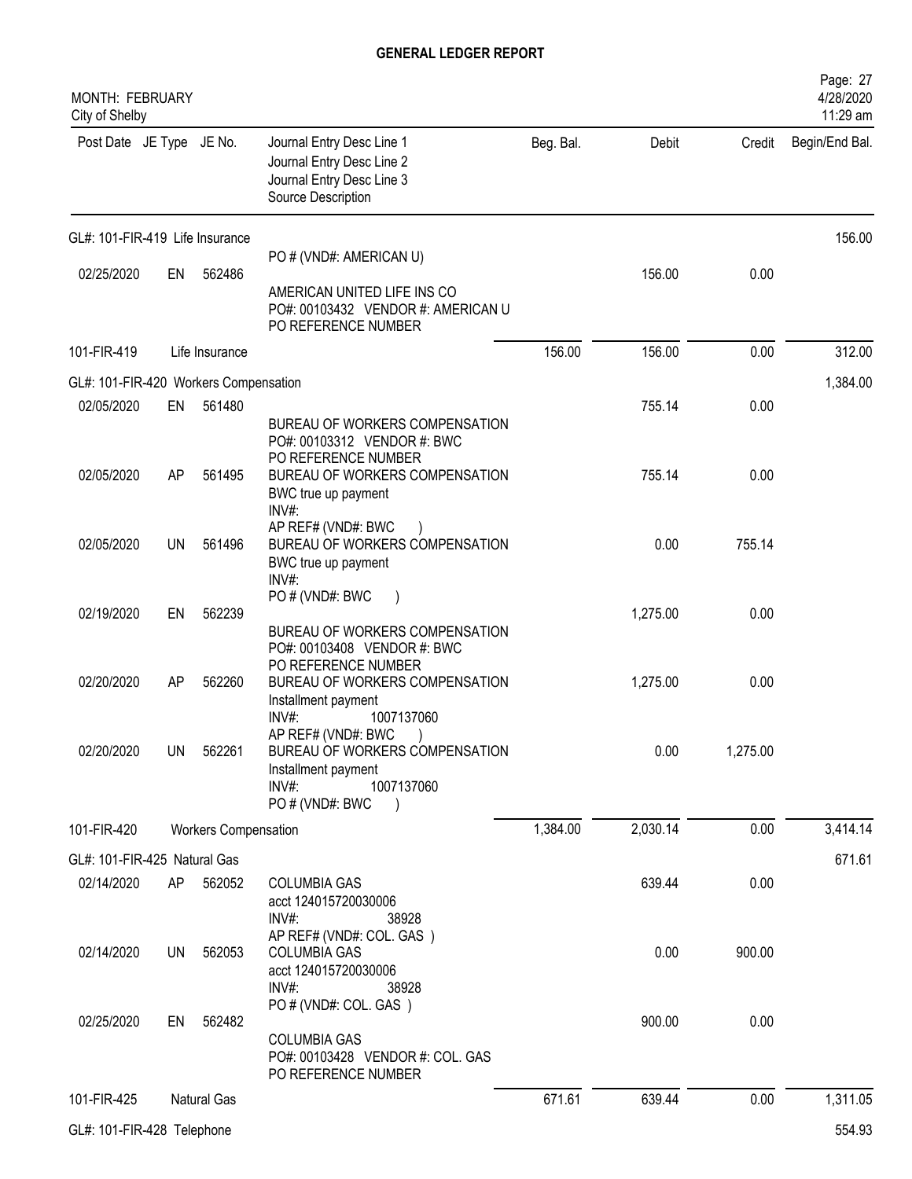# GENERAL LEDGER REPORT

MONTH: FEBRUARY
City of Shelby

| Post Date | JE Type | JE No. | Journal Entry Desc Line 1<br>Journal Entry Desc Line 2<br>Journal Entry Desc Line 3<br>Source Description | Beg. Bal. | Debit | Credit | Begin/End Bal. |
|---|---|---|---|---|---|---|---|
| GL#: 101-FIR-419 Life Insurance | | | | | | | 156.00 |
| 02/25/2020 | EN | 562486 | PO # (VND#: AMERICAN U)<br>AMERICAN UNITED LIFE INS CO<br>PO#: 00103432 VENDOR #: AMERICAN U<br>PO REFERENCE NUMBER | | 156.00 | 0.00 | |
| 101-FIR-419 | | Life Insurance | | 156.00 | 156.00 | 0.00 | 312.00 |
| GL#: 101-FIR-420 Workers Compensation | | | | | | | 1,384.00 |
| 02/05/2020 | EN | 561480 | BUREAU OF WORKERS COMPENSATION<br>PO#: 00103312 VENDOR #: BWC<br>PO REFERENCE NUMBER | | 755.14 | 0.00 | |
| 02/05/2020 | AP | 561495 | BUREAU OF WORKERS COMPENSATION<br>BWC true up payment<br>INV#:<br>AP REF# (VND#: BWC ) | | 755.14 | 0.00 | |
| 02/05/2020 | UN | 561496 | BUREAU OF WORKERS COMPENSATION<br>BWC true up payment<br>INV#:<br>PO # (VND#: BWC ) | | 0.00 | 755.14 | |
| 02/19/2020 | EN | 562239 | BUREAU OF WORKERS COMPENSATION<br>PO#: 00103408 VENDOR #: BWC<br>PO REFERENCE NUMBER | | 1,275.00 | 0.00 | |
| 02/20/2020 | AP | 562260 | BUREAU OF WORKERS COMPENSATION<br>Installment payment<br>INV#: 1007137060<br>AP REF# (VND#: BWC ) | | 1,275.00 | 0.00 | |
| 02/20/2020 | UN | 562261 | BUREAU OF WORKERS COMPENSATION<br>Installment payment<br>INV#: 1007137060<br>PO # (VND#: BWC ) | | 0.00 | 1,275.00 | |
| 101-FIR-420 | | Workers Compensation | | 1,384.00 | 2,030.14 | 0.00 | 3,414.14 |
| GL#: 101-FIR-425 Natural Gas | | | | | | | 671.61 |
| 02/14/2020 | AP | 562052 | COLUMBIA GAS<br>acct 124015720030006<br>INV#: 38928<br>AP REF# (VND#: COL. GAS ) | | 639.44 | 0.00 | |
| 02/14/2020 | UN | 562053 | COLUMBIA GAS<br>acct 124015720030006<br>INV#: 38928<br>PO # (VND#: COL. GAS ) | | 0.00 | 900.00 | |
| 02/25/2020 | EN | 562482 | COLUMBIA GAS<br>PO#: 00103428 VENDOR #: COL. GAS<br>PO REFERENCE NUMBER | | 900.00 | 0.00 | |
| 101-FIR-425 | | Natural Gas | | 671.61 | 639.44 | 0.00 | 1,311.05 |
| GL#: 101-FIR-428 Telephone | | | | | | | 554.93 |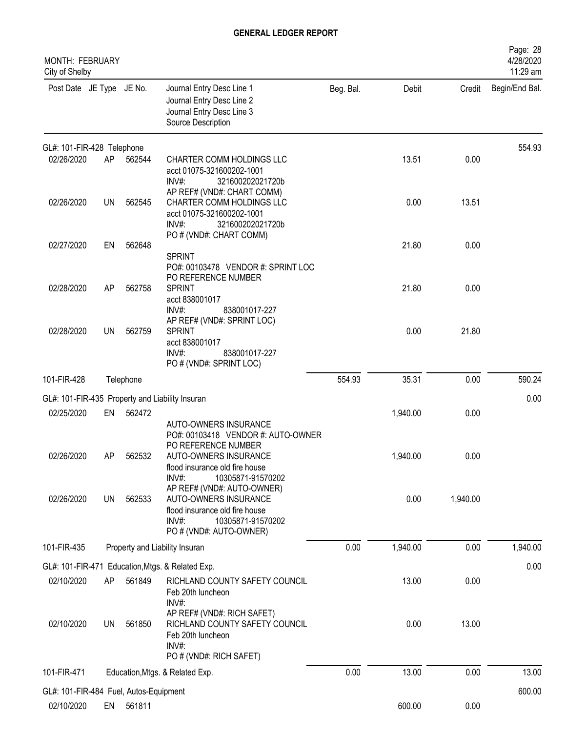# GENERAL LEDGER REPORT

MONTH: FEBRUARY
City of Shelby

| Post Date | JE Type | JE No. | Journal Entry Desc Line 1<br>Journal Entry Desc Line 2<br>Journal Entry Desc Line 3<br>Source Description | Beg. Bal. | Debit | Credit | Begin/End Bal. |
|---|---|---|---|---|---|---|---|
| GL#: 101-FIR-428 Telephone | | | | | | | 554.93 |
| 02/26/2020 | AP | 562544 | CHARTER COMM HOLDINGS LLC<br>acct 01075-321600202-1001<br>INV#: 321600202021720b<br>AP REF# (VND#: CHART COMM) | | 13.51 | 0.00 | |
| 02/26/2020 | UN | 562545 | CHARTER COMM HOLDINGS LLC<br>acct 01075-321600202-1001<br>INV#: 321600202021720b<br>PO # (VND#: CHART COMM) | | 0.00 | 13.51 | |
| 02/27/2020 | EN | 562648 | SPRINT<br>PO#: 00103478 VENDOR #: SPRINT LOC<br>PO REFERENCE NUMBER | | 21.80 | 0.00 | |
| 02/28/2020 | AP | 562758 | SPRINT<br>acct 838001017<br>INV#: 838001017-227<br>AP REF# (VND#: SPRINT LOC) | | 21.80 | 0.00 | |
| 02/28/2020 | UN | 562759 | SPRINT<br>acct 838001017<br>INV#: 838001017-227<br>PO # (VND#: SPRINT LOC) | | 0.00 | 21.80 | |
| 101-FIR-428 | | Telephone | | 554.93 | 35.31 | 0.00 | 590.24 |
| GL#: 101-FIR-435 Property and Liability Insuran | | | | | | | 0.00 |
| 02/25/2020 | EN | 562472 | AUTO-OWNERS INSURANCE<br>PO#: 00103418 VENDOR #: AUTO-OWNER<br>PO REFERENCE NUMBER | | 1,940.00 | 0.00 | |
| 02/26/2020 | AP | 562532 | AUTO-OWNERS INSURANCE<br>flood insurance old fire house<br>INV#: 10305871-91570202<br>AP REF# (VND#: AUTO-OWNER) | | 1,940.00 | 0.00 | |
| 02/26/2020 | UN | 562533 | AUTO-OWNERS INSURANCE<br>flood insurance old fire house<br>INV#: 10305871-91570202<br>PO # (VND#: AUTO-OWNER) | | 0.00 | 1,940.00 | |
| 101-FIR-435 | | Property and Liability Insuran | | 0.00 | 1,940.00 | 0.00 | 1,940.00 |
| GL#: 101-FIR-471 Education,Mtgs. & Related Exp. | | | | | | | 0.00 |
| 02/10/2020 | AP | 561849 | RICHLAND COUNTY SAFETY COUNCIL<br>Feb 20th luncheon<br>INV#:<br>AP REF# (VND#: RICH SAFET) | | 13.00 | 0.00 | |
| 02/10/2020 | UN | 561850 | RICHLAND COUNTY SAFETY COUNCIL<br>Feb 20th luncheon<br>INV#:<br>PO # (VND#: RICH SAFET) | | 0.00 | 13.00 | |
| 101-FIR-471 | | Education,Mtgs. & Related Exp. | | 0.00 | 13.00 | 0.00 | 13.00 |
| GL#: 101-FIR-484 Fuel, Autos-Equipment | | | | | | | 600.00 |
| 02/10/2020 | EN | 561811 | | | 600.00 | 0.00 | |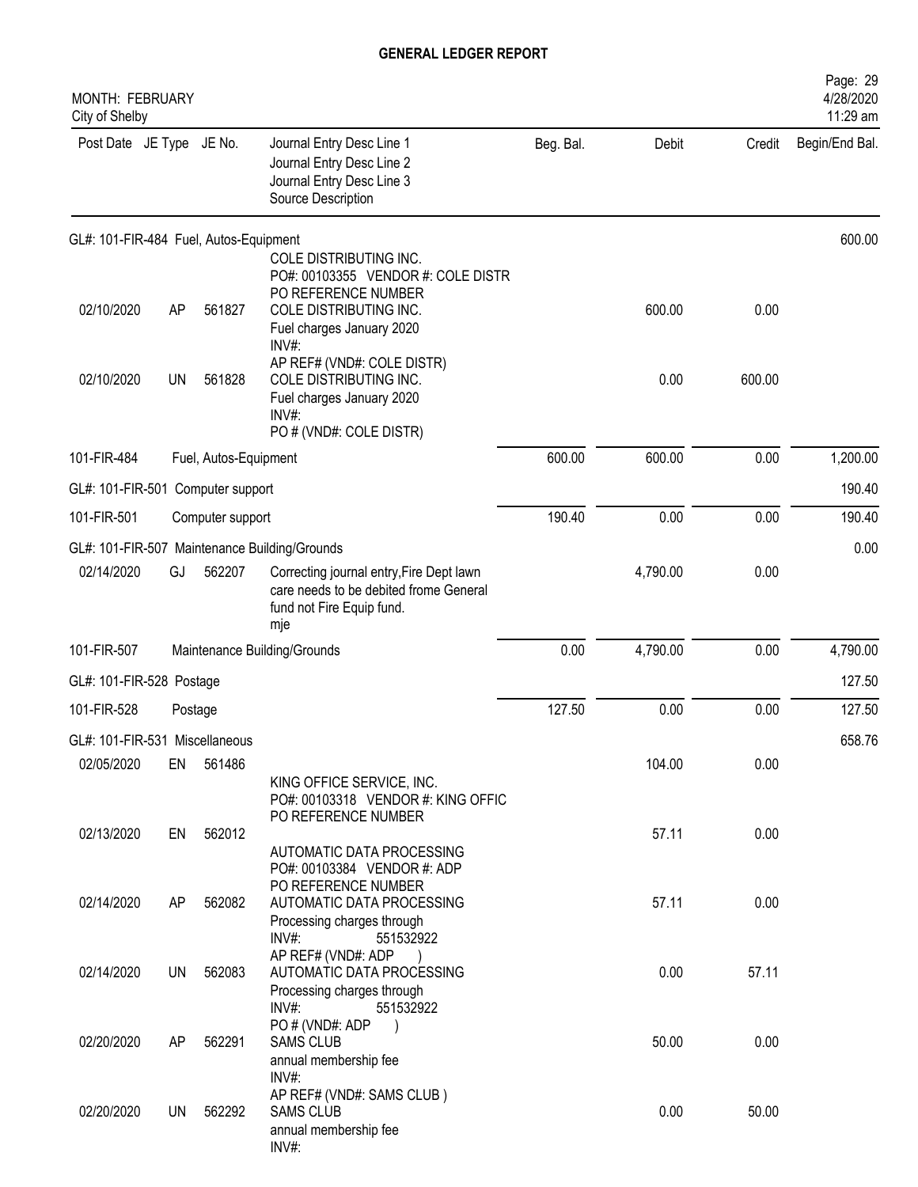# GENERAL LEDGER REPORT

MONTH: FEBRUARY
City of Shelby

| Post Date | JE Type | JE No. | Journal Entry Desc Line 1 / Journal Entry Desc Line 2 / Journal Entry Desc Line 3 / Source Description | Beg. Bal. | Debit | Credit | Begin/End Bal. |
|---|---|---|---|---|---|---|---|
| GL#: 101-FIR-484 Fuel, Autos-Equipment | | | | | | | 600.00 |
| | | | COLE DISTRIBUTING INC. PO#: 00103355 VENDOR #: COLE DISTR PO REFERENCE NUMBER | | | | |
| 02/10/2020 | AP | 561827 | COLE DISTRIBUTING INC. Fuel charges January 2020 INV#: AP REF# (VND#: COLE DISTR) | | 600.00 | 0.00 | |
| 02/10/2020 | UN | 561828 | COLE DISTRIBUTING INC. Fuel charges January 2020 INV#: PO # (VND#: COLE DISTR) | | 0.00 | 600.00 | |
| 101-FIR-484 | | | Fuel, Autos-Equipment | 600.00 | 600.00 | 0.00 | 1,200.00 |
| GL#: 101-FIR-501 Computer support | | | | | | | 190.40 |
| 101-FIR-501 | | | Computer support | 190.40 | 0.00 | 0.00 | 190.40 |
| GL#: 101-FIR-507 Maintenance Building/Grounds | | | | | | | 0.00 |
| 02/14/2020 | GJ | 562207 | Correcting journal entry,Fire Dept lawn care needs to be debited frome General fund not Fire Equip fund. mje | | 4,790.00 | 0.00 | |
| 101-FIR-507 | | | Maintenance Building/Grounds | 0.00 | 4,790.00 | 0.00 | 4,790.00 |
| GL#: 101-FIR-528 Postage | | | | | | | 127.50 |
| 101-FIR-528 | | | Postage | 127.50 | 0.00 | 0.00 | 127.50 |
| GL#: 101-FIR-531 Miscellaneous | | | | | | | 658.76 |
| 02/05/2020 | EN | 561486 | KING OFFICE SERVICE, INC. PO#: 00103318 VENDOR #: KING OFFIC PO REFERENCE NUMBER | | 104.00 | 0.00 | |
| 02/13/2020 | EN | 562012 | AUTOMATIC DATA PROCESSING PO#: 00103384 VENDOR #: ADP PO REFERENCE NUMBER | | 57.11 | 0.00 | |
| 02/14/2020 | AP | 562082 | AUTOMATIC DATA PROCESSING Processing charges through INV#: 551532922 AP REF# (VND#: ADP ) | | 57.11 | 0.00 | |
| 02/14/2020 | UN | 562083 | AUTOMATIC DATA PROCESSING Processing charges through INV#: 551532922 PO # (VND#: ADP ) | | 0.00 | 57.11 | |
| 02/20/2020 | AP | 562291 | SAMS CLUB annual membership fee INV#: AP REF# (VND#: SAMS CLUB ) | | 50.00 | 0.00 | |
| 02/20/2020 | UN | 562292 | SAMS CLUB annual membership fee INV#: | | 0.00 | 50.00 | |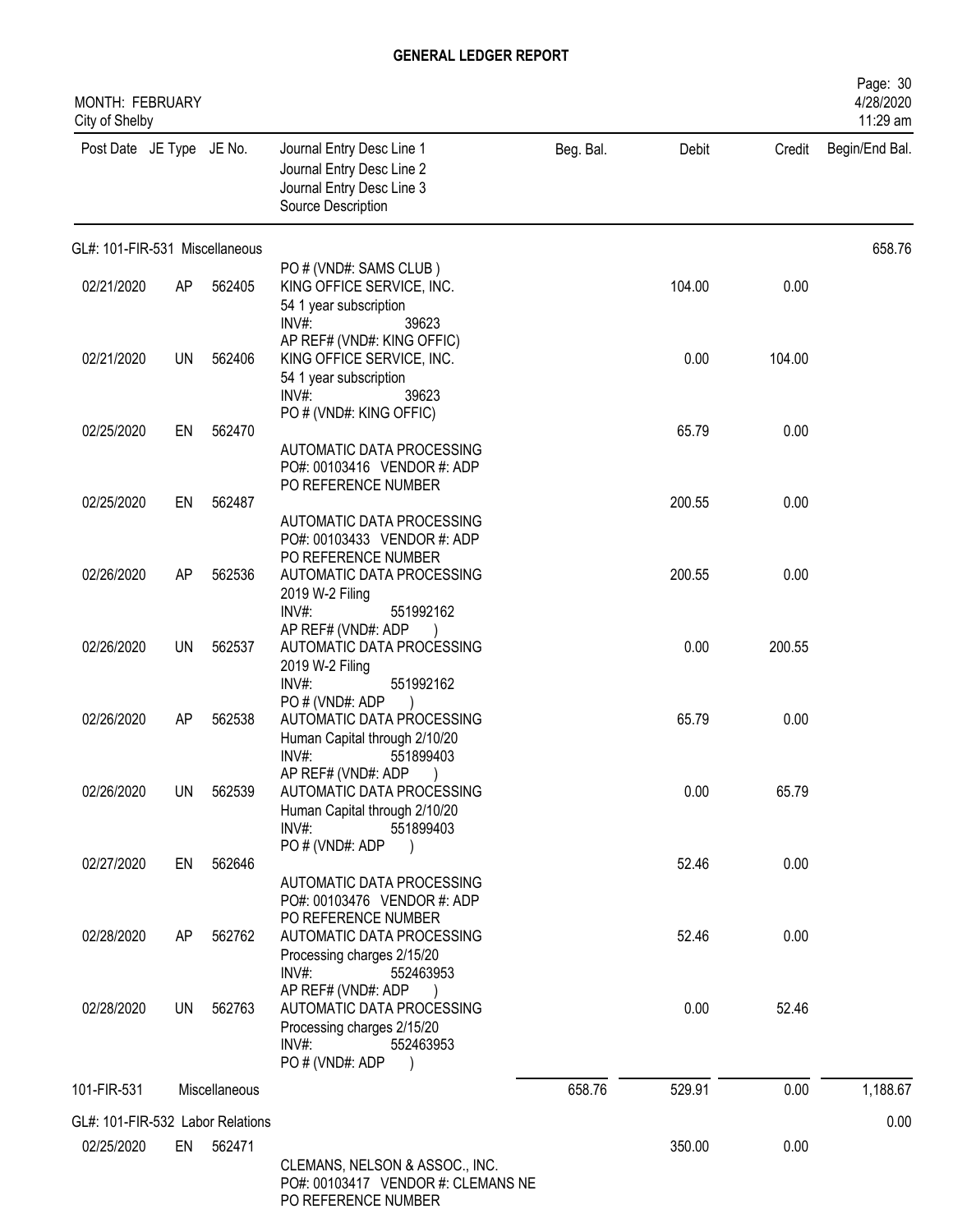**GENERAL LEDGER REPORT**

MONTH: FEBRUARY
City of Shelby

| Post Date | JE Type | JE No. | Journal Entry Desc Line 1<br>Journal Entry Desc Line 2<br>Journal Entry Desc Line 3<br>Source Description | Beg. Bal. | Debit | Credit | Begin/End Bal. |
|---|---|---|---|---|---|---|---|
| GL#: 101-FIR-531 Miscellaneous | | | | | | | 658.76 |
| | | | PO # (VND#: SAMS CLUB ) | | | | |
| 02/21/2020 | AP | 562405 | KING OFFICE SERVICE, INC.<br>54 1 year subscription<br>INV#: 39623<br>AP REF# (VND#: KING OFFIC) | | 104.00 | 0.00 | |
| 02/21/2020 | UN | 562406 | KING OFFICE SERVICE, INC.<br>54 1 year subscription<br>INV#: 39623<br>PO # (VND#: KING OFFIC) | | 0.00 | 104.00 | |
| 02/25/2020 | EN | 562470 | AUTOMATIC DATA PROCESSING<br>PO#: 00103416 VENDOR #: ADP<br>PO REFERENCE NUMBER | | 65.79 | 0.00 | |
| 02/25/2020 | EN | 562487 | AUTOMATIC DATA PROCESSING<br>PO#: 00103433 VENDOR #: ADP<br>PO REFERENCE NUMBER | | 200.55 | 0.00 | |
| 02/26/2020 | AP | 562536 | AUTOMATIC DATA PROCESSING<br>2019 W-2 Filing<br>INV#: 551992162<br>AP REF# (VND#: ADP ) | | 200.55 | 0.00 | |
| 02/26/2020 | UN | 562537 | AUTOMATIC DATA PROCESSING<br>2019 W-2 Filing<br>INV#: 551992162<br>PO # (VND#: ADP ) | | 0.00 | 200.55 | |
| 02/26/2020 | AP | 562538 | AUTOMATIC DATA PROCESSING<br>Human Capital through 2/10/20<br>INV#: 551899403<br>AP REF# (VND#: ADP ) | | 65.79 | 0.00 | |
| 02/26/2020 | UN | 562539 | AUTOMATIC DATA PROCESSING<br>Human Capital through 2/10/20<br>INV#: 551899403<br>PO # (VND#: ADP ) | | 0.00 | 65.79 | |
| 02/27/2020 | EN | 562646 | AUTOMATIC DATA PROCESSING<br>PO#: 00103476 VENDOR #: ADP<br>PO REFERENCE NUMBER | | 52.46 | 0.00 | |
| 02/28/2020 | AP | 562762 | AUTOMATIC DATA PROCESSING<br>Processing charges 2/15/20<br>INV#: 552463953<br>AP REF# (VND#: ADP ) | | 52.46 | 0.00 | |
| 02/28/2020 | UN | 562763 | AUTOMATIC DATA PROCESSING<br>Processing charges 2/15/20<br>INV#: 552463953<br>PO # (VND#: ADP ) | | 0.00 | 52.46 | |
| 101-FIR-531 | | Miscellaneous | | 658.76 | 529.91 | 0.00 | 1,188.67 |
| GL#: 101-FIR-532 Labor Relations | | | | | | | 0.00 |
| 02/25/2020 | EN | 562471 | CLEMANS, NELSON & ASSOC., INC.<br>PO#: 00103417 VENDOR #: CLEMANS NE<br>PO REFERENCE NUMBER | | 350.00 | 0.00 | |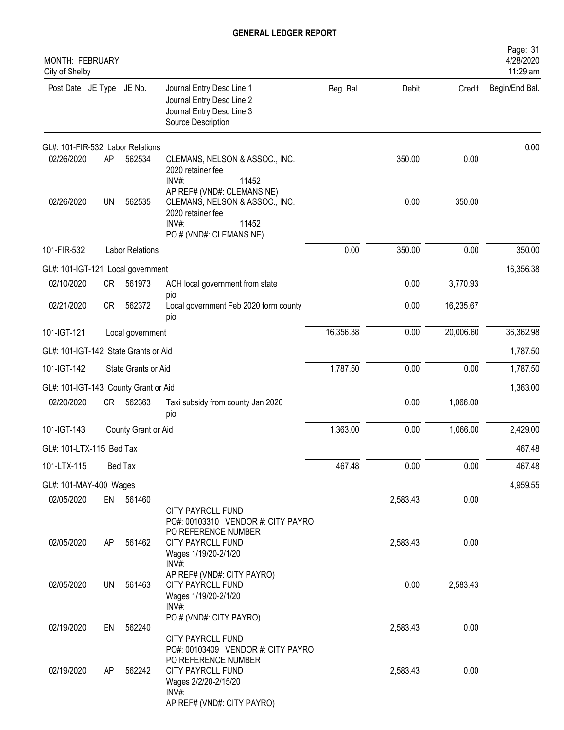# GENERAL LEDGER REPORT

MONTH: FEBRUARY
City of Shelby

Page: 31
4/28/2020
11:29 am

| Post Date | JE Type | JE No. | Journal Entry Desc Line 1 / Journal Entry Desc Line 2 / Journal Entry Desc Line 3 / Source Description | Beg. Bal. | Debit | Credit | Begin/End Bal. |
|---|---|---|---|---|---|---|---|
| GL#: 101-FIR-532 Labor Relations | | | | | | | 0.00 |
| 02/26/2020 | AP | 562534 | CLEMANS, NELSON & ASSOC., INC. 2020 retainer fee INV#: 11452 AP REF# (VND#: CLEMANS NE) | | 350.00 | 0.00 | |
| 02/26/2020 | UN | 562535 | CLEMANS, NELSON & ASSOC., INC. 2020 retainer fee INV#: 11452 PO # (VND#: CLEMANS NE) | | 0.00 | 350.00 | |
| 101-FIR-532 | | Labor Relations | | 0.00 | 350.00 | 0.00 | 350.00 |
| GL#: 101-IGT-121 Local government | | | | | | | 16,356.38 |
| 02/10/2020 | CR | 561973 | ACH local government from state pio | | 0.00 | 3,770.93 | |
| 02/21/2020 | CR | 562372 | Local government Feb 2020 form county pio | | 0.00 | 16,235.67 | |
| 101-IGT-121 | | Local government | | 16,356.38 | 0.00 | 20,006.60 | 36,362.98 |
| GL#: 101-IGT-142 State Grants or Aid | | | | | | | 1,787.50 |
| 101-IGT-142 | | State Grants or Aid | | 1,787.50 | 0.00 | 0.00 | 1,787.50 |
| GL#: 101-IGT-143 County Grant or Aid | | | | | | | 1,363.00 |
| 02/20/2020 | CR | 562363 | Taxi subsidy from county Jan 2020 pio | | 0.00 | 1,066.00 | |
| 101-IGT-143 | | County Grant or Aid | | 1,363.00 | 0.00 | 1,066.00 | 2,429.00 |
| GL#: 101-LTX-115 Bed Tax | | | | | | | 467.48 |
| 101-LTX-115 | | Bed Tax | | 467.48 | 0.00 | 0.00 | 467.48 |
| GL#: 101-MAY-400 Wages | | | | | | | 4,959.55 |
| 02/05/2020 | EN | 561460 | CITY PAYROLL FUND PO#: 00103310 VENDOR #: CITY PAYRO PO REFERENCE NUMBER | | 2,583.43 | 0.00 | |
| 02/05/2020 | AP | 561462 | CITY PAYROLL FUND Wages 1/19/20-2/1/20 INV#: AP REF# (VND#: CITY PAYRO) | | 2,583.43 | 0.00 | |
| 02/05/2020 | UN | 561463 | CITY PAYROLL FUND Wages 1/19/20-2/1/20 INV#: PO # (VND#: CITY PAYRO) | | 0.00 | 2,583.43 | |
| 02/19/2020 | EN | 562240 | CITY PAYROLL FUND PO#: 00103409 VENDOR #: CITY PAYRO PO REFERENCE NUMBER | | 2,583.43 | 0.00 | |
| 02/19/2020 | AP | 562242 | CITY PAYROLL FUND Wages 2/2/20-2/15/20 INV#: AP REF# (VND#: CITY PAYRO) | | 2,583.43 | 0.00 | |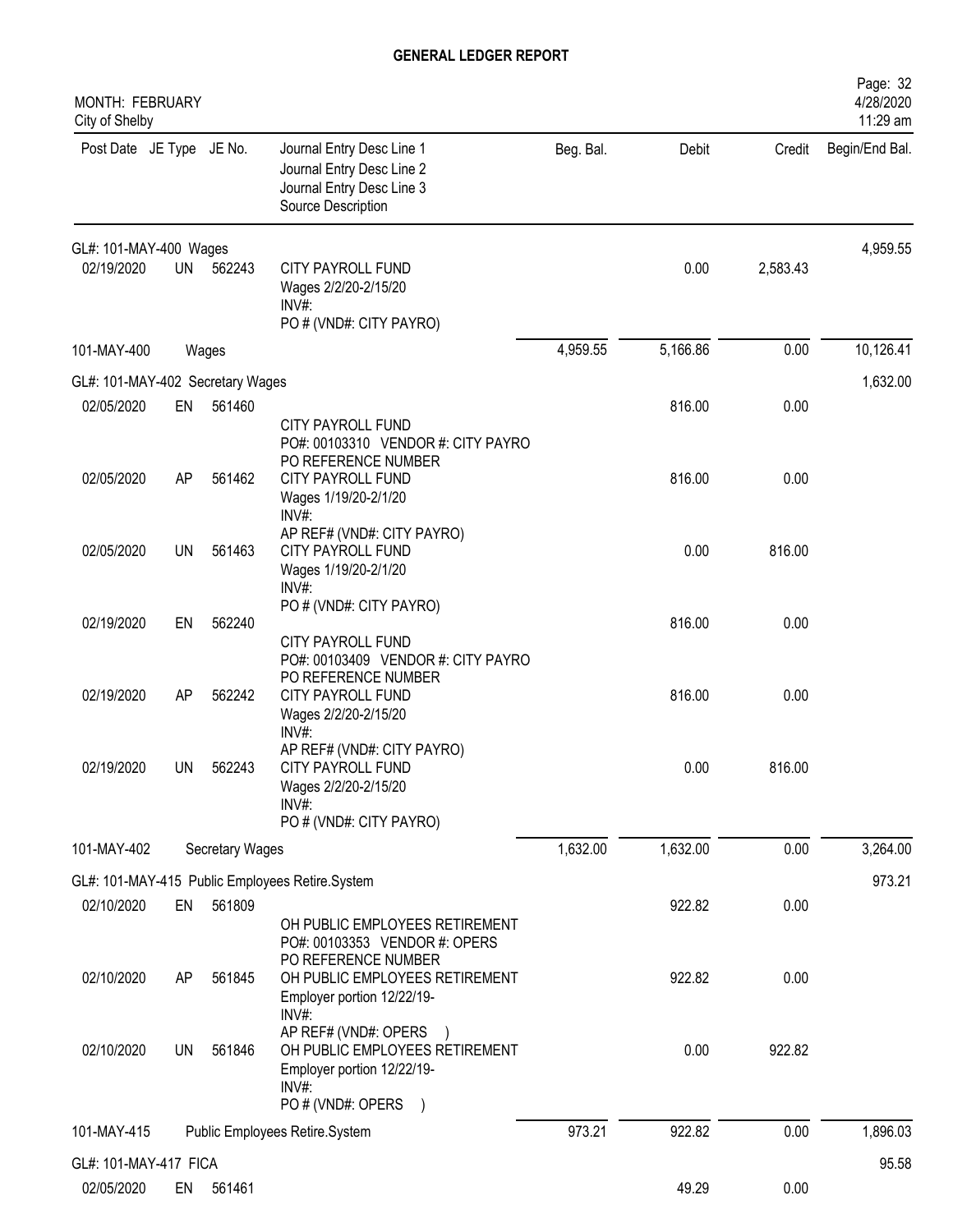## GENERAL LEDGER REPORT

MONTH: FEBRUARY
City of Shelby

| Post Date | JE Type | JE No. | Journal Entry Desc Line 1 / Journal Entry Desc Line 2 / Journal Entry Desc Line 3 / Source Description | Beg. Bal. | Debit | Credit | Begin/End Bal. |
|---|---|---|---|---|---|---|---|
| GL#: 101-MAY-400 Wages | | | | | | | 4,959.55 |
| 02/19/2020 | UN | 562243 | CITY PAYROLL FUND<br>Wages 2/2/20-2/15/20<br>INV#:<br>PO # (VND#: CITY PAYRO) | | 0.00 | 2,583.43 | |
| 101-MAY-400 | | | Wages | 4,959.55 | 5,166.86 | 0.00 | 10,126.41 |
| GL#: 101-MAY-402 Secretary Wages | | | | | | | 1,632.00 |
| 02/05/2020 | EN | 561460 | CITY PAYROLL FUND<br>PO#: 00103310 VENDOR #: CITY PAYRO<br>PO REFERENCE NUMBER | | 816.00 | 0.00 | |
| 02/05/2020 | AP | 561462 | CITY PAYROLL FUND<br>Wages 1/19/20-2/1/20<br>INV#:<br>AP REF# (VND#: CITY PAYRO) | | 816.00 | 0.00 | |
| 02/05/2020 | UN | 561463 | CITY PAYROLL FUND<br>Wages 1/19/20-2/1/20<br>INV#:<br>PO # (VND#: CITY PAYRO) | | 0.00 | 816.00 | |
| 02/19/2020 | EN | 562240 | CITY PAYROLL FUND<br>PO#: 00103409 VENDOR #: CITY PAYRO<br>PO REFERENCE NUMBER | | 816.00 | 0.00 | |
| 02/19/2020 | AP | 562242 | CITY PAYROLL FUND<br>Wages 2/2/20-2/15/20<br>INV#:<br>AP REF# (VND#: CITY PAYRO) | | 816.00 | 0.00 | |
| 02/19/2020 | UN | 562243 | CITY PAYROLL FUND<br>Wages 2/2/20-2/15/20<br>INV#:<br>PO # (VND#: CITY PAYRO) | | 0.00 | 816.00 | |
| 101-MAY-402 | | | Secretary Wages | 1,632.00 | 1,632.00 | 0.00 | 3,264.00 |
| GL#: 101-MAY-415 Public Employees Retire.System | | | | | | | 973.21 |
| 02/10/2020 | EN | 561809 | OH PUBLIC EMPLOYEES RETIREMENT<br>PO#: 00103353 VENDOR #: OPERS<br>PO REFERENCE NUMBER | | 922.82 | 0.00 | |
| 02/10/2020 | AP | 561845 | OH PUBLIC EMPLOYEES RETIREMENT<br>Employer portion 12/22/19-<br>INV#:<br>AP REF# (VND#: OPERS ) | | 922.82 | 0.00 | |
| 02/10/2020 | UN | 561846 | OH PUBLIC EMPLOYEES RETIREMENT<br>Employer portion 12/22/19-<br>INV#:<br>PO # (VND#: OPERS ) | | 0.00 | 922.82 | |
| 101-MAY-415 | | | Public Employees Retire.System | 973.21 | 922.82 | 0.00 | 1,896.03 |
| GL#: 101-MAY-417 FICA | | | | | | | 95.58 |
| 02/05/2020 | EN | 561461 | | | 49.29 | 0.00 | |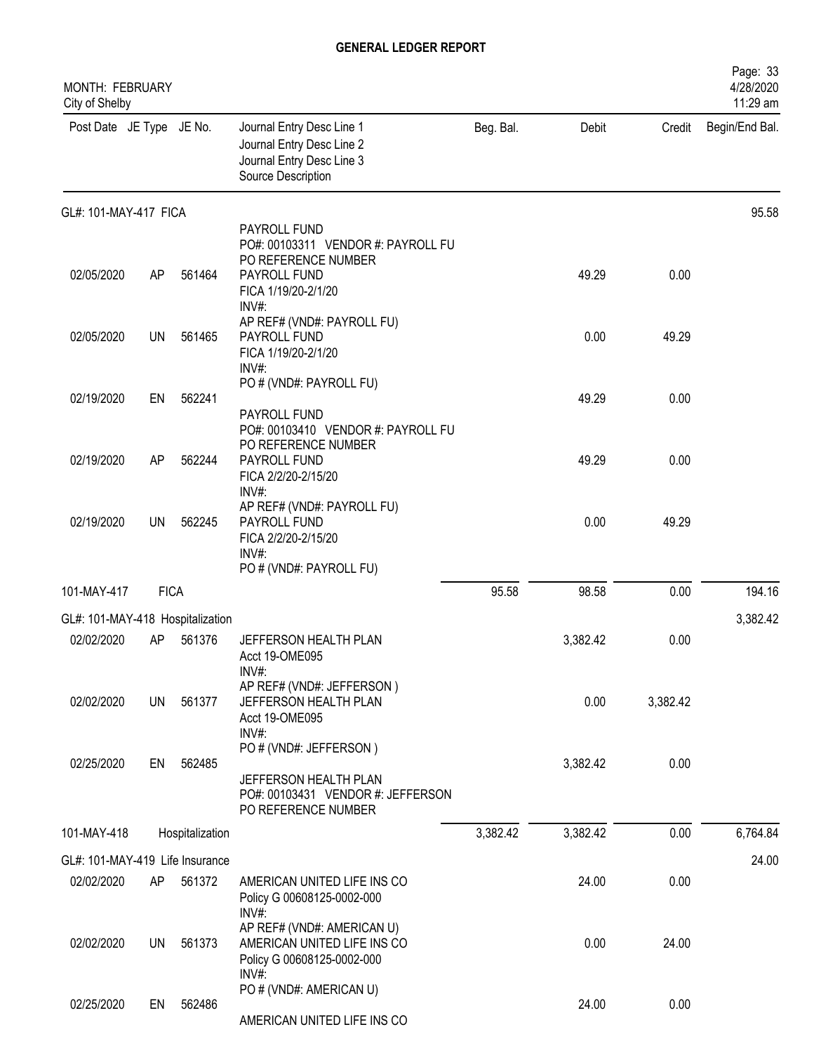# GENERAL LEDGER REPORT

MONTH: FEBRUARY
City of Shelby

| Post Date | JE Type | JE No. | Journal Entry Desc Line 1 / Journal Entry Desc Line 2 / Journal Entry Desc Line 3 / Source Description | Beg. Bal. | Debit | Credit | Begin/End Bal. |
|---|---|---|---|---|---|---|---|
| GL#: 101-MAY-417 FICA | | | | | | | 95.58 |
| | | | PAYROLL FUND<br>PO#: 00103311 VENDOR #: PAYROLL FU<br>PO REFERENCE NUMBER | | | | |
| 02/05/2020 | AP | 561464 | PAYROLL FUND<br>FICA 1/19/20-2/1/20<br>INV#:<br>AP REF# (VND#: PAYROLL FU) | | 49.29 | 0.00 | |
| 02/05/2020 | UN | 561465 | PAYROLL FUND<br>FICA 1/19/20-2/1/20<br>INV#:<br>PO # (VND#: PAYROLL FU) | | 0.00 | 49.29 | |
| 02/19/2020 | EN | 562241 | PAYROLL FUND<br>PO#: 00103410 VENDOR #: PAYROLL FU<br>PO REFERENCE NUMBER | | 49.29 | 0.00 | |
| 02/19/2020 | AP | 562244 | PAYROLL FUND<br>FICA 2/2/20-2/15/20<br>INV#:<br>AP REF# (VND#: PAYROLL FU) | | 49.29 | 0.00 | |
| 02/19/2020 | UN | 562245 | PAYROLL FUND<br>FICA 2/2/20-2/15/20<br>INV#:<br>PO # (VND#: PAYROLL FU) | | 0.00 | 49.29 | |
| 101-MAY-417 | FICA | | | 95.58 | 98.58 | 0.00 | 194.16 |
| GL#: 101-MAY-418 Hospitalization | | | | | | | 3,382.42 |
| 02/02/2020 | AP | 561376 | JEFFERSON HEALTH PLAN<br>Acct 19-OME095<br>INV#:<br>AP REF# (VND#: JEFFERSON ) | | 3,382.42 | 0.00 | |
| 02/02/2020 | UN | 561377 | JEFFERSON HEALTH PLAN<br>Acct 19-OME095<br>INV#:<br>PO # (VND#: JEFFERSON ) | | 0.00 | 3,382.42 | |
| 02/25/2020 | EN | 562485 | JEFFERSON HEALTH PLAN<br>PO#: 00103431 VENDOR #: JEFFERSON<br>PO REFERENCE NUMBER | | 3,382.42 | 0.00 | |
| 101-MAY-418 | Hospitalization | | | 3,382.42 | 3,382.42 | 0.00 | 6,764.84 |
| GL#: 101-MAY-419 Life Insurance | | | | | | | 24.00 |
| 02/02/2020 | AP | 561372 | AMERICAN UNITED LIFE INS CO<br>Policy G 00608125-0002-000<br>INV#:<br>AP REF# (VND#: AMERICAN U) | | 24.00 | 0.00 | |
| 02/02/2020 | UN | 561373 | AMERICAN UNITED LIFE INS CO<br>Policy G 00608125-0002-000<br>INV#:<br>PO # (VND#: AMERICAN U) | | 0.00 | 24.00 | |
| 02/25/2020 | EN | 562486 | AMERICAN UNITED LIFE INS CO | | 24.00 | 0.00 | |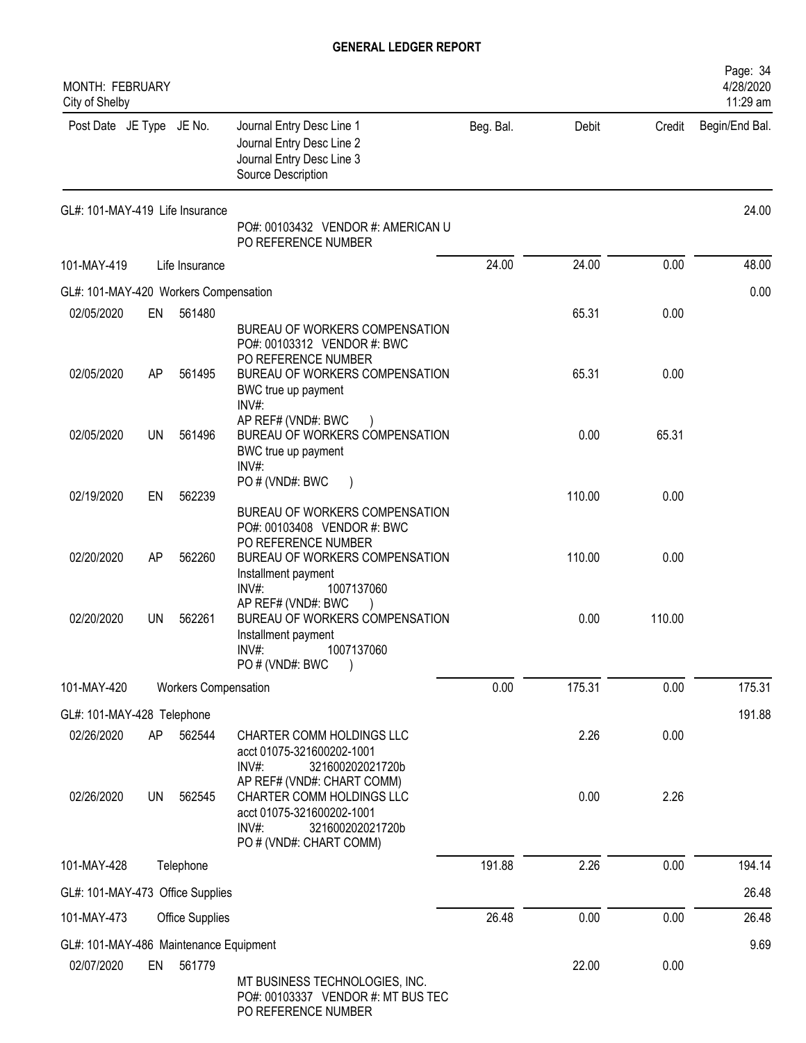# GENERAL LEDGER REPORT

MONTH: FEBRUARY
City of Shelby

| Post Date | JE Type | JE No. | Journal Entry Desc Line 1 / Journal Entry Desc Line 2 / Journal Entry Desc Line 3 / Source Description | Beg. Bal. | Debit | Credit | Begin/End Bal. |
|---|---|---|---|---|---|---|---|
| GL#: 101-MAY-419 Life Insurance | | | | | | | 24.00 |
| | | | PO#: 00103432 VENDOR #: AMERICAN U<br>PO REFERENCE NUMBER | | | | |
| 101-MAY-419 | | Life Insurance | | 24.00 | 24.00 | 0.00 | 48.00 |
| GL#: 101-MAY-420 Workers Compensation | | | | | | | 0.00 |
| 02/05/2020 | EN | 561480 | BUREAU OF WORKERS COMPENSATION<br>PO#: 00103312 VENDOR #: BWC<br>PO REFERENCE NUMBER | | 65.31 | 0.00 | |
| 02/05/2020 | AP | 561495 | BUREAU OF WORKERS COMPENSATION<br>BWC true up payment<br>INV#:<br>AP REF# (VND#: BWC ) | | 65.31 | 0.00 | |
| 02/05/2020 | UN | 561496 | BUREAU OF WORKERS COMPENSATION<br>BWC true up payment<br>INV#:<br>PO # (VND#: BWC ) | | 0.00 | 65.31 | |
| 02/19/2020 | EN | 562239 | BUREAU OF WORKERS COMPENSATION<br>PO#: 00103408 VENDOR #: BWC<br>PO REFERENCE NUMBER | | 110.00 | 0.00 | |
| 02/20/2020 | AP | 562260 | BUREAU OF WORKERS COMPENSATION<br>Installment payment<br>INV#: 1007137060<br>AP REF# (VND#: BWC ) | | 110.00 | 0.00 | |
| 02/20/2020 | UN | 562261 | BUREAU OF WORKERS COMPENSATION<br>Installment payment<br>INV#: 1007137060<br>PO # (VND#: BWC ) | | 0.00 | 110.00 | |
| 101-MAY-420 | | Workers Compensation | | 0.00 | 175.31 | 0.00 | 175.31 |
| GL#: 101-MAY-428 Telephone | | | | | | | 191.88 |
| 02/26/2020 | AP | 562544 | CHARTER COMM HOLDINGS LLC<br>acct 01075-321600202-1001<br>INV#: 321600202021720b<br>AP REF# (VND#: CHART COMM) | | 2.26 | 0.00 | |
| 02/26/2020 | UN | 562545 | CHARTER COMM HOLDINGS LLC<br>acct 01075-321600202-1001<br>INV#: 321600202021720b<br>PO # (VND#: CHART COMM) | | 0.00 | 2.26 | |
| 101-MAY-428 | | Telephone | | 191.88 | 2.26 | 0.00 | 194.14 |
| GL#: 101-MAY-473 Office Supplies | | | | | | | 26.48 |
| 101-MAY-473 | | Office Supplies | | 26.48 | 0.00 | 0.00 | 26.48 |
| GL#: 101-MAY-486 Maintenance Equipment | | | | | | | 9.69 |
| 02/07/2020 | EN | 561779 | MT BUSINESS TECHNOLOGIES, INC.<br>PO#: 00103337 VENDOR #: MT BUS TEC<br>PO REFERENCE NUMBER | | 22.00 | 0.00 | |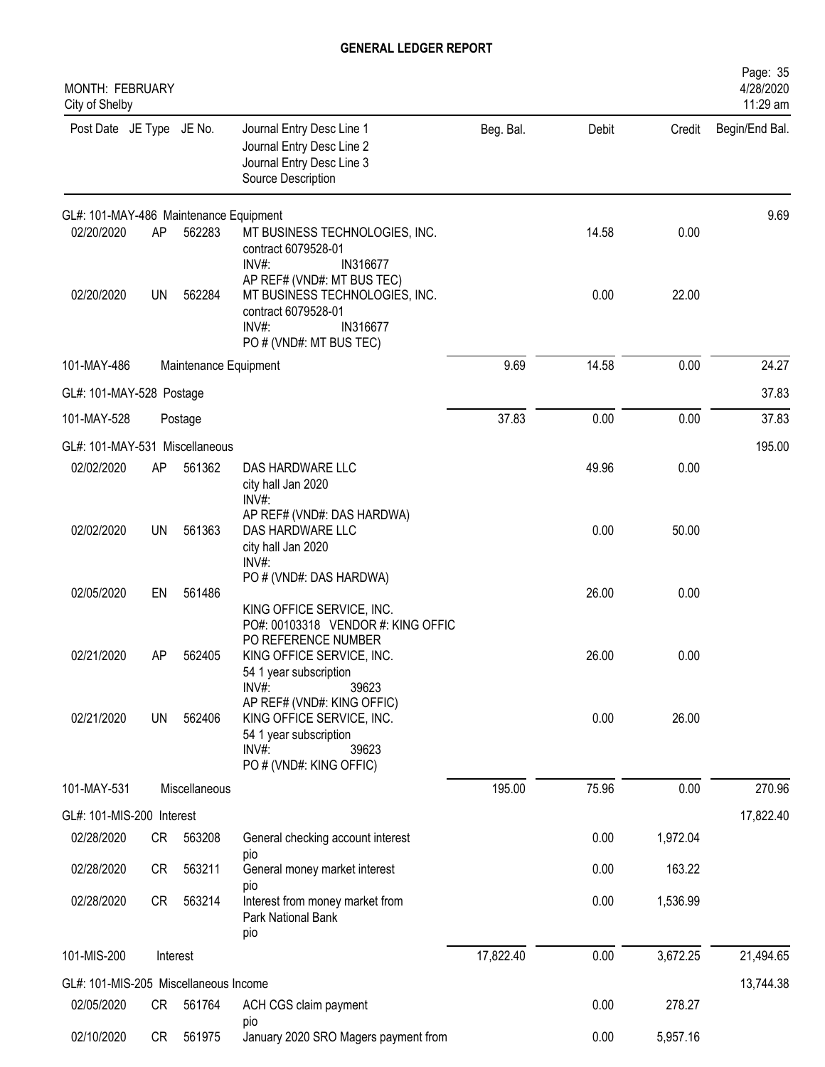# GENERAL LEDGER REPORT

MONTH: FEBRUARY
City of Shelby

| Post Date | JE Type | JE No. | Journal Entry Desc Line 1 / Journal Entry Desc Line 2 / Journal Entry Desc Line 3 / Source Description | Beg. Bal. | Debit | Credit | Begin/End Bal. |
|---|---|---|---|---|---|---|---|
| GL#: 101-MAY-486 Maintenance Equipment | | | | | | | 9.69 |
| 02/20/2020 | AP | 562283 | MT BUSINESS TECHNOLOGIES, INC.<br>contract 6079528-01<br>INV#: IN316677<br>AP REF# (VND#: MT BUS TEC) | | 14.58 | 0.00 | |
| 02/20/2020 | UN | 562284 | MT BUSINESS TECHNOLOGIES, INC.<br>contract 6079528-01<br>INV#: IN316677<br>PO # (VND#: MT BUS TEC) | | 0.00 | 22.00 | |
| 101-MAY-486 | | | Maintenance Equipment | 9.69 | 14.58 | 0.00 | 24.27 |
| GL#: 101-MAY-528 Postage | | | | | | | 37.83 |
| 101-MAY-528 | | | Postage | 37.83 | 0.00 | 0.00 | 37.83 |
| GL#: 101-MAY-531 Miscellaneous | | | | | | | 195.00 |
| 02/02/2020 | AP | 561362 | DAS HARDWARE LLC<br>city hall Jan 2020<br>INV#:<br>AP REF# (VND#: DAS HARDWA) | | 49.96 | 0.00 | |
| 02/02/2020 | UN | 561363 | DAS HARDWARE LLC<br>city hall Jan 2020<br>INV#:<br>PO # (VND#: DAS HARDWA) | | 0.00 | 50.00 | |
| 02/05/2020 | EN | 561486 | KING OFFICE SERVICE, INC.<br>PO#: 00103318 VENDOR #: KING OFFIC<br>PO REFERENCE NUMBER | | 26.00 | 0.00 | |
| 02/21/2020 | AP | 562405 | KING OFFICE SERVICE, INC.<br>54 1 year subscription<br>INV#: 39623<br>AP REF# (VND#: KING OFFIC) | | 26.00 | 0.00 | |
| 02/21/2020 | UN | 562406 | KING OFFICE SERVICE, INC.<br>54 1 year subscription<br>INV#: 39623<br>PO # (VND#: KING OFFIC) | | 0.00 | 26.00 | |
| 101-MAY-531 | | | Miscellaneous | 195.00 | 75.96 | 0.00 | 270.96 |
| GL#: 101-MIS-200 Interest | | | | | | | 17,822.40 |
| 02/28/2020 | CR | 563208 | General checking account interest<br>pio | | 0.00 | 1,972.04 | |
| 02/28/2020 | CR | 563211 | General money market interest<br>pio | | 0.00 | 163.22 | |
| 02/28/2020 | CR | 563214 | Interest from money market from<br>Park National Bank<br>pio | | 0.00 | 1,536.99 | |
| 101-MIS-200 | | | Interest | 17,822.40 | 0.00 | 3,672.25 | 21,494.65 |
| GL#: 101-MIS-205 Miscellaneous Income | | | | | | | 13,744.38 |
| 02/05/2020 | CR | 561764 | ACH CGS claim payment<br>pio | | 0.00 | 278.27 | |
| 02/10/2020 | CR | 561975 | January 2020 SRO Magers payment from | | 0.00 | 5,957.16 | |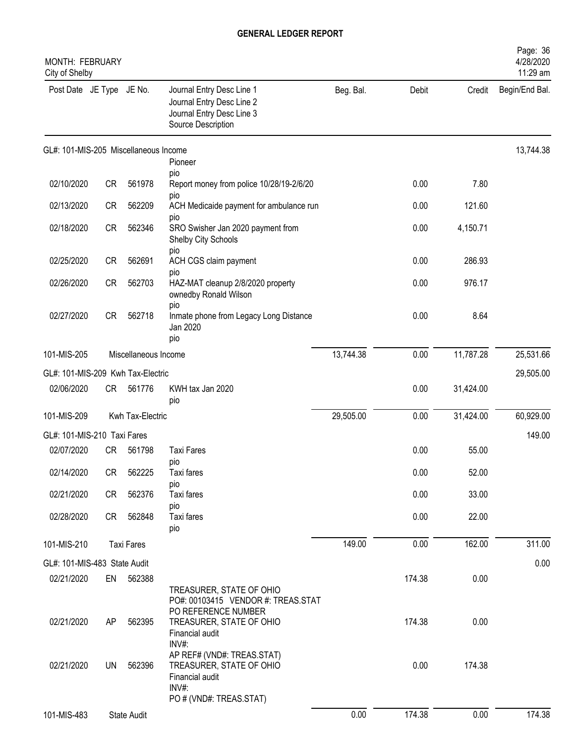# GENERAL LEDGER REPORT

MONTH: FEBRUARY
City of Shelby

| Post Date | JE Type | JE No. | Journal Entry Desc Line 1 / Journal Entry Desc Line 2 / Journal Entry Desc Line 3 / Source Description | Beg. Bal. | Debit | Credit | Begin/End Bal. |
|---|---|---|---|---|---|---|---|
| GL#: 101-MIS-205 Miscellaneous Income | | | | | | | 13,744.38 |
| | | | Pioneer pio | | | | |
| 02/10/2020 | CR | 561978 | Report money from police 10/28/19-2/6/20 pio | | 0.00 | 7.80 | |
| 02/13/2020 | CR | 562209 | ACH Medicaide payment for ambulance run pio | | 0.00 | 121.60 | |
| 02/18/2020 | CR | 562346 | SRO Swisher Jan 2020 payment from Shelby City Schools pio | | 0.00 | 4,150.71 | |
| 02/25/2020 | CR | 562691 | ACH CGS claim payment pio | | 0.00 | 286.93 | |
| 02/26/2020 | CR | 562703 | HAZ-MAT cleanup 2/8/2020 property ownedby Ronald Wilson pio | | 0.00 | 976.17 | |
| 02/27/2020 | CR | 562718 | Inmate phone from Legacy Long Distance Jan 2020 pio | | 0.00 | 8.64 | |
| 101-MIS-205 | | Miscellaneous Income | | 13,744.38 | 0.00 | 11,787.28 | 25,531.66 |
| GL#: 101-MIS-209 Kwh Tax-Electric | | | | | | | 29,505.00 |
| 02/06/2020 | CR | 561776 | KWH tax Jan 2020 pio | | 0.00 | 31,424.00 | |
| 101-MIS-209 | | Kwh Tax-Electric | | 29,505.00 | 0.00 | 31,424.00 | 60,929.00 |
| GL#: 101-MIS-210 Taxi Fares | | | | | | | 149.00 |
| 02/07/2020 | CR | 561798 | Taxi Fares pio | | 0.00 | 55.00 | |
| 02/14/2020 | CR | 562225 | Taxi fares pio | | 0.00 | 52.00 | |
| 02/21/2020 | CR | 562376 | Taxi fares pio | | 0.00 | 33.00 | |
| 02/28/2020 | CR | 562848 | Taxi fares pio | | 0.00 | 22.00 | |
| 101-MIS-210 | | Taxi Fares | | 149.00 | 0.00 | 162.00 | 311.00 |
| GL#: 101-MIS-483 State Audit | | | | | | | 0.00 |
| 02/21/2020 | EN | 562388 | TREASURER, STATE OF OHIO PO#: 00103415 VENDOR #: TREAS.STAT PO REFERENCE NUMBER | | 174.38 | 0.00 | |
| 02/21/2020 | AP | 562395 | TREASURER, STATE OF OHIO Financial audit INV#: AP REF# (VND#: TREAS.STAT) | | 174.38 | 0.00 | |
| 02/21/2020 | UN | 562396 | TREASURER, STATE OF OHIO Financial audit INV#: PO # (VND#: TREAS.STAT) | | 0.00 | 174.38 | |
| 101-MIS-483 | | State Audit | | 0.00 | 174.38 | 0.00 | 174.38 |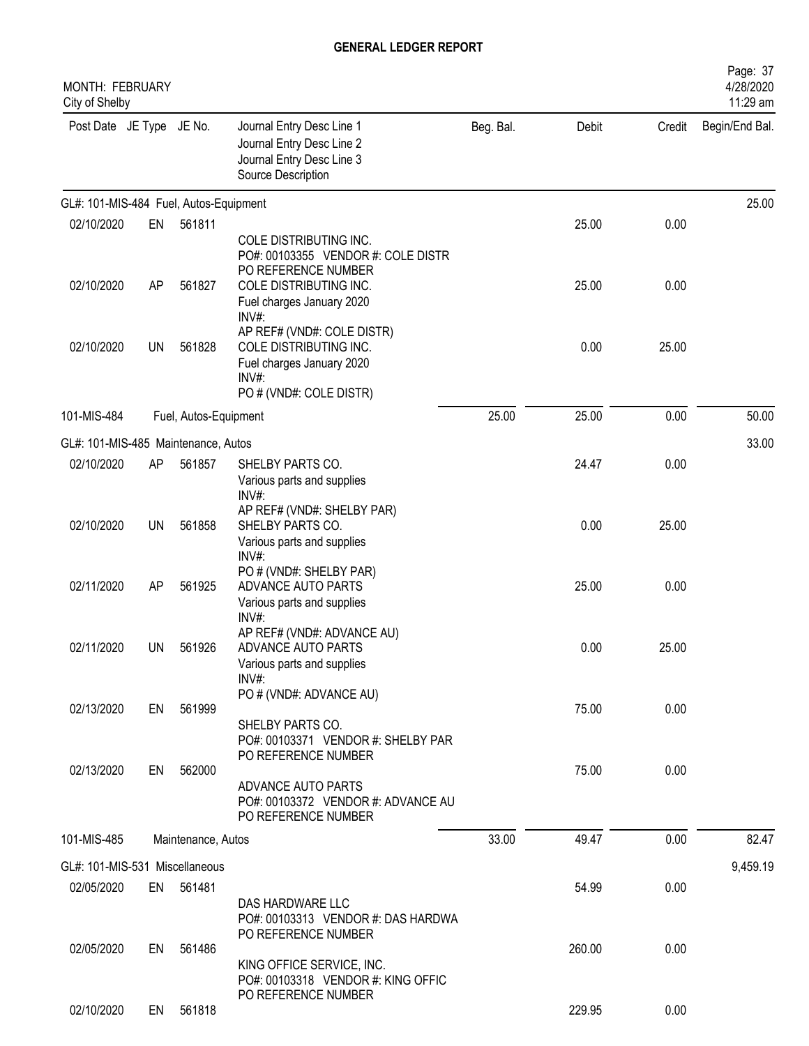# GENERAL LEDGER REPORT

MONTH: FEBRUARY
City of Shelby

| Post Date | JE Type | JE No. | Journal Entry Desc Line 1 / Journal Entry Desc Line 2 / Journal Entry Desc Line 3 / Source Description | Beg. Bal. | Debit | Credit | Begin/End Bal. |
|---|---|---|---|---|---|---|---|
| GL#: 101-MIS-484 Fuel, Autos-Equipment | | | | | | | 25.00 |
| 02/10/2020 | EN | 561811 | COLE DISTRIBUTING INC. PO#: 00103355 VENDOR #: COLE DISTR PO REFERENCE NUMBER | | 25.00 | 0.00 | |
| 02/10/2020 | AP | 561827 | COLE DISTRIBUTING INC. Fuel charges January 2020 INV#: AP REF# (VND#: COLE DISTR) | | 25.00 | 0.00 | |
| 02/10/2020 | UN | 561828 | COLE DISTRIBUTING INC. Fuel charges January 2020 INV#: PO # (VND#: COLE DISTR) | | 0.00 | 25.00 | |
| 101-MIS-484 | | | Fuel, Autos-Equipment | 25.00 | 25.00 | 0.00 | 50.00 |
| GL#: 101-MIS-485 Maintenance, Autos | | | | | | | 33.00 |
| 02/10/2020 | AP | 561857 | SHELBY PARTS CO. Various parts and supplies INV#: AP REF# (VND#: SHELBY PAR) | | 24.47 | 0.00 | |
| 02/10/2020 | UN | 561858 | SHELBY PARTS CO. Various parts and supplies INV#: PO # (VND#: SHELBY PAR) | | 0.00 | 25.00 | |
| 02/11/2020 | AP | 561925 | ADVANCE AUTO PARTS Various parts and supplies INV#: AP REF# (VND#: ADVANCE AU) | | 25.00 | 0.00 | |
| 02/11/2020 | UN | 561926 | ADVANCE AUTO PARTS Various parts and supplies INV#: PO # (VND#: ADVANCE AU) | | 0.00 | 25.00 | |
| 02/13/2020 | EN | 561999 | SHELBY PARTS CO. PO#: 00103371 VENDOR #: SHELBY PAR PO REFERENCE NUMBER | | 75.00 | 0.00 | |
| 02/13/2020 | EN | 562000 | ADVANCE AUTO PARTS PO#: 00103372 VENDOR #: ADVANCE AU PO REFERENCE NUMBER | | 75.00 | 0.00 | |
| 101-MIS-485 | | | Maintenance, Autos | 33.00 | 49.47 | 0.00 | 82.47 |
| GL#: 101-MIS-531 Miscellaneous | | | | | | | 9,459.19 |
| 02/05/2020 | EN | 561481 | DAS HARDWARE LLC PO#: 00103313 VENDOR #: DAS HARDWA PO REFERENCE NUMBER | | 54.99 | 0.00 | |
| 02/05/2020 | EN | 561486 | KING OFFICE SERVICE, INC. PO#: 00103318 VENDOR #: KING OFFIC PO REFERENCE NUMBER | | 260.00 | 0.00 | |
| 02/10/2020 | EN | 561818 | | | 229.95 | 0.00 | |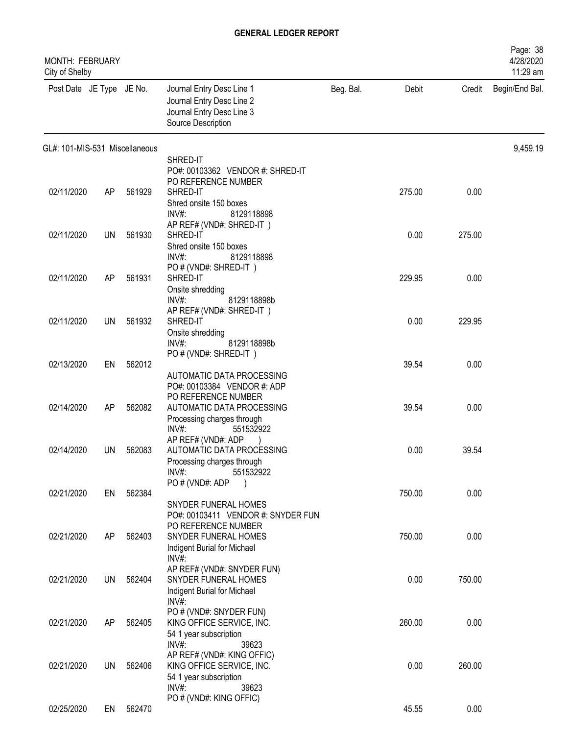# GENERAL LEDGER REPORT

MONTH: FEBRUARY
City of Shelby

| Post Date | JE Type | JE No. | Journal Entry Desc Line 1<br>Journal Entry Desc Line 2<br>Journal Entry Desc Line 3<br>Source Description | Beg. Bal. | Debit | Credit | Begin/End Bal. |
|---|---|---|---|---|---|---|---|
| GL#: 101-MIS-531 Miscellaneous | | | | | | | 9,459.19 |
| | | | SHRED-IT<br>PO#: 00103362 VENDOR #: SHRED-IT<br>PO REFERENCE NUMBER | | | | |
| 02/11/2020 | AP | 561929 | SHRED-IT<br>Shred onsite 150 boxes<br>INV#: 8129118898<br>AP REF# (VND#: SHRED-IT ) | | 275.00 | 0.00 | |
| 02/11/2020 | UN | 561930 | SHRED-IT<br>Shred onsite 150 boxes<br>INV#: 8129118898<br>PO # (VND#: SHRED-IT ) | | 0.00 | 275.00 | |
| 02/11/2020 | AP | 561931 | SHRED-IT<br>Onsite shredding<br>INV#: 8129118898b<br>AP REF# (VND#: SHRED-IT ) | | 229.95 | 0.00 | |
| 02/11/2020 | UN | 561932 | SHRED-IT<br>Onsite shredding<br>INV#: 8129118898b<br>PO # (VND#: SHRED-IT ) | | 0.00 | 229.95 | |
| 02/13/2020 | EN | 562012 | | | 39.54 | 0.00 | |
| | | | AUTOMATIC DATA PROCESSING<br>PO#: 00103384 VENDOR #: ADP<br>PO REFERENCE NUMBER | | | | |
| 02/14/2020 | AP | 562082 | AUTOMATIC DATA PROCESSING<br>Processing charges through<br>INV#: 551532922<br>AP REF# (VND#: ADP ) | | 39.54 | 0.00 | |
| 02/14/2020 | UN | 562083 | AUTOMATIC DATA PROCESSING<br>Processing charges through<br>INV#: 551532922<br>PO # (VND#: ADP ) | | 0.00 | 39.54 | |
| 02/21/2020 | EN | 562384 | | | 750.00 | 0.00 | |
| | | | SNYDER FUNERAL HOMES<br>PO#: 00103411 VENDOR #: SNYDER FUN<br>PO REFERENCE NUMBER | | | | |
| 02/21/2020 | AP | 562403 | SNYDER FUNERAL HOMES<br>Indigent Burial for Michael<br>INV#:<br>AP REF# (VND#: SNYDER FUN) | | 750.00 | 0.00 | |
| 02/21/2020 | UN | 562404 | SNYDER FUNERAL HOMES<br>Indigent Burial for Michael<br>INV#:<br>PO # (VND#: SNYDER FUN) | | 0.00 | 750.00 | |
| 02/21/2020 | AP | 562405 | KING OFFICE SERVICE, INC.<br>54 1 year subscription<br>INV#: 39623<br>AP REF# (VND#: KING OFFIC) | | 260.00 | 0.00 | |
| 02/21/2020 | UN | 562406 | KING OFFICE SERVICE, INC.<br>54 1 year subscription<br>INV#: 39623<br>PO # (VND#: KING OFFIC) | | 0.00 | 260.00 | |
| 02/25/2020 | EN | 562470 | | | 45.55 | 0.00 | |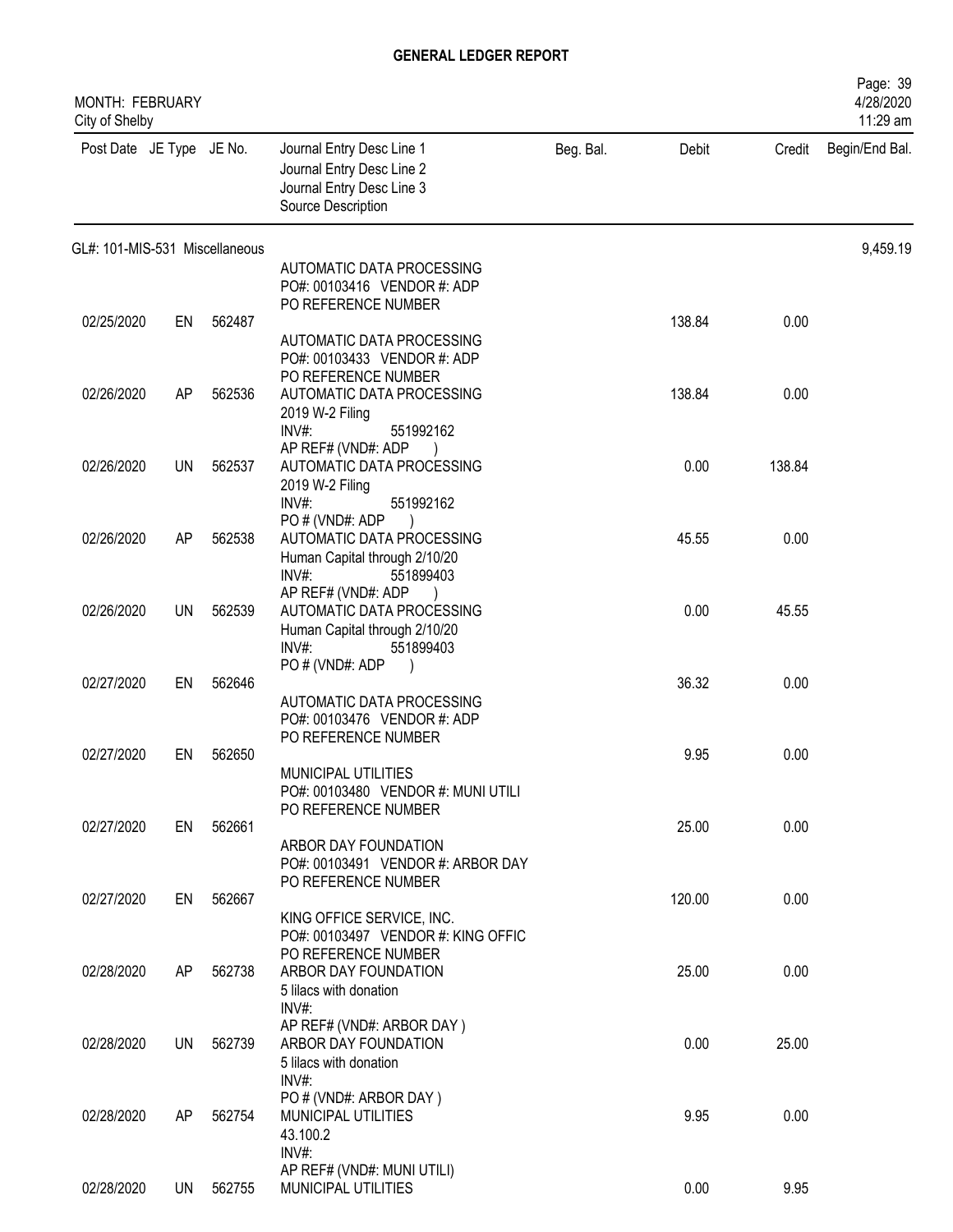**GENERAL LEDGER REPORT**

MONTH: FEBRUARY
City of Shelby

| Post Date | JE Type | JE No. | Journal Entry Desc Line 1<br>Journal Entry Desc Line 2<br>Journal Entry Desc Line 3<br>Source Description | Beg. Bal. | Debit | Credit | Begin/End Bal. |
|---|---|---|---|---|---|---|---|
| GL#: 101-MIS-531 Miscellaneous | | | | | | | 9,459.19 |
| | | | AUTOMATIC DATA PROCESSING<br>PO#: 00103416 VENDOR #: ADP<br>PO REFERENCE NUMBER | | | | |
| 02/25/2020 | EN | 562487 | | | 138.84 | 0.00 | |
| | | | AUTOMATIC DATA PROCESSING<br>PO#: 00103433 VENDOR #: ADP<br>PO REFERENCE NUMBER | | | | |
| 02/26/2020 | AP | 562536 | AUTOMATIC DATA PROCESSING<br>2019 W-2 Filing<br>INV#: 551992162<br>AP REF# (VND#: ADP ) | | 138.84 | 0.00 | |
| 02/26/2020 | UN | 562537 | AUTOMATIC DATA PROCESSING<br>2019 W-2 Filing<br>INV#: 551992162<br>PO # (VND#: ADP ) | | 0.00 | 138.84 | |
| 02/26/2020 | AP | 562538 | AUTOMATIC DATA PROCESSING<br>Human Capital through 2/10/20<br>INV#: 551899403<br>AP REF# (VND#: ADP ) | | 45.55 | 0.00 | |
| 02/26/2020 | UN | 562539 | AUTOMATIC DATA PROCESSING<br>Human Capital through 2/10/20<br>INV#: 551899403<br>PO # (VND#: ADP ) | | 0.00 | 45.55 | |
| 02/27/2020 | EN | 562646 | | | 36.32 | 0.00 | |
| | | | AUTOMATIC DATA PROCESSING<br>PO#: 00103476 VENDOR #: ADP<br>PO REFERENCE NUMBER | | | | |
| 02/27/2020 | EN | 562650 | | | 9.95 | 0.00 | |
| | | | MUNICIPAL UTILITIES<br>PO#: 00103480 VENDOR #: MUNI UTILI<br>PO REFERENCE NUMBER | | | | |
| 02/27/2020 | EN | 562661 | | | 25.00 | 0.00 | |
| | | | ARBOR DAY FOUNDATION<br>PO#: 00103491 VENDOR #: ARBOR DAY<br>PO REFERENCE NUMBER | | | | |
| 02/27/2020 | EN | 562667 | | | 120.00 | 0.00 | |
| | | | KING OFFICE SERVICE, INC.<br>PO#: 00103497 VENDOR #: KING OFFIC<br>PO REFERENCE NUMBER | | | | |
| 02/28/2020 | AP | 562738 | ARBOR DAY FOUNDATION<br>5 lilacs with donation<br>INV#:<br>AP REF# (VND#: ARBOR DAY ) | | 25.00 | 0.00 | |
| 02/28/2020 | UN | 562739 | ARBOR DAY FOUNDATION<br>5 lilacs with donation<br>INV#:<br>PO # (VND#: ARBOR DAY ) | | 0.00 | 25.00 | |
| 02/28/2020 | AP | 562754 | MUNICIPAL UTILITIES<br>43.100.2<br>INV#:<br>AP REF# (VND#: MUNI UTILI) | | 9.95 | 0.00 | |
| 02/28/2020 | UN | 562755 | MUNICIPAL UTILITIES | | 0.00 | 9.95 | |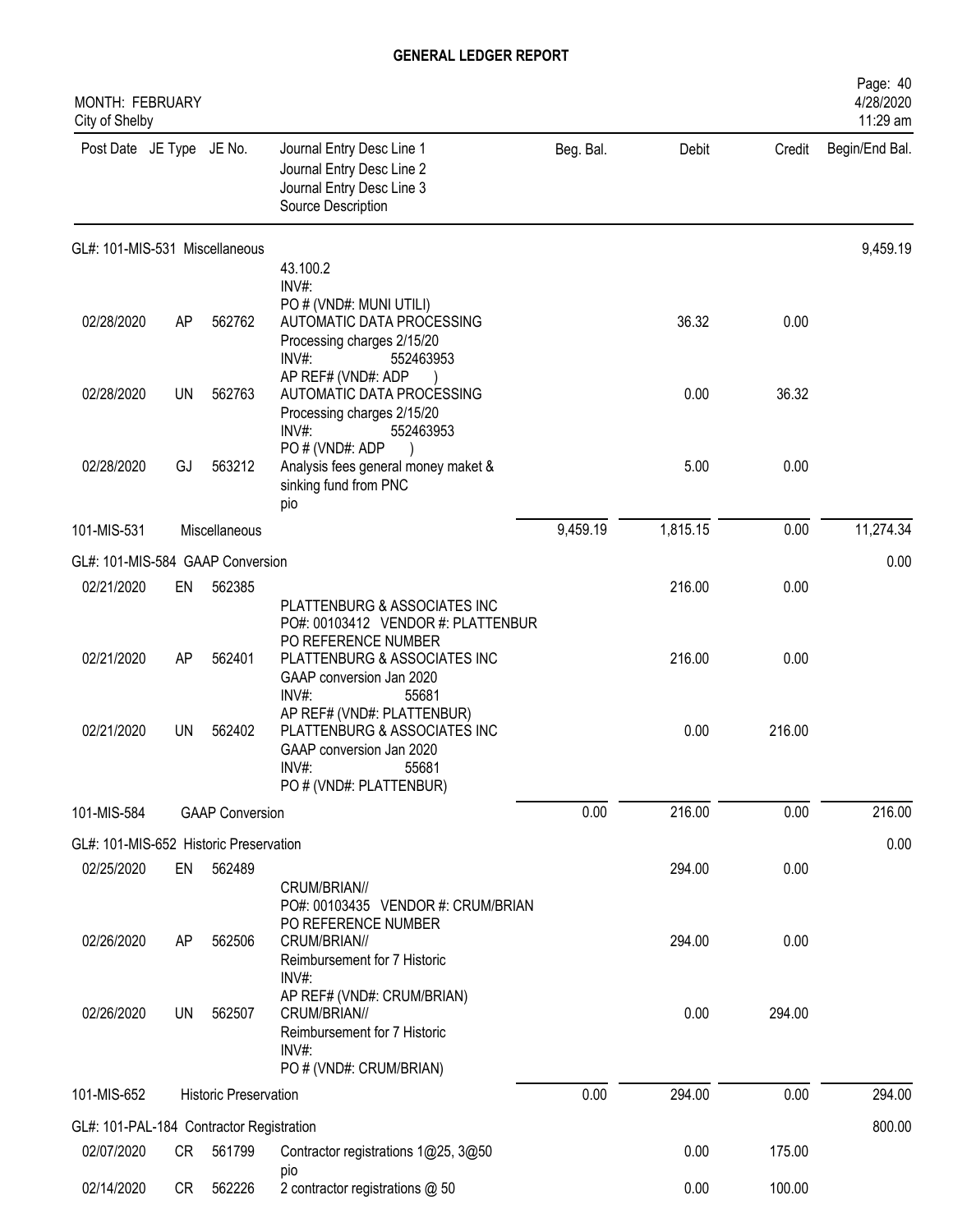# GENERAL LEDGER REPORT

MONTH: FEBRUARY
City of Shelby

| Post Date | JE Type | JE No. | Journal Entry Desc Line 1 / Journal Entry Desc Line 2 / Journal Entry Desc Line 3 / Source Description | Beg. Bal. | Debit | Credit | Begin/End Bal. |
|---|---|---|---|---|---|---|---|
| GL#: 101-MIS-531 Miscellaneous | | | | | | | 9,459.19 |
| | | | 43.100.2 INV#: PO # (VND#: MUNI UTILI) | | | | |
| 02/28/2020 | AP | 562762 | AUTOMATIC DATA PROCESSING Processing charges 2/15/20 INV#: 552463953 AP REF# (VND#: ADP ) | | 36.32 | 0.00 | |
| 02/28/2020 | UN | 562763 | AUTOMATIC DATA PROCESSING Processing charges 2/15/20 INV#: 552463953 PO # (VND#: ADP ) | | 0.00 | 36.32 | |
| 02/28/2020 | GJ | 563212 | Analysis fees general money maket & sinking fund from PNC pio | | 5.00 | 0.00 | |
| 101-MIS-531 | | Miscellaneous | | 9,459.19 | 1,815.15 | 0.00 | 11,274.34 |
| GL#: 101-MIS-584 GAAP Conversion | | | | | | | 0.00 |
| 02/21/2020 | EN | 562385 | PLATTENBURG & ASSOCIATES INC PO#: 00103412 VENDOR #: PLATTENBUR PO REFERENCE NUMBER | | 216.00 | 0.00 | |
| 02/21/2020 | AP | 562401 | PLATTENBURG & ASSOCIATES INC GAAP conversion Jan 2020 INV#: 55681 AP REF# (VND#: PLATTENBUR) | | 216.00 | 0.00 | |
| 02/21/2020 | UN | 562402 | PLATTENBURG & ASSOCIATES INC GAAP conversion Jan 2020 INV#: 55681 PO # (VND#: PLATTENBUR) | | 0.00 | 216.00 | |
| 101-MIS-584 | | GAAP Conversion | | 0.00 | 216.00 | 0.00 | 216.00 |
| GL#: 101-MIS-652 Historic Preservation | | | | | | | 0.00 |
| 02/25/2020 | EN | 562489 | CRUM/BRIAN// PO#: 00103435 VENDOR #: CRUM/BRIAN PO REFERENCE NUMBER | | 294.00 | 0.00 | |
| 02/26/2020 | AP | 562506 | CRUM/BRIAN// Reimbursement for 7 Historic INV#: AP REF# (VND#: CRUM/BRIAN) | | 294.00 | 0.00 | |
| 02/26/2020 | UN | 562507 | CRUM/BRIAN// Reimbursement for 7 Historic INV#: PO # (VND#: CRUM/BRIAN) | | 0.00 | 294.00 | |
| 101-MIS-652 | | Historic Preservation | | 0.00 | 294.00 | 0.00 | 294.00 |
| GL#: 101-PAL-184 Contractor Registration | | | | | | | 800.00 |
| 02/07/2020 | CR | 561799 | Contractor registrations 1@25, 3@50 pio | | 0.00 | 175.00 | |
| 02/14/2020 | CR | 562226 | 2 contractor registrations @ 50 | | 0.00 | 100.00 | |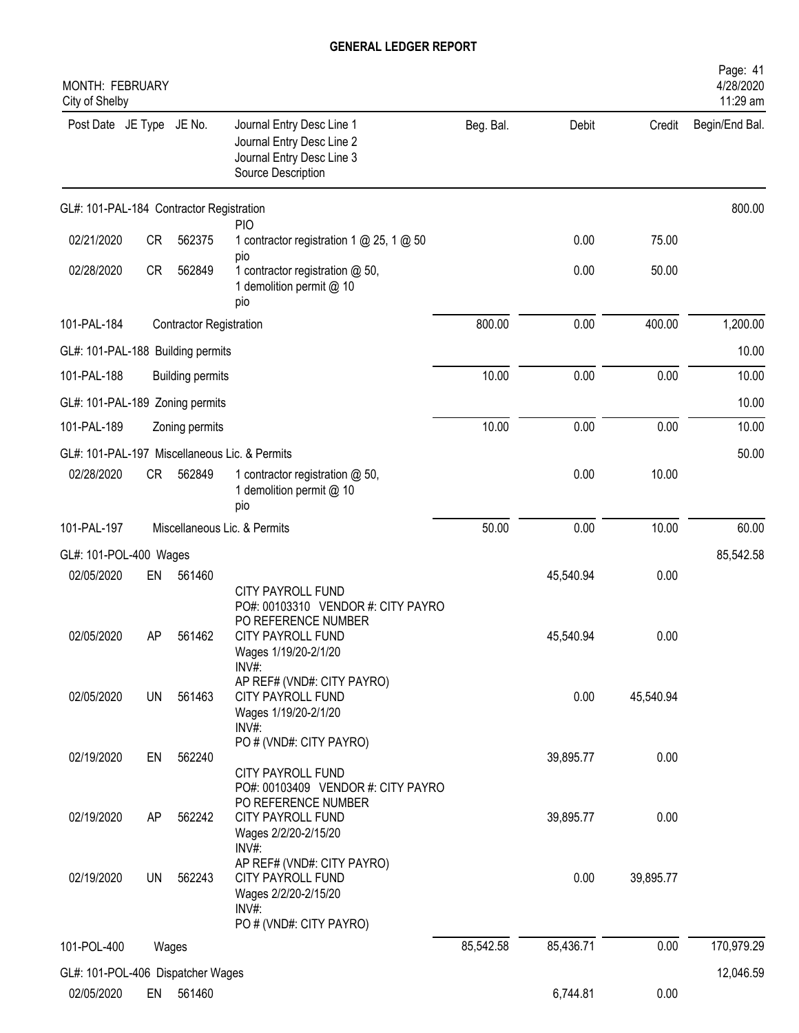# GENERAL LEDGER REPORT

MONTH: FEBRUARY
City of Shelby

| Post Date | JE Type | JE No. | Journal Entry Desc Line 1 / Journal Entry Desc Line 2 / Journal Entry Desc Line 3 / Source Description | Beg. Bal. | Debit | Credit | Begin/End Bal. |
|---|---|---|---|---|---|---|---|
| GL#: 101-PAL-184 Contractor Registration | | | | | | | 800.00 |
| 02/21/2020 | CR | 562375 | PIO<br>1 contractor registration 1 @ 25, 1 @ 50<br>pio | | 0.00 | 75.00 | |
| 02/28/2020 | CR | 562849 | 1 contractor registration @ 50,<br>1 demolition permit @ 10<br>pio | | 0.00 | 50.00 | |
| 101-PAL-184 | | Contractor Registration | | 800.00 | 0.00 | 400.00 | 1,200.00 |
| GL#: 101-PAL-188 Building permits | | | | | | | 10.00 |
| 101-PAL-188 | | Building permits | | 10.00 | 0.00 | 0.00 | 10.00 |
| GL#: 101-PAL-189 Zoning permits | | | | | | | 10.00 |
| 101-PAL-189 | | Zoning permits | | 10.00 | 0.00 | 0.00 | 10.00 |
| GL#: 101-PAL-197 Miscellaneous Lic. & Permits | | | | | | | 50.00 |
| 02/28/2020 | CR | 562849 | 1 contractor registration @ 50,<br>1 demolition permit @ 10<br>pio | | 0.00 | 10.00 | |
| 101-PAL-197 | | Miscellaneous Lic. & Permits | | 50.00 | 0.00 | 10.00 | 60.00 |
| GL#: 101-POL-400 Wages | | | | | | | 85,542.58 |
| 02/05/2020 | EN | 561460 | CITY PAYROLL FUND<br>PO#: 00103310 VENDOR #: CITY PAYRO<br>PO REFERENCE NUMBER | | 45,540.94 | 0.00 | |
| 02/05/2020 | AP | 561462 | CITY PAYROLL FUND<br>Wages 1/19/20-2/1/20<br>INV#:<br>AP REF# (VND#: CITY PAYRO) | | 45,540.94 | 0.00 | |
| 02/05/2020 | UN | 561463 | CITY PAYROLL FUND<br>Wages 1/19/20-2/1/20<br>INV#:<br>PO # (VND#: CITY PAYRO) | | 0.00 | 45,540.94 | |
| 02/19/2020 | EN | 562240 | CITY PAYROLL FUND<br>PO#: 00103409 VENDOR #: CITY PAYRO<br>PO REFERENCE NUMBER | | 39,895.77 | 0.00 | |
| 02/19/2020 | AP | 562242 | CITY PAYROLL FUND<br>Wages 2/2/20-2/15/20<br>INV#:<br>AP REF# (VND#: CITY PAYRO) | | 39,895.77 | 0.00 | |
| 02/19/2020 | UN | 562243 | CITY PAYROLL FUND<br>Wages 2/2/20-2/15/20<br>INV#:<br>PO # (VND#: CITY PAYRO) | | 0.00 | 39,895.77 | |
| 101-POL-400 | | Wages | | 85,542.58 | 85,436.71 | 0.00 | 170,979.29 |
| GL#: 101-POL-406 Dispatcher Wages | | | | | | | 12,046.59 |
| 02/05/2020 | EN | 561460 | | | 6,744.81 | 0.00 | |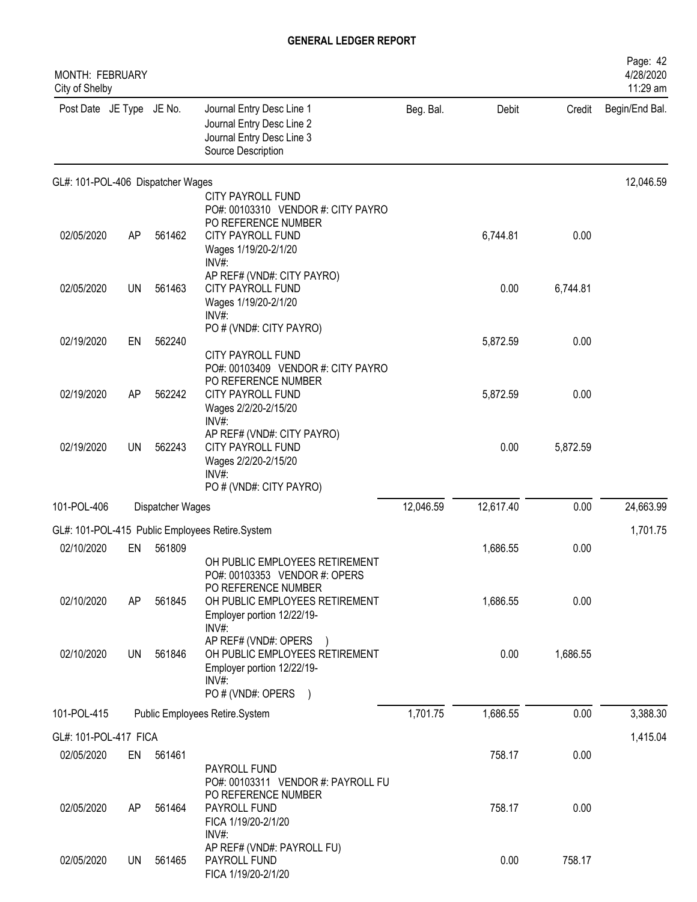# GENERAL LEDGER REPORT

MONTH: FEBRUARY
City of Shelby

| Post Date | JE Type | JE No. | Journal Entry Desc Line 1 / Journal Entry Desc Line 2 / Journal Entry Desc Line 3 / Source Description | Beg. Bal. | Debit | Credit | Begin/End Bal. |
|---|---|---|---|---|---|---|---|
| **GL#: 101-POL-406 Dispatcher Wages** | | | | | | | 12,046.59 |
| | | | CITY PAYROLL FUND<br>PO#: 00103310 VENDOR #: CITY PAYRO<br>PO REFERENCE NUMBER | | | | |
| 02/05/2020 | AP | 561462 | CITY PAYROLL FUND<br>Wages 1/19/20-2/1/20<br>INV#:<br>AP REF# (VND#: CITY PAYRO) | | 6,744.81 | 0.00 | |
| 02/05/2020 | UN | 561463 | CITY PAYROLL FUND<br>Wages 1/19/20-2/1/20<br>INV#:<br>PO # (VND#: CITY PAYRO) | | 0.00 | 6,744.81 | |
| 02/19/2020 | EN | 562240 | | | 5,872.59 | 0.00 | |
| | | | CITY PAYROLL FUND<br>PO#: 00103409 VENDOR #: CITY PAYRO<br>PO REFERENCE NUMBER | | | | |
| 02/19/2020 | AP | 562242 | CITY PAYROLL FUND<br>Wages 2/2/20-2/15/20<br>INV#:<br>AP REF# (VND#: CITY PAYRO) | | 5,872.59 | 0.00 | |
| 02/19/2020 | UN | 562243 | CITY PAYROLL FUND<br>Wages 2/2/20-2/15/20<br>INV#:<br>PO # (VND#: CITY PAYRO) | | 0.00 | 5,872.59 | |
| 101-POL-406 | | | Dispatcher Wages | 12,046.59 | 12,617.40 | 0.00 | 24,663.99 |
| **GL#: 101-POL-415 Public Employees Retire.System** | | | | | | | 1,701.75 |
| 02/10/2020 | EN | 561809 | | | 1,686.55 | 0.00 | |
| | | | OH PUBLIC EMPLOYEES RETIREMENT<br>PO#: 00103353 VENDOR #: OPERS<br>PO REFERENCE NUMBER | | | | |
| 02/10/2020 | AP | 561845 | OH PUBLIC EMPLOYEES RETIREMENT<br>Employer portion 12/22/19-<br>INV#:<br>AP REF# (VND#: OPERS ) | | 1,686.55 | 0.00 | |
| 02/10/2020 | UN | 561846 | OH PUBLIC EMPLOYEES RETIREMENT<br>Employer portion 12/22/19-<br>INV#:<br>PO # (VND#: OPERS ) | | 0.00 | 1,686.55 | |
| 101-POL-415 | | | Public Employees Retire.System | 1,701.75 | 1,686.55 | 0.00 | 3,388.30 |
| **GL#: 101-POL-417 FICA** | | | | | | | 1,415.04 |
| 02/05/2020 | EN | 561461 | | | 758.17 | 0.00 | |
| | | | PAYROLL FUND<br>PO#: 00103311 VENDOR #: PAYROLL FU<br>PO REFERENCE NUMBER | | | | |
| 02/05/2020 | AP | 561464 | PAYROLL FUND<br>FICA 1/19/20-2/1/20<br>INV#:<br>AP REF# (VND#: PAYROLL FU) | | 758.17 | 0.00 | |
| 02/05/2020 | UN | 561465 | PAYROLL FUND<br>FICA 1/19/20-2/1/20 | | 0.00 | 758.17 | |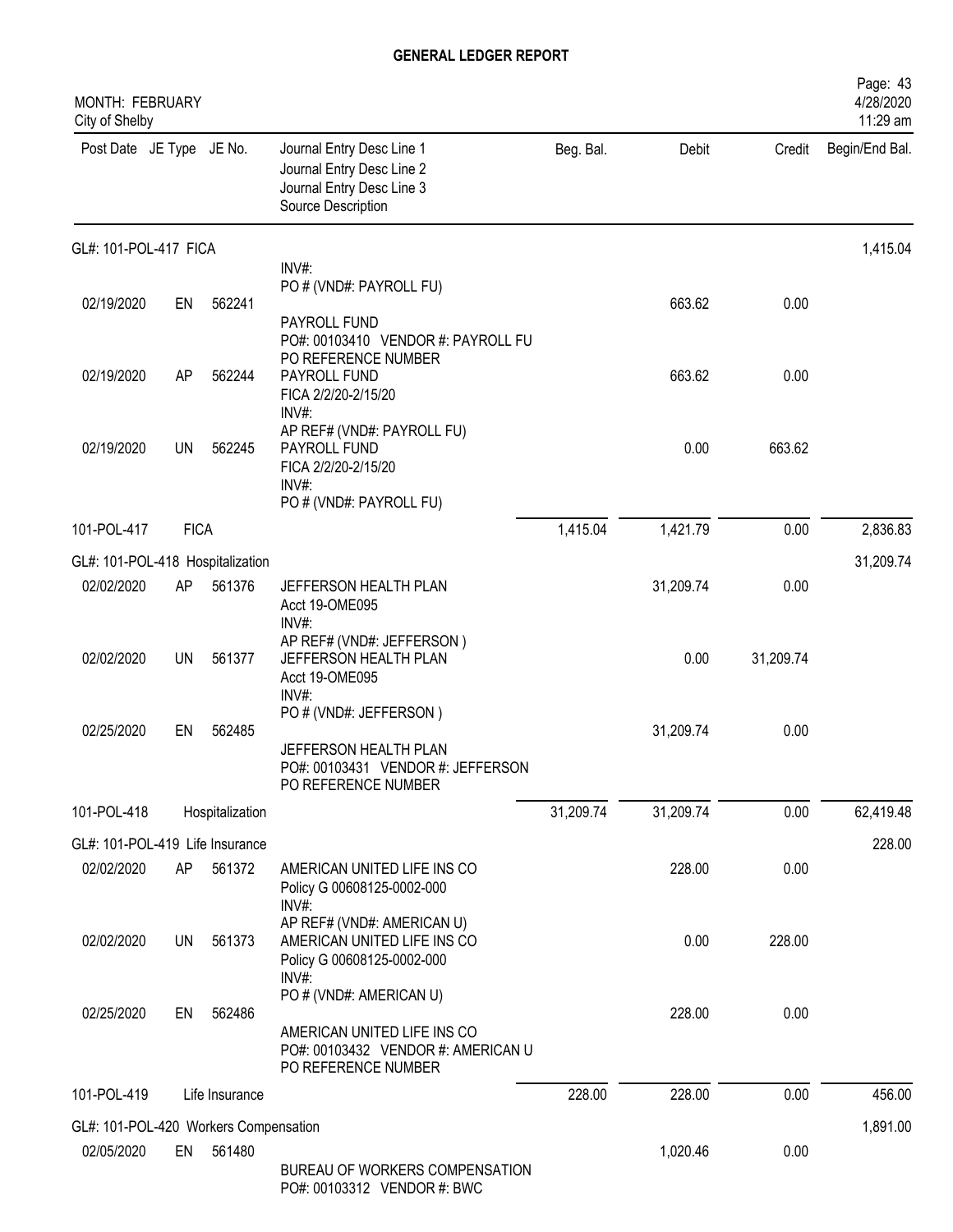## GENERAL LEDGER REPORT

MONTH: FEBRUARY
City of Shelby

| Post Date | JE Type | JE No. | Journal Entry Desc Line 1 / Journal Entry Desc Line 2 / Journal Entry Desc Line 3 / Source Description | Beg. Bal. | Debit | Credit | Begin/End Bal. |
|---|---|---|---|---|---|---|---|
| **GL#: 101-POL-417 FICA** | | | | | | | 1,415.04 |
| | | | INV#: PO # (VND#: PAYROLL FU) | | | | |
| 02/19/2020 | EN | 562241 | PAYROLL FUND PO#: 00103410 VENDOR #: PAYROLL FU PO REFERENCE NUMBER | | 663.62 | 0.00 | |
| 02/19/2020 | AP | 562244 | PAYROLL FUND FICA 2/2/20-2/15/20 INV#: AP REF# (VND#: PAYROLL FU) | | 663.62 | 0.00 | |
| 02/19/2020 | UN | 562245 | PAYROLL FUND FICA 2/2/20-2/15/20 INV#: PO # (VND#: PAYROLL FU) | | 0.00 | 663.62 | |
| 101-POL-417 | FICA | | | 1,415.04 | 1,421.79 | 0.00 | 2,836.83 |
| **GL#: 101-POL-418 Hospitalization** | | | | | | | 31,209.74 |
| 02/02/2020 | AP | 561376 | JEFFERSON HEALTH PLAN Acct 19-OME095 INV#: AP REF# (VND#: JEFFERSON ) | | 31,209.74 | 0.00 | |
| 02/02/2020 | UN | 561377 | JEFFERSON HEALTH PLAN Acct 19-OME095 INV#: PO # (VND#: JEFFERSON ) | | 0.00 | 31,209.74 | |
| 02/25/2020 | EN | 562485 | JEFFERSON HEALTH PLAN PO#: 00103431 VENDOR #: JEFFERSON PO REFERENCE NUMBER | | 31,209.74 | 0.00 | |
| 101-POL-418 | Hospitalization | | | 31,209.74 | 31,209.74 | 0.00 | 62,419.48 |
| **GL#: 101-POL-419 Life Insurance** | | | | | | | 228.00 |
| 02/02/2020 | AP | 561372 | AMERICAN UNITED LIFE INS CO Policy G 00608125-0002-000 INV#: AP REF# (VND#: AMERICAN U) | | 228.00 | 0.00 | |
| 02/02/2020 | UN | 561373 | AMERICAN UNITED LIFE INS CO Policy G 00608125-0002-000 INV#: PO # (VND#: AMERICAN U) | | 0.00 | 228.00 | |
| 02/25/2020 | EN | 562486 | AMERICAN UNITED LIFE INS CO PO#: 00103432 VENDOR #: AMERICAN U PO REFERENCE NUMBER | | 228.00 | 0.00 | |
| 101-POL-419 | Life Insurance | | | 228.00 | 228.00 | 0.00 | 456.00 |
| **GL#: 101-POL-420 Workers Compensation** | | | | | | | 1,891.00 |
| 02/05/2020 | EN | 561480 | BUREAU OF WORKERS COMPENSATION PO#: 00103312 VENDOR #: BWC | | 1,020.46 | 0.00 | |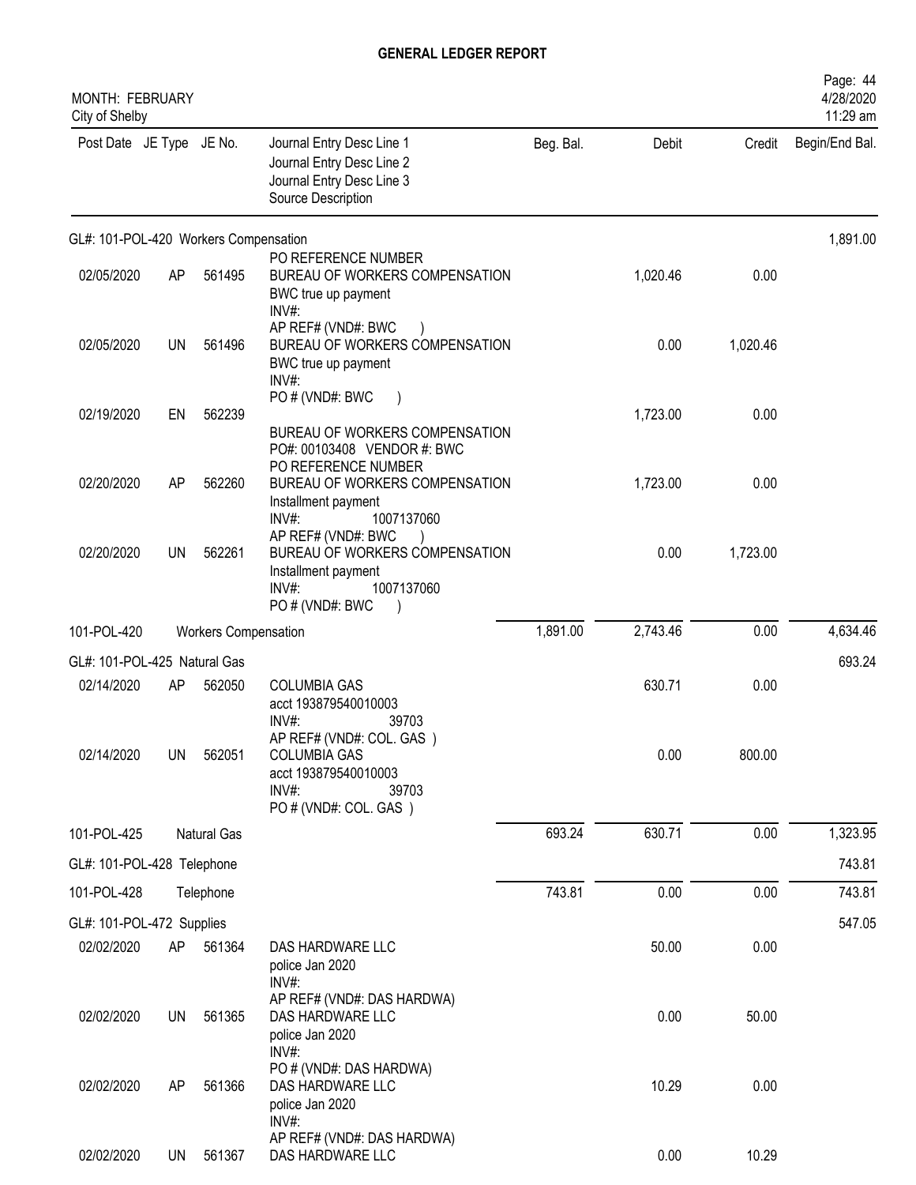## GENERAL LEDGER REPORT

MONTH: FEBRUARY
City of Shelby

| Post Date | JE Type | JE No. | Journal Entry Desc Line 1 / Journal Entry Desc Line 2 / Journal Entry Desc Line 3 / Source Description | Beg. Bal. | Debit | Credit | Begin/End Bal. |
|---|---|---|---|---|---|---|---|
| **GL#: 101-POL-420 Workers Compensation** | | | | | | | 1,891.00 |
| | | | PO REFERENCE NUMBER | | | | |
| 02/05/2020 | AP | 561495 | BUREAU OF WORKERS COMPENSATION<br>BWC true up payment<br>INV#:<br>AP REF# (VND#: BWC ) | | 1,020.46 | 0.00 | |
| 02/05/2020 | UN | 561496 | BUREAU OF WORKERS COMPENSATION<br>BWC true up payment<br>INV#:<br>PO # (VND#: BWC ) | | 0.00 | 1,020.46 | |
| 02/19/2020 | EN | 562239 | BUREAU OF WORKERS COMPENSATION<br>PO#: 00103408 VENDOR #: BWC<br>PO REFERENCE NUMBER | | 1,723.00 | 0.00 | |
| 02/20/2020 | AP | 562260 | BUREAU OF WORKERS COMPENSATION<br>Installment payment<br>INV#: 1007137060<br>AP REF# (VND#: BWC ) | | 1,723.00 | 0.00 | |
| 02/20/2020 | UN | 562261 | BUREAU OF WORKERS COMPENSATION<br>Installment payment<br>INV#: 1007137060<br>PO # (VND#: BWC ) | | 0.00 | 1,723.00 | |
| **101-POL-420** | | | **Workers Compensation** | 1,891.00 | 2,743.46 | 0.00 | 4,634.46 |
| **GL#: 101-POL-425 Natural Gas** | | | | | | | 693.24 |
| 02/14/2020 | AP | 562050 | COLUMBIA GAS<br>acct 193879540010003<br>INV#: 39703<br>AP REF# (VND#: COL. GAS ) | | 630.71 | 0.00 | |
| 02/14/2020 | UN | 562051 | COLUMBIA GAS<br>acct 193879540010003<br>INV#: 39703<br>PO # (VND#: COL. GAS ) | | 0.00 | 800.00 | |
| **101-POL-425** | | | **Natural Gas** | 693.24 | 630.71 | 0.00 | 1,323.95 |
| **GL#: 101-POL-428 Telephone** | | | | | | | 743.81 |
| **101-POL-428** | | | **Telephone** | 743.81 | 0.00 | 0.00 | 743.81 |
| **GL#: 101-POL-472 Supplies** | | | | | | | 547.05 |
| 02/02/2020 | AP | 561364 | DAS HARDWARE LLC<br>police Jan 2020<br>INV#:<br>AP REF# (VND#: DAS HARDWA) | | 50.00 | 0.00 | |
| 02/02/2020 | UN | 561365 | DAS HARDWARE LLC<br>police Jan 2020<br>INV#:<br>PO # (VND#: DAS HARDWA) | | 0.00 | 50.00 | |
| 02/02/2020 | AP | 561366 | DAS HARDWARE LLC<br>police Jan 2020<br>INV#:<br>AP REF# (VND#: DAS HARDWA) | | 10.29 | 0.00 | |
| 02/02/2020 | UN | 561367 | DAS HARDWARE LLC | | 0.00 | 10.29 | |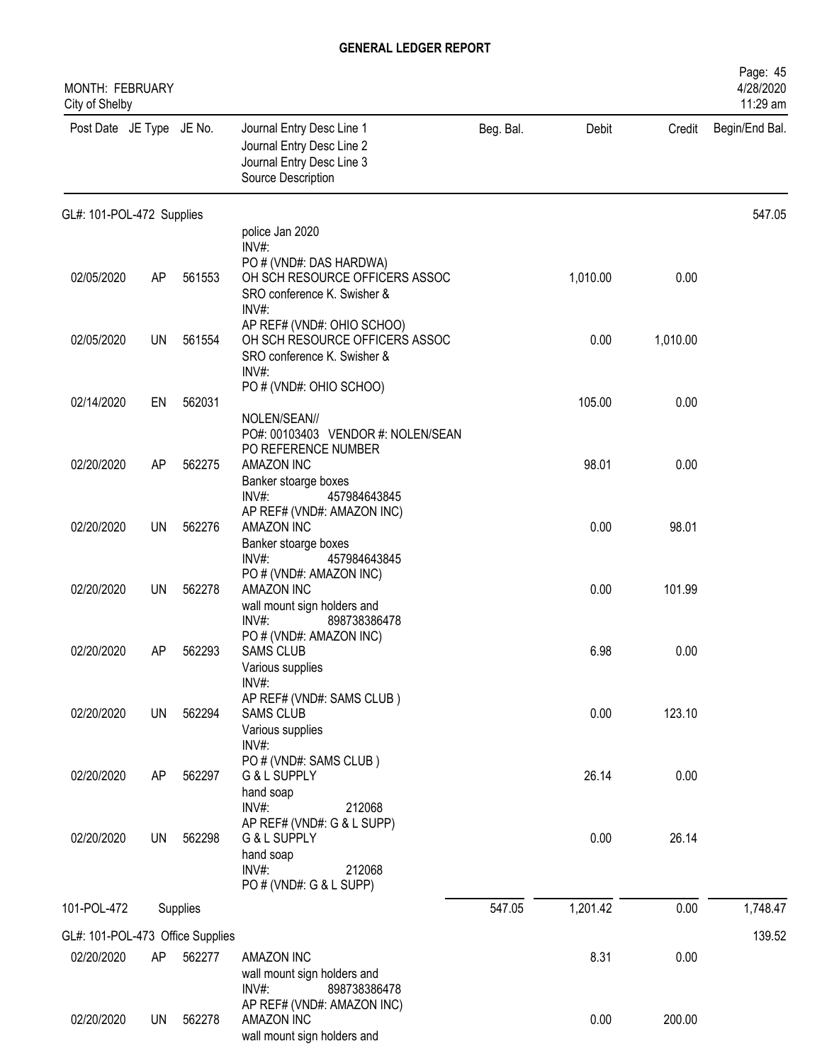**GENERAL LEDGER REPORT**

MONTH: FEBRUARY
City of Shelby

Page: 45
4/28/2020
11:29 am

| Post Date | JE Type | JE No. | Journal Entry Desc Line 1<br>Journal Entry Desc Line 2<br>Journal Entry Desc Line 3<br>Source Description | Beg. Bal. | Debit | Credit | Begin/End Bal. |
|---|---|---|---|---|---|---|---|
| GL#: 101-POL-472 Supplies | | | | | | | 547.05 |
| | | | police Jan 2020<br>INV#:<br>PO # (VND#: DAS HARDWA) | | | | |
| 02/05/2020 | AP | 561553 | OH SCH RESOURCE OFFICERS ASSOC<br>SRO conference K. Swisher &<br>INV#:<br>AP REF# (VND#: OHIO SCHOO) | | 1,010.00 | 0.00 | |
| 02/05/2020 | UN | 561554 | OH SCH RESOURCE OFFICERS ASSOC<br>SRO conference K. Swisher &<br>INV#:<br>PO # (VND#: OHIO SCHOO) | | 0.00 | 1,010.00 | |
| 02/14/2020 | EN | 562031 | NOLEN/SEAN//<br>PO#: 00103403 VENDOR #: NOLEN/SEAN<br>PO REFERENCE NUMBER | | 105.00 | 0.00 | |
| 02/20/2020 | AP | 562275 | AMAZON INC<br>Banker stoarge boxes<br>INV#: 457984643845<br>AP REF# (VND#: AMAZON INC) | | 98.01 | 0.00 | |
| 02/20/2020 | UN | 562276 | AMAZON INC<br>Banker stoarge boxes<br>INV#: 457984643845<br>PO # (VND#: AMAZON INC) | | 0.00 | 98.01 | |
| 02/20/2020 | UN | 562278 | AMAZON INC<br>wall mount sign holders and<br>INV#: 898738386478<br>PO # (VND#: AMAZON INC) | | 0.00 | 101.99 | |
| 02/20/2020 | AP | 562293 | SAMS CLUB<br>Various supplies<br>INV#:<br>AP REF# (VND#: SAMS CLUB ) | | 6.98 | 0.00 | |
| 02/20/2020 | UN | 562294 | SAMS CLUB<br>Various supplies<br>INV#:<br>PO # (VND#: SAMS CLUB ) | | 0.00 | 123.10 | |
| 02/20/2020 | AP | 562297 | G & L SUPPLY<br>hand soap<br>INV#: 212068<br>AP REF# (VND#: G & L SUPP) | | 26.14 | 0.00 | |
| 02/20/2020 | UN | 562298 | G & L SUPPLY<br>hand soap<br>INV#: 212068<br>PO # (VND#: G & L SUPP) | | 0.00 | 26.14 | |
| 101-POL-472 | | Supplies | | 547.05 | 1,201.42 | 0.00 | 1,748.47 |
| GL#: 101-POL-473 Office Supplies | | | | | | | 139.52 |
| 02/20/2020 | AP | 562277 | AMAZON INC<br>wall mount sign holders and<br>INV#: 898738386478<br>AP REF# (VND#: AMAZON INC) | | 8.31 | 0.00 | |
| 02/20/2020 | UN | 562278 | AMAZON INC<br>wall mount sign holders and | | 0.00 | 200.00 | |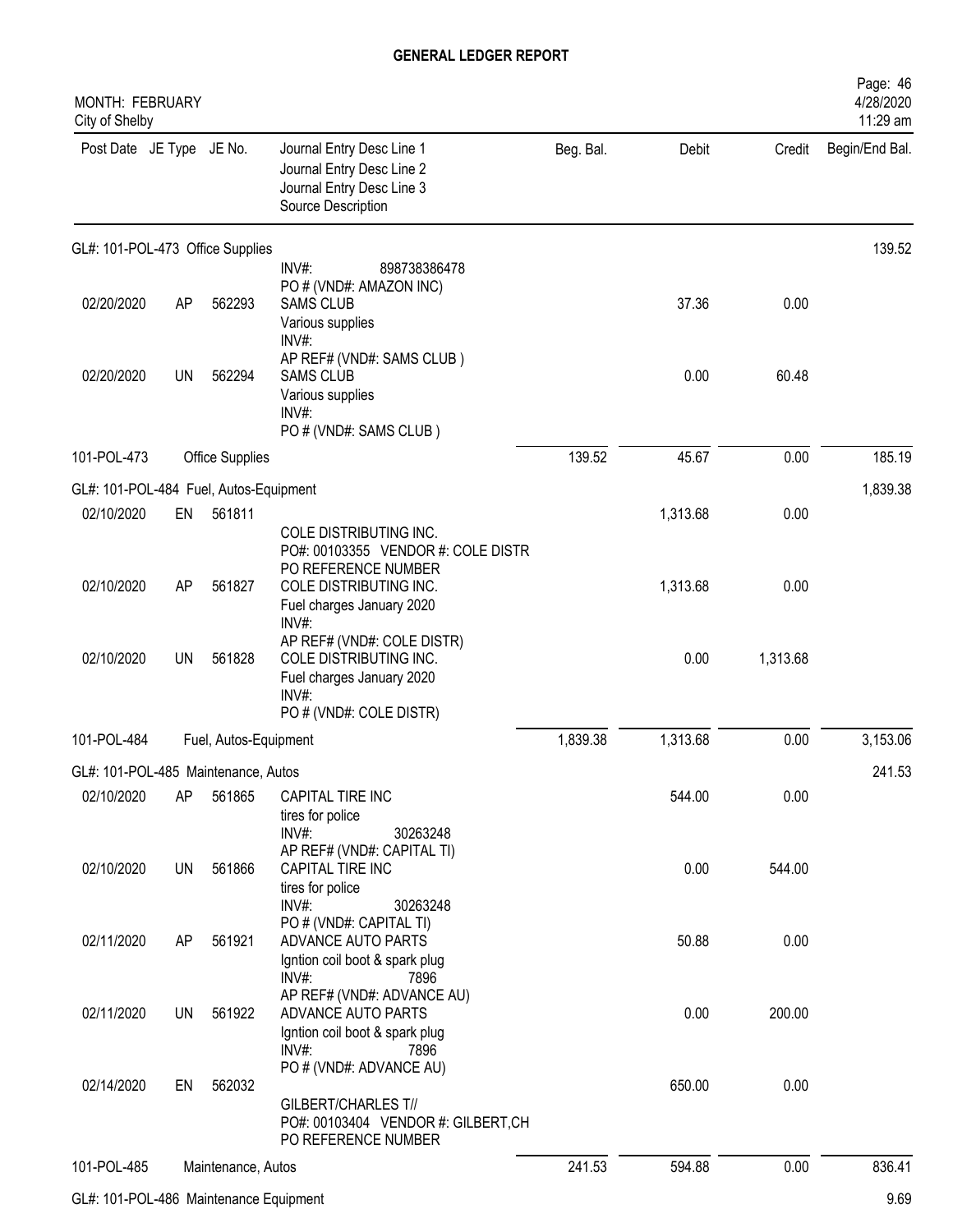# GENERAL LEDGER REPORT

MONTH: FEBRUARY
City of Shelby

| Post Date | JE Type | JE No. | Journal Entry Desc Line 1 / Journal Entry Desc Line 2 / Journal Entry Desc Line 3 / Source Description | Beg. Bal. | Debit | Credit | Begin/End Bal. |
|---|---|---|---|---|---|---|---|
| GL#: 101-POL-473 Office Supplies | | | | | | | 139.52 |
| | | | INV#: 898738386478 PO # (VND#: AMAZON INC) | | | | |
| 02/20/2020 | AP | 562293 | SAMS CLUB Various supplies INV#: AP REF# (VND#: SAMS CLUB ) | | 37.36 | 0.00 | |
| 02/20/2020 | UN | 562294 | SAMS CLUB Various supplies INV#: PO # (VND#: SAMS CLUB ) | | 0.00 | 60.48 | |
| 101-POL-473 | | Office Supplies | | 139.52 | 45.67 | 0.00 | 185.19 |
| GL#: 101-POL-484 Fuel, Autos-Equipment | | | | | | | 1,839.38 |
| 02/10/2020 | EN | 561811 | COLE DISTRIBUTING INC. PO#: 00103355 VENDOR #: COLE DISTR PO REFERENCE NUMBER | | 1,313.68 | 0.00 | |
| 02/10/2020 | AP | 561827 | COLE DISTRIBUTING INC. Fuel charges January 2020 INV#: AP REF# (VND#: COLE DISTR) | | 1,313.68 | 0.00 | |
| 02/10/2020 | UN | 561828 | COLE DISTRIBUTING INC. Fuel charges January 2020 INV#: PO # (VND#: COLE DISTR) | | 0.00 | 1,313.68 | |
| 101-POL-484 | | Fuel, Autos-Equipment | | 1,839.38 | 1,313.68 | 0.00 | 3,153.06 |
| GL#: 101-POL-485 Maintenance, Autos | | | | | | | 241.53 |
| 02/10/2020 | AP | 561865 | CAPITAL TIRE INC tires for police INV#: 30263248 AP REF# (VND#: CAPITAL TI) | | 544.00 | 0.00 | |
| 02/10/2020 | UN | 561866 | CAPITAL TIRE INC tires for police INV#: 30263248 PO # (VND#: CAPITAL TI) | | 0.00 | 544.00 | |
| 02/11/2020 | AP | 561921 | ADVANCE AUTO PARTS Igntion coil boot & spark plug INV#: 7896 AP REF# (VND#: ADVANCE AU) | | 50.88 | 0.00 | |
| 02/11/2020 | UN | 561922 | ADVANCE AUTO PARTS Igntion coil boot & spark plug INV#: 7896 PO # (VND#: ADVANCE AU) | | 0.00 | 200.00 | |
| 02/14/2020 | EN | 562032 | GILBERT/CHARLES T// PO#: 00103404 VENDOR #: GILBERT,CH PO REFERENCE NUMBER | | 650.00 | 0.00 | |
| 101-POL-485 | | Maintenance, Autos | | 241.53 | 594.88 | 0.00 | 836.41 |
| GL#: 101-POL-486 Maintenance Equipment | | | | | | | 9.69 |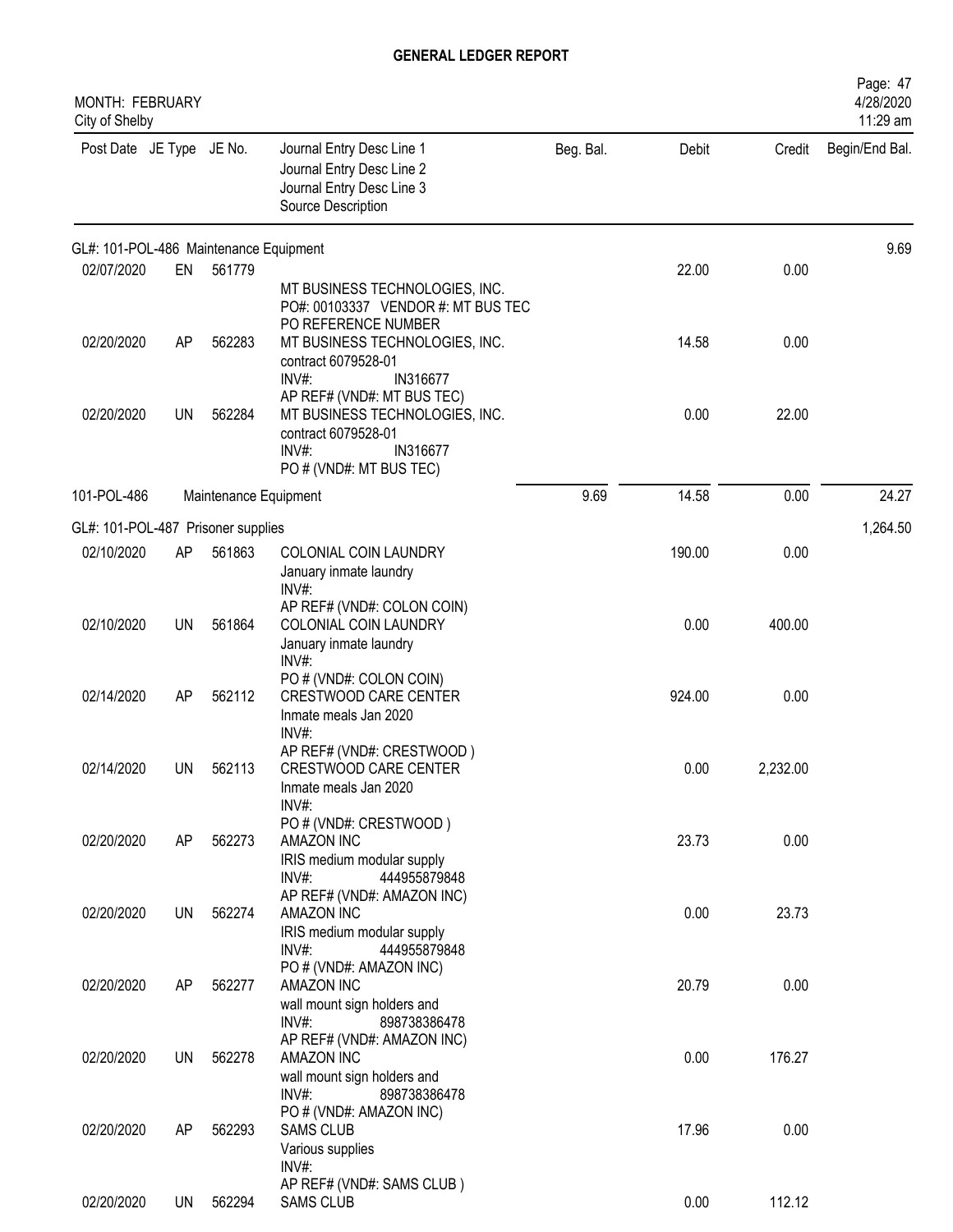# GENERAL LEDGER REPORT

MONTH: FEBRUARY
City of Shelby

| Post Date | JE Type | JE No. | Journal Entry Desc Line 1 / Journal Entry Desc Line 2 / Journal Entry Desc Line 3 / Source Description | Beg. Bal. | Debit | Credit | Begin/End Bal. |
|---|---|---|---|---|---|---|---|
| GL#: 101-POL-486 Maintenance Equipment | | | | | | | 9.69 |
| 02/07/2020 | EN | 561779 | MT BUSINESS TECHNOLOGIES, INC. PO#: 00103337 VENDOR #: MT BUS TEC PO REFERENCE NUMBER | | 22.00 | 0.00 | |
| 02/20/2020 | AP | 562283 | MT BUSINESS TECHNOLOGIES, INC. contract 6079528-01 INV#: IN316677 AP REF# (VND#: MT BUS TEC) | | 14.58 | 0.00 | |
| 02/20/2020 | UN | 562284 | MT BUSINESS TECHNOLOGIES, INC. contract 6079528-01 INV#: IN316677 PO # (VND#: MT BUS TEC) | | 0.00 | 22.00 | |
| 101-POL-486 | | | Maintenance Equipment | 9.69 | 14.58 | 0.00 | 24.27 |
| GL#: 101-POL-487 Prisoner supplies | | | | | | | 1,264.50 |
| 02/10/2020 | AP | 561863 | COLONIAL COIN LAUNDRY January inmate laundry INV#: AP REF# (VND#: COLON COIN) | | 190.00 | 0.00 | |
| 02/10/2020 | UN | 561864 | COLONIAL COIN LAUNDRY January inmate laundry INV#: PO # (VND#: COLON COIN) | | 0.00 | 400.00 | |
| 02/14/2020 | AP | 562112 | CRESTWOOD CARE CENTER Inmate meals Jan 2020 INV#: AP REF# (VND#: CRESTWOOD ) | | 924.00 | 0.00 | |
| 02/14/2020 | UN | 562113 | CRESTWOOD CARE CENTER Inmate meals Jan 2020 INV#: PO # (VND#: CRESTWOOD ) | | 0.00 | 2,232.00 | |
| 02/20/2020 | AP | 562273 | AMAZON INC IRIS medium modular supply INV#: 444955879848 AP REF# (VND#: AMAZON INC) | | 23.73 | 0.00 | |
| 02/20/2020 | UN | 562274 | AMAZON INC IRIS medium modular supply INV#: 444955879848 PO # (VND#: AMAZON INC) | | 0.00 | 23.73 | |
| 02/20/2020 | AP | 562277 | AMAZON INC wall mount sign holders and INV#: 898738386478 AP REF# (VND#: AMAZON INC) | | 20.79 | 0.00 | |
| 02/20/2020 | UN | 562278 | AMAZON INC wall mount sign holders and INV#: 898738386478 PO # (VND#: AMAZON INC) | | 0.00 | 176.27 | |
| 02/20/2020 | AP | 562293 | SAMS CLUB Various supplies INV#: AP REF# (VND#: SAMS CLUB ) | | 17.96 | 0.00 | |
| 02/20/2020 | UN | 562294 | SAMS CLUB | | 0.00 | 112.12 | |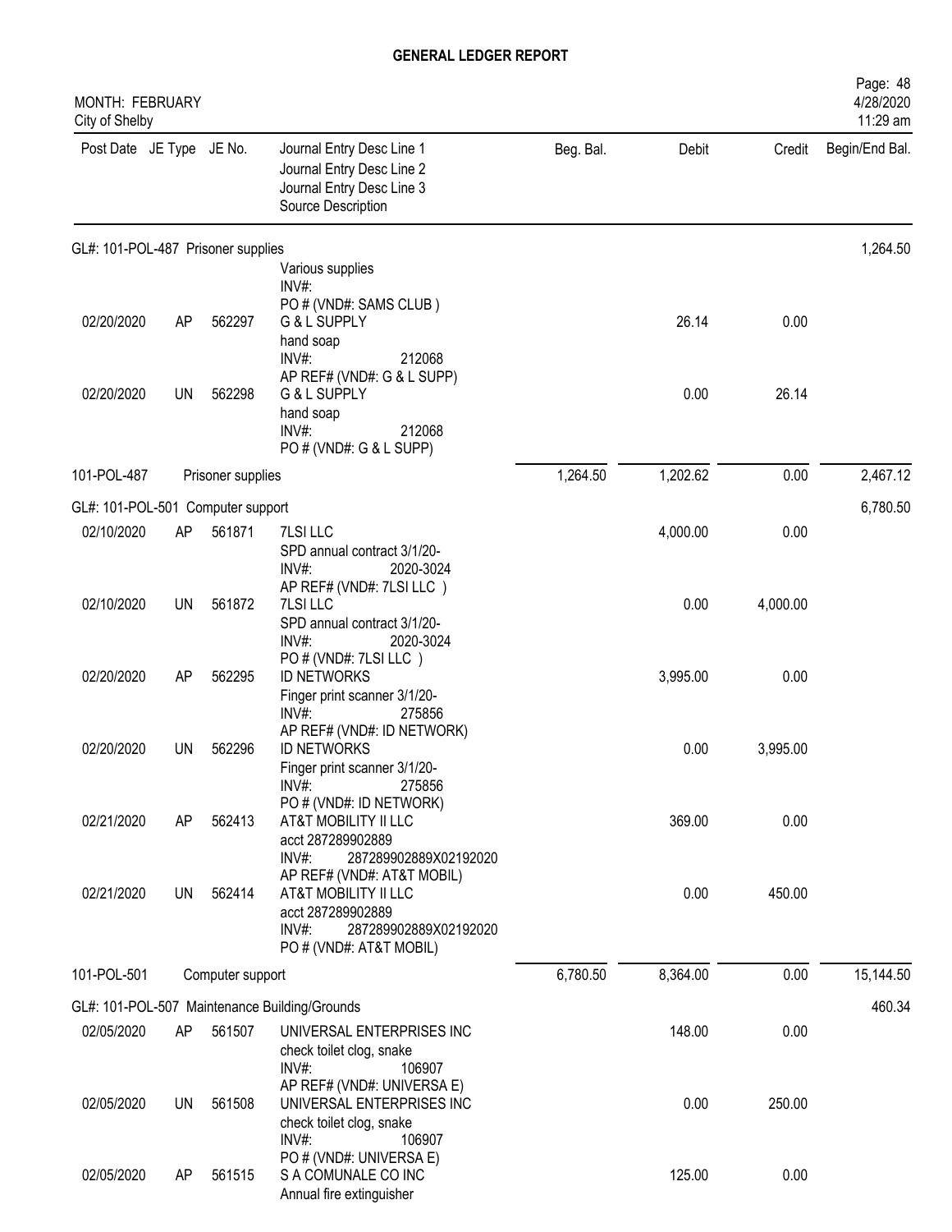# GENERAL LEDGER REPORT

MONTH: FEBRUARY
City of Shelby

4/28/2020
11:29 am

| Post Date | JE Type | JE No. | Journal Entry Desc Line 1 / Journal Entry Desc Line 2 / Journal Entry Desc Line 3 / Source Description | Beg. Bal. | Debit | Credit | Begin/End Bal. |
|---|---|---|---|---|---|---|---|
| GL#: 101-POL-487 Prisoner supplies | | | | | | | 1,264.50 |
| | | | Various supplies INV#: PO # (VND#: SAMS CLUB ) | | | | |
| 02/20/2020 | AP | 562297 | G & L SUPPLY hand soap INV#: 212068 AP REF# (VND#: G & L SUPP) | | 26.14 | 0.00 | |
| 02/20/2020 | UN | 562298 | G & L SUPPLY hand soap INV#: 212068 PO # (VND#: G & L SUPP) | | 0.00 | 26.14 | |
| 101-POL-487 | | Prisoner supplies | | 1,264.50 | 1,202.62 | 0.00 | 2,467.12 |
| GL#: 101-POL-501 Computer support | | | | | | | 6,780.50 |
| 02/10/2020 | AP | 561871 | 7LSI LLC SPD annual contract 3/1/20- INV#: 2020-3024 AP REF# (VND#: 7LSI LLC ) | | 4,000.00 | 0.00 | |
| 02/10/2020 | UN | 561872 | 7LSI LLC SPD annual contract 3/1/20- INV#: 2020-3024 PO # (VND#: 7LSI LLC ) | | 0.00 | 4,000.00 | |
| 02/20/2020 | AP | 562295 | ID NETWORKS Finger print scanner 3/1/20- INV#: 275856 AP REF# (VND#: ID NETWORK) | | 3,995.00 | 0.00 | |
| 02/20/2020 | UN | 562296 | ID NETWORKS Finger print scanner 3/1/20- INV#: 275856 PO # (VND#: ID NETWORK) | | 0.00 | 3,995.00 | |
| 02/21/2020 | AP | 562413 | AT&T MOBILITY II LLC acct 287289902889 INV#: 287289902889X02192020 AP REF# (VND#: AT&T MOBIL) | | 369.00 | 0.00 | |
| 02/21/2020 | UN | 562414 | AT&T MOBILITY II LLC acct 287289902889 INV#: 287289902889X02192020 PO # (VND#: AT&T MOBIL) | | 0.00 | 450.00 | |
| 101-POL-501 | | Computer support | | 6,780.50 | 8,364.00 | 0.00 | 15,144.50 |
| GL#: 101-POL-507 Maintenance Building/Grounds | | | | | | | 460.34 |
| 02/05/2020 | AP | 561507 | UNIVERSAL ENTERPRISES INC check toilet clog, snake INV#: 106907 AP REF# (VND#: UNIVERSA E) | | 148.00 | 0.00 | |
| 02/05/2020 | UN | 561508 | UNIVERSAL ENTERPRISES INC check toilet clog, snake INV#: 106907 PO # (VND#: UNIVERSA E) | | 0.00 | 250.00 | |
| 02/05/2020 | AP | 561515 | S A COMUNALE CO INC Annual fire extinguisher | | 125.00 | 0.00 | |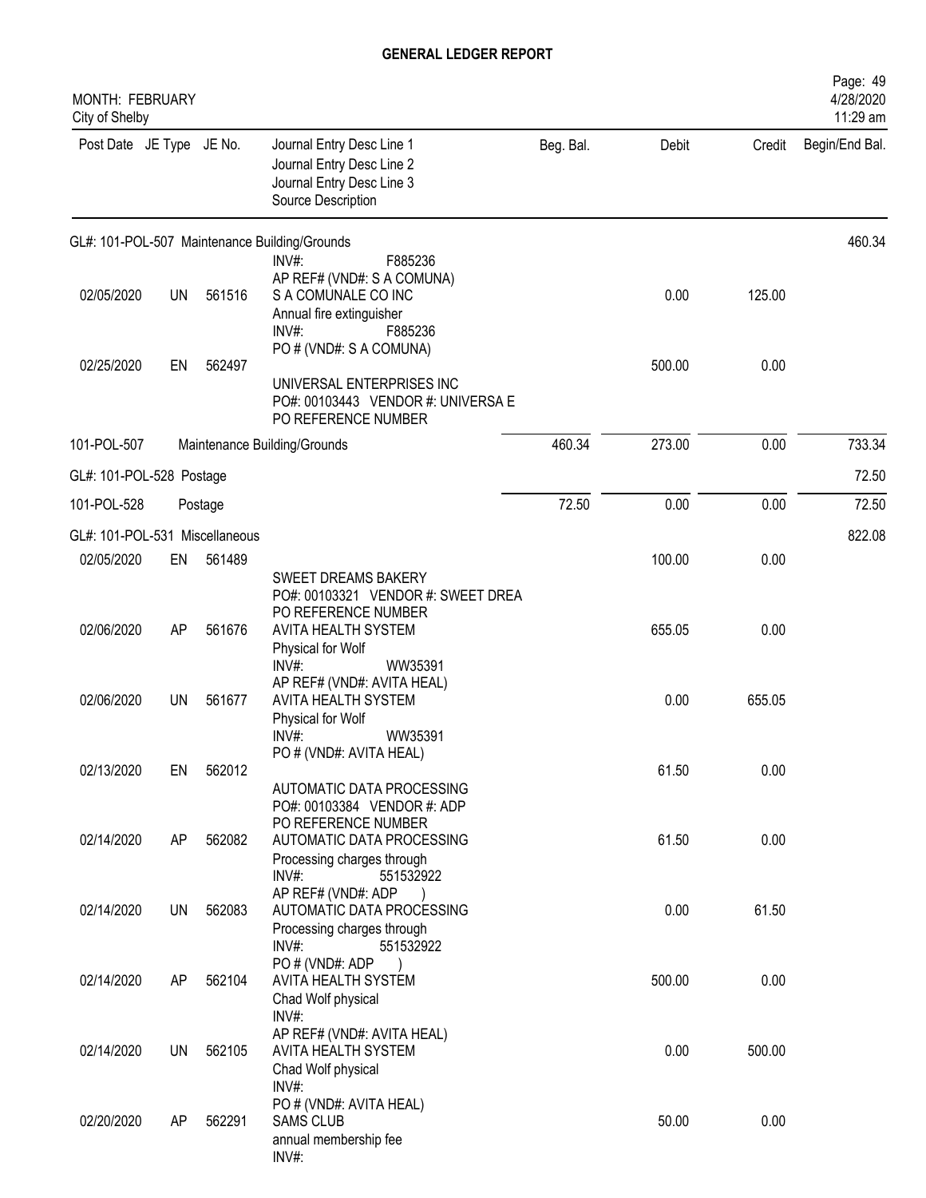# GENERAL LEDGER REPORT

MONTH: FEBRUARY
City of Shelby

| Post Date | JE Type | JE No. | Journal Entry Desc Line 1 / Journal Entry Desc Line 2 / Journal Entry Desc Line 3 / Source Description | Beg. Bal. | Debit | Credit | Begin/End Bal. |
|---|---|---|---|---|---|---|---|
| GL#: 101-POL-507 Maintenance Building/Grounds | | | | | | | 460.34 |
| | | | INV#: F885236 AP REF# (VND#: S A COMUNA) | | | | |
| 02/05/2020 | UN | 561516 | S A COMUNALE CO INC Annual fire extinguisher INV#: F885236 PO # (VND#: S A COMUNA) | | 0.00 | 125.00 | |
| 02/25/2020 | EN | 562497 | UNIVERSAL ENTERPRISES INC PO#: 00103443 VENDOR #: UNIVERSA E PO REFERENCE NUMBER | | 500.00 | 0.00 | |
| 101-POL-507 | | | Maintenance Building/Grounds | 460.34 | 273.00 | 0.00 | 733.34 |
| GL#: 101-POL-528 Postage | | | | | | | 72.50 |
| 101-POL-528 | | | Postage | 72.50 | 0.00 | 0.00 | 72.50 |
| GL#: 101-POL-531 Miscellaneous | | | | | | | 822.08 |
| 02/05/2020 | EN | 561489 | SWEET DREAMS BAKERY PO#: 00103321 VENDOR #: SWEET DREA PO REFERENCE NUMBER | | 100.00 | 0.00 | |
| 02/06/2020 | AP | 561676 | AVITA HEALTH SYSTEM Physical for Wolf INV#: WW35391 AP REF# (VND#: AVITA HEAL) | | 655.05 | 0.00 | |
| 02/06/2020 | UN | 561677 | AVITA HEALTH SYSTEM Physical for Wolf INV#: WW35391 PO # (VND#: AVITA HEAL) | | 0.00 | 655.05 | |
| 02/13/2020 | EN | 562012 | AUTOMATIC DATA PROCESSING PO#: 00103384 VENDOR #: ADP PO REFERENCE NUMBER | | 61.50 | 0.00 | |
| 02/14/2020 | AP | 562082 | AUTOMATIC DATA PROCESSING Processing charges through INV#: 551532922 AP REF# (VND#: ADP ) | | 61.50 | 0.00 | |
| 02/14/2020 | UN | 562083 | AUTOMATIC DATA PROCESSING Processing charges through INV#: 551532922 PO # (VND#: ADP ) | | 0.00 | 61.50 | |
| 02/14/2020 | AP | 562104 | AVITA HEALTH SYSTEM Chad Wolf physical INV#: AP REF# (VND#: AVITA HEAL) | | 500.00 | 0.00 | |
| 02/14/2020 | UN | 562105 | AVITA HEALTH SYSTEM Chad Wolf physical INV#: PO # (VND#: AVITA HEAL) | | 0.00 | 500.00 | |
| 02/20/2020 | AP | 562291 | SAMS CLUB annual membership fee INV#: | | 50.00 | 0.00 | |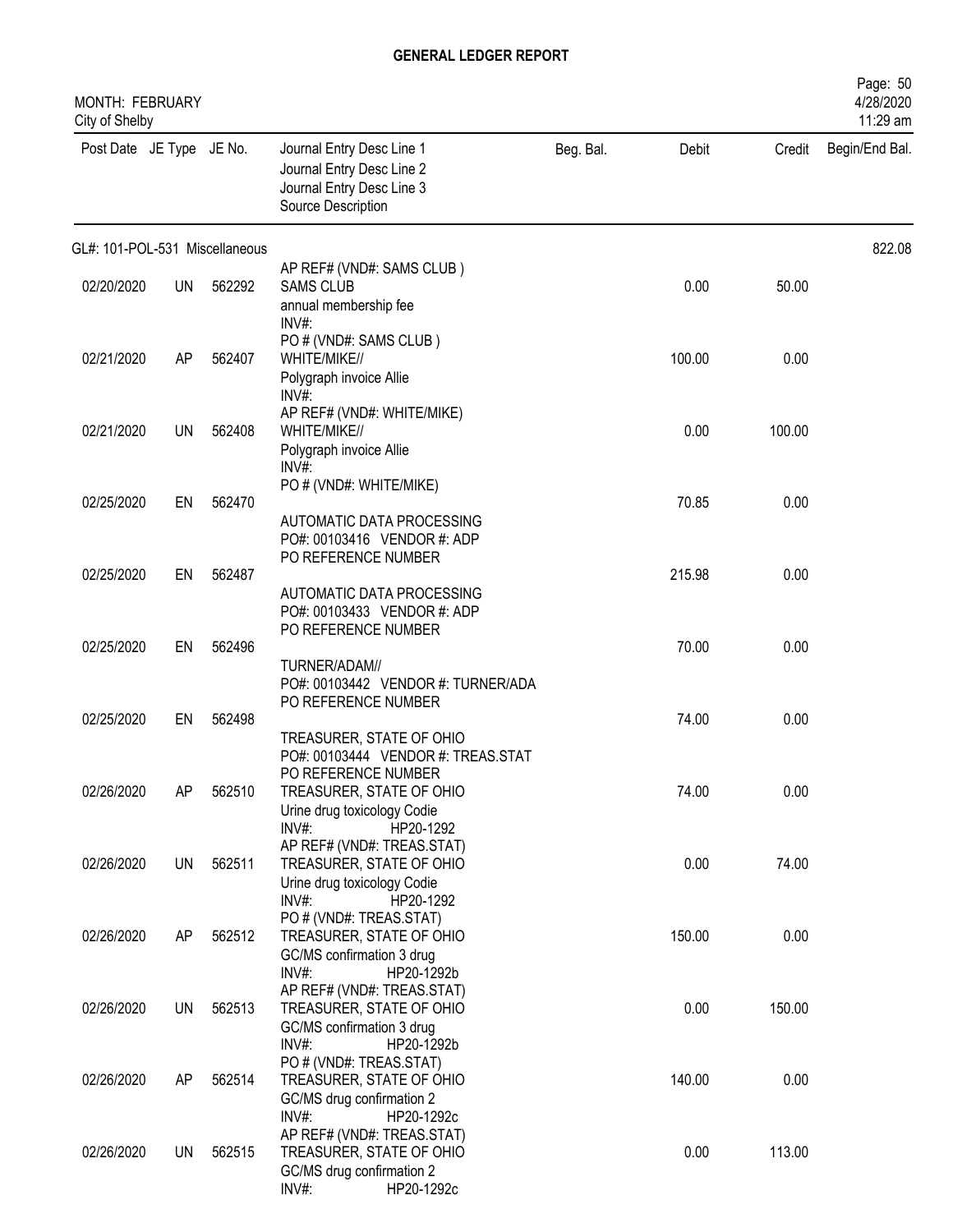# GENERAL LEDGER REPORT

MONTH: FEBRUARY
City of Shelby

4/28/2020
11:29 am

| Post Date | JE Type | JE No. | Journal Entry Desc Line 1 / Journal Entry Desc Line 2 / Journal Entry Desc Line 3 / Source Description | Beg. Bal. | Debit | Credit | Begin/End Bal. |
|---|---|---|---|---|---|---|---|
| GL#: 101-POL-531 Miscellaneous | | | | | | | 822.08 |
| | | | AP REF# (VND#: SAMS CLUB ) | | | | |
| 02/20/2020 | UN | 562292 | SAMS CLUB<br>annual membership fee<br>INV#:<br>PO # (VND#: SAMS CLUB ) | | 0.00 | 50.00 | |
| 02/21/2020 | AP | 562407 | WHITE/MIKE//<br>Polygraph invoice Allie<br>INV#:<br>AP REF# (VND#: WHITE/MIKE) | | 100.00 | 0.00 | |
| 02/21/2020 | UN | 562408 | WHITE/MIKE//<br>Polygraph invoice Allie<br>INV#:<br>PO # (VND#: WHITE/MIKE) | | 0.00 | 100.00 | |
| 02/25/2020 | EN | 562470 | AUTOMATIC DATA PROCESSING<br>PO#: 00103416 VENDOR #: ADP<br>PO REFERENCE NUMBER | | 70.85 | 0.00 | |
| 02/25/2020 | EN | 562487 | AUTOMATIC DATA PROCESSING<br>PO#: 00103433 VENDOR #: ADP<br>PO REFERENCE NUMBER | | 215.98 | 0.00 | |
| 02/25/2020 | EN | 562496 | TURNER/ADAM//<br>PO#: 00103442 VENDOR #: TURNER/ADA<br>PO REFERENCE NUMBER | | 70.00 | 0.00 | |
| 02/25/2020 | EN | 562498 | TREASURER, STATE OF OHIO<br>PO#: 00103444 VENDOR #: TREAS.STAT<br>PO REFERENCE NUMBER | | 74.00 | 0.00 | |
| 02/26/2020 | AP | 562510 | TREASURER, STATE OF OHIO<br>Urine drug toxicology Codie<br>INV#: HP20-1292<br>AP REF# (VND#: TREAS.STAT) | | 74.00 | 0.00 | |
| 02/26/2020 | UN | 562511 | TREASURER, STATE OF OHIO<br>Urine drug toxicology Codie<br>INV#: HP20-1292<br>PO # (VND#: TREAS.STAT) | | 0.00 | 74.00 | |
| 02/26/2020 | AP | 562512 | TREASURER, STATE OF OHIO<br>GC/MS confirmation 3 drug<br>INV#: HP20-1292b<br>AP REF# (VND#: TREAS.STAT) | | 150.00 | 0.00 | |
| 02/26/2020 | UN | 562513 | TREASURER, STATE OF OHIO<br>GC/MS confirmation 3 drug<br>INV#: HP20-1292b<br>PO # (VND#: TREAS.STAT) | | 0.00 | 150.00 | |
| 02/26/2020 | AP | 562514 | TREASURER, STATE OF OHIO<br>GC/MS drug confirmation 2<br>INV#: HP20-1292c<br>AP REF# (VND#: TREAS.STAT) | | 140.00 | 0.00 | |
| 02/26/2020 | UN | 562515 | TREASURER, STATE OF OHIO<br>GC/MS drug confirmation 2<br>INV#: HP20-1292c | | 0.00 | 113.00 | |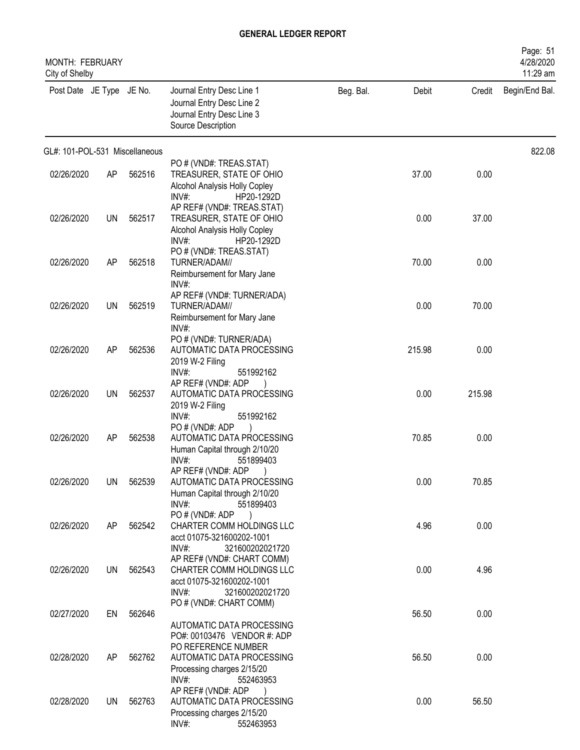# GENERAL LEDGER REPORT

MONTH: FEBRUARY
City of Shelby

| Post Date | JE Type | JE No. | Journal Entry Desc Line 1 / Journal Entry Desc Line 2 / Journal Entry Desc Line 3 / Source Description | Beg. Bal. | Debit | Credit | Begin/End Bal. |
|---|---|---|---|---|---|---|---|
| GL#: 101-POL-531 Miscellaneous | | | | | | | 822.08 |
| 02/26/2020 | AP | 562516 | TREASURER, STATE OF OHIO<br>Alcohol Analysis Holly Copley<br>INV#: HP20-1292D<br>PO # (VND#: TREAS.STAT) | | 37.00 | 0.00 | |
| 02/26/2020 | UN | 562517 | TREASURER, STATE OF OHIO<br>Alcohol Analysis Holly Copley<br>INV#: HP20-1292D<br>AP REF# (VND#: TREAS.STAT) | | 0.00 | 37.00 | |
| 02/26/2020 | AP | 562518 | TURNER/ADAM//<br>Reimbursement for Mary Jane<br>INV#:<br>PO # (VND#: TREAS.STAT) | | 70.00 | 0.00 | |
| 02/26/2020 | UN | 562519 | TURNER/ADAM//<br>Reimbursement for Mary Jane<br>INV#:<br>AP REF# (VND#: TURNER/ADA) | | 0.00 | 70.00 | |
| 02/26/2020 | AP | 562536 | AUTOMATIC DATA PROCESSING<br>2019 W-2 Filing<br>INV#: 551992162<br>PO # (VND#: TURNER/ADA) | | 215.98 | 0.00 | |
| 02/26/2020 | UN | 562537 | AUTOMATIC DATA PROCESSING<br>2019 W-2 Filing<br>INV#: 551992162<br>AP REF# (VND#: ADP ) | | 0.00 | 215.98 | |
| 02/26/2020 | AP | 562538 | AUTOMATIC DATA PROCESSING<br>Human Capital through 2/10/20<br>INV#: 551899403<br>PO # (VND#: ADP ) | | 70.85 | 0.00 | |
| 02/26/2020 | UN | 562539 | AUTOMATIC DATA PROCESSING<br>Human Capital through 2/10/20<br>INV#: 551899403<br>AP REF# (VND#: ADP ) | | 0.00 | 70.85 | |
| 02/26/2020 | AP | 562542 | CHARTER COMM HOLDINGS LLC<br>acct 01075-321600202-1001<br>INV#: 321600202021720<br>PO # (VND#: ADP ) | | 4.96 | 0.00 | |
| 02/26/2020 | UN | 562543 | CHARTER COMM HOLDINGS LLC<br>acct 01075-321600202-1001<br>INV#: 321600202021720<br>AP REF# (VND#: CHART COMM) | | 0.00 | 4.96 | |
| 02/27/2020 | EN | 562646 | AUTOMATIC DATA PROCESSING<br>PO#: 00103476 VENDOR #: ADP<br>PO # (VND#: CHART COMM) | | 56.50 | 0.00 | |
| 02/28/2020 | AP | 562762 | AUTOMATIC DATA PROCESSING<br>Processing charges 2/15/20<br>INV#: 552463953<br>PO REFERENCE NUMBER | | 56.50 | 0.00 | |
| 02/28/2020 | UN | 562763 | AUTOMATIC DATA PROCESSING<br>Processing charges 2/15/20<br>INV#: 552463953<br>AP REF# (VND#: ADP ) | | 0.00 | 56.50 | |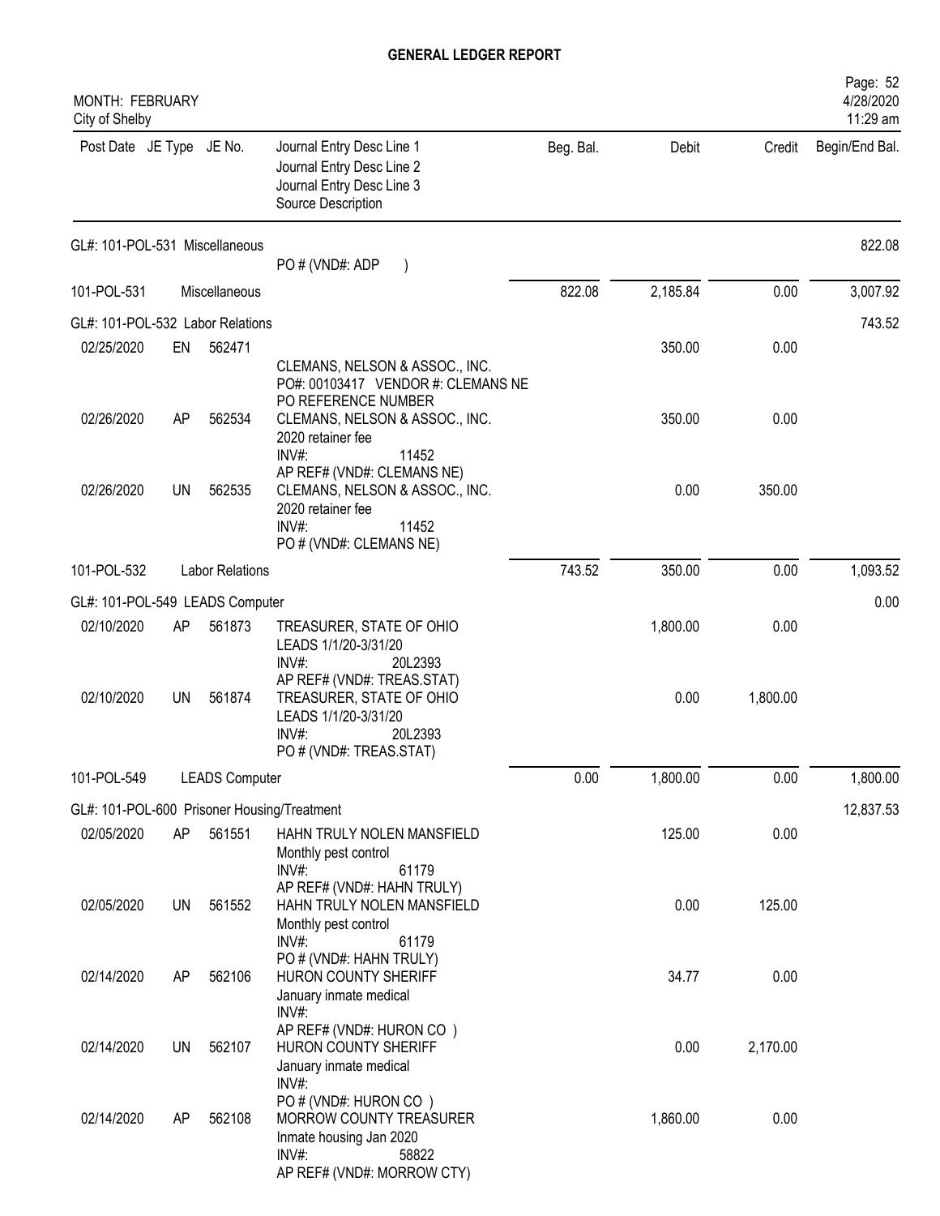# GENERAL LEDGER REPORT

MONTH: FEBRUARY
City of Shelby

| Post Date | JE Type | JE No. | Journal Entry Desc Line 1<br>Journal Entry Desc Line 2<br>Journal Entry Desc Line 3<br>Source Description | Beg. Bal. | Debit | Credit | Begin/End Bal. |
|---|---|---|---|---|---|---|---|
| GL#: 101-POL-531 Miscellaneous | | | | | | | 822.08 |
| | | | PO # (VND#: ADP ) | | | | |
| 101-POL-531 | | Miscellaneous | | 822.08 | 2,185.84 | 0.00 | 3,007.92 |
| GL#: 101-POL-532 Labor Relations | | | | | | | 743.52 |
| 02/25/2020 | EN | 562471 | CLEMANS, NELSON & ASSOC., INC.<br>PO#: 00103417 VENDOR #: CLEMANS NE<br>PO REFERENCE NUMBER | | 350.00 | 0.00 | |
| 02/26/2020 | AP | 562534 | CLEMANS, NELSON & ASSOC., INC.<br>2020 retainer fee<br>INV#: 11452<br>AP REF# (VND#: CLEMANS NE) | | 350.00 | 0.00 | |
| 02/26/2020 | UN | 562535 | CLEMANS, NELSON & ASSOC., INC.<br>2020 retainer fee<br>INV#: 11452<br>PO # (VND#: CLEMANS NE) | | 0.00 | 350.00 | |
| 101-POL-532 | | Labor Relations | | 743.52 | 350.00 | 0.00 | 1,093.52 |
| GL#: 101-POL-549 LEADS Computer | | | | | | | 0.00 |
| 02/10/2020 | AP | 561873 | TREASURER, STATE OF OHIO<br>LEADS 1/1/20-3/31/20<br>INV#: 20L2393<br>AP REF# (VND#: TREAS.STAT) | | 1,800.00 | 0.00 | |
| 02/10/2020 | UN | 561874 | TREASURER, STATE OF OHIO<br>LEADS 1/1/20-3/31/20<br>INV#: 20L2393<br>PO # (VND#: TREAS.STAT) | | 0.00 | 1,800.00 | |
| 101-POL-549 | | LEADS Computer | | 0.00 | 1,800.00 | 0.00 | 1,800.00 |
| GL#: 101-POL-600 Prisoner Housing/Treatment | | | | | | | 12,837.53 |
| 02/05/2020 | AP | 561551 | HAHN TRULY NOLEN MANSFIELD<br>Monthly pest control<br>INV#: 61179<br>AP REF# (VND#: HAHN TRULY) | | 125.00 | 0.00 | |
| 02/05/2020 | UN | 561552 | HAHN TRULY NOLEN MANSFIELD<br>Monthly pest control<br>INV#: 61179<br>PO # (VND#: HAHN TRULY) | | 0.00 | 125.00 | |
| 02/14/2020 | AP | 562106 | HURON COUNTY SHERIFF<br>January inmate medical<br>INV#:<br>AP REF# (VND#: HURON CO ) | | 34.77 | 0.00 | |
| 02/14/2020 | UN | 562107 | HURON COUNTY SHERIFF<br>January inmate medical<br>INV#:<br>PO # (VND#: HURON CO ) | | 0.00 | 2,170.00 | |
| 02/14/2020 | AP | 562108 | MORROW COUNTY TREASURER<br>Inmate housing Jan 2020<br>INV#: 58822<br>AP REF# (VND#: MORROW CTY) | | 1,860.00 | 0.00 | |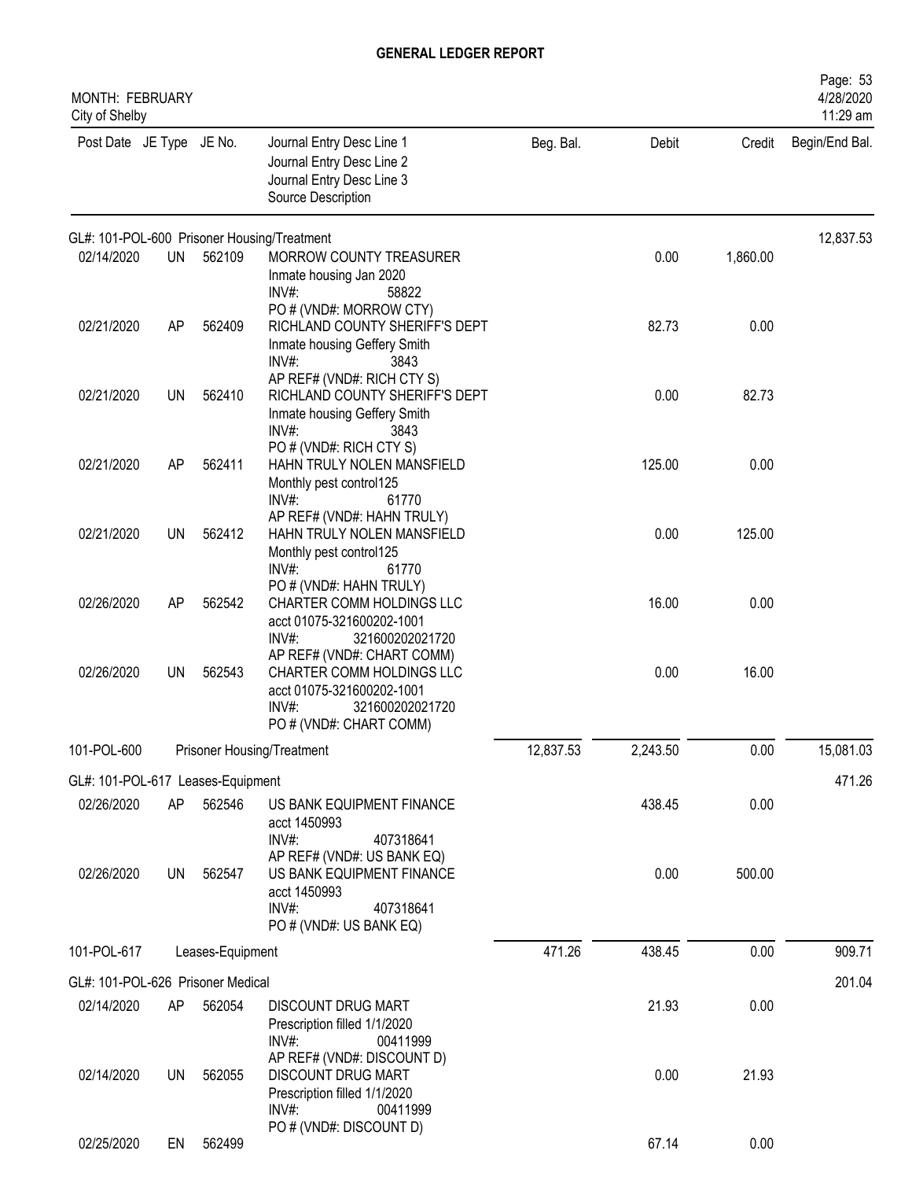# GENERAL LEDGER REPORT

MONTH: FEBRUARY
City of Shelby

Page: 53
4/28/2020
11:29 am

| Post Date | JE Type | JE No. | Journal Entry Desc Line 1 / Journal Entry Desc Line 2 / Journal Entry Desc Line 3 / Source Description | Beg. Bal. | Debit | Credit | Begin/End Bal. |
|---|---|---|---|---|---|---|---|
| GL#: 101-POL-600 Prisoner Housing/Treatment | | | | | | | 12,837.53 |
| 02/14/2020 | UN | 562109 | MORROW COUNTY TREASURER<br>Inmate housing Jan 2020<br>INV#: 58822<br>PO # (VND#: MORROW CTY) | | 0.00 | 1,860.00 | |
| 02/21/2020 | AP | 562409 | RICHLAND COUNTY SHERIFF'S DEPT<br>Inmate housing Geffery Smith<br>INV#: 3843<br>AP REF# (VND#: RICH CTY S) | | 82.73 | 0.00 | |
| 02/21/2020 | UN | 562410 | RICHLAND COUNTY SHERIFF'S DEPT<br>Inmate housing Geffery Smith<br>INV#: 3843<br>PO # (VND#: RICH CTY S) | | 0.00 | 82.73 | |
| 02/21/2020 | AP | 562411 | HAHN TRULY NOLEN MANSFIELD<br>Monthly pest control125<br>INV#: 61770<br>AP REF# (VND#: HAHN TRULY) | | 125.00 | 0.00 | |
| 02/21/2020 | UN | 562412 | HAHN TRULY NOLEN MANSFIELD<br>Monthly pest control125<br>INV#: 61770<br>PO # (VND#: HAHN TRULY) | | 0.00 | 125.00 | |
| 02/26/2020 | AP | 562542 | CHARTER COMM HOLDINGS LLC<br>acct 01075-321600202-1001<br>INV#: 321600202021720<br>AP REF# (VND#: CHART COMM) | | 16.00 | 0.00 | |
| 02/26/2020 | UN | 562543 | CHARTER COMM HOLDINGS LLC<br>acct 01075-321600202-1001<br>INV#: 321600202021720<br>PO # (VND#: CHART COMM) | | 0.00 | 16.00 | |
| 101-POL-600 | | | Prisoner Housing/Treatment | 12,837.53 | 2,243.50 | 0.00 | 15,081.03 |
| GL#: 101-POL-617 Leases-Equipment | | | | | | | 471.26 |
| 02/26/2020 | AP | 562546 | US BANK EQUIPMENT FINANCE<br>acct 1450993<br>INV#: 407318641<br>AP REF# (VND#: US BANK EQ) | | 438.45 | 0.00 | |
| 02/26/2020 | UN | 562547 | US BANK EQUIPMENT FINANCE<br>acct 1450993<br>INV#: 407318641<br>PO # (VND#: US BANK EQ) | | 0.00 | 500.00 | |
| 101-POL-617 | | | Leases-Equipment | 471.26 | 438.45 | 0.00 | 909.71 |
| GL#: 101-POL-626 Prisoner Medical | | | | | | | 201.04 |
| 02/14/2020 | AP | 562054 | DISCOUNT DRUG MART<br>Prescription filled 1/1/2020<br>INV#: 00411999<br>AP REF# (VND#: DISCOUNT D) | | 21.93 | 0.00 | |
| 02/14/2020 | UN | 562055 | DISCOUNT DRUG MART<br>Prescription filled 1/1/2020<br>INV#: 00411999<br>PO # (VND#: DISCOUNT D) | | 0.00 | 21.93 | |
| 02/25/2020 | EN | 562499 | | | 67.14 | 0.00 | |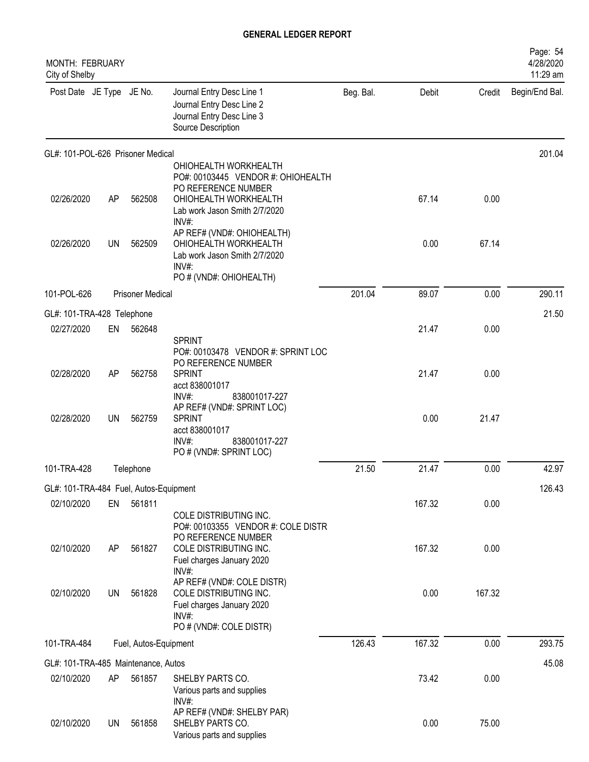# GENERAL LEDGER REPORT

MONTH: FEBRUARY
City of Shelby

| Post Date | JE Type | JE No. | Journal Entry Desc Line 1 / Journal Entry Desc Line 2 / Journal Entry Desc Line 3 / Source Description | Beg. Bal. | Debit | Credit | Begin/End Bal. |
|---|---|---|---|---|---|---|---|
| **GL#: 101-POL-626 Prisoner Medical** | | | | | | | 201.04 |
| | | | OHIOHEALTH WORKHEALTH<br>PO#: 00103445 VENDOR #: OHIOHEALTH<br>PO REFERENCE NUMBER | | | | |
| 02/26/2020 | AP | 562508 | OHIOHEALTH WORKHEALTH<br>Lab work Jason Smith 2/7/2020<br>INV#:<br>AP REF# (VND#: OHIOHEALTH) | | 67.14 | 0.00 | |
| 02/26/2020 | UN | 562509 | OHIOHEALTH WORKHEALTH<br>Lab work Jason Smith 2/7/2020<br>INV#:<br>PO # (VND#: OHIOHEALTH) | | 0.00 | 67.14 | |
| 101-POL-626 | | Prisoner Medical | | 201.04 | 89.07 | 0.00 | 290.11 |
| **GL#: 101-TRA-428 Telephone** | | | | | | | 21.50 |
| 02/27/2020 | EN | 562648 | | | 21.47 | 0.00 | |
| | | | SPRINT<br>PO#: 00103478 VENDOR #: SPRINT LOC<br>PO REFERENCE NUMBER | | | | |
| 02/28/2020 | AP | 562758 | SPRINT<br>acct 838001017<br>INV#: 838001017-227<br>AP REF# (VND#: SPRINT LOC) | | 21.47 | 0.00 | |
| 02/28/2020 | UN | 562759 | SPRINT<br>acct 838001017<br>INV#: 838001017-227<br>PO # (VND#: SPRINT LOC) | | 0.00 | 21.47 | |
| 101-TRA-428 | | Telephone | | 21.50 | 21.47 | 0.00 | 42.97 |
| **GL#: 101-TRA-484 Fuel, Autos-Equipment** | | | | | | | 126.43 |
| 02/10/2020 | EN | 561811 | | | 167.32 | 0.00 | |
| | | | COLE DISTRIBUTING INC.<br>PO#: 00103355 VENDOR #: COLE DISTR<br>PO REFERENCE NUMBER | | | | |
| 02/10/2020 | AP | 561827 | COLE DISTRIBUTING INC.<br>Fuel charges January 2020<br>INV#:<br>AP REF# (VND#: COLE DISTR) | | 167.32 | 0.00 | |
| 02/10/2020 | UN | 561828 | COLE DISTRIBUTING INC.<br>Fuel charges January 2020<br>INV#:<br>PO # (VND#: COLE DISTR) | | 0.00 | 167.32 | |
| 101-TRA-484 | | Fuel, Autos-Equipment | | 126.43 | 167.32 | 0.00 | 293.75 |
| **GL#: 101-TRA-485 Maintenance, Autos** | | | | | | | 45.08 |
| 02/10/2020 | AP | 561857 | SHELBY PARTS CO.<br>Various parts and supplies<br>INV#:<br>AP REF# (VND#: SHELBY PAR) | | 73.42 | 0.00 | |
| 02/10/2020 | UN | 561858 | SHELBY PARTS CO.<br>Various parts and supplies | | 0.00 | 75.00 | |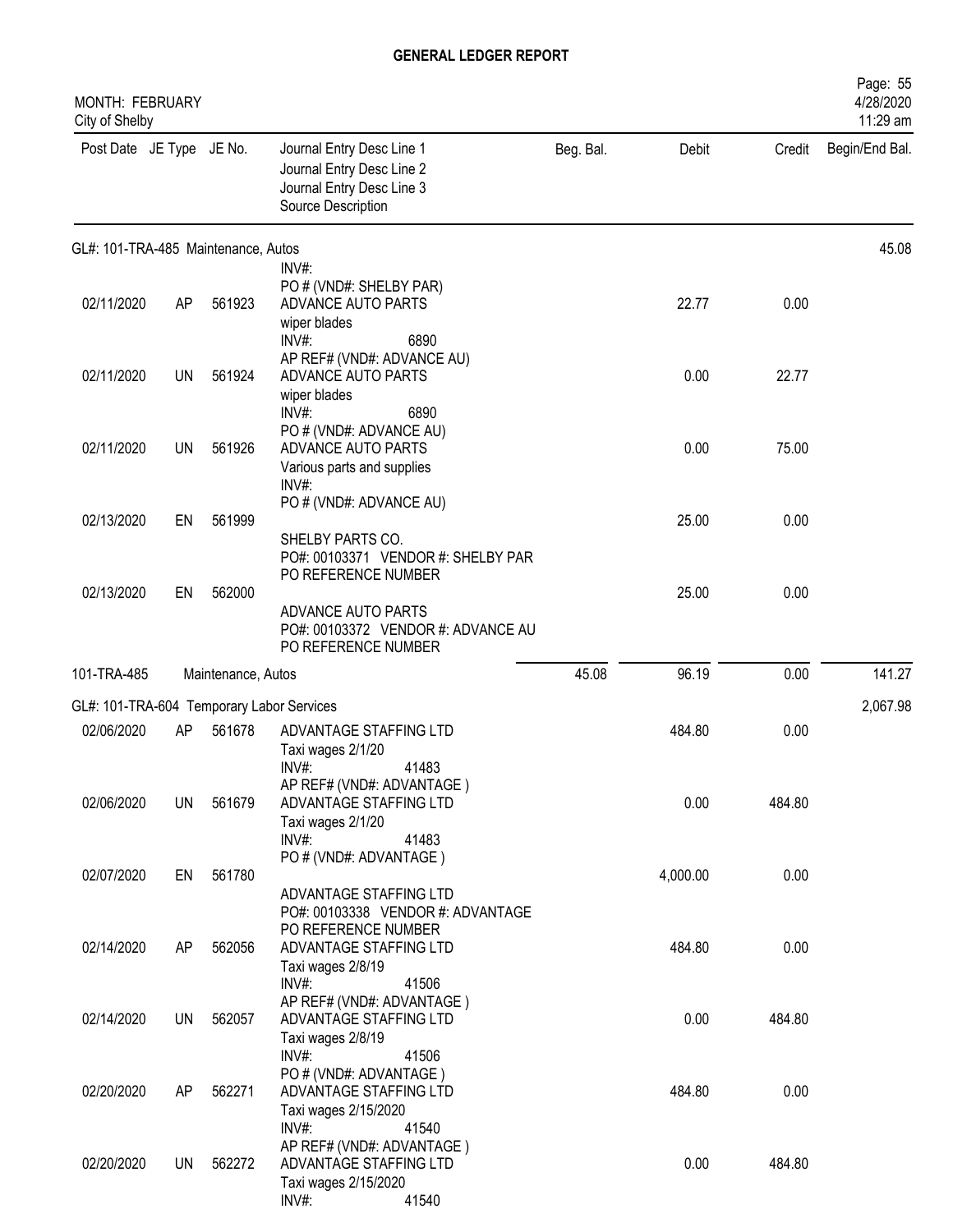**GENERAL LEDGER REPORT**

MONTH: FEBRUARY
City of Shelby

4/28/2020
11:29 am

| Post Date | JE Type | JE No. | Journal Entry Desc Line 1 / Journal Entry Desc Line 2 / Journal Entry Desc Line 3 / Source Description | Beg. Bal. | Debit | Credit | Begin/End Bal. |
|---|---|---|---|---|---|---|---|
| **GL#: 101-TRA-485 Maintenance, Autos** | | | | | | | 45.08 |
| | | | INV#: PO # (VND#: SHELBY PAR) | | | | |
| 02/11/2020 | AP | 561923 | ADVANCE AUTO PARTS wiper blades INV#: 6890 AP REF# (VND#: ADVANCE AU) | | 22.77 | 0.00 | |
| 02/11/2020 | UN | 561924 | ADVANCE AUTO PARTS wiper blades INV#: 6890 PO # (VND#: ADVANCE AU) | | 0.00 | 22.77 | |
| 02/11/2020 | UN | 561926 | ADVANCE AUTO PARTS Various parts and supplies INV#: PO # (VND#: ADVANCE AU) | | 0.00 | 75.00 | |
| 02/13/2020 | EN | 561999 | SHELBY PARTS CO. PO#: 00103371 VENDOR #: SHELBY PAR PO REFERENCE NUMBER | | 25.00 | 0.00 | |
| 02/13/2020 | EN | 562000 | ADVANCE AUTO PARTS PO#: 00103372 VENDOR #: ADVANCE AU PO REFERENCE NUMBER | | 25.00 | 0.00 | |
| 101-TRA-485 | | | Maintenance, Autos | 45.08 | 96.19 | 0.00 | 141.27 |
| **GL#: 101-TRA-604 Temporary Labor Services** | | | | | | | 2,067.98 |
| 02/06/2020 | AP | 561678 | ADVANTAGE STAFFING LTD Taxi wages 2/1/20 INV#: 41483 AP REF# (VND#: ADVANTAGE ) | | 484.80 | 0.00 | |
| 02/06/2020 | UN | 561679 | ADVANTAGE STAFFING LTD Taxi wages 2/1/20 INV#: 41483 PO # (VND#: ADVANTAGE ) | | 0.00 | 484.80 | |
| 02/07/2020 | EN | 561780 | ADVANTAGE STAFFING LTD PO#: 00103338 VENDOR #: ADVANTAGE PO REFERENCE NUMBER | | 4,000.00 | 0.00 | |
| 02/14/2020 | AP | 562056 | ADVANTAGE STAFFING LTD Taxi wages 2/8/19 INV#: 41506 AP REF# (VND#: ADVANTAGE ) | | 484.80 | 0.00 | |
| 02/14/2020 | UN | 562057 | ADVANTAGE STAFFING LTD Taxi wages 2/8/19 INV#: 41506 PO # (VND#: ADVANTAGE ) | | 0.00 | 484.80 | |
| 02/20/2020 | AP | 562271 | ADVANTAGE STAFFING LTD Taxi wages 2/15/2020 INV#: 41540 AP REF# (VND#: ADVANTAGE ) | | 484.80 | 0.00 | |
| 02/20/2020 | UN | 562272 | ADVANTAGE STAFFING LTD Taxi wages 2/15/2020 INV#: 41540 | | 0.00 | 484.80 | |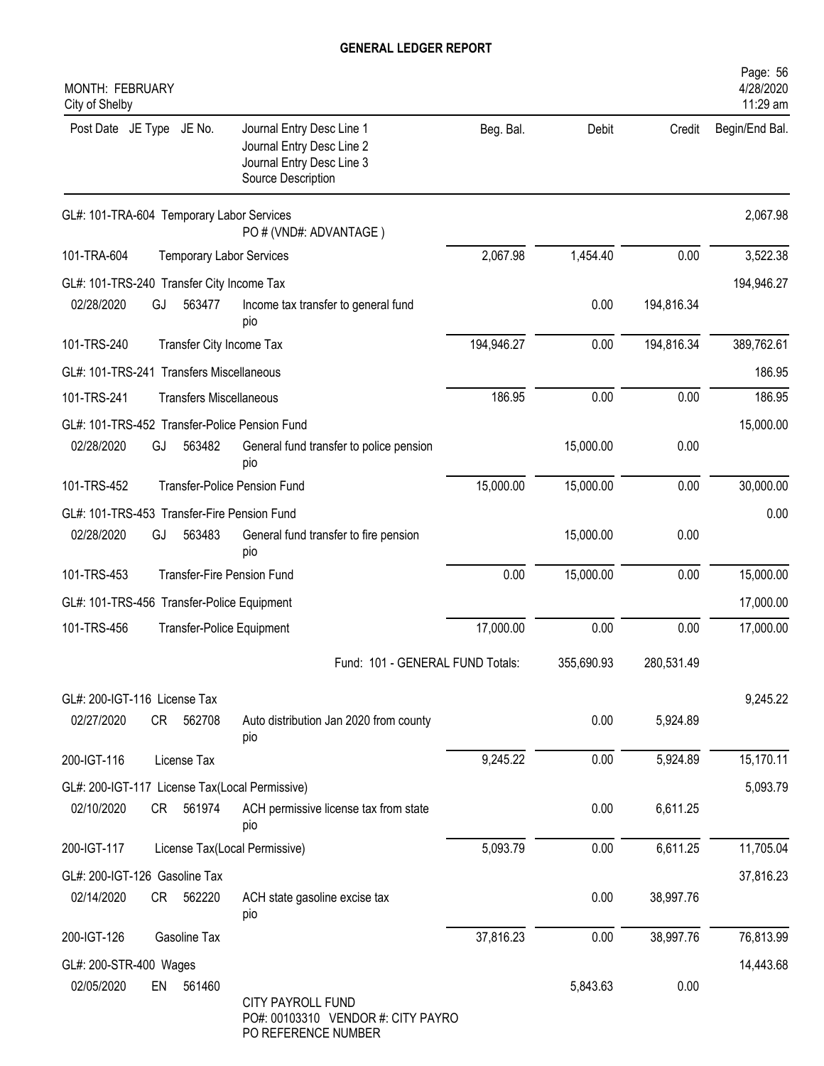# GENERAL LEDGER REPORT

MONTH: FEBRUARY
City of Shelby

| Post Date | JE Type | JE No. | Journal Entry Desc Line 1 / Journal Entry Desc Line 2 / Journal Entry Desc Line 3 / Source Description | Beg. Bal. | Debit | Credit | Begin/End Bal. |
|---|---|---|---|---|---|---|---|
| GL#: 101-TRA-604 Temporary Labor Services | | | | | | | 2,067.98 |
| | | | PO # (VND#: ADVANTAGE ) | | | | |
| 101-TRA-604 | | | Temporary Labor Services | 2,067.98 | 1,454.40 | 0.00 | 3,522.38 |
| GL#: 101-TRS-240 Transfer City Income Tax | | | | | | | 194,946.27 |
| 02/28/2020 | GJ | 563477 | Income tax transfer to general fund pio | | 0.00 | 194,816.34 | |
| 101-TRS-240 | | | Transfer City Income Tax | 194,946.27 | 0.00 | 194,816.34 | 389,762.61 |
| GL#: 101-TRS-241 Transfers Miscellaneous | | | | | | | 186.95 |
| 101-TRS-241 | | | Transfers Miscellaneous | 186.95 | 0.00 | 0.00 | 186.95 |
| GL#: 101-TRS-452 Transfer-Police Pension Fund | | | | | | | 15,000.00 |
| 02/28/2020 | GJ | 563482 | General fund transfer to police pension pio | | 15,000.00 | 0.00 | |
| 101-TRS-452 | | | Transfer-Police Pension Fund | 15,000.00 | 15,000.00 | 0.00 | 30,000.00 |
| GL#: 101-TRS-453 Transfer-Fire Pension Fund | | | | | | | 0.00 |
| 02/28/2020 | GJ | 563483 | General fund transfer to fire pension pio | | 15,000.00 | 0.00 | |
| 101-TRS-453 | | | Transfer-Fire Pension Fund | 0.00 | 15,000.00 | 0.00 | 15,000.00 |
| GL#: 101-TRS-456 Transfer-Police Equipment | | | | | | | 17,000.00 |
| 101-TRS-456 | | | Transfer-Police Equipment | 17,000.00 | 0.00 | 0.00 | 17,000.00 |
| | | | Fund: 101 - GENERAL FUND Totals: | | 355,690.93 | 280,531.49 | |
| GL#: 200-IGT-116 License Tax | | | | | | | 9,245.22 |
| 02/27/2020 | CR | 562708 | Auto distribution Jan 2020 from county pio | | 0.00 | 5,924.89 | |
| 200-IGT-116 | | | License Tax | 9,245.22 | 0.00 | 5,924.89 | 15,170.11 |
| GL#: 200-IGT-117 License Tax(Local Permissive) | | | | | | | 5,093.79 |
| 02/10/2020 | CR | 561974 | ACH permissive license tax from state pio | | 0.00 | 6,611.25 | |
| 200-IGT-117 | | | License Tax(Local Permissive) | 5,093.79 | 0.00 | 6,611.25 | 11,705.04 |
| GL#: 200-IGT-126 Gasoline Tax | | | | | | | 37,816.23 |
| 02/14/2020 | CR | 562220 | ACH state gasoline excise tax pio | | 0.00 | 38,997.76 | |
| 200-IGT-126 | | | Gasoline Tax | 37,816.23 | 0.00 | 38,997.76 | 76,813.99 |
| GL#: 200-STR-400 Wages | | | | | | | 14,443.68 |
| 02/05/2020 | EN | 561460 | CITY PAYROLL FUND / PO#: 00103310 VENDOR #: CITY PAYRO / PO REFERENCE NUMBER | | 5,843.63 | 0.00 | |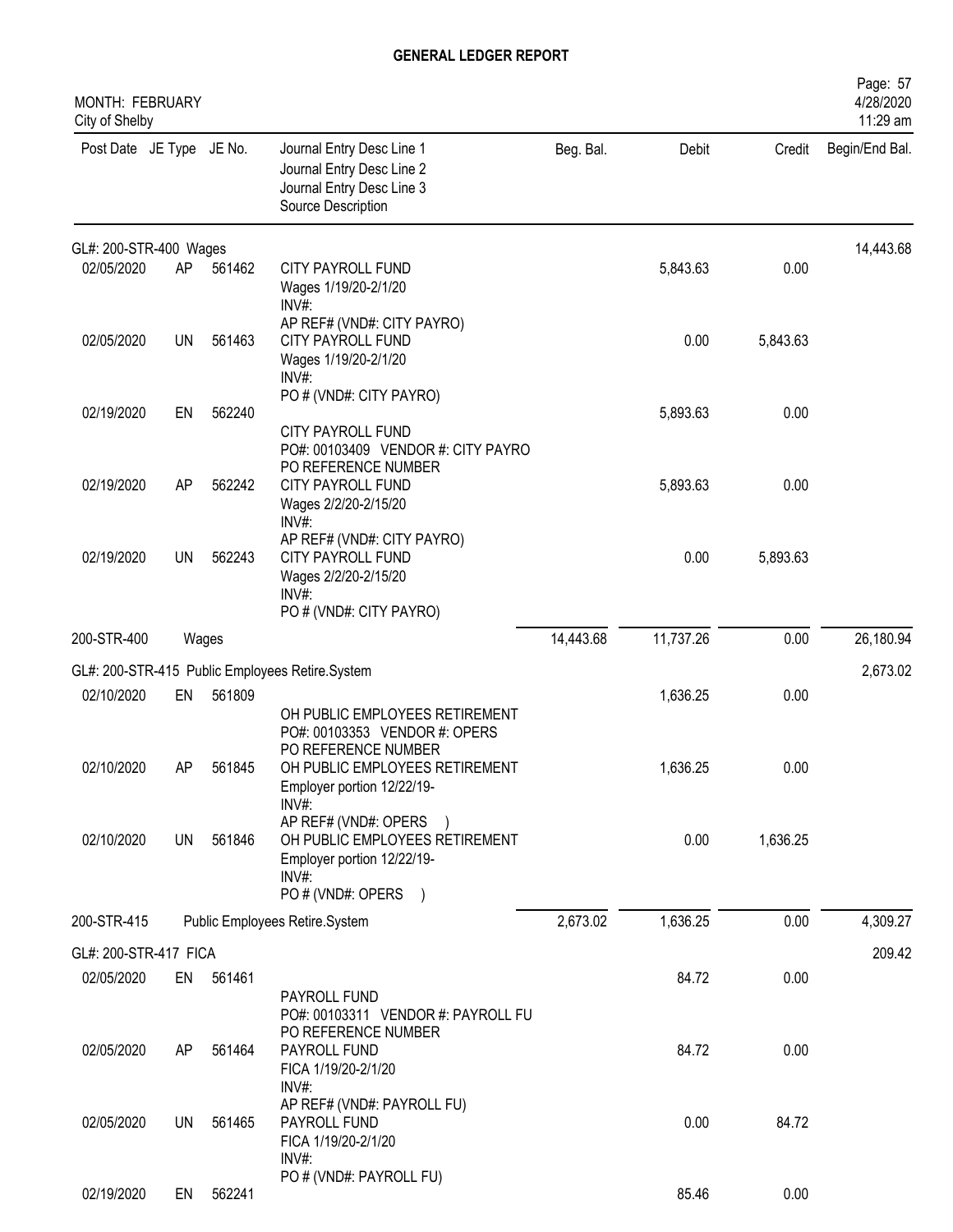# GENERAL LEDGER REPORT

MONTH: FEBRUARY
City of Shelby

| Post Date | JE Type | JE No. | Journal Entry Desc Line 1<br>Journal Entry Desc Line 2<br>Journal Entry Desc Line 3<br>Source Description | Beg. Bal. | Debit | Credit | Begin/End Bal. |
|---|---|---|---|---|---|---|---|
| GL#: 200-STR-400 Wages | | | | | | | 14,443.68 |
| 02/05/2020 | AP | 561462 | CITY PAYROLL FUND<br>Wages 1/19/20-2/1/20<br>INV#:<br>AP REF# (VND#: CITY PAYRO) | | 5,843.63 | 0.00 | |
| 02/05/2020 | UN | 561463 | CITY PAYROLL FUND<br>Wages 1/19/20-2/1/20<br>INV#:<br>PO # (VND#: CITY PAYRO) | | 0.00 | 5,843.63 | |
| 02/19/2020 | EN | 562240 | CITY PAYROLL FUND<br>PO#: 00103409 VENDOR #: CITY PAYRO<br>PO REFERENCE NUMBER | | 5,893.63 | 0.00 | |
| 02/19/2020 | AP | 562242 | CITY PAYROLL FUND<br>Wages 2/2/20-2/15/20<br>INV#:<br>AP REF# (VND#: CITY PAYRO) | | 5,893.63 | 0.00 | |
| 02/19/2020 | UN | 562243 | CITY PAYROLL FUND<br>Wages 2/2/20-2/15/20<br>INV#:<br>PO # (VND#: CITY PAYRO) | | 0.00 | 5,893.63 | |
| 200-STR-400 | | Wages | | 14,443.68 | 11,737.26 | 0.00 | 26,180.94 |
| GL#: 200-STR-415 Public Employees Retire.System | | | | | | | 2,673.02 |
| 02/10/2020 | EN | 561809 | OH PUBLIC EMPLOYEES RETIREMENT<br>PO#: 00103353 VENDOR #: OPERS<br>PO REFERENCE NUMBER | | 1,636.25 | 0.00 | |
| 02/10/2020 | AP | 561845 | OH PUBLIC EMPLOYEES RETIREMENT<br>Employer portion 12/22/19-<br>INV#:<br>AP REF# (VND#: OPERS ) | | 1,636.25 | 0.00 | |
| 02/10/2020 | UN | 561846 | OH PUBLIC EMPLOYEES RETIREMENT<br>Employer portion 12/22/19-<br>INV#:<br>PO # (VND#: OPERS ) | | 0.00 | 1,636.25 | |
| 200-STR-415 | | Public Employees Retire.System | | 2,673.02 | 1,636.25 | 0.00 | 4,309.27 |
| GL#: 200-STR-417 FICA | | | | | | | 209.42 |
| 02/05/2020 | EN | 561461 | PAYROLL FUND<br>PO#: 00103311 VENDOR #: PAYROLL FU<br>PO REFERENCE NUMBER | | 84.72 | 0.00 | |
| 02/05/2020 | AP | 561464 | PAYROLL FUND<br>FICA 1/19/20-2/1/20<br>INV#:<br>AP REF# (VND#: PAYROLL FU) | | 84.72 | 0.00 | |
| 02/05/2020 | UN | 561465 | PAYROLL FUND<br>FICA 1/19/20-2/1/20<br>INV#:<br>PO # (VND#: PAYROLL FU) | | 0.00 | 84.72 | |
| 02/19/2020 | EN | 562241 | | | 85.46 | 0.00 | |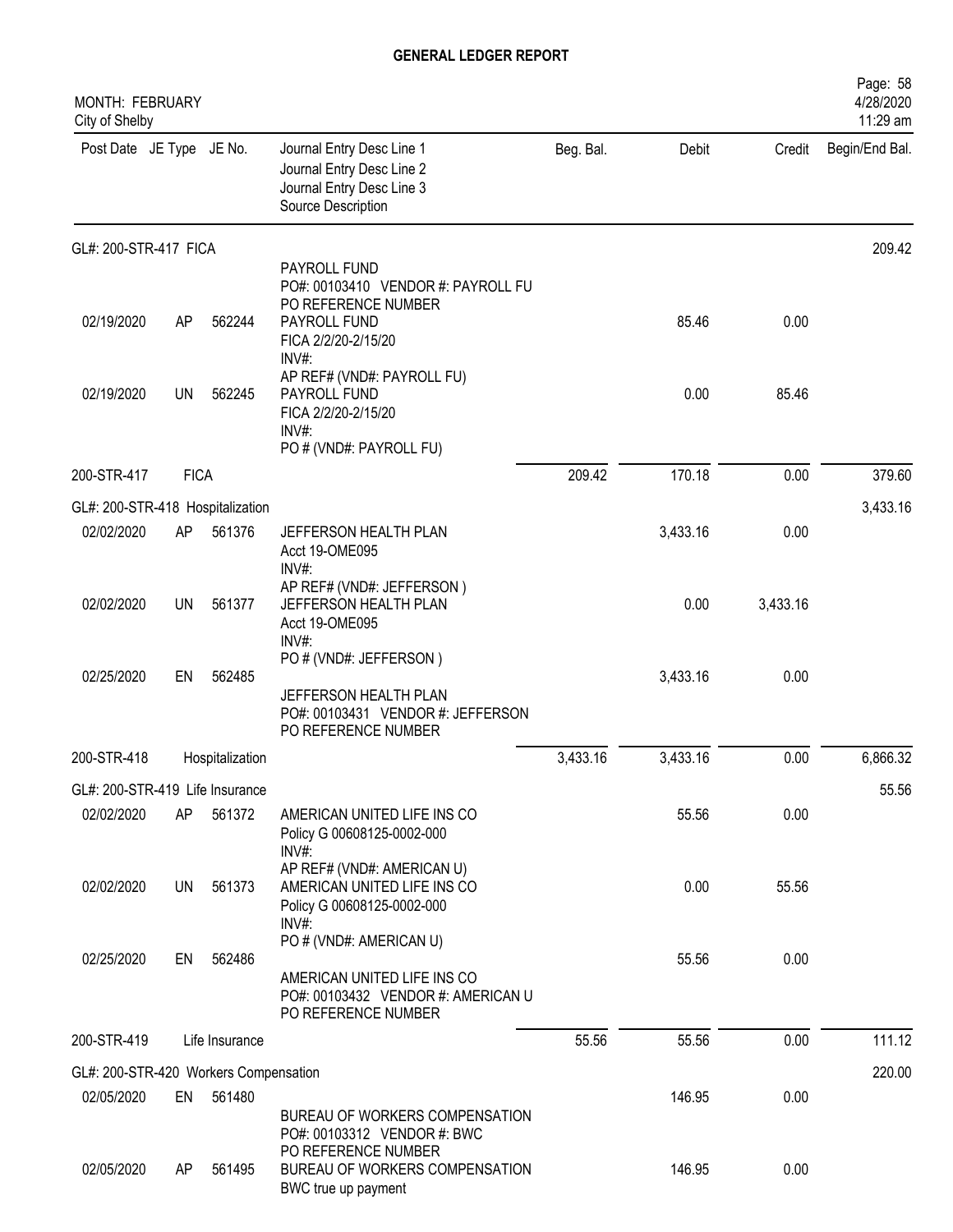# GENERAL LEDGER REPORT

MONTH: FEBRUARY
City of Shelby

| Post Date | JE Type | JE No. | Journal Entry Desc Line 1 / Journal Entry Desc Line 2 / Journal Entry Desc Line 3 / Source Description | Beg. Bal. | Debit | Credit | Begin/End Bal. |
|---|---|---|---|---|---|---|---|
| **GL#: 200-STR-417 FICA** | | | | | | | 209.42 |
| | | | PAYROLL FUND<br>PO#: 00103410 VENDOR #: PAYROLL FU<br>PO REFERENCE NUMBER | | | | |
| 02/19/2020 | AP | 562244 | PAYROLL FUND<br>FICA 2/2/20-2/15/20<br>INV#:<br>AP REF# (VND#: PAYROLL FU) | | 85.46 | 0.00 | |
| 02/19/2020 | UN | 562245 | PAYROLL FUND<br>FICA 2/2/20-2/15/20<br>INV#:<br>PO # (VND#: PAYROLL FU) | | 0.00 | 85.46 | |
| 200-STR-417 | FICA | | | 209.42 | 170.18 | 0.00 | 379.60 |
| **GL#: 200-STR-418 Hospitalization** | | | | | | | 3,433.16 |
| 02/02/2020 | AP | 561376 | JEFFERSON HEALTH PLAN<br>Acct 19-OME095<br>INV#:<br>AP REF# (VND#: JEFFERSON ) | | 3,433.16 | 0.00 | |
| 02/02/2020 | UN | 561377 | JEFFERSON HEALTH PLAN<br>Acct 19-OME095<br>INV#:<br>PO # (VND#: JEFFERSON ) | | 0.00 | 3,433.16 | |
| 02/25/2020 | EN | 562485 | JEFFERSON HEALTH PLAN<br>PO#: 00103431 VENDOR #: JEFFERSON<br>PO REFERENCE NUMBER | | 3,433.16 | 0.00 | |
| 200-STR-418 | Hospitalization | | | 3,433.16 | 3,433.16 | 0.00 | 6,866.32 |
| **GL#: 200-STR-419 Life Insurance** | | | | | | | 55.56 |
| 02/02/2020 | AP | 561372 | AMERICAN UNITED LIFE INS CO<br>Policy G 00608125-0002-000<br>INV#:<br>AP REF# (VND#: AMERICAN U) | | 55.56 | 0.00 | |
| 02/02/2020 | UN | 561373 | AMERICAN UNITED LIFE INS CO<br>Policy G 00608125-0002-000<br>INV#:<br>PO # (VND#: AMERICAN U) | | 0.00 | 55.56 | |
| 02/25/2020 | EN | 562486 | AMERICAN UNITED LIFE INS CO<br>PO#: 00103432 VENDOR #: AMERICAN U<br>PO REFERENCE NUMBER | | 55.56 | 0.00 | |
| 200-STR-419 | Life Insurance | | | 55.56 | 55.56 | 0.00 | 111.12 |
| **GL#: 200-STR-420 Workers Compensation** | | | | | | | 220.00 |
| 02/05/2020 | EN | 561480 | BUREAU OF WORKERS COMPENSATION<br>PO#: 00103312 VENDOR #: BWC<br>PO REFERENCE NUMBER | | 146.95 | 0.00 | |
| 02/05/2020 | AP | 561495 | BUREAU OF WORKERS COMPENSATION<br>BWC true up payment | | 146.95 | 0.00 | |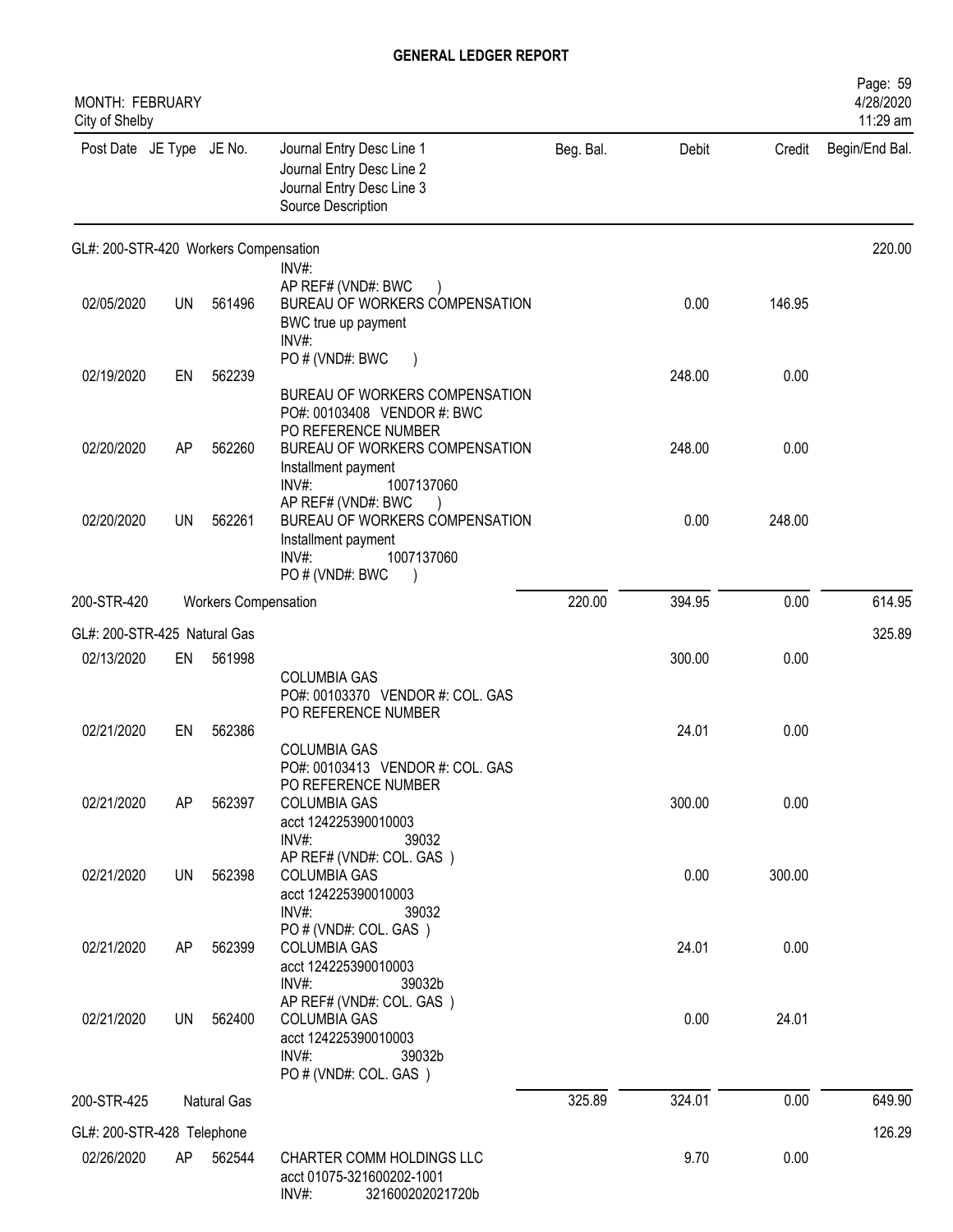# GENERAL LEDGER REPORT

MONTH: FEBRUARY
City of Shelby

| Post Date | JE Type | JE No. | Journal Entry Desc Line 1 / Journal Entry Desc Line 2 / Journal Entry Desc Line 3 / Source Description | Beg. Bal. | Debit | Credit | Begin/End Bal. |
|---|---|---|---|---|---|---|---|
| GL#: 200-STR-420 Workers Compensation | | | | | | | 220.00 |
| | | | INV#: | | | | |
| | | | AP REF# (VND#: BWC ) | | | | |
| 02/05/2020 | UN | 561496 | BUREAU OF WORKERS COMPENSATION<br>BWC true up payment<br>INV#:<br>PO # (VND#: BWC ) | | 0.00 | 146.95 | |
| 02/19/2020 | EN | 562239 | BUREAU OF WORKERS COMPENSATION<br>PO#: 00103408 VENDOR #: BWC<br>PO REFERENCE NUMBER | | 248.00 | 0.00 | |
| 02/20/2020 | AP | 562260 | BUREAU OF WORKERS COMPENSATION<br>Installment payment<br>INV#: 1007137060<br>AP REF# (VND#: BWC ) | | 248.00 | 0.00 | |
| 02/20/2020 | UN | 562261 | BUREAU OF WORKERS COMPENSATION<br>Installment payment<br>INV#: 1007137060<br>PO # (VND#: BWC ) | | 0.00 | 248.00 | |
| 200-STR-420 | | | Workers Compensation | 220.00 | 394.95 | 0.00 | 614.95 |
| GL#: 200-STR-425 Natural Gas | | | | | | | 325.89 |
| 02/13/2020 | EN | 561998 | COLUMBIA GAS<br>PO#: 00103370 VENDOR #: COL. GAS<br>PO REFERENCE NUMBER | | 300.00 | 0.00 | |
| 02/21/2020 | EN | 562386 | COLUMBIA GAS<br>PO#: 00103413 VENDOR #: COL. GAS<br>PO REFERENCE NUMBER | | 24.01 | 0.00 | |
| 02/21/2020 | AP | 562397 | COLUMBIA GAS<br>acct 124225390010003<br>INV#: 39032<br>AP REF# (VND#: COL. GAS ) | | 300.00 | 0.00 | |
| 02/21/2020 | UN | 562398 | COLUMBIA GAS<br>acct 124225390010003<br>INV#: 39032<br>PO # (VND#: COL. GAS ) | | 0.00 | 300.00 | |
| 02/21/2020 | AP | 562399 | COLUMBIA GAS<br>acct 124225390010003<br>INV#: 39032b<br>AP REF# (VND#: COL. GAS ) | | 24.01 | 0.00 | |
| 02/21/2020 | UN | 562400 | COLUMBIA GAS<br>acct 124225390010003<br>INV#: 39032b<br>PO # (VND#: COL. GAS ) | | 0.00 | 24.01 | |
| 200-STR-425 | | | Natural Gas | 325.89 | 324.01 | 0.00 | 649.90 |
| GL#: 200-STR-428 Telephone | | | | | | | 126.29 |
| 02/26/2020 | AP | 562544 | CHARTER COMM HOLDINGS LLC<br>acct 01075-321600202-1001<br>INV#: 321600202021720b | | 9.70 | 0.00 | |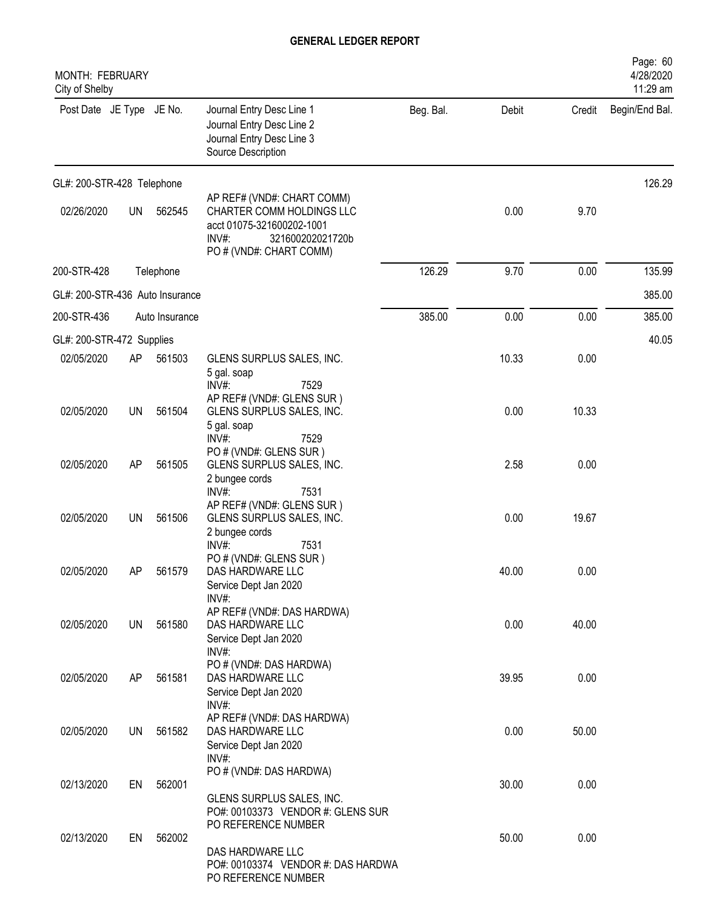# GENERAL LEDGER REPORT

MONTH: FEBRUARY
City of Shelby

4/28/2020
11:29 am

| Post Date | JE Type | JE No. | Journal Entry Desc Line 1 / Journal Entry Desc Line 2 / Journal Entry Desc Line 3 / Source Description | Beg. Bal. | Debit | Credit | Begin/End Bal. |
|---|---|---|---|---|---|---|---|
| GL#: 200-STR-428 Telephone | | | | | | | 126.29 |
| 02/26/2020 | UN | 562545 | AP REF# (VND#: CHART COMM) CHARTER COMM HOLDINGS LLC acct 01075-321600202-1001 INV#: 321600202021720b PO # (VND#: CHART COMM) | | 0.00 | 9.70 | |
| 200-STR-428 | Telephone | | | 126.29 | 9.70 | 0.00 | 135.99 |
| GL#: 200-STR-436 Auto Insurance | | | | | | | 385.00 |
| 200-STR-436 | Auto Insurance | | | 385.00 | 0.00 | 0.00 | 385.00 |
| GL#: 200-STR-472 Supplies | | | | | | | 40.05 |
| 02/05/2020 | AP | 561503 | GLENS SURPLUS SALES, INC. 5 gal. soap INV#: 7529 AP REF# (VND#: GLENS SUR ) | | 10.33 | 0.00 | |
| 02/05/2020 | UN | 561504 | GLENS SURPLUS SALES, INC. 5 gal. soap INV#: 7529 PO # (VND#: GLENS SUR ) | | 0.00 | 10.33 | |
| 02/05/2020 | AP | 561505 | GLENS SURPLUS SALES, INC. 2 bungee cords INV#: 7531 AP REF# (VND#: GLENS SUR ) | | 2.58 | 0.00 | |
| 02/05/2020 | UN | 561506 | GLENS SURPLUS SALES, INC. 2 bungee cords INV#: 7531 PO # (VND#: GLENS SUR ) | | 0.00 | 19.67 | |
| 02/05/2020 | AP | 561579 | DAS HARDWARE LLC Service Dept Jan 2020 INV#: AP REF# (VND#: DAS HARDWA) | | 40.00 | 0.00 | |
| 02/05/2020 | UN | 561580 | DAS HARDWARE LLC Service Dept Jan 2020 INV#: PO # (VND#: DAS HARDWA) | | 0.00 | 40.00 | |
| 02/05/2020 | AP | 561581 | DAS HARDWARE LLC Service Dept Jan 2020 INV#: AP REF# (VND#: DAS HARDWA) | | 39.95 | 0.00 | |
| 02/05/2020 | UN | 561582 | DAS HARDWARE LLC Service Dept Jan 2020 INV#: PO # (VND#: DAS HARDWA) | | 0.00 | 50.00 | |
| 02/13/2020 | EN | 562001 | GLENS SURPLUS SALES, INC. PO#: 00103373 VENDOR #: GLENS SUR PO REFERENCE NUMBER | | 30.00 | 0.00 | |
| 02/13/2020 | EN | 562002 | DAS HARDWARE LLC PO#: 00103374 VENDOR #: DAS HARDWA PO REFERENCE NUMBER | | 50.00 | 0.00 | |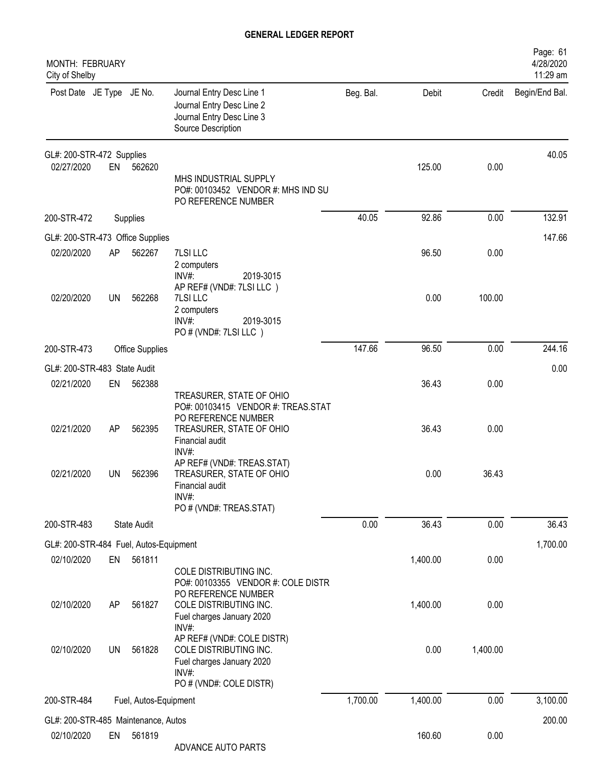# GENERAL LEDGER REPORT

MONTH: FEBRUARY
City of Shelby

| Post Date | JE Type | JE No. | Journal Entry Desc Line 1 / Journal Entry Desc Line 2 / Journal Entry Desc Line 3 / Source Description | Beg. Bal. | Debit | Credit | Begin/End Bal. |
|---|---|---|---|---|---|---|---|
| GL#: 200-STR-472 Supplies | | | | | | | 40.05 |
| 02/27/2020 | EN | 562620 | MHS INDUSTRIAL SUPPLY<br>PO#: 00103452 VENDOR #: MHS IND SU<br>PO REFERENCE NUMBER | | 125.00 | 0.00 | |
| 200-STR-472 | | Supplies | | 40.05 | 92.86 | 0.00 | 132.91 |
| GL#: 200-STR-473 Office Supplies | | | | | | | 147.66 |
| 02/20/2020 | AP | 562267 | 7LSI LLC<br>2 computers<br>INV#: 2019-3015<br>AP REF# (VND#: 7LSI LLC ) | | 96.50 | 0.00 | |
| 02/20/2020 | UN | 562268 | 7LSI LLC<br>2 computers<br>INV#: 2019-3015<br>PO # (VND#: 7LSI LLC ) | | 0.00 | 100.00 | |
| 200-STR-473 | | Office Supplies | | 147.66 | 96.50 | 0.00 | 244.16 |
| GL#: 200-STR-483 State Audit | | | | | | | 0.00 |
| 02/21/2020 | EN | 562388 | TREASURER, STATE OF OHIO<br>PO#: 00103415 VENDOR #: TREAS.STAT<br>PO REFERENCE NUMBER | | 36.43 | 0.00 | |
| 02/21/2020 | AP | 562395 | TREASURER, STATE OF OHIO<br>Financial audit<br>INV#:<br>AP REF# (VND#: TREAS.STAT) | | 36.43 | 0.00 | |
| 02/21/2020 | UN | 562396 | TREASURER, STATE OF OHIO<br>Financial audit<br>INV#:<br>PO # (VND#: TREAS.STAT) | | 0.00 | 36.43 | |
| 200-STR-483 | | State Audit | | 0.00 | 36.43 | 0.00 | 36.43 |
| GL#: 200-STR-484 Fuel, Autos-Equipment | | | | | | | 1,700.00 |
| 02/10/2020 | EN | 561811 | COLE DISTRIBUTING INC.<br>PO#: 00103355 VENDOR #: COLE DISTR<br>PO REFERENCE NUMBER | | 1,400.00 | 0.00 | |
| 02/10/2020 | AP | 561827 | COLE DISTRIBUTING INC.<br>Fuel charges January 2020<br>INV#:<br>AP REF# (VND#: COLE DISTR) | | 1,400.00 | 0.00 | |
| 02/10/2020 | UN | 561828 | COLE DISTRIBUTING INC.<br>Fuel charges January 2020<br>INV#:<br>PO # (VND#: COLE DISTR) | | 0.00 | 1,400.00 | |
| 200-STR-484 | | Fuel, Autos-Equipment | | 1,700.00 | 1,400.00 | 0.00 | 3,100.00 |
| GL#: 200-STR-485 Maintenance, Autos | | | | | | | 200.00 |
| 02/10/2020 | EN | 561819 | ADVANCE AUTO PARTS | | 160.60 | 0.00 | |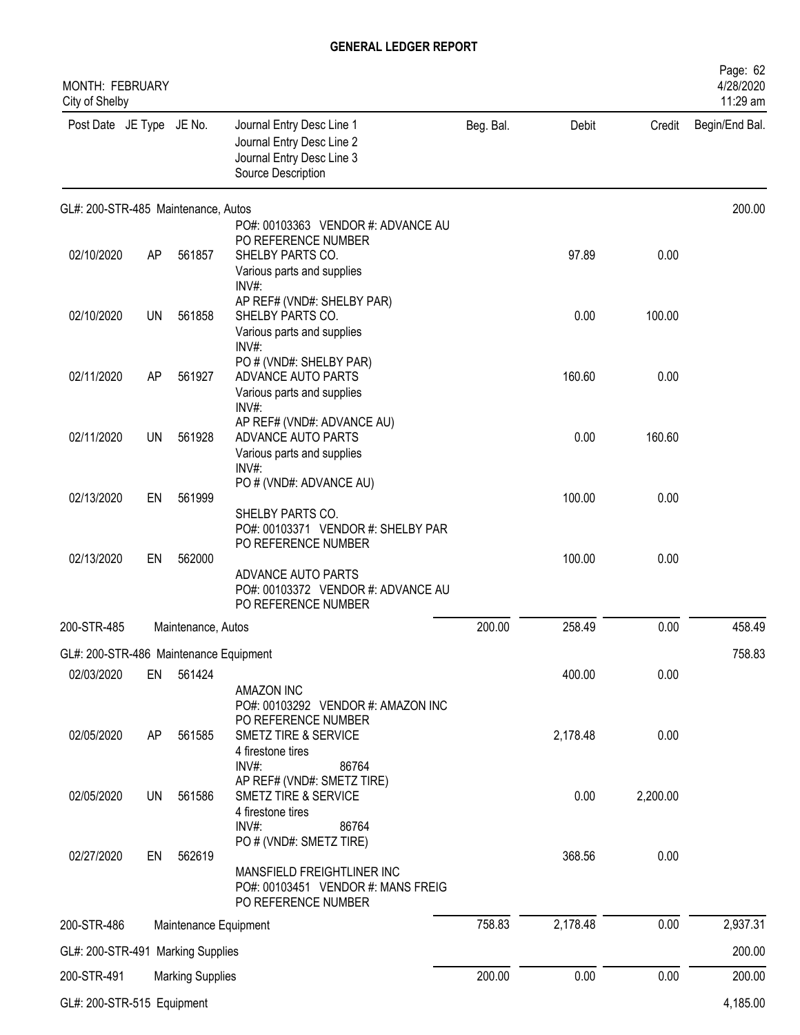**GENERAL LEDGER REPORT**

MONTH: FEBRUARY
City of Shelby

| Post Date | JE Type | JE No. | Journal Entry Desc Line 1 / Journal Entry Desc Line 2 / Journal Entry Desc Line 3 / Source Description | Beg. Bal. | Debit | Credit | Begin/End Bal. |
|---|---|---|---|---|---|---|---|
| GL#: 200-STR-485 Maintenance, Autos | | | | | | | 200.00 |
| | | | PO#: 00103363 VENDOR #: ADVANCE AU<br>PO REFERENCE NUMBER | | | | |
| 02/10/2020 | AP | 561857 | SHELBY PARTS CO.<br>Various parts and supplies<br>INV#:<br>AP REF# (VND#: SHELBY PAR) | | 97.89 | 0.00 | |
| 02/10/2020 | UN | 561858 | SHELBY PARTS CO.<br>Various parts and supplies<br>INV#:<br>PO # (VND#: SHELBY PAR) | | 0.00 | 100.00 | |
| 02/11/2020 | AP | 561927 | ADVANCE AUTO PARTS<br>Various parts and supplies<br>INV#:<br>AP REF# (VND#: ADVANCE AU) | | 160.60 | 0.00 | |
| 02/11/2020 | UN | 561928 | ADVANCE AUTO PARTS<br>Various parts and supplies<br>INV#:<br>PO # (VND#: ADVANCE AU) | | 0.00 | 160.60 | |
| 02/13/2020 | EN | 561999 | SHELBY PARTS CO.<br>PO#: 00103371 VENDOR #: SHELBY PAR<br>PO REFERENCE NUMBER | | 100.00 | 0.00 | |
| 02/13/2020 | EN | 562000 | ADVANCE AUTO PARTS<br>PO#: 00103372 VENDOR #: ADVANCE AU<br>PO REFERENCE NUMBER | | 100.00 | 0.00 | |
| 200-STR-485 | | Maintenance, Autos | | 200.00 | 258.49 | 0.00 | 458.49 |
| GL#: 200-STR-486 Maintenance Equipment | | | | | | | 758.83 |
| 02/03/2020 | EN | 561424 | AMAZON INC<br>PO#: 00103292 VENDOR #: AMAZON INC<br>PO REFERENCE NUMBER | | 400.00 | 0.00 | |
| 02/05/2020 | AP | 561585 | SMETZ TIRE & SERVICE<br>4 firestone tires<br>INV#: 86764<br>AP REF# (VND#: SMETZ TIRE) | | 2,178.48 | 0.00 | |
| 02/05/2020 | UN | 561586 | SMETZ TIRE & SERVICE<br>4 firestone tires<br>INV#: 86764<br>PO # (VND#: SMETZ TIRE) | | 0.00 | 2,200.00 | |
| 02/27/2020 | EN | 562619 | MANSFIELD FREIGHTLINER INC<br>PO#: 00103451 VENDOR #: MANS FREIG<br>PO REFERENCE NUMBER | | 368.56 | 0.00 | |
| 200-STR-486 | | Maintenance Equipment | | 758.83 | 2,178.48 | 0.00 | 2,937.31 |
| GL#: 200-STR-491 Marking Supplies | | | | | | | 200.00 |
| 200-STR-491 | | Marking Supplies | | 200.00 | 0.00 | 0.00 | 200.00 |
| GL#: 200-STR-515 Equipment | | | | | | | 4,185.00 |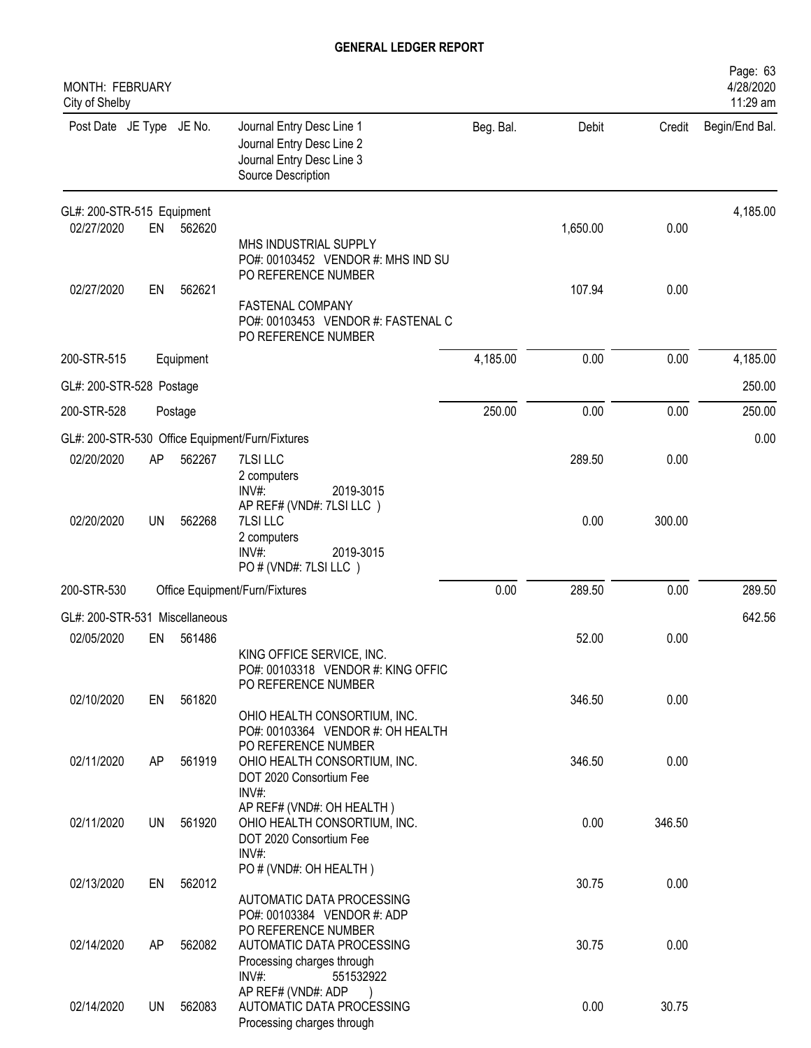# GENERAL LEDGER REPORT

MONTH: FEBRUARY
City of Shelby

| Post Date | JE Type | JE No. | Journal Entry Desc Line 1 / Journal Entry Desc Line 2 / Journal Entry Desc Line 3 / Source Description | Beg. Bal. | Debit | Credit | Begin/End Bal. |
|---|---|---|---|---|---|---|---|
| GL#: 200-STR-515 Equipment | | | | | | | 4,185.00 |
| 02/27/2020 | EN | 562620 | MHS INDUSTRIAL SUPPLY<br>PO#: 00103452 VENDOR #: MHS IND SU<br>PO REFERENCE NUMBER | | 1,650.00 | 0.00 | |
| 02/27/2020 | EN | 562621 | FASTENAL COMPANY<br>PO#: 00103453 VENDOR #: FASTENAL C<br>PO REFERENCE NUMBER | | 107.94 | 0.00 | |
| 200-STR-515 | | Equipment | | 4,185.00 | 0.00 | 0.00 | 4,185.00 |
| GL#: 200-STR-528 Postage | | | | | | | 250.00 |
| 200-STR-528 | | Postage | | 250.00 | 0.00 | 0.00 | 250.00 |
| GL#: 200-STR-530 Office Equipment/Furn/Fixtures | | | | | | | 0.00 |
| 02/20/2020 | AP | 562267 | 7LSI LLC<br>2 computers<br>INV#: 2019-3015<br>AP REF# (VND#: 7LSI LLC ) | | 289.50 | 0.00 | |
| 02/20/2020 | UN | 562268 | 7LSI LLC<br>2 computers<br>INV#: 2019-3015<br>PO # (VND#: 7LSI LLC ) | | 0.00 | 300.00 | |
| 200-STR-530 | | Office Equipment/Furn/Fixtures | | 0.00 | 289.50 | 0.00 | 289.50 |
| GL#: 200-STR-531 Miscellaneous | | | | | | | 642.56 |
| 02/05/2020 | EN | 561486 | KING OFFICE SERVICE, INC.<br>PO#: 00103318 VENDOR #: KING OFFIC<br>PO REFERENCE NUMBER | | 52.00 | 0.00 | |
| 02/10/2020 | EN | 561820 | OHIO HEALTH CONSORTIUM, INC.<br>PO#: 00103364 VENDOR #: OH HEALTH<br>PO REFERENCE NUMBER | | 346.50 | 0.00 | |
| 02/11/2020 | AP | 561919 | OHIO HEALTH CONSORTIUM, INC.<br>DOT 2020 Consortium Fee<br>INV#:<br>AP REF# (VND#: OH HEALTH ) | | 346.50 | 0.00 | |
| 02/11/2020 | UN | 561920 | OHIO HEALTH CONSORTIUM, INC.<br>DOT 2020 Consortium Fee<br>INV#:<br>PO # (VND#: OH HEALTH ) | | 0.00 | 346.50 | |
| 02/13/2020 | EN | 562012 | AUTOMATIC DATA PROCESSING<br>PO#: 00103384 VENDOR #: ADP<br>PO REFERENCE NUMBER | | 30.75 | 0.00 | |
| 02/14/2020 | AP | 562082 | AUTOMATIC DATA PROCESSING<br>Processing charges through<br>INV#: 551532922<br>AP REF# (VND#: ADP ) | | 30.75 | 0.00 | |
| 02/14/2020 | UN | 562083 | AUTOMATIC DATA PROCESSING<br>Processing charges through | | 0.00 | 30.75 | |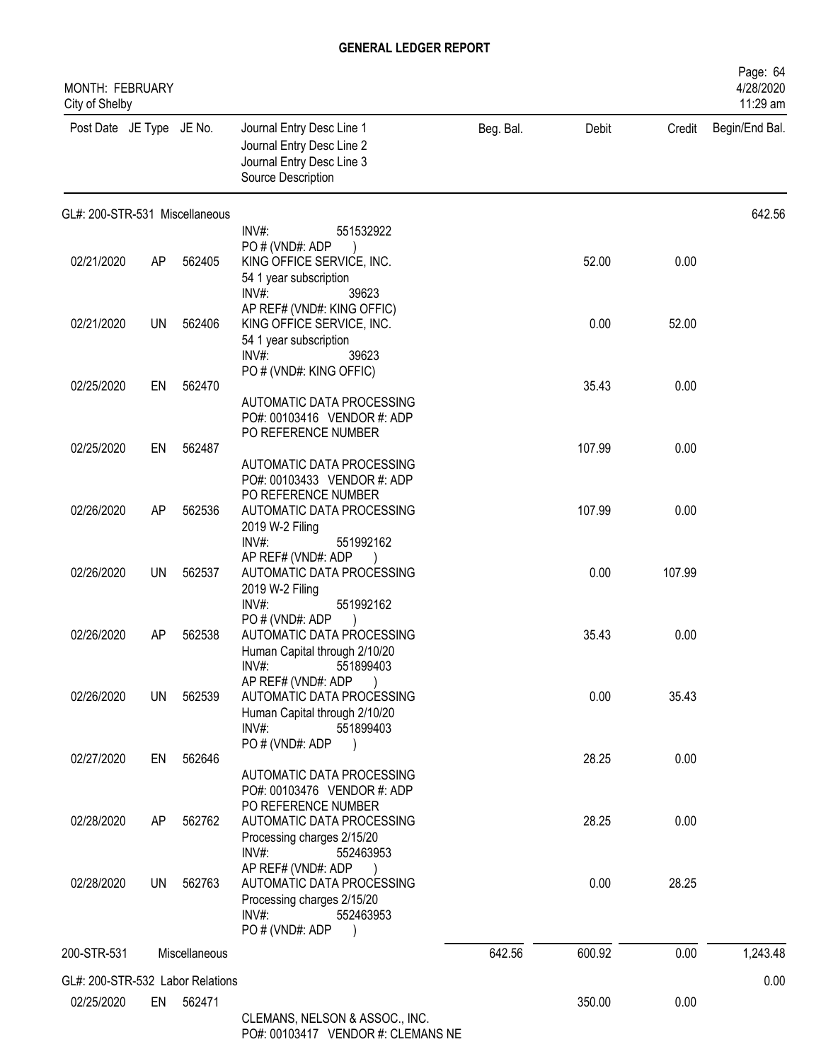# GENERAL LEDGER REPORT

MONTH: FEBRUARY
City of Shelby

| Post Date | JE Type | JE No. | Journal Entry Desc Line 1 / Journal Entry Desc Line 2 / Journal Entry Desc Line 3 / Source Description | Beg. Bal. | Debit | Credit | Begin/End Bal. |
|---|---|---|---|---|---|---|---|
| GL#: 200-STR-531 Miscellaneous | | | | | | | 642.56 |
| | | | INV#: 551532922<br>PO # (VND#: ADP ) | | | | |
| 02/21/2020 | AP | 562405 | KING OFFICE SERVICE, INC.<br>54 1 year subscription<br>INV#: 39623<br>AP REF# (VND#: KING OFFIC) | | 52.00 | 0.00 | |
| 02/21/2020 | UN | 562406 | KING OFFICE SERVICE, INC.<br>54 1 year subscription<br>INV#: 39623<br>PO # (VND#: KING OFFIC) | | 0.00 | 52.00 | |
| 02/25/2020 | EN | 562470 | AUTOMATIC DATA PROCESSING<br>PO#: 00103416 VENDOR #: ADP<br>PO REFERENCE NUMBER | | 35.43 | 0.00 | |
| 02/25/2020 | EN | 562487 | AUTOMATIC DATA PROCESSING<br>PO#: 00103433 VENDOR #: ADP<br>PO REFERENCE NUMBER | | 107.99 | 0.00 | |
| 02/26/2020 | AP | 562536 | AUTOMATIC DATA PROCESSING<br>2019 W-2 Filing<br>INV#: 551992162<br>AP REF# (VND#: ADP ) | | 107.99 | 0.00 | |
| 02/26/2020 | UN | 562537 | AUTOMATIC DATA PROCESSING<br>2019 W-2 Filing<br>INV#: 551992162<br>PO # (VND#: ADP ) | | 0.00 | 107.99 | |
| 02/26/2020 | AP | 562538 | AUTOMATIC DATA PROCESSING<br>Human Capital through 2/10/20<br>INV#: 551899403<br>AP REF# (VND#: ADP ) | | 35.43 | 0.00 | |
| 02/26/2020 | UN | 562539 | AUTOMATIC DATA PROCESSING<br>Human Capital through 2/10/20<br>INV#: 551899403<br>PO # (VND#: ADP ) | | 0.00 | 35.43 | |
| 02/27/2020 | EN | 562646 | AUTOMATIC DATA PROCESSING<br>PO#: 00103476 VENDOR #: ADP<br>PO REFERENCE NUMBER | | 28.25 | 0.00 | |
| 02/28/2020 | AP | 562762 | AUTOMATIC DATA PROCESSING<br>Processing charges 2/15/20<br>INV#: 552463953<br>AP REF# (VND#: ADP ) | | 28.25 | 0.00 | |
| 02/28/2020 | UN | 562763 | AUTOMATIC DATA PROCESSING<br>Processing charges 2/15/20<br>INV#: 552463953<br>PO # (VND#: ADP ) | | 0.00 | 28.25 | |
| 200-STR-531 | | Miscellaneous | | 642.56 | 600.92 | 0.00 | 1,243.48 |
| GL#: 200-STR-532 Labor Relations | | | | | | | 0.00 |
| 02/25/2020 | EN | 562471 | CLEMANS, NELSON & ASSOC., INC.<br>PO#: 00103417 VENDOR #: CLEMANS NE | | 350.00 | 0.00 | |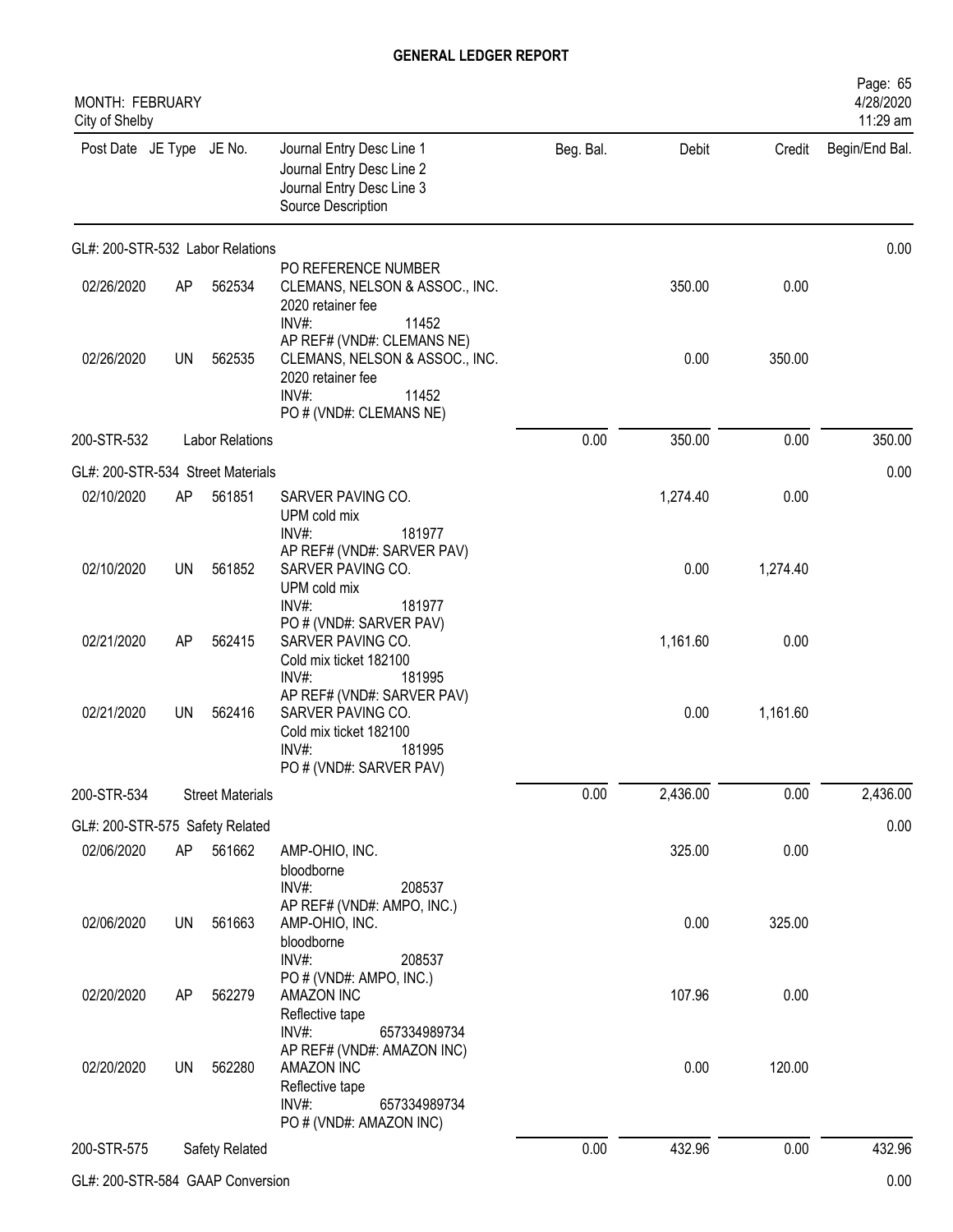# GENERAL LEDGER REPORT

MONTH: FEBRUARY
City of Shelby

| Post Date | JE Type | JE No. | Journal Entry Desc Line 1<br>Journal Entry Desc Line 2<br>Journal Entry Desc Line 3<br>Source Description | Beg. Bal. | Debit | Credit | Begin/End Bal. |
|---|---|---|---|---|---|---|---|
| GL#: 200-STR-532 Labor Relations | | | | | | | 0.00 |
| 02/26/2020 | AP | 562534 | PO REFERENCE NUMBER<br>CLEMANS, NELSON & ASSOC., INC.<br>2020 retainer fee<br>INV#: 11452 | | 350.00 | 0.00 | |
| 02/26/2020 | UN | 562535 | AP REF# (VND#: CLEMANS NE)<br>CLEMANS, NELSON & ASSOC., INC.<br>2020 retainer fee<br>INV#: 11452<br>PO # (VND#: CLEMANS NE) | | 0.00 | 350.00 | |
| 200-STR-532 | | Labor Relations | | 0.00 | 350.00 | 0.00 | 350.00 |
| GL#: 200-STR-534 Street Materials | | | | | | | 0.00 |
| 02/10/2020 | AP | 561851 | SARVER PAVING CO.<br>UPM cold mix<br>INV#: 181977 | | 1,274.40 | 0.00 | |
| 02/10/2020 | UN | 561852 | AP REF# (VND#: SARVER PAV)<br>SARVER PAVING CO.<br>UPM cold mix<br>INV#: 181977 | | 0.00 | 1,274.40 | |
| 02/21/2020 | AP | 562415 | PO # (VND#: SARVER PAV)<br>SARVER PAVING CO.<br>Cold mix ticket 182100<br>INV#: 181995 | | 1,161.60 | 0.00 | |
| 02/21/2020 | UN | 562416 | AP REF# (VND#: SARVER PAV)<br>SARVER PAVING CO.<br>Cold mix ticket 182100<br>INV#: 181995<br>PO # (VND#: SARVER PAV) | | 0.00 | 1,161.60 | |
| 200-STR-534 | | Street Materials | | 0.00 | 2,436.00 | 0.00 | 2,436.00 |
| GL#: 200-STR-575 Safety Related | | | | | | | 0.00 |
| 02/06/2020 | AP | 561662 | AMP-OHIO, INC.<br>bloodborne<br>INV#: 208537 | | 325.00 | 0.00 | |
| 02/06/2020 | UN | 561663 | AP REF# (VND#: AMPO, INC.)<br>AMP-OHIO, INC.<br>bloodborne<br>INV#: 208537 | | 0.00 | 325.00 | |
| 02/20/2020 | AP | 562279 | PO # (VND#: AMPO, INC.)<br>AMAZON INC<br>Reflective tape<br>INV#: 657334989734 | | 107.96 | 0.00 | |
| 02/20/2020 | UN | 562280 | AP REF# (VND#: AMAZON INC)<br>AMAZON INC<br>Reflective tape<br>INV#: 657334989734<br>PO # (VND#: AMAZON INC) | | 0.00 | 120.00 | |
| 200-STR-575 | | Safety Related | | 0.00 | 432.96 | 0.00 | 432.96 |
| GL#: 200-STR-584 GAAP Conversion | | | | | | | 0.00 |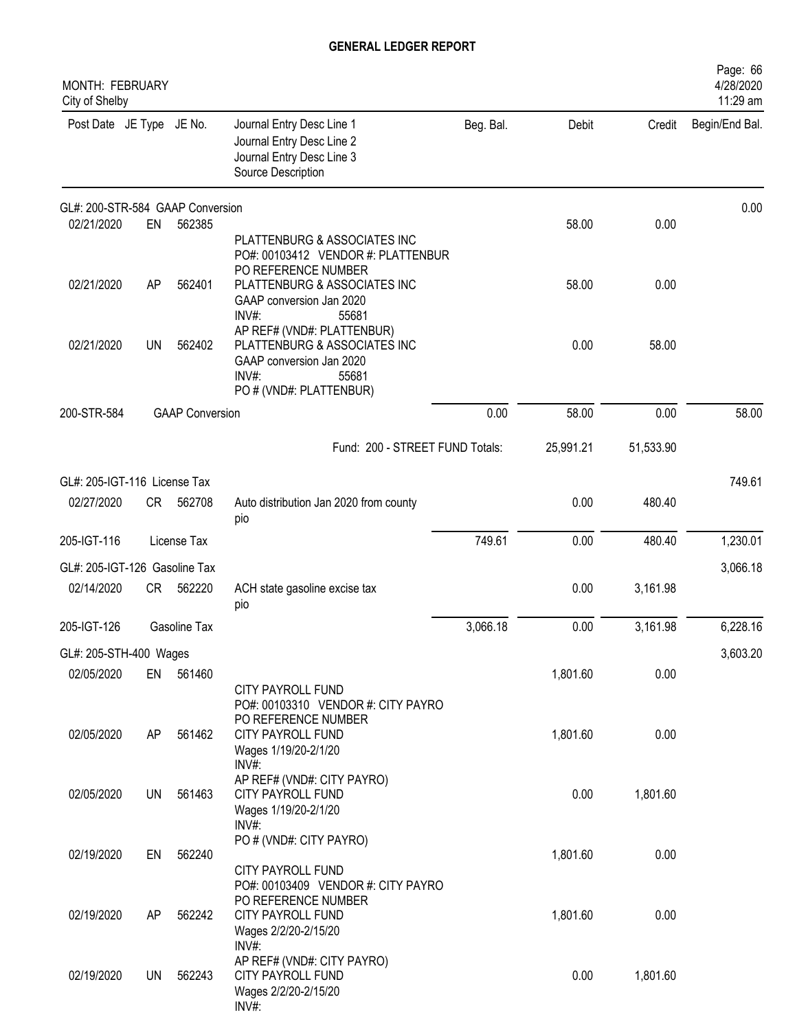# GENERAL LEDGER REPORT

MONTH: FEBRUARY
City of Shelby

| Post Date | JE Type | JE No. | Journal Entry Desc Line 1 / Journal Entry Desc Line 2 / Journal Entry Desc Line 3 / Source Description | Beg. Bal. | Debit | Credit | Begin/End Bal. |
|---|---|---|---|---|---|---|---|
| GL#: 200-STR-584 GAAP Conversion | | | | | | | 0.00 |
| 02/21/2020 | EN | 562385 | PLATTENBURG & ASSOCIATES INC<br>PO#: 00103412 VENDOR #: PLATTENBUR<br>PO REFERENCE NUMBER | | 58.00 | 0.00 | |
| 02/21/2020 | AP | 562401 | PLATTENBURG & ASSOCIATES INC<br>GAAP conversion Jan 2020<br>INV#: 55681<br>AP REF# (VND#: PLATTENBUR) | | 58.00 | 0.00 | |
| 02/21/2020 | UN | 562402 | PLATTENBURG & ASSOCIATES INC<br>GAAP conversion Jan 2020<br>INV#: 55681<br>PO # (VND#: PLATTENBUR) | | 0.00 | 58.00 | |
| 200-STR-584 | GAAP Conversion | | | 0.00 | 58.00 | 0.00 | 58.00 |
| | | | Fund: 200 - STREET FUND Totals: | | 25,991.21 | 51,533.90 | |
| GL#: 205-IGT-116 License Tax | | | | | | | 749.61 |
| 02/27/2020 | CR | 562708 | Auto distribution Jan 2020 from county<br>pio | | 0.00 | 480.40 | |
| 205-IGT-116 | License Tax | | | 749.61 | 0.00 | 480.40 | 1,230.01 |
| GL#: 205-IGT-126 Gasoline Tax | | | | | | | 3,066.18 |
| 02/14/2020 | CR | 562220 | ACH state gasoline excise tax<br>pio | | 0.00 | 3,161.98 | |
| 205-IGT-126 | Gasoline Tax | | | 3,066.18 | 0.00 | 3,161.98 | 6,228.16 |
| GL#: 205-STH-400 Wages | | | | | | | 3,603.20 |
| 02/05/2020 | EN | 561460 | CITY PAYROLL FUND<br>PO#: 00103310 VENDOR #: CITY PAYRO<br>PO REFERENCE NUMBER | | 1,801.60 | 0.00 | |
| 02/05/2020 | AP | 561462 | CITY PAYROLL FUND<br>Wages 1/19/20-2/1/20<br>INV#:<br>AP REF# (VND#: CITY PAYRO) | | 1,801.60 | 0.00 | |
| 02/05/2020 | UN | 561463 | CITY PAYROLL FUND<br>Wages 1/19/20-2/1/20<br>INV#:<br>PO # (VND#: CITY PAYRO) | | 0.00 | 1,801.60 | |
| 02/19/2020 | EN | 562240 | CITY PAYROLL FUND<br>PO#: 00103409 VENDOR #: CITY PAYRO<br>PO REFERENCE NUMBER | | 1,801.60 | 0.00 | |
| 02/19/2020 | AP | 562242 | CITY PAYROLL FUND<br>Wages 2/2/20-2/15/20<br>INV#:<br>AP REF# (VND#: CITY PAYRO) | | 1,801.60 | 0.00 | |
| 02/19/2020 | UN | 562243 | CITY PAYROLL FUND<br>Wages 2/2/20-2/15/20<br>INV#: | | 0.00 | 1,801.60 | |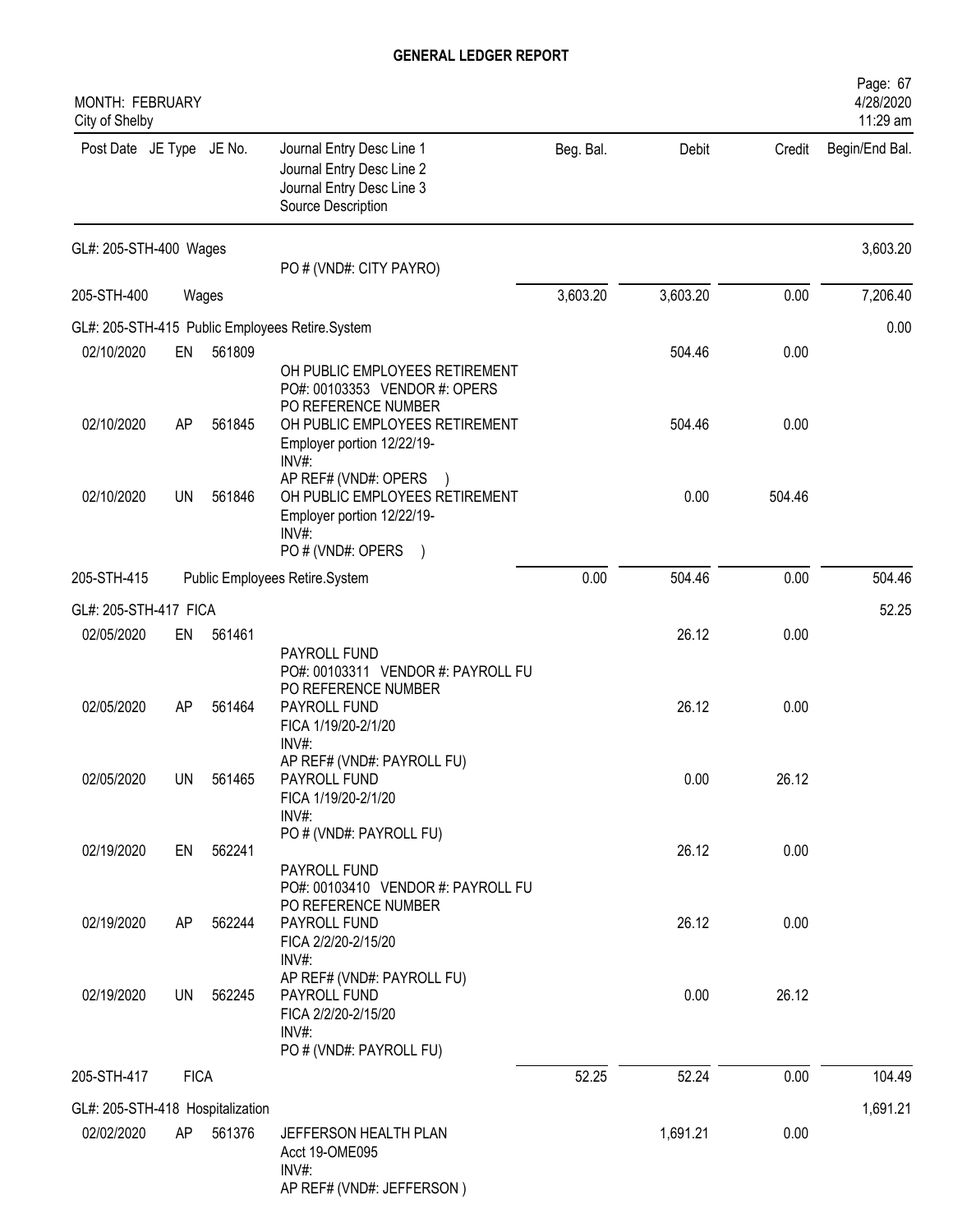# GENERAL LEDGER REPORT

MONTH: FEBRUARY
City of Shelby

| Post Date | JE Type | JE No. | Journal Entry Desc Line 1 / Journal Entry Desc Line 2 / Journal Entry Desc Line 3 / Source Description | Beg. Bal. | Debit | Credit | Begin/End Bal. |
|---|---|---|---|---|---|---|---|
| GL#: 205-STH-400 Wages | | | | | | | 3,603.20 |
| | | | PO # (VND#: CITY PAYRO) | | | | |
| 205-STH-400 | Wages | | | 3,603.20 | 3,603.20 | 0.00 | 7,206.40 |
| GL#: 205-STH-415 Public Employees Retire.System | | | | | | | 0.00 |
| 02/10/2020 | EN | 561809 | OH PUBLIC EMPLOYEES RETIREMENT PO#: 00103353 VENDOR #: OPERS PO REFERENCE NUMBER | | 504.46 | 0.00 | |
| 02/10/2020 | AP | 561845 | OH PUBLIC EMPLOYEES RETIREMENT Employer portion 12/22/19- INV#: AP REF# (VND#: OPERS ) | | 504.46 | 0.00 | |
| 02/10/2020 | UN | 561846 | OH PUBLIC EMPLOYEES RETIREMENT Employer portion 12/22/19- INV#: PO # (VND#: OPERS ) | | 0.00 | 504.46 | |
| 205-STH-415 | Public Employees Retire.System | | | 0.00 | 504.46 | 0.00 | 504.46 |
| GL#: 205-STH-417 FICA | | | | | | | 52.25 |
| 02/05/2020 | EN | 561461 | PAYROLL FUND PO#: 00103311 VENDOR #: PAYROLL FU PO REFERENCE NUMBER | | 26.12 | 0.00 | |
| 02/05/2020 | AP | 561464 | PAYROLL FUND FICA 1/19/20-2/1/20 INV#: AP REF# (VND#: PAYROLL FU) | | 26.12 | 0.00 | |
| 02/05/2020 | UN | 561465 | PAYROLL FUND FICA 1/19/20-2/1/20 INV#: PO # (VND#: PAYROLL FU) | | 0.00 | 26.12 | |
| 02/19/2020 | EN | 562241 | PAYROLL FUND PO#: 00103410 VENDOR #: PAYROLL FU PO REFERENCE NUMBER | | 26.12 | 0.00 | |
| 02/19/2020 | AP | 562244 | PAYROLL FUND FICA 2/2/20-2/15/20 INV#: AP REF# (VND#: PAYROLL FU) | | 26.12 | 0.00 | |
| 02/19/2020 | UN | 562245 | PAYROLL FUND FICA 2/2/20-2/15/20 INV#: PO # (VND#: PAYROLL FU) | | 0.00 | 26.12 | |
| 205-STH-417 | FICA | | | 52.25 | 52.24 | 0.00 | 104.49 |
| GL#: 205-STH-418 Hospitalization | | | | | | | 1,691.21 |
| 02/02/2020 | AP | 561376 | JEFFERSON HEALTH PLAN Acct 19-OME095 INV#: AP REF# (VND#: JEFFERSON ) | | 1,691.21 | 0.00 | |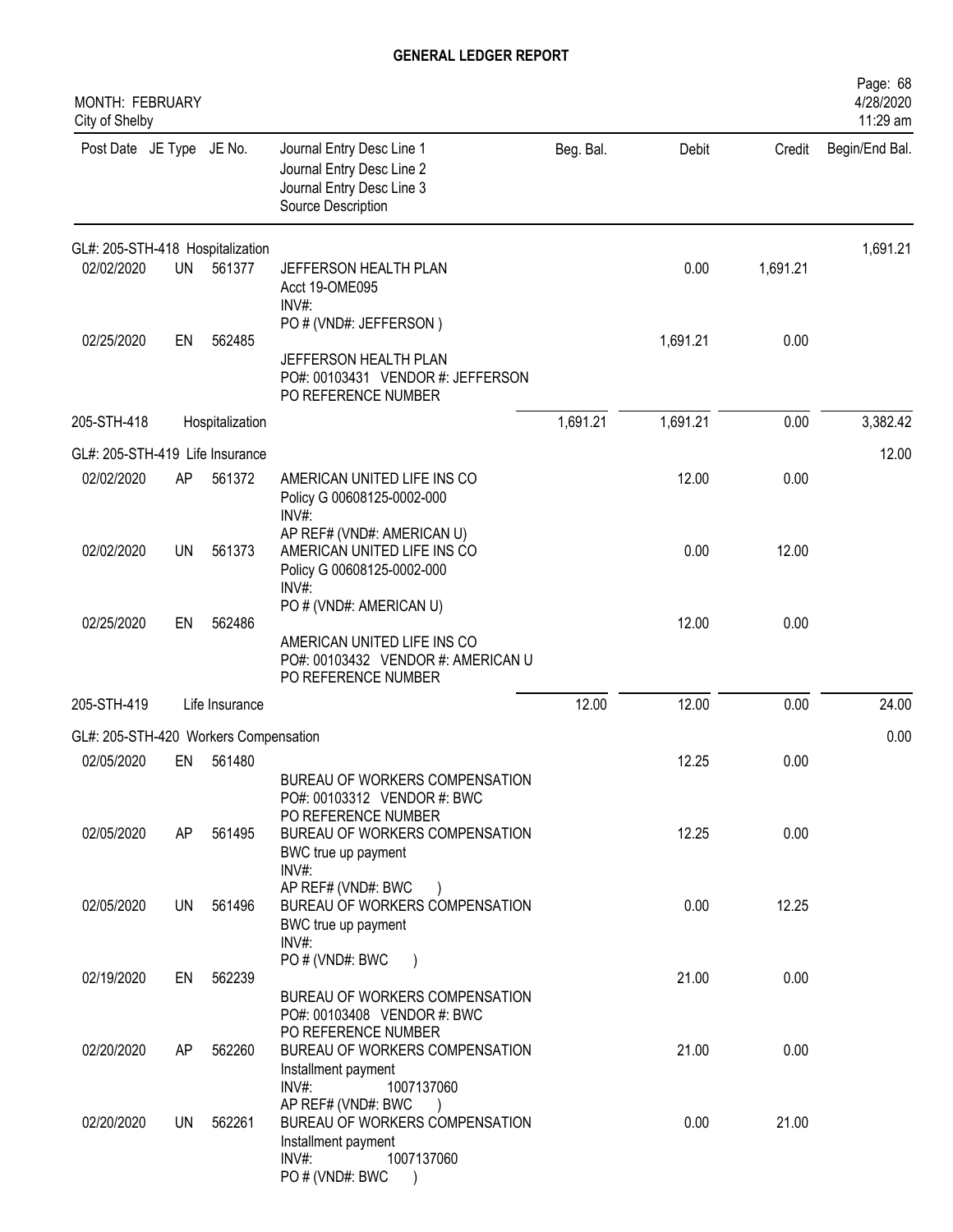# GENERAL LEDGER REPORT

MONTH: FEBRUARY
City of Shelby

| Post Date | JE Type | JE No. | Journal Entry Desc Line 1 / Journal Entry Desc Line 2 / Journal Entry Desc Line 3 / Source Description | Beg. Bal. | Debit | Credit | Begin/End Bal. |
|---|---|---|---|---|---|---|---|
| GL#: 205-STH-418 Hospitalization | | | | | | | 1,691.21 |
| 02/02/2020 | UN | 561377 | JEFFERSON HEALTH PLAN<br>Acct 19-OME095<br>INV#:<br>PO # (VND#: JEFFERSON ) | | 0.00 | 1,691.21 | |
| 02/25/2020 | EN | 562485 | JEFFERSON HEALTH PLAN<br>PO#: 00103431 VENDOR #: JEFFERSON<br>PO REFERENCE NUMBER | | 1,691.21 | 0.00 | |
| 205-STH-418 | | Hospitalization | | 1,691.21 | 1,691.21 | 0.00 | 3,382.42 |
| GL#: 205-STH-419 Life Insurance | | | | | | | 12.00 |
| 02/02/2020 | AP | 561372 | AMERICAN UNITED LIFE INS CO<br>Policy G 00608125-0002-000<br>INV#:<br>AP REF# (VND#: AMERICAN U) | | 12.00 | 0.00 | |
| 02/02/2020 | UN | 561373 | AMERICAN UNITED LIFE INS CO<br>Policy G 00608125-0002-000<br>INV#:<br>PO # (VND#: AMERICAN U) | | 0.00 | 12.00 | |
| 02/25/2020 | EN | 562486 | AMERICAN UNITED LIFE INS CO<br>PO#: 00103432 VENDOR #: AMERICAN U<br>PO REFERENCE NUMBER | | 12.00 | 0.00 | |
| 205-STH-419 | | Life Insurance | | 12.00 | 12.00 | 0.00 | 24.00 |
| GL#: 205-STH-420 Workers Compensation | | | | | | | 0.00 |
| 02/05/2020 | EN | 561480 | BUREAU OF WORKERS COMPENSATION<br>PO#: 00103312 VENDOR #: BWC<br>PO REFERENCE NUMBER | | 12.25 | 0.00 | |
| 02/05/2020 | AP | 561495 | BUREAU OF WORKERS COMPENSATION<br>BWC true up payment<br>INV#:<br>AP REF# (VND#: BWC ) | | 12.25 | 0.00 | |
| 02/05/2020 | UN | 561496 | BUREAU OF WORKERS COMPENSATION<br>BWC true up payment<br>INV#:<br>PO # (VND#: BWC ) | | 0.00 | 12.25 | |
| 02/19/2020 | EN | 562239 | BUREAU OF WORKERS COMPENSATION<br>PO#: 00103408 VENDOR #: BWC<br>PO REFERENCE NUMBER | | 21.00 | 0.00 | |
| 02/20/2020 | AP | 562260 | BUREAU OF WORKERS COMPENSATION<br>Installment payment<br>INV#: 1007137060<br>AP REF# (VND#: BWC ) | | 21.00 | 0.00 | |
| 02/20/2020 | UN | 562261 | BUREAU OF WORKERS COMPENSATION<br>Installment payment<br>INV#: 1007137060<br>PO # (VND#: BWC ) | | 0.00 | 21.00 | |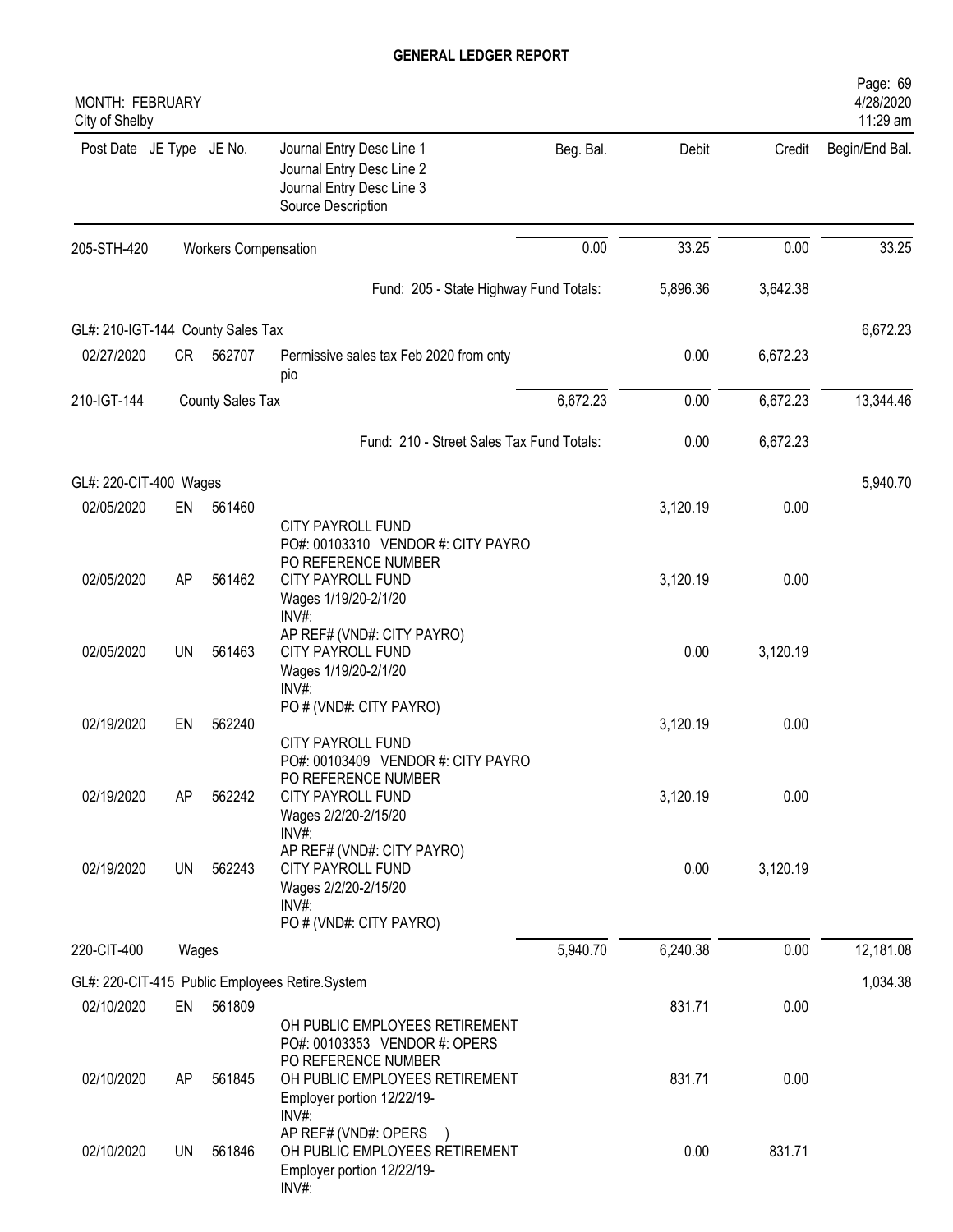# GENERAL LEDGER REPORT

MONTH: FEBRUARY
City of Shelby

| Post Date | JE Type | JE No. | Journal Entry Desc Line 1 / Journal Entry Desc Line 2 / Journal Entry Desc Line 3 / Source Description | Beg. Bal. | Debit | Credit | Begin/End Bal. |
|---|---|---|---|---|---|---|---|
| 205-STH-420 | | Workers Compensation | | 0.00 | 33.25 | 0.00 | 33.25 |
| | | | Fund: 205 - State Highway Fund Totals: | | 5,896.36 | 3,642.38 | |
| GL#: 210-IGT-144 County Sales Tax | | | | | | | 6,672.23 |
| 02/27/2020 | CR | 562707 | Permissive sales tax Feb 2020 from cnty pio | | 0.00 | 6,672.23 | |
| 210-IGT-144 | | County Sales Tax | | 6,672.23 | 0.00 | 6,672.23 | 13,344.46 |
| | | | Fund: 210 - Street Sales Tax Fund Totals: | | 0.00 | 6,672.23 | |
| GL#: 220-CIT-400 Wages | | | | | | | 5,940.70 |
| 02/05/2020 | EN | 561460 | CITY PAYROLL FUND<br>PO#: 00103310 VENDOR #: CITY PAYRO<br>PO REFERENCE NUMBER | | 3,120.19 | 0.00 | |
| 02/05/2020 | AP | 561462 | CITY PAYROLL FUND<br>Wages 1/19/20-2/1/20<br>INV#:<br>AP REF# (VND#: CITY PAYRO) | | 3,120.19 | 0.00 | |
| 02/05/2020 | UN | 561463 | CITY PAYROLL FUND<br>Wages 1/19/20-2/1/20<br>INV#:<br>PO # (VND#: CITY PAYRO) | | 0.00 | 3,120.19 | |
| 02/19/2020 | EN | 562240 | CITY PAYROLL FUND<br>PO#: 00103409 VENDOR #: CITY PAYRO<br>PO REFERENCE NUMBER | | 3,120.19 | 0.00 | |
| 02/19/2020 | AP | 562242 | CITY PAYROLL FUND<br>Wages 2/2/20-2/15/20<br>INV#:<br>AP REF# (VND#: CITY PAYRO) | | 3,120.19 | 0.00 | |
| 02/19/2020 | UN | 562243 | CITY PAYROLL FUND<br>Wages 2/2/20-2/15/20<br>INV#:<br>PO # (VND#: CITY PAYRO) | | 0.00 | 3,120.19 | |
| 220-CIT-400 | | Wages | | 5,940.70 | 6,240.38 | 0.00 | 12,181.08 |
| GL#: 220-CIT-415 Public Employees Retire.System | | | | | | | 1,034.38 |
| 02/10/2020 | EN | 561809 | OH PUBLIC EMPLOYEES RETIREMENT<br>PO#: 00103353 VENDOR #: OPERS<br>PO REFERENCE NUMBER | | 831.71 | 0.00 | |
| 02/10/2020 | AP | 561845 | OH PUBLIC EMPLOYEES RETIREMENT<br>Employer portion 12/22/19-<br>INV#:<br>AP REF# (VND#: OPERS ) | | 831.71 | 0.00 | |
| 02/10/2020 | UN | 561846 | OH PUBLIC EMPLOYEES RETIREMENT<br>Employer portion 12/22/19-<br>INV#: | | 0.00 | 831.71 | |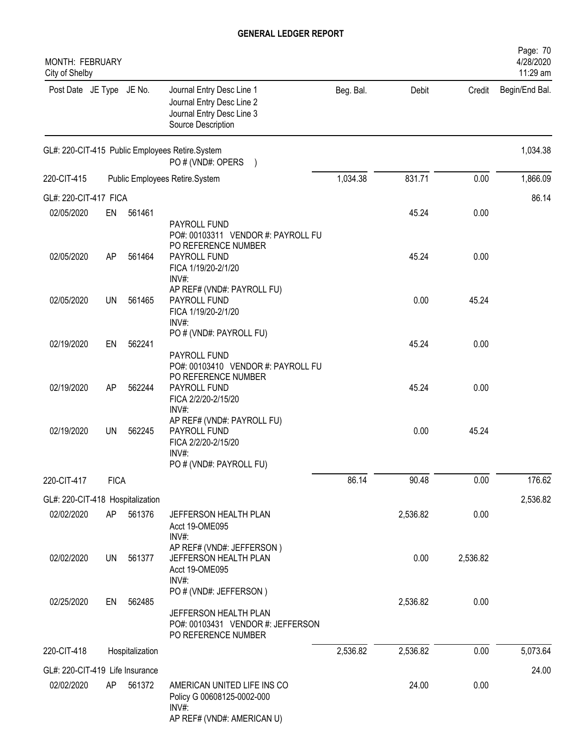# GENERAL LEDGER REPORT

MONTH: FEBRUARY
City of Shelby

Page: 70
4/28/2020
11:29 am

| Post Date | JE Type | JE No. | Journal Entry Desc Line 1 / Journal Entry Desc Line 2 / Journal Entry Desc Line 3 / Source Description | Beg. Bal. | Debit | Credit | Begin/End Bal. |
|---|---|---|---|---|---|---|---|
| GL#: 220-CIT-415 Public Employees Retire.System | | | PO # (VND#: OPERS ) | | | | 1,034.38 |
| 220-CIT-415 | | | Public Employees Retire.System | 1,034.38 | 831.71 | 0.00 | 1,866.09 |
| GL#: 220-CIT-417 FICA | | | | | | | 86.14 |
| 02/05/2020 | EN | 561461 | PAYROLL FUND<br>PO#: 00103311 VENDOR #: PAYROLL FU<br>PO REFERENCE NUMBER | | 45.24 | 0.00 | |
| 02/05/2020 | AP | 561464 | PAYROLL FUND<br>FICA 1/19/20-2/1/20<br>INV#:<br>AP REF# (VND#: PAYROLL FU) | | 45.24 | 0.00 | |
| 02/05/2020 | UN | 561465 | PAYROLL FUND<br>FICA 1/19/20-2/1/20<br>INV#:<br>PO # (VND#: PAYROLL FU) | | 0.00 | 45.24 | |
| 02/19/2020 | EN | 562241 | PAYROLL FUND<br>PO#: 00103410 VENDOR #: PAYROLL FU<br>PO REFERENCE NUMBER | | 45.24 | 0.00 | |
| 02/19/2020 | AP | 562244 | PAYROLL FUND<br>FICA 2/2/20-2/15/20<br>INV#:<br>AP REF# (VND#: PAYROLL FU) | | 45.24 | 0.00 | |
| 02/19/2020 | UN | 562245 | PAYROLL FUND<br>FICA 2/2/20-2/15/20<br>INV#:<br>PO # (VND#: PAYROLL FU) | | 0.00 | 45.24 | |
| 220-CIT-417 | FICA | | | 86.14 | 90.48 | 0.00 | 176.62 |
| GL#: 220-CIT-418 Hospitalization | | | | | | | 2,536.82 |
| 02/02/2020 | AP | 561376 | JEFFERSON HEALTH PLAN<br>Acct 19-OME095<br>INV#:<br>AP REF# (VND#: JEFFERSON ) | | 2,536.82 | 0.00 | |
| 02/02/2020 | UN | 561377 | JEFFERSON HEALTH PLAN<br>Acct 19-OME095<br>INV#:<br>PO # (VND#: JEFFERSON ) | | 0.00 | 2,536.82 | |
| 02/25/2020 | EN | 562485 | JEFFERSON HEALTH PLAN<br>PO#: 00103431 VENDOR #: JEFFERSON<br>PO REFERENCE NUMBER | | 2,536.82 | 0.00 | |
| 220-CIT-418 | | Hospitalization | | 2,536.82 | 2,536.82 | 0.00 | 5,073.64 |
| GL#: 220-CIT-419 Life Insurance | | | | | | | 24.00 |
| 02/02/2020 | AP | 561372 | AMERICAN UNITED LIFE INS CO<br>Policy G 00608125-0002-000<br>INV#:<br>AP REF# (VND#: AMERICAN U) | | 24.00 | 0.00 | |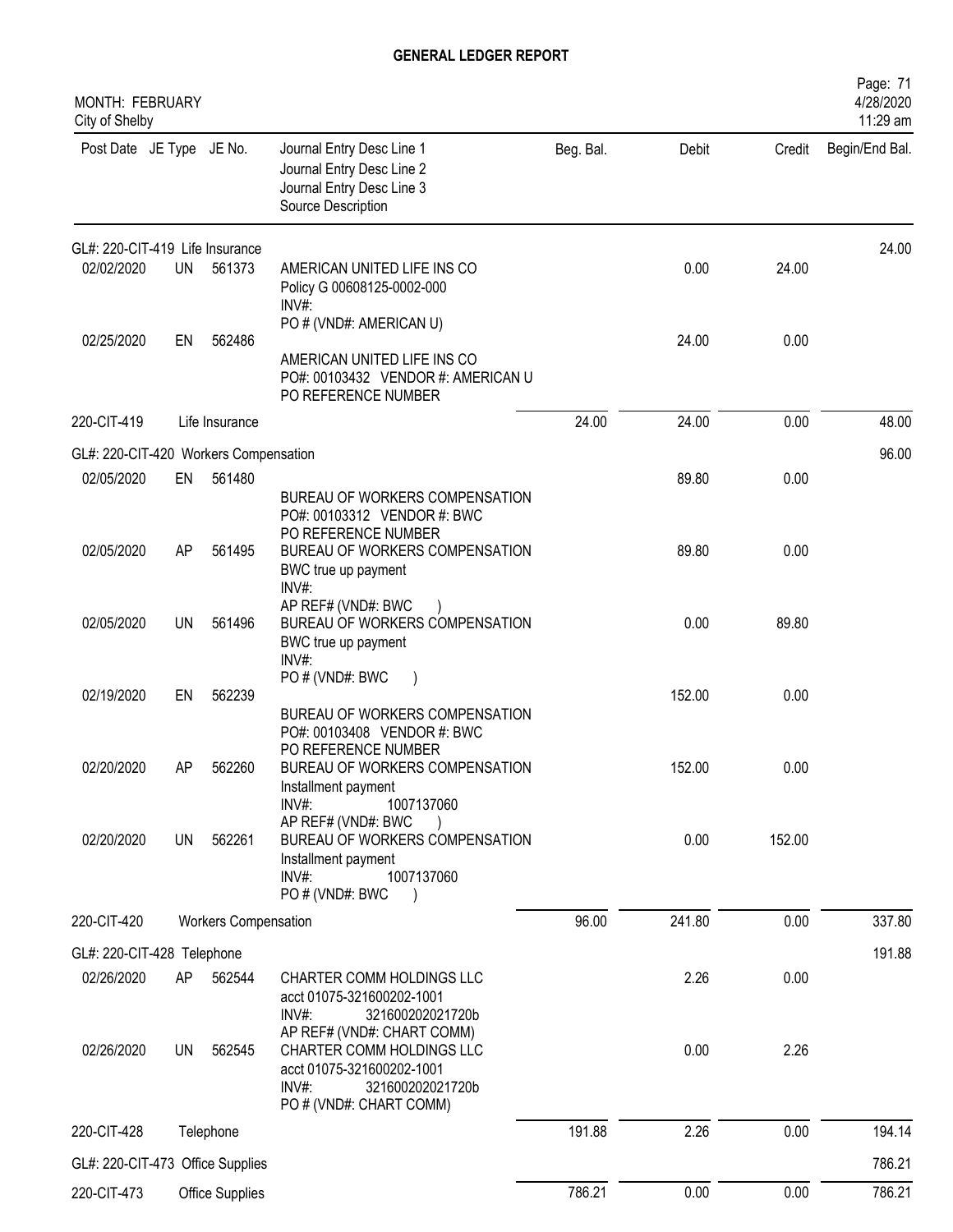# GENERAL LEDGER REPORT

MONTH: FEBRUARY
City of Shelby

4/28/2020
11:29 am

| Post Date | JE Type | JE No. | Journal Entry Desc Line 1 / Journal Entry Desc Line 2 / Journal Entry Desc Line 3 / Source Description | Beg. Bal. | Debit | Credit | Begin/End Bal. |
|---|---|---|---|---|---|---|---|
| GL#: 220-CIT-419 Life Insurance | | | | | | | 24.00 |
| 02/02/2020 | UN | 561373 | AMERICAN UNITED LIFE INS CO<br>Policy G 00608125-0002-000<br>INV#:<br>PO # (VND#: AMERICAN U) | | 0.00 | 24.00 | |
| 02/25/2020 | EN | 562486 | AMERICAN UNITED LIFE INS CO<br>PO#: 00103432 VENDOR #: AMERICAN U<br>PO REFERENCE NUMBER | | 24.00 | 0.00 | |
| 220-CIT-419 | | Life Insurance | | 24.00 | 24.00 | 0.00 | 48.00 |
| GL#: 220-CIT-420 Workers Compensation | | | | | | | 96.00 |
| 02/05/2020 | EN | 561480 | BUREAU OF WORKERS COMPENSATION<br>PO#: 00103312 VENDOR #: BWC<br>PO REFERENCE NUMBER | | 89.80 | 0.00 | |
| 02/05/2020 | AP | 561495 | BUREAU OF WORKERS COMPENSATION<br>BWC true up payment<br>INV#:<br>AP REF# (VND#: BWC ) | | 89.80 | 0.00 | |
| 02/05/2020 | UN | 561496 | BUREAU OF WORKERS COMPENSATION<br>BWC true up payment<br>INV#:<br>PO # (VND#: BWC ) | | 0.00 | 89.80 | |
| 02/19/2020 | EN | 562239 | BUREAU OF WORKERS COMPENSATION<br>PO#: 00103408 VENDOR #: BWC<br>PO REFERENCE NUMBER | | 152.00 | 0.00 | |
| 02/20/2020 | AP | 562260 | BUREAU OF WORKERS COMPENSATION<br>Installment payment<br>INV#: 1007137060<br>AP REF# (VND#: BWC ) | | 152.00 | 0.00 | |
| 02/20/2020 | UN | 562261 | BUREAU OF WORKERS COMPENSATION<br>Installment payment<br>INV#: 1007137060<br>PO # (VND#: BWC ) | | 0.00 | 152.00 | |
| 220-CIT-420 | | Workers Compensation | | 96.00 | 241.80 | 0.00 | 337.80 |
| GL#: 220-CIT-428 Telephone | | | | | | | 191.88 |
| 02/26/2020 | AP | 562544 | CHARTER COMM HOLDINGS LLC<br>acct 01075-321600202-1001<br>INV#: 321600202021720b<br>AP REF# (VND#: CHART COMM) | | 2.26 | 0.00 | |
| 02/26/2020 | UN | 562545 | CHARTER COMM HOLDINGS LLC<br>acct 01075-321600202-1001<br>INV#: 321600202021720b<br>PO # (VND#: CHART COMM) | | 0.00 | 2.26 | |
| 220-CIT-428 | | Telephone | | 191.88 | 2.26 | 0.00 | 194.14 |
| GL#: 220-CIT-473 Office Supplies | | | | | | | 786.21 |
| 220-CIT-473 | | Office Supplies | | 786.21 | 0.00 | 0.00 | 786.21 |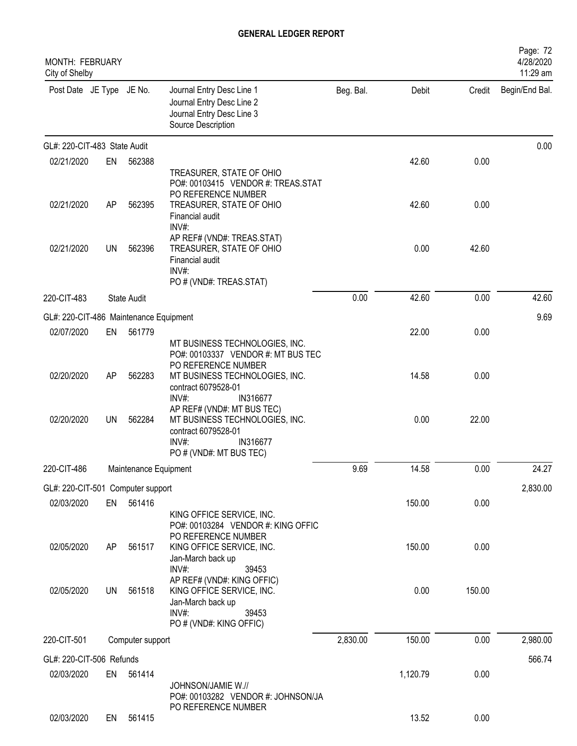# GENERAL LEDGER REPORT

MONTH: FEBRUARY
City of Shelby

| Post Date | JE Type | JE No. | Journal Entry Desc Line 1 / Journal Entry Desc Line 2 / Journal Entry Desc Line 3 / Source Description | Beg. Bal. | Debit | Credit | Begin/End Bal. |
|---|---|---|---|---|---|---|---|
| **GL#: 220-CIT-483 State Audit** | | | | | | | 0.00 |
| 02/21/2020 | EN | 562388 | TREASURER, STATE OF OHIO<br>PO#: 00103415 VENDOR #: TREAS.STAT<br>PO REFERENCE NUMBER | | 42.60 | 0.00 | |
| 02/21/2020 | AP | 562395 | TREASURER, STATE OF OHIO<br>Financial audit<br>INV#:<br>AP REF# (VND#: TREAS.STAT) | | 42.60 | 0.00 | |
| 02/21/2020 | UN | 562396 | TREASURER, STATE OF OHIO<br>Financial audit<br>INV#:<br>PO # (VND#: TREAS.STAT) | | 0.00 | 42.60 | |
| 220-CIT-483 | | State Audit | | 0.00 | 42.60 | 0.00 | 42.60 |
| **GL#: 220-CIT-486 Maintenance Equipment** | | | | | | | 9.69 |
| 02/07/2020 | EN | 561779 | MT BUSINESS TECHNOLOGIES, INC.<br>PO#: 00103337 VENDOR #: MT BUS TEC<br>PO REFERENCE NUMBER | | 22.00 | 0.00 | |
| 02/20/2020 | AP | 562283 | MT BUSINESS TECHNOLOGIES, INC.<br>contract 6079528-01<br>INV#: IN316677<br>AP REF# (VND#: MT BUS TEC) | | 14.58 | 0.00 | |
| 02/20/2020 | UN | 562284 | MT BUSINESS TECHNOLOGIES, INC.<br>contract 6079528-01<br>INV#: IN316677<br>PO # (VND#: MT BUS TEC) | | 0.00 | 22.00 | |
| 220-CIT-486 | | Maintenance Equipment | | 9.69 | 14.58 | 0.00 | 24.27 |
| **GL#: 220-CIT-501 Computer support** | | | | | | | 2,830.00 |
| 02/03/2020 | EN | 561416 | KING OFFICE SERVICE, INC.<br>PO#: 00103284 VENDOR #: KING OFFIC<br>PO REFERENCE NUMBER | | 150.00 | 0.00 | |
| 02/05/2020 | AP | 561517 | KING OFFICE SERVICE, INC.<br>Jan-March back up<br>INV#: 39453<br>AP REF# (VND#: KING OFFIC) | | 150.00 | 0.00 | |
| 02/05/2020 | UN | 561518 | KING OFFICE SERVICE, INC.<br>Jan-March back up<br>INV#: 39453<br>PO # (VND#: KING OFFIC) | | 0.00 | 150.00 | |
| 220-CIT-501 | | Computer support | | 2,830.00 | 150.00 | 0.00 | 2,980.00 |
| **GL#: 220-CIT-506 Refunds** | | | | | | | 566.74 |
| 02/03/2020 | EN | 561414 | JOHNSON/JAMIE W.//<br>PO#: 00103282 VENDOR #: JOHNSON/JA<br>PO REFERENCE NUMBER | | 1,120.79 | 0.00 | |
| 02/03/2020 | EN | 561415 | | | 13.52 | 0.00 | |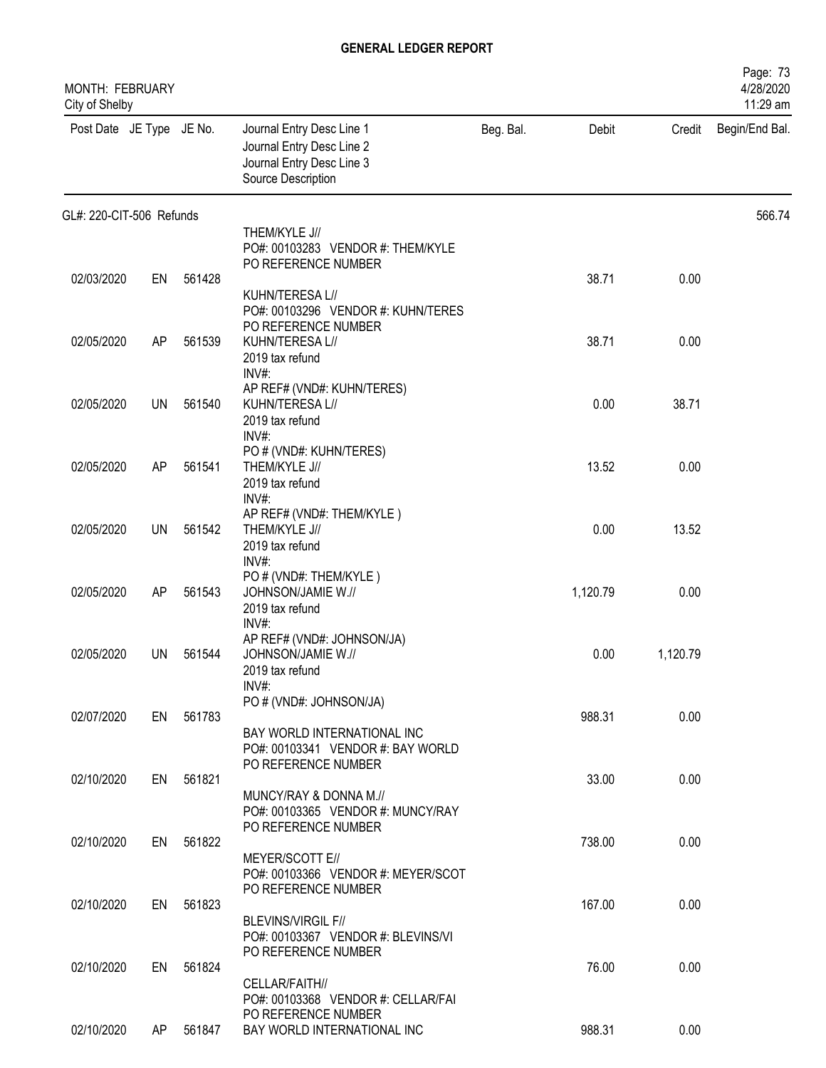# GENERAL LEDGER REPORT

MONTH: FEBRUARY
City of Shelby

| Post Date | JE Type | JE No. | Journal Entry Desc Line 1 / Journal Entry Desc Line 2 / Journal Entry Desc Line 3 / Source Description | Beg. Bal. | Debit | Credit | Begin/End Bal. |
|---|---|---|---|---|---|---|---|
| GL#: 220-CIT-506 Refunds | | | | | | | 566.74 |
| | | | THEM/KYLE J// PO#: 00103283 VENDOR #: THEM/KYLE PO REFERENCE NUMBER | | | | |
| 02/03/2020 | EN | 561428 | KUHN/TERESA L// PO#: 00103296 VENDOR #: KUHN/TERES PO REFERENCE NUMBER | | 38.71 | 0.00 | |
| 02/05/2020 | AP | 561539 | KUHN/TERESA L// 2019 tax refund INV#: AP REF# (VND#: KUHN/TERES) | | 38.71 | 0.00 | |
| 02/05/2020 | UN | 561540 | KUHN/TERESA L// 2019 tax refund INV#: PO # (VND#: KUHN/TERES) | | 0.00 | 38.71 | |
| 02/05/2020 | AP | 561541 | THEM/KYLE J// 2019 tax refund INV#: AP REF# (VND#: THEM/KYLE ) | | 13.52 | 0.00 | |
| 02/05/2020 | UN | 561542 | THEM/KYLE J// 2019 tax refund INV#: PO # (VND#: THEM/KYLE ) | | 0.00 | 13.52 | |
| 02/05/2020 | AP | 561543 | JOHNSON/JAMIE W.// 2019 tax refund INV#: AP REF# (VND#: JOHNSON/JA) | | 1,120.79 | 0.00 | |
| 02/05/2020 | UN | 561544 | JOHNSON/JAMIE W.// 2019 tax refund INV#: PO # (VND#: JOHNSON/JA) | | 0.00 | 1,120.79 | |
| 02/07/2020 | EN | 561783 | BAY WORLD INTERNATIONAL INC PO#: 00103341 VENDOR #: BAY WORLD PO REFERENCE NUMBER | | 988.31 | 0.00 | |
| 02/10/2020 | EN | 561821 | MUNCY/RAY & DONNA M.// PO#: 00103365 VENDOR #: MUNCY/RAY PO REFERENCE NUMBER | | 33.00 | 0.00 | |
| 02/10/2020 | EN | 561822 | MEYER/SCOTT E// PO#: 00103366 VENDOR #: MEYER/SCOT PO REFERENCE NUMBER | | 738.00 | 0.00 | |
| 02/10/2020 | EN | 561823 | BLEVINS/VIRGIL F// PO#: 00103367 VENDOR #: BLEVINS/VI PO REFERENCE NUMBER | | 167.00 | 0.00 | |
| 02/10/2020 | EN | 561824 | CELLAR/FAITH// PO#: 00103368 VENDOR #: CELLAR/FAI PO REFERENCE NUMBER | | 76.00 | 0.00 | |
| 02/10/2020 | AP | 561847 | BAY WORLD INTERNATIONAL INC | | 988.31 | 0.00 | |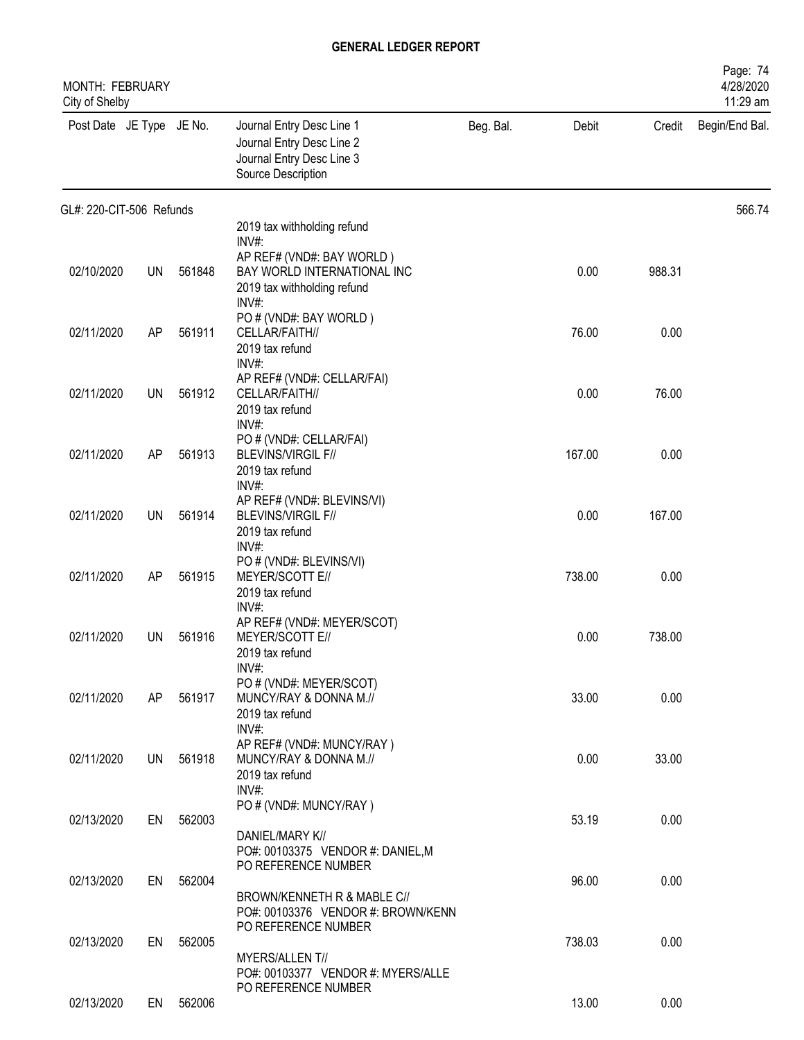# GENERAL LEDGER REPORT

MONTH: FEBRUARY
City of Shelby

| Post Date | JE Type | JE No. | Journal Entry Desc Line 1 / Journal Entry Desc Line 2 / Journal Entry Desc Line 3 / Source Description | Beg. Bal. | Debit | Credit | Begin/End Bal. |
|---|---|---|---|---|---|---|---|
| GL#: 220-CIT-506 Refunds | | | | | | | 566.74 |
| | | | 2019 tax withholding refund INV#: AP REF# (VND#: BAY WORLD ) | | | | |
| 02/10/2020 | UN | 561848 | BAY WORLD INTERNATIONAL INC 2019 tax withholding refund INV#: PO # (VND#: BAY WORLD ) | | 0.00 | 988.31 | |
| 02/11/2020 | AP | 561911 | CELLAR/FAITH// 2019 tax refund INV#: AP REF# (VND#: CELLAR/FAI) | | 76.00 | 0.00 | |
| 02/11/2020 | UN | 561912 | CELLAR/FAITH// 2019 tax refund INV#: PO # (VND#: CELLAR/FAI) | | 0.00 | 76.00 | |
| 02/11/2020 | AP | 561913 | BLEVINS/VIRGIL F// 2019 tax refund INV#: AP REF# (VND#: BLEVINS/VI) | | 167.00 | 0.00 | |
| 02/11/2020 | UN | 561914 | BLEVINS/VIRGIL F// 2019 tax refund INV#: PO # (VND#: BLEVINS/VI) | | 0.00 | 167.00 | |
| 02/11/2020 | AP | 561915 | MEYER/SCOTT E// 2019 tax refund INV#: AP REF# (VND#: MEYER/SCOT) | | 738.00 | 0.00 | |
| 02/11/2020 | UN | 561916 | MEYER/SCOTT E// 2019 tax refund INV#: PO # (VND#: MEYER/SCOT) | | 0.00 | 738.00 | |
| 02/11/2020 | AP | 561917 | MUNCY/RAY & DONNA M.// 2019 tax refund INV#: AP REF# (VND#: MUNCY/RAY ) | | 33.00 | 0.00 | |
| 02/11/2020 | UN | 561918 | MUNCY/RAY & DONNA M.// 2019 tax refund INV#: PO # (VND#: MUNCY/RAY ) | | 0.00 | 33.00 | |
| 02/13/2020 | EN | 562003 | DANIEL/MARY K// PO#: 00103375 VENDOR #: DANIEL,M PO REFERENCE NUMBER | | 53.19 | 0.00 | |
| 02/13/2020 | EN | 562004 | BROWN/KENNETH R & MABLE C// PO#: 00103376 VENDOR #: BROWN/KENN PO REFERENCE NUMBER | | 96.00 | 0.00 | |
| 02/13/2020 | EN | 562005 | MYERS/ALLEN T// PO#: 00103377 VENDOR #: MYERS/ALLE PO REFERENCE NUMBER | | 738.03 | 0.00 | |
| 02/13/2020 | EN | 562006 | | | 13.00 | 0.00 | |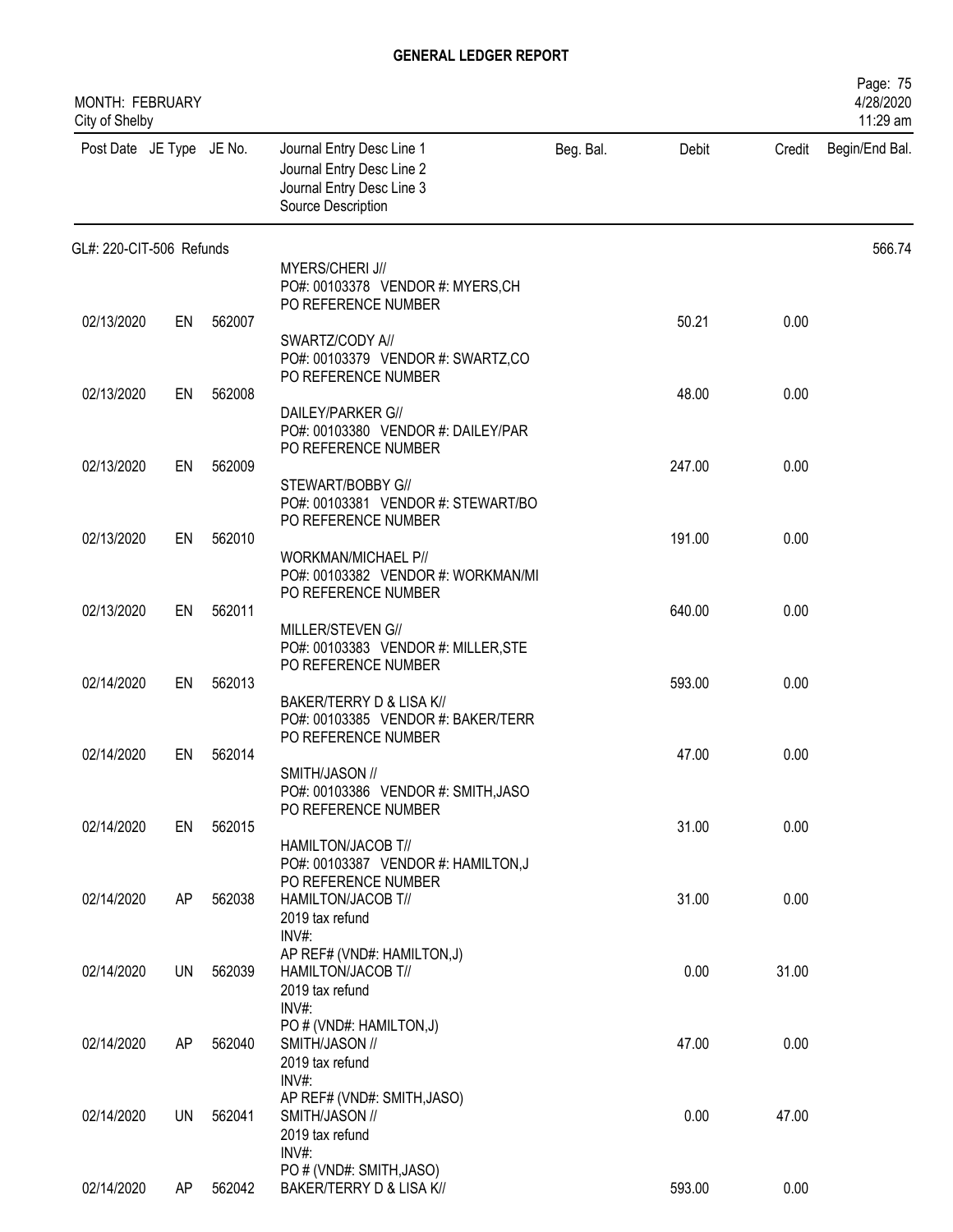# GENERAL LEDGER REPORT

MONTH: FEBRUARY
City of Shelby

Page: 75
4/28/2020
11:29 am

| Post Date | JE Type | JE No. | Journal Entry Desc Line 1 / Journal Entry Desc Line 2 / Journal Entry Desc Line 3 / Source Description | Beg. Bal. | Debit | Credit | Begin/End Bal. |
|---|---|---|---|---|---|---|---|
| GL#: 220-CIT-506 Refunds | | | | | | | 566.74 |
| 02/13/2020 | EN | 562007 | MYERS/CHERI J// PO#: 00103378 VENDOR #: MYERS,CH PO REFERENCE NUMBER | | 50.21 | 0.00 | |
| 02/13/2020 | EN | 562008 | SWARTZ/CODY A// PO#: 00103379 VENDOR #: SWARTZ,CO PO REFERENCE NUMBER | | 48.00 | 0.00 | |
| 02/13/2020 | EN | 562009 | DAILEY/PARKER G// PO#: 00103380 VENDOR #: DAILEY/PAR PO REFERENCE NUMBER | | 247.00 | 0.00 | |
| 02/13/2020 | EN | 562010 | STEWART/BOBBY G// PO#: 00103381 VENDOR #: STEWART/BO PO REFERENCE NUMBER | | 191.00 | 0.00 | |
| 02/13/2020 | EN | 562011 | WORKMAN/MICHAEL P// PO#: 00103382 VENDOR #: WORKMAN/MI PO REFERENCE NUMBER | | 640.00 | 0.00 | |
| 02/14/2020 | EN | 562013 | MILLER/STEVEN G// PO#: 00103383 VENDOR #: MILLER,STE PO REFERENCE NUMBER | | 593.00 | 0.00 | |
| 02/14/2020 | EN | 562014 | BAKER/TERRY D & LISA K// PO#: 00103385 VENDOR #: BAKER/TERR PO REFERENCE NUMBER | | 47.00 | 0.00 | |
| 02/14/2020 | EN | 562015 | SMITH/JASON // PO#: 00103386 VENDOR #: SMITH,JASO PO REFERENCE NUMBER | | 31.00 | 0.00 | |
| 02/14/2020 | AP | 562038 | HAMILTON/JACOB T// PO#: 00103387 VENDOR #: HAMILTON,J PO REFERENCE NUMBER | | 31.00 | 0.00 | |
| 02/14/2020 | UN | 562039 | HAMILTON/JACOB T// 2019 tax refund INV#: AP REF# (VND#: HAMILTON,J) | | 0.00 | 31.00 | |
| 02/14/2020 | AP | 562040 | HAMILTON/JACOB T// 2019 tax refund INV#: PO # (VND#: HAMILTON,J) | | 47.00 | 0.00 | |
| 02/14/2020 | UN | 562041 | SMITH/JASON // 2019 tax refund INV#: AP REF# (VND#: SMITH,JASO) | | 0.00 | 47.00 | |
| 02/14/2020 | AP | 562042 | SMITH/JASON // 2019 tax refund INV#: PO # (VND#: SMITH,JASO) | | 593.00 | 0.00 | |
| | | | BAKER/TERRY D & LISA K// | | | | |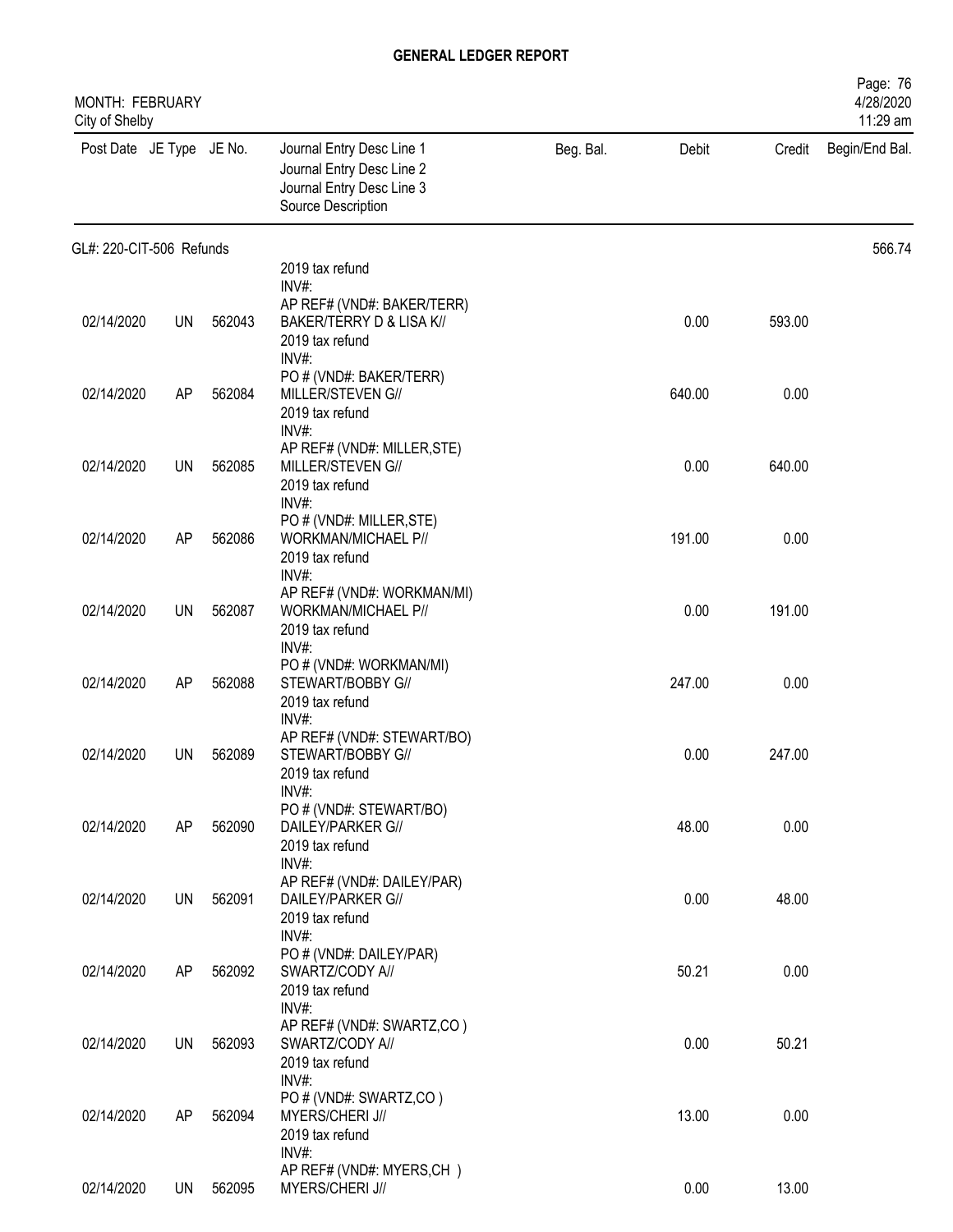# GENERAL LEDGER REPORT

MONTH: FEBRUARY
City of Shelby

| Post Date | JE Type | JE No. | Journal Entry Desc Line 1<br>Journal Entry Desc Line 2<br>Journal Entry Desc Line 3<br>Source Description | Beg. Bal. | Debit | Credit | Begin/End Bal. |
|---|---|---|---|---|---|---|---|
| GL#: 220-CIT-506 Refunds | | | | | | | 566.74 |
| | | | 2019 tax refund<br>INV#:<br>AP REF# (VND#: BAKER/TERR) | | | | |
| 02/14/2020 | UN | 562043 | BAKER/TERRY D & LISA K//<br>2019 tax refund<br>INV#:<br>PO # (VND#: BAKER/TERR) | | 0.00 | 593.00 | |
| 02/14/2020 | AP | 562084 | MILLER/STEVEN G//<br>2019 tax refund<br>INV#:<br>AP REF# (VND#: MILLER,STE) | | 640.00 | 0.00 | |
| 02/14/2020 | UN | 562085 | MILLER/STEVEN G//<br>2019 tax refund<br>INV#:<br>PO # (VND#: MILLER,STE) | | 0.00 | 640.00 | |
| 02/14/2020 | AP | 562086 | WORKMAN/MICHAEL P//<br>2019 tax refund<br>INV#:<br>AP REF# (VND#: WORKMAN/MI) | | 191.00 | 0.00 | |
| 02/14/2020 | UN | 562087 | WORKMAN/MICHAEL P//<br>2019 tax refund<br>INV#:<br>PO # (VND#: WORKMAN/MI) | | 0.00 | 191.00 | |
| 02/14/2020 | AP | 562088 | STEWART/BOBBY G//<br>2019 tax refund<br>INV#:<br>AP REF# (VND#: STEWART/BO) | | 247.00 | 0.00 | |
| 02/14/2020 | UN | 562089 | STEWART/BOBBY G//<br>2019 tax refund<br>INV#:<br>PO # (VND#: STEWART/BO) | | 0.00 | 247.00 | |
| 02/14/2020 | AP | 562090 | DAILEY/PARKER G//<br>2019 tax refund<br>INV#:<br>AP REF# (VND#: DAILEY/PAR) | | 48.00 | 0.00 | |
| 02/14/2020 | UN | 562091 | DAILEY/PARKER G//<br>2019 tax refund<br>INV#:<br>PO # (VND#: DAILEY/PAR) | | 0.00 | 48.00 | |
| 02/14/2020 | AP | 562092 | SWARTZ/CODY A//<br>2019 tax refund<br>INV#:<br>AP REF# (VND#: SWARTZ,CO ) | | 50.21 | 0.00 | |
| 02/14/2020 | UN | 562093 | SWARTZ/CODY A//<br>2019 tax refund<br>INV#:<br>PO # (VND#: SWARTZ,CO ) | | 0.00 | 50.21 | |
| 02/14/2020 | AP | 562094 | MYERS/CHERI J//<br>2019 tax refund<br>INV#:<br>AP REF# (VND#: MYERS,CH ) | | 13.00 | 0.00 | |
| 02/14/2020 | UN | 562095 | MYERS/CHERI J// | | 0.00 | 13.00 | |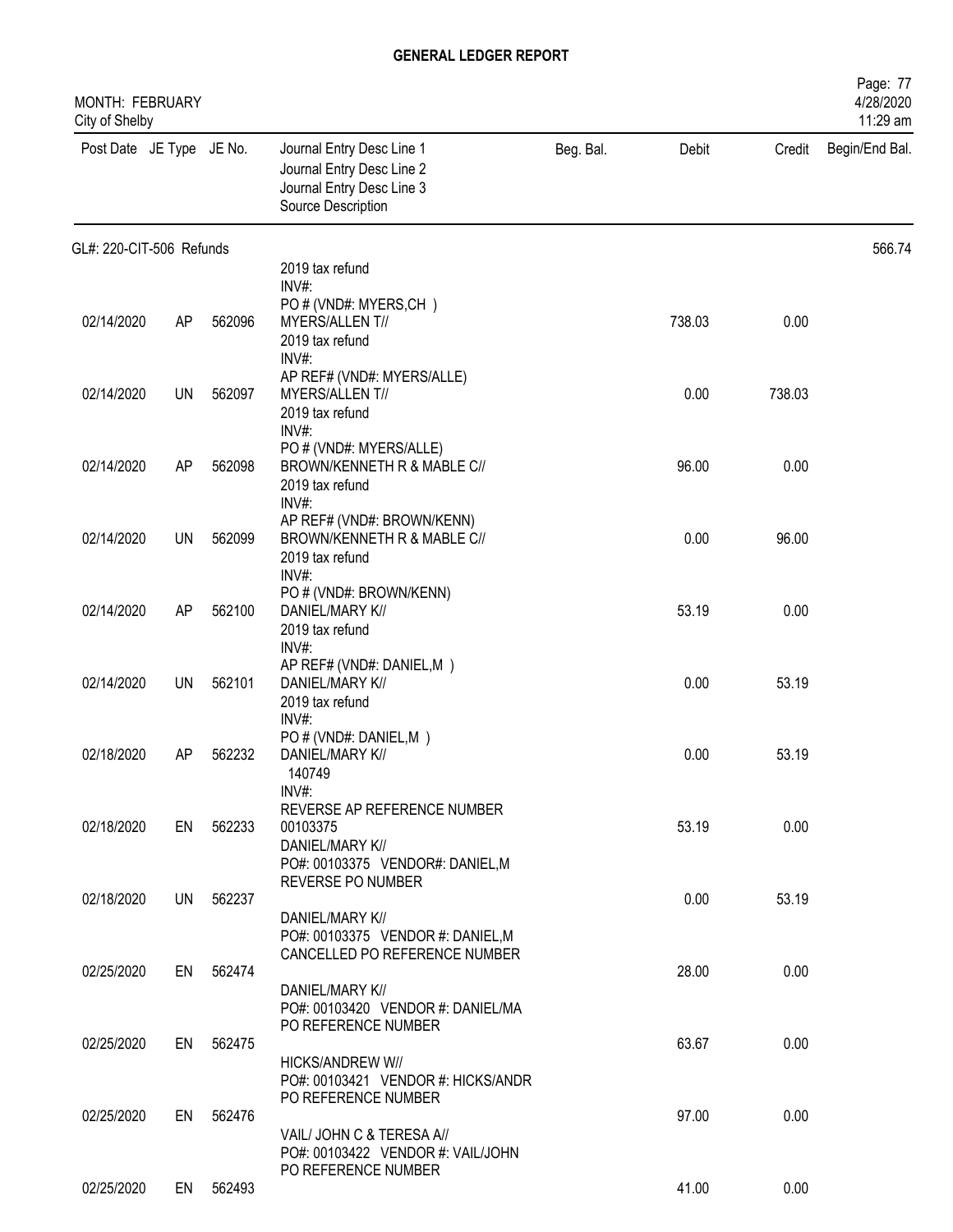## GENERAL LEDGER REPORT

MONTH: FEBRUARY
City of Shelby

| Post Date | JE Type | JE No. | Journal Entry Desc Line 1 / Journal Entry Desc Line 2 / Journal Entry Desc Line 3 / Source Description | Beg. Bal. | Debit | Credit | Begin/End Bal. |
|---|---|---|---|---|---|---|---|
| GL#: 220-CIT-506 Refunds | | | | | | | 566.74 |
| | | | 2019 tax refund<br>INV#:<br>PO # (VND#: MYERS,CH ) | | | | |
| 02/14/2020 | AP | 562096 | MYERS/ALLEN T//<br>2019 tax refund<br>INV#:<br>AP REF# (VND#: MYERS/ALLE) | | 738.03 | 0.00 | |
| 02/14/2020 | UN | 562097 | MYERS/ALLEN T//<br>2019 tax refund<br>INV#:<br>PO # (VND#: MYERS/ALLE) | | 0.00 | 738.03 | |
| 02/14/2020 | AP | 562098 | BROWN/KENNETH R & MABLE C//<br>2019 tax refund<br>INV#:<br>AP REF# (VND#: BROWN/KENN) | | 96.00 | 0.00 | |
| 02/14/2020 | UN | 562099 | BROWN/KENNETH R & MABLE C//<br>2019 tax refund<br>INV#:<br>PO # (VND#: BROWN/KENN) | | 0.00 | 96.00 | |
| 02/14/2020 | AP | 562100 | DANIEL/MARY K//<br>2019 tax refund<br>INV#:<br>AP REF# (VND#: DANIEL,M ) | | 53.19 | 0.00 | |
| 02/14/2020 | UN | 562101 | DANIEL/MARY K//<br>2019 tax refund<br>INV#:<br>PO # (VND#: DANIEL,M ) | | 0.00 | 53.19 | |
| 02/18/2020 | AP | 562232 | DANIEL/MARY K//<br>140749<br>INV#:<br>REVERSE AP REFERENCE NUMBER | | 0.00 | 53.19 | |
| 02/18/2020 | EN | 562233 | 00103375<br>DANIEL/MARY K//<br>PO#: 00103375 VENDOR#: DANIEL,M<br>REVERSE PO NUMBER | | 53.19 | 0.00 | |
| 02/18/2020 | UN | 562237 | DANIEL/MARY K//<br>PO#: 00103375 VENDOR #: DANIEL,M<br>CANCELLED PO REFERENCE NUMBER | | 0.00 | 53.19 | |
| 02/25/2020 | EN | 562474 | DANIEL/MARY K//<br>PO#: 00103420 VENDOR #: DANIEL/MA<br>PO REFERENCE NUMBER | | 28.00 | 0.00 | |
| 02/25/2020 | EN | 562475 | HICKS/ANDREW W//<br>PO#: 00103421 VENDOR #: HICKS/ANDR<br>PO REFERENCE NUMBER | | 63.67 | 0.00 | |
| 02/25/2020 | EN | 562476 | VAIL/ JOHN C & TERESA A//<br>PO#: 00103422 VENDOR #: VAIL/JOHN<br>PO REFERENCE NUMBER | | 97.00 | 0.00 | |
| 02/25/2020 | EN | 562493 | | | 41.00 | 0.00 | |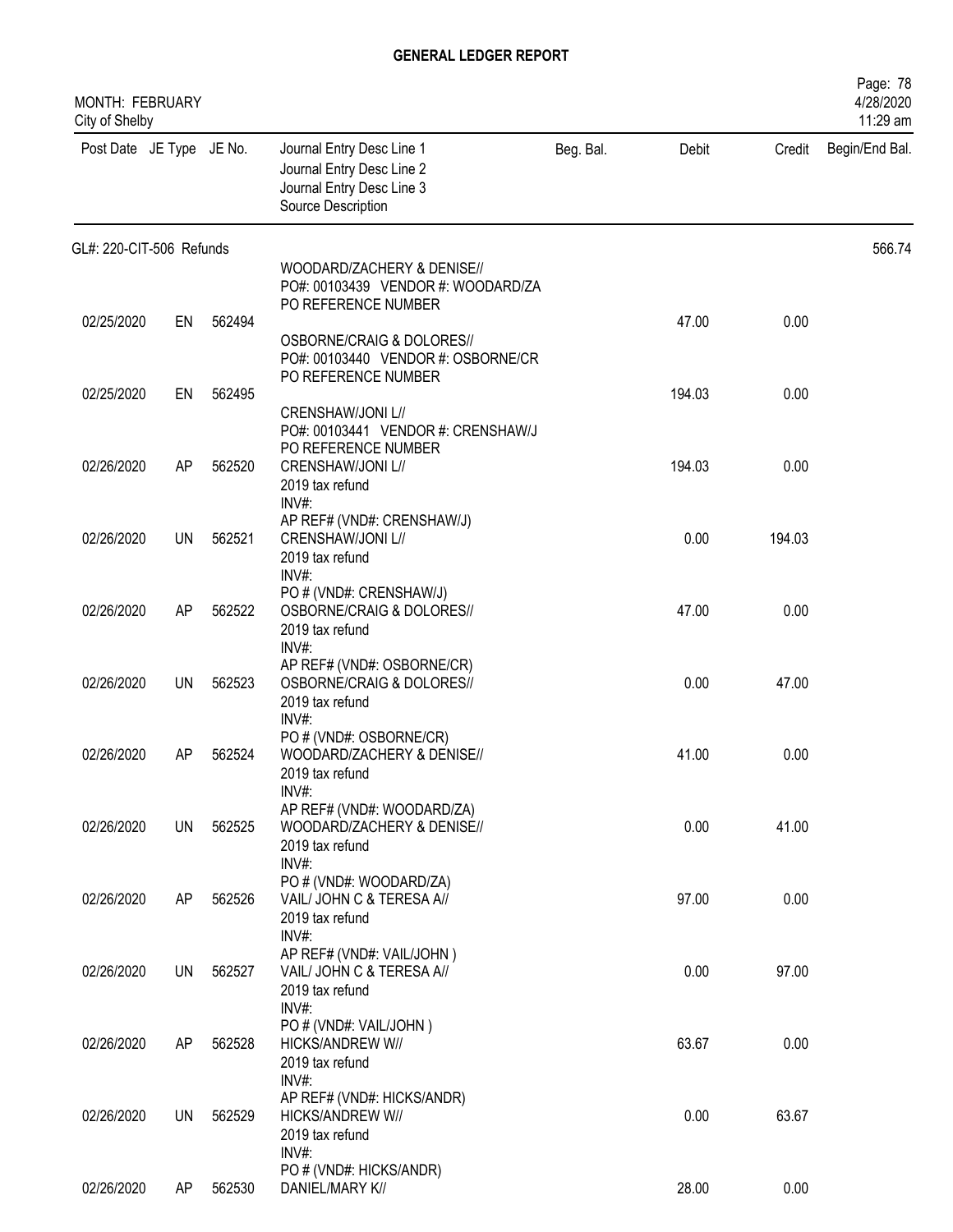# GENERAL LEDGER REPORT

MONTH: FEBRUARY
City of Shelby

Page: 78
4/28/2020
11:29 am

| Post Date | JE Type | JE No. | Journal Entry Desc Line 1 / Journal Entry Desc Line 2 / Journal Entry Desc Line 3 / Source Description | Beg. Bal. | Debit | Credit | Begin/End Bal. |
|---|---|---|---|---|---|---|---|
| GL#: 220-CIT-506 Refunds | | | | | | | 566.74 |
| 02/25/2020 | EN | 562494 | WOODARD/ZACHERY & DENISE// PO#: 00103439 VENDOR #: WOODARD/ZA PO REFERENCE NUMBER | | 47.00 | 0.00 | |
| 02/25/2020 | EN | 562495 | OSBORNE/CRAIG & DOLORES// PO#: 00103440 VENDOR #: OSBORNE/CR PO REFERENCE NUMBER | | 194.03 | 0.00 | |
| 02/26/2020 | AP | 562520 | CRENSHAW/JONI L// PO#: 00103441 VENDOR #: CRENSHAW/J PO REFERENCE NUMBER | | 194.03 | 0.00 | |
| 02/26/2020 | UN | 562521 | CRENSHAW/JONI L// 2019 tax refund INV#: AP REF# (VND#: CRENSHAW/J) | | 0.00 | 194.03 | |
| 02/26/2020 | AP | 562522 | CRENSHAW/JONI L// 2019 tax refund INV#: PO # (VND#: CRENSHAW/J) | | 47.00 | 0.00 | |
| 02/26/2020 | UN | 562523 | OSBORNE/CRAIG & DOLORES// 2019 tax refund INV#: AP REF# (VND#: OSBORNE/CR) | | 0.00 | 47.00 | |
| 02/26/2020 | AP | 562524 | OSBORNE/CRAIG & DOLORES// 2019 tax refund INV#: PO # (VND#: OSBORNE/CR) | | 41.00 | 0.00 | |
| 02/26/2020 | UN | 562525 | WOODARD/ZACHERY & DENISE// 2019 tax refund INV#: AP REF# (VND#: WOODARD/ZA) | | 0.00 | 41.00 | |
| 02/26/2020 | AP | 562526 | WOODARD/ZACHERY & DENISE// 2019 tax refund INV#: PO # (VND#: WOODARD/ZA) | | 97.00 | 0.00 | |
| 02/26/2020 | UN | 562527 | VAIL/ JOHN C & TERESA A// 2019 tax refund INV#: AP REF# (VND#: VAIL/JOHN ) | | 0.00 | 97.00 | |
| 02/26/2020 | AP | 562528 | VAIL/ JOHN C & TERESA A// 2019 tax refund INV#: PO # (VND#: VAIL/JOHN ) | | 63.67 | 0.00 | |
| 02/26/2020 | UN | 562529 | HICKS/ANDREW W// 2019 tax refund INV#: AP REF# (VND#: HICKS/ANDR) | | 0.00 | 63.67 | |
| 02/26/2020 | AP | 562530 | HICKS/ANDREW W// 2019 tax refund INV#: PO # (VND#: HICKS/ANDR) DANIEL/MARY K// | | 28.00 | 0.00 | |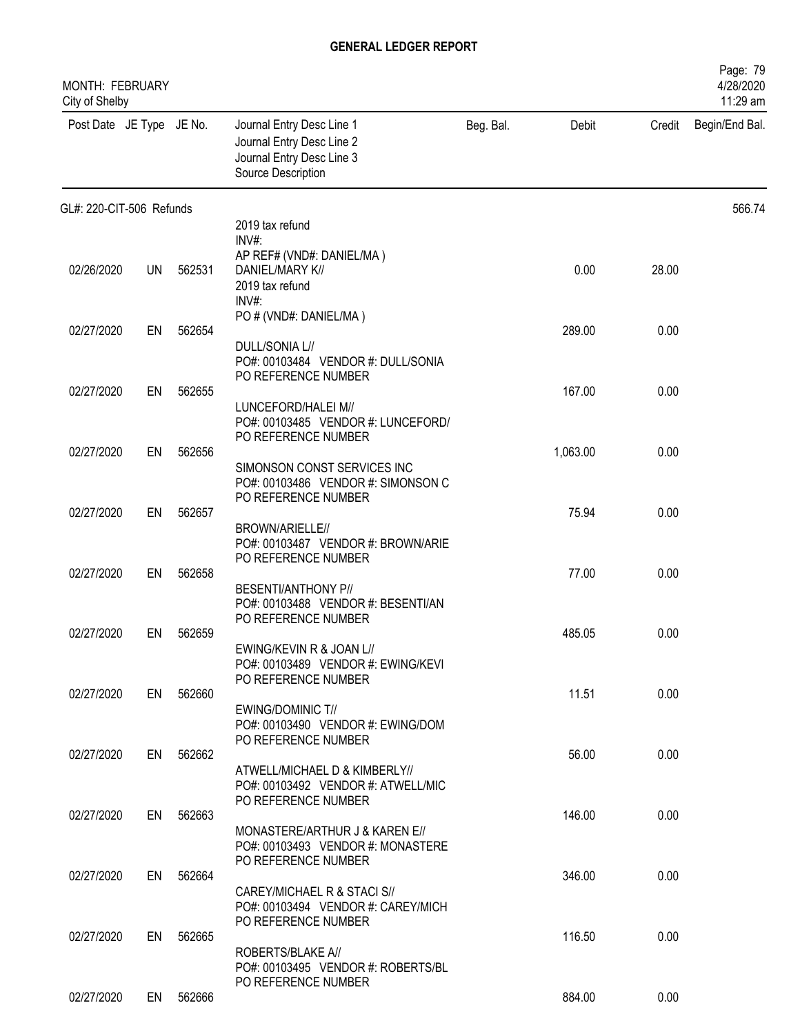# GENERAL LEDGER REPORT

MONTH: FEBRUARY
City of Shelby

| Post Date | JE Type | JE No. | Journal Entry Desc Line 1 / Journal Entry Desc Line 2 / Journal Entry Desc Line 3 / Source Description | Beg. Bal. | Debit | Credit | Begin/End Bal. |
|---|---|---|---|---|---|---|---|
| GL#: 220-CIT-506 Refunds | | | | | | | 566.74 |
| | | | 2019 tax refund INV#: AP REF# (VND#: DANIEL/MA ) | | | | |
| 02/26/2020 | UN | 562531 | DANIEL/MARY K// 2019 tax refund INV#: PO # (VND#: DANIEL/MA ) | | 0.00 | 28.00 | |
| 02/27/2020 | EN | 562654 | DULL/SONIA L// PO#: 00103484 VENDOR #: DULL/SONIA PO REFERENCE NUMBER | | 289.00 | 0.00 | |
| 02/27/2020 | EN | 562655 | LUNCEFORD/HALEI M// PO#: 00103485 VENDOR #: LUNCEFORD/ PO REFERENCE NUMBER | | 167.00 | 0.00 | |
| 02/27/2020 | EN | 562656 | SIMONSON CONST SERVICES INC PO#: 00103486 VENDOR #: SIMONSON C PO REFERENCE NUMBER | | 1,063.00 | 0.00 | |
| 02/27/2020 | EN | 562657 | BROWN/ARIELLE// PO#: 00103487 VENDOR #: BROWN/ARIE PO REFERENCE NUMBER | | 75.94 | 0.00 | |
| 02/27/2020 | EN | 562658 | BESENTI/ANTHONY P// PO#: 00103488 VENDOR #: BESENTI/AN PO REFERENCE NUMBER | | 77.00 | 0.00 | |
| 02/27/2020 | EN | 562659 | EWING/KEVIN R & JOAN L// PO#: 00103489 VENDOR #: EWING/KEVI PO REFERENCE NUMBER | | 485.05 | 0.00 | |
| 02/27/2020 | EN | 562660 | EWING/DOMINIC T// PO#: 00103490 VENDOR #: EWING/DOM PO REFERENCE NUMBER | | 11.51 | 0.00 | |
| 02/27/2020 | EN | 562662 | ATWELL/MICHAEL D & KIMBERLY// PO#: 00103492 VENDOR #: ATWELL/MIC PO REFERENCE NUMBER | | 56.00 | 0.00 | |
| 02/27/2020 | EN | 562663 | MONASTERE/ARTHUR J & KAREN E// PO#: 00103493 VENDOR #: MONASTERE PO REFERENCE NUMBER | | 146.00 | 0.00 | |
| 02/27/2020 | EN | 562664 | CAREY/MICHAEL R & STACI S// PO#: 00103494 VENDOR #: CAREY/MICH PO REFERENCE NUMBER | | 346.00 | 0.00 | |
| 02/27/2020 | EN | 562665 | ROBERTS/BLAKE A// PO#: 00103495 VENDOR #: ROBERTS/BL PO REFERENCE NUMBER | | 116.50 | 0.00 | |
| 02/27/2020 | EN | 562666 | | | 884.00 | 0.00 | |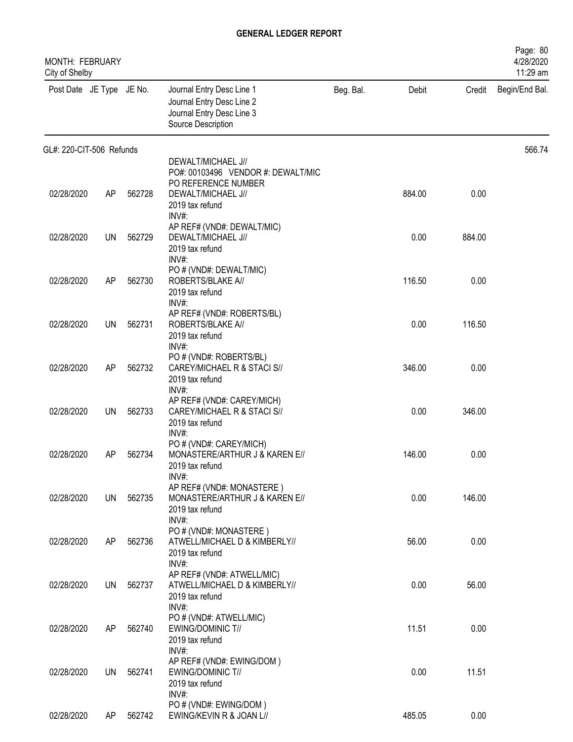# GENERAL LEDGER REPORT

MONTH: FEBRUARY
City of Shelby

| Post Date | JE Type | JE No. | Journal Entry Desc Line 1 / Journal Entry Desc Line 2 / Journal Entry Desc Line 3 / Source Description | Beg. Bal. | Debit | Credit | Begin/End Bal. |
|---|---|---|---|---|---|---|---|
| GL#: 220-CIT-506 Refunds | | | | | | | 566.74 |
| | | | DEWALT/MICHAEL J// PO#: 00103496 VENDOR #: DEWALT/MIC PO REFERENCE NUMBER | | | | |
| 02/28/2020 | AP | 562728 | DEWALT/MICHAEL J// 2019 tax refund INV#: AP REF# (VND#: DEWALT/MIC) | | 884.00 | 0.00 | |
| 02/28/2020 | UN | 562729 | DEWALT/MICHAEL J// 2019 tax refund INV#: PO # (VND#: DEWALT/MIC) | | 0.00 | 884.00 | |
| 02/28/2020 | AP | 562730 | ROBERTS/BLAKE A// 2019 tax refund INV#: AP REF# (VND#: ROBERTS/BL) | | 116.50 | 0.00 | |
| 02/28/2020 | UN | 562731 | ROBERTS/BLAKE A// 2019 tax refund INV#: PO # (VND#: ROBERTS/BL) | | 0.00 | 116.50 | |
| 02/28/2020 | AP | 562732 | CAREY/MICHAEL R & STACI S// 2019 tax refund INV#: AP REF# (VND#: CAREY/MICH) | | 346.00 | 0.00 | |
| 02/28/2020 | UN | 562733 | CAREY/MICHAEL R & STACI S// 2019 tax refund INV#: PO # (VND#: CAREY/MICH) | | 0.00 | 346.00 | |
| 02/28/2020 | AP | 562734 | MONASTERE/ARTHUR J & KAREN E// 2019 tax refund INV#: AP REF# (VND#: MONASTERE ) | | 146.00 | 0.00 | |
| 02/28/2020 | UN | 562735 | MONASTERE/ARTHUR J & KAREN E// 2019 tax refund INV#: PO # (VND#: MONASTERE ) | | 0.00 | 146.00 | |
| 02/28/2020 | AP | 562736 | ATWELL/MICHAEL D & KIMBERLY// 2019 tax refund INV#: AP REF# (VND#: ATWELL/MIC) | | 56.00 | 0.00 | |
| 02/28/2020 | UN | 562737 | ATWELL/MICHAEL D & KIMBERLY// 2019 tax refund INV#: PO # (VND#: ATWELL/MIC) | | 0.00 | 56.00 | |
| 02/28/2020 | AP | 562740 | EWING/DOMINIC T// 2019 tax refund INV#: AP REF# (VND#: EWING/DOM ) | | 11.51 | 0.00 | |
| 02/28/2020 | UN | 562741 | EWING/DOMINIC T// 2019 tax refund INV#: PO # (VND#: EWING/DOM ) | | 0.00 | 11.51 | |
| 02/28/2020 | AP | 562742 | EWING/KEVIN R & JOAN L// | | 485.05 | 0.00 | |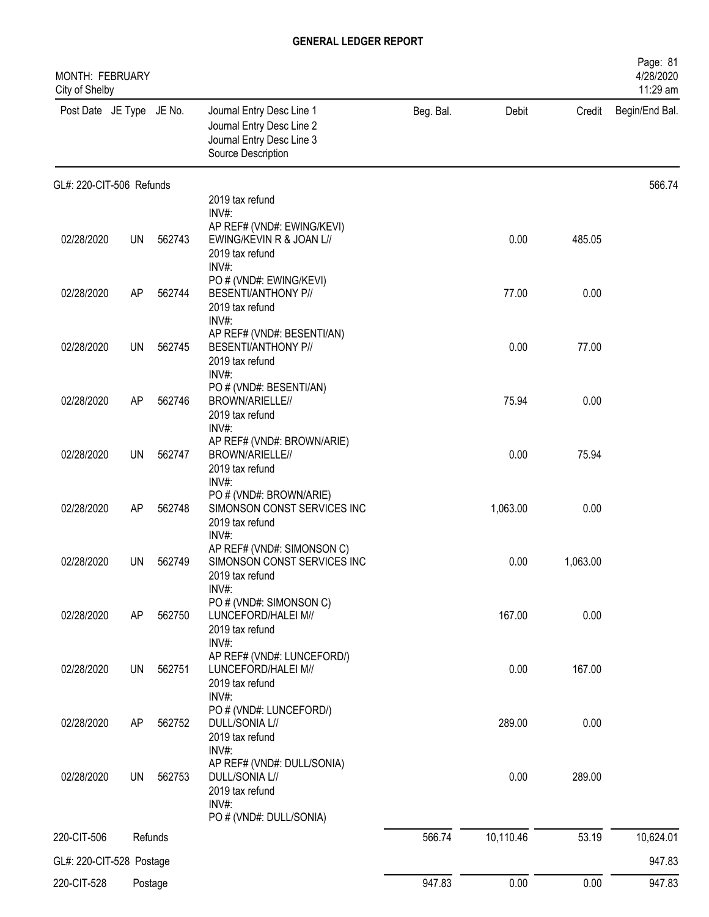# GENERAL LEDGER REPORT

MONTH: FEBRUARY
City of Shelby

| Post Date | JE Type | JE No. | Journal Entry Desc Line 1 / Journal Entry Desc Line 2 / Journal Entry Desc Line 3 / Source Description | Beg. Bal. | Debit | Credit | Begin/End Bal. |
|---|---|---|---|---|---|---|---|
| GL#: 220-CIT-506 Refunds | | | | | | | 566.74 |
| | | | 2019 tax refund INV#: AP REF# (VND#: EWING/KEVI) | | | | |
| 02/28/2020 | UN | 562743 | EWING/KEVIN R & JOAN L// 2019 tax refund INV#: PO # (VND#: EWING/KEVI) | | 0.00 | 485.05 | |
| 02/28/2020 | AP | 562744 | BESENTI/ANTHONY P// 2019 tax refund INV#: AP REF# (VND#: BESENTI/AN) | | 77.00 | 0.00 | |
| 02/28/2020 | UN | 562745 | BESENTI/ANTHONY P// 2019 tax refund INV#: PO # (VND#: BESENTI/AN) | | 0.00 | 77.00 | |
| 02/28/2020 | AP | 562746 | BROWN/ARIELLE// 2019 tax refund INV#: AP REF# (VND#: BROWN/ARIE) | | 75.94 | 0.00 | |
| 02/28/2020 | UN | 562747 | BROWN/ARIELLE// 2019 tax refund INV#: PO # (VND#: BROWN/ARIE) | | 0.00 | 75.94 | |
| 02/28/2020 | AP | 562748 | SIMONSON CONST SERVICES INC 2019 tax refund INV#: AP REF# (VND#: SIMONSON C) | | 1,063.00 | 0.00 | |
| 02/28/2020 | UN | 562749 | SIMONSON CONST SERVICES INC 2019 tax refund INV#: PO # (VND#: SIMONSON C) | | 0.00 | 1,063.00 | |
| 02/28/2020 | AP | 562750 | LUNCEFORD/HALEI M// 2019 tax refund INV#: AP REF# (VND#: LUNCEFORD/) | | 167.00 | 0.00 | |
| 02/28/2020 | UN | 562751 | LUNCEFORD/HALEI M// 2019 tax refund INV#: PO # (VND#: LUNCEFORD/) | | 0.00 | 167.00 | |
| 02/28/2020 | AP | 562752 | DULL/SONIA L// 2019 tax refund INV#: AP REF# (VND#: DULL/SONIA) | | 289.00 | 0.00 | |
| 02/28/2020 | UN | 562753 | DULL/SONIA L// 2019 tax refund INV#: PO # (VND#: DULL/SONIA) | | 0.00 | 289.00 | |
| 220-CIT-506 | Refunds | | | 566.74 | 10,110.46 | 53.19 | 10,624.01 |
| GL#: 220-CIT-528 Postage | | | | | | | 947.83 |
| 220-CIT-528 | Postage | | | 947.83 | 0.00 | 0.00 | 947.83 |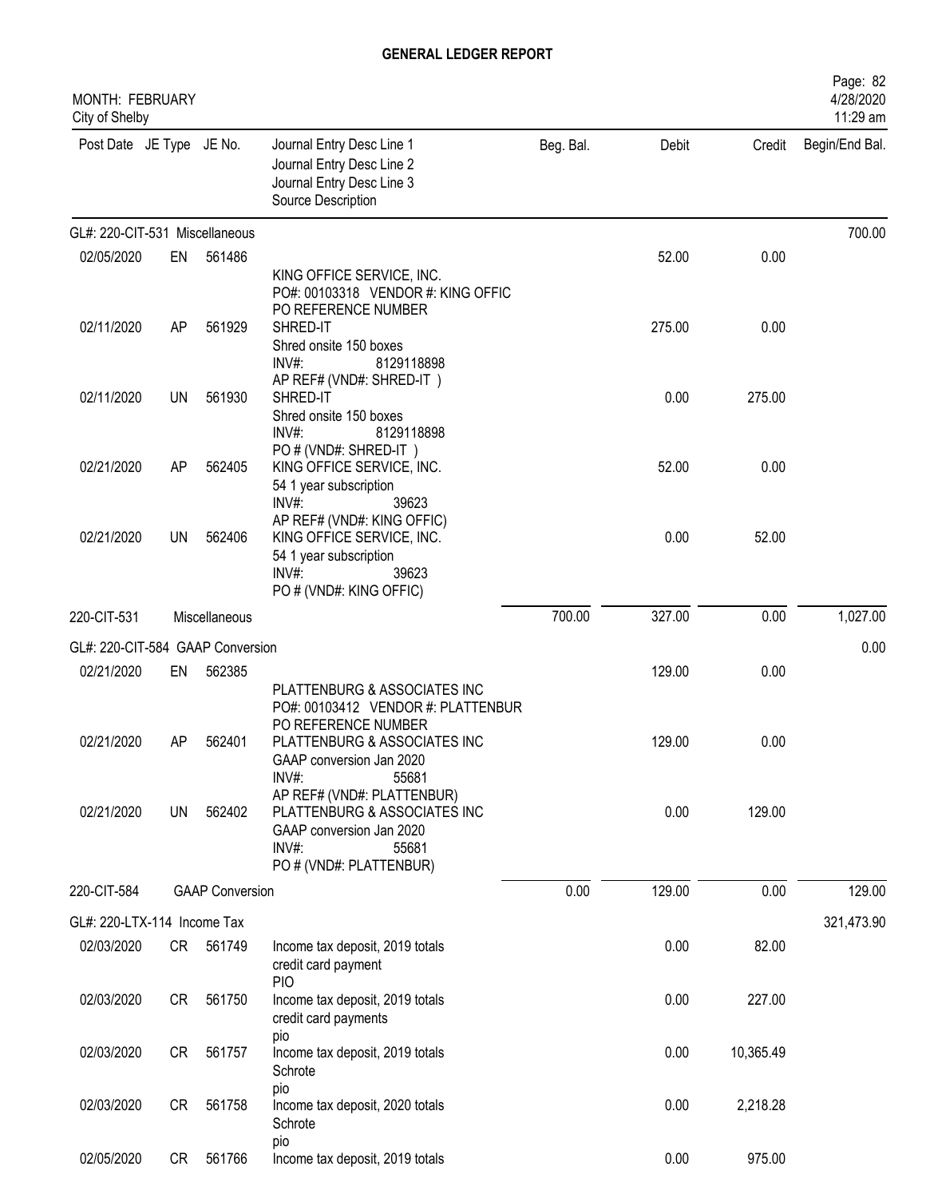**GENERAL LEDGER REPORT**

MONTH: FEBRUARY
City of Shelby

| Post Date | JE Type | JE No. | Journal Entry Desc Line 1 / Journal Entry Desc Line 2 / Journal Entry Desc Line 3 / Source Description | Beg. Bal. | Debit | Credit | Begin/End Bal. |
|---|---|---|---|---|---|---|---|
| GL#: 220-CIT-531 Miscellaneous | | | | | | | 700.00 |
| 02/05/2020 | EN | 561486 | KING OFFICE SERVICE, INC. / PO#: 00103318 VENDOR #: KING OFFIC / PO REFERENCE NUMBER | | 52.00 | 0.00 | |
| 02/11/2020 | AP | 561929 | SHRED-IT / Shred onsite 150 boxes / INV#: 8129118898 / AP REF# (VND#: SHRED-IT ) | | 275.00 | 0.00 | |
| 02/11/2020 | UN | 561930 | SHRED-IT / Shred onsite 150 boxes / INV#: 8129118898 / PO # (VND#: SHRED-IT ) | | 0.00 | 275.00 | |
| 02/21/2020 | AP | 562405 | KING OFFICE SERVICE, INC. / 54 1 year subscription / INV#: 39623 / AP REF# (VND#: KING OFFIC) | | 52.00 | 0.00 | |
| 02/21/2020 | UN | 562406 | KING OFFICE SERVICE, INC. / 54 1 year subscription / INV#: 39623 / PO # (VND#: KING OFFIC) | | 0.00 | 52.00 | |
| 220-CIT-531 | | Miscellaneous | | 700.00 | 327.00 | 0.00 | 1,027.00 |
| GL#: 220-CIT-584 GAAP Conversion | | | | | | | 0.00 |
| 02/21/2020 | EN | 562385 | PLATTENBURG & ASSOCIATES INC / PO#: 00103412 VENDOR #: PLATTENBUR / PO REFERENCE NUMBER | | 129.00 | 0.00 | |
| 02/21/2020 | AP | 562401 | PLATTENBURG & ASSOCIATES INC / GAAP conversion Jan 2020 / INV#: 55681 / AP REF# (VND#: PLATTENBUR) | | 129.00 | 0.00 | |
| 02/21/2020 | UN | 562402 | PLATTENBURG & ASSOCIATES INC / GAAP conversion Jan 2020 / INV#: 55681 / PO # (VND#: PLATTENBUR) | | 0.00 | 129.00 | |
| 220-CIT-584 | | GAAP Conversion | | 0.00 | 129.00 | 0.00 | 129.00 |
| GL#: 220-LTX-114 Income Tax | | | | | | | 321,473.90 |
| 02/03/2020 | CR | 561749 | Income tax deposit, 2019 totals / credit card payment / PIO | | 0.00 | 82.00 | |
| 02/03/2020 | CR | 561750 | Income tax deposit, 2019 totals / credit card payments / pio | | 0.00 | 227.00 | |
| 02/03/2020 | CR | 561757 | Income tax deposit, 2019 totals / Schrote / pio | | 0.00 | 10,365.49 | |
| 02/03/2020 | CR | 561758 | Income tax deposit, 2020 totals / Schrote / pio | | 0.00 | 2,218.28 | |
| 02/05/2020 | CR | 561766 | Income tax deposit, 2019 totals | | 0.00 | 975.00 | |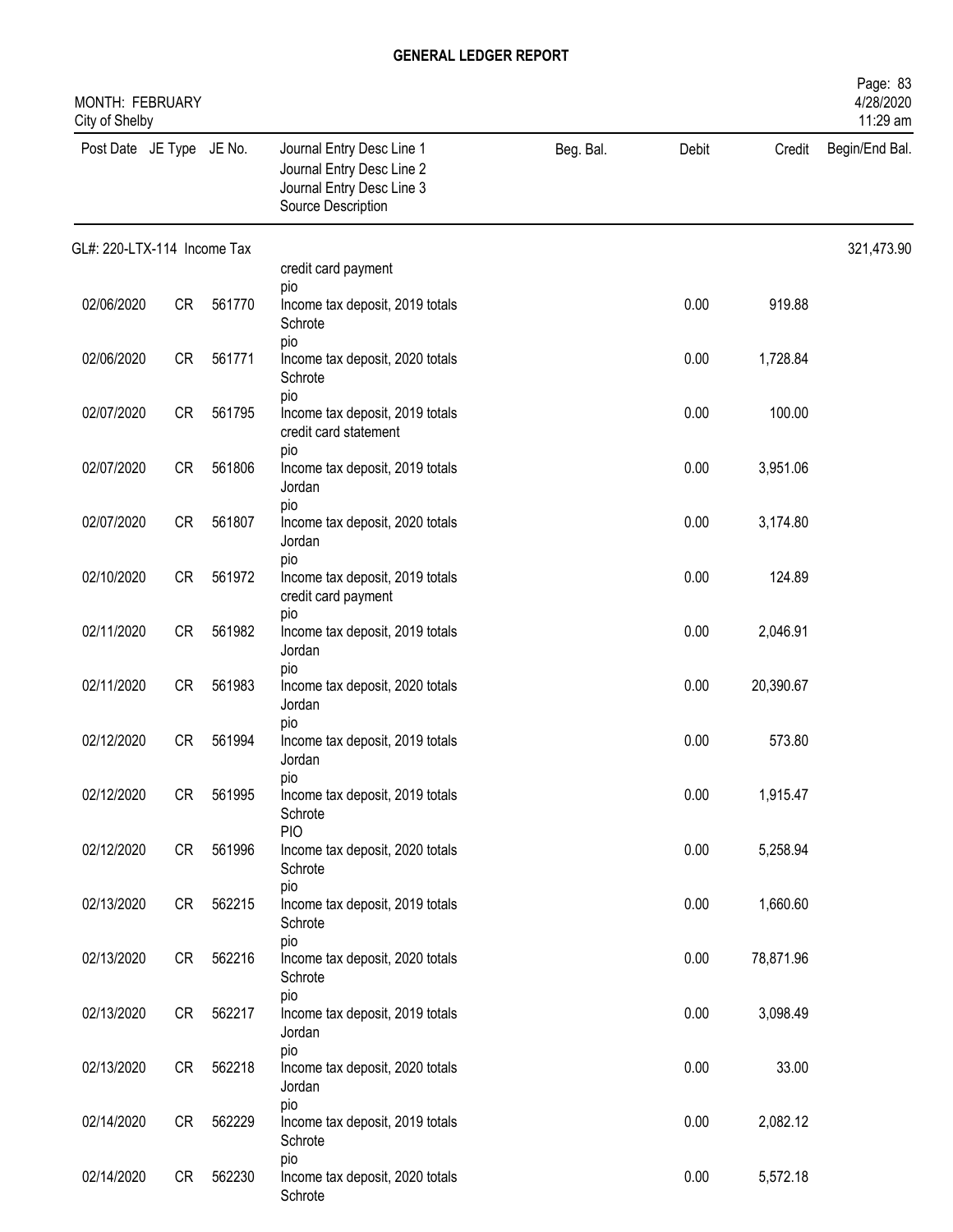# GENERAL LEDGER REPORT

MONTH: FEBRUARY
City of Shelby

| Post Date | JE Type | JE No. | Journal Entry Desc Line 1<br>Journal Entry Desc Line 2<br>Journal Entry Desc Line 3<br>Source Description | Beg. Bal. | Debit | Credit | Begin/End Bal. |
|---|---|---|---|---|---|---|---|
| GL#: 220-LTX-114 Income Tax | | | | | | | 321,473.90 |
| | | | credit card payment<br>pio | | | | |
| 02/06/2020 | CR | 561770 | Income tax deposit, 2019 totals<br>Schrote<br>pio | | 0.00 | 919.88 | |
| 02/06/2020 | CR | 561771 | Income tax deposit, 2020 totals<br>Schrote<br>pio | | 0.00 | 1,728.84 | |
| 02/07/2020 | CR | 561795 | Income tax deposit, 2019 totals<br>credit card statement<br>pio | | 0.00 | 100.00 | |
| 02/07/2020 | CR | 561806 | Income tax deposit, 2019 totals<br>Jordan<br>pio | | 0.00 | 3,951.06 | |
| 02/07/2020 | CR | 561807 | Income tax deposit, 2020 totals<br>Jordan<br>pio | | 0.00 | 3,174.80 | |
| 02/10/2020 | CR | 561972 | Income tax deposit, 2019 totals<br>credit card payment<br>pio | | 0.00 | 124.89 | |
| 02/11/2020 | CR | 561982 | Income tax deposit, 2019 totals<br>Jordan<br>pio | | 0.00 | 2,046.91 | |
| 02/11/2020 | CR | 561983 | Income tax deposit, 2020 totals<br>Jordan<br>pio | | 0.00 | 20,390.67 | |
| 02/12/2020 | CR | 561994 | Income tax deposit, 2019 totals<br>Jordan<br>pio | | 0.00 | 573.80 | |
| 02/12/2020 | CR | 561995 | Income tax deposit, 2019 totals<br>Schrote<br>PIO | | 0.00 | 1,915.47 | |
| 02/12/2020 | CR | 561996 | Income tax deposit, 2020 totals<br>Schrote<br>pio | | 0.00 | 5,258.94 | |
| 02/13/2020 | CR | 562215 | Income tax deposit, 2019 totals<br>Schrote<br>pio | | 0.00 | 1,660.60 | |
| 02/13/2020 | CR | 562216 | Income tax deposit, 2020 totals<br>Schrote<br>pio | | 0.00 | 78,871.96 | |
| 02/13/2020 | CR | 562217 | Income tax deposit, 2019 totals<br>Jordan<br>pio | | 0.00 | 3,098.49 | |
| 02/13/2020 | CR | 562218 | Income tax deposit, 2020 totals<br>Jordan<br>pio | | 0.00 | 33.00 | |
| 02/14/2020 | CR | 562229 | Income tax deposit, 2019 totals<br>Schrote<br>pio | | 0.00 | 2,082.12 | |
| 02/14/2020 | CR | 562230 | Income tax deposit, 2020 totals<br>Schrote | | 0.00 | 5,572.18 | |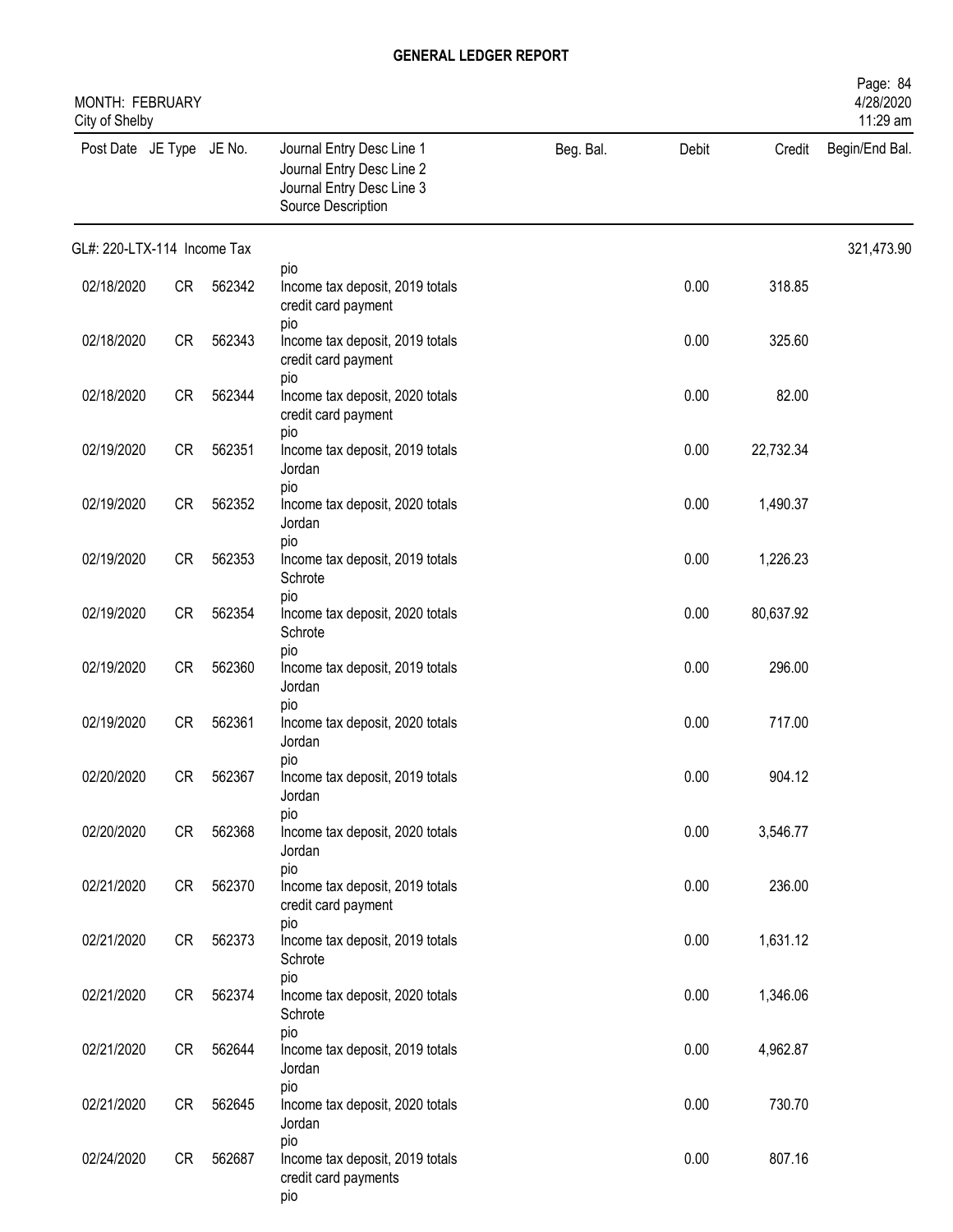# GENERAL LEDGER REPORT

MONTH: FEBRUARY
City of Shelby

| Post Date | JE Type | JE No. | Journal Entry Desc Line 1<br>Journal Entry Desc Line 2<br>Journal Entry Desc Line 3<br>Source Description | Beg. Bal. | Debit | Credit | Begin/End Bal. |
|---|---|---|---|---|---|---|---|
| GL#: 220-LTX-114 Income Tax | | | | | | | 321,473.90 |
| | | | pio | | | | |
| 02/18/2020 | CR | 562342 | Income tax deposit, 2019 totals<br>credit card payment<br>pio | | 0.00 | 318.85 | |
| 02/18/2020 | CR | 562343 | Income tax deposit, 2019 totals<br>credit card payment<br>pio | | 0.00 | 325.60 | |
| 02/18/2020 | CR | 562344 | Income tax deposit, 2020 totals<br>credit card payment<br>pio | | 0.00 | 82.00 | |
| 02/19/2020 | CR | 562351 | Income tax deposit, 2019 totals<br>Jordan<br>pio | | 0.00 | 22,732.34 | |
| 02/19/2020 | CR | 562352 | Income tax deposit, 2020 totals<br>Jordan<br>pio | | 0.00 | 1,490.37 | |
| 02/19/2020 | CR | 562353 | Income tax deposit, 2019 totals<br>Schrote<br>pio | | 0.00 | 1,226.23 | |
| 02/19/2020 | CR | 562354 | Income tax deposit, 2020 totals<br>Schrote<br>pio | | 0.00 | 80,637.92 | |
| 02/19/2020 | CR | 562360 | Income tax deposit, 2019 totals<br>Jordan<br>pio | | 0.00 | 296.00 | |
| 02/19/2020 | CR | 562361 | Income tax deposit, 2020 totals<br>Jordan<br>pio | | 0.00 | 717.00 | |
| 02/20/2020 | CR | 562367 | Income tax deposit, 2019 totals<br>Jordan<br>pio | | 0.00 | 904.12 | |
| 02/20/2020 | CR | 562368 | Income tax deposit, 2020 totals<br>Jordan<br>pio | | 0.00 | 3,546.77 | |
| 02/21/2020 | CR | 562370 | Income tax deposit, 2019 totals<br>credit card payment<br>pio | | 0.00 | 236.00 | |
| 02/21/2020 | CR | 562373 | Income tax deposit, 2019 totals<br>Schrote<br>pio | | 0.00 | 1,631.12 | |
| 02/21/2020 | CR | 562374 | Income tax deposit, 2020 totals<br>Schrote<br>pio | | 0.00 | 1,346.06 | |
| 02/21/2020 | CR | 562644 | Income tax deposit, 2019 totals<br>Jordan<br>pio | | 0.00 | 4,962.87 | |
| 02/21/2020 | CR | 562645 | Income tax deposit, 2020 totals<br>Jordan<br>pio | | 0.00 | 730.70 | |
| 02/24/2020 | CR | 562687 | Income tax deposit, 2019 totals<br>credit card payments<br>pio | | 0.00 | 807.16 | |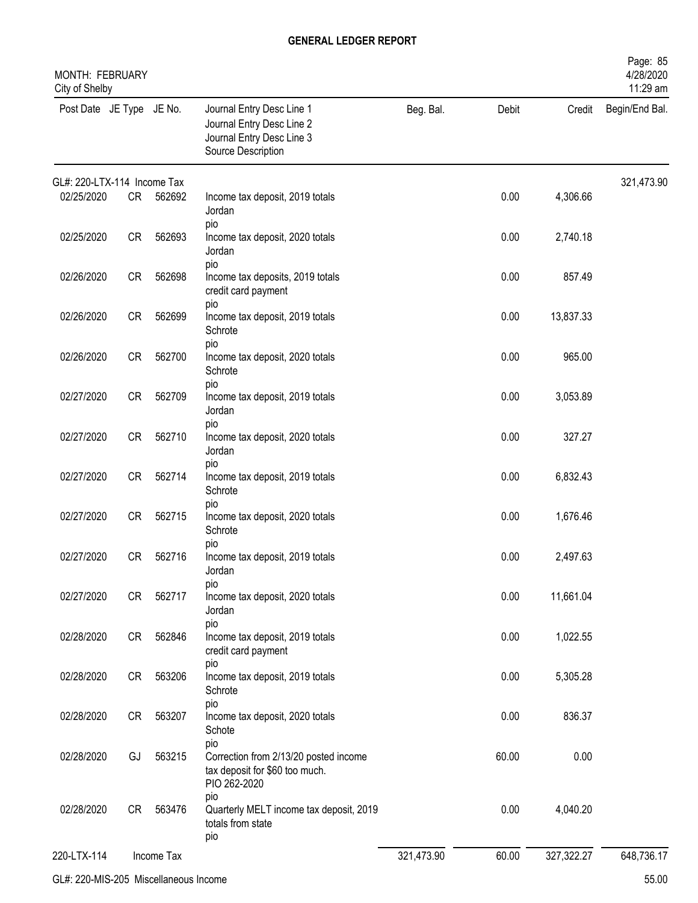# GENERAL LEDGER REPORT

MONTH: FEBRUARY
City of Shelby

| Post Date | JE Type | JE No. | Journal Entry Desc Line 1 / Journal Entry Desc Line 2 / Journal Entry Desc Line 3 / Source Description | Beg. Bal. | Debit | Credit | Begin/End Bal. |
|---|---|---|---|---|---|---|---|
| GL#: 220-LTX-114 Income Tax | | | | | | | 321,473.90 |
| 02/25/2020 | CR | 562692 | Income tax deposit, 2019 totals<br>Jordan<br>pio | | 0.00 | 4,306.66 | |
| 02/25/2020 | CR | 562693 | Income tax deposit, 2020 totals<br>Jordan<br>pio | | 0.00 | 2,740.18 | |
| 02/26/2020 | CR | 562698 | Income tax deposits, 2019 totals<br>credit card payment<br>pio | | 0.00 | 857.49 | |
| 02/26/2020 | CR | 562699 | Income tax deposit, 2019 totals<br>Schrote<br>pio | | 0.00 | 13,837.33 | |
| 02/26/2020 | CR | 562700 | Income tax deposit, 2020 totals<br>Schrote<br>pio | | 0.00 | 965.00 | |
| 02/27/2020 | CR | 562709 | Income tax deposit, 2019 totals<br>Jordan<br>pio | | 0.00 | 3,053.89 | |
| 02/27/2020 | CR | 562710 | Income tax deposit, 2020 totals<br>Jordan<br>pio | | 0.00 | 327.27 | |
| 02/27/2020 | CR | 562714 | Income tax deposit, 2019 totals<br>Schrote<br>pio | | 0.00 | 6,832.43 | |
| 02/27/2020 | CR | 562715 | Income tax deposit, 2020 totals<br>Schrote<br>pio | | 0.00 | 1,676.46 | |
| 02/27/2020 | CR | 562716 | Income tax deposit, 2019 totals<br>Jordan<br>pio | | 0.00 | 2,497.63 | |
| 02/27/2020 | CR | 562717 | Income tax deposit, 2020 totals<br>Jordan<br>pio | | 0.00 | 11,661.04 | |
| 02/28/2020 | CR | 562846 | Income tax deposit, 2019 totals<br>credit card payment<br>pio | | 0.00 | 1,022.55 | |
| 02/28/2020 | CR | 563206 | Income tax deposit, 2019 totals<br>Schrote<br>pio | | 0.00 | 5,305.28 | |
| 02/28/2020 | CR | 563207 | Income tax deposit, 2020 totals<br>Schote<br>pio | | 0.00 | 836.37 | |
| 02/28/2020 | GJ | 563215 | Correction from 2/13/20 posted income<br>tax deposit for $60 too much.<br>PIO 262-2020<br>pio | | 60.00 | 0.00 | |
| 02/28/2020 | CR | 563476 | Quarterly MELT income tax deposit, 2019<br>totals from state<br>pio | | 0.00 | 4,040.20 | |
| 220-LTX-114 | | Income Tax | | 321,473.90 | 60.00 | 327,322.27 | 648,736.17 |
| GL#: 220-MIS-205 Miscellaneous Income | | | | | | | 55.00 |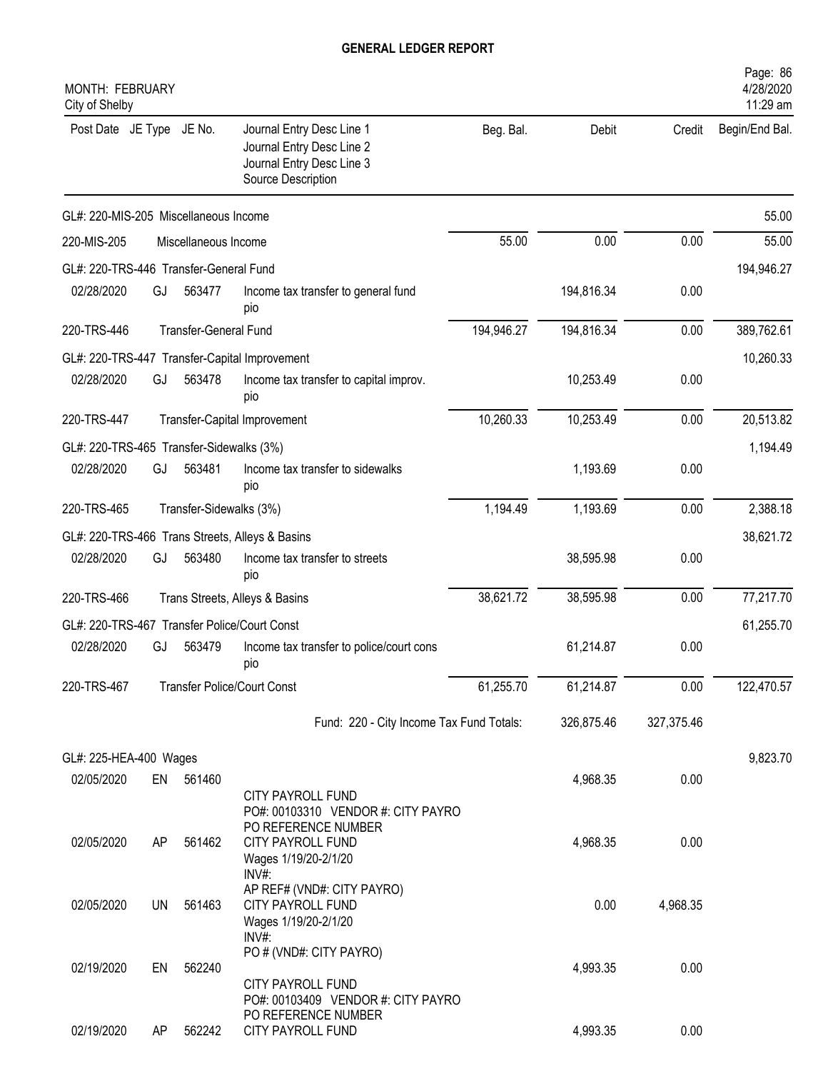## GENERAL LEDGER REPORT

MONTH: FEBRUARY
City of Shelby

| Post Date | JE Type | JE No. | Journal Entry Desc Line 1 / Journal Entry Desc Line 2 / Journal Entry Desc Line 3 / Source Description | Beg. Bal. | Debit | Credit | Begin/End Bal. |
|---|---|---|---|---|---|---|---|
| GL#: 220-MIS-205 Miscellaneous Income | | | | | | | 55.00 |
| 220-MIS-205 | | | Miscellaneous Income | 55.00 | 0.00 | 0.00 | 55.00 |
| GL#: 220-TRS-446 Transfer-General Fund | | | | | | | 194,946.27 |
| 02/28/2020 | GJ | 563477 | Income tax transfer to general fund pio | | 194,816.34 | 0.00 | |
| 220-TRS-446 | | | Transfer-General Fund | 194,946.27 | 194,816.34 | 0.00 | 389,762.61 |
| GL#: 220-TRS-447 Transfer-Capital Improvement | | | | | | | 10,260.33 |
| 02/28/2020 | GJ | 563478 | Income tax transfer to capital improv. pio | | 10,253.49 | 0.00 | |
| 220-TRS-447 | | | Transfer-Capital Improvement | 10,260.33 | 10,253.49 | 0.00 | 20,513.82 |
| GL#: 220-TRS-465 Transfer-Sidewalks (3%) | | | | | | | 1,194.49 |
| 02/28/2020 | GJ | 563481 | Income tax transfer to sidewalks pio | | 1,193.69 | 0.00 | |
| 220-TRS-465 | | | Transfer-Sidewalks (3%) | 1,194.49 | 1,193.69 | 0.00 | 2,388.18 |
| GL#: 220-TRS-466 Trans Streets, Alleys & Basins | | | | | | | 38,621.72 |
| 02/28/2020 | GJ | 563480 | Income tax transfer to streets pio | | 38,595.98 | 0.00 | |
| 220-TRS-466 | | | Trans Streets, Alleys & Basins | 38,621.72 | 38,595.98 | 0.00 | 77,217.70 |
| GL#: 220-TRS-467 Transfer Police/Court Const | | | | | | | 61,255.70 |
| 02/28/2020 | GJ | 563479 | Income tax transfer to police/court cons pio | | 61,214.87 | 0.00 | |
| 220-TRS-467 | | | Transfer Police/Court Const | 61,255.70 | 61,214.87 | 0.00 | 122,470.57 |
| | | | Fund: 220 - City Income Tax Fund Totals: | | 326,875.46 | 327,375.46 | |
| GL#: 225-HEA-400 Wages | | | | | | | 9,823.70 |
| 02/05/2020 | EN | 561460 | CITY PAYROLL FUND / PO#: 00103310 VENDOR #: CITY PAYRO / PO REFERENCE NUMBER | | 4,968.35 | 0.00 | |
| 02/05/2020 | AP | 561462 | CITY PAYROLL FUND / Wages 1/19/20-2/1/20 / INV#: / AP REF# (VND#: CITY PAYRO) | | 4,968.35 | 0.00 | |
| 02/05/2020 | UN | 561463 | CITY PAYROLL FUND / Wages 1/19/20-2/1/20 / INV#: / PO # (VND#: CITY PAYRO) | | 0.00 | 4,968.35 | |
| 02/19/2020 | EN | 562240 | CITY PAYROLL FUND / PO#: 00103409 VENDOR #: CITY PAYRO / PO REFERENCE NUMBER | | 4,993.35 | 0.00 | |
| 02/19/2020 | AP | 562242 | CITY PAYROLL FUND | | 4,993.35 | 0.00 | |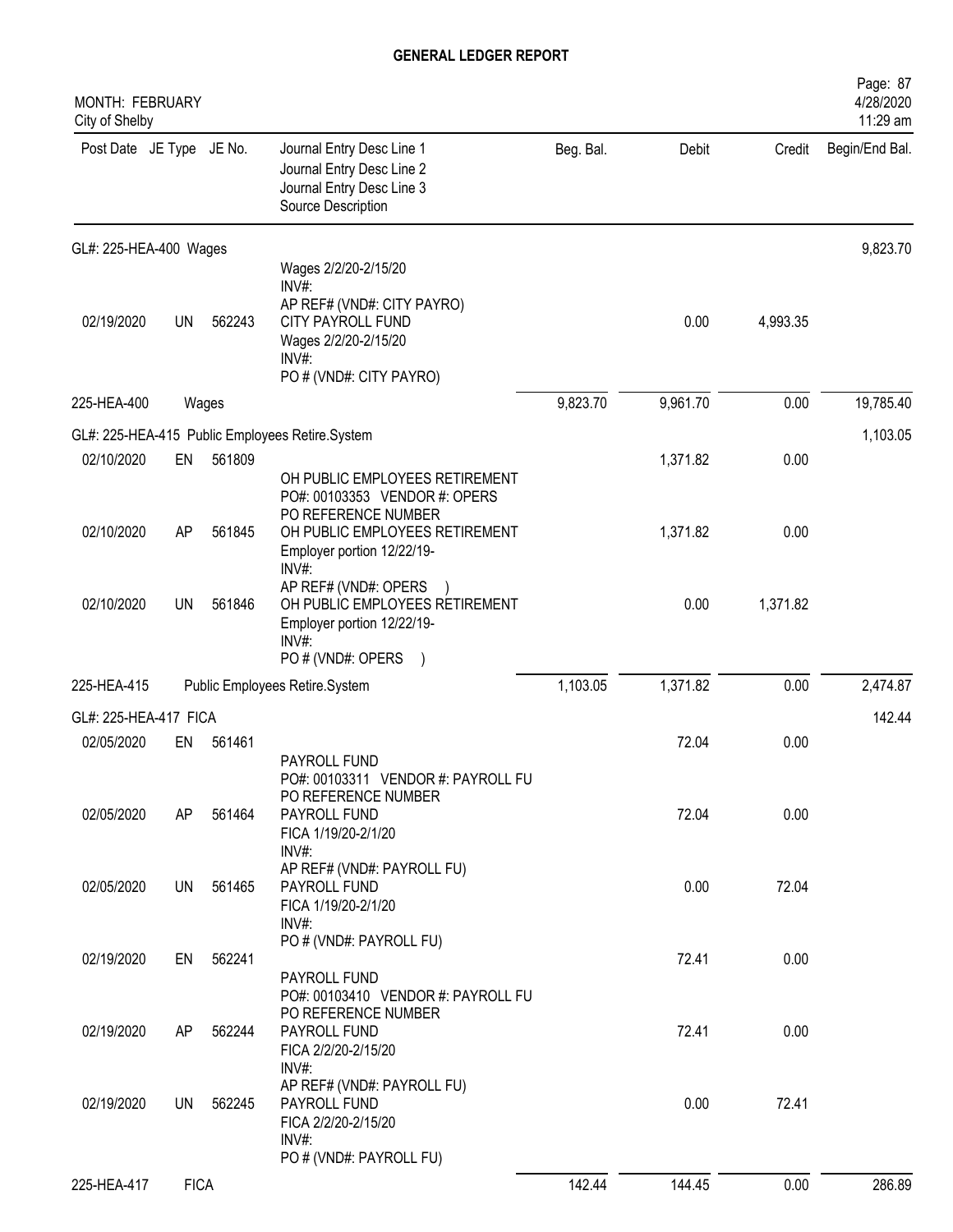**GENERAL LEDGER REPORT**

MONTH: FEBRUARY
City of Shelby

Page: 87
4/28/2020
11:29 am

| Post Date | JE Type | JE No. | Journal Entry Desc Line 1 / Journal Entry Desc Line 2 / Journal Entry Desc Line 3 / Source Description | Beg. Bal. | Debit | Credit | Begin/End Bal. |
|---|---|---|---|---|---|---|---|
| GL#: 225-HEA-400 Wages | | | | | | | 9,823.70 |
| | | | Wages 2/2/20-2/15/20 INV#: AP REF# (VND#: CITY PAYRO) | | | | |
| 02/19/2020 | UN | 562243 | CITY PAYROLL FUND Wages 2/2/20-2/15/20 INV#: PO # (VND#: CITY PAYRO) | | 0.00 | 4,993.35 | |
| 225-HEA-400 | Wages | | | 9,823.70 | 9,961.70 | 0.00 | 19,785.40 |
| GL#: 225-HEA-415 Public Employees Retire.System | | | | | | | 1,103.05 |
| 02/10/2020 | EN | 561809 | OH PUBLIC EMPLOYEES RETIREMENT PO#: 00103353 VENDOR #: OPERS PO REFERENCE NUMBER | | 1,371.82 | 0.00 | |
| 02/10/2020 | AP | 561845 | OH PUBLIC EMPLOYEES RETIREMENT Employer portion 12/22/19- INV#: AP REF# (VND#: OPERS ) | | 1,371.82 | 0.00 | |
| 02/10/2020 | UN | 561846 | OH PUBLIC EMPLOYEES RETIREMENT Employer portion 12/22/19- INV#: PO # (VND#: OPERS ) | | 0.00 | 1,371.82 | |
| 225-HEA-415 | Public Employees Retire.System | | | 1,103.05 | 1,371.82 | 0.00 | 2,474.87 |
| GL#: 225-HEA-417 FICA | | | | | | | 142.44 |
| 02/05/2020 | EN | 561461 | PAYROLL FUND PO#: 00103311 VENDOR #: PAYROLL FU PO REFERENCE NUMBER | | 72.04 | 0.00 | |
| 02/05/2020 | AP | 561464 | PAYROLL FUND FICA 1/19/20-2/1/20 INV#: AP REF# (VND#: PAYROLL FU) | | 72.04 | 0.00 | |
| 02/05/2020 | UN | 561465 | PAYROLL FUND FICA 1/19/20-2/1/20 INV#: PO # (VND#: PAYROLL FU) | | 0.00 | 72.04 | |
| 02/19/2020 | EN | 562241 | PAYROLL FUND PO#: 00103410 VENDOR #: PAYROLL FU PO REFERENCE NUMBER | | 72.41 | 0.00 | |
| 02/19/2020 | AP | 562244 | PAYROLL FUND FICA 2/2/20-2/15/20 INV#: AP REF# (VND#: PAYROLL FU) | | 72.41 | 0.00 | |
| 02/19/2020 | UN | 562245 | PAYROLL FUND FICA 2/2/20-2/15/20 INV#: PO # (VND#: PAYROLL FU) | | 0.00 | 72.41 | |
| 225-HEA-417 | FICA | | | 142.44 | 144.45 | 0.00 | 286.89 |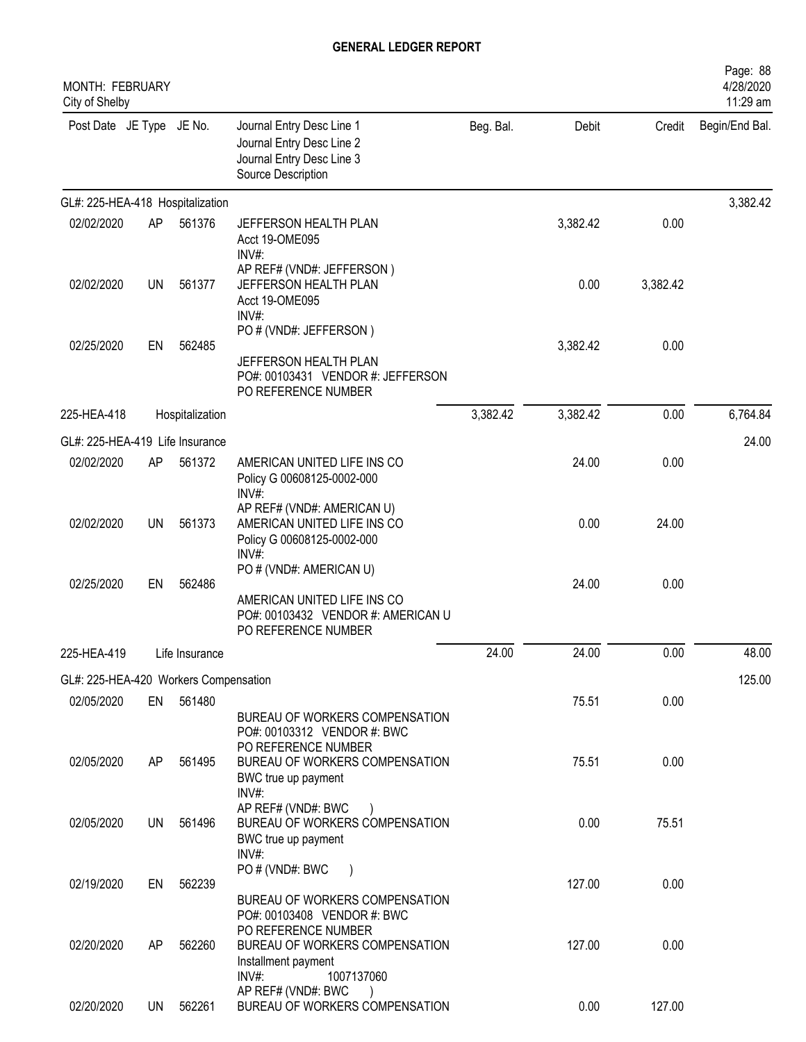# GENERAL LEDGER REPORT

MONTH: FEBRUARY
City of Shelby

| Post Date | JE Type | JE No. | Journal Entry Desc Line 1 / Journal Entry Desc Line 2 / Journal Entry Desc Line 3 / Source Description | Beg. Bal. | Debit | Credit | Begin/End Bal. |
|---|---|---|---|---|---|---|---|
| **GL#: 225-HEA-418 Hospitalization** | | | | | | | 3,382.42 |
| 02/02/2020 | AP | 561376 | JEFFERSON HEALTH PLAN<br>Acct 19-OME095<br>INV#:<br>AP REF# (VND#: JEFFERSON ) | | 3,382.42 | 0.00 | |
| 02/02/2020 | UN | 561377 | JEFFERSON HEALTH PLAN<br>Acct 19-OME095<br>INV#:<br>PO # (VND#: JEFFERSON ) | | 0.00 | 3,382.42 | |
| 02/25/2020 | EN | 562485 | JEFFERSON HEALTH PLAN<br>PO#: 00103431 VENDOR #: JEFFERSON<br>PO REFERENCE NUMBER | | 3,382.42 | 0.00 | |
| 225-HEA-418 | | Hospitalization | | 3,382.42 | 3,382.42 | 0.00 | 6,764.84 |
| **GL#: 225-HEA-419 Life Insurance** | | | | | | | 24.00 |
| 02/02/2020 | AP | 561372 | AMERICAN UNITED LIFE INS CO<br>Policy G 00608125-0002-000<br>INV#:<br>AP REF# (VND#: AMERICAN U) | | 24.00 | 0.00 | |
| 02/02/2020 | UN | 561373 | AMERICAN UNITED LIFE INS CO<br>Policy G 00608125-0002-000<br>INV#:<br>PO # (VND#: AMERICAN U) | | 0.00 | 24.00 | |
| 02/25/2020 | EN | 562486 | AMERICAN UNITED LIFE INS CO<br>PO#: 00103432 VENDOR #: AMERICAN U<br>PO REFERENCE NUMBER | | 24.00 | 0.00 | |
| 225-HEA-419 | | Life Insurance | | 24.00 | 24.00 | 0.00 | 48.00 |
| **GL#: 225-HEA-420 Workers Compensation** | | | | | | | 125.00 |
| 02/05/2020 | EN | 561480 | BUREAU OF WORKERS COMPENSATION<br>PO#: 00103312 VENDOR #: BWC<br>PO REFERENCE NUMBER | | 75.51 | 0.00 | |
| 02/05/2020 | AP | 561495 | BUREAU OF WORKERS COMPENSATION<br>BWC true up payment<br>INV#:<br>AP REF# (VND#: BWC ) | | 75.51 | 0.00 | |
| 02/05/2020 | UN | 561496 | BUREAU OF WORKERS COMPENSATION<br>BWC true up payment<br>INV#:<br>PO # (VND#: BWC ) | | 0.00 | 75.51 | |
| 02/19/2020 | EN | 562239 | BUREAU OF WORKERS COMPENSATION<br>PO#: 00103408 VENDOR #: BWC<br>PO REFERENCE NUMBER | | 127.00 | 0.00 | |
| 02/20/2020 | AP | 562260 | BUREAU OF WORKERS COMPENSATION<br>Installment payment<br>INV#: 1007137060<br>AP REF# (VND#: BWC ) | | 127.00 | 0.00 | |
| 02/20/2020 | UN | 562261 | BUREAU OF WORKERS COMPENSATION | | 0.00 | 127.00 | |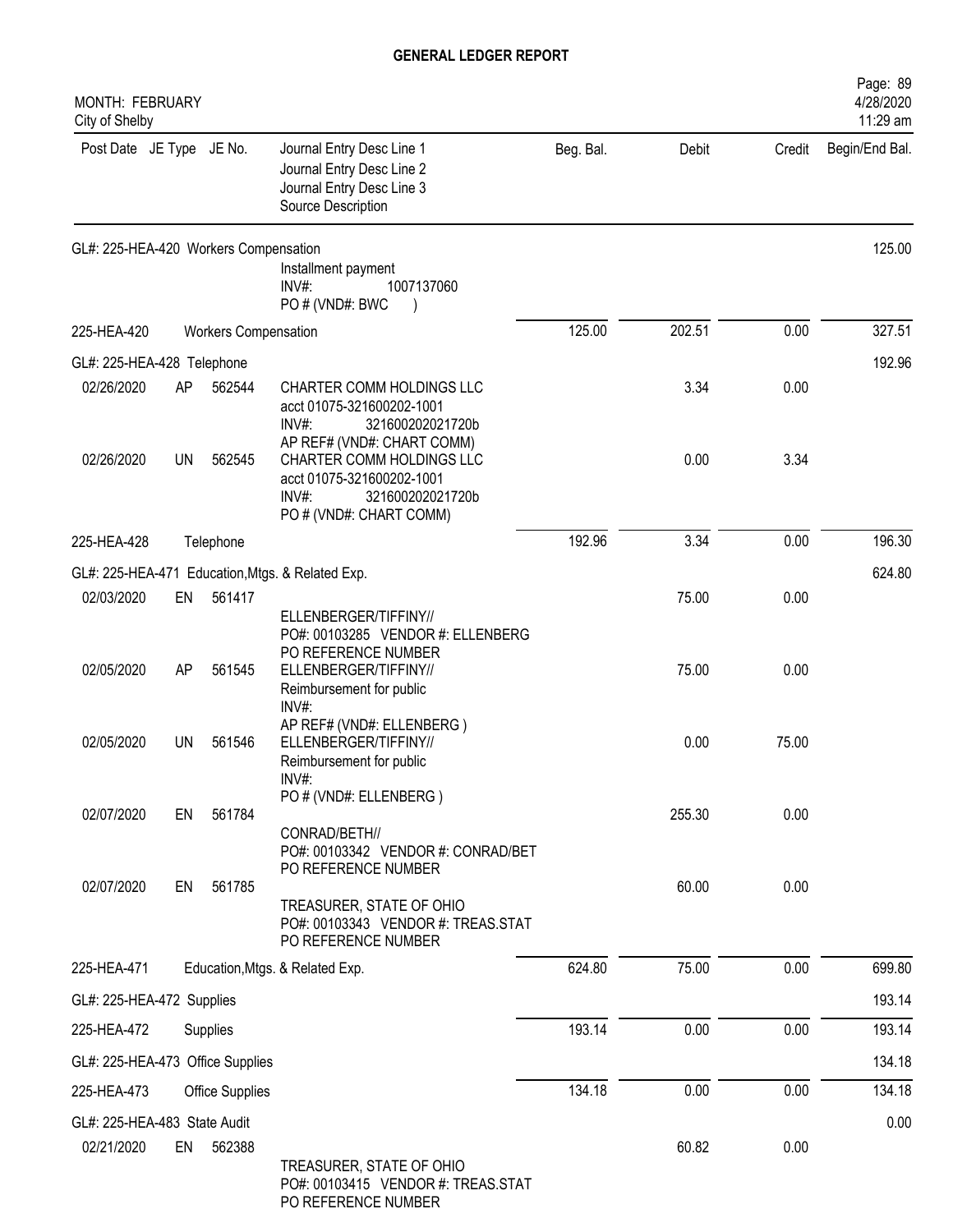# GENERAL LEDGER REPORT

MONTH: FEBRUARY
City of Shelby

| Post Date | JE Type | JE No. | Journal Entry Desc Line 1 / Journal Entry Desc Line 2 / Journal Entry Desc Line 3 / Source Description | Beg. Bal. | Debit | Credit | Begin/End Bal. |
|---|---|---|---|---|---|---|---|
| GL#: 225-HEA-420 Workers Compensation | | | | | | | 125.00 |
| | | | Installment payment<br>INV#: 1007137060<br>PO # (VND#: BWC ) | | | | |
| 225-HEA-420 | | | Workers Compensation | 125.00 | 202.51 | 0.00 | 327.51 |
| GL#: 225-HEA-428 Telephone | | | | | | | 192.96 |
| 02/26/2020 | AP | 562544 | CHARTER COMM HOLDINGS LLC<br>acct 01075-321600202-1001<br>INV#: 321600202021720b<br>AP REF# (VND#: CHART COMM) | | 3.34 | 0.00 | |
| 02/26/2020 | UN | 562545 | CHARTER COMM HOLDINGS LLC<br>acct 01075-321600202-1001<br>INV#: 321600202021720b<br>PO # (VND#: CHART COMM) | | 0.00 | 3.34 | |
| 225-HEA-428 | | | Telephone | 192.96 | 3.34 | 0.00 | 196.30 |
| GL#: 225-HEA-471 Education,Mtgs. & Related Exp. | | | | | | | 624.80 |
| 02/03/2020 | EN | 561417 | ELLENBERGER/TIFFINY//<br>PO#: 00103285 VENDOR #: ELLENBERG<br>PO REFERENCE NUMBER | | 75.00 | 0.00 | |
| 02/05/2020 | AP | 561545 | ELLENBERGER/TIFFINY//<br>Reimbursement for public<br>INV#:<br>AP REF# (VND#: ELLENBERG ) | | 75.00 | 0.00 | |
| 02/05/2020 | UN | 561546 | ELLENBERGER/TIFFINY//<br>Reimbursement for public<br>INV#:<br>PO # (VND#: ELLENBERG ) | | 0.00 | 75.00 | |
| 02/07/2020 | EN | 561784 | CONRAD/BETH//<br>PO#: 00103342 VENDOR #: CONRAD/BET<br>PO REFERENCE NUMBER | | 255.30 | 0.00 | |
| 02/07/2020 | EN | 561785 | TREASURER, STATE OF OHIO<br>PO#: 00103343 VENDOR #: TREAS.STAT<br>PO REFERENCE NUMBER | | 60.00 | 0.00 | |
| 225-HEA-471 | | | Education,Mtgs. & Related Exp. | 624.80 | 75.00 | 0.00 | 699.80 |
| GL#: 225-HEA-472 Supplies | | | | | | | 193.14 |
| 225-HEA-472 | | | Supplies | 193.14 | 0.00 | 0.00 | 193.14 |
| GL#: 225-HEA-473 Office Supplies | | | | | | | 134.18 |
| 225-HEA-473 | | | Office Supplies | 134.18 | 0.00 | 0.00 | 134.18 |
| GL#: 225-HEA-483 State Audit | | | | | | | 0.00 |
| 02/21/2020 | EN | 562388 | TREASURER, STATE OF OHIO<br>PO#: 00103415 VENDOR #: TREAS.STAT<br>PO REFERENCE NUMBER | | 60.82 | 0.00 | |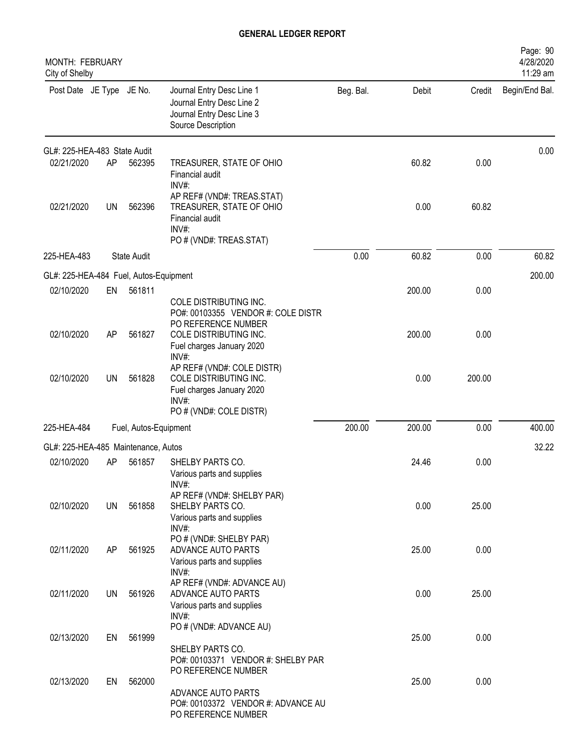# GENERAL LEDGER REPORT

MONTH: FEBRUARY
City of Shelby

| Post Date | JE Type | JE No. | Journal Entry Desc Line 1 / Journal Entry Desc Line 2 / Journal Entry Desc Line 3 / Source Description | Beg. Bal. | Debit | Credit | Begin/End Bal. |
|---|---|---|---|---|---|---|---|
| GL#: 225-HEA-483 State Audit | | | | | | | 0.00 |
| 02/21/2020 | AP | 562395 | TREASURER, STATE OF OHIO<br>Financial audit<br>INV#:<br>AP REF# (VND#: TREAS.STAT) | | 60.82 | 0.00 | |
| 02/21/2020 | UN | 562396 | TREASURER, STATE OF OHIO<br>Financial audit<br>INV#:<br>PO # (VND#: TREAS.STAT) | | 0.00 | 60.82 | |
| 225-HEA-483 | | State Audit | | 0.00 | 60.82 | 0.00 | 60.82 |
| GL#: 225-HEA-484 Fuel, Autos-Equipment | | | | | | | 200.00 |
| 02/10/2020 | EN | 561811 | COLE DISTRIBUTING INC.<br>PO#: 00103355 VENDOR #: COLE DISTR<br>PO REFERENCE NUMBER | | 200.00 | 0.00 | |
| 02/10/2020 | AP | 561827 | COLE DISTRIBUTING INC.<br>Fuel charges January 2020<br>INV#:<br>AP REF# (VND#: COLE DISTR) | | 200.00 | 0.00 | |
| 02/10/2020 | UN | 561828 | COLE DISTRIBUTING INC.<br>Fuel charges January 2020<br>INV#:<br>PO # (VND#: COLE DISTR) | | 0.00 | 200.00 | |
| 225-HEA-484 | | Fuel, Autos-Equipment | | 200.00 | 200.00 | 0.00 | 400.00 |
| GL#: 225-HEA-485 Maintenance, Autos | | | | | | | 32.22 |
| 02/10/2020 | AP | 561857 | SHELBY PARTS CO.<br>Various parts and supplies<br>INV#:<br>AP REF# (VND#: SHELBY PAR) | | 24.46 | 0.00 | |
| 02/10/2020 | UN | 561858 | SHELBY PARTS CO.<br>Various parts and supplies<br>INV#:<br>PO # (VND#: SHELBY PAR) | | 0.00 | 25.00 | |
| 02/11/2020 | AP | 561925 | ADVANCE AUTO PARTS<br>Various parts and supplies<br>INV#:<br>AP REF# (VND#: ADVANCE AU) | | 25.00 | 0.00 | |
| 02/11/2020 | UN | 561926 | ADVANCE AUTO PARTS<br>Various parts and supplies<br>INV#:<br>PO # (VND#: ADVANCE AU) | | 0.00 | 25.00 | |
| 02/13/2020 | EN | 561999 | SHELBY PARTS CO.<br>PO#: 00103371 VENDOR #: SHELBY PAR<br>PO REFERENCE NUMBER | | 25.00 | 0.00 | |
| 02/13/2020 | EN | 562000 | ADVANCE AUTO PARTS<br>PO#: 00103372 VENDOR #: ADVANCE AU<br>PO REFERENCE NUMBER | | 25.00 | 0.00 | |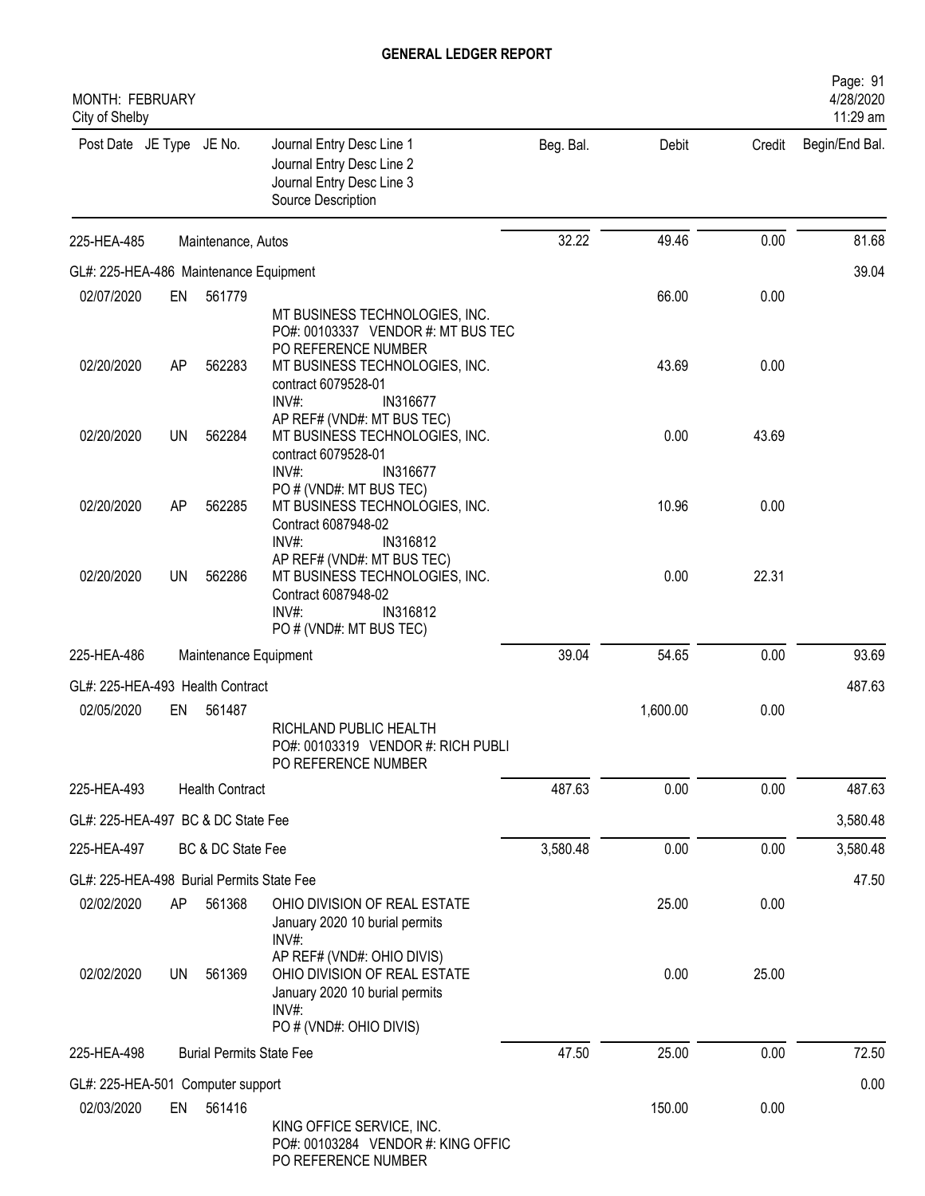# GENERAL LEDGER REPORT

MONTH: FEBRUARY
City of Shelby

| Post Date | JE Type | JE No. | Journal Entry Desc Line 1<br>Journal Entry Desc Line 2<br>Journal Entry Desc Line 3<br>Source Description | Beg. Bal. | Debit | Credit | Begin/End Bal. |
|---|---|---|---|---|---|---|---|
| 225-HEA-485 | | | Maintenance, Autos | 32.22 | 49.46 | 0.00 | 81.68 |
| GL#: 225-HEA-486 Maintenance Equipment | | | | | | | 39.04 |
| 02/07/2020 | EN | 561779 | MT BUSINESS TECHNOLOGIES, INC.<br>PO#: 00103337 VENDOR #: MT BUS TEC<br>PO REFERENCE NUMBER | | 66.00 | 0.00 | |
| 02/20/2020 | AP | 562283 | MT BUSINESS TECHNOLOGIES, INC.<br>contract 6079528-01<br>INV#: IN316677<br>AP REF# (VND#: MT BUS TEC) | | 43.69 | 0.00 | |
| 02/20/2020 | UN | 562284 | MT BUSINESS TECHNOLOGIES, INC.<br>contract 6079528-01<br>INV#: IN316677<br>PO # (VND#: MT BUS TEC) | | 0.00 | 43.69 | |
| 02/20/2020 | AP | 562285 | MT BUSINESS TECHNOLOGIES, INC.<br>Contract 6087948-02<br>INV#: IN316812<br>AP REF# (VND#: MT BUS TEC) | | 10.96 | 0.00 | |
| 02/20/2020 | UN | 562286 | MT BUSINESS TECHNOLOGIES, INC.<br>Contract 6087948-02<br>INV#: IN316812<br>PO # (VND#: MT BUS TEC) | | 0.00 | 22.31 | |
| 225-HEA-486 | | | Maintenance Equipment | 39.04 | 54.65 | 0.00 | 93.69 |
| GL#: 225-HEA-493 Health Contract | | | | | | | 487.63 |
| 02/05/2020 | EN | 561487 | RICHLAND PUBLIC HEALTH<br>PO#: 00103319 VENDOR #: RICH PUBLI<br>PO REFERENCE NUMBER | | 1,600.00 | 0.00 | |
| 225-HEA-493 | | | Health Contract | 487.63 | 0.00 | 0.00 | 487.63 |
| GL#: 225-HEA-497 BC & DC State Fee | | | | | | | 3,580.48 |
| 225-HEA-497 | | | BC & DC State Fee | 3,580.48 | 0.00 | 0.00 | 3,580.48 |
| GL#: 225-HEA-498 Burial Permits State Fee | | | | | | | 47.50 |
| 02/02/2020 | AP | 561368 | OHIO DIVISION OF REAL ESTATE<br>January 2020 10 burial permits<br>INV#:<br>AP REF# (VND#: OHIO DIVIS) | | 25.00 | 0.00 | |
| 02/02/2020 | UN | 561369 | OHIO DIVISION OF REAL ESTATE<br>January 2020 10 burial permits<br>INV#:<br>PO # (VND#: OHIO DIVIS) | | 0.00 | 25.00 | |
| 225-HEA-498 | | | Burial Permits State Fee | 47.50 | 25.00 | 0.00 | 72.50 |
| GL#: 225-HEA-501 Computer support | | | | | | | 0.00 |
| 02/03/2020 | EN | 561416 | KING OFFICE SERVICE, INC.<br>PO#: 00103284 VENDOR #: KING OFFIC<br>PO REFERENCE NUMBER | | 150.00 | 0.00 | |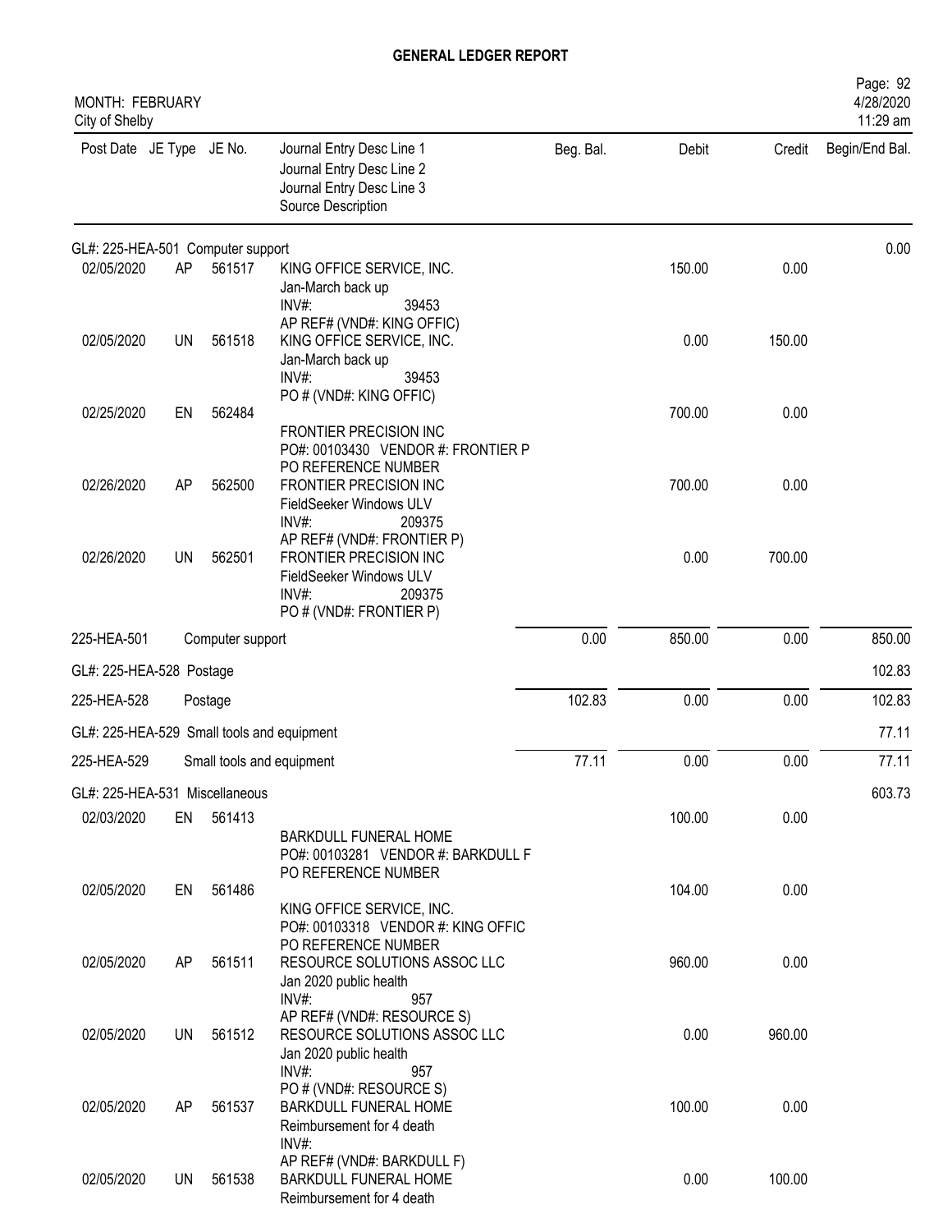# GENERAL LEDGER REPORT

MONTH: FEBRUARY
City of Shelby

Page: 92
4/28/2020
11:29 am

| Post Date | JE Type | JE No. | Journal Entry Desc Line 1<br>Journal Entry Desc Line 2<br>Journal Entry Desc Line 3<br>Source Description | Beg. Bal. | Debit | Credit | Begin/End Bal. |
|---|---|---|---|---|---|---|---|
| GL#: 225-HEA-501 Computer support | | | | | | | 0.00 |
| 02/05/2020 | AP | 561517 | KING OFFICE SERVICE, INC.<br>Jan-March back up<br>INV#: 39453<br>AP REF# (VND#: KING OFFIC) | | 150.00 | 0.00 | |
| 02/05/2020 | UN | 561518 | KING OFFICE SERVICE, INC.<br>Jan-March back up<br>INV#: 39453<br>PO # (VND#: KING OFFIC) | | 0.00 | 150.00 | |
| 02/25/2020 | EN | 562484 | FRONTIER PRECISION INC<br>PO#: 00103430 VENDOR #: FRONTIER P<br>PO REFERENCE NUMBER | | 700.00 | 0.00 | |
| 02/26/2020 | AP | 562500 | FRONTIER PRECISION INC<br>FieldSeeker Windows ULV<br>INV#: 209375<br>AP REF# (VND#: FRONTIER P) | | 700.00 | 0.00 | |
| 02/26/2020 | UN | 562501 | FRONTIER PRECISION INC<br>FieldSeeker Windows ULV<br>INV#: 209375<br>PO # (VND#: FRONTIER P) | | 0.00 | 700.00 | |
| 225-HEA-501 | | Computer support | | 0.00 | 850.00 | 0.00 | 850.00 |
| GL#: 225-HEA-528 Postage | | | | | | | 102.83 |
| 225-HEA-528 | | Postage | | 102.83 | 0.00 | 0.00 | 102.83 |
| GL#: 225-HEA-529 Small tools and equipment | | | | | | | 77.11 |
| 225-HEA-529 | | Small tools and equipment | | 77.11 | 0.00 | 0.00 | 77.11 |
| GL#: 225-HEA-531 Miscellaneous | | | | | | | 603.73 |
| 02/03/2020 | EN | 561413 | BARKDULL FUNERAL HOME<br>PO#: 00103281 VENDOR #: BARKDULL F<br>PO REFERENCE NUMBER | | 100.00 | 0.00 | |
| 02/05/2020 | EN | 561486 | KING OFFICE SERVICE, INC.<br>PO#: 00103318 VENDOR #: KING OFFIC<br>PO REFERENCE NUMBER | | 104.00 | 0.00 | |
| 02/05/2020 | AP | 561511 | RESOURCE SOLUTIONS ASSOC LLC<br>Jan 2020 public health<br>INV#: 957<br>AP REF# (VND#: RESOURCE S) | | 960.00 | 0.00 | |
| 02/05/2020 | UN | 561512 | RESOURCE SOLUTIONS ASSOC LLC<br>Jan 2020 public health<br>INV#: 957<br>PO # (VND#: RESOURCE S) | | 0.00 | 960.00 | |
| 02/05/2020 | AP | 561537 | BARKDULL FUNERAL HOME<br>Reimbursement for 4 death<br>INV#:<br>AP REF# (VND#: BARKDULL F) | | 100.00 | 0.00 | |
| 02/05/2020 | UN | 561538 | BARKDULL FUNERAL HOME<br>Reimbursement for 4 death | | 0.00 | 100.00 | |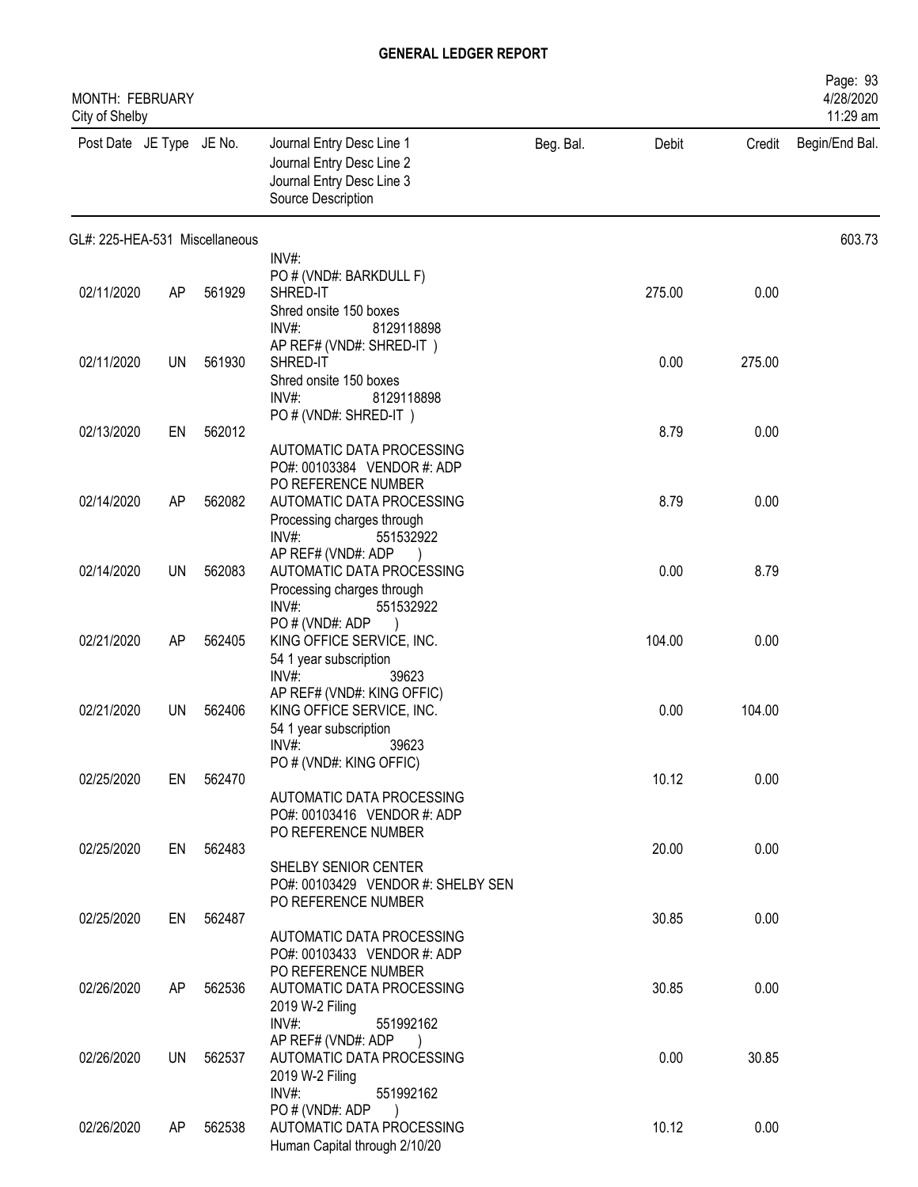# GENERAL LEDGER REPORT

MONTH: FEBRUARY
City of Shelby

| Post Date | JE Type | JE No. | Journal Entry Desc Line 1 / Journal Entry Desc Line 2 / Journal Entry Desc Line 3 / Source Description | Beg. Bal. | Debit | Credit | Begin/End Bal. |
|---|---|---|---|---|---|---|---|
| GL#: 225-HEA-531 Miscellaneous | | | | | | | 603.73 |
| | | | INV#: PO # (VND#: BARKDULL F) | | | | |
| 02/11/2020 | AP | 561929 | SHRED-IT Shred onsite 150 boxes INV#: 8129118898 AP REF# (VND#: SHRED-IT ) | | 275.00 | 0.00 | |
| 02/11/2020 | UN | 561930 | SHRED-IT Shred onsite 150 boxes INV#: 8129118898 PO # (VND#: SHRED-IT ) | | 0.00 | 275.00 | |
| 02/13/2020 | EN | 562012 | AUTOMATIC DATA PROCESSING PO#: 00103384 VENDOR #: ADP PO REFERENCE NUMBER | | 8.79 | 0.00 | |
| 02/14/2020 | AP | 562082 | AUTOMATIC DATA PROCESSING Processing charges through INV#: 551532922 AP REF# (VND#: ADP ) | | 8.79 | 0.00 | |
| 02/14/2020 | UN | 562083 | AUTOMATIC DATA PROCESSING Processing charges through INV#: 551532922 PO # (VND#: ADP ) | | 0.00 | 8.79 | |
| 02/21/2020 | AP | 562405 | KING OFFICE SERVICE, INC. 54 1 year subscription INV#: 39623 AP REF# (VND#: KING OFFIC) | | 104.00 | 0.00 | |
| 02/21/2020 | UN | 562406 | KING OFFICE SERVICE, INC. 54 1 year subscription INV#: 39623 PO # (VND#: KING OFFIC) | | 0.00 | 104.00 | |
| 02/25/2020 | EN | 562470 | AUTOMATIC DATA PROCESSING PO#: 00103416 VENDOR #: ADP PO REFERENCE NUMBER | | 10.12 | 0.00 | |
| 02/25/2020 | EN | 562483 | SHELBY SENIOR CENTER PO#: 00103429 VENDOR #: SHELBY SEN PO REFERENCE NUMBER | | 20.00 | 0.00 | |
| 02/25/2020 | EN | 562487 | AUTOMATIC DATA PROCESSING PO#: 00103433 VENDOR #: ADP PO REFERENCE NUMBER | | 30.85 | 0.00 | |
| 02/26/2020 | AP | 562536 | AUTOMATIC DATA PROCESSING 2019 W-2 Filing INV#: 551992162 AP REF# (VND#: ADP ) | | 30.85 | 0.00 | |
| 02/26/2020 | UN | 562537 | AUTOMATIC DATA PROCESSING 2019 W-2 Filing INV#: 551992162 PO # (VND#: ADP ) | | 0.00 | 30.85 | |
| 02/26/2020 | AP | 562538 | AUTOMATIC DATA PROCESSING Human Capital through 2/10/20 | | 10.12 | 0.00 | |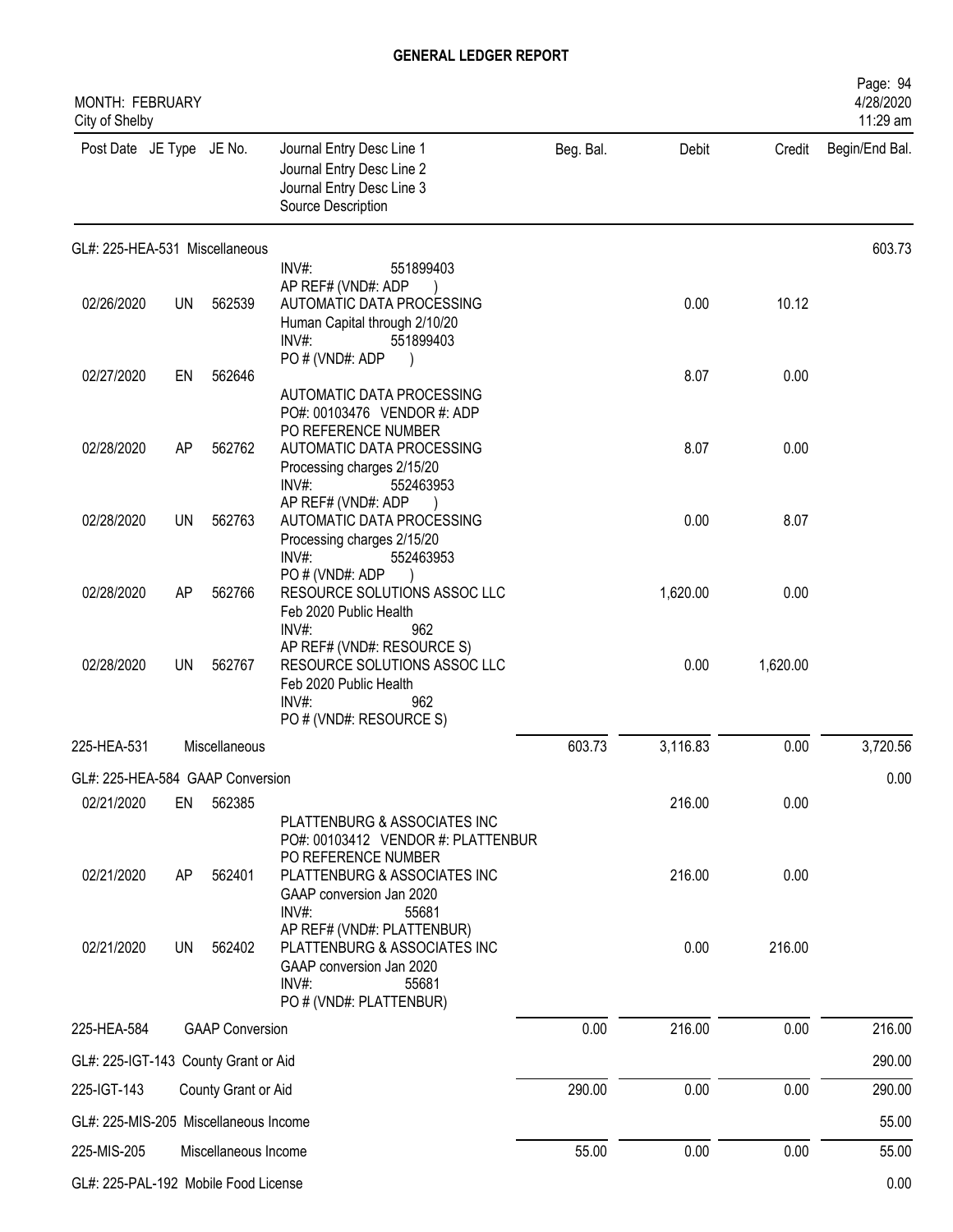# GENERAL LEDGER REPORT

MONTH: FEBRUARY
City of Shelby

| Post Date | JE Type | JE No. | Journal Entry Desc Line 1 / Journal Entry Desc Line 2 / Journal Entry Desc Line 3 / Source Description | Beg. Bal. | Debit | Credit | Begin/End Bal. |
|---|---|---|---|---|---|---|---|
| **GL#: 225-HEA-531 Miscellaneous** | | | | | | | 603.73 |
| | | | INV#: 551899403 AP REF# (VND#: ADP ) | | | | |
| 02/26/2020 | UN | 562539 | AUTOMATIC DATA PROCESSING Human Capital through 2/10/20 INV#: 551899403 PO # (VND#: ADP ) | | 0.00 | 10.12 | |
| 02/27/2020 | EN | 562646 | AUTOMATIC DATA PROCESSING PO#: 00103476 VENDOR #: ADP PO REFERENCE NUMBER | | 8.07 | 0.00 | |
| 02/28/2020 | AP | 562762 | AUTOMATIC DATA PROCESSING Processing charges 2/15/20 INV#: 552463953 AP REF# (VND#: ADP ) | | 8.07 | 0.00 | |
| 02/28/2020 | UN | 562763 | AUTOMATIC DATA PROCESSING Processing charges 2/15/20 INV#: 552463953 PO # (VND#: ADP ) | | 0.00 | 8.07 | |
| 02/28/2020 | AP | 562766 | RESOURCE SOLUTIONS ASSOC LLC Feb 2020 Public Health INV#: 962 AP REF# (VND#: RESOURCE S) | | 1,620.00 | 0.00 | |
| 02/28/2020 | UN | 562767 | RESOURCE SOLUTIONS ASSOC LLC Feb 2020 Public Health INV#: 962 PO # (VND#: RESOURCE S) | | 0.00 | 1,620.00 | |
| **225-HEA-531** | | | **Miscellaneous** | 603.73 | 3,116.83 | 0.00 | 3,720.56 |
| **GL#: 225-HEA-584 GAAP Conversion** | | | | | | | 0.00 |
| 02/21/2020 | EN | 562385 | PLATTENBURG & ASSOCIATES INC PO#: 00103412 VENDOR #: PLATTENBUR PO REFERENCE NUMBER | | 216.00 | 0.00 | |
| 02/21/2020 | AP | 562401 | PLATTENBURG & ASSOCIATES INC GAAP conversion Jan 2020 INV#: 55681 AP REF# (VND#: PLATTENBUR) | | 216.00 | 0.00 | |
| 02/21/2020 | UN | 562402 | PLATTENBURG & ASSOCIATES INC GAAP conversion Jan 2020 INV#: 55681 PO # (VND#: PLATTENBUR) | | 0.00 | 216.00 | |
| **225-HEA-584** | | | **GAAP Conversion** | 0.00 | 216.00 | 0.00 | 216.00 |
| **GL#: 225-IGT-143 County Grant or Aid** | | | | | | | 290.00 |
| **225-IGT-143** | | | **County Grant or Aid** | 290.00 | 0.00 | 0.00 | 290.00 |
| **GL#: 225-MIS-205 Miscellaneous Income** | | | | | | | 55.00 |
| **225-MIS-205** | | | **Miscellaneous Income** | 55.00 | 0.00 | 0.00 | 55.00 |
| **GL#: 225-PAL-192 Mobile Food License** | | | | | | | 0.00 |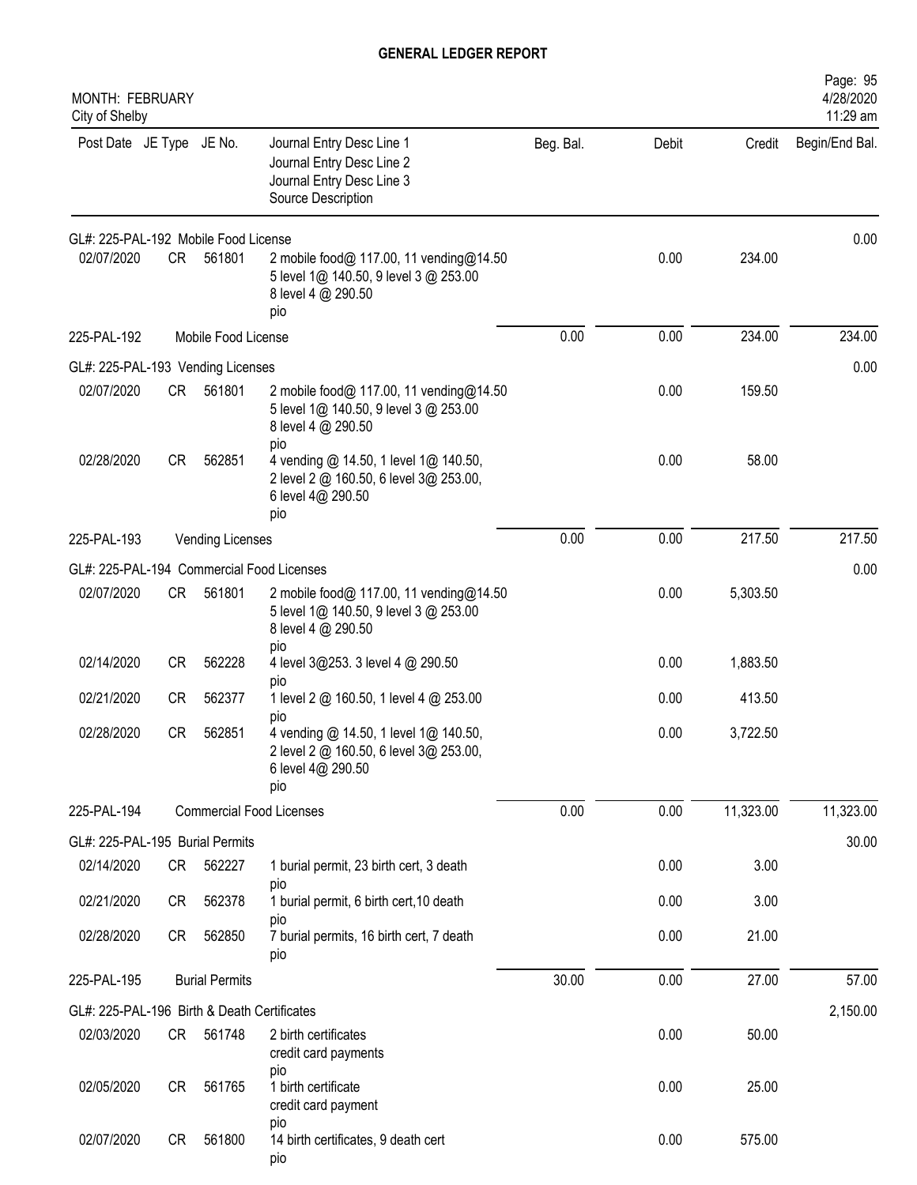# GENERAL LEDGER REPORT

MONTH: FEBRUARY
City of Shelby

| Post Date | JE Type | JE No. | Journal Entry Desc Line 1 / Journal Entry Desc Line 2 / Journal Entry Desc Line 3 / Source Description | Beg. Bal. | Debit | Credit | Begin/End Bal. |
|---|---|---|---|---|---|---|---|
| GL#: 225-PAL-192 Mobile Food License | | | | | | | 0.00 |
| 02/07/2020 | CR | 561801 | 2 mobile food@ 117.00, 11 vending@14.50 5 level 1@ 140.50, 9 level 3 @ 253.00 8 level 4 @ 290.50 pio | | 0.00 | 234.00 | |
| 225-PAL-192 | | | Mobile Food License | 0.00 | 0.00 | 234.00 | 234.00 |
| GL#: 225-PAL-193 Vending Licenses | | | | | | | 0.00 |
| 02/07/2020 | CR | 561801 | 2 mobile food@ 117.00, 11 vending@14.50 5 level 1@ 140.50, 9 level 3 @ 253.00 8 level 4 @ 290.50 pio | | 0.00 | 159.50 | |
| 02/28/2020 | CR | 562851 | 4 vending @ 14.50, 1 level 1@ 140.50, 2 level 2 @ 160.50, 6 level 3@ 253.00, 6 level 4@ 290.50 pio | | 0.00 | 58.00 | |
| 225-PAL-193 | | | Vending Licenses | 0.00 | 0.00 | 217.50 | 217.50 |
| GL#: 225-PAL-194 Commercial Food Licenses | | | | | | | 0.00 |
| 02/07/2020 | CR | 561801 | 2 mobile food@ 117.00, 11 vending@14.50 5 level 1@ 140.50, 9 level 3 @ 253.00 8 level 4 @ 290.50 pio | | 0.00 | 5,303.50 | |
| 02/14/2020 | CR | 562228 | 4 level 3@253. 3 level 4 @ 290.50 pio | | 0.00 | 1,883.50 | |
| 02/21/2020 | CR | 562377 | 1 level 2 @ 160.50, 1 level 4 @ 253.00 pio | | 0.00 | 413.50 | |
| 02/28/2020 | CR | 562851 | 4 vending @ 14.50, 1 level 1@ 140.50, 2 level 2 @ 160.50, 6 level 3@ 253.00, 6 level 4@ 290.50 pio | | 0.00 | 3,722.50 | |
| 225-PAL-194 | | | Commercial Food Licenses | 0.00 | 0.00 | 11,323.00 | 11,323.00 |
| GL#: 225-PAL-195 Burial Permits | | | | | | | 30.00 |
| 02/14/2020 | CR | 562227 | 1 burial permit, 23 birth cert, 3 death pio | | 0.00 | 3.00 | |
| 02/21/2020 | CR | 562378 | 1 burial permit, 6 birth cert,10 death pio | | 0.00 | 3.00 | |
| 02/28/2020 | CR | 562850 | 7 burial permits, 16 birth cert, 7 death pio | | 0.00 | 21.00 | |
| 225-PAL-195 | | | Burial Permits | 30.00 | 0.00 | 27.00 | 57.00 |
| GL#: 225-PAL-196 Birth & Death Certificates | | | | | | | 2,150.00 |
| 02/03/2020 | CR | 561748 | 2 birth certificates credit card payments pio | | 0.00 | 50.00 | |
| 02/05/2020 | CR | 561765 | 1 birth certificate credit card payment pio | | 0.00 | 25.00 | |
| 02/07/2020 | CR | 561800 | 14 birth certificates, 9 death cert pio | | 0.00 | 575.00 | |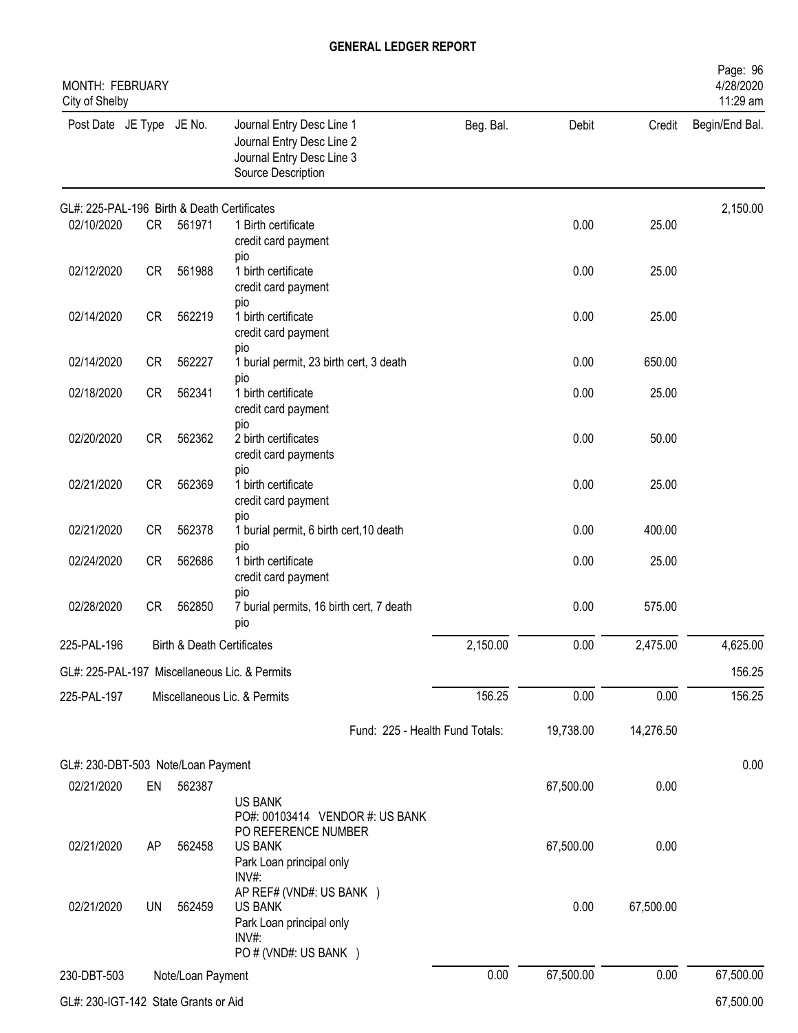# GENERAL LEDGER REPORT

MONTH: FEBRUARY
City of Shelby

| Post Date | JE Type | JE No. | Journal Entry Desc Line 1 / Journal Entry Desc Line 2 / Journal Entry Desc Line 3 / Source Description | Beg. Bal. | Debit | Credit | Begin/End Bal. |
|---|---|---|---|---|---|---|---|
| GL#: 225-PAL-196 Birth & Death Certificates | | | | | | | 2,150.00 |
| 02/10/2020 | CR | 561971 | 1 Birth certificate<br>credit card payment<br>pio | | 0.00 | 25.00 | |
| 02/12/2020 | CR | 561988 | 1 birth certificate<br>credit card payment<br>pio | | 0.00 | 25.00 | |
| 02/14/2020 | CR | 562219 | 1 birth certificate<br>credit card payment<br>pio | | 0.00 | 25.00 | |
| 02/14/2020 | CR | 562227 | 1 burial permit, 23 birth cert, 3 death<br>pio | | 0.00 | 650.00 | |
| 02/18/2020 | CR | 562341 | 1 birth certificate<br>credit card payment<br>pio | | 0.00 | 25.00 | |
| 02/20/2020 | CR | 562362 | 2 birth certificates<br>credit card payments<br>pio | | 0.00 | 50.00 | |
| 02/21/2020 | CR | 562369 | 1 birth certificate<br>credit card payment<br>pio | | 0.00 | 25.00 | |
| 02/21/2020 | CR | 562378 | 1 burial permit, 6 birth cert,10 death<br>pio | | 0.00 | 400.00 | |
| 02/24/2020 | CR | 562686 | 1 birth certificate<br>credit card payment<br>pio | | 0.00 | 25.00 | |
| 02/28/2020 | CR | 562850 | 7 burial permits, 16 birth cert, 7 death<br>pio | | 0.00 | 575.00 | |
| 225-PAL-196 | | | Birth & Death Certificates | 2,150.00 | 0.00 | 2,475.00 | 4,625.00 |
| GL#: 225-PAL-197 Miscellaneous Lic. & Permits | | | | | | | 156.25 |
| 225-PAL-197 | | | Miscellaneous Lic. & Permits | 156.25 | 0.00 | 0.00 | 156.25 |
| | | | Fund: 225 - Health Fund Totals: | | 19,738.00 | 14,276.50 | |
| GL#: 230-DBT-503 Note/Loan Payment | | | | | | | 0.00 |
| 02/21/2020 | EN | 562387 | US BANK<br>PO#: 00103414 VENDOR #: US BANK<br>PO REFERENCE NUMBER | | 67,500.00 | 0.00 | |
| 02/21/2020 | AP | 562458 | US BANK<br>Park Loan principal only<br>INV#:<br>AP REF# (VND#: US BANK ) | | 67,500.00 | 0.00 | |
| 02/21/2020 | UN | 562459 | US BANK<br>Park Loan principal only<br>INV#:<br>PO # (VND#: US BANK ) | | 0.00 | 67,500.00 | |
| 230-DBT-503 | | | Note/Loan Payment | 0.00 | 67,500.00 | 0.00 | 67,500.00 |
| GL#: 230-IGT-142 State Grants or Aid | | | | | | | 67,500.00 |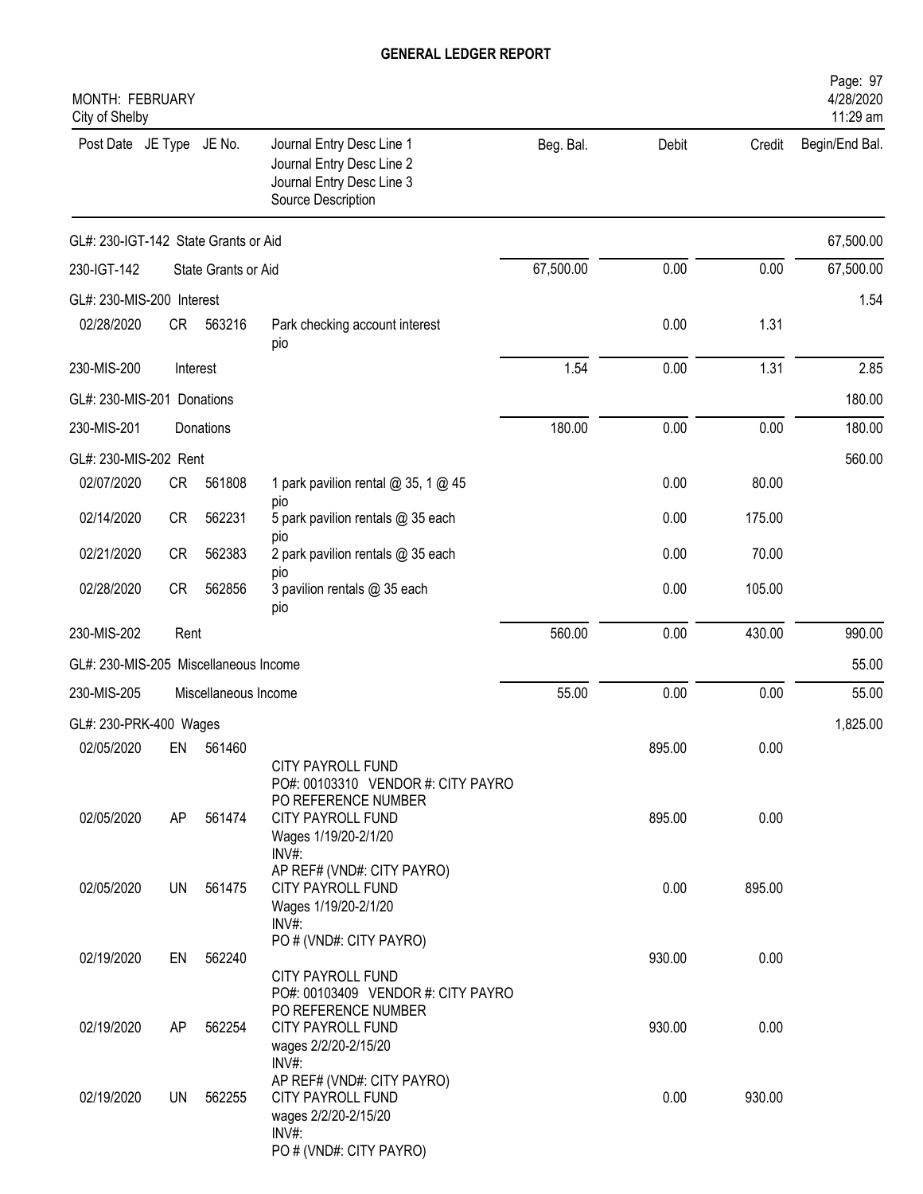# GENERAL LEDGER REPORT

MONTH: FEBRUARY
City of Shelby

4/28/2020
11:29 am

| Post Date | JE Type | JE No. | Journal Entry Desc Line 1 / Journal Entry Desc Line 2 / Journal Entry Desc Line 3 / Source Description | Beg. Bal. | Debit | Credit | Begin/End Bal. |
|---|---|---|---|---|---|---|---|
| GL#: 230-IGT-142 State Grants or Aid | | | | | | | 67,500.00 |
| 230-IGT-142 | | State Grants or Aid | | 67,500.00 | 0.00 | 0.00 | 67,500.00 |
| GL#: 230-MIS-200 Interest | | | | | | | 1.54 |
| 02/28/2020 | CR | 563216 | Park checking account interest pio | | 0.00 | 1.31 | |
| 230-MIS-200 | | Interest | | 1.54 | 0.00 | 1.31 | 2.85 |
| GL#: 230-MIS-201 Donations | | | | | | | 180.00 |
| 230-MIS-201 | | Donations | | 180.00 | 0.00 | 0.00 | 180.00 |
| GL#: 230-MIS-202 Rent | | | | | | | 560.00 |
| 02/07/2020 | CR | 561808 | 1 park pavilion rental @ 35, 1 @ 45 pio | | 0.00 | 80.00 | |
| 02/14/2020 | CR | 562231 | 5 park pavilion rentals @ 35 each pio | | 0.00 | 175.00 | |
| 02/21/2020 | CR | 562383 | 2 park pavilion rentals @ 35 each pio | | 0.00 | 70.00 | |
| 02/28/2020 | CR | 562856 | 3 pavilion rentals @ 35 each pio | | 0.00 | 105.00 | |
| 230-MIS-202 | | Rent | | 560.00 | 0.00 | 430.00 | 990.00 |
| GL#: 230-MIS-205 Miscellaneous Income | | | | | | | 55.00 |
| 230-MIS-205 | | Miscellaneous Income | | 55.00 | 0.00 | 0.00 | 55.00 |
| GL#: 230-PRK-400 Wages | | | | | | | 1,825.00 |
| 02/05/2020 | EN | 561460 | CITY PAYROLL FUND<br>PO#: 00103310 VENDOR #: CITY PAYRO<br>PO REFERENCE NUMBER | | 895.00 | 0.00 | |
| 02/05/2020 | AP | 561474 | CITY PAYROLL FUND<br>Wages 1/19/20-2/1/20<br>INV#:<br>AP REF# (VND#: CITY PAYRO) | | 895.00 | 0.00 | |
| 02/05/2020 | UN | 561475 | CITY PAYROLL FUND<br>Wages 1/19/20-2/1/20<br>INV#:<br>PO # (VND#: CITY PAYRO) | | 0.00 | 895.00 | |
| 02/19/2020 | EN | 562240 | CITY PAYROLL FUND<br>PO#: 00103409 VENDOR #: CITY PAYRO<br>PO REFERENCE NUMBER | | 930.00 | 0.00 | |
| 02/19/2020 | AP | 562254 | CITY PAYROLL FUND<br>wages 2/2/20-2/15/20<br>INV#:<br>AP REF# (VND#: CITY PAYRO) | | 930.00 | 0.00 | |
| 02/19/2020 | UN | 562255 | CITY PAYROLL FUND<br>wages 2/2/20-2/15/20<br>INV#:<br>PO # (VND#: CITY PAYRO) | | 0.00 | 930.00 | |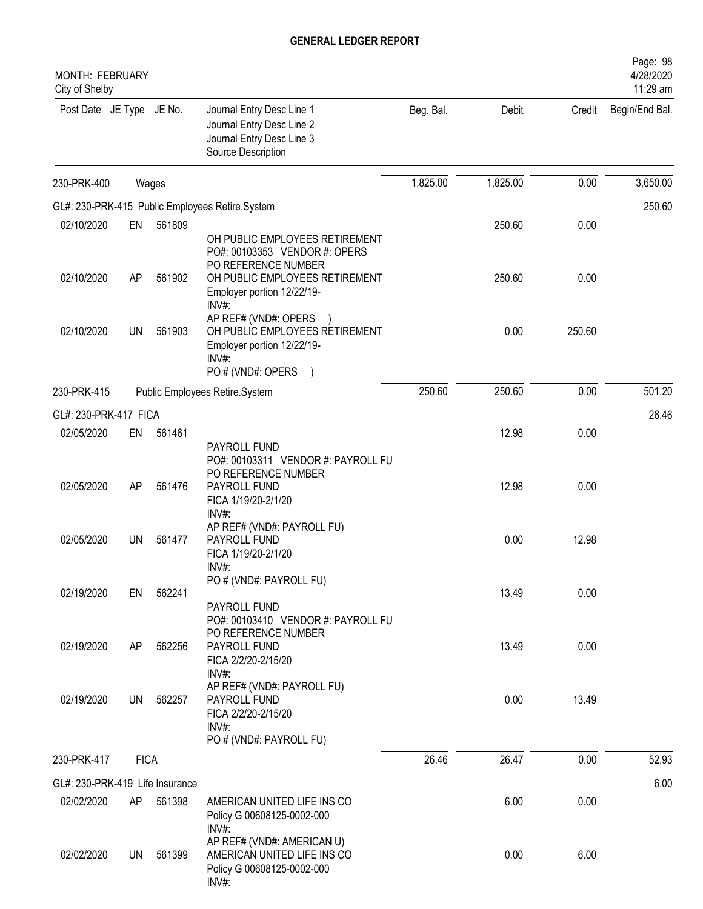# GENERAL LEDGER REPORT

MONTH: FEBRUARY
City of Shelby

| Post Date | JE Type | JE No. | Journal Entry Desc Line 1 / Journal Entry Desc Line 2 / Journal Entry Desc Line 3 / Source Description | Beg. Bal. | Debit | Credit | Begin/End Bal. |
|---|---|---|---|---|---|---|---|
| 230-PRK-400 | | | Wages | 1,825.00 | 1,825.00 | 0.00 | 3,650.00 |
| GL#: 230-PRK-415 Public Employees Retire.System | | | | | | | 250.60 |
| 02/10/2020 | EN | 561809 | OH PUBLIC EMPLOYEES RETIREMENT<br>PO#: 00103353 VENDOR #: OPERS<br>PO REFERENCE NUMBER | | 250.60 | 0.00 | |
| 02/10/2020 | AP | 561902 | OH PUBLIC EMPLOYEES RETIREMENT<br>Employer portion 12/22/19-<br>INV#:<br>AP REF# (VND#: OPERS ) | | 250.60 | 0.00 | |
| 02/10/2020 | UN | 561903 | OH PUBLIC EMPLOYEES RETIREMENT<br>Employer portion 12/22/19-<br>INV#:<br>PO # (VND#: OPERS ) | | 0.00 | 250.60 | |
| 230-PRK-415 | | | Public Employees Retire.System | 250.60 | 250.60 | 0.00 | 501.20 |
| GL#: 230-PRK-417 FICA | | | | | | | 26.46 |
| 02/05/2020 | EN | 561461 | PAYROLL FUND<br>PO#: 00103311 VENDOR #: PAYROLL FU<br>PO REFERENCE NUMBER | | 12.98 | 0.00 | |
| 02/05/2020 | AP | 561476 | PAYROLL FUND<br>FICA 1/19/20-2/1/20<br>INV#:<br>AP REF# (VND#: PAYROLL FU) | | 12.98 | 0.00 | |
| 02/05/2020 | UN | 561477 | PAYROLL FUND<br>FICA 1/19/20-2/1/20<br>INV#:<br>PO # (VND#: PAYROLL FU) | | 0.00 | 12.98 | |
| 02/19/2020 | EN | 562241 | PAYROLL FUND<br>PO#: 00103410 VENDOR #: PAYROLL FU<br>PO REFERENCE NUMBER | | 13.49 | 0.00 | |
| 02/19/2020 | AP | 562256 | PAYROLL FUND<br>FICA 2/2/20-2/15/20<br>INV#:<br>AP REF# (VND#: PAYROLL FU) | | 13.49 | 0.00 | |
| 02/19/2020 | UN | 562257 | PAYROLL FUND<br>FICA 2/2/20-2/15/20<br>INV#:<br>PO # (VND#: PAYROLL FU) | | 0.00 | 13.49 | |
| 230-PRK-417 | | | FICA | 26.46 | 26.47 | 0.00 | 52.93 |
| GL#: 230-PRK-419 Life Insurance | | | | | | | 6.00 |
| 02/02/2020 | AP | 561398 | AMERICAN UNITED LIFE INS CO<br>Policy G 00608125-0002-000<br>INV#:<br>AP REF# (VND#: AMERICAN U) | | 6.00 | 0.00 | |
| 02/02/2020 | UN | 561399 | AMERICAN UNITED LIFE INS CO<br>Policy G 00608125-0002-000<br>INV#: | | 0.00 | 6.00 | |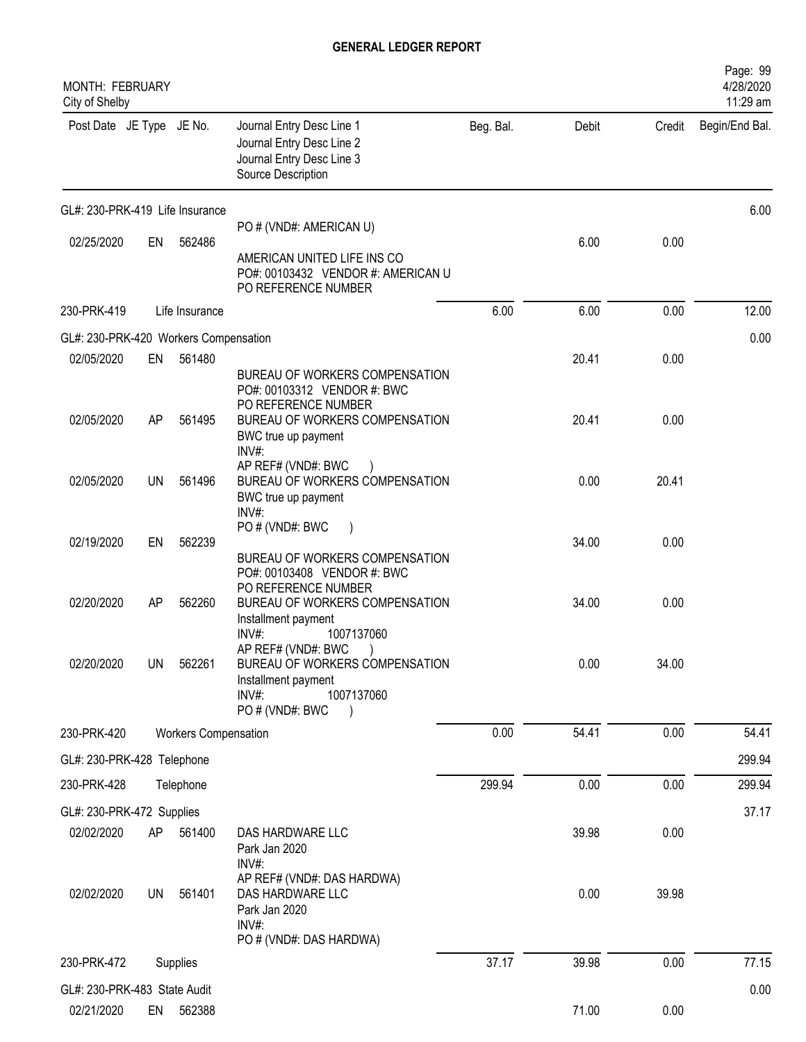# GENERAL LEDGER REPORT

MONTH: FEBRUARY
City of Shelby

| Post Date | JE Type | JE No. | Journal Entry Desc Line 1 / Journal Entry Desc Line 2 / Journal Entry Desc Line 3 / Source Description | Beg. Bal. | Debit | Credit | Begin/End Bal. |
|---|---|---|---|---|---|---|---|
| GL#: 230-PRK-419 Life Insurance | | | | | | | 6.00 |
| 02/25/2020 | EN | 562486 | PO # (VND#: AMERICAN U) AMERICAN UNITED LIFE INS CO PO#: 00103432 VENDOR #: AMERICAN U PO REFERENCE NUMBER | | 6.00 | 0.00 | |
| 230-PRK-419 | | Life Insurance | | 6.00 | 6.00 | 0.00 | 12.00 |
| GL#: 230-PRK-420 Workers Compensation | | | | | | | 0.00 |
| 02/05/2020 | EN | 561480 | BUREAU OF WORKERS COMPENSATION PO#: 00103312 VENDOR #: BWC PO REFERENCE NUMBER | | 20.41 | 0.00 | |
| 02/05/2020 | AP | 561495 | BUREAU OF WORKERS COMPENSATION BWC true up payment INV#: AP REF# (VND#: BWC ) | | 20.41 | 0.00 | |
| 02/05/2020 | UN | 561496 | BUREAU OF WORKERS COMPENSATION BWC true up payment INV#: PO # (VND#: BWC ) | | 0.00 | 20.41 | |
| 02/19/2020 | EN | 562239 | BUREAU OF WORKERS COMPENSATION PO#: 00103408 VENDOR #: BWC PO REFERENCE NUMBER | | 34.00 | 0.00 | |
| 02/20/2020 | AP | 562260 | BUREAU OF WORKERS COMPENSATION Installment payment INV#: 1007137060 AP REF# (VND#: BWC ) | | 34.00 | 0.00 | |
| 02/20/2020 | UN | 562261 | BUREAU OF WORKERS COMPENSATION Installment payment INV#: 1007137060 PO # (VND#: BWC ) | | 0.00 | 34.00 | |
| 230-PRK-420 | | Workers Compensation | | 0.00 | 54.41 | 0.00 | 54.41 |
| GL#: 230-PRK-428 Telephone | | | | | | | 299.94 |
| 230-PRK-428 | | Telephone | | 299.94 | 0.00 | 0.00 | 299.94 |
| GL#: 230-PRK-472 Supplies | | | | | | | 37.17 |
| 02/02/2020 | AP | 561400 | DAS HARDWARE LLC Park Jan 2020 INV#: AP REF# (VND#: DAS HARDWA) | | 39.98 | 0.00 | |
| 02/02/2020 | UN | 561401 | DAS HARDWARE LLC Park Jan 2020 INV#: PO # (VND#: DAS HARDWA) | | 0.00 | 39.98 | |
| 230-PRK-472 | | Supplies | | 37.17 | 39.98 | 0.00 | 77.15 |
| GL#: 230-PRK-483 State Audit | | | | | | | 0.00 |
| 02/21/2020 | EN | 562388 | | | 71.00 | 0.00 | |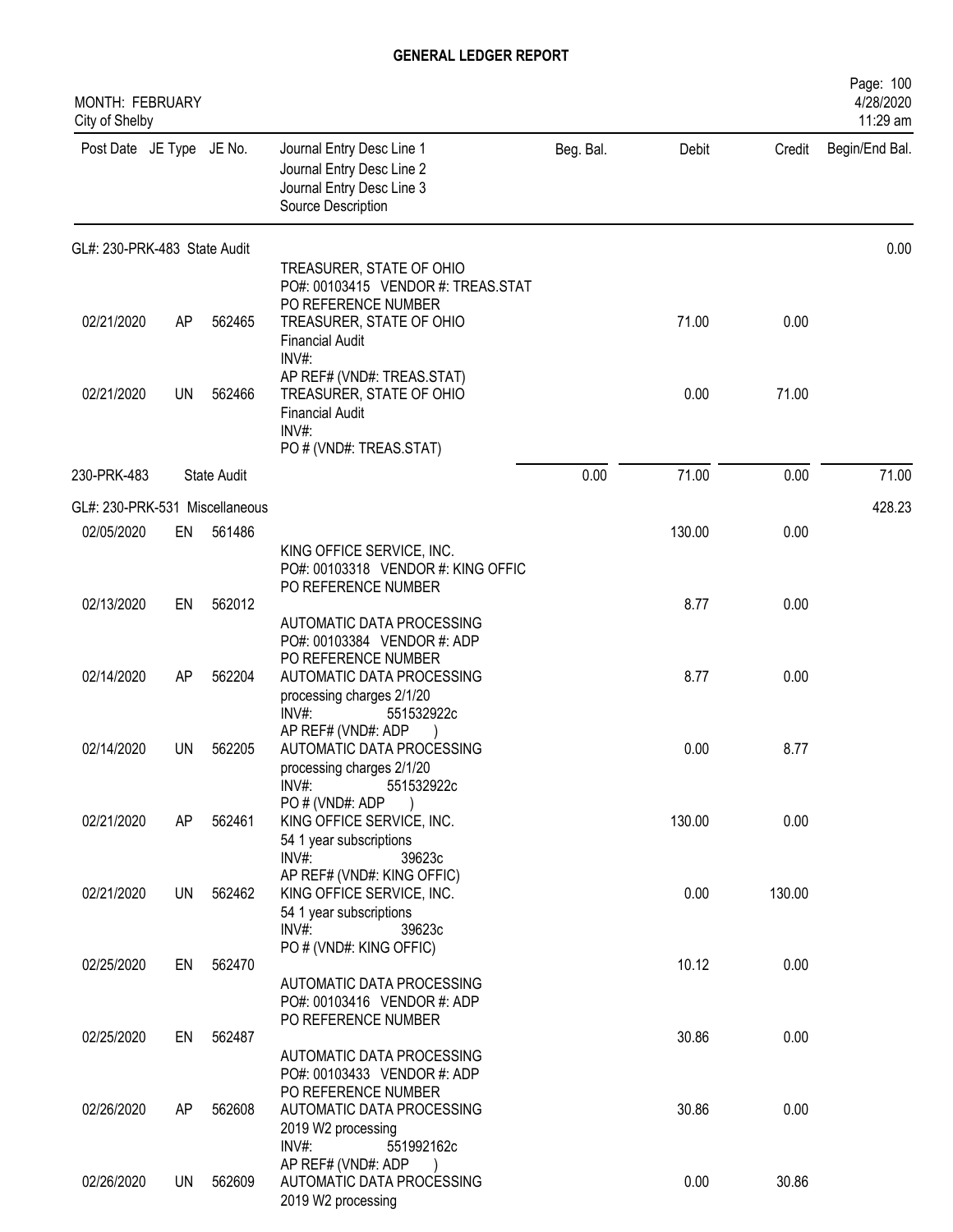**GENERAL LEDGER REPORT**

MONTH: FEBRUARY
City of Shelby

4/28/2020
11:29 am

| Post Date | JE Type | JE No. | Journal Entry Desc Line 1<br>Journal Entry Desc Line 2<br>Journal Entry Desc Line 3<br>Source Description | Beg. Bal. | Debit | Credit | Begin/End Bal. |
|---|---|---|---|---|---|---|---|
| GL#: 230-PRK-483 State Audit | | | | | | | 0.00 |
| | | | TREASURER, STATE OF OHIO<br>PO#: 00103415 VENDOR #: TREAS.STAT<br>PO REFERENCE NUMBER | | | | |
| 02/21/2020 | AP | 562465 | TREASURER, STATE OF OHIO<br>Financial Audit<br>INV#:<br>AP REF# (VND#: TREAS.STAT) | | 71.00 | 0.00 | |
| 02/21/2020 | UN | 562466 | TREASURER, STATE OF OHIO<br>Financial Audit<br>INV#:<br>PO # (VND#: TREAS.STAT) | | 0.00 | 71.00 | |
| 230-PRK-483 | | State Audit | | 0.00 | 71.00 | 0.00 | 71.00 |
| GL#: 230-PRK-531 Miscellaneous | | | | | | | 428.23 |
| 02/05/2020 | EN | 561486 | KING OFFICE SERVICE, INC.<br>PO#: 00103318 VENDOR #: KING OFFIC<br>PO REFERENCE NUMBER | | 130.00 | 0.00 | |
| 02/13/2020 | EN | 562012 | AUTOMATIC DATA PROCESSING<br>PO#: 00103384 VENDOR #: ADP<br>PO REFERENCE NUMBER | | 8.77 | 0.00 | |
| 02/14/2020 | AP | 562204 | AUTOMATIC DATA PROCESSING<br>processing charges 2/1/20<br>INV#: 551532922c<br>AP REF# (VND#: ADP ) | | 8.77 | 0.00 | |
| 02/14/2020 | UN | 562205 | AUTOMATIC DATA PROCESSING<br>processing charges 2/1/20<br>INV#: 551532922c<br>PO # (VND#: ADP ) | | 0.00 | 8.77 | |
| 02/21/2020 | AP | 562461 | KING OFFICE SERVICE, INC.<br>54 1 year subscriptions<br>INV#: 39623c<br>AP REF# (VND#: KING OFFIC) | | 130.00 | 0.00 | |
| 02/21/2020 | UN | 562462 | KING OFFICE SERVICE, INC.<br>54 1 year subscriptions<br>INV#: 39623c<br>PO # (VND#: KING OFFIC) | | 0.00 | 130.00 | |
| 02/25/2020 | EN | 562470 | AUTOMATIC DATA PROCESSING<br>PO#: 00103416 VENDOR #: ADP<br>PO REFERENCE NUMBER | | 10.12 | 0.00 | |
| 02/25/2020 | EN | 562487 | AUTOMATIC DATA PROCESSING<br>PO#: 00103433 VENDOR #: ADP<br>PO REFERENCE NUMBER | | 30.86 | 0.00 | |
| 02/26/2020 | AP | 562608 | AUTOMATIC DATA PROCESSING<br>2019 W2 processing<br>INV#: 551992162c<br>AP REF# (VND#: ADP ) | | 30.86 | 0.00 | |
| 02/26/2020 | UN | 562609 | AUTOMATIC DATA PROCESSING<br>2019 W2 processing | | 0.00 | 30.86 | |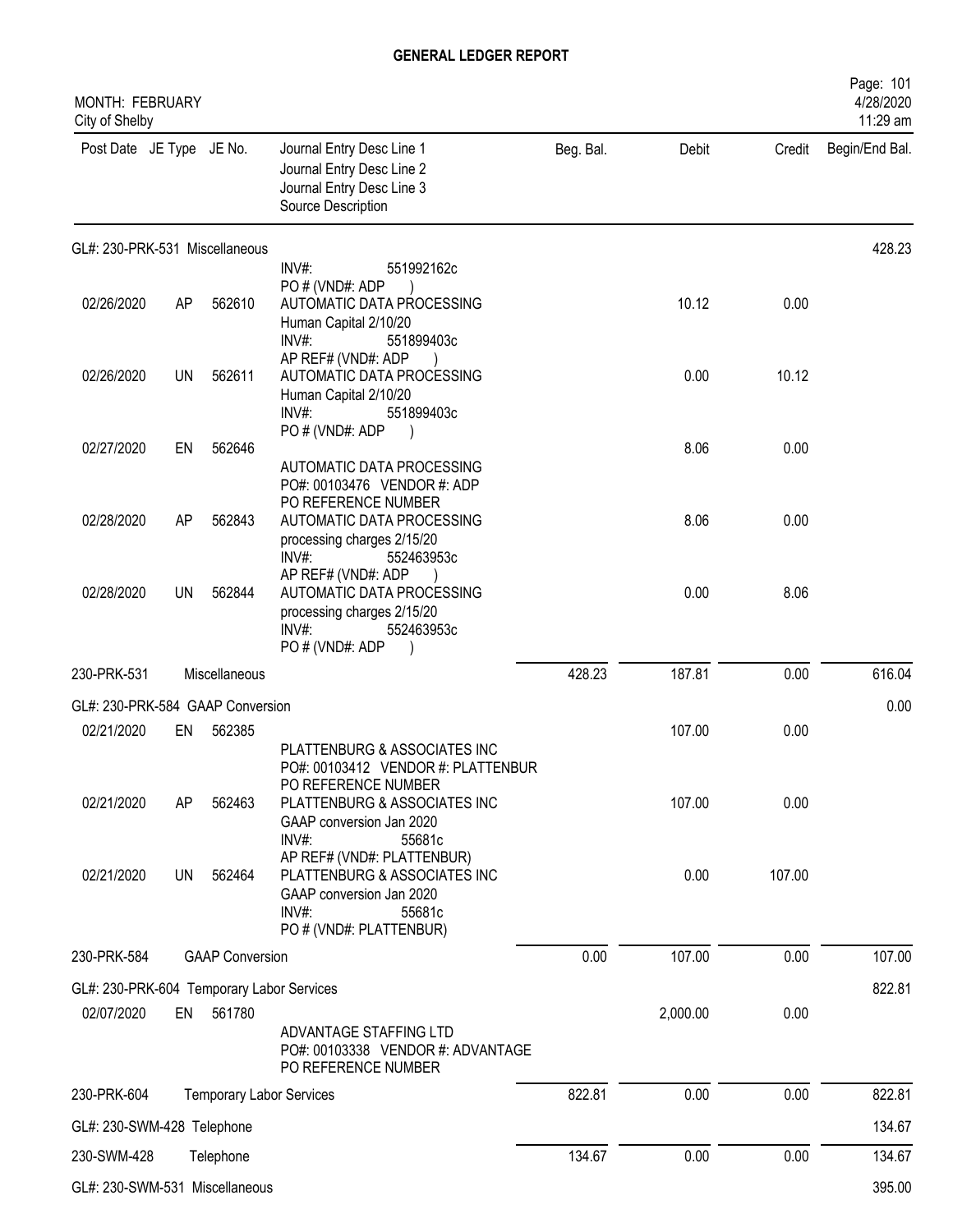**GENERAL LEDGER REPORT**

MONTH: FEBRUARY
City of Shelby

| Post Date | JE Type | JE No. | Journal Entry Desc Line 1 / Journal Entry Desc Line 2 / Journal Entry Desc Line 3 / Source Description | Beg. Bal. | Debit | Credit | Begin/End Bal. |
|---|---|---|---|---|---|---|---|
| **GL#: 230-PRK-531 Miscellaneous** | | | | | | | 428.23 |
| | | | INV#: 551992162c<br>PO # (VND#: ADP ) | | | | |
| 02/26/2020 | AP | 562610 | AUTOMATIC DATA PROCESSING<br>Human Capital 2/10/20<br>INV#: 551899403c<br>AP REF# (VND#: ADP ) | | 10.12 | 0.00 | |
| 02/26/2020 | UN | 562611 | AUTOMATIC DATA PROCESSING<br>Human Capital 2/10/20<br>INV#: 551899403c<br>PO # (VND#: ADP ) | | 0.00 | 10.12 | |
| 02/27/2020 | EN | 562646 | AUTOMATIC DATA PROCESSING<br>PO#: 00103476 VENDOR #: ADP<br>PO REFERENCE NUMBER | | 8.06 | 0.00 | |
| 02/28/2020 | AP | 562843 | AUTOMATIC DATA PROCESSING<br>processing charges 2/15/20<br>INV#: 552463953c<br>AP REF# (VND#: ADP ) | | 8.06 | 0.00 | |
| 02/28/2020 | UN | 562844 | AUTOMATIC DATA PROCESSING<br>processing charges 2/15/20<br>INV#: 552463953c<br>PO # (VND#: ADP ) | | 0.00 | 8.06 | |
| **230-PRK-531** | | | **Miscellaneous** | 428.23 | 187.81 | 0.00 | 616.04 |
| **GL#: 230-PRK-584 GAAP Conversion** | | | | | | | 0.00 |
| 02/21/2020 | EN | 562385 | PLATTENBURG & ASSOCIATES INC<br>PO#: 00103412 VENDOR #: PLATTENBUR<br>PO REFERENCE NUMBER | | 107.00 | 0.00 | |
| 02/21/2020 | AP | 562463 | PLATTENBURG & ASSOCIATES INC<br>GAAP conversion Jan 2020<br>INV#: 55681c<br>AP REF# (VND#: PLATTENBUR) | | 107.00 | 0.00 | |
| 02/21/2020 | UN | 562464 | PLATTENBURG & ASSOCIATES INC<br>GAAP conversion Jan 2020<br>INV#: 55681c<br>PO # (VND#: PLATTENBUR) | | 0.00 | 107.00 | |
| **230-PRK-584** | | | **GAAP Conversion** | 0.00 | 107.00 | 0.00 | 107.00 |
| **GL#: 230-PRK-604 Temporary Labor Services** | | | | | | | 822.81 |
| 02/07/2020 | EN | 561780 | ADVANTAGE STAFFING LTD<br>PO#: 00103338 VENDOR #: ADVANTAGE<br>PO REFERENCE NUMBER | | 2,000.00 | 0.00 | |
| **230-PRK-604** | | | **Temporary Labor Services** | 822.81 | 0.00 | 0.00 | 822.81 |
| **GL#: 230-SWM-428 Telephone** | | | | | | | 134.67 |
| **230-SWM-428** | | | **Telephone** | 134.67 | 0.00 | 0.00 | 134.67 |
| **GL#: 230-SWM-531 Miscellaneous** | | | | | | | 395.00 |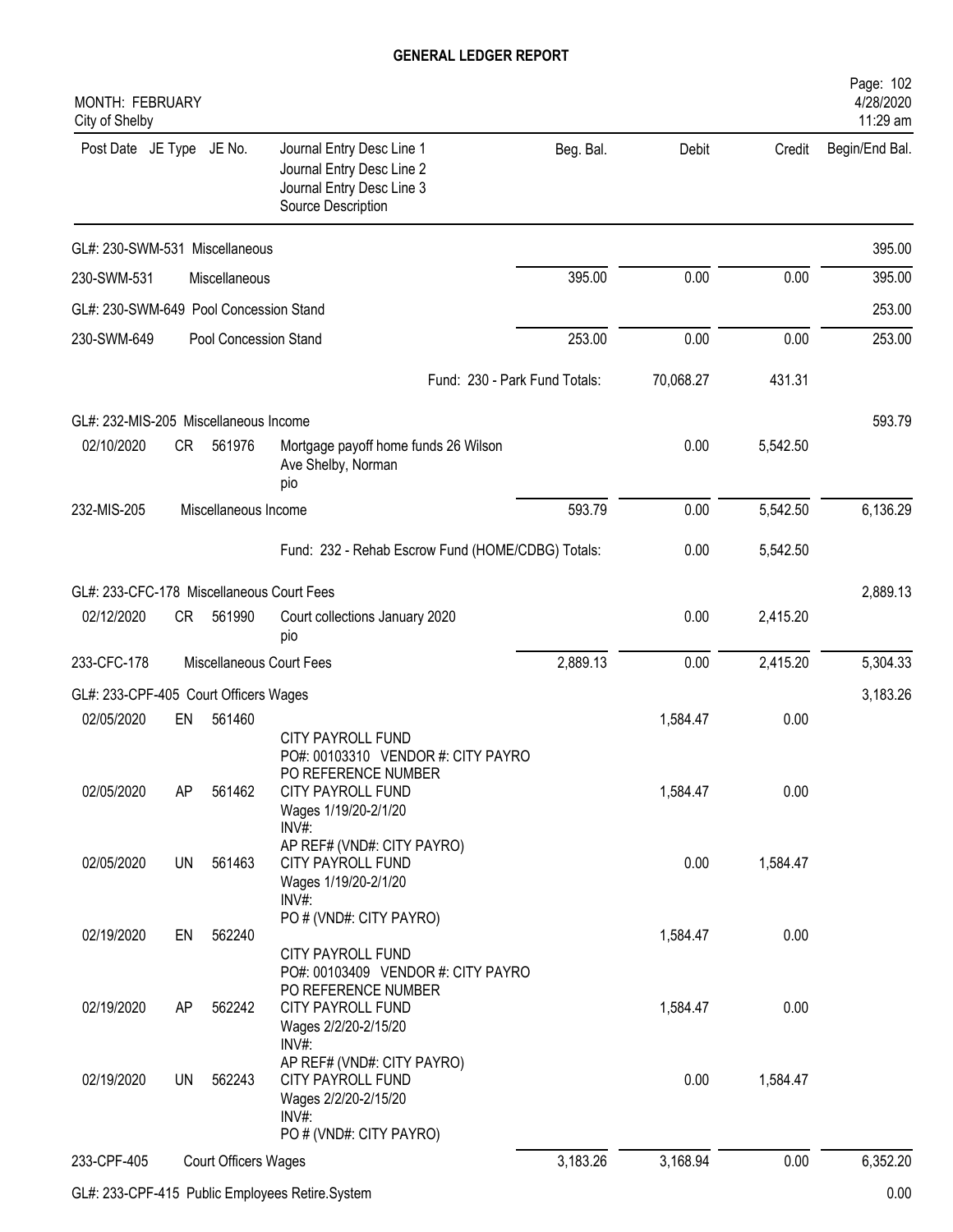# GENERAL LEDGER REPORT

MONTH: FEBRUARY
City of Shelby

| Post Date | JE Type | JE No. | Journal Entry Desc Line 1 / Journal Entry Desc Line 2 / Journal Entry Desc Line 3 / Source Description | Beg. Bal. | Debit | Credit | Begin/End Bal. |
|---|---|---|---|---|---|---|---|
| GL#: 230-SWM-531 Miscellaneous | | | | | | | 395.00 |
| 230-SWM-531 | | | Miscellaneous | 395.00 | 0.00 | 0.00 | 395.00 |
| GL#: 230-SWM-649 Pool Concession Stand | | | | | | | 253.00 |
| 230-SWM-649 | | | Pool Concession Stand | 253.00 | 0.00 | 0.00 | 253.00 |
| | | | Fund: 230 - Park Fund Totals: | | 70,068.27 | 431.31 | |
| GL#: 232-MIS-205 Miscellaneous Income | | | | | | | 593.79 |
| 02/10/2020 | CR | 561976 | Mortgage payoff home funds 26 Wilson Ave Shelby, Norman pio | | 0.00 | 5,542.50 | |
| 232-MIS-205 | | | Miscellaneous Income | 593.79 | 0.00 | 5,542.50 | 6,136.29 |
| | | | Fund: 232 - Rehab Escrow Fund (HOME/CDBG) Totals: | | 0.00 | 5,542.50 | |
| GL#: 233-CFC-178 Miscellaneous Court Fees | | | | | | | 2,889.13 |
| 02/12/2020 | CR | 561990 | Court collections January 2020 pio | | 0.00 | 2,415.20 | |
| 233-CFC-178 | | | Miscellaneous Court Fees | 2,889.13 | 0.00 | 2,415.20 | 5,304.33 |
| GL#: 233-CPF-405 Court Officers Wages | | | | | | | 3,183.26 |
| 02/05/2020 | EN | 561460 | CITY PAYROLL FUND PO#: 00103310 VENDOR #: CITY PAYRO PO REFERENCE NUMBER | | 1,584.47 | 0.00 | |
| 02/05/2020 | AP | 561462 | CITY PAYROLL FUND Wages 1/19/20-2/1/20 INV#: AP REF# (VND#: CITY PAYRO) | | 1,584.47 | 0.00 | |
| 02/05/2020 | UN | 561463 | CITY PAYROLL FUND Wages 1/19/20-2/1/20 INV#: PO # (VND#: CITY PAYRO) | | 0.00 | 1,584.47 | |
| 02/19/2020 | EN | 562240 | CITY PAYROLL FUND PO#: 00103409 VENDOR #: CITY PAYRO PO REFERENCE NUMBER | | 1,584.47 | 0.00 | |
| 02/19/2020 | AP | 562242 | CITY PAYROLL FUND Wages 2/2/20-2/15/20 INV#: AP REF# (VND#: CITY PAYRO) | | 1,584.47 | 0.00 | |
| 02/19/2020 | UN | 562243 | CITY PAYROLL FUND Wages 2/2/20-2/15/20 INV#: PO # (VND#: CITY PAYRO) | | 0.00 | 1,584.47 | |
| 233-CPF-405 | | | Court Officers Wages | 3,183.26 | 3,168.94 | 0.00 | 6,352.20 |
| GL#: 233-CPF-415 Public Employees Retire.System | | | | | | | 0.00 |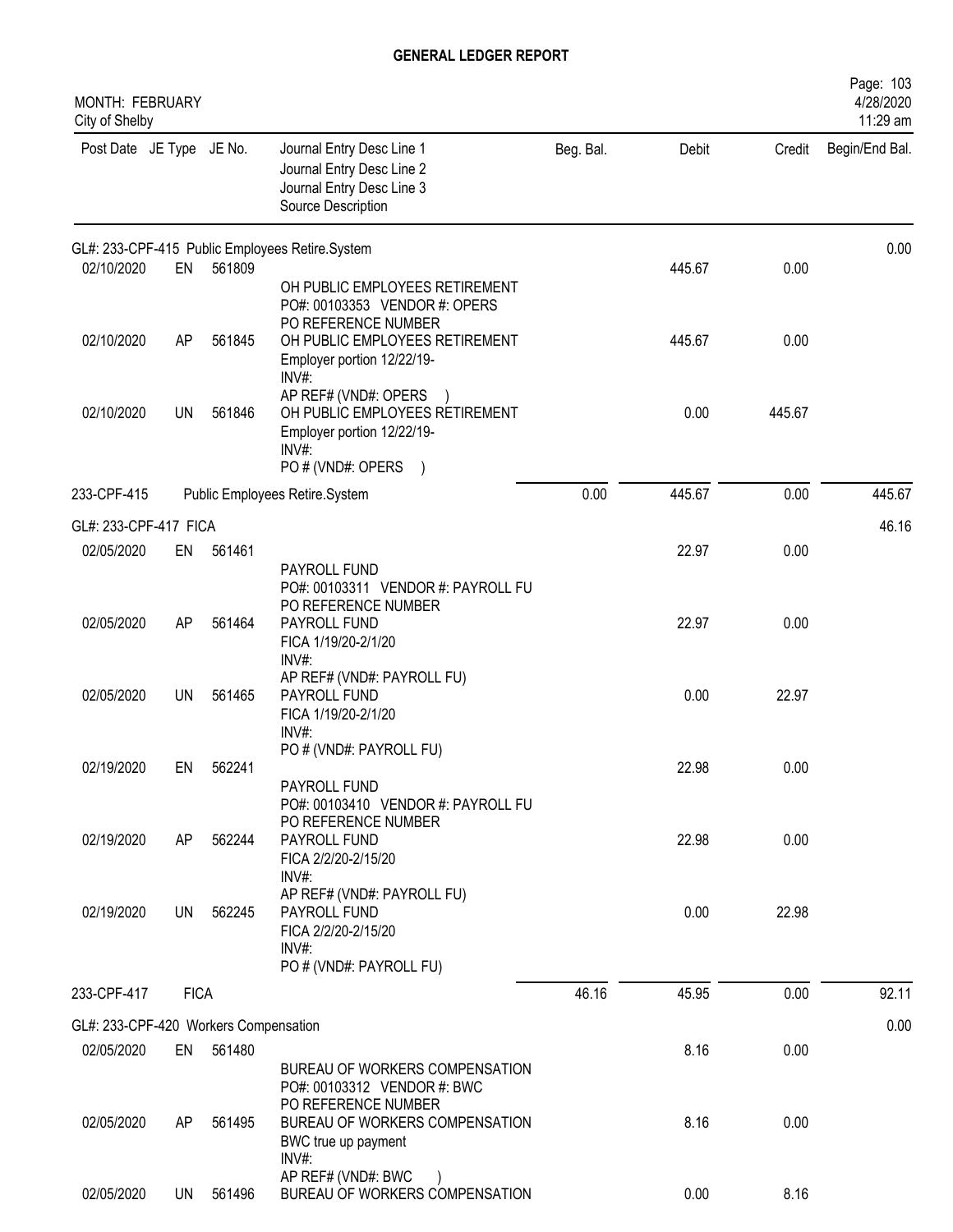# GENERAL LEDGER REPORT

MONTH: FEBRUARY
City of Shelby

| Post Date | JE Type | JE No. | Journal Entry Desc Line 1 / Journal Entry Desc Line 2 / Journal Entry Desc Line 3 / Source Description | Beg. Bal. | Debit | Credit | Begin/End Bal. |
|---|---|---|---|---|---|---|---|
| GL#: 233-CPF-415 Public Employees Retire.System | | | | | | | 0.00 |
| 02/10/2020 | EN | 561809 | OH PUBLIC EMPLOYEES RETIREMENT<br>PO#: 00103353 VENDOR #: OPERS<br>PO REFERENCE NUMBER | | 445.67 | 0.00 | |
| 02/10/2020 | AP | 561845 | OH PUBLIC EMPLOYEES RETIREMENT<br>Employer portion 12/22/19-<br>INV#:<br>AP REF# (VND#: OPERS ) | | 445.67 | 0.00 | |
| 02/10/2020 | UN | 561846 | OH PUBLIC EMPLOYEES RETIREMENT<br>Employer portion 12/22/19-<br>INV#:<br>PO # (VND#: OPERS ) | | 0.00 | 445.67 | |
| 233-CPF-415 | | | Public Employees Retire.System | 0.00 | 445.67 | 0.00 | 445.67 |
| GL#: 233-CPF-417 FICA | | | | | | | 46.16 |
| 02/05/2020 | EN | 561461 | PAYROLL FUND<br>PO#: 00103311 VENDOR #: PAYROLL FU<br>PO REFERENCE NUMBER | | 22.97 | 0.00 | |
| 02/05/2020 | AP | 561464 | PAYROLL FUND<br>FICA 1/19/20-2/1/20<br>INV#:<br>AP REF# (VND#: PAYROLL FU) | | 22.97 | 0.00 | |
| 02/05/2020 | UN | 561465 | PAYROLL FUND<br>FICA 1/19/20-2/1/20<br>INV#:<br>PO # (VND#: PAYROLL FU) | | 0.00 | 22.97 | |
| 02/19/2020 | EN | 562241 | PAYROLL FUND<br>PO#: 00103410 VENDOR #: PAYROLL FU<br>PO REFERENCE NUMBER | | 22.98 | 0.00 | |
| 02/19/2020 | AP | 562244 | PAYROLL FUND<br>FICA 2/2/20-2/15/20<br>INV#:<br>AP REF# (VND#: PAYROLL FU) | | 22.98 | 0.00 | |
| 02/19/2020 | UN | 562245 | PAYROLL FUND<br>FICA 2/2/20-2/15/20<br>INV#:<br>PO # (VND#: PAYROLL FU) | | 0.00 | 22.98 | |
| 233-CPF-417 | | | FICA | 46.16 | 45.95 | 0.00 | 92.11 |
| GL#: 233-CPF-420 Workers Compensation | | | | | | | 0.00 |
| 02/05/2020 | EN | 561480 | BUREAU OF WORKERS COMPENSATION<br>PO#: 00103312 VENDOR #: BWC<br>PO REFERENCE NUMBER | | 8.16 | 0.00 | |
| 02/05/2020 | AP | 561495 | BUREAU OF WORKERS COMPENSATION<br>BWC true up payment<br>INV#:<br>AP REF# (VND#: BWC ) | | 8.16 | 0.00 | |
| 02/05/2020 | UN | 561496 | BUREAU OF WORKERS COMPENSATION | | 0.00 | 8.16 | |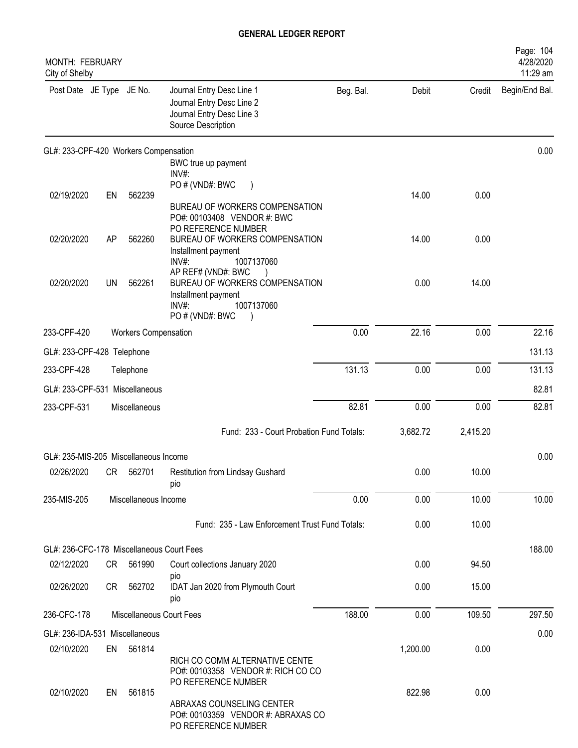# GENERAL LEDGER REPORT

MONTH: FEBRUARY
City of Shelby

| Post Date | JE Type | JE No. | Journal Entry Desc Line 1 / Journal Entry Desc Line 2 / Journal Entry Desc Line 3 / Source Description | Beg. Bal. | Debit | Credit | Begin/End Bal. |
|---|---|---|---|---|---|---|---|
| GL#: 233-CPF-420 Workers Compensation | | | | | | | 0.00 |
| 02/19/2020 | EN | 562239 | BWC true up payment INV#: PO # (VND#: BWC ) BUREAU OF WORKERS COMPENSATION PO#: 00103408 VENDOR #: BWC PO REFERENCE NUMBER | | 14.00 | 0.00 | |
| 02/20/2020 | AP | 562260 | BUREAU OF WORKERS COMPENSATION Installment payment INV#: 1007137060 AP REF# (VND#: BWC ) | | 14.00 | 0.00 | |
| 02/20/2020 | UN | 562261 | BUREAU OF WORKERS COMPENSATION Installment payment INV#: 1007137060 PO # (VND#: BWC ) | | 0.00 | 14.00 | |
| 233-CPF-420 | | | Workers Compensation | 0.00 | 22.16 | 0.00 | 22.16 |
| GL#: 233-CPF-428 Telephone | | | | | | | 131.13 |
| 233-CPF-428 | | | Telephone | 131.13 | 0.00 | 0.00 | 131.13 |
| GL#: 233-CPF-531 Miscellaneous | | | | | | | 82.81 |
| 233-CPF-531 | | | Miscellaneous | 82.81 | 0.00 | 0.00 | 82.81 |
| | | | Fund: 233 - Court Probation Fund Totals: | | 3,682.72 | 2,415.20 | |
| GL#: 235-MIS-205 Miscellaneous Income | | | | | | | 0.00 |
| 02/26/2020 | CR | 562701 | Restitution from Lindsay Gushard pio | | 0.00 | 10.00 | |
| 235-MIS-205 | | | Miscellaneous Income | 0.00 | 0.00 | 10.00 | 10.00 |
| | | | Fund: 235 - Law Enforcement Trust Fund Totals: | | 0.00 | 10.00 | |
| GL#: 236-CFC-178 Miscellaneous Court Fees | | | | | | | 188.00 |
| 02/12/2020 | CR | 561990 | Court collections January 2020 pio | | 0.00 | 94.50 | |
| 02/26/2020 | CR | 562702 | IDAT Jan 2020 from Plymouth Court pio | | 0.00 | 15.00 | |
| 236-CFC-178 | | | Miscellaneous Court Fees | 188.00 | 0.00 | 109.50 | 297.50 |
| GL#: 236-IDA-531 Miscellaneous | | | | | | | 0.00 |
| 02/10/2020 | EN | 561814 | RICH CO COMM ALTERNATIVE CENTE PO#: 00103358 VENDOR #: RICH CO CO PO REFERENCE NUMBER | | 1,200.00 | 0.00 | |
| 02/10/2020 | EN | 561815 | ABRAXAS COUNSELING CENTER PO#: 00103359 VENDOR #: ABRAXAS CO PO REFERENCE NUMBER | | 822.98 | 0.00 | |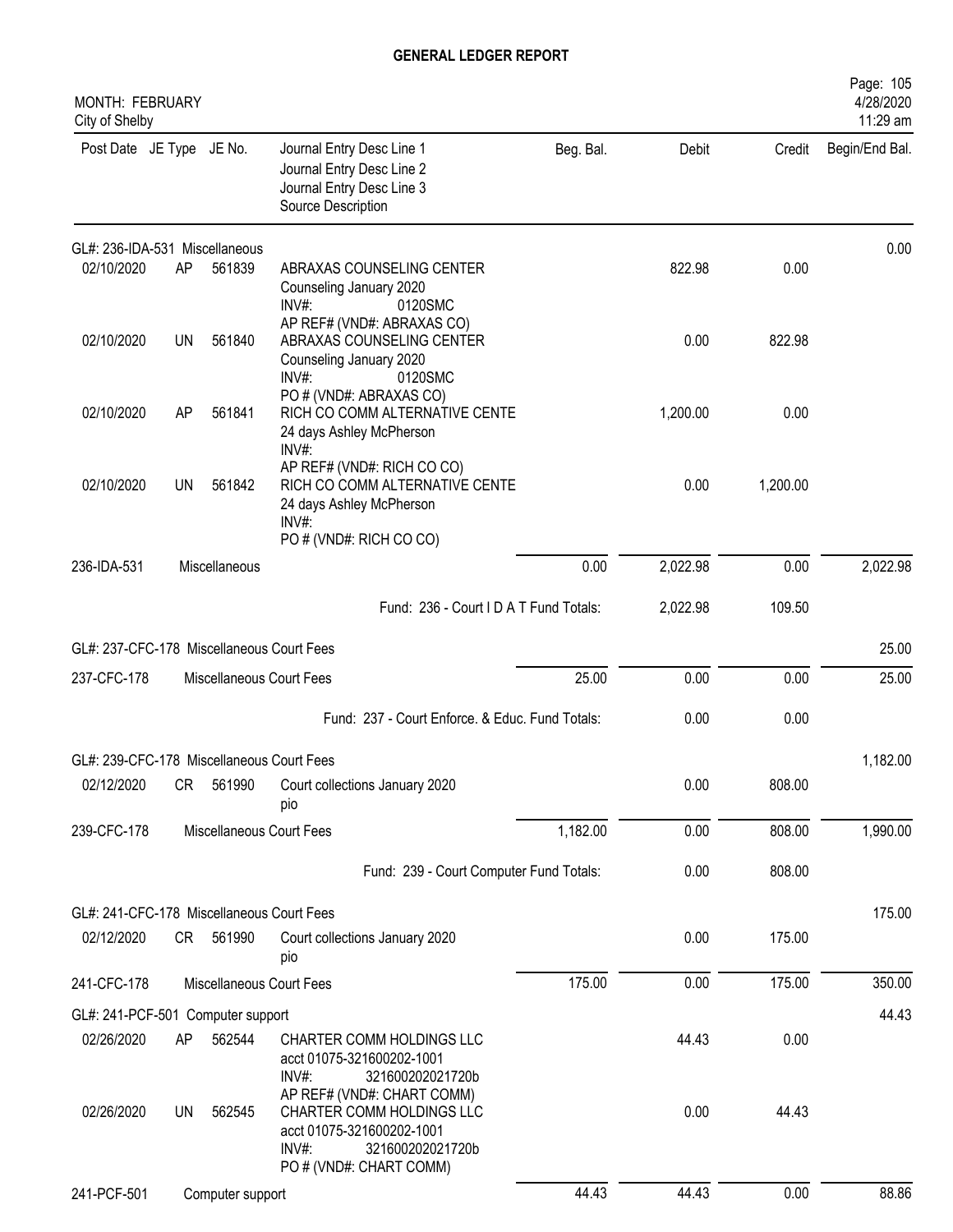# GENERAL LEDGER REPORT

MONTH: FEBRUARY
City of Shelby

| Post Date | JE Type | JE No. | Journal Entry Desc Line 1 / Journal Entry Desc Line 2 / Journal Entry Desc Line 3 / Source Description | Beg. Bal. | Debit | Credit | Begin/End Bal. |
|---|---|---|---|---|---|---|---|
| GL#: 236-IDA-531 Miscellaneous | | | | | | | 0.00 |
| 02/10/2020 | AP | 561839 | ABRAXAS COUNSELING CENTER<br>Counseling January 2020<br>INV#: 0120SMC<br>AP REF# (VND#: ABRAXAS CO) | | 822.98 | 0.00 | |
| 02/10/2020 | UN | 561840 | ABRAXAS COUNSELING CENTER<br>Counseling January 2020<br>INV#: 0120SMC<br>PO # (VND#: ABRAXAS CO) | | 0.00 | 822.98 | |
| 02/10/2020 | AP | 561841 | RICH CO COMM ALTERNATIVE CENTE<br>24 days Ashley McPherson<br>INV#:<br>AP REF# (VND#: RICH CO CO) | | 1,200.00 | 0.00 | |
| 02/10/2020 | UN | 561842 | RICH CO COMM ALTERNATIVE CENTE<br>24 days Ashley McPherson<br>INV#:<br>PO # (VND#: RICH CO CO) | | 0.00 | 1,200.00 | |
| 236-IDA-531 | | Miscellaneous | | 0.00 | 2,022.98 | 0.00 | 2,022.98 |
| | | | Fund: 236 - Court I D A T Fund Totals: | | 2,022.98 | 109.50 | |
| GL#: 237-CFC-178 Miscellaneous Court Fees | | | | | | | 25.00 |
| 237-CFC-178 | | Miscellaneous Court Fees | | 25.00 | 0.00 | 0.00 | 25.00 |
| | | | Fund: 237 - Court Enforce. & Educ. Fund Totals: | | 0.00 | 0.00 | |
| GL#: 239-CFC-178 Miscellaneous Court Fees | | | | | | | 1,182.00 |
| 02/12/2020 | CR | 561990 | Court collections January 2020<br>pio | | 0.00 | 808.00 | |
| 239-CFC-178 | | Miscellaneous Court Fees | | 1,182.00 | 0.00 | 808.00 | 1,990.00 |
| | | | Fund: 239 - Court Computer Fund Totals: | | 0.00 | 808.00 | |
| GL#: 241-CFC-178 Miscellaneous Court Fees | | | | | | | 175.00 |
| 02/12/2020 | CR | 561990 | Court collections January 2020<br>pio | | 0.00 | 175.00 | |
| 241-CFC-178 | | Miscellaneous Court Fees | | 175.00 | 0.00 | 175.00 | 350.00 |
| GL#: 241-PCF-501 Computer support | | | | | | | 44.43 |
| 02/26/2020 | AP | 562544 | CHARTER COMM HOLDINGS LLC<br>acct 01075-321600202-1001<br>INV#: 321600202021720b<br>AP REF# (VND#: CHART COMM) | | 44.43 | 0.00 | |
| 02/26/2020 | UN | 562545 | CHARTER COMM HOLDINGS LLC<br>acct 01075-321600202-1001<br>INV#: 321600202021720b<br>PO # (VND#: CHART COMM) | | 0.00 | 44.43 | |
| 241-PCF-501 | | Computer support | | 44.43 | 44.43 | 0.00 | 88.86 |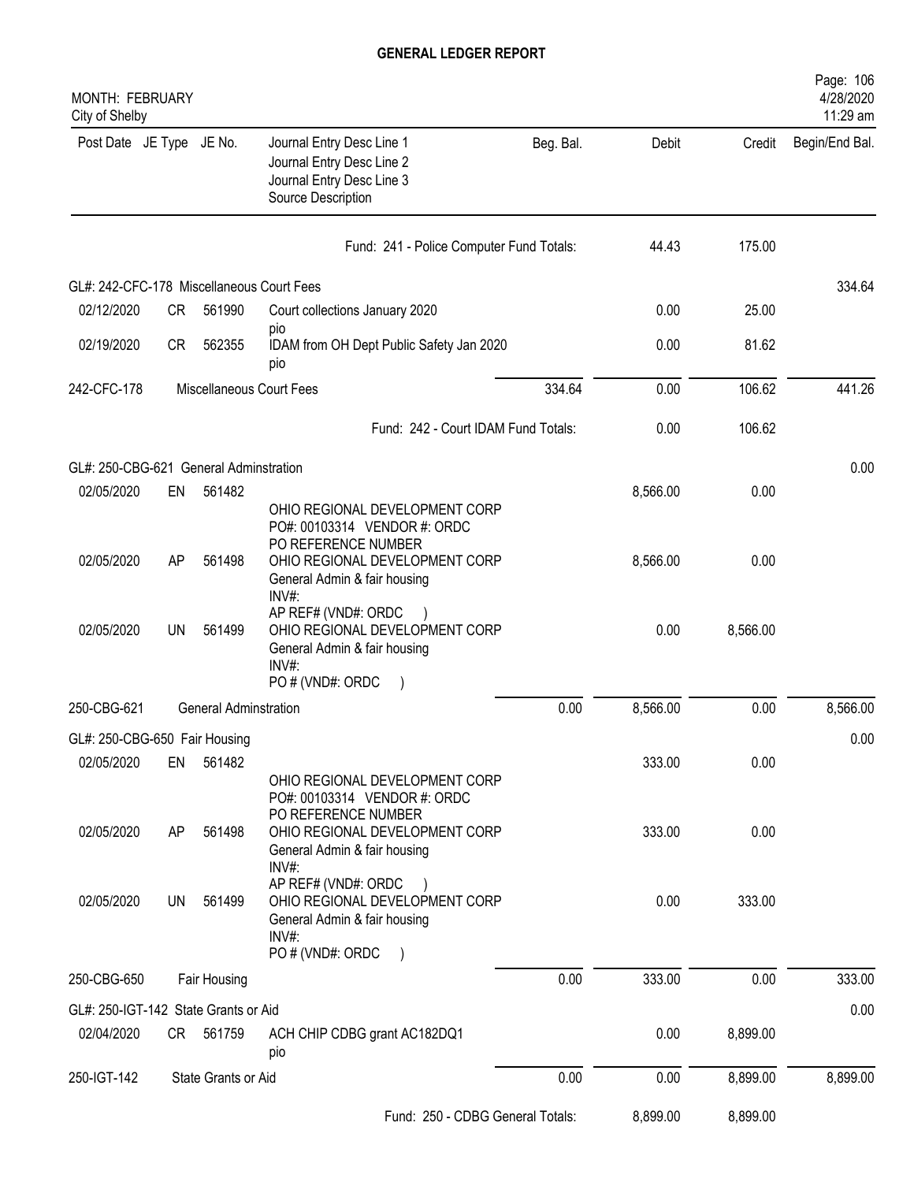## GENERAL LEDGER REPORT

MONTH: FEBRUARY
City of Shelby

| Post Date | JE Type | JE No. | Journal Entry Desc Line 1 / Journal Entry Desc Line 2 / Journal Entry Desc Line 3 / Source Description | Beg. Bal. | Debit | Credit | Begin/End Bal. |
|---|---|---|---|---|---|---|---|
| | | | Fund: 241 - Police Computer Fund Totals: | | 44.43 | 175.00 | |
| GL#: 242-CFC-178 Miscellaneous Court Fees | | | | | | | 334.64 |
| 02/12/2020 | CR | 561990 | Court collections January 2020 pio | | 0.00 | 25.00 | |
| 02/19/2020 | CR | 562355 | IDAM from OH Dept Public Safety Jan 2020 pio | | 0.00 | 81.62 | |
| 242-CFC-178 | | | Miscellaneous Court Fees | 334.64 | 0.00 | 106.62 | 441.26 |
| | | | Fund: 242 - Court IDAM Fund Totals: | | 0.00 | 106.62 | |
| GL#: 250-CBG-621 General Adminstration | | | | | | | 0.00 |
| 02/05/2020 | EN | 561482 | OHIO REGIONAL DEVELOPMENT CORP PO#: 00103314 VENDOR #: ORDC PO REFERENCE NUMBER | | 8,566.00 | 0.00 | |
| 02/05/2020 | AP | 561498 | OHIO REGIONAL DEVELOPMENT CORP General Admin & fair housing INV#: AP REF# (VND#: ORDC ) | | 8,566.00 | 0.00 | |
| 02/05/2020 | UN | 561499 | OHIO REGIONAL DEVELOPMENT CORP General Admin & fair housing INV#: PO # (VND#: ORDC ) | | 0.00 | 8,566.00 | |
| 250-CBG-621 | | | General Adminstration | 0.00 | 8,566.00 | 0.00 | 8,566.00 |
| GL#: 250-CBG-650 Fair Housing | | | | | | | 0.00 |
| 02/05/2020 | EN | 561482 | OHIO REGIONAL DEVELOPMENT CORP PO#: 00103314 VENDOR #: ORDC PO REFERENCE NUMBER | | 333.00 | 0.00 | |
| 02/05/2020 | AP | 561498 | OHIO REGIONAL DEVELOPMENT CORP General Admin & fair housing INV#: AP REF# (VND#: ORDC ) | | 333.00 | 0.00 | |
| 02/05/2020 | UN | 561499 | OHIO REGIONAL DEVELOPMENT CORP General Admin & fair housing INV#: PO # (VND#: ORDC ) | | 0.00 | 333.00 | |
| 250-CBG-650 | | | Fair Housing | 0.00 | 333.00 | 0.00 | 333.00 |
| GL#: 250-IGT-142 State Grants or Aid | | | | | | | 0.00 |
| 02/04/2020 | CR | 561759 | ACH CHIP CDBG grant AC182DQ1 pio | | 0.00 | 8,899.00 | |
| 250-IGT-142 | | | State Grants or Aid | 0.00 | 0.00 | 8,899.00 | 8,899.00 |
| | | | Fund: 250 - CDBG General Totals: | | 8,899.00 | 8,899.00 | |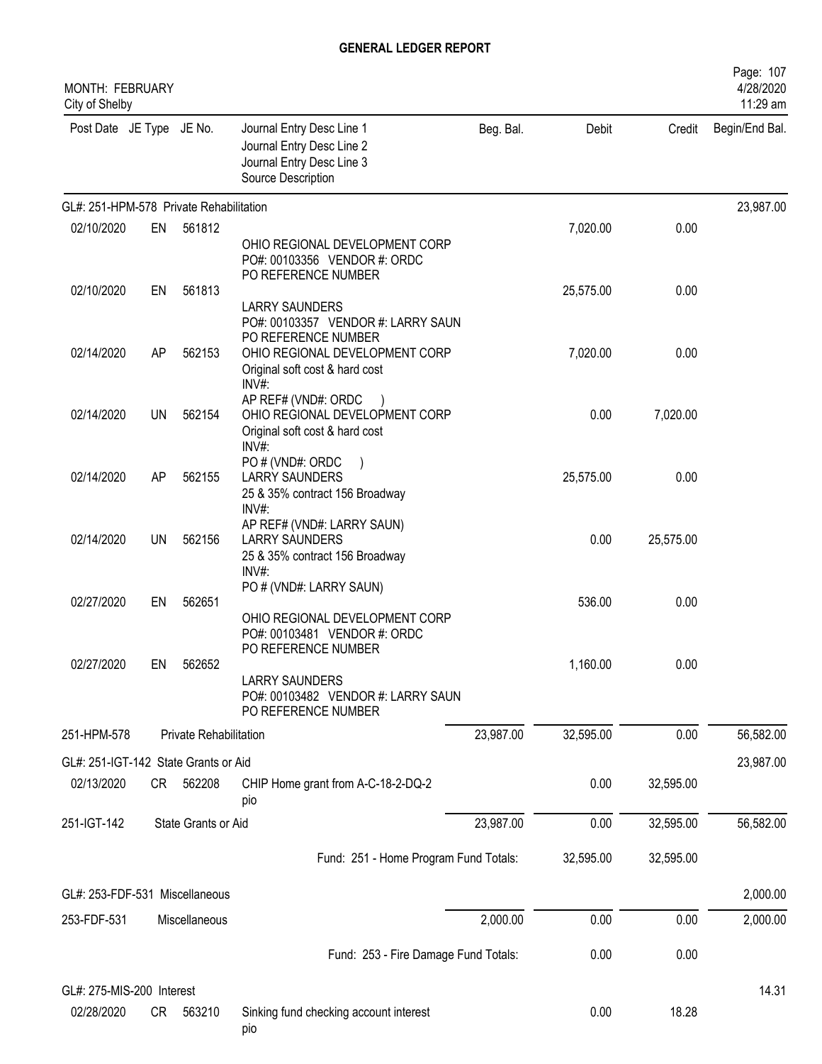# GENERAL LEDGER REPORT

MONTH: FEBRUARY
City of Shelby

Page: 107
4/28/2020
11:29 am

| Post Date | JE Type | JE No. | Journal Entry Desc Line 1 / Journal Entry Desc Line 2 / Journal Entry Desc Line 3 / Source Description | Beg. Bal. | Debit | Credit | Begin/End Bal. |
|---|---|---|---|---|---|---|---|
| GL#: 251-HPM-578 Private Rehabilitation | | | | | | | 23,987.00 |
| 02/10/2020 | EN | 561812 | OHIO REGIONAL DEVELOPMENT CORP PO#: 00103356 VENDOR #: ORDC PO REFERENCE NUMBER | | 7,020.00 | 0.00 | |
| 02/10/2020 | EN | 561813 | LARRY SAUNDERS PO#: 00103357 VENDOR #: LARRY SAUN PO REFERENCE NUMBER | | 25,575.00 | 0.00 | |
| 02/14/2020 | AP | 562153 | OHIO REGIONAL DEVELOPMENT CORP Original soft cost & hard cost INV#: AP REF# (VND#: ORDC ) | | 7,020.00 | 0.00 | |
| 02/14/2020 | UN | 562154 | OHIO REGIONAL DEVELOPMENT CORP Original soft cost & hard cost INV#: PO # (VND#: ORDC ) | | 0.00 | 7,020.00 | |
| 02/14/2020 | AP | 562155 | LARRY SAUNDERS 25 & 35% contract 156 Broadway INV#: AP REF# (VND#: LARRY SAUN) | | 25,575.00 | 0.00 | |
| 02/14/2020 | UN | 562156 | LARRY SAUNDERS 25 & 35% contract 156 Broadway INV#: PO # (VND#: LARRY SAUN) | | 0.00 | 25,575.00 | |
| 02/27/2020 | EN | 562651 | OHIO REGIONAL DEVELOPMENT CORP PO#: 00103481 VENDOR #: ORDC PO REFERENCE NUMBER | | 536.00 | 0.00 | |
| 02/27/2020 | EN | 562652 | LARRY SAUNDERS PO#: 00103482 VENDOR #: LARRY SAUN PO REFERENCE NUMBER | | 1,160.00 | 0.00 | |
| 251-HPM-578 | | Private Rehabilitation | | 23,987.00 | 32,595.00 | 0.00 | 56,582.00 |
| GL#: 251-IGT-142 State Grants or Aid | | | | | | | 23,987.00 |
| 02/13/2020 | CR | 562208 | CHIP Home grant from A-C-18-2-DQ-2 pio | | 0.00 | 32,595.00 | |
| 251-IGT-142 | | State Grants or Aid | | 23,987.00 | 0.00 | 32,595.00 | 56,582.00 |
| | | | Fund: 251 - Home Program Fund Totals: | | 32,595.00 | 32,595.00 | |
| GL#: 253-FDF-531 Miscellaneous | | | | | | | 2,000.00 |
| 253-FDF-531 | | Miscellaneous | | 2,000.00 | 0.00 | 0.00 | 2,000.00 |
| | | | Fund: 253 - Fire Damage Fund Totals: | | 0.00 | 0.00 | |
| GL#: 275-MIS-200 Interest | | | | | | | 14.31 |
| 02/28/2020 | CR | 563210 | Sinking fund checking account interest pio | | 0.00 | 18.28 | |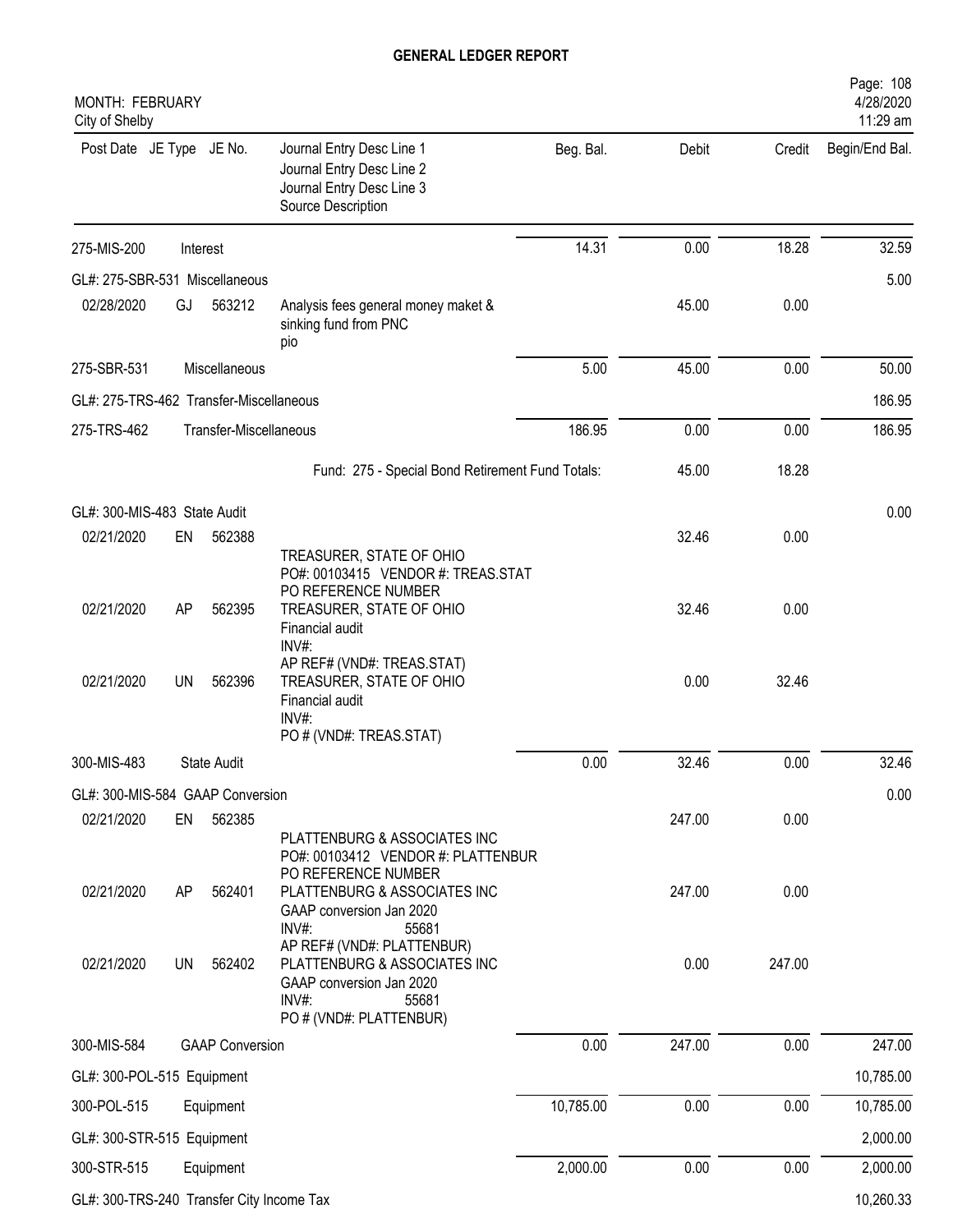## GENERAL LEDGER REPORT

MONTH: FEBRUARY
City of Shelby

| Post Date | JE Type | JE No. | Journal Entry Desc Line 1 / Journal Entry Desc Line 2 / Journal Entry Desc Line 3 / Source Description | Beg. Bal. | Debit | Credit | Begin/End Bal. |
|---|---|---|---|---|---|---|---|
| 275-MIS-200 | | Interest | | 14.31 | 0.00 | 18.28 | 32.59 |
| GL#: 275-SBR-531 Miscellaneous | | | | | | | 5.00 |
| 02/28/2020 | GJ | 563212 | Analysis fees general money maket & sinking fund from PNC pio | | 45.00 | 0.00 | |
| 275-SBR-531 | | Miscellaneous | | 5.00 | 45.00 | 0.00 | 50.00 |
| GL#: 275-TRS-462 Transfer-Miscellaneous | | | | | | | 186.95 |
| 275-TRS-462 | | Transfer-Miscellaneous | | 186.95 | 0.00 | 0.00 | 186.95 |
| | | | Fund: 275 - Special Bond Retirement Fund Totals: | | 45.00 | 18.28 | |
| GL#: 300-MIS-483 State Audit | | | | | | | 0.00 |
| 02/21/2020 | EN | 562388 | TREASURER, STATE OF OHIO PO#: 00103415 VENDOR #: TREAS.STAT PO REFERENCE NUMBER | | 32.46 | 0.00 | |
| 02/21/2020 | AP | 562395 | TREASURER, STATE OF OHIO Financial audit INV#: AP REF# (VND#: TREAS.STAT) | | 32.46 | 0.00 | |
| 02/21/2020 | UN | 562396 | TREASURER, STATE OF OHIO Financial audit INV#: PO # (VND#: TREAS.STAT) | | 0.00 | 32.46 | |
| 300-MIS-483 | | State Audit | | 0.00 | 32.46 | 0.00 | 32.46 |
| GL#: 300-MIS-584 GAAP Conversion | | | | | | | 0.00 |
| 02/21/2020 | EN | 562385 | PLATTENBURG & ASSOCIATES INC PO#: 00103412 VENDOR #: PLATTENBUR PO REFERENCE NUMBER | | 247.00 | 0.00 | |
| 02/21/2020 | AP | 562401 | PLATTENBURG & ASSOCIATES INC GAAP conversion Jan 2020 INV#: 55681 AP REF# (VND#: PLATTENBUR) | | 247.00 | 0.00 | |
| 02/21/2020 | UN | 562402 | PLATTENBURG & ASSOCIATES INC GAAP conversion Jan 2020 INV#: 55681 PO # (VND#: PLATTENBUR) | | 0.00 | 247.00 | |
| 300-MIS-584 | | GAAP Conversion | | 0.00 | 247.00 | 0.00 | 247.00 |
| GL#: 300-POL-515 Equipment | | | | | | | 10,785.00 |
| 300-POL-515 | | Equipment | | 10,785.00 | 0.00 | 0.00 | 10,785.00 |
| GL#: 300-STR-515 Equipment | | | | | | | 2,000.00 |
| 300-STR-515 | | Equipment | | 2,000.00 | 0.00 | 0.00 | 2,000.00 |
| GL#: 300-TRS-240 Transfer City Income Tax | | | | | | | 10,260.33 |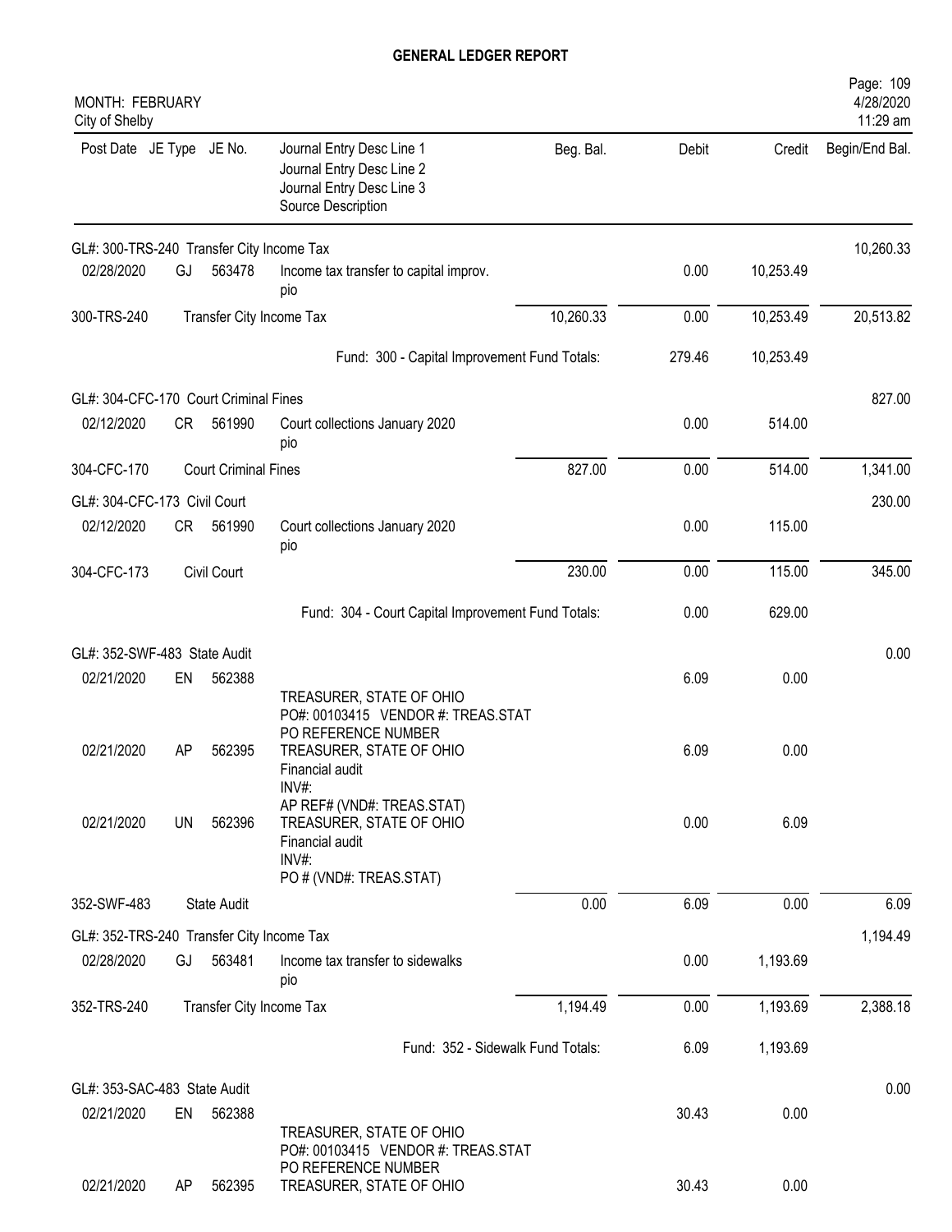## GENERAL LEDGER REPORT

MONTH: FEBRUARY
City of Shelby

| Post Date | JE Type | JE No. | Journal Entry Desc Line 1 / Journal Entry Desc Line 2 / Journal Entry Desc Line 3 / Source Description | Beg. Bal. | Debit | Credit | Begin/End Bal. |
|---|---|---|---|---|---|---|---|
| GL#: 300-TRS-240 Transfer City Income Tax | | | | | | | 10,260.33 |
| 02/28/2020 | GJ | 563478 | Income tax transfer to capital improv. pio | | 0.00 | 10,253.49 | |
| 300-TRS-240 | | | Transfer City Income Tax | 10,260.33 | 0.00 | 10,253.49 | 20,513.82 |
| | | | Fund: 300 - Capital Improvement Fund Totals: | | 279.46 | 10,253.49 | |
| GL#: 304-CFC-170 Court Criminal Fines | | | | | | | 827.00 |
| 02/12/2020 | CR | 561990 | Court collections January 2020 pio | | 0.00 | 514.00 | |
| 304-CFC-170 | | | Court Criminal Fines | 827.00 | 0.00 | 514.00 | 1,341.00 |
| GL#: 304-CFC-173 Civil Court | | | | | | | 230.00 |
| 02/12/2020 | CR | 561990 | Court collections January 2020 pio | | 0.00 | 115.00 | |
| 304-CFC-173 | | | Civil Court | 230.00 | 0.00 | 115.00 | 345.00 |
| | | | Fund: 304 - Court Capital Improvement Fund Totals: | | 0.00 | 629.00 | |
| GL#: 352-SWF-483 State Audit | | | | | | | 0.00 |
| 02/21/2020 | EN | 562388 | TREASURER, STATE OF OHIO PO#: 00103415 VENDOR #: TREAS.STAT PO REFERENCE NUMBER | | 6.09 | 0.00 | |
| 02/21/2020 | AP | 562395 | TREASURER, STATE OF OHIO Financial audit INV#: AP REF# (VND#: TREAS.STAT) | | 6.09 | 0.00 | |
| 02/21/2020 | UN | 562396 | TREASURER, STATE OF OHIO Financial audit INV#: PO # (VND#: TREAS.STAT) | | 0.00 | 6.09 | |
| 352-SWF-483 | | | State Audit | 0.00 | 6.09 | 0.00 | 6.09 |
| GL#: 352-TRS-240 Transfer City Income Tax | | | | | | | 1,194.49 |
| 02/28/2020 | GJ | 563481 | Income tax transfer to sidewalks pio | | 0.00 | 1,193.69 | |
| 352-TRS-240 | | | Transfer City Income Tax | 1,194.49 | 0.00 | 1,193.69 | 2,388.18 |
| | | | Fund: 352 - Sidewalk Fund Totals: | | 6.09 | 1,193.69 | |
| GL#: 353-SAC-483 State Audit | | | | | | | 0.00 |
| 02/21/2020 | EN | 562388 | TREASURER, STATE OF OHIO PO#: 00103415 VENDOR #: TREAS.STAT PO REFERENCE NUMBER | | 30.43 | 0.00 | |
| 02/21/2020 | AP | 562395 | TREASURER, STATE OF OHIO | | 30.43 | 0.00 | |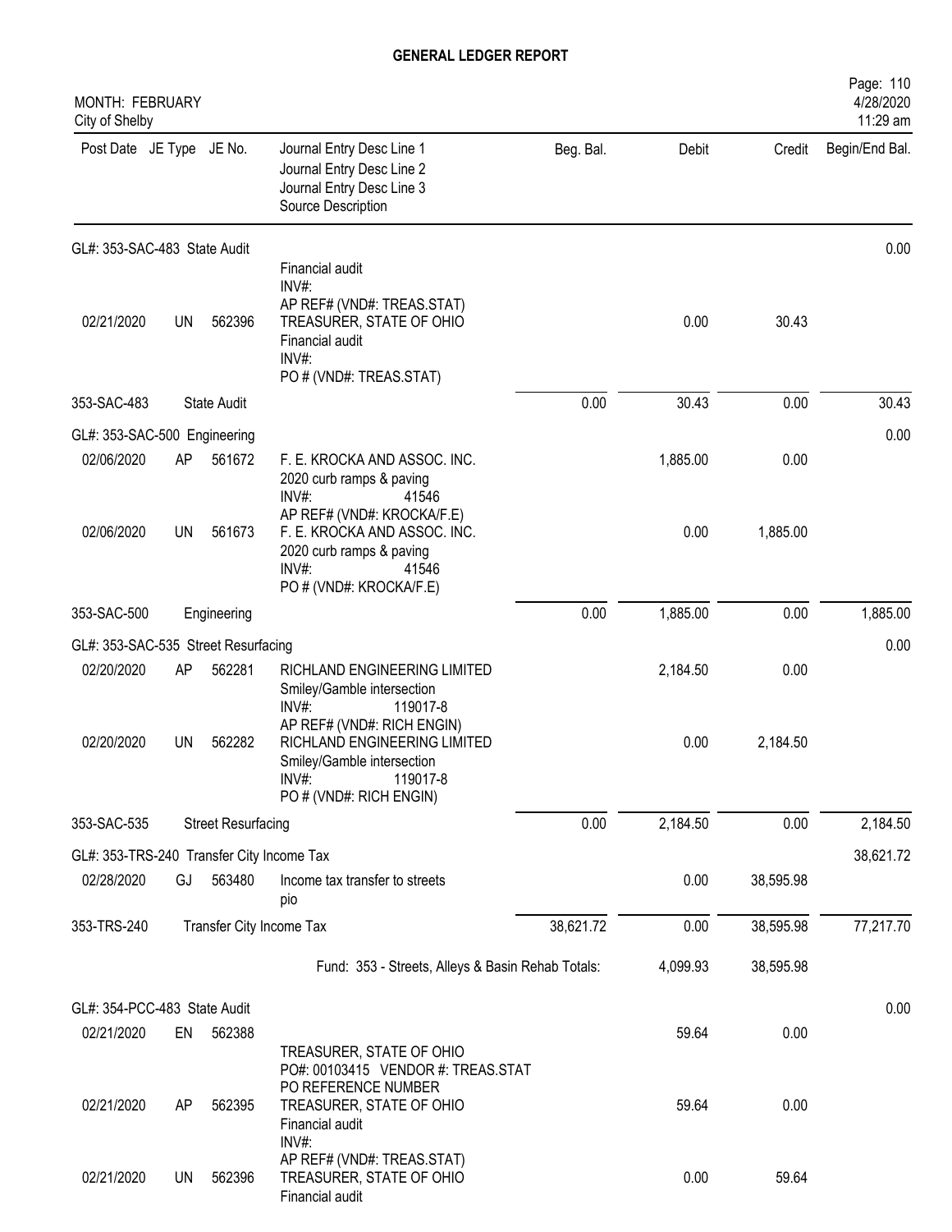# GENERAL LEDGER REPORT

MONTH: FEBRUARY
City of Shelby

| Post Date | JE Type | JE No. | Journal Entry Desc Line 1 / Journal Entry Desc Line 2 / Journal Entry Desc Line 3 / Source Description | Beg. Bal. | Debit | Credit | Begin/End Bal. |
|---|---|---|---|---|---|---|---|
| GL#: 353-SAC-483 State Audit | | | | | | | 0.00 |
| | | | Financial audit INV#: AP REF# (VND#: TREAS.STAT) | | | | |
| 02/21/2020 | UN | 562396 | TREASURER, STATE OF OHIO Financial audit INV#: PO # (VND#: TREAS.STAT) | | 0.00 | 30.43 | |
| 353-SAC-483 | | State Audit | | 0.00 | 30.43 | 0.00 | 30.43 |
| GL#: 353-SAC-500 Engineering | | | | | | | 0.00 |
| 02/06/2020 | AP | 561672 | F. E. KROCKA AND ASSOC. INC. 2020 curb ramps & paving INV#: 41546 AP REF# (VND#: KROCKA/F.E) | | 1,885.00 | 0.00 | |
| 02/06/2020 | UN | 561673 | F. E. KROCKA AND ASSOC. INC. 2020 curb ramps & paving INV#: 41546 PO # (VND#: KROCKA/F.E) | | 0.00 | 1,885.00 | |
| 353-SAC-500 | | Engineering | | 0.00 | 1,885.00 | 0.00 | 1,885.00 |
| GL#: 353-SAC-535 Street Resurfacing | | | | | | | 0.00 |
| 02/20/2020 | AP | 562281 | RICHLAND ENGINEERING LIMITED Smiley/Gamble intersection INV#: 119017-8 AP REF# (VND#: RICH ENGIN) | | 2,184.50 | 0.00 | |
| 02/20/2020 | UN | 562282 | RICHLAND ENGINEERING LIMITED Smiley/Gamble intersection INV#: 119017-8 PO # (VND#: RICH ENGIN) | | 0.00 | 2,184.50 | |
| 353-SAC-535 | | Street Resurfacing | | 0.00 | 2,184.50 | 0.00 | 2,184.50 |
| GL#: 353-TRS-240 Transfer City Income Tax | | | | | | | 38,621.72 |
| 02/28/2020 | GJ | 563480 | Income tax transfer to streets pio | | 0.00 | 38,595.98 | |
| 353-TRS-240 | | Transfer City Income Tax | | 38,621.72 | 0.00 | 38,595.98 | 77,217.70 |
| | | | Fund: 353 - Streets, Alleys & Basin Rehab Totals: | | 4,099.93 | 38,595.98 | |
| GL#: 354-PCC-483 State Audit | | | | | | | 0.00 |
| 02/21/2020 | EN | 562388 | TREASURER, STATE OF OHIO PO#: 00103415 VENDOR #: TREAS.STAT PO REFERENCE NUMBER | | 59.64 | 0.00 | |
| 02/21/2020 | AP | 562395 | TREASURER, STATE OF OHIO Financial audit INV#: AP REF# (VND#: TREAS.STAT) | | 59.64 | 0.00 | |
| 02/21/2020 | UN | 562396 | TREASURER, STATE OF OHIO Financial audit | | 0.00 | 59.64 | |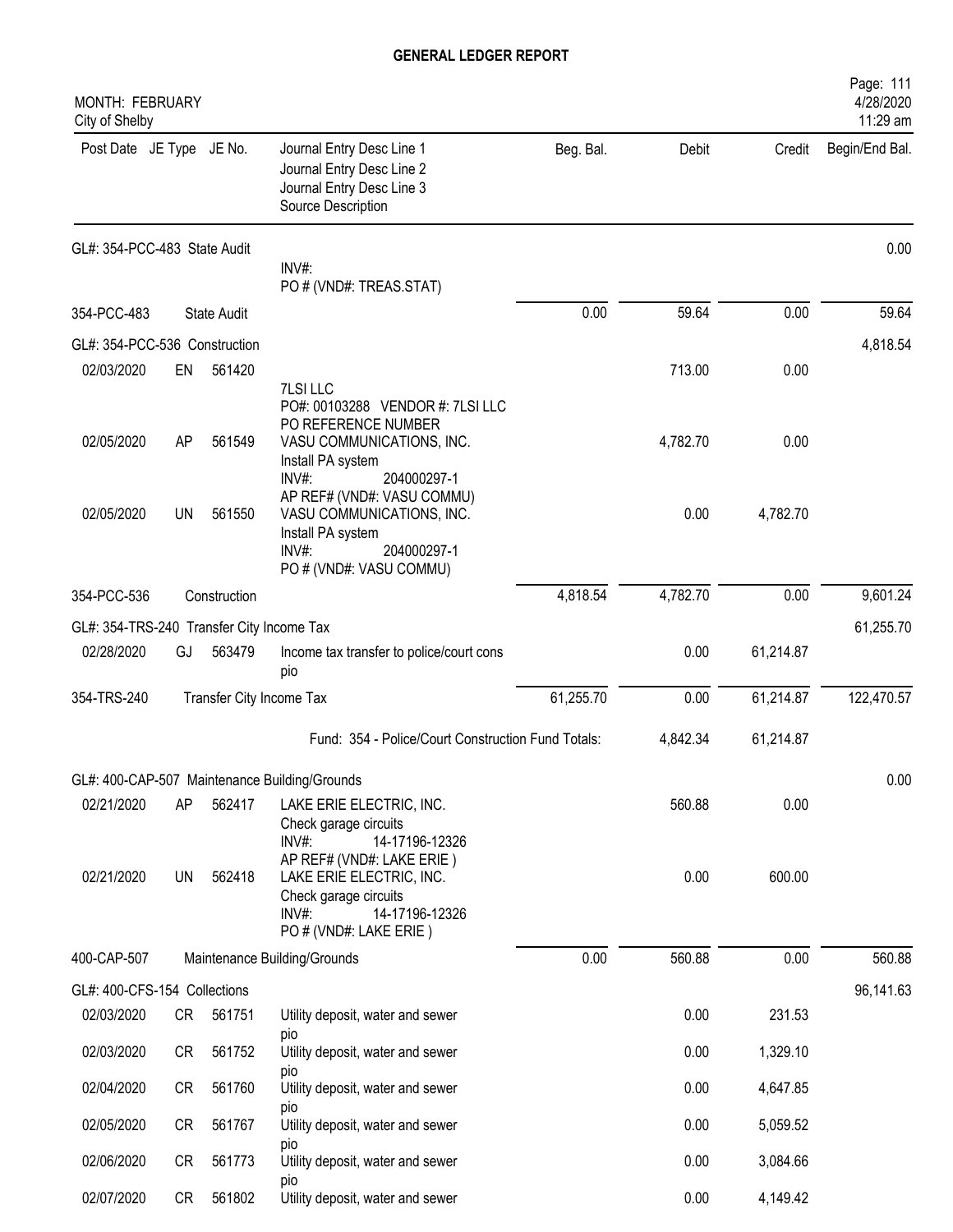**GENERAL LEDGER REPORT**

MONTH: FEBRUARY
City of Shelby

Page: 111
4/28/2020
11:29 am

| Post Date | JE Type | JE No. | Journal Entry Desc Line 1 / Journal Entry Desc Line 2 / Journal Entry Desc Line 3 / Source Description | Beg. Bal. | Debit | Credit | Begin/End Bal. |
|---|---|---|---|---|---|---|---|
| GL#: 354-PCC-483 State Audit | | | INV#: PO # (VND#: TREAS.STAT) | | | | 0.00 |
| 354-PCC-483 | | State Audit | | 0.00 | 59.64 | 0.00 | 59.64 |
| GL#: 354-PCC-536 Construction | | | | | | | 4,818.54 |
| 02/03/2020 | EN | 561420 | 7LSI LLC PO#: 00103288 VENDOR #: 7LSI LLC PO REFERENCE NUMBER | | 713.00 | 0.00 | |
| 02/05/2020 | AP | 561549 | VASU COMMUNICATIONS, INC. Install PA system INV#: 204000297-1 AP REF# (VND#: VASU COMMU) | | 4,782.70 | 0.00 | |
| 02/05/2020 | UN | 561550 | VASU COMMUNICATIONS, INC. Install PA system INV#: 204000297-1 PO # (VND#: VASU COMMU) | | 0.00 | 4,782.70 | |
| 354-PCC-536 | | Construction | | 4,818.54 | 4,782.70 | 0.00 | 9,601.24 |
| GL#: 354-TRS-240 Transfer City Income Tax | | | | | | | 61,255.70 |
| 02/28/2020 | GJ | 563479 | Income tax transfer to police/court cons pio | | 0.00 | 61,214.87 | |
| 354-TRS-240 | | Transfer City Income Tax | | 61,255.70 | 0.00 | 61,214.87 | 122,470.57 |
| | | | Fund: 354 - Police/Court Construction Fund Totals: | | 4,842.34 | 61,214.87 | |
| GL#: 400-CAP-507 Maintenance Building/Grounds | | | | | | | 0.00 |
| 02/21/2020 | AP | 562417 | LAKE ERIE ELECTRIC, INC. Check garage circuits INV#: 14-17196-12326 AP REF# (VND#: LAKE ERIE ) | | 560.88 | 0.00 | |
| 02/21/2020 | UN | 562418 | LAKE ERIE ELECTRIC, INC. Check garage circuits INV#: 14-17196-12326 PO # (VND#: LAKE ERIE ) | | 0.00 | 600.00 | |
| 400-CAP-507 | | Maintenance Building/Grounds | | 0.00 | 560.88 | 0.00 | 560.88 |
| GL#: 400-CFS-154 Collections | | | | | | | 96,141.63 |
| 02/03/2020 | CR | 561751 | Utility deposit, water and sewer pio | | 0.00 | 231.53 | |
| 02/03/2020 | CR | 561752 | Utility deposit, water and sewer pio | | 0.00 | 1,329.10 | |
| 02/04/2020 | CR | 561760 | Utility deposit, water and sewer pio | | 0.00 | 4,647.85 | |
| 02/05/2020 | CR | 561767 | Utility deposit, water and sewer pio | | 0.00 | 5,059.52 | |
| 02/06/2020 | CR | 561773 | Utility deposit, water and sewer pio | | 0.00 | 3,084.66 | |
| 02/07/2020 | CR | 561802 | Utility deposit, water and sewer | | 0.00 | 4,149.42 | |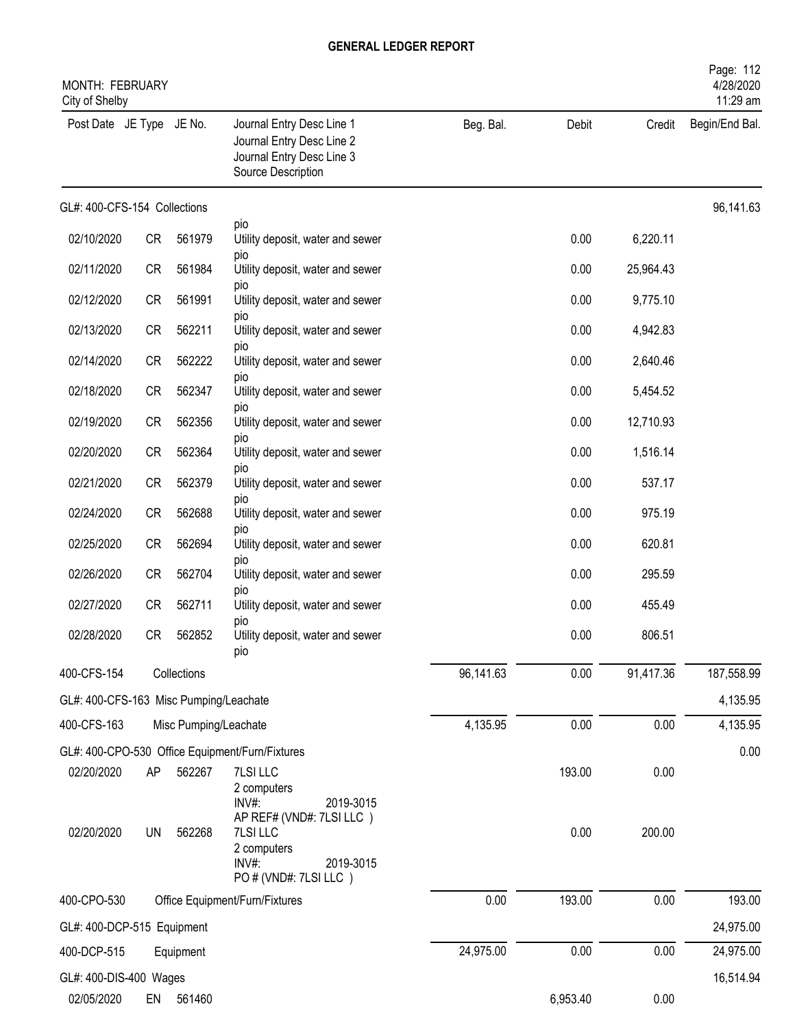# GENERAL LEDGER REPORT

MONTH: FEBRUARY
City of Shelby

| Post Date | JE Type | JE No. | Journal Entry Desc Line 1 / Journal Entry Desc Line 2 / Journal Entry Desc Line 3 / Source Description | Beg. Bal. | Debit | Credit | Begin/End Bal. |
|---|---|---|---|---|---|---|---|
| GL#: 400-CFS-154 Collections | | | | | | | 96,141.63 |
| | | | pio | | | | |
| 02/10/2020 | CR | 561979 | Utility deposit, water and sewer pio | | 0.00 | 6,220.11 | |
| 02/11/2020 | CR | 561984 | Utility deposit, water and sewer pio | | 0.00 | 25,964.43 | |
| 02/12/2020 | CR | 561991 | Utility deposit, water and sewer pio | | 0.00 | 9,775.10 | |
| 02/13/2020 | CR | 562211 | Utility deposit, water and sewer pio | | 0.00 | 4,942.83 | |
| 02/14/2020 | CR | 562222 | Utility deposit, water and sewer pio | | 0.00 | 2,640.46 | |
| 02/18/2020 | CR | 562347 | Utility deposit, water and sewer pio | | 0.00 | 5,454.52 | |
| 02/19/2020 | CR | 562356 | Utility deposit, water and sewer pio | | 0.00 | 12,710.93 | |
| 02/20/2020 | CR | 562364 | Utility deposit, water and sewer pio | | 0.00 | 1,516.14 | |
| 02/21/2020 | CR | 562379 | Utility deposit, water and sewer pio | | 0.00 | 537.17 | |
| 02/24/2020 | CR | 562688 | Utility deposit, water and sewer pio | | 0.00 | 975.19 | |
| 02/25/2020 | CR | 562694 | Utility deposit, water and sewer pio | | 0.00 | 620.81 | |
| 02/26/2020 | CR | 562704 | Utility deposit, water and sewer pio | | 0.00 | 295.59 | |
| 02/27/2020 | CR | 562711 | Utility deposit, water and sewer pio | | 0.00 | 455.49 | |
| 02/28/2020 | CR | 562852 | Utility deposit, water and sewer pio | | 0.00 | 806.51 | |
| 400-CFS-154 | | Collections | | 96,141.63 | 0.00 | 91,417.36 | 187,558.99 |
| GL#: 400-CFS-163 Misc Pumping/Leachate | | | | | | | 4,135.95 |
| 400-CFS-163 | | Misc Pumping/Leachate | | 4,135.95 | 0.00 | 0.00 | 4,135.95 |
| GL#: 400-CPO-530 Office Equipment/Furn/Fixtures | | | | | | | 0.00 |
| 02/20/2020 | AP | 562267 | 7LSI LLC / 2 computers / INV#: 2019-3015 / AP REF# (VND#: 7LSI LLC ) | | 193.00 | 0.00 | |
| 02/20/2020 | UN | 562268 | 7LSI LLC / 2 computers / INV#: 2019-3015 / PO # (VND#: 7LSI LLC ) | | 0.00 | 200.00 | |
| 400-CPO-530 | | Office Equipment/Furn/Fixtures | | 0.00 | 193.00 | 0.00 | 193.00 |
| GL#: 400-DCP-515 Equipment | | | | | | | 24,975.00 |
| 400-DCP-515 | | Equipment | | 24,975.00 | 0.00 | 0.00 | 24,975.00 |
| GL#: 400-DIS-400 Wages | | | | | | | 16,514.94 |
| 02/05/2020 | EN | 561460 | | | 6,953.40 | 0.00 | |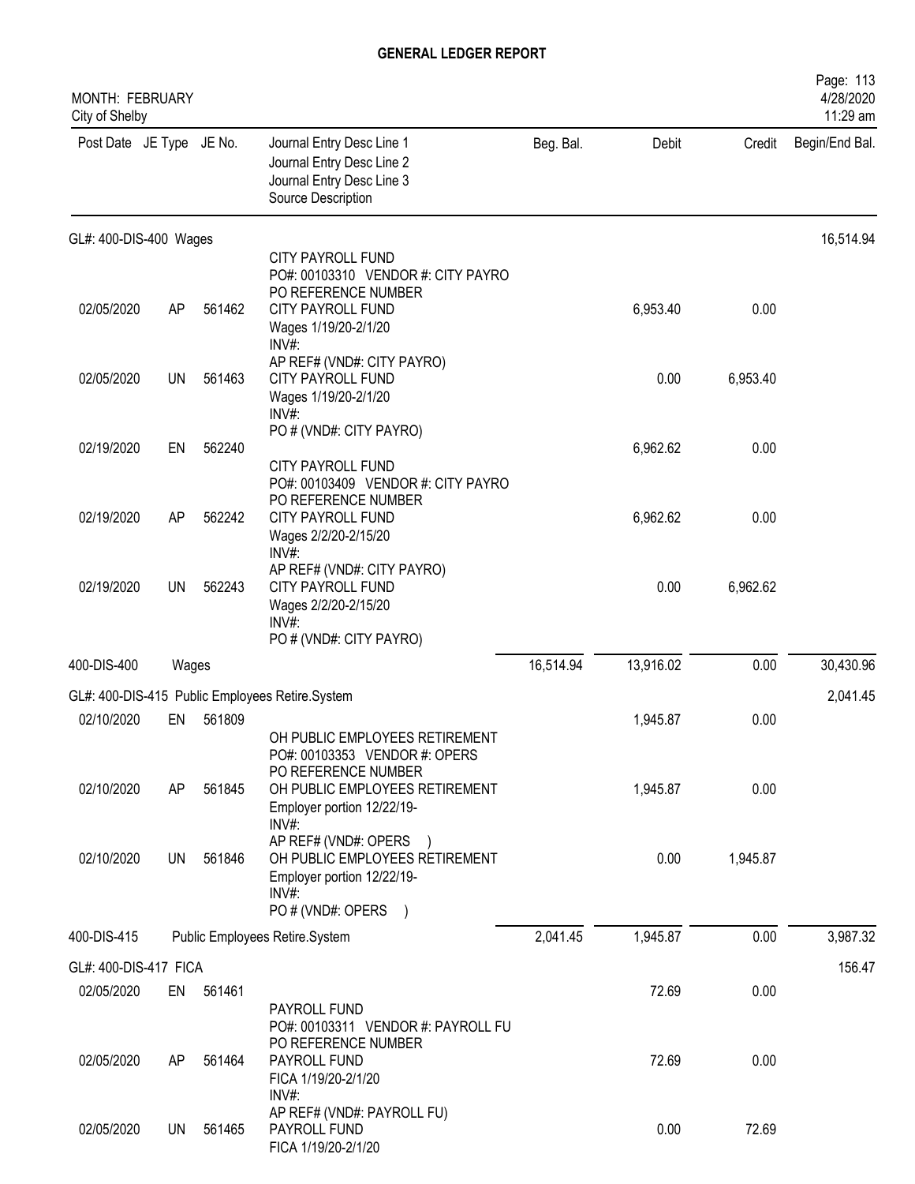**GENERAL LEDGER REPORT**

MONTH: FEBRUARY
City of Shelby

4/28/2020
11:29 am

| Post Date | JE Type | JE No. | Journal Entry Desc Line 1 / Journal Entry Desc Line 2 / Journal Entry Desc Line 3 / Source Description | Beg. Bal. | Debit | Credit | Begin/End Bal. |
|---|---|---|---|---|---|---|---|
| GL#: 400-DIS-400 Wages | | | | | | | 16,514.94 |
| 02/05/2020 | AP | 561462 | CITY PAYROLL FUND<br>PO#: 00103310 VENDOR #: CITY PAYRO<br>PO REFERENCE NUMBER<br>CITY PAYROLL FUND<br>Wages 1/19/20-2/1/20<br>INV#:<br>AP REF# (VND#: CITY PAYRO) | | 6,953.40 | 0.00 | |
| 02/05/2020 | UN | 561463 | CITY PAYROLL FUND<br>Wages 1/19/20-2/1/20<br>INV#:<br>PO # (VND#: CITY PAYRO) | | 0.00 | 6,953.40 | |
| 02/19/2020 | EN | 562240 | | | 6,962.62 | 0.00 | |
| 02/19/2020 | AP | 562242 | CITY PAYROLL FUND<br>PO#: 00103409 VENDOR #: CITY PAYRO<br>PO REFERENCE NUMBER<br>CITY PAYROLL FUND<br>Wages 2/2/20-2/15/20<br>INV#:<br>AP REF# (VND#: CITY PAYRO) | | 6,962.62 | 0.00 | |
| 02/19/2020 | UN | 562243 | CITY PAYROLL FUND<br>Wages 2/2/20-2/15/20<br>INV#:<br>PO # (VND#: CITY PAYRO) | | 0.00 | 6,962.62 | |
| 400-DIS-400 | Wages | | | 16,514.94 | 13,916.02 | 0.00 | 30,430.96 |
| GL#: 400-DIS-415 Public Employees Retire.System | | | | | | | 2,041.45 |
| 02/10/2020 | EN | 561809 | | | 1,945.87 | 0.00 | |
| 02/10/2020 | AP | 561845 | OH PUBLIC EMPLOYEES RETIREMENT<br>PO#: 00103353 VENDOR #: OPERS<br>PO REFERENCE NUMBER<br>OH PUBLIC EMPLOYEES RETIREMENT<br>Employer portion 12/22/19-<br>INV#:<br>AP REF# (VND#: OPERS ) | | 1,945.87 | 0.00 | |
| 02/10/2020 | UN | 561846 | OH PUBLIC EMPLOYEES RETIREMENT<br>Employer portion 12/22/19-<br>INV#:<br>PO # (VND#: OPERS ) | | 0.00 | 1,945.87 | |
| 400-DIS-415 | Public Employees Retire.System | | | 2,041.45 | 1,945.87 | 0.00 | 3,987.32 |
| GL#: 400-DIS-417 FICA | | | | | | | 156.47 |
| 02/05/2020 | EN | 561461 | | | 72.69 | 0.00 | |
| 02/05/2020 | AP | 561464 | PAYROLL FUND<br>PO#: 00103311 VENDOR #: PAYROLL FU<br>PO REFERENCE NUMBER<br>PAYROLL FUND<br>FICA 1/19/20-2/1/20<br>INV#:<br>AP REF# (VND#: PAYROLL FU) | | 72.69 | 0.00 | |
| 02/05/2020 | UN | 561465 | PAYROLL FUND<br>FICA 1/19/20-2/1/20 | | 0.00 | 72.69 | |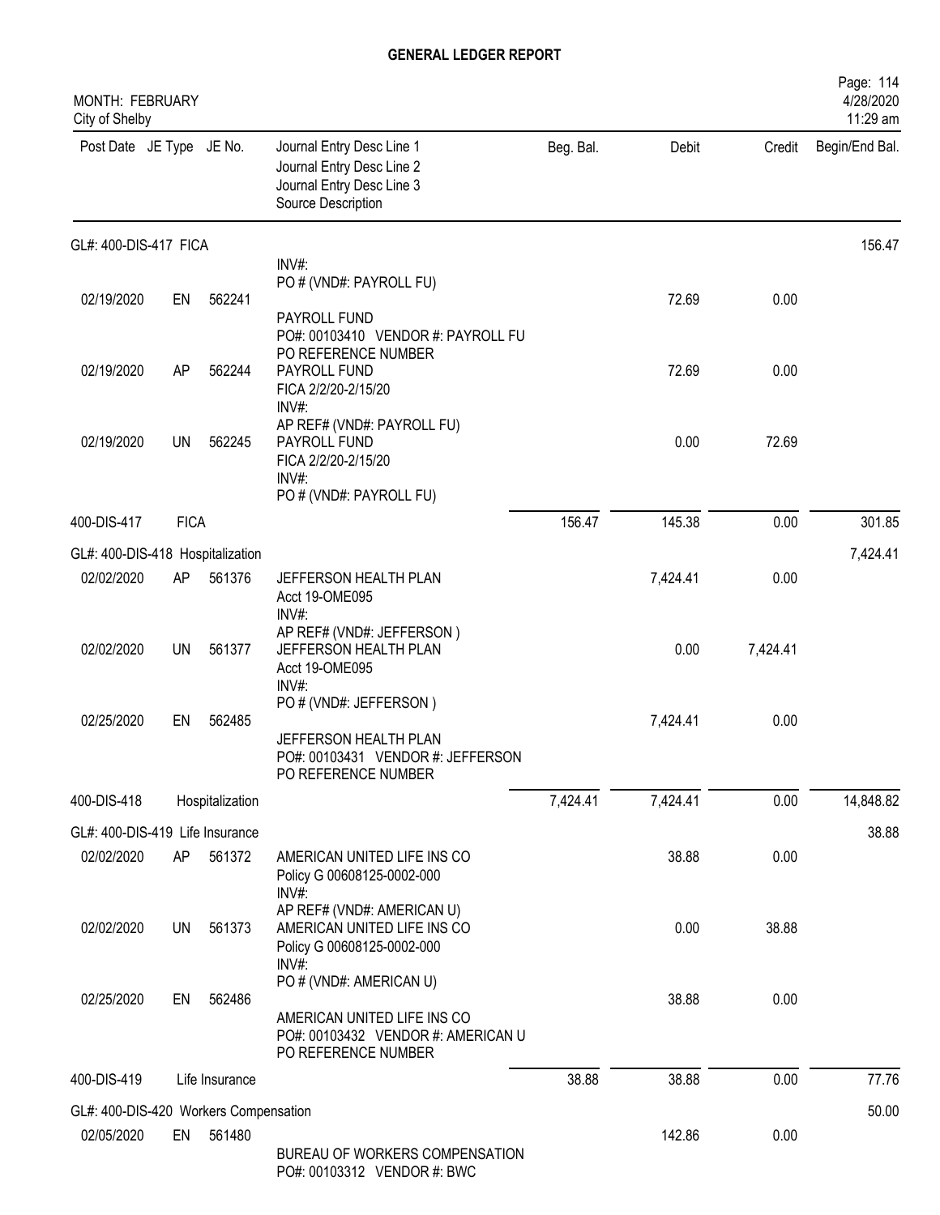**GENERAL LEDGER REPORT**

MONTH: FEBRUARY
City of Shelby

| Post Date | JE Type | JE No. | Journal Entry Desc Line 1 / Journal Entry Desc Line 2 / Journal Entry Desc Line 3 / Source Description | Beg. Bal. | Debit | Credit | Begin/End Bal. |
|---|---|---|---|---|---|---|---|
| **GL#: 400-DIS-417 FICA** | | | | | | | 156.47 |
| | | | INV#: PO # (VND#: PAYROLL FU) | | | | |
| 02/19/2020 | EN | 562241 | PAYROLL FUND PO#: 00103410 VENDOR #: PAYROLL FU PO REFERENCE NUMBER | | 72.69 | 0.00 | |
| 02/19/2020 | AP | 562244 | PAYROLL FUND FICA 2/2/20-2/15/20 INV#: AP REF# (VND#: PAYROLL FU) | | 72.69 | 0.00 | |
| 02/19/2020 | UN | 562245 | PAYROLL FUND FICA 2/2/20-2/15/20 INV#: PO # (VND#: PAYROLL FU) | | 0.00 | 72.69 | |
| 400-DIS-417 | FICA | | | 156.47 | 145.38 | 0.00 | 301.85 |
| **GL#: 400-DIS-418 Hospitalization** | | | | | | | 7,424.41 |
| 02/02/2020 | AP | 561376 | JEFFERSON HEALTH PLAN Acct 19-OME095 INV#: AP REF# (VND#: JEFFERSON ) | | 7,424.41 | 0.00 | |
| 02/02/2020 | UN | 561377 | JEFFERSON HEALTH PLAN Acct 19-OME095 INV#: PO # (VND#: JEFFERSON ) | | 0.00 | 7,424.41 | |
| 02/25/2020 | EN | 562485 | JEFFERSON HEALTH PLAN PO#: 00103431 VENDOR #: JEFFERSON PO REFERENCE NUMBER | | 7,424.41 | 0.00 | |
| 400-DIS-418 | Hospitalization | | | 7,424.41 | 7,424.41 | 0.00 | 14,848.82 |
| **GL#: 400-DIS-419 Life Insurance** | | | | | | | 38.88 |
| 02/02/2020 | AP | 561372 | AMERICAN UNITED LIFE INS CO Policy G 00608125-0002-000 INV#: AP REF# (VND#: AMERICAN U) | | 38.88 | 0.00 | |
| 02/02/2020 | UN | 561373 | AMERICAN UNITED LIFE INS CO Policy G 00608125-0002-000 INV#: PO # (VND#: AMERICAN U) | | 0.00 | 38.88 | |
| 02/25/2020 | EN | 562486 | AMERICAN UNITED LIFE INS CO PO#: 00103432 VENDOR #: AMERICAN U PO REFERENCE NUMBER | | 38.88 | 0.00 | |
| 400-DIS-419 | Life Insurance | | | 38.88 | 38.88 | 0.00 | 77.76 |
| **GL#: 400-DIS-420 Workers Compensation** | | | | | | | 50.00 |
| 02/05/2020 | EN | 561480 | BUREAU OF WORKERS COMPENSATION PO#: 00103312 VENDOR #: BWC | | 142.86 | 0.00 | |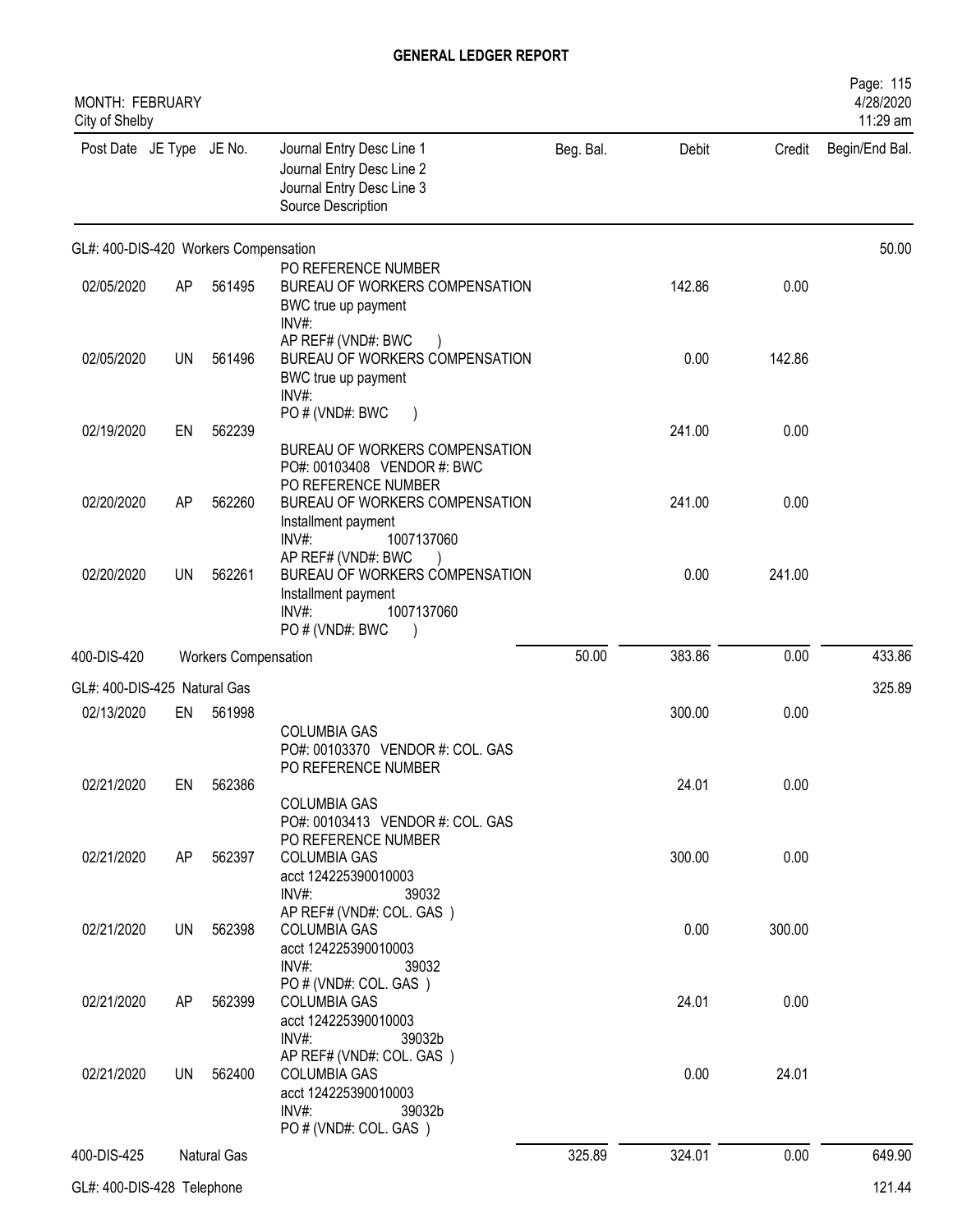## GENERAL LEDGER REPORT

MONTH: FEBRUARY
City of Shelby

Page: 115
4/28/2020
11:29 am

| Post Date | JE Type | JE No. | Journal Entry Desc Line 1<br>Journal Entry Desc Line 2<br>Journal Entry Desc Line 3<br>Source Description | Beg. Bal. | Debit | Credit | Begin/End Bal. |
|---|---|---|---|---|---|---|---|
| **GL#: 400-DIS-420 Workers Compensation** | | | | | | | 50.00 |
| 02/05/2020 | AP | 561495 | PO REFERENCE NUMBER<br>BUREAU OF WORKERS COMPENSATION<br>BWC true up payment<br>INV#: | | 142.86 | 0.00 | |
| 02/05/2020 | UN | 561496 | AP REF# (VND#: BWC )<br>BUREAU OF WORKERS COMPENSATION<br>BWC true up payment<br>INV#: | | 0.00 | 142.86 | |
| 02/19/2020 | EN | 562239 | PO # (VND#: BWC )<br>BUREAU OF WORKERS COMPENSATION<br>PO#: 00103408 VENDOR #: BWC | | 241.00 | 0.00 | |
| 02/20/2020 | AP | 562260 | PO REFERENCE NUMBER<br>BUREAU OF WORKERS COMPENSATION<br>Installment payment<br>INV#: 1007137060 | | 241.00 | 0.00 | |
| 02/20/2020 | UN | 562261 | AP REF# (VND#: BWC )<br>BUREAU OF WORKERS COMPENSATION<br>Installment payment<br>INV#: 1007137060<br>PO # (VND#: BWC ) | | 0.00 | 241.00 | |
| 400-DIS-420 | | Workers Compensation | | 50.00 | 383.86 | 0.00 | 433.86 |
| **GL#: 400-DIS-425 Natural Gas** | | | | | | | 325.89 |
| 02/13/2020 | EN | 561998 | COLUMBIA GAS<br>PO#: 00103370 VENDOR #: COL. GAS | | 300.00 | 0.00 | |
| 02/21/2020 | EN | 562386 | PO REFERENCE NUMBER<br>COLUMBIA GAS<br>PO#: 00103413 VENDOR #: COL. GAS | | 24.01 | 0.00 | |
| 02/21/2020 | AP | 562397 | PO REFERENCE NUMBER<br>COLUMBIA GAS<br>acct 124225390010003<br>INV#: 39032 | | 300.00 | 0.00 | |
| 02/21/2020 | UN | 562398 | AP REF# (VND#: COL. GAS )<br>COLUMBIA GAS<br>acct 124225390010003<br>INV#: 39032 | | 0.00 | 300.00 | |
| 02/21/2020 | AP | 562399 | PO # (VND#: COL. GAS )<br>COLUMBIA GAS<br>acct 124225390010003<br>INV#: 39032b | | 24.01 | 0.00 | |
| 02/21/2020 | UN | 562400 | AP REF# (VND#: COL. GAS )<br>COLUMBIA GAS<br>acct 124225390010003<br>INV#: 39032b<br>PO # (VND#: COL. GAS ) | | 0.00 | 24.01 | |
| 400-DIS-425 | | Natural Gas | | 325.89 | 324.01 | 0.00 | 649.90 |
| **GL#: 400-DIS-428 Telephone** | | | | | | | 121.44 |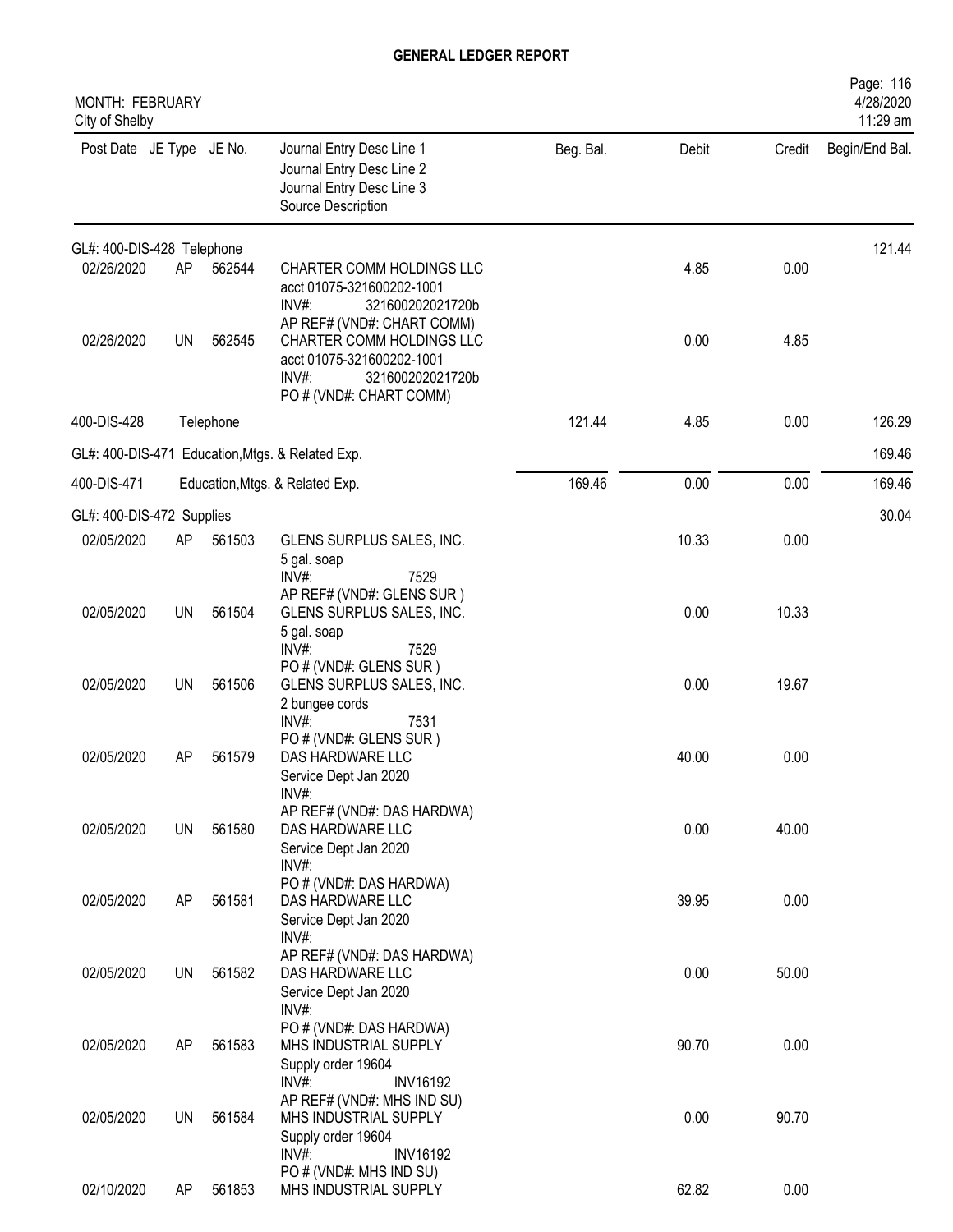# GENERAL LEDGER REPORT

MONTH: FEBRUARY
City of Shelby

| Post Date | JE Type | JE No. | Journal Entry Desc Line 1<br>Journal Entry Desc Line 2<br>Journal Entry Desc Line 3<br>Source Description | Beg. Bal. | Debit | Credit | Begin/End Bal. |
|---|---|---|---|---|---|---|---|
| GL#: 400-DIS-428 Telephone | | | | | | | 121.44 |
| 02/26/2020 | AP | 562544 | CHARTER COMM HOLDINGS LLC<br>acct 01075-321600202-1001<br>INV#: 321600202021720b<br>AP REF# (VND#: CHART COMM) | | 4.85 | 0.00 | |
| 02/26/2020 | UN | 562545 | CHARTER COMM HOLDINGS LLC<br>acct 01075-321600202-1001<br>INV#: 321600202021720b<br>PO # (VND#: CHART COMM) | | 0.00 | 4.85 | |
| 400-DIS-428 | | Telephone | | 121.44 | 4.85 | 0.00 | 126.29 |
| GL#: 400-DIS-471 Education,Mtgs. & Related Exp. | | | | | | | 169.46 |
| 400-DIS-471 | | Education,Mtgs. & Related Exp. | | 169.46 | 0.00 | 0.00 | 169.46 |
| GL#: 400-DIS-472 Supplies | | | | | | | 30.04 |
| 02/05/2020 | AP | 561503 | GLENS SURPLUS SALES, INC.<br>5 gal. soap<br>INV#: 7529<br>AP REF# (VND#: GLENS SUR ) | | 10.33 | 0.00 | |
| 02/05/2020 | UN | 561504 | GLENS SURPLUS SALES, INC.<br>5 gal. soap<br>INV#: 7529<br>PO # (VND#: GLENS SUR ) | | 0.00 | 10.33 | |
| 02/05/2020 | UN | 561506 | GLENS SURPLUS SALES, INC.<br>2 bungee cords<br>INV#: 7531<br>PO # (VND#: GLENS SUR ) | | 0.00 | 19.67 | |
| 02/05/2020 | AP | 561579 | DAS HARDWARE LLC<br>Service Dept Jan 2020<br>INV#:<br>AP REF# (VND#: DAS HARDWA) | | 40.00 | 0.00 | |
| 02/05/2020 | UN | 561580 | DAS HARDWARE LLC<br>Service Dept Jan 2020<br>INV#:<br>PO # (VND#: DAS HARDWA) | | 0.00 | 40.00 | |
| 02/05/2020 | AP | 561581 | DAS HARDWARE LLC<br>Service Dept Jan 2020<br>INV#:<br>AP REF# (VND#: DAS HARDWA) | | 39.95 | 0.00 | |
| 02/05/2020 | UN | 561582 | DAS HARDWARE LLC<br>Service Dept Jan 2020<br>INV#:<br>PO # (VND#: DAS HARDWA) | | 0.00 | 50.00 | |
| 02/05/2020 | AP | 561583 | MHS INDUSTRIAL SUPPLY<br>Supply order 19604<br>INV#: INV16192<br>AP REF# (VND#: MHS IND SU) | | 90.70 | 0.00 | |
| 02/05/2020 | UN | 561584 | MHS INDUSTRIAL SUPPLY<br>Supply order 19604<br>INV#: INV16192<br>PO # (VND#: MHS IND SU) | | 0.00 | 90.70 | |
| 02/10/2020 | AP | 561853 | MHS INDUSTRIAL SUPPLY | | 62.82 | 0.00 | |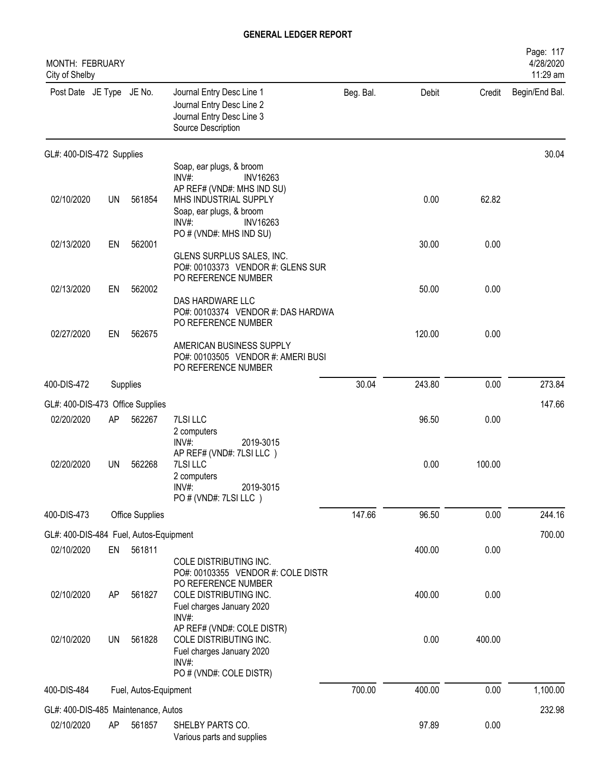# GENERAL LEDGER REPORT

MONTH: FEBRUARY
City of Shelby

| Post Date | JE Type | JE No. | Journal Entry Desc Line 1 / Journal Entry Desc Line 2 / Journal Entry Desc Line 3 / Source Description | Beg. Bal. | Debit | Credit | Begin/End Bal. |
|---|---|---|---|---|---|---|---|
| **GL#: 400-DIS-472 Supplies** | | | | | | | 30.04 |
| 02/10/2020 | UN | 561854 | Soap, ear plugs, & broom<br>INV#: INV16263<br>AP REF# (VND#: MHS IND SU)<br>MHS INDUSTRIAL SUPPLY<br>Soap, ear plugs, & broom<br>INV#: INV16263<br>PO # (VND#: MHS IND SU) | | 0.00 | 62.82 | |
| 02/13/2020 | EN | 562001 | GLENS SURPLUS SALES, INC.<br>PO#: 00103373 VENDOR #: GLENS SUR<br>PO REFERENCE NUMBER | | 30.00 | 0.00 | |
| 02/13/2020 | EN | 562002 | DAS HARDWARE LLC<br>PO#: 00103374 VENDOR #: DAS HARDWA<br>PO REFERENCE NUMBER | | 50.00 | 0.00 | |
| 02/27/2020 | EN | 562675 | AMERICAN BUSINESS SUPPLY<br>PO#: 00103505 VENDOR #: AMERI BUSI<br>PO REFERENCE NUMBER | | 120.00 | 0.00 | |
| 400-DIS-472 | | Supplies | | 30.04 | 243.80 | 0.00 | 273.84 |
| **GL#: 400-DIS-473 Office Supplies** | | | | | | | 147.66 |
| 02/20/2020 | AP | 562267 | 7LSI LLC<br>2 computers<br>INV#: 2019-3015<br>AP REF# (VND#: 7LSI LLC ) | | 96.50 | 0.00 | |
| 02/20/2020 | UN | 562268 | 7LSI LLC<br>2 computers<br>INV#: 2019-3015<br>PO # (VND#: 7LSI LLC ) | | 0.00 | 100.00 | |
| 400-DIS-473 | | Office Supplies | | 147.66 | 96.50 | 0.00 | 244.16 |
| **GL#: 400-DIS-484 Fuel, Autos-Equipment** | | | | | | | 700.00 |
| 02/10/2020 | EN | 561811 | COLE DISTRIBUTING INC.<br>PO#: 00103355 VENDOR #: COLE DISTR<br>PO REFERENCE NUMBER | | 400.00 | 0.00 | |
| 02/10/2020 | AP | 561827 | COLE DISTRIBUTING INC.<br>Fuel charges January 2020<br>INV#:<br>AP REF# (VND#: COLE DISTR) | | 400.00 | 0.00 | |
| 02/10/2020 | UN | 561828 | COLE DISTRIBUTING INC.<br>Fuel charges January 2020<br>INV#:<br>PO # (VND#: COLE DISTR) | | 0.00 | 400.00 | |
| 400-DIS-484 | | Fuel, Autos-Equipment | | 700.00 | 400.00 | 0.00 | 1,100.00 |
| **GL#: 400-DIS-485 Maintenance, Autos** | | | | | | | 232.98 |
| 02/10/2020 | AP | 561857 | SHELBY PARTS CO.<br>Various parts and supplies | | 97.89 | 0.00 | |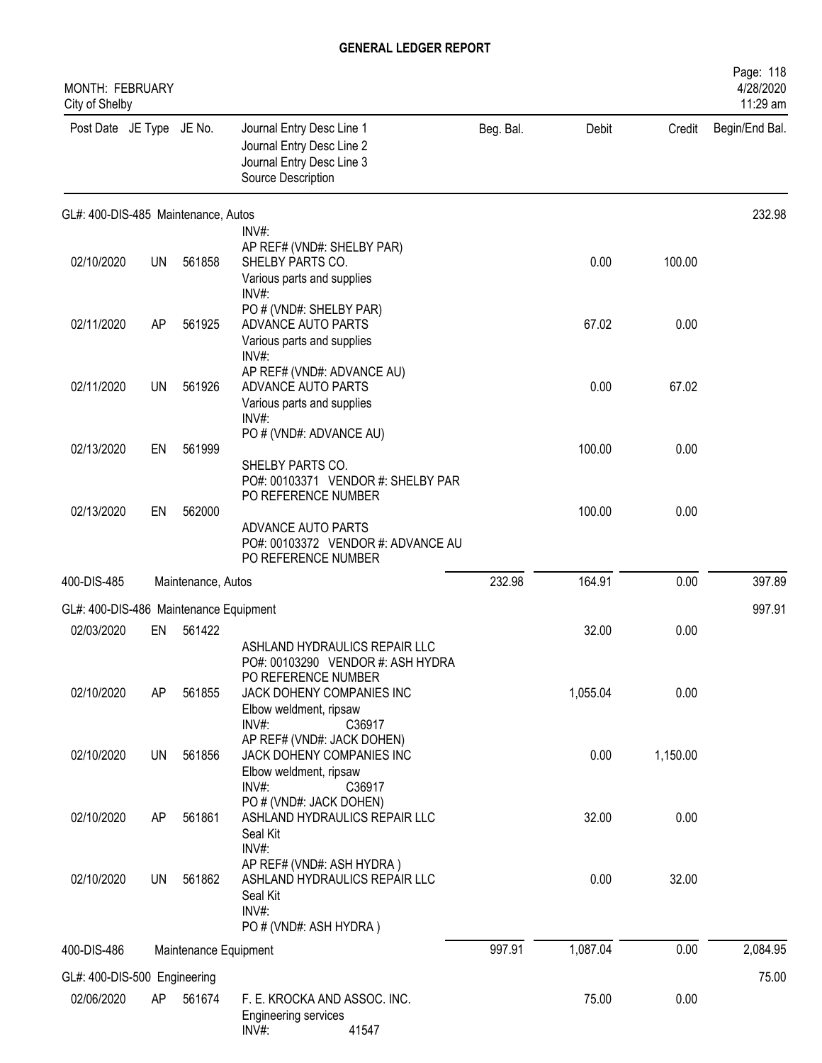# GENERAL LEDGER REPORT

MONTH: FEBRUARY
City of Shelby

| Post Date | JE Type | JE No. | Journal Entry Desc Line 1 / Journal Entry Desc Line 2 / Journal Entry Desc Line 3 / Source Description | Beg. Bal. | Debit | Credit | Begin/End Bal. |
|---|---|---|---|---|---|---|---|
| **GL#: 400-DIS-485 Maintenance, Autos** | | | | | | | 232.98 |
| | | | INV#: AP REF# (VND#: SHELBY PAR) | | | | |
| 02/10/2020 | UN | 561858 | SHELBY PARTS CO. Various parts and supplies INV#: PO # (VND#: SHELBY PAR) | | 0.00 | 100.00 | |
| 02/11/2020 | AP | 561925 | ADVANCE AUTO PARTS Various parts and supplies INV#: AP REF# (VND#: ADVANCE AU) | | 67.02 | 0.00 | |
| 02/11/2020 | UN | 561926 | ADVANCE AUTO PARTS Various parts and supplies INV#: PO # (VND#: ADVANCE AU) | | 0.00 | 67.02 | |
| 02/13/2020 | EN | 561999 | SHELBY PARTS CO. PO#: 00103371 VENDOR #: SHELBY PAR PO REFERENCE NUMBER | | 100.00 | 0.00 | |
| 02/13/2020 | EN | 562000 | ADVANCE AUTO PARTS PO#: 00103372 VENDOR #: ADVANCE AU PO REFERENCE NUMBER | | 100.00 | 0.00 | |
| 400-DIS-485 | | | Maintenance, Autos | 232.98 | 164.91 | 0.00 | 397.89 |
| **GL#: 400-DIS-486 Maintenance Equipment** | | | | | | | 997.91 |
| 02/03/2020 | EN | 561422 | ASHLAND HYDRAULICS REPAIR LLC PO#: 00103290 VENDOR #: ASH HYDRA PO REFERENCE NUMBER | | 32.00 | 0.00 | |
| 02/10/2020 | AP | 561855 | JACK DOHENY COMPANIES INC Elbow weldment, ripsaw INV#: C36917 AP REF# (VND#: JACK DOHEN) | | 1,055.04 | 0.00 | |
| 02/10/2020 | UN | 561856 | JACK DOHENY COMPANIES INC Elbow weldment, ripsaw INV#: C36917 PO # (VND#: JACK DOHEN) | | 0.00 | 1,150.00 | |
| 02/10/2020 | AP | 561861 | ASHLAND HYDRAULICS REPAIR LLC Seal Kit INV#: AP REF# (VND#: ASH HYDRA ) | | 32.00 | 0.00 | |
| 02/10/2020 | UN | 561862 | ASHLAND HYDRAULICS REPAIR LLC Seal Kit INV#: PO # (VND#: ASH HYDRA ) | | 0.00 | 32.00 | |
| 400-DIS-486 | | | Maintenance Equipment | 997.91 | 1,087.04 | 0.00 | 2,084.95 |
| **GL#: 400-DIS-500 Engineering** | | | | | | | 75.00 |
| 02/06/2020 | AP | 561674 | F. E. KROCKA AND ASSOC. INC. Engineering services INV#: 41547 | | 75.00 | 0.00 | |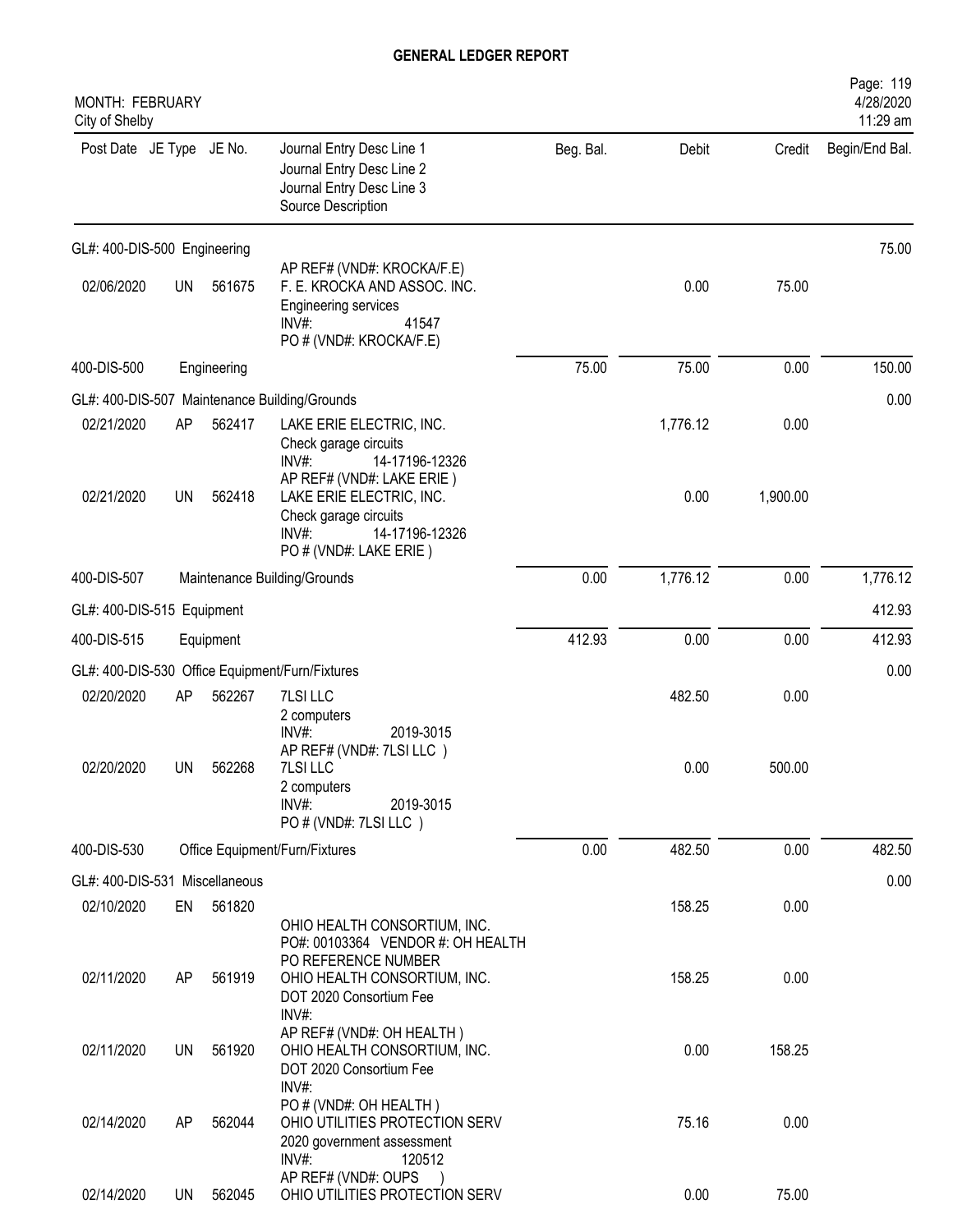# GENERAL LEDGER REPORT

MONTH: FEBRUARY
City of Shelby

Page: 119
4/28/2020
11:29 am

| Post Date | JE Type | JE No. | Journal Entry Desc Line 1 / Journal Entry Desc Line 2 / Journal Entry Desc Line 3 / Source Description | Beg. Bal. | Debit | Credit | Begin/End Bal. |
|---|---|---|---|---|---|---|---|
| GL#: 400-DIS-500 Engineering | | | | | | | 75.00 |
| 02/06/2020 | UN | 561675 | AP REF# (VND#: KROCKA/F.E) F. E. KROCKA AND ASSOC. INC. Engineering services INV#: 41547 PO # (VND#: KROCKA/F.E) | | 0.00 | 75.00 | |
| 400-DIS-500 | | | Engineering | 75.00 | 75.00 | 0.00 | 150.00 |
| GL#: 400-DIS-507 Maintenance Building/Grounds | | | | | | | 0.00 |
| 02/21/2020 | AP | 562417 | LAKE ERIE ELECTRIC, INC. Check garage circuits INV#: 14-17196-12326 AP REF# (VND#: LAKE ERIE ) | | 1,776.12 | 0.00 | |
| 02/21/2020 | UN | 562418 | LAKE ERIE ELECTRIC, INC. Check garage circuits INV#: 14-17196-12326 PO # (VND#: LAKE ERIE ) | | 0.00 | 1,900.00 | |
| 400-DIS-507 | | | Maintenance Building/Grounds | 0.00 | 1,776.12 | 0.00 | 1,776.12 |
| GL#: 400-DIS-515 Equipment | | | | | | | 412.93 |
| 400-DIS-515 | | | Equipment | 412.93 | 0.00 | 0.00 | 412.93 |
| GL#: 400-DIS-530 Office Equipment/Furn/Fixtures | | | | | | | 0.00 |
| 02/20/2020 | AP | 562267 | 7LSI LLC 2 computers INV#: 2019-3015 AP REF# (VND#: 7LSI LLC ) | | 482.50 | 0.00 | |
| 02/20/2020 | UN | 562268 | 7LSI LLC 2 computers INV#: 2019-3015 PO # (VND#: 7LSI LLC ) | | 0.00 | 500.00 | |
| 400-DIS-530 | | | Office Equipment/Furn/Fixtures | 0.00 | 482.50 | 0.00 | 482.50 |
| GL#: 400-DIS-531 Miscellaneous | | | | | | | 0.00 |
| 02/10/2020 | EN | 561820 | OHIO HEALTH CONSORTIUM, INC. PO#: 00103364 VENDOR #: OH HEALTH PO REFERENCE NUMBER | | 158.25 | 0.00 | |
| 02/11/2020 | AP | 561919 | OHIO HEALTH CONSORTIUM, INC. DOT 2020 Consortium Fee INV#: AP REF# (VND#: OH HEALTH ) | | 158.25 | 0.00 | |
| 02/11/2020 | UN | 561920 | OHIO HEALTH CONSORTIUM, INC. DOT 2020 Consortium Fee INV#: PO # (VND#: OH HEALTH ) | | 0.00 | 158.25 | |
| 02/14/2020 | AP | 562044 | OHIO UTILITIES PROTECTION SERV 2020 government assessment INV#: 120512 AP REF# (VND#: OUPS ) | | 75.16 | 0.00 | |
| 02/14/2020 | UN | 562045 | OHIO UTILITIES PROTECTION SERV | | 0.00 | 75.00 | |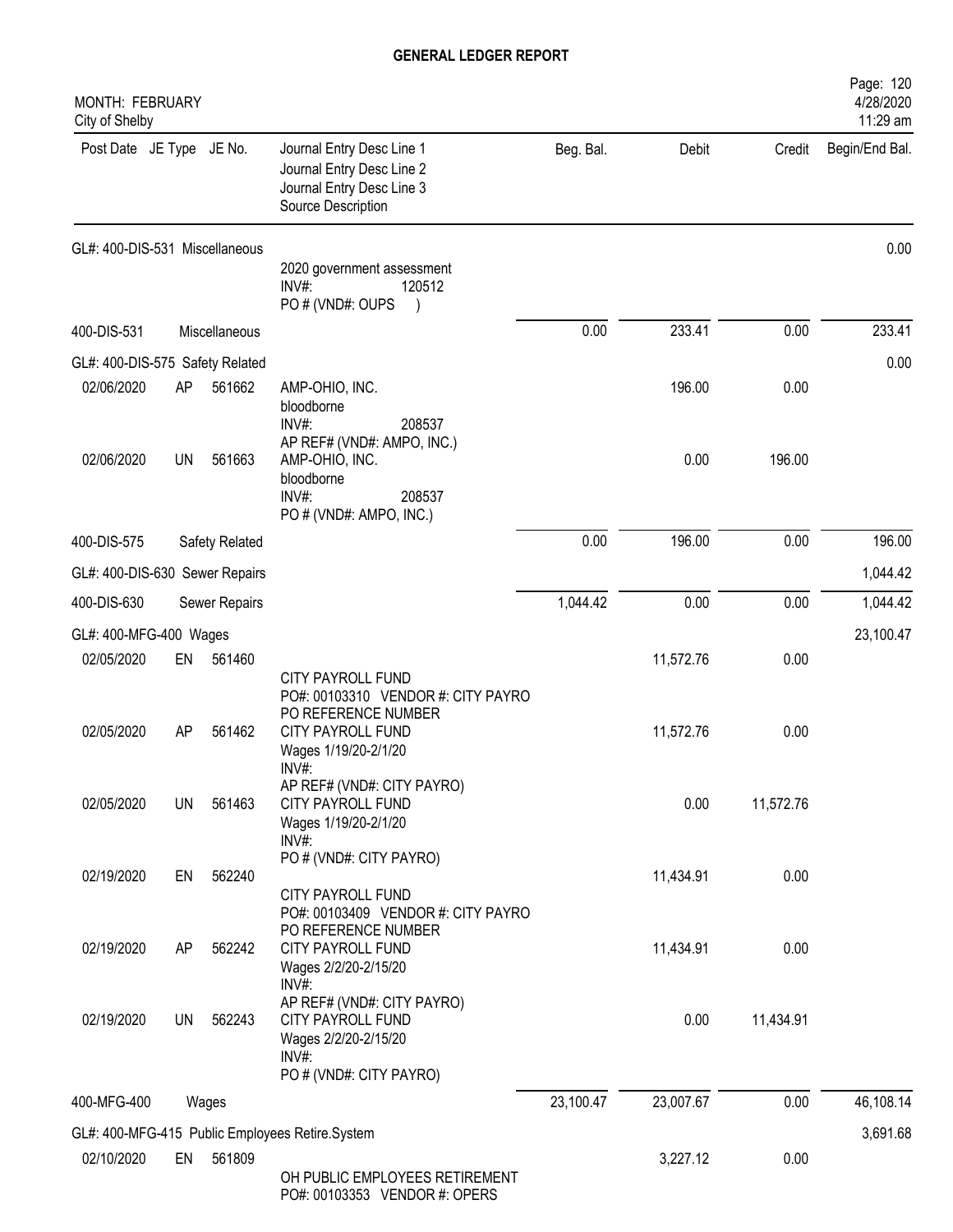# GENERAL LEDGER REPORT

MONTH: FEBRUARY
City of Shelby

| Post Date | JE Type | JE No. | Journal Entry Desc Line 1 / Journal Entry Desc Line 2 / Journal Entry Desc Line 3 / Source Description | Beg. Bal. | Debit | Credit | Begin/End Bal. |
|---|---|---|---|---|---|---|---|
| GL#: 400-DIS-531 Miscellaneous | | | | | | | 0.00 |
| | | | 2020 government assessment<br>INV#: 120512<br>PO # (VND#: OUPS ) | | | | |
| 400-DIS-531 | | Miscellaneous | | 0.00 | 233.41 | 0.00 | 233.41 |
| GL#: 400-DIS-575 Safety Related | | | | | | | 0.00 |
| 02/06/2020 | AP | 561662 | AMP-OHIO, INC.<br>bloodborne<br>INV#: 208537<br>AP REF# (VND#: AMPO, INC.) | | 196.00 | 0.00 | |
| 02/06/2020 | UN | 561663 | AMP-OHIO, INC.<br>bloodborne<br>INV#: 208537<br>PO # (VND#: AMPO, INC.) | | 0.00 | 196.00 | |
| 400-DIS-575 | | Safety Related | | 0.00 | 196.00 | 0.00 | 196.00 |
| GL#: 400-DIS-630 Sewer Repairs | | | | | | | 1,044.42 |
| 400-DIS-630 | | Sewer Repairs | | 1,044.42 | 0.00 | 0.00 | 1,044.42 |
| GL#: 400-MFG-400 Wages | | | | | | | 23,100.47 |
| 02/05/2020 | EN | 561460 | CITY PAYROLL FUND<br>PO#: 00103310 VENDOR #: CITY PAYRO<br>PO REFERENCE NUMBER | | 11,572.76 | 0.00 | |
| 02/05/2020 | AP | 561462 | CITY PAYROLL FUND<br>Wages 1/19/20-2/1/20<br>INV#:<br>AP REF# (VND#: CITY PAYRO) | | 11,572.76 | 0.00 | |
| 02/05/2020 | UN | 561463 | CITY PAYROLL FUND<br>Wages 1/19/20-2/1/20<br>INV#:<br>PO # (VND#: CITY PAYRO) | | 0.00 | 11,572.76 | |
| 02/19/2020 | EN | 562240 | CITY PAYROLL FUND<br>PO#: 00103409 VENDOR #: CITY PAYRO<br>PO REFERENCE NUMBER | | 11,434.91 | 0.00 | |
| 02/19/2020 | AP | 562242 | CITY PAYROLL FUND<br>Wages 2/2/20-2/15/20<br>INV#:<br>AP REF# (VND#: CITY PAYRO) | | 11,434.91 | 0.00 | |
| 02/19/2020 | UN | 562243 | CITY PAYROLL FUND<br>Wages 2/2/20-2/15/20<br>INV#:<br>PO # (VND#: CITY PAYRO) | | 0.00 | 11,434.91 | |
| 400-MFG-400 | | Wages | | 23,100.47 | 23,007.67 | 0.00 | 46,108.14 |
| GL#: 400-MFG-415 Public Employees Retire.System | | | | | | | 3,691.68 |
| 02/10/2020 | EN | 561809 | OH PUBLIC EMPLOYEES RETIREMENT<br>PO#: 00103353 VENDOR #: OPERS | | 3,227.12 | 0.00 | |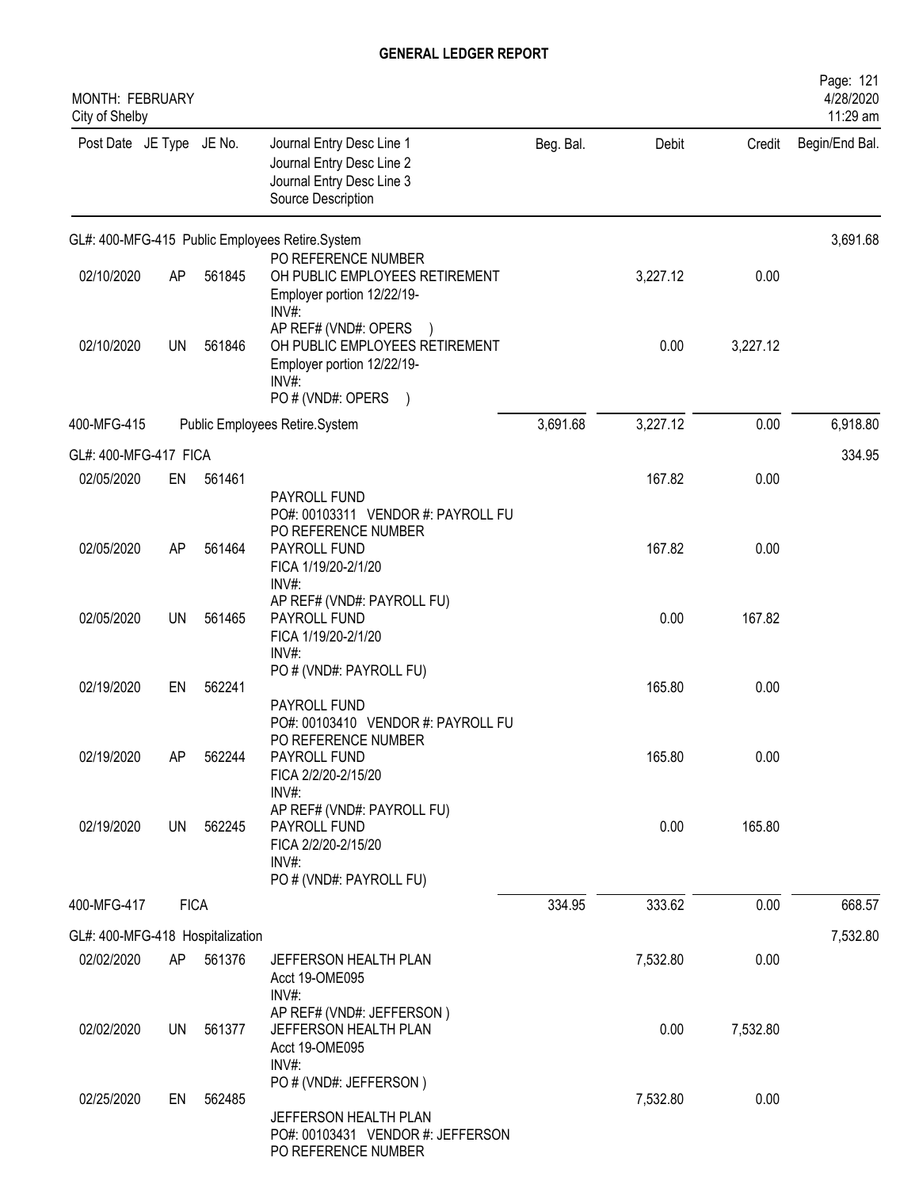# GENERAL LEDGER REPORT

MONTH: FEBRUARY
City of Shelby

| Post Date | JE Type | JE No. | Journal Entry Desc Line 1 / Journal Entry Desc Line 2 / Journal Entry Desc Line 3 / Source Description | Beg. Bal. | Debit | Credit | Begin/End Bal. |
|---|---|---|---|---|---|---|---|
| GL#: 400-MFG-415 Public Employees Retire.System | | | | | | | 3,691.68 |
| 02/10/2020 | AP | 561845 | PO REFERENCE NUMBER<br>OH PUBLIC EMPLOYEES RETIREMENT<br>Employer portion 12/22/19-<br>INV#:<br>AP REF# (VND#: OPERS ) | | 3,227.12 | 0.00 | |
| 02/10/2020 | UN | 561846 | OH PUBLIC EMPLOYEES RETIREMENT<br>Employer portion 12/22/19-<br>INV#:<br>PO # (VND#: OPERS ) | | 0.00 | 3,227.12 | |
| 400-MFG-415 | | | Public Employees Retire.System | 3,691.68 | 3,227.12 | 0.00 | 6,918.80 |
| GL#: 400-MFG-417 FICA | | | | | | | 334.95 |
| 02/05/2020 | EN | 561461 | PAYROLL FUND<br>PO#: 00103311 VENDOR #: PAYROLL FU<br>PO REFERENCE NUMBER | | 167.82 | 0.00 | |
| 02/05/2020 | AP | 561464 | PAYROLL FUND<br>FICA 1/19/20-2/1/20<br>INV#:<br>AP REF# (VND#: PAYROLL FU) | | 167.82 | 0.00 | |
| 02/05/2020 | UN | 561465 | PAYROLL FUND<br>FICA 1/19/20-2/1/20<br>INV#:<br>PO # (VND#: PAYROLL FU) | | 0.00 | 167.82 | |
| 02/19/2020 | EN | 562241 | PAYROLL FUND<br>PO#: 00103410 VENDOR #: PAYROLL FU<br>PO REFERENCE NUMBER | | 165.80 | 0.00 | |
| 02/19/2020 | AP | 562244 | PAYROLL FUND<br>FICA 2/2/20-2/15/20<br>INV#:<br>AP REF# (VND#: PAYROLL FU) | | 165.80 | 0.00 | |
| 02/19/2020 | UN | 562245 | PAYROLL FUND<br>FICA 2/2/20-2/15/20<br>INV#:<br>PO # (VND#: PAYROLL FU) | | 0.00 | 165.80 | |
| 400-MFG-417 | | | FICA | 334.95 | 333.62 | 0.00 | 668.57 |
| GL#: 400-MFG-418 Hospitalization | | | | | | | 7,532.80 |
| 02/02/2020 | AP | 561376 | JEFFERSON HEALTH PLAN<br>Acct 19-OME095<br>INV#:<br>AP REF# (VND#: JEFFERSON ) | | 7,532.80 | 0.00 | |
| 02/02/2020 | UN | 561377 | JEFFERSON HEALTH PLAN<br>Acct 19-OME095<br>INV#:<br>PO # (VND#: JEFFERSON ) | | 0.00 | 7,532.80 | |
| 02/25/2020 | EN | 562485 | JEFFERSON HEALTH PLAN<br>PO#: 00103431 VENDOR #: JEFFERSON<br>PO REFERENCE NUMBER | | 7,532.80 | 0.00 | |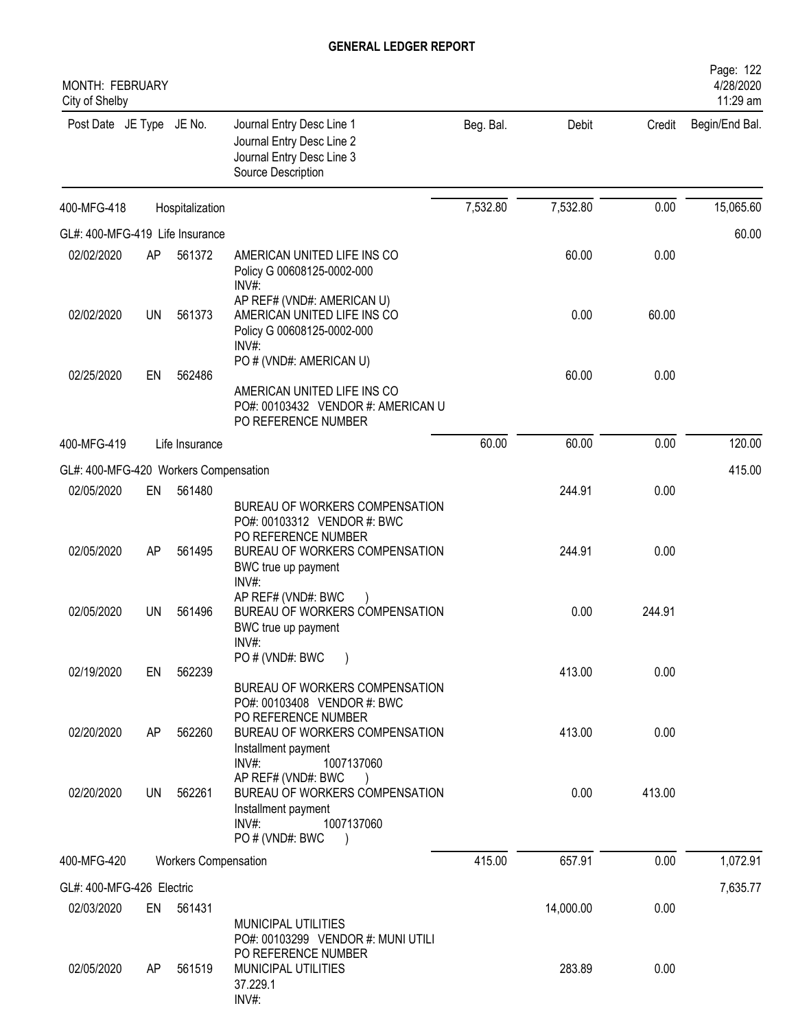# GENERAL LEDGER REPORT

MONTH: FEBRUARY
City of Shelby

Page: 122
4/28/2020
11:29 am

| Post Date | JE Type | JE No. | Journal Entry Desc Line 1 / Journal Entry Desc Line 2 / Journal Entry Desc Line 3 / Source Description | Beg. Bal. | Debit | Credit | Begin/End Bal. |
|---|---|---|---|---|---|---|---|
| 400-MFG-418 | | Hospitalization | | 7,532.80 | 7,532.80 | 0.00 | 15,065.60 |
| GL#: 400-MFG-419 Life Insurance | | | | | | | 60.00 |
| 02/02/2020 | AP | 561372 | AMERICAN UNITED LIFE INS CO<br>Policy G 00608125-0002-000<br>INV#:<br>AP REF# (VND#: AMERICAN U) | | 60.00 | 0.00 | |
| 02/02/2020 | UN | 561373 | AMERICAN UNITED LIFE INS CO<br>Policy G 00608125-0002-000<br>INV#:<br>PO # (VND#: AMERICAN U) | | 0.00 | 60.00 | |
| 02/25/2020 | EN | 562486 | AMERICAN UNITED LIFE INS CO<br>PO#: 00103432 VENDOR #: AMERICAN U<br>PO REFERENCE NUMBER | | 60.00 | 0.00 | |
| 400-MFG-419 | | Life Insurance | | 60.00 | 60.00 | 0.00 | 120.00 |
| GL#: 400-MFG-420 Workers Compensation | | | | | | | 415.00 |
| 02/05/2020 | EN | 561480 | BUREAU OF WORKERS COMPENSATION<br>PO#: 00103312 VENDOR #: BWC<br>PO REFERENCE NUMBER | | 244.91 | 0.00 | |
| 02/05/2020 | AP | 561495 | BUREAU OF WORKERS COMPENSATION<br>BWC true up payment<br>INV#:<br>AP REF# (VND#: BWC ) | | 244.91 | 0.00 | |
| 02/05/2020 | UN | 561496 | BUREAU OF WORKERS COMPENSATION<br>BWC true up payment<br>INV#:<br>PO # (VND#: BWC ) | | 0.00 | 244.91 | |
| 02/19/2020 | EN | 562239 | BUREAU OF WORKERS COMPENSATION<br>PO#: 00103408 VENDOR #: BWC<br>PO REFERENCE NUMBER | | 413.00 | 0.00 | |
| 02/20/2020 | AP | 562260 | BUREAU OF WORKERS COMPENSATION<br>Installment payment<br>INV#: 1007137060<br>AP REF# (VND#: BWC ) | | 413.00 | 0.00 | |
| 02/20/2020 | UN | 562261 | BUREAU OF WORKERS COMPENSATION<br>Installment payment<br>INV#: 1007137060<br>PO # (VND#: BWC ) | | 0.00 | 413.00 | |
| 400-MFG-420 | | Workers Compensation | | 415.00 | 657.91 | 0.00 | 1,072.91 |
| GL#: 400-MFG-426 Electric | | | | | | | 7,635.77 |
| 02/03/2020 | EN | 561431 | MUNICIPAL UTILITIES<br>PO#: 00103299 VENDOR #: MUNI UTILI<br>PO REFERENCE NUMBER | | 14,000.00 | 0.00 | |
| 02/05/2020 | AP | 561519 | MUNICIPAL UTILITIES<br>37.229.1<br>INV#: | | 283.89 | 0.00 | |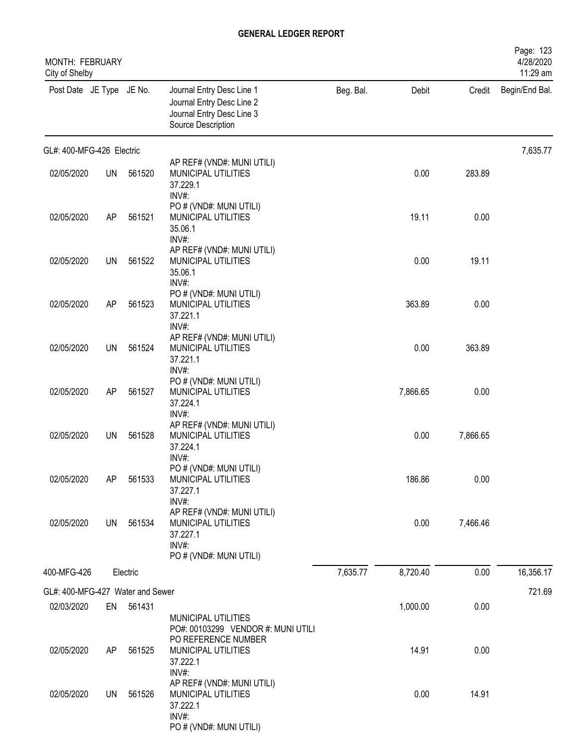**GENERAL LEDGER REPORT**

MONTH: FEBRUARY
City of Shelby

4/28/2020
11:29 am

| Post Date | JE Type | JE No. | Journal Entry Desc Line 1 / Journal Entry Desc Line 2 / Journal Entry Desc Line 3 / Source Description | Beg. Bal. | Debit | Credit | Begin/End Bal. |
|---|---|---|---|---|---|---|---|
| GL#: 400-MFG-426 Electric | | | | | | | 7,635.77 |
| | | | AP REF# (VND#: MUNI UTILI) | | | | |
| 02/05/2020 | UN | 561520 | MUNICIPAL UTILITIES 37.229.1 INV#: PO # (VND#: MUNI UTILI) | | 0.00 | 283.89 | |
| 02/05/2020 | AP | 561521 | MUNICIPAL UTILITIES 35.06.1 INV#: AP REF# (VND#: MUNI UTILI) | | 19.11 | 0.00 | |
| 02/05/2020 | UN | 561522 | MUNICIPAL UTILITIES 35.06.1 INV#: PO # (VND#: MUNI UTILI) | | 0.00 | 19.11 | |
| 02/05/2020 | AP | 561523 | MUNICIPAL UTILITIES 37.221.1 INV#: AP REF# (VND#: MUNI UTILI) | | 363.89 | 0.00 | |
| 02/05/2020 | UN | 561524 | MUNICIPAL UTILITIES 37.221.1 INV#: PO # (VND#: MUNI UTILI) | | 0.00 | 363.89 | |
| 02/05/2020 | AP | 561527 | MUNICIPAL UTILITIES 37.224.1 INV#: AP REF# (VND#: MUNI UTILI) | | 7,866.65 | 0.00 | |
| 02/05/2020 | UN | 561528 | MUNICIPAL UTILITIES 37.224.1 INV#: PO # (VND#: MUNI UTILI) | | 0.00 | 7,866.65 | |
| 02/05/2020 | AP | 561533 | MUNICIPAL UTILITIES 37.227.1 INV#: AP REF# (VND#: MUNI UTILI) | | 186.86 | 0.00 | |
| 02/05/2020 | UN | 561534 | MUNICIPAL UTILITIES 37.227.1 INV#: PO # (VND#: MUNI UTILI) | | 0.00 | 7,466.46 | |
| 400-MFG-426 | | Electric | | 7,635.77 | 8,720.40 | 0.00 | 16,356.17 |
| GL#: 400-MFG-427 Water and Sewer | | | | | | | 721.69 |
| 02/03/2020 | EN | 561431 | MUNICIPAL UTILITIES PO#: 00103299 VENDOR #: MUNI UTILI PO REFERENCE NUMBER | | 1,000.00 | 0.00 | |
| 02/05/2020 | AP | 561525 | MUNICIPAL UTILITIES 37.222.1 INV#: AP REF# (VND#: MUNI UTILI) | | 14.91 | 0.00 | |
| 02/05/2020 | UN | 561526 | MUNICIPAL UTILITIES 37.222.1 INV#: PO # (VND#: MUNI UTILI) | | 0.00 | 14.91 | |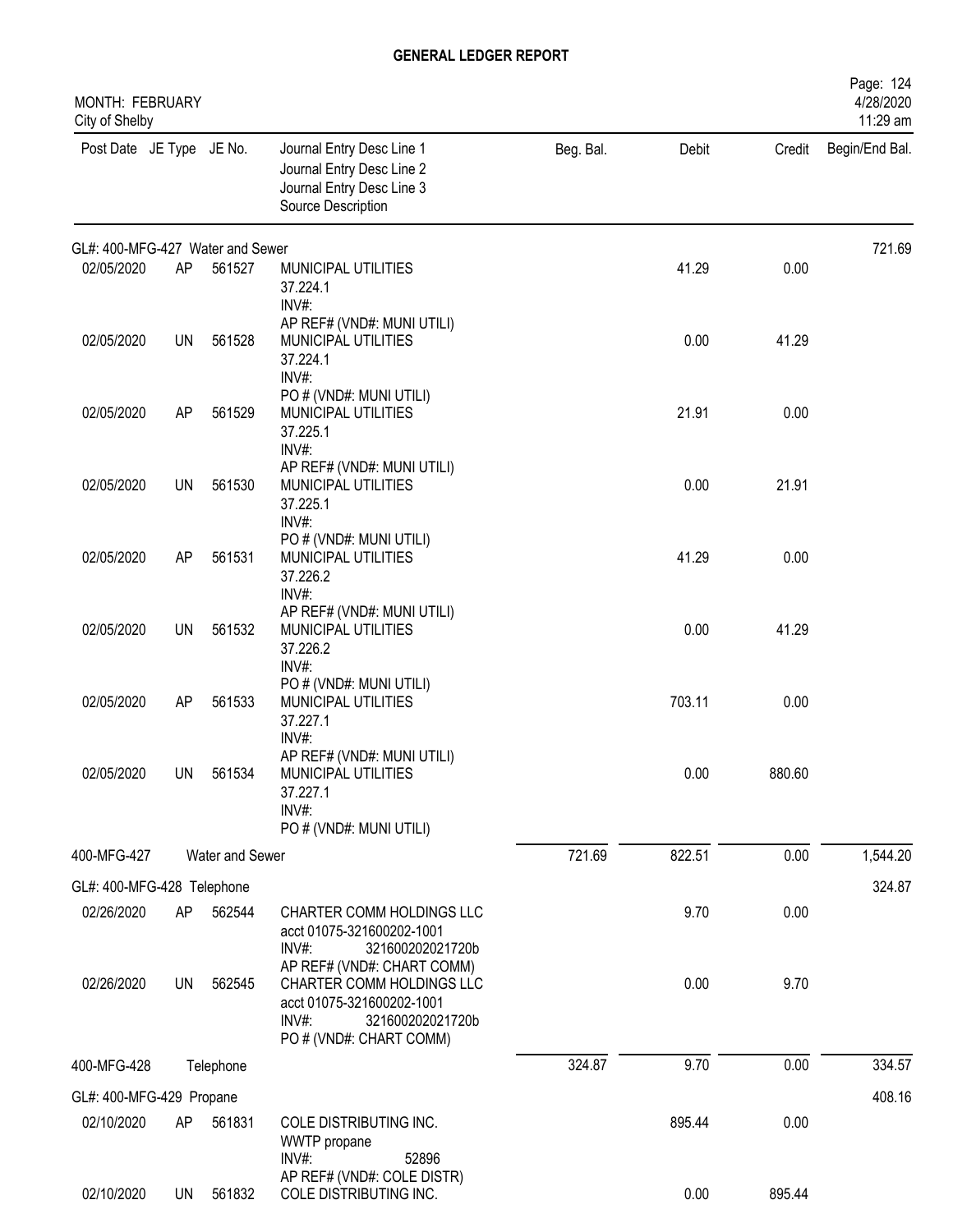# GENERAL LEDGER REPORT

MONTH: FEBRUARY
City of Shelby

| Post Date | JE Type | JE No. | Journal Entry Desc Line 1 / Journal Entry Desc Line 2 / Journal Entry Desc Line 3 / Source Description | Beg. Bal. | Debit | Credit | Begin/End Bal. |
|---|---|---|---|---|---|---|---|
| GL#: 400-MFG-427 Water and Sewer | | | | | | | 721.69 |
| 02/05/2020 | AP | 561527 | MUNICIPAL UTILITIES<br>37.224.1<br>INV#:<br>AP REF# (VND#: MUNI UTILI) | | 41.29 | 0.00 | |
| 02/05/2020 | UN | 561528 | MUNICIPAL UTILITIES<br>37.224.1<br>INV#:<br>PO # (VND#: MUNI UTILI) | | 0.00 | 41.29 | |
| 02/05/2020 | AP | 561529 | MUNICIPAL UTILITIES<br>37.225.1<br>INV#:<br>AP REF# (VND#: MUNI UTILI) | | 21.91 | 0.00 | |
| 02/05/2020 | UN | 561530 | MUNICIPAL UTILITIES<br>37.225.1<br>INV#:<br>PO # (VND#: MUNI UTILI) | | 0.00 | 21.91 | |
| 02/05/2020 | AP | 561531 | MUNICIPAL UTILITIES<br>37.226.2<br>INV#:<br>AP REF# (VND#: MUNI UTILI) | | 41.29 | 0.00 | |
| 02/05/2020 | UN | 561532 | MUNICIPAL UTILITIES<br>37.226.2<br>INV#:<br>PO # (VND#: MUNI UTILI) | | 0.00 | 41.29 | |
| 02/05/2020 | AP | 561533 | MUNICIPAL UTILITIES<br>37.227.1<br>INV#:<br>AP REF# (VND#: MUNI UTILI) | | 703.11 | 0.00 | |
| 02/05/2020 | UN | 561534 | MUNICIPAL UTILITIES<br>37.227.1<br>INV#:<br>PO # (VND#: MUNI UTILI) | | 0.00 | 880.60 | |
| 400-MFG-427 | | Water and Sewer | | 721.69 | 822.51 | 0.00 | 1,544.20 |
| GL#: 400-MFG-428 Telephone | | | | | | | 324.87 |
| 02/26/2020 | AP | 562544 | CHARTER COMM HOLDINGS LLC<br>acct 01075-321600202-1001<br>INV#: 321600202021720b<br>AP REF# (VND#: CHART COMM) | | 9.70 | 0.00 | |
| 02/26/2020 | UN | 562545 | CHARTER COMM HOLDINGS LLC<br>acct 01075-321600202-1001<br>INV#: 321600202021720b<br>PO # (VND#: CHART COMM) | | 0.00 | 9.70 | |
| 400-MFG-428 | | Telephone | | 324.87 | 9.70 | 0.00 | 334.57 |
| GL#: 400-MFG-429 Propane | | | | | | | 408.16 |
| 02/10/2020 | AP | 561831 | COLE DISTRIBUTING INC.<br>WWTP propane<br>INV#: 52896<br>AP REF# (VND#: COLE DISTR) | | 895.44 | 0.00 | |
| 02/10/2020 | UN | 561832 | COLE DISTRIBUTING INC. | | 0.00 | 895.44 | |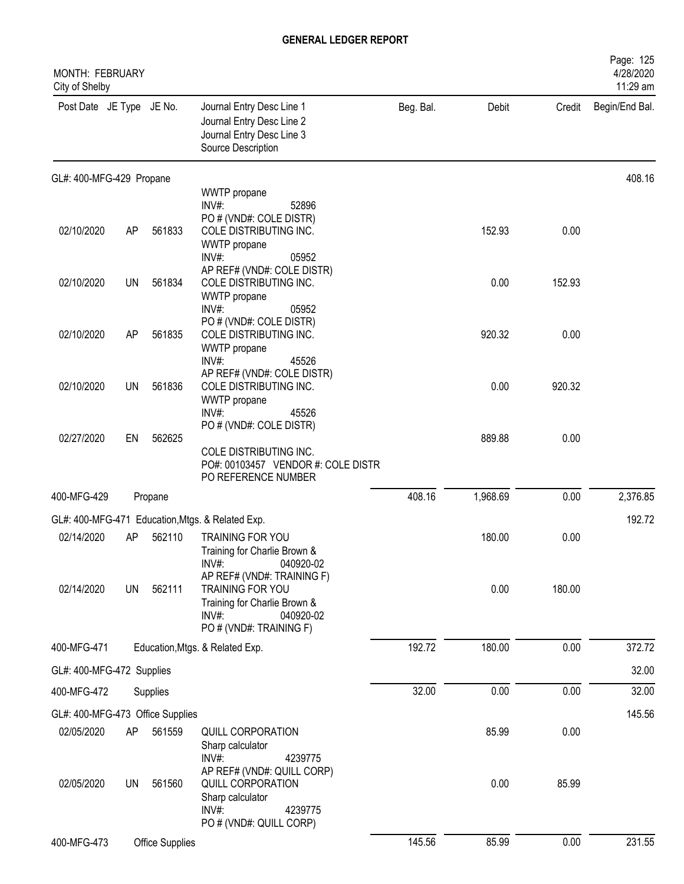# GENERAL LEDGER REPORT

MONTH: FEBRUARY
City of Shelby

| Post Date | JE Type | JE No. | Journal Entry Desc Line 1 / Journal Entry Desc Line 2 / Journal Entry Desc Line 3 / Source Description | Beg. Bal. | Debit | Credit | Begin/End Bal. |
|---|---|---|---|---|---|---|---|
| GL#: 400-MFG-429 Propane | | | | | | | 408.16 |
| | | | WWTP propane<br>INV#: 52896<br>PO # (VND#: COLE DISTR) | | | | |
| 02/10/2020 | AP | 561833 | COLE DISTRIBUTING INC.<br>WWTP propane<br>INV#: 05952<br>AP REF# (VND#: COLE DISTR) | | 152.93 | 0.00 | |
| 02/10/2020 | UN | 561834 | COLE DISTRIBUTING INC.<br>WWTP propane<br>INV#: 05952<br>PO # (VND#: COLE DISTR) | | 0.00 | 152.93 | |
| 02/10/2020 | AP | 561835 | COLE DISTRIBUTING INC.<br>WWTP propane<br>INV#: 45526<br>AP REF# (VND#: COLE DISTR) | | 920.32 | 0.00 | |
| 02/10/2020 | UN | 561836 | COLE DISTRIBUTING INC.<br>WWTP propane<br>INV#: 45526<br>PO # (VND#: COLE DISTR) | | 0.00 | 920.32 | |
| 02/27/2020 | EN | 562625 | COLE DISTRIBUTING INC.<br>PO#: 00103457 VENDOR #: COLE DISTR<br>PO REFERENCE NUMBER | | 889.88 | 0.00 | |
| 400-MFG-429 | | Propane | | 408.16 | 1,968.69 | 0.00 | 2,376.85 |
| GL#: 400-MFG-471 Education,Mtgs. & Related Exp. | | | | | | | 192.72 |
| 02/14/2020 | AP | 562110 | TRAINING FOR YOU<br>Training for Charlie Brown &<br>INV#: 040920-02<br>AP REF# (VND#: TRAINING F) | | 180.00 | 0.00 | |
| 02/14/2020 | UN | 562111 | TRAINING FOR YOU<br>Training for Charlie Brown &<br>INV#: 040920-02<br>PO # (VND#: TRAINING F) | | 0.00 | 180.00 | |
| 400-MFG-471 | | Education,Mtgs. & Related Exp. | | 192.72 | 180.00 | 0.00 | 372.72 |
| GL#: 400-MFG-472 Supplies | | | | | | | 32.00 |
| 400-MFG-472 | | Supplies | | 32.00 | 0.00 | 0.00 | 32.00 |
| GL#: 400-MFG-473 Office Supplies | | | | | | | 145.56 |
| 02/05/2020 | AP | 561559 | QUILL CORPORATION<br>Sharp calculator<br>INV#: 4239775<br>AP REF# (VND#: QUILL CORP) | | 85.99 | 0.00 | |
| 02/05/2020 | UN | 561560 | QUILL CORPORATION<br>Sharp calculator<br>INV#: 4239775<br>PO # (VND#: QUILL CORP) | | 0.00 | 85.99 | |
| 400-MFG-473 | | Office Supplies | | 145.56 | 85.99 | 0.00 | 231.55 |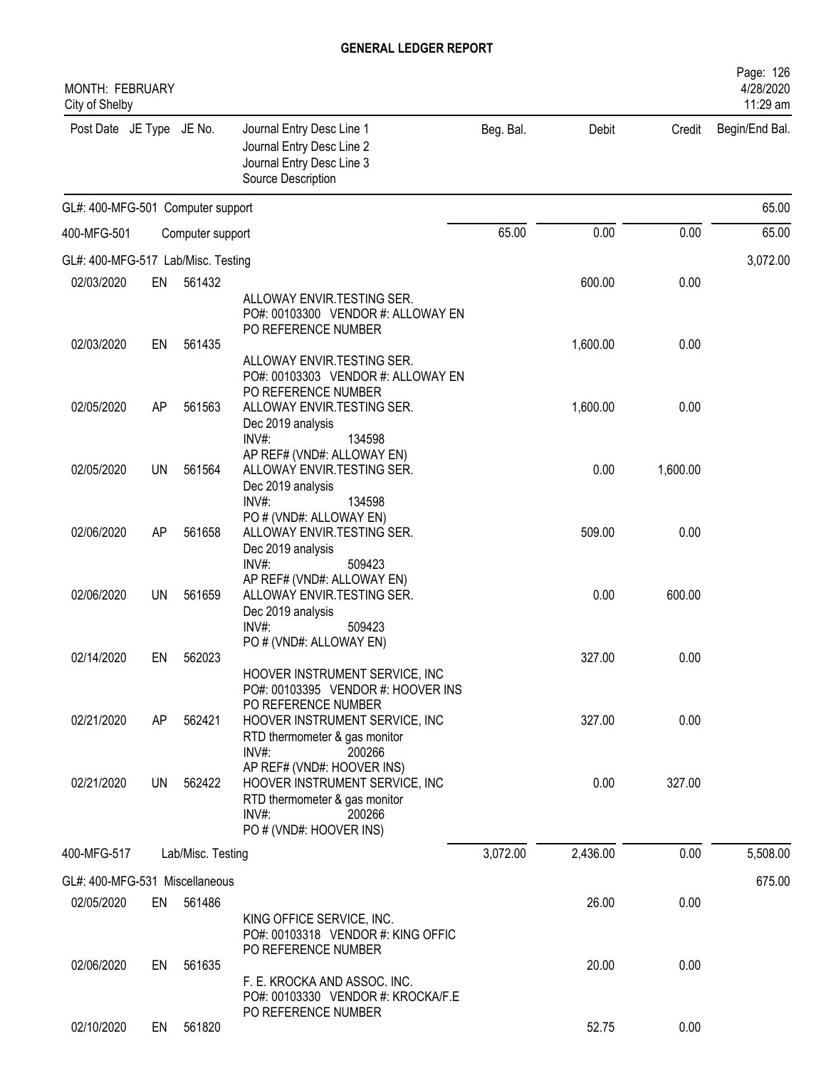# GENERAL LEDGER REPORT

MONTH: FEBRUARY
City of Shelby

Page: 126
4/28/2020
11:29 am

| Post Date | JE Type | JE No. | Journal Entry Desc Line 1 / Journal Entry Desc Line 2 / Journal Entry Desc Line 3 / Source Description | Beg. Bal. | Debit | Credit | Begin/End Bal. |
|---|---|---|---|---|---|---|---|
| GL#: 400-MFG-501 Computer support | | | | | | | 65.00 |
| 400-MFG-501 | | | Computer support | 65.00 | 0.00 | 0.00 | 65.00 |
| GL#: 400-MFG-517 Lab/Misc. Testing | | | | | | | 3,072.00 |
| 02/03/2020 | EN | 561432 | ALLOWAY ENVIR.TESTING SER. PO#: 00103300 VENDOR #: ALLOWAY EN PO REFERENCE NUMBER | | 600.00 | 0.00 | |
| 02/03/2020 | EN | 561435 | ALLOWAY ENVIR.TESTING SER. PO#: 00103303 VENDOR #: ALLOWAY EN PO REFERENCE NUMBER | | 1,600.00 | 0.00 | |
| 02/05/2020 | AP | 561563 | ALLOWAY ENVIR.TESTING SER. Dec 2019 analysis INV#: 134598 AP REF# (VND#: ALLOWAY EN) | | 1,600.00 | 0.00 | |
| 02/05/2020 | UN | 561564 | ALLOWAY ENVIR.TESTING SER. Dec 2019 analysis INV#: 134598 PO # (VND#: ALLOWAY EN) | | 0.00 | 1,600.00 | |
| 02/06/2020 | AP | 561658 | ALLOWAY ENVIR.TESTING SER. Dec 2019 analysis INV#: 509423 AP REF# (VND#: ALLOWAY EN) | | 509.00 | 0.00 | |
| 02/06/2020 | UN | 561659 | ALLOWAY ENVIR.TESTING SER. Dec 2019 analysis INV#: 509423 PO # (VND#: ALLOWAY EN) | | 0.00 | 600.00 | |
| 02/14/2020 | EN | 562023 | HOOVER INSTRUMENT SERVICE, INC PO#: 00103395 VENDOR #: HOOVER INS PO REFERENCE NUMBER | | 327.00 | 0.00 | |
| 02/21/2020 | AP | 562421 | HOOVER INSTRUMENT SERVICE, INC RTD thermometer & gas monitor INV#: 200266 AP REF# (VND#: HOOVER INS) | | 327.00 | 0.00 | |
| 02/21/2020 | UN | 562422 | HOOVER INSTRUMENT SERVICE, INC RTD thermometer & gas monitor INV#: 200266 PO # (VND#: HOOVER INS) | | 0.00 | 327.00 | |
| 400-MFG-517 | | | Lab/Misc. Testing | 3,072.00 | 2,436.00 | 0.00 | 5,508.00 |
| GL#: 400-MFG-531 Miscellaneous | | | | | | | 675.00 |
| 02/05/2020 | EN | 561486 | KING OFFICE SERVICE, INC. PO#: 00103318 VENDOR #: KING OFFIC PO REFERENCE NUMBER | | 26.00 | 0.00 | |
| 02/06/2020 | EN | 561635 | F. E. KROCKA AND ASSOC. INC. PO#: 00103330 VENDOR #: KROCKA/F.E PO REFERENCE NUMBER | | 20.00 | 0.00 | |
| 02/10/2020 | EN | 561820 | | | 52.75 | 0.00 | |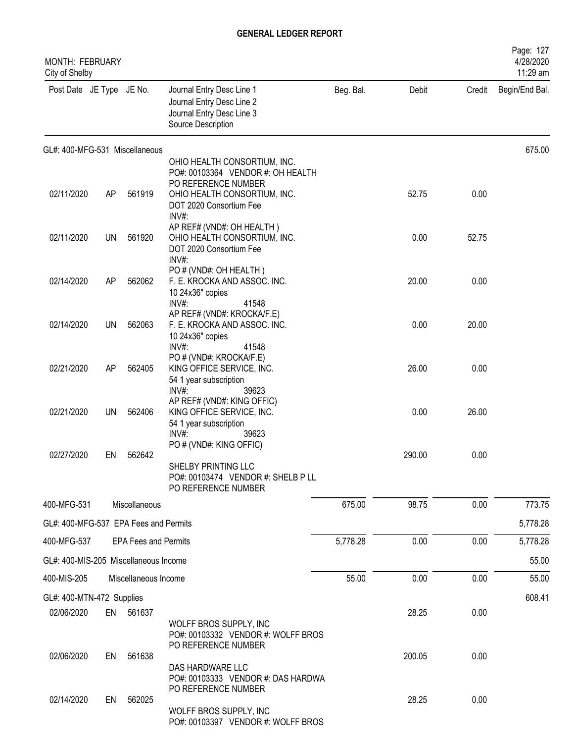# GENERAL LEDGER REPORT

MONTH: FEBRUARY
City of Shelby

| Post Date | JE Type | JE No. | Journal Entry Desc Line 1 / Journal Entry Desc Line 2 / Journal Entry Desc Line 3 / Source Description | Beg. Bal. | Debit | Credit | Begin/End Bal. |
|---|---|---|---|---|---|---|---|
| GL#: 400-MFG-531 Miscellaneous | | | | | | | 675.00 |
| | | | OHIO HEALTH CONSORTIUM, INC. PO#: 00103364 VENDOR #: OH HEALTH PO REFERENCE NUMBER | | | | |
| 02/11/2020 | AP | 561919 | OHIO HEALTH CONSORTIUM, INC. DOT 2020 Consortium Fee INV#: AP REF# (VND#: OH HEALTH ) | | 52.75 | 0.00 | |
| 02/11/2020 | UN | 561920 | OHIO HEALTH CONSORTIUM, INC. DOT 2020 Consortium Fee INV#: PO # (VND#: OH HEALTH ) | | 0.00 | 52.75 | |
| 02/14/2020 | AP | 562062 | F. E. KROCKA AND ASSOC. INC. 10 24x36" copies INV#: 41548 AP REF# (VND#: KROCKA/F.E) | | 20.00 | 0.00 | |
| 02/14/2020 | UN | 562063 | F. E. KROCKA AND ASSOC. INC. 10 24x36" copies INV#: 41548 PO # (VND#: KROCKA/F.E) | | 0.00 | 20.00 | |
| 02/21/2020 | AP | 562405 | KING OFFICE SERVICE, INC. 54 1 year subscription INV#: 39623 AP REF# (VND#: KING OFFIC) | | 26.00 | 0.00 | |
| 02/21/2020 | UN | 562406 | KING OFFICE SERVICE, INC. 54 1 year subscription INV#: 39623 PO # (VND#: KING OFFIC) | | 0.00 | 26.00 | |
| 02/27/2020 | EN | 562642 | SHELBY PRINTING LLC PO#: 00103474 VENDOR #: SHELB P LL PO REFERENCE NUMBER | | 290.00 | 0.00 | |
| 400-MFG-531 | | Miscellaneous | | 675.00 | 98.75 | 0.00 | 773.75 |
| GL#: 400-MFG-537 EPA Fees and Permits | | | | | | | 5,778.28 |
| 400-MFG-537 | | EPA Fees and Permits | | 5,778.28 | 0.00 | 0.00 | 5,778.28 |
| GL#: 400-MIS-205 Miscellaneous Income | | | | | | | 55.00 |
| 400-MIS-205 | | Miscellaneous Income | | 55.00 | 0.00 | 0.00 | 55.00 |
| GL#: 400-MTN-472 Supplies | | | | | | | 608.41 |
| 02/06/2020 | EN | 561637 | WOLFF BROS SUPPLY, INC PO#: 00103332 VENDOR #: WOLFF BROS PO REFERENCE NUMBER | | 28.25 | 0.00 | |
| 02/06/2020 | EN | 561638 | DAS HARDWARE LLC PO#: 00103333 VENDOR #: DAS HARDWA PO REFERENCE NUMBER | | 200.05 | 0.00 | |
| 02/14/2020 | EN | 562025 | WOLFF BROS SUPPLY, INC PO#: 00103397 VENDOR #: WOLFF BROS | | 28.25 | 0.00 | |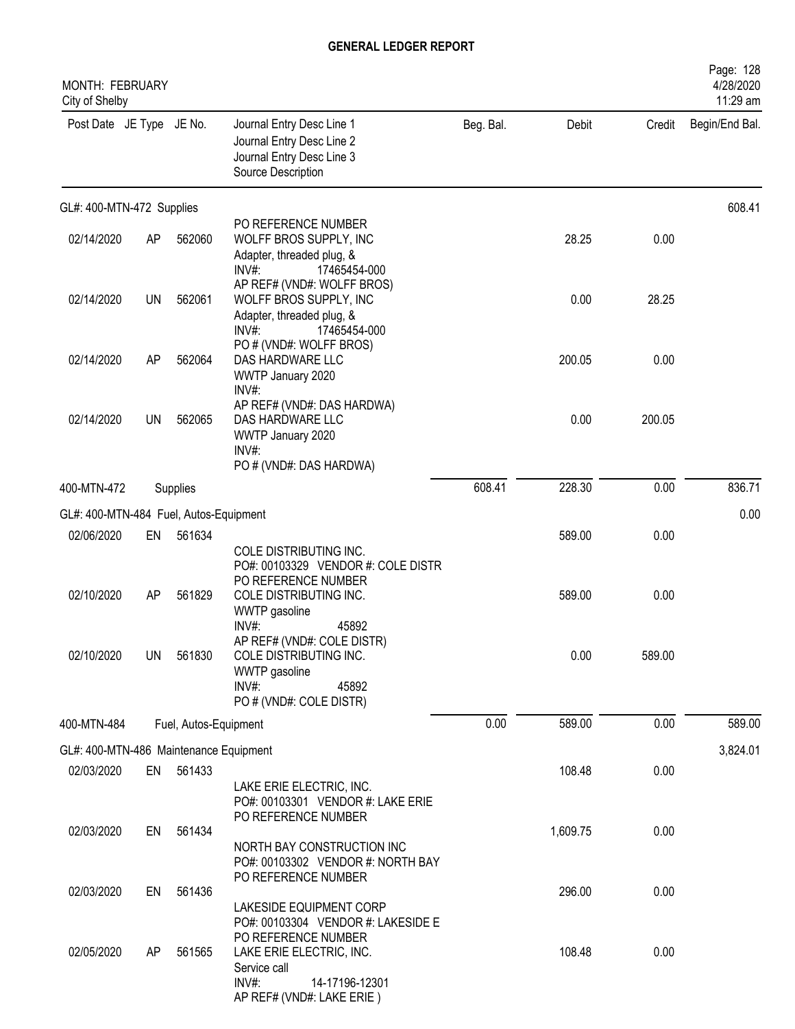# GENERAL LEDGER REPORT

MONTH: FEBRUARY
City of Shelby

| Post Date | JE Type | JE No. | Journal Entry Desc Line 1 / Journal Entry Desc Line 2 / Journal Entry Desc Line 3 / Source Description | Beg. Bal. | Debit | Credit | Begin/End Bal. |
|---|---|---|---|---|---|---|---|
| **GL#: 400-MTN-472 Supplies** | | | | | | | 608.41 |
| | | | PO REFERENCE NUMBER | | | | |
| 02/14/2020 | AP | 562060 | WOLFF BROS SUPPLY, INC<br>Adapter, threaded plug, &<br>INV#: 17465454-000<br>AP REF# (VND#: WOLFF BROS) | | 28.25 | 0.00 | |
| 02/14/2020 | UN | 562061 | WOLFF BROS SUPPLY, INC<br>Adapter, threaded plug, &<br>INV#: 17465454-000<br>PO # (VND#: WOLFF BROS) | | 0.00 | 28.25 | |
| 02/14/2020 | AP | 562064 | DAS HARDWARE LLC<br>WWTP January 2020<br>INV#:<br>AP REF# (VND#: DAS HARDWA) | | 200.05 | 0.00 | |
| 02/14/2020 | UN | 562065 | DAS HARDWARE LLC<br>WWTP January 2020<br>INV#:<br>PO # (VND#: DAS HARDWA) | | 0.00 | 200.05 | |
| 400-MTN-472 | | Supplies | | 608.41 | 228.30 | 0.00 | 836.71 |
| **GL#: 400-MTN-484 Fuel, Autos-Equipment** | | | | | | | 0.00 |
| 02/06/2020 | EN | 561634 | COLE DISTRIBUTING INC.<br>PO#: 00103329 VENDOR #: COLE DISTR<br>PO REFERENCE NUMBER | | 589.00 | 0.00 | |
| 02/10/2020 | AP | 561829 | COLE DISTRIBUTING INC.<br>WWTP gasoline<br>INV#: 45892<br>AP REF# (VND#: COLE DISTR) | | 589.00 | 0.00 | |
| 02/10/2020 | UN | 561830 | COLE DISTRIBUTING INC.<br>WWTP gasoline<br>INV#: 45892<br>PO # (VND#: COLE DISTR) | | 0.00 | 589.00 | |
| 400-MTN-484 | | Fuel, Autos-Equipment | | 0.00 | 589.00 | 0.00 | 589.00 |
| **GL#: 400-MTN-486 Maintenance Equipment** | | | | | | | 3,824.01 |
| 02/03/2020 | EN | 561433 | LAKE ERIE ELECTRIC, INC.<br>PO#: 00103301 VENDOR #: LAKE ERIE<br>PO REFERENCE NUMBER | | 108.48 | 0.00 | |
| 02/03/2020 | EN | 561434 | NORTH BAY CONSTRUCTION INC<br>PO#: 00103302 VENDOR #: NORTH BAY<br>PO REFERENCE NUMBER | | 1,609.75 | 0.00 | |
| 02/03/2020 | EN | 561436 | LAKESIDE EQUIPMENT CORP<br>PO#: 00103304 VENDOR #: LAKESIDE E<br>PO REFERENCE NUMBER | | 296.00 | 0.00 | |
| 02/05/2020 | AP | 561565 | LAKE ERIE ELECTRIC, INC.<br>Service call<br>INV#: 14-17196-12301<br>AP REF# (VND#: LAKE ERIE ) | | 108.48 | 0.00 | |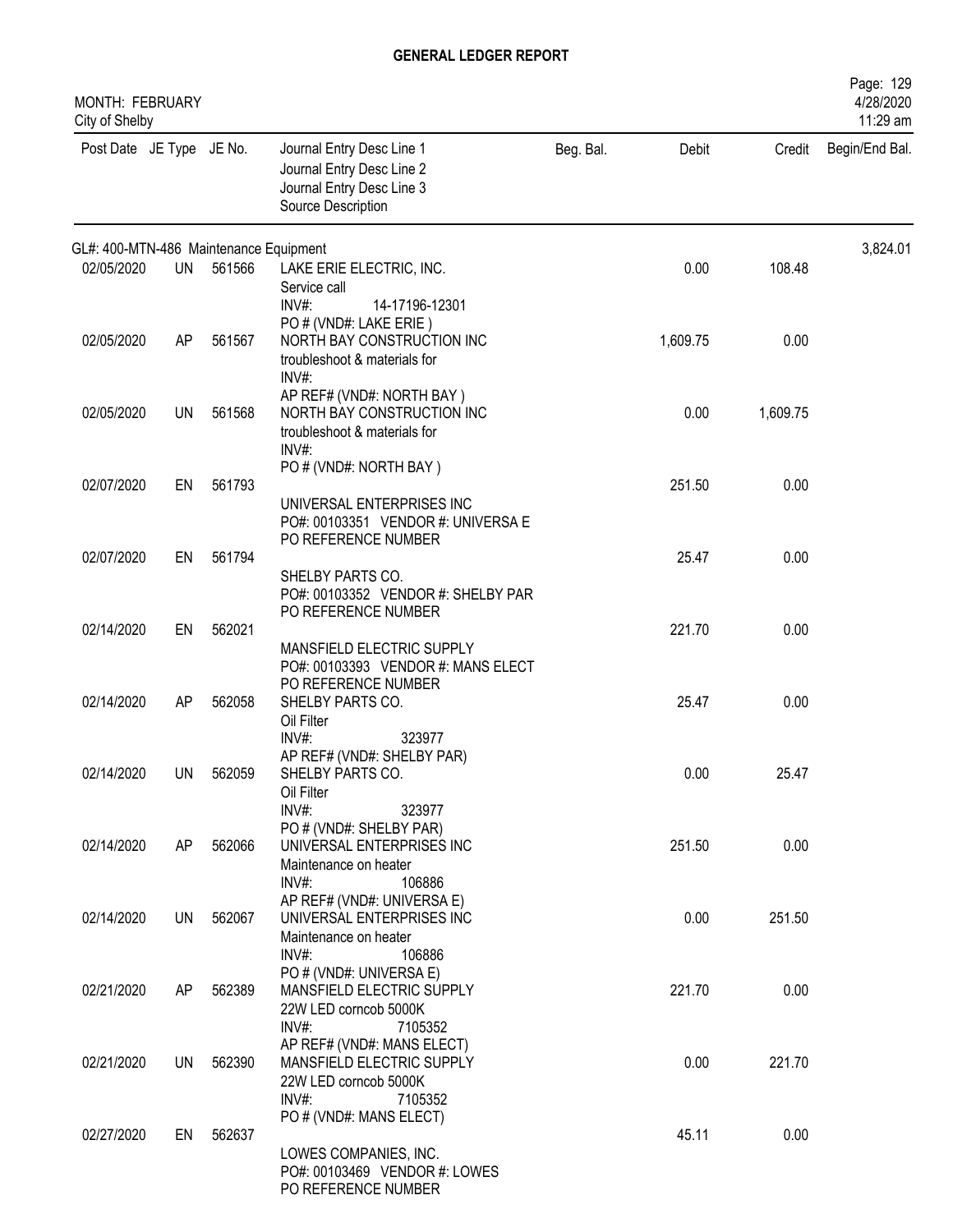# GENERAL LEDGER REPORT

MONTH: FEBRUARY
City of Shelby

4/28/2020
11:29 am

| Post Date | JE Type | JE No. | Journal Entry Desc Line 1<br>Journal Entry Desc Line 2<br>Journal Entry Desc Line 3<br>Source Description | Beg. Bal. | Debit | Credit | Begin/End Bal. |
|---|---|---|---|---|---|---|---|
| GL#: 400-MTN-486 Maintenance Equipment | | | | | | | 3,824.01 |
| 02/05/2020 | UN | 561566 | LAKE ERIE ELECTRIC, INC.<br>Service call<br>INV#: 14-17196-12301<br>PO # (VND#: LAKE ERIE ) | | 0.00 | 108.48 | |
| 02/05/2020 | AP | 561567 | NORTH BAY CONSTRUCTION INC<br>troubleshoot & materials for<br>INV#:<br>AP REF# (VND#: NORTH BAY ) | | 1,609.75 | 0.00 | |
| 02/05/2020 | UN | 561568 | NORTH BAY CONSTRUCTION INC<br>troubleshoot & materials for<br>INV#:<br>PO # (VND#: NORTH BAY ) | | 0.00 | 1,609.75 | |
| 02/07/2020 | EN | 561793 | UNIVERSAL ENTERPRISES INC<br>PO#: 00103351 VENDOR #: UNIVERSA E<br>PO REFERENCE NUMBER | | 251.50 | 0.00 | |
| 02/07/2020 | EN | 561794 | SHELBY PARTS CO.<br>PO#: 00103352 VENDOR #: SHELBY PAR<br>PO REFERENCE NUMBER | | 25.47 | 0.00 | |
| 02/14/2020 | EN | 562021 | MANSFIELD ELECTRIC SUPPLY<br>PO#: 00103393 VENDOR #: MANS ELECT<br>PO REFERENCE NUMBER | | 221.70 | 0.00 | |
| 02/14/2020 | AP | 562058 | SHELBY PARTS CO.<br>Oil Filter<br>INV#: 323977<br>AP REF# (VND#: SHELBY PAR) | | 25.47 | 0.00 | |
| 02/14/2020 | UN | 562059 | SHELBY PARTS CO.<br>Oil Filter<br>INV#: 323977<br>PO # (VND#: SHELBY PAR) | | 0.00 | 25.47 | |
| 02/14/2020 | AP | 562066 | UNIVERSAL ENTERPRISES INC<br>Maintenance on heater<br>INV#: 106886<br>AP REF# (VND#: UNIVERSA E) | | 251.50 | 0.00 | |
| 02/14/2020 | UN | 562067 | UNIVERSAL ENTERPRISES INC<br>Maintenance on heater<br>INV#: 106886<br>PO # (VND#: UNIVERSA E) | | 0.00 | 251.50 | |
| 02/21/2020 | AP | 562389 | MANSFIELD ELECTRIC SUPPLY<br>22W LED corncob 5000K<br>INV#: 7105352<br>AP REF# (VND#: MANS ELECT) | | 221.70 | 0.00 | |
| 02/21/2020 | UN | 562390 | MANSFIELD ELECTRIC SUPPLY<br>22W LED corncob 5000K<br>INV#: 7105352<br>PO # (VND#: MANS ELECT) | | 0.00 | 221.70 | |
| 02/27/2020 | EN | 562637 | LOWES COMPANIES, INC.<br>PO#: 00103469 VENDOR #: LOWES<br>PO REFERENCE NUMBER | | 45.11 | 0.00 | |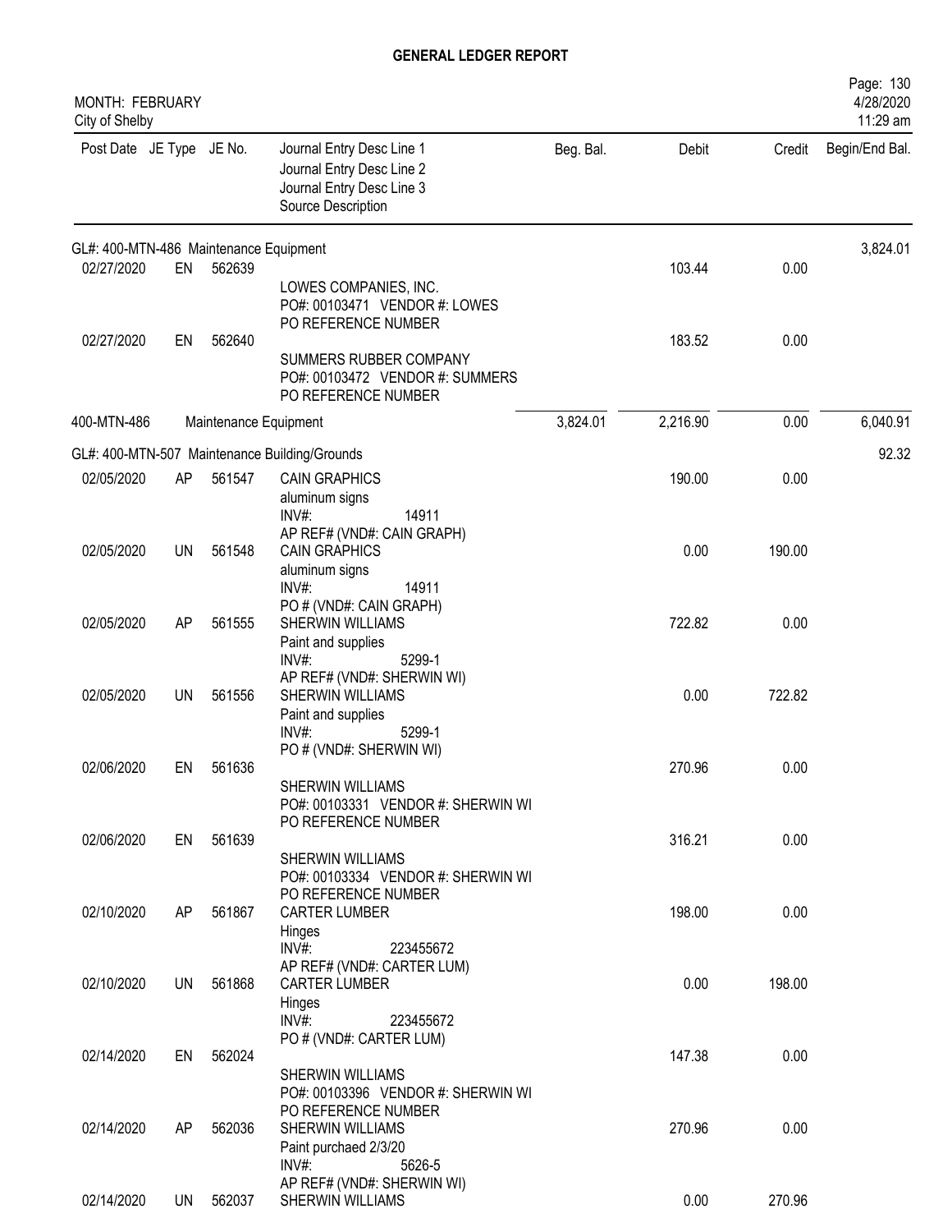# GENERAL LEDGER REPORT

MONTH: FEBRUARY
City of Shelby

4/28/2020
11:29 am

| Post Date | JE Type | JE No. | Journal Entry Desc Line 1<br>Journal Entry Desc Line 2<br>Journal Entry Desc Line 3<br>Source Description | Beg. Bal. | Debit | Credit | Begin/End Bal. |
|---|---|---|---|---|---|---|---|
| GL#: 400-MTN-486 Maintenance Equipment | | | | | | | 3,824.01 |
| 02/27/2020 | EN | 562639 | LOWES COMPANIES, INC.<br>PO#: 00103471 VENDOR #: LOWES<br>PO REFERENCE NUMBER | | 103.44 | 0.00 | |
| 02/27/2020 | EN | 562640 | SUMMERS RUBBER COMPANY<br>PO#: 00103472 VENDOR #: SUMMERS<br>PO REFERENCE NUMBER | | 183.52 | 0.00 | |
| 400-MTN-486 | | Maintenance Equipment | | 3,824.01 | 2,216.90 | 0.00 | 6,040.91 |
| GL#: 400-MTN-507 Maintenance Building/Grounds | | | | | | | 92.32 |
| 02/05/2020 | AP | 561547 | CAIN GRAPHICS<br>aluminum signs<br>INV#: 14911<br>AP REF# (VND#: CAIN GRAPH) | | 190.00 | 0.00 | |
| 02/05/2020 | UN | 561548 | CAIN GRAPHICS<br>aluminum signs<br>INV#: 14911<br>PO # (VND#: CAIN GRAPH) | | 0.00 | 190.00 | |
| 02/05/2020 | AP | 561555 | SHERWIN WILLIAMS<br>Paint and supplies<br>INV#: 5299-1<br>AP REF# (VND#: SHERWIN WI) | | 722.82 | 0.00 | |
| 02/05/2020 | UN | 561556 | SHERWIN WILLIAMS<br>Paint and supplies<br>INV#: 5299-1<br>PO # (VND#: SHERWIN WI) | | 0.00 | 722.82 | |
| 02/06/2020 | EN | 561636 | SHERWIN WILLIAMS<br>PO#: 00103331 VENDOR #: SHERWIN WI<br>PO REFERENCE NUMBER | | 270.96 | 0.00 | |
| 02/06/2020 | EN | 561639 | SHERWIN WILLIAMS<br>PO#: 00103334 VENDOR #: SHERWIN WI<br>PO REFERENCE NUMBER | | 316.21 | 0.00 | |
| 02/10/2020 | AP | 561867 | CARTER LUMBER<br>Hinges<br>INV#: 223455672<br>AP REF# (VND#: CARTER LUM) | | 198.00 | 0.00 | |
| 02/10/2020 | UN | 561868 | CARTER LUMBER<br>Hinges<br>INV#: 223455672<br>PO # (VND#: CARTER LUM) | | 0.00 | 198.00 | |
| 02/14/2020 | EN | 562024 | SHERWIN WILLIAMS<br>PO#: 00103396 VENDOR #: SHERWIN WI<br>PO REFERENCE NUMBER | | 147.38 | 0.00 | |
| 02/14/2020 | AP | 562036 | SHERWIN WILLIAMS<br>Paint purchaed 2/3/20<br>INV#: 5626-5<br>AP REF# (VND#: SHERWIN WI) | | 270.96 | 0.00 | |
| 02/14/2020 | UN | 562037 | SHERWIN WILLIAMS | | 0.00 | 270.96 | |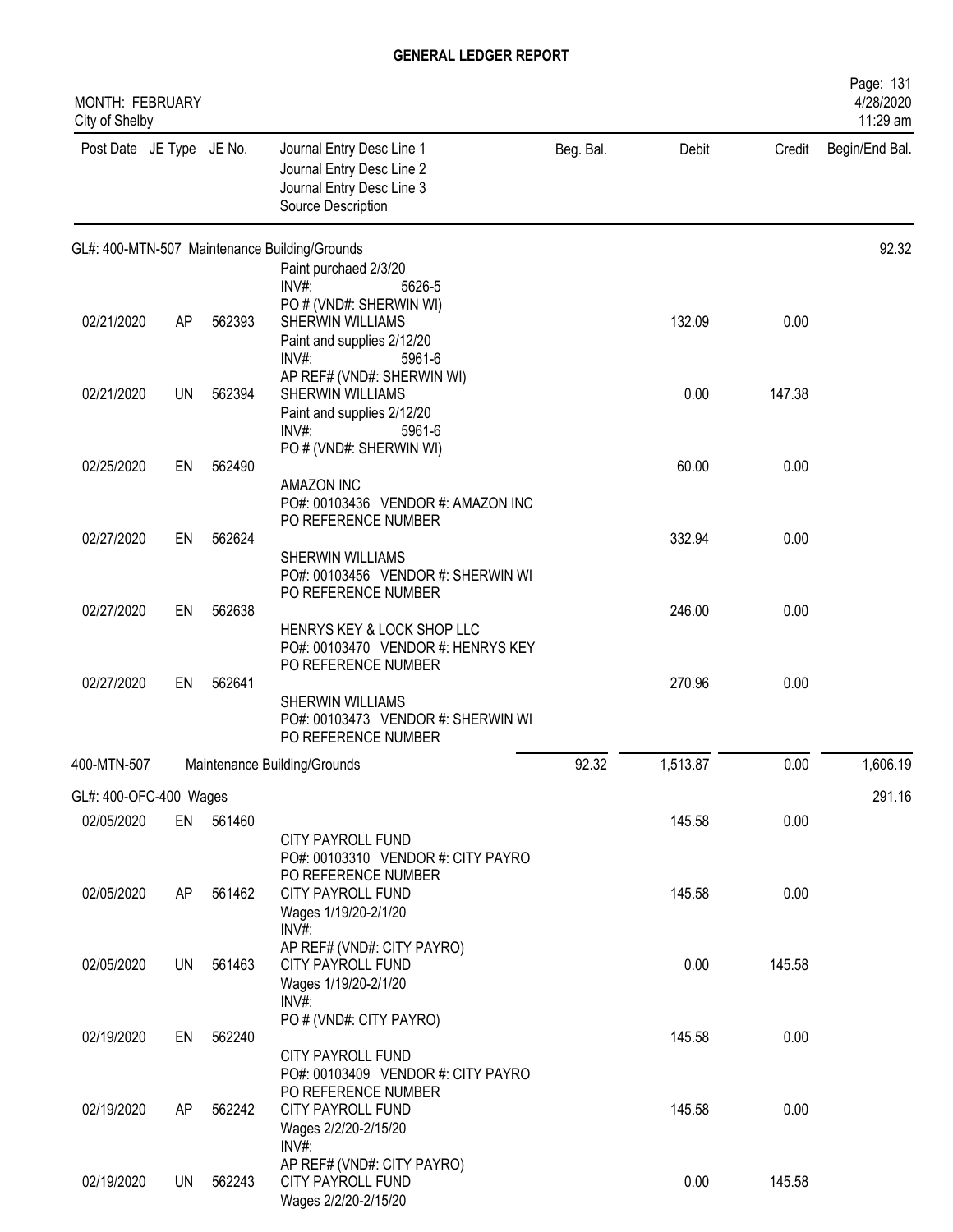# GENERAL LEDGER REPORT

MONTH: FEBRUARY
City of Shelby

Page: 131
4/28/2020
11:29 am

| Post Date | JE Type | JE No. | Journal Entry Desc Line 1 / Journal Entry Desc Line 2 / Journal Entry Desc Line 3 / Source Description | Beg. Bal. | Debit | Credit | Begin/End Bal. |
|---|---|---|---|---|---|---|---|
| GL#: 400-MTN-507 Maintenance Building/Grounds | | | | | | | 92.32 |
| | | | Paint purchaed 2/3/20<br>INV#: 5626-5<br>PO # (VND#: SHERWIN WI) | | | | |
| 02/21/2020 | AP | 562393 | SHERWIN WILLIAMS<br>Paint and supplies 2/12/20<br>INV#: 5961-6<br>AP REF# (VND#: SHERWIN WI) | | 132.09 | 0.00 | |
| 02/21/2020 | UN | 562394 | SHERWIN WILLIAMS<br>Paint and supplies 2/12/20<br>INV#: 5961-6<br>PO # (VND#: SHERWIN WI) | | 0.00 | 147.38 | |
| 02/25/2020 | EN | 562490 | AMAZON INC<br>PO#: 00103436 VENDOR #: AMAZON INC<br>PO REFERENCE NUMBER | | 60.00 | 0.00 | |
| 02/27/2020 | EN | 562624 | SHERWIN WILLIAMS<br>PO#: 00103456 VENDOR #: SHERWIN WI<br>PO REFERENCE NUMBER | | 332.94 | 0.00 | |
| 02/27/2020 | EN | 562638 | HENRYS KEY & LOCK SHOP LLC<br>PO#: 00103470 VENDOR #: HENRYS KEY<br>PO REFERENCE NUMBER | | 246.00 | 0.00 | |
| 02/27/2020 | EN | 562641 | SHERWIN WILLIAMS<br>PO#: 00103473 VENDOR #: SHERWIN WI<br>PO REFERENCE NUMBER | | 270.96 | 0.00 | |
| 400-MTN-507 | | | Maintenance Building/Grounds | 92.32 | 1,513.87 | 0.00 | 1,606.19 |
| GL#: 400-OFC-400 Wages | | | | | | | 291.16 |
| 02/05/2020 | EN | 561460 | CITY PAYROLL FUND<br>PO#: 00103310 VENDOR #: CITY PAYRO<br>PO REFERENCE NUMBER | | 145.58 | 0.00 | |
| 02/05/2020 | AP | 561462 | CITY PAYROLL FUND<br>Wages 1/19/20-2/1/20<br>INV#:<br>AP REF# (VND#: CITY PAYRO) | | 145.58 | 0.00 | |
| 02/05/2020 | UN | 561463 | CITY PAYROLL FUND<br>Wages 1/19/20-2/1/20<br>INV#:<br>PO # (VND#: CITY PAYRO) | | 0.00 | 145.58 | |
| 02/19/2020 | EN | 562240 | CITY PAYROLL FUND<br>PO#: 00103409 VENDOR #: CITY PAYRO<br>PO REFERENCE NUMBER | | 145.58 | 0.00 | |
| 02/19/2020 | AP | 562242 | CITY PAYROLL FUND<br>Wages 2/2/20-2/15/20<br>INV#:<br>AP REF# (VND#: CITY PAYRO) | | 145.58 | 0.00 | |
| 02/19/2020 | UN | 562243 | CITY PAYROLL FUND<br>Wages 2/2/20-2/15/20 | | 0.00 | 145.58 | |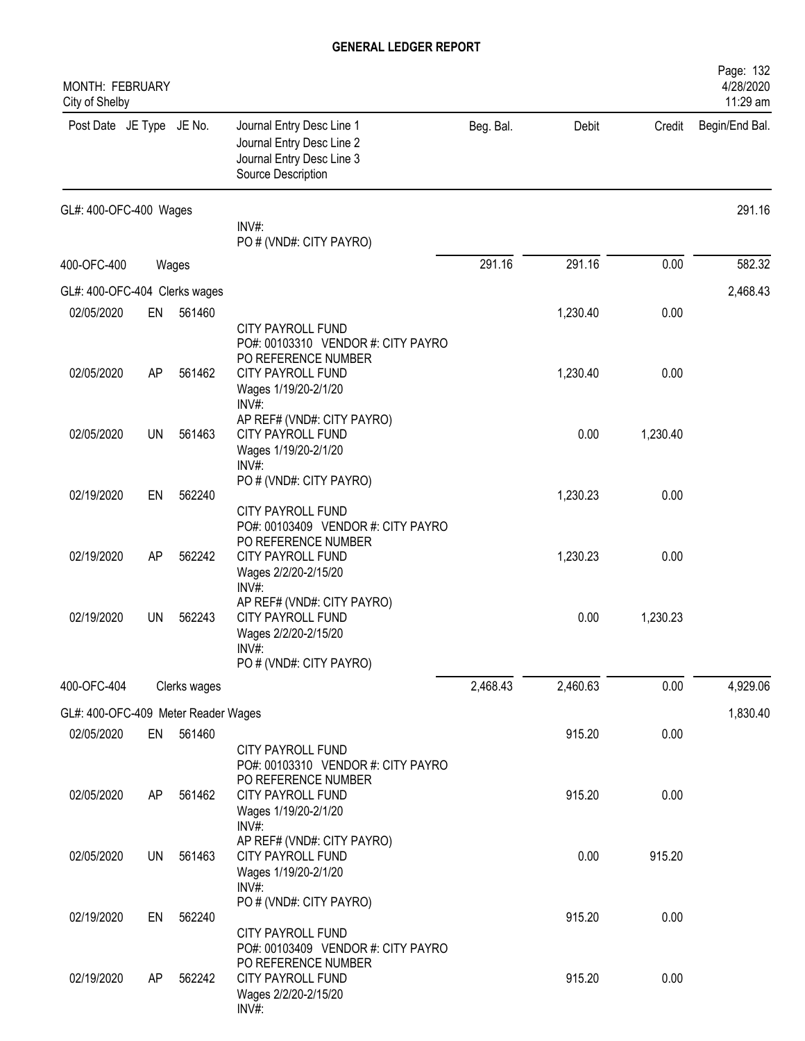## GENERAL LEDGER REPORT

MONTH: FEBRUARY
City of Shelby

| Post Date | JE Type | JE No. | Journal Entry Desc Line 1 / Journal Entry Desc Line 2 / Journal Entry Desc Line 3 / Source Description | Beg. Bal. | Debit | Credit | Begin/End Bal. |
|---|---|---|---|---|---|---|---|
| GL#: 400-OFC-400 Wages | | | | | | | 291.16 |
| | | | INV#: PO # (VND#: CITY PAYRO) | | | | |
| 400-OFC-400 | | Wages | | 291.16 | 291.16 | 0.00 | 582.32 |
| GL#: 400-OFC-404 Clerks wages | | | | | | | 2,468.43 |
| 02/05/2020 | EN | 561460 | CITY PAYROLL FUND PO#: 00103310 VENDOR #: CITY PAYRO PO REFERENCE NUMBER | | 1,230.40 | 0.00 | |
| 02/05/2020 | AP | 561462 | CITY PAYROLL FUND Wages 1/19/20-2/1/20 INV#: AP REF# (VND#: CITY PAYRO) | | 1,230.40 | 0.00 | |
| 02/05/2020 | UN | 561463 | CITY PAYROLL FUND Wages 1/19/20-2/1/20 INV#: PO # (VND#: CITY PAYRO) | | 0.00 | 1,230.40 | |
| 02/19/2020 | EN | 562240 | CITY PAYROLL FUND PO#: 00103409 VENDOR #: CITY PAYRO PO REFERENCE NUMBER | | 1,230.23 | 0.00 | |
| 02/19/2020 | AP | 562242 | CITY PAYROLL FUND Wages 2/2/20-2/15/20 INV#: AP REF# (VND#: CITY PAYRO) | | 1,230.23 | 0.00 | |
| 02/19/2020 | UN | 562243 | CITY PAYROLL FUND Wages 2/2/20-2/15/20 INV#: PO # (VND#: CITY PAYRO) | | 0.00 | 1,230.23 | |
| 400-OFC-404 | | Clerks wages | | 2,468.43 | 2,460.63 | 0.00 | 4,929.06 |
| GL#: 400-OFC-409 Meter Reader Wages | | | | | | | 1,830.40 |
| 02/05/2020 | EN | 561460 | CITY PAYROLL FUND PO#: 00103310 VENDOR #: CITY PAYRO PO REFERENCE NUMBER | | 915.20 | 0.00 | |
| 02/05/2020 | AP | 561462 | CITY PAYROLL FUND Wages 1/19/20-2/1/20 INV#: AP REF# (VND#: CITY PAYRO) | | 915.20 | 0.00 | |
| 02/05/2020 | UN | 561463 | CITY PAYROLL FUND Wages 1/19/20-2/1/20 INV#: PO # (VND#: CITY PAYRO) | | 0.00 | 915.20 | |
| 02/19/2020 | EN | 562240 | CITY PAYROLL FUND PO#: 00103409 VENDOR #: CITY PAYRO PO REFERENCE NUMBER | | 915.20 | 0.00 | |
| 02/19/2020 | AP | 562242 | CITY PAYROLL FUND Wages 2/2/20-2/15/20 INV#: | | 915.20 | 0.00 | |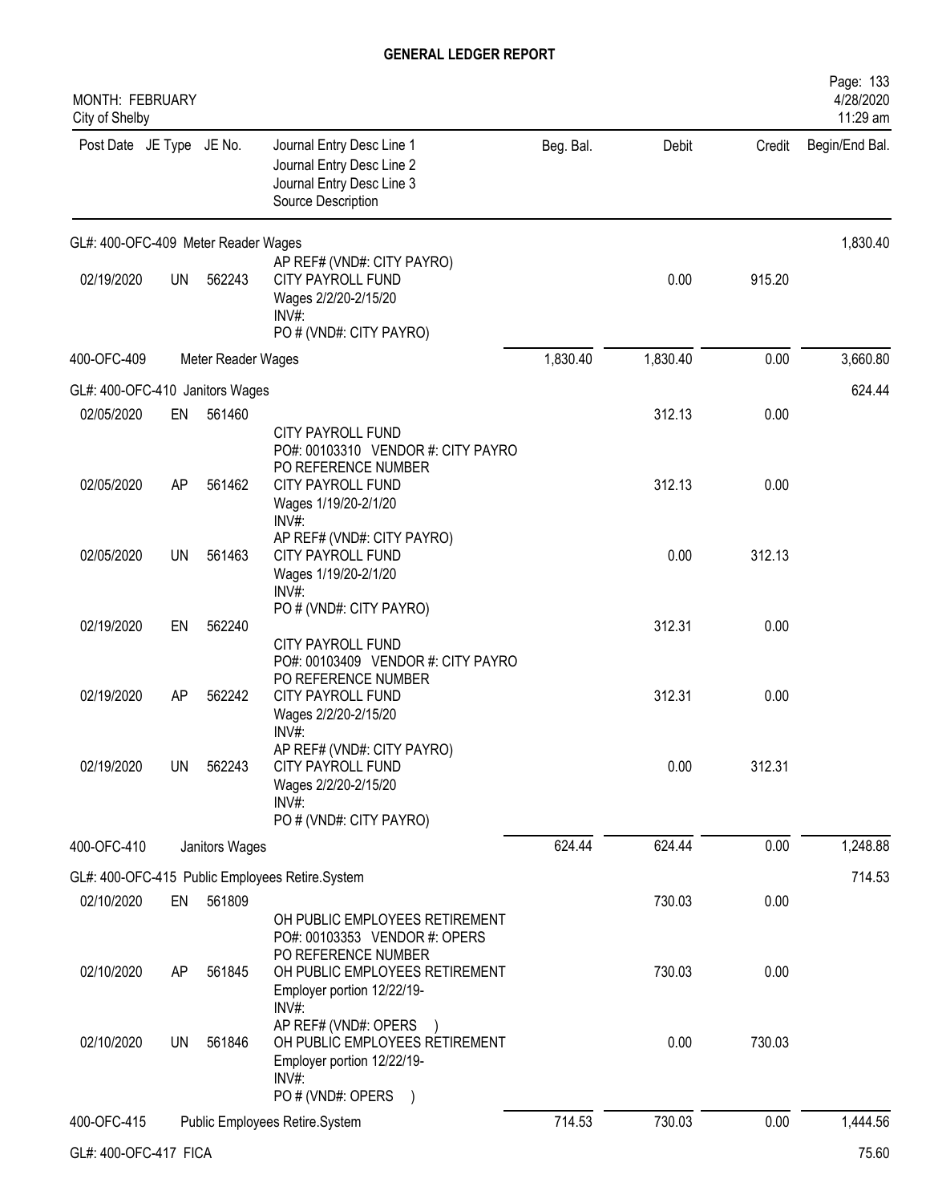# GENERAL LEDGER REPORT

MONTH: FEBRUARY
City of Shelby

| Post Date | JE Type | JE No. | Journal Entry Desc Line 1 / Journal Entry Desc Line 2 / Journal Entry Desc Line 3 / Source Description | Beg. Bal. | Debit | Credit | Begin/End Bal. |
|---|---|---|---|---|---|---|---|
| GL#: 400-OFC-409 Meter Reader Wages | | | | | | | 1,830.40 |
| | | | AP REF# (VND#: CITY PAYRO) | | | | |
| 02/19/2020 | UN | 562243 | CITY PAYROLL FUND<br>Wages 2/2/20-2/15/20<br>INV#:<br>PO # (VND#: CITY PAYRO) | | 0.00 | 915.20 | |
| 400-OFC-409 | | Meter Reader Wages | | 1,830.40 | 1,830.40 | 0.00 | 3,660.80 |
| GL#: 400-OFC-410 Janitors Wages | | | | | | | 624.44 |
| 02/05/2020 | EN | 561460 | CITY PAYROLL FUND<br>PO#: 00103310 VENDOR #: CITY PAYRO<br>PO REFERENCE NUMBER | | 312.13 | 0.00 | |
| 02/05/2020 | AP | 561462 | CITY PAYROLL FUND<br>Wages 1/19/20-2/1/20<br>INV#:<br>AP REF# (VND#: CITY PAYRO) | | 312.13 | 0.00 | |
| 02/05/2020 | UN | 561463 | CITY PAYROLL FUND<br>Wages 1/19/20-2/1/20<br>INV#:<br>PO # (VND#: CITY PAYRO) | | 0.00 | 312.13 | |
| 02/19/2020 | EN | 562240 | CITY PAYROLL FUND<br>PO#: 00103409 VENDOR #: CITY PAYRO<br>PO REFERENCE NUMBER | | 312.31 | 0.00 | |
| 02/19/2020 | AP | 562242 | CITY PAYROLL FUND<br>Wages 2/2/20-2/15/20<br>INV#:<br>AP REF# (VND#: CITY PAYRO) | | 312.31 | 0.00 | |
| 02/19/2020 | UN | 562243 | CITY PAYROLL FUND<br>Wages 2/2/20-2/15/20<br>INV#:<br>PO # (VND#: CITY PAYRO) | | 0.00 | 312.31 | |
| 400-OFC-410 | | Janitors Wages | | 624.44 | 624.44 | 0.00 | 1,248.88 |
| GL#: 400-OFC-415 Public Employees Retire.System | | | | | | | 714.53 |
| 02/10/2020 | EN | 561809 | OH PUBLIC EMPLOYEES RETIREMENT<br>PO#: 00103353 VENDOR #: OPERS<br>PO REFERENCE NUMBER | | 730.03 | 0.00 | |
| 02/10/2020 | AP | 561845 | OH PUBLIC EMPLOYEES RETIREMENT<br>Employer portion 12/22/19-<br>INV#:<br>AP REF# (VND#: OPERS ) | | 730.03 | 0.00 | |
| 02/10/2020 | UN | 561846 | OH PUBLIC EMPLOYEES RETIREMENT<br>Employer portion 12/22/19-<br>INV#:<br>PO # (VND#: OPERS ) | | 0.00 | 730.03 | |
| 400-OFC-415 | | Public Employees Retire.System | | 714.53 | 730.03 | 0.00 | 1,444.56 |
| GL#: 400-OFC-417 FICA | | | | | | | 75.60 |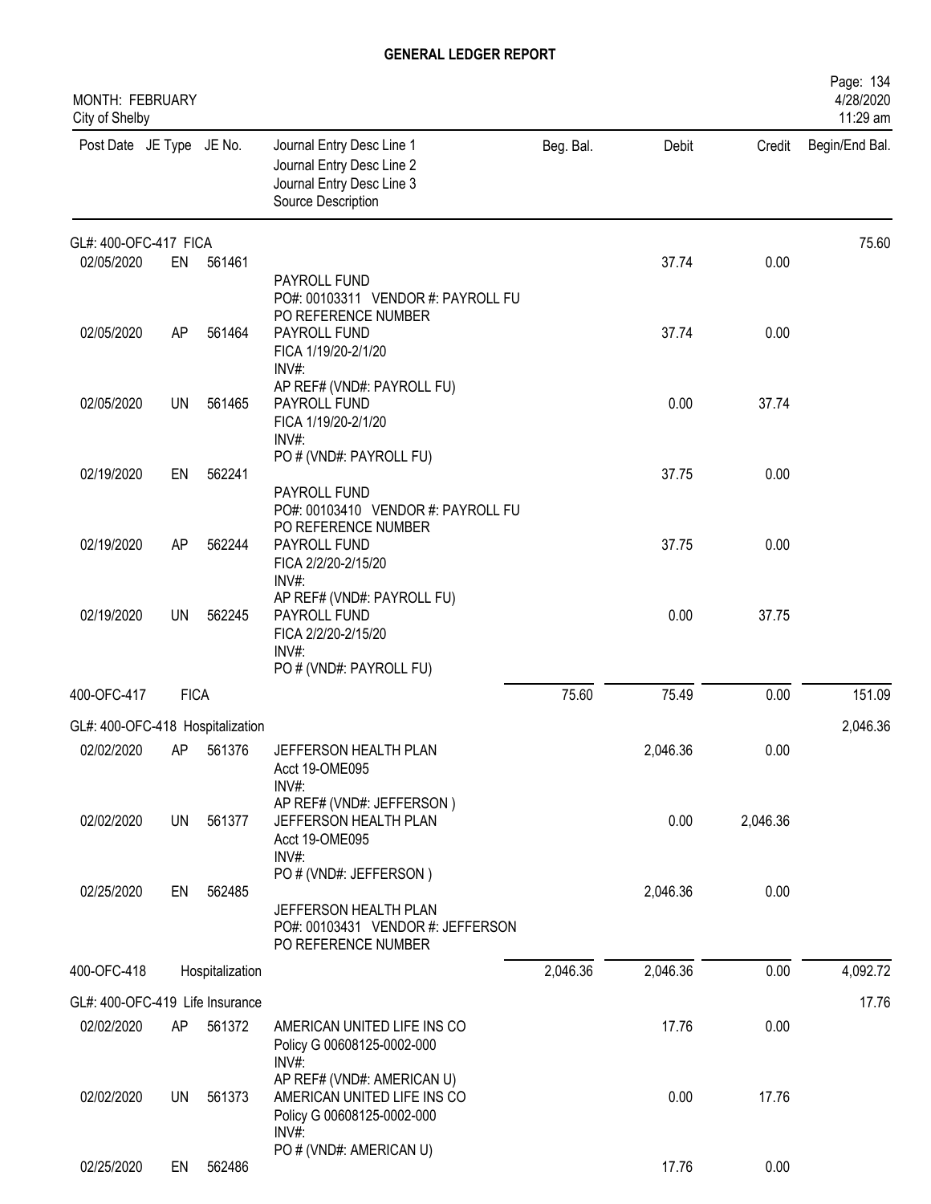# GENERAL LEDGER REPORT

MONTH: FEBRUARY
City of Shelby

| Post Date | JE Type | JE No. | Journal Entry Desc Line 1<br>Journal Entry Desc Line 2<br>Journal Entry Desc Line 3<br>Source Description | Beg. Bal. | Debit | Credit | Begin/End Bal. |
|---|---|---|---|---|---|---|---|
| GL#: 400-OFC-417 FICA | | | | | | | 75.60 |
| 02/05/2020 | EN | 561461 | PAYROLL FUND<br>PO#: 00103311 VENDOR #: PAYROLL FU<br>PO REFERENCE NUMBER | | 37.74 | 0.00 | |
| 02/05/2020 | AP | 561464 | PAYROLL FUND<br>FICA 1/19/20-2/1/20<br>INV#:<br>AP REF# (VND#: PAYROLL FU) | | 37.74 | 0.00 | |
| 02/05/2020 | UN | 561465 | PAYROLL FUND<br>FICA 1/19/20-2/1/20<br>INV#:<br>PO # (VND#: PAYROLL FU) | | 0.00 | 37.74 | |
| 02/19/2020 | EN | 562241 | PAYROLL FUND<br>PO#: 00103410 VENDOR #: PAYROLL FU<br>PO REFERENCE NUMBER | | 37.75 | 0.00 | |
| 02/19/2020 | AP | 562244 | PAYROLL FUND<br>FICA 2/2/20-2/15/20<br>INV#:<br>AP REF# (VND#: PAYROLL FU) | | 37.75 | 0.00 | |
| 02/19/2020 | UN | 562245 | PAYROLL FUND<br>FICA 2/2/20-2/15/20<br>INV#:<br>PO # (VND#: PAYROLL FU) | | 0.00 | 37.75 | |
| 400-OFC-417 | FICA | | | 75.60 | 75.49 | 0.00 | 151.09 |
| GL#: 400-OFC-418 Hospitalization | | | | | | | 2,046.36 |
| 02/02/2020 | AP | 561376 | JEFFERSON HEALTH PLAN<br>Acct 19-OME095<br>INV#:<br>AP REF# (VND#: JEFFERSON ) | | 2,046.36 | 0.00 | |
| 02/02/2020 | UN | 561377 | JEFFERSON HEALTH PLAN<br>Acct 19-OME095<br>INV#:<br>PO # (VND#: JEFFERSON ) | | 0.00 | 2,046.36 | |
| 02/25/2020 | EN | 562485 | JEFFERSON HEALTH PLAN<br>PO#: 00103431 VENDOR #: JEFFERSON<br>PO REFERENCE NUMBER | | 2,046.36 | 0.00 | |
| 400-OFC-418 | Hospitalization | | | 2,046.36 | 2,046.36 | 0.00 | 4,092.72 |
| GL#: 400-OFC-419 Life Insurance | | | | | | | 17.76 |
| 02/02/2020 | AP | 561372 | AMERICAN UNITED LIFE INS CO<br>Policy G 00608125-0002-000<br>INV#:<br>AP REF# (VND#: AMERICAN U) | | 17.76 | 0.00 | |
| 02/02/2020 | UN | 561373 | AMERICAN UNITED LIFE INS CO<br>Policy G 00608125-0002-000<br>INV#:<br>PO # (VND#: AMERICAN U) | | 0.00 | 17.76 | |
| 02/25/2020 | EN | 562486 | | | 17.76 | 0.00 | |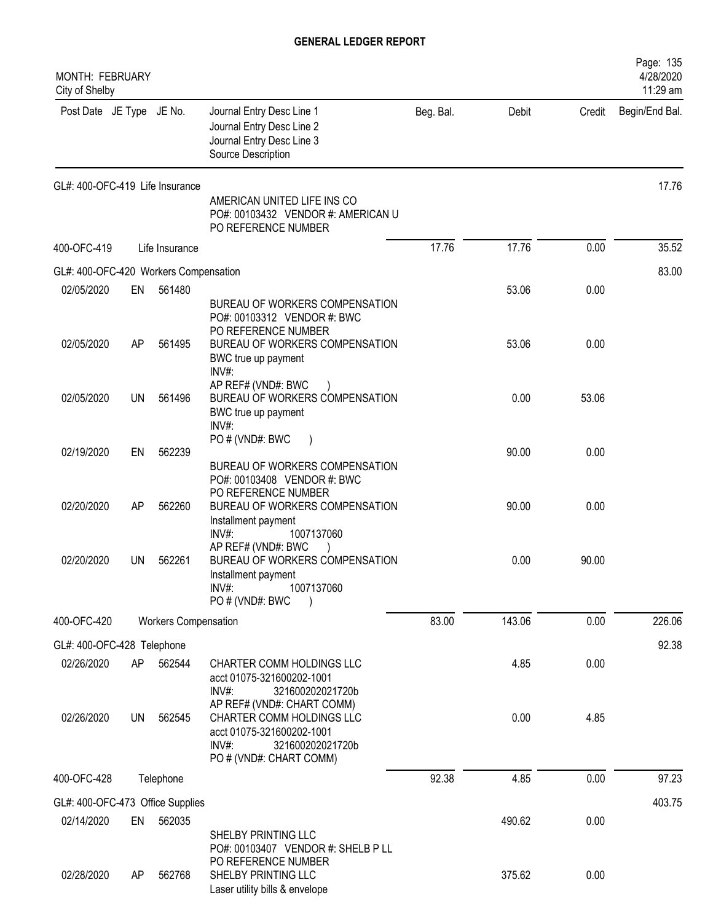## GENERAL LEDGER REPORT

MONTH: FEBRUARY
City of Shelby

Page: 135
4/28/2020
11:29 am

| Post Date | JE Type | JE No. | Journal Entry Desc Line 1 / Journal Entry Desc Line 2 / Journal Entry Desc Line 3 / Source Description | Beg. Bal. | Debit | Credit | Begin/End Bal. |
|---|---|---|---|---|---|---|---|
| GL#: 400-OFC-419 Life Insurance | | | | | | | 17.76 |
| | | | AMERICAN UNITED LIFE INS CO<br>PO#: 00103432 VENDOR #: AMERICAN U<br>PO REFERENCE NUMBER | | | | |
| 400-OFC-419 | | Life Insurance | | 17.76 | 17.76 | 0.00 | 35.52 |
| GL#: 400-OFC-420 Workers Compensation | | | | | | | 83.00 |
| 02/05/2020 | EN | 561480 | BUREAU OF WORKERS COMPENSATION<br>PO#: 00103312 VENDOR #: BWC<br>PO REFERENCE NUMBER | | 53.06 | 0.00 | |
| 02/05/2020 | AP | 561495 | BUREAU OF WORKERS COMPENSATION<br>BWC true up payment<br>INV#:<br>AP REF# (VND#: BWC ) | | 53.06 | 0.00 | |
| 02/05/2020 | UN | 561496 | BUREAU OF WORKERS COMPENSATION<br>BWC true up payment<br>INV#:<br>PO # (VND#: BWC ) | | 0.00 | 53.06 | |
| 02/19/2020 | EN | 562239 | BUREAU OF WORKERS COMPENSATION<br>PO#: 00103408 VENDOR #: BWC<br>PO REFERENCE NUMBER | | 90.00 | 0.00 | |
| 02/20/2020 | AP | 562260 | BUREAU OF WORKERS COMPENSATION<br>Installment payment<br>INV#: 1007137060<br>AP REF# (VND#: BWC ) | | 90.00 | 0.00 | |
| 02/20/2020 | UN | 562261 | BUREAU OF WORKERS COMPENSATION<br>Installment payment<br>INV#: 1007137060<br>PO # (VND#: BWC ) | | 0.00 | 90.00 | |
| 400-OFC-420 | | Workers Compensation | | 83.00 | 143.06 | 0.00 | 226.06 |
| GL#: 400-OFC-428 Telephone | | | | | | | 92.38 |
| 02/26/2020 | AP | 562544 | CHARTER COMM HOLDINGS LLC<br>acct 01075-321600202-1001<br>INV#: 3216002020217 20b<br>AP REF# (VND#: CHART COMM) | | 4.85 | 0.00 | |
| 02/26/2020 | UN | 562545 | CHARTER COMM HOLDINGS LLC<br>acct 01075-321600202-1001<br>INV#: 3216002020217 20b<br>PO # (VND#: CHART COMM) | | 0.00 | 4.85 | |
| 400-OFC-428 | | Telephone | | 92.38 | 4.85 | 0.00 | 97.23 |
| GL#: 400-OFC-473 Office Supplies | | | | | | | 403.75 |
| 02/14/2020 | EN | 562035 | SHELBY PRINTING LLC<br>PO#: 00103407 VENDOR #: SHELB P LL<br>PO REFERENCE NUMBER | | 490.62 | 0.00 | |
| 02/28/2020 | AP | 562768 | SHELBY PRINTING LLC<br>Laser utility bills & envelope | | 375.62 | 0.00 | |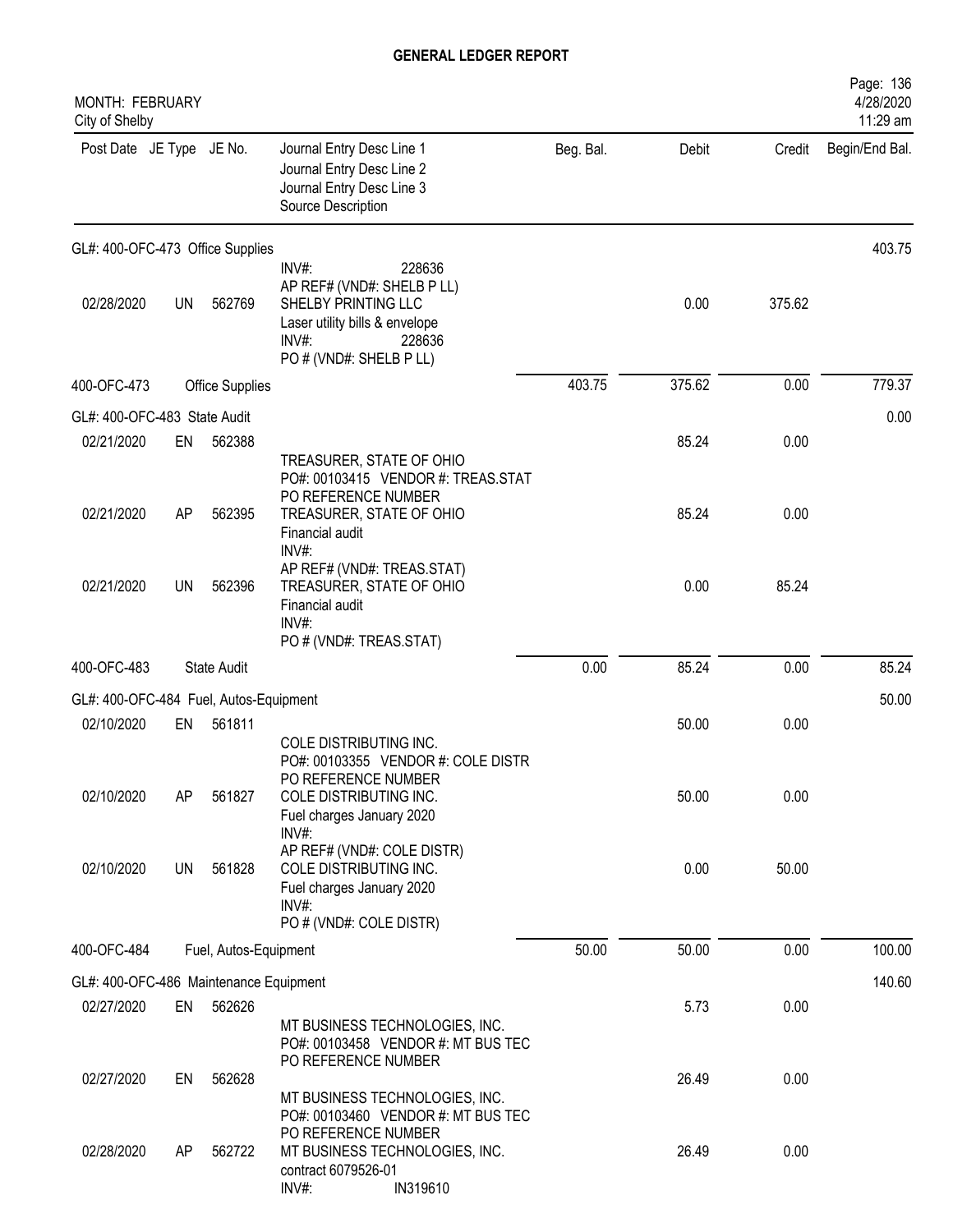# GENERAL LEDGER REPORT

MONTH: FEBRUARY
City of Shelby

| Post Date | JE Type | JE No. | Journal Entry Desc Line 1 / Journal Entry Desc Line 2 / Journal Entry Desc Line 3 / Source Description | Beg. Bal. | Debit | Credit | Begin/End Bal. |
|---|---|---|---|---|---|---|---|
| **GL#: 400-OFC-473 Office Supplies** | | | | | | | 403.75 |
| | | | INV#: 228636<br>AP REF# (VND#: SHELB P LL) | | | | |
| 02/28/2020 | UN | 562769 | SHELBY PRINTING LLC<br>Laser utility bills & envelope<br>INV#: 228636<br>PO # (VND#: SHELB P LL) | | 0.00 | 375.62 | |
| 400-OFC-473 | | Office Supplies | | 403.75 | 375.62 | 0.00 | 779.37 |
| **GL#: 400-OFC-483 State Audit** | | | | | | | 0.00 |
| 02/21/2020 | EN | 562388 | TREASURER, STATE OF OHIO<br>PO#: 00103415 VENDOR #: TREAS.STAT<br>PO REFERENCE NUMBER | | 85.24 | 0.00 | |
| 02/21/2020 | AP | 562395 | TREASURER, STATE OF OHIO<br>Financial audit<br>INV#:<br>AP REF# (VND#: TREAS.STAT) | | 85.24 | 0.00 | |
| 02/21/2020 | UN | 562396 | TREASURER, STATE OF OHIO<br>Financial audit<br>INV#:<br>PO # (VND#: TREAS.STAT) | | 0.00 | 85.24 | |
| 400-OFC-483 | | State Audit | | 0.00 | 85.24 | 0.00 | 85.24 |
| **GL#: 400-OFC-484 Fuel, Autos-Equipment** | | | | | | | 50.00 |
| 02/10/2020 | EN | 561811 | COLE DISTRIBUTING INC.<br>PO#: 00103355 VENDOR #: COLE DISTR<br>PO REFERENCE NUMBER | | 50.00 | 0.00 | |
| 02/10/2020 | AP | 561827 | COLE DISTRIBUTING INC.<br>Fuel charges January 2020<br>INV#:<br>AP REF# (VND#: COLE DISTR) | | 50.00 | 0.00 | |
| 02/10/2020 | UN | 561828 | COLE DISTRIBUTING INC.<br>Fuel charges January 2020<br>INV#:<br>PO # (VND#: COLE DISTR) | | 0.00 | 50.00 | |
| 400-OFC-484 | | Fuel, Autos-Equipment | | 50.00 | 50.00 | 0.00 | 100.00 |
| **GL#: 400-OFC-486 Maintenance Equipment** | | | | | | | 140.60 |
| 02/27/2020 | EN | 562626 | MT BUSINESS TECHNOLOGIES, INC.<br>PO#: 00103458 VENDOR #: MT BUS TEC<br>PO REFERENCE NUMBER | | 5.73 | 0.00 | |
| 02/27/2020 | EN | 562628 | MT BUSINESS TECHNOLOGIES, INC.<br>PO#: 00103460 VENDOR #: MT BUS TEC<br>PO REFERENCE NUMBER | | 26.49 | 0.00 | |
| 02/28/2020 | AP | 562722 | MT BUSINESS TECHNOLOGIES, INC.<br>contract 6079526-01<br>INV#: IN319610 | | 26.49 | 0.00 | |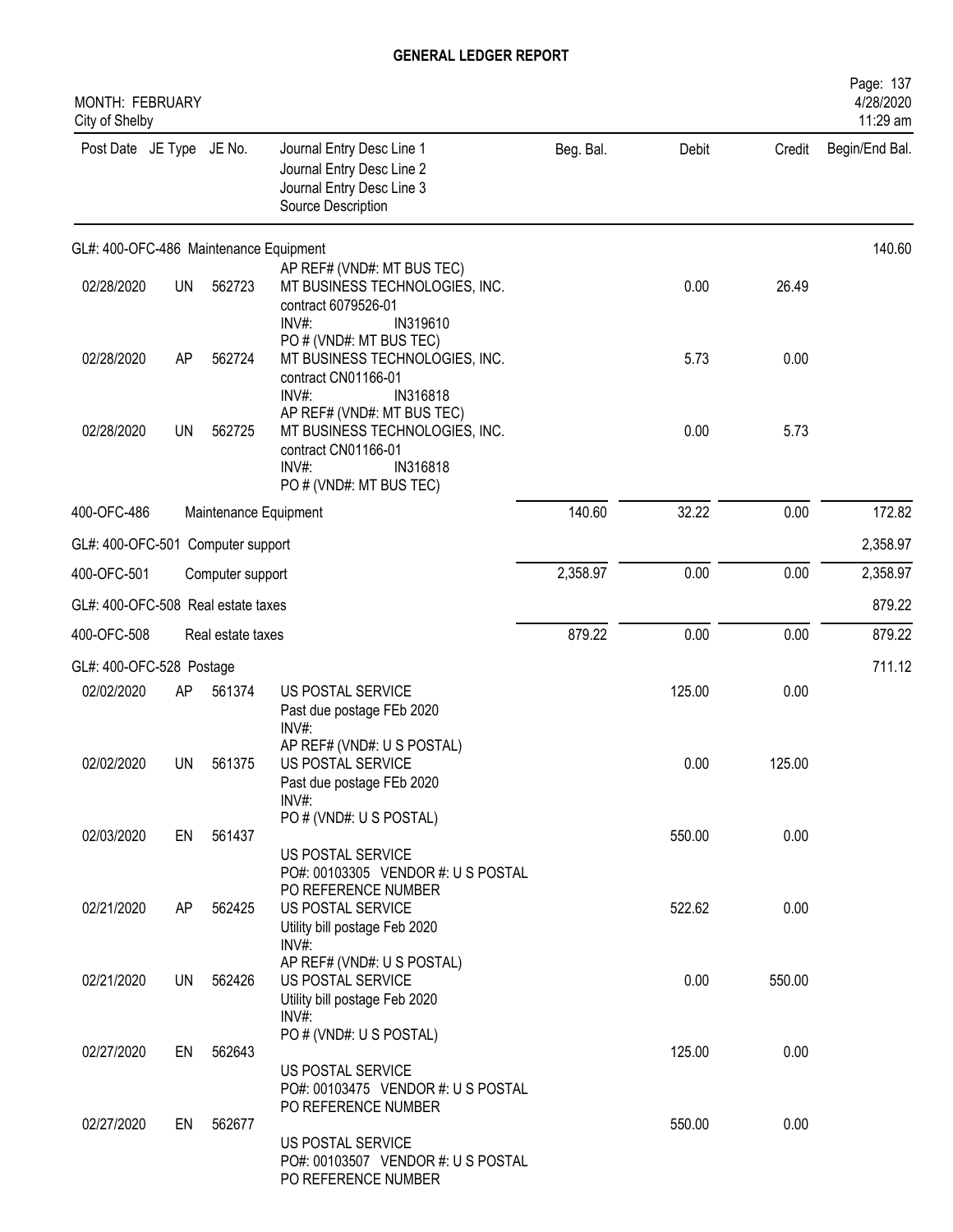# GENERAL LEDGER REPORT

MONTH: FEBRUARY
City of Shelby

4/28/2020
11:29 am

| Post Date | JE Type | JE No. | Journal Entry Desc Line 1 / Journal Entry Desc Line 2 / Journal Entry Desc Line 3 / Source Description | Beg. Bal. | Debit | Credit | Begin/End Bal. |
|---|---|---|---|---|---|---|---|
| GL#: 400-OFC-486 Maintenance Equipment | | | | | | | 140.60 |
| | | | AP REF# (VND#: MT BUS TEC) | | | | |
| 02/28/2020 | UN | 562723 | MT BUSINESS TECHNOLOGIES, INC. contract 6079526-01 INV#: IN319610 PO # (VND#: MT BUS TEC) | | 0.00 | 26.49 | |
| 02/28/2020 | AP | 562724 | MT BUSINESS TECHNOLOGIES, INC. contract CN01166-01 INV#: IN316818 AP REF# (VND#: MT BUS TEC) | | 5.73 | 0.00 | |
| 02/28/2020 | UN | 562725 | MT BUSINESS TECHNOLOGIES, INC. contract CN01166-01 INV#: IN316818 PO # (VND#: MT BUS TEC) | | 0.00 | 5.73 | |
| 400-OFC-486 | | | Maintenance Equipment | 140.60 | 32.22 | 0.00 | 172.82 |
| GL#: 400-OFC-501 Computer support | | | | | | | 2,358.97 |
| 400-OFC-501 | | | Computer support | 2,358.97 | 0.00 | 0.00 | 2,358.97 |
| GL#: 400-OFC-508 Real estate taxes | | | | | | | 879.22 |
| 400-OFC-508 | | | Real estate taxes | 879.22 | 0.00 | 0.00 | 879.22 |
| GL#: 400-OFC-528 Postage | | | | | | | 711.12 |
| 02/02/2020 | AP | 561374 | US POSTAL SERVICE Past due postage FEb 2020 INV#: AP REF# (VND#: U S POSTAL) | | 125.00 | 0.00 | |
| 02/02/2020 | UN | 561375 | US POSTAL SERVICE Past due postage FEb 2020 INV#: PO # (VND#: U S POSTAL) | | 0.00 | 125.00 | |
| 02/03/2020 | EN | 561437 | US POSTAL SERVICE PO#: 00103305 VENDOR #: U S POSTAL PO REFERENCE NUMBER | | 550.00 | 0.00 | |
| 02/21/2020 | AP | 562425 | US POSTAL SERVICE Utility bill postage Feb 2020 INV#: AP REF# (VND#: U S POSTAL) | | 522.62 | 0.00 | |
| 02/21/2020 | UN | 562426 | US POSTAL SERVICE Utility bill postage Feb 2020 INV#: PO # (VND#: U S POSTAL) | | 0.00 | 550.00 | |
| 02/27/2020 | EN | 562643 | US POSTAL SERVICE PO#: 00103475 VENDOR #: U S POSTAL PO REFERENCE NUMBER | | 125.00 | 0.00 | |
| 02/27/2020 | EN | 562677 | US POSTAL SERVICE PO#: 00103507 VENDOR #: U S POSTAL PO REFERENCE NUMBER | | 550.00 | 0.00 | |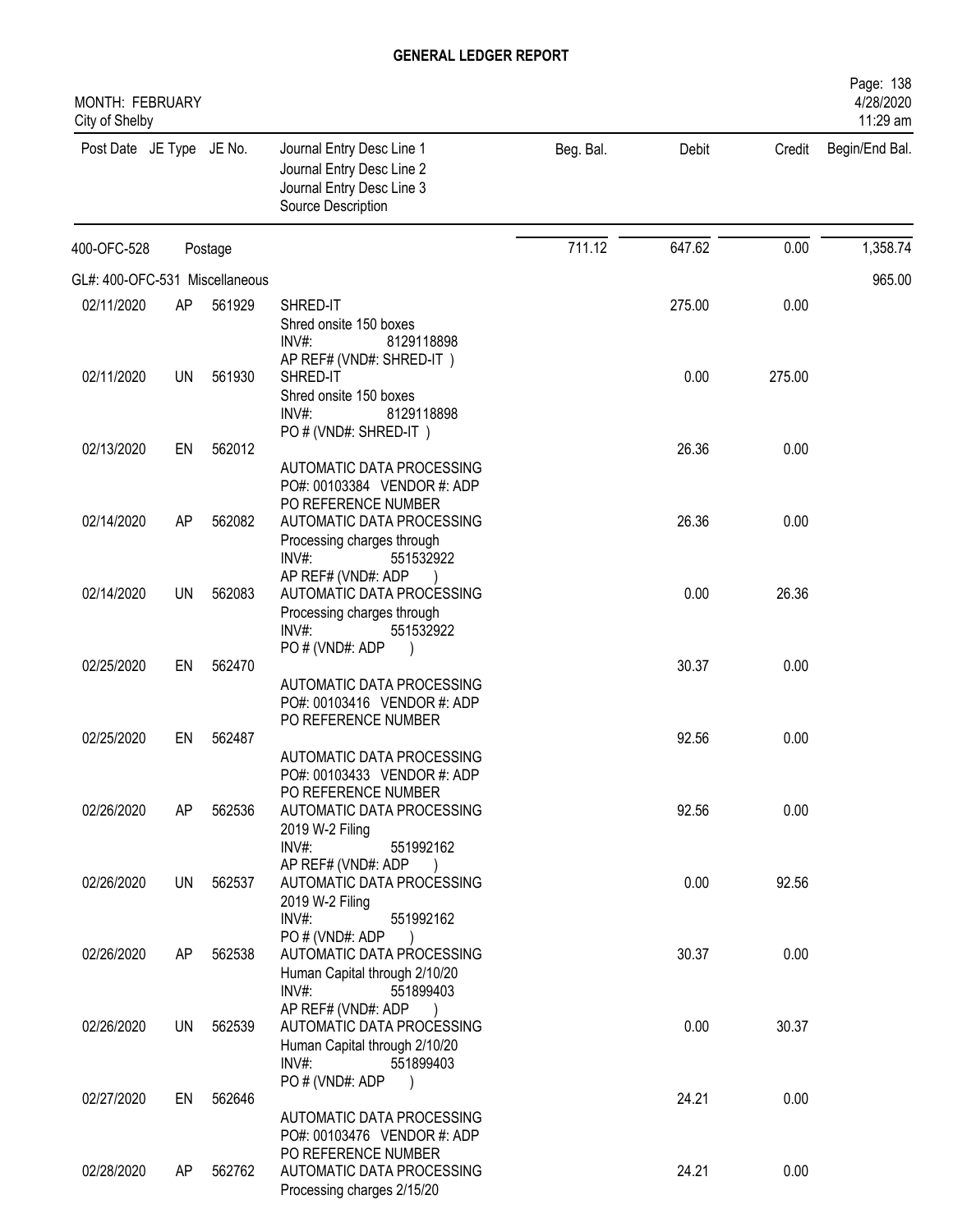**GENERAL LEDGER REPORT**

MONTH: FEBRUARY
City of Shelby

| Post Date | JE Type | JE No. | Journal Entry Desc Line 1 / Journal Entry Desc Line 2 / Journal Entry Desc Line 3 / Source Description | Beg. Bal. | Debit | Credit | Begin/End Bal. |
|---|---|---|---|---|---|---|---|
| 400-OFC-528 | | Postage | | 711.12 | 647.62 | 0.00 | 1,358.74 |
| GL#: 400-OFC-531 Miscellaneous | | | | | | | 965.00 |
| 02/11/2020 | AP | 561929 | SHRED-IT<br>Shred onsite 150 boxes<br>INV#: 8129118898<br>AP REF# (VND#: SHRED-IT ) | | 275.00 | 0.00 | |
| 02/11/2020 | UN | 561930 | SHRED-IT<br>Shred onsite 150 boxes<br>INV#: 8129118898<br>PO # (VND#: SHRED-IT ) | | 0.00 | 275.00 | |
| 02/13/2020 | EN | 562012 | AUTOMATIC DATA PROCESSING<br>PO#: 00103384 VENDOR #: ADP<br>PO REFERENCE NUMBER | | 26.36 | 0.00 | |
| 02/14/2020 | AP | 562082 | AUTOMATIC DATA PROCESSING<br>Processing charges through<br>INV#: 551532922<br>AP REF# (VND#: ADP ) | | 26.36 | 0.00 | |
| 02/14/2020 | UN | 562083 | AUTOMATIC DATA PROCESSING<br>Processing charges through<br>INV#: 551532922<br>PO # (VND#: ADP ) | | 0.00 | 26.36 | |
| 02/25/2020 | EN | 562470 | AUTOMATIC DATA PROCESSING<br>PO#: 00103416 VENDOR #: ADP<br>PO REFERENCE NUMBER | | 30.37 | 0.00 | |
| 02/25/2020 | EN | 562487 | AUTOMATIC DATA PROCESSING<br>PO#: 00103433 VENDOR #: ADP<br>PO REFERENCE NUMBER | | 92.56 | 0.00 | |
| 02/26/2020 | AP | 562536 | AUTOMATIC DATA PROCESSING<br>2019 W-2 Filing<br>INV#: 551992162<br>AP REF# (VND#: ADP ) | | 92.56 | 0.00 | |
| 02/26/2020 | UN | 562537 | AUTOMATIC DATA PROCESSING<br>2019 W-2 Filing<br>INV#: 551992162<br>PO # (VND#: ADP ) | | 0.00 | 92.56 | |
| 02/26/2020 | AP | 562538 | AUTOMATIC DATA PROCESSING<br>Human Capital through 2/10/20<br>INV#: 551899403<br>AP REF# (VND#: ADP ) | | 30.37 | 0.00 | |
| 02/26/2020 | UN | 562539 | AUTOMATIC DATA PROCESSING<br>Human Capital through 2/10/20<br>INV#: 551899403<br>PO # (VND#: ADP ) | | 0.00 | 30.37 | |
| 02/27/2020 | EN | 562646 | AUTOMATIC DATA PROCESSING<br>PO#: 00103476 VENDOR #: ADP<br>PO REFERENCE NUMBER | | 24.21 | 0.00 | |
| 02/28/2020 | AP | 562762 | AUTOMATIC DATA PROCESSING<br>Processing charges 2/15/20 | | 24.21 | 0.00 | |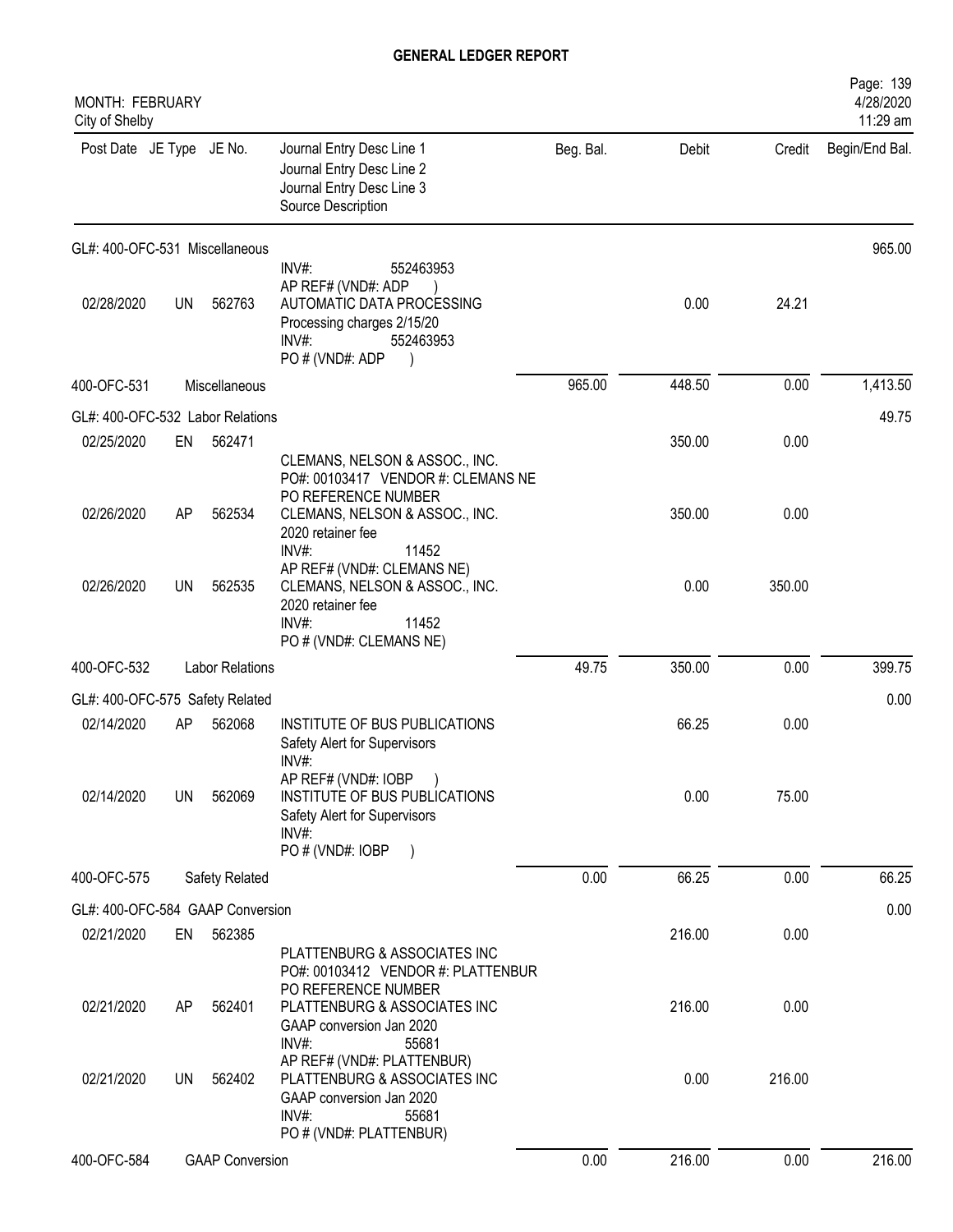# GENERAL LEDGER REPORT

MONTH: FEBRUARY
City of Shelby

| Post Date | JE Type | JE No. | Journal Entry Desc Line 1<br>Journal Entry Desc Line 2<br>Journal Entry Desc Line 3<br>Source Description | Beg. Bal. | Debit | Credit | Begin/End Bal. |
|---|---|---|---|---|---|---|---|
| GL#: 400-OFC-531 Miscellaneous | | | | | | | 965.00 |
| | | | INV#: 552463953<br>AP REF# (VND#: ADP ) | | | | |
| 02/28/2020 | UN | 562763 | AUTOMATIC DATA PROCESSING<br>Processing charges 2/15/20<br>INV#: 552463953<br>PO # (VND#: ADP ) | | 0.00 | 24.21 | |
| 400-OFC-531 | | Miscellaneous | | 965.00 | 448.50 | 0.00 | 1,413.50 |
| GL#: 400-OFC-532 Labor Relations | | | | | | | 49.75 |
| 02/25/2020 | EN | 562471 | CLEMANS, NELSON & ASSOC., INC.<br>PO#: 00103417 VENDOR #: CLEMANS NE<br>PO REFERENCE NUMBER | | 350.00 | 0.00 | |
| 02/26/2020 | AP | 562534 | CLEMANS, NELSON & ASSOC., INC.<br>2020 retainer fee<br>INV#: 11452<br>AP REF# (VND#: CLEMANS NE) | | 350.00 | 0.00 | |
| 02/26/2020 | UN | 562535 | CLEMANS, NELSON & ASSOC., INC.<br>2020 retainer fee<br>INV#: 11452<br>PO # (VND#: CLEMANS NE) | | 0.00 | 350.00 | |
| 400-OFC-532 | | Labor Relations | | 49.75 | 350.00 | 0.00 | 399.75 |
| GL#: 400-OFC-575 Safety Related | | | | | | | 0.00 |
| 02/14/2020 | AP | 562068 | INSTITUTE OF BUS PUBLICATIONS<br>Safety Alert for Supervisors<br>INV#:<br>AP REF# (VND#: IOBP ) | | 66.25 | 0.00 | |
| 02/14/2020 | UN | 562069 | INSTITUTE OF BUS PUBLICATIONS<br>Safety Alert for Supervisors<br>INV#:<br>PO # (VND#: IOBP ) | | 0.00 | 75.00 | |
| 400-OFC-575 | | Safety Related | | 0.00 | 66.25 | 0.00 | 66.25 |
| GL#: 400-OFC-584 GAAP Conversion | | | | | | | 0.00 |
| 02/21/2020 | EN | 562385 | PLATTENBURG & ASSOCIATES INC<br>PO#: 00103412 VENDOR #: PLATTENBUR<br>PO REFERENCE NUMBER | | 216.00 | 0.00 | |
| 02/21/2020 | AP | 562401 | PLATTENBURG & ASSOCIATES INC<br>GAAP conversion Jan 2020<br>INV#: 55681<br>AP REF# (VND#: PLATTENBUR) | | 216.00 | 0.00 | |
| 02/21/2020 | UN | 562402 | PLATTENBURG & ASSOCIATES INC<br>GAAP conversion Jan 2020<br>INV#: 55681<br>PO # (VND#: PLATTENBUR) | | 0.00 | 216.00 | |
| 400-OFC-584 | | GAAP Conversion | | 0.00 | 216.00 | 0.00 | 216.00 |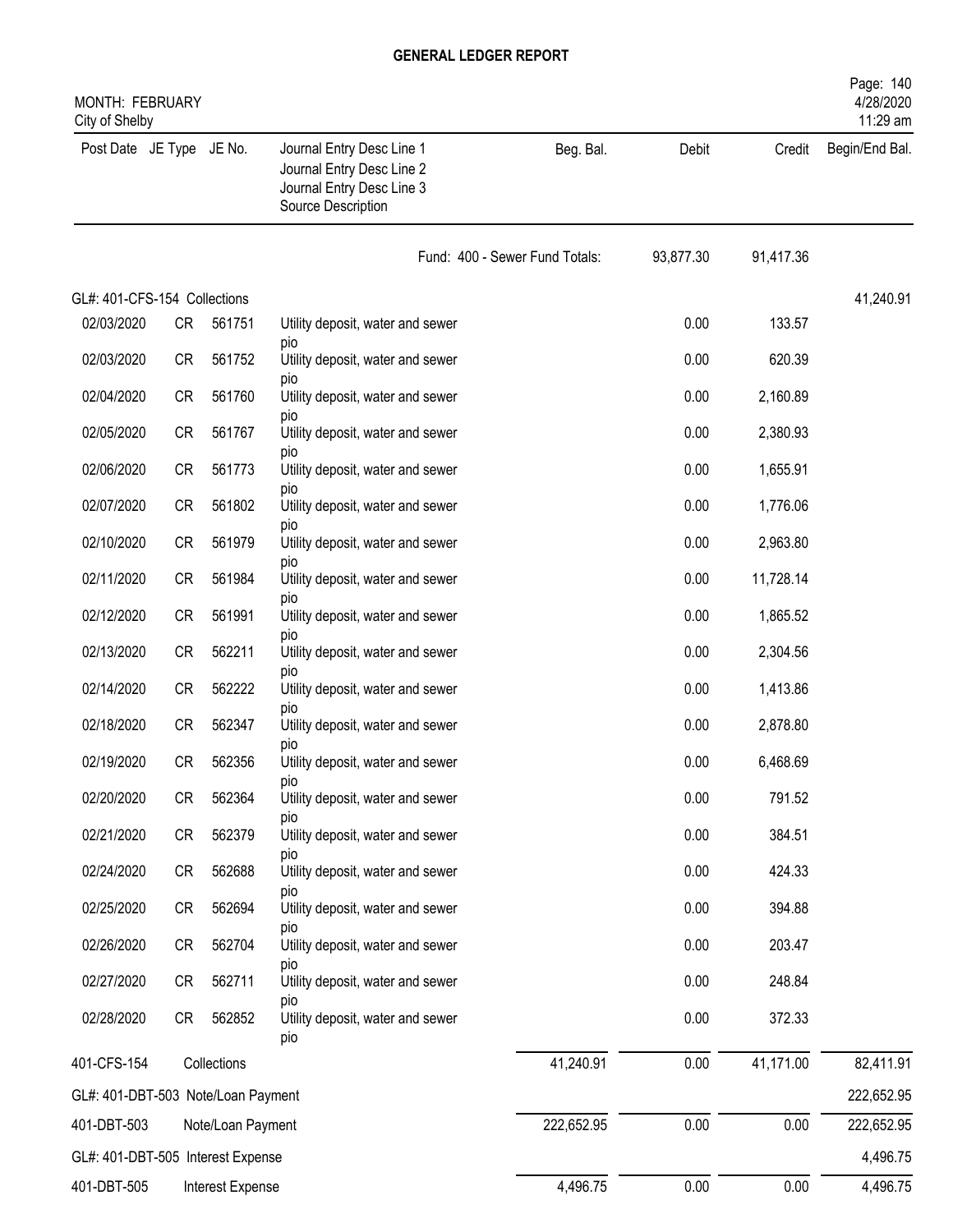# GENERAL LEDGER REPORT

MONTH: FEBRUARY
City of Shelby

| Post Date | JE Type | JE No. | Journal Entry Desc Line 1 / Journal Entry Desc Line 2 / Journal Entry Desc Line 3 / Source Description | Beg. Bal. | Debit | Credit | Begin/End Bal. |
|---|---|---|---|---|---|---|---|
| | | | | Fund: 400 - Sewer Fund Totals: | 93,877.30 | 91,417.36 | |
| GL#: 401-CFS-154 Collections | | | | | | | 41,240.91 |
| 02/03/2020 | CR | 561751 | Utility deposit, water and sewer pio | | 0.00 | 133.57 | |
| 02/03/2020 | CR | 561752 | Utility deposit, water and sewer pio | | 0.00 | 620.39 | |
| 02/04/2020 | CR | 561760 | Utility deposit, water and sewer pio | | 0.00 | 2,160.89 | |
| 02/05/2020 | CR | 561767 | Utility deposit, water and sewer pio | | 0.00 | 2,380.93 | |
| 02/06/2020 | CR | 561773 | Utility deposit, water and sewer pio | | 0.00 | 1,655.91 | |
| 02/07/2020 | CR | 561802 | Utility deposit, water and sewer pio | | 0.00 | 1,776.06 | |
| 02/10/2020 | CR | 561979 | Utility deposit, water and sewer pio | | 0.00 | 2,963.80 | |
| 02/11/2020 | CR | 561984 | Utility deposit, water and sewer pio | | 0.00 | 11,728.14 | |
| 02/12/2020 | CR | 561991 | Utility deposit, water and sewer pio | | 0.00 | 1,865.52 | |
| 02/13/2020 | CR | 562211 | Utility deposit, water and sewer pio | | 0.00 | 2,304.56 | |
| 02/14/2020 | CR | 562222 | Utility deposit, water and sewer pio | | 0.00 | 1,413.86 | |
| 02/18/2020 | CR | 562347 | Utility deposit, water and sewer pio | | 0.00 | 2,878.80 | |
| 02/19/2020 | CR | 562356 | Utility deposit, water and sewer pio | | 0.00 | 6,468.69 | |
| 02/20/2020 | CR | 562364 | Utility deposit, water and sewer pio | | 0.00 | 791.52 | |
| 02/21/2020 | CR | 562379 | Utility deposit, water and sewer pio | | 0.00 | 384.51 | |
| 02/24/2020 | CR | 562688 | Utility deposit, water and sewer pio | | 0.00 | 424.33 | |
| 02/25/2020 | CR | 562694 | Utility deposit, water and sewer pio | | 0.00 | 394.88 | |
| 02/26/2020 | CR | 562704 | Utility deposit, water and sewer pio | | 0.00 | 203.47 | |
| 02/27/2020 | CR | 562711 | Utility deposit, water and sewer pio | | 0.00 | 248.84 | |
| 02/28/2020 | CR | 562852 | Utility deposit, water and sewer pio | | 0.00 | 372.33 | |
| 401-CFS-154 | | Collections | | 41,240.91 | 0.00 | 41,171.00 | 82,411.91 |
| GL#: 401-DBT-503 Note/Loan Payment | | | | | | | 222,652.95 |
| 401-DBT-503 | | Note/Loan Payment | | 222,652.95 | 0.00 | 0.00 | 222,652.95 |
| GL#: 401-DBT-505 Interest Expense | | | | | | | 4,496.75 |
| 401-DBT-505 | | Interest Expense | | 4,496.75 | 0.00 | 0.00 | 4,496.75 |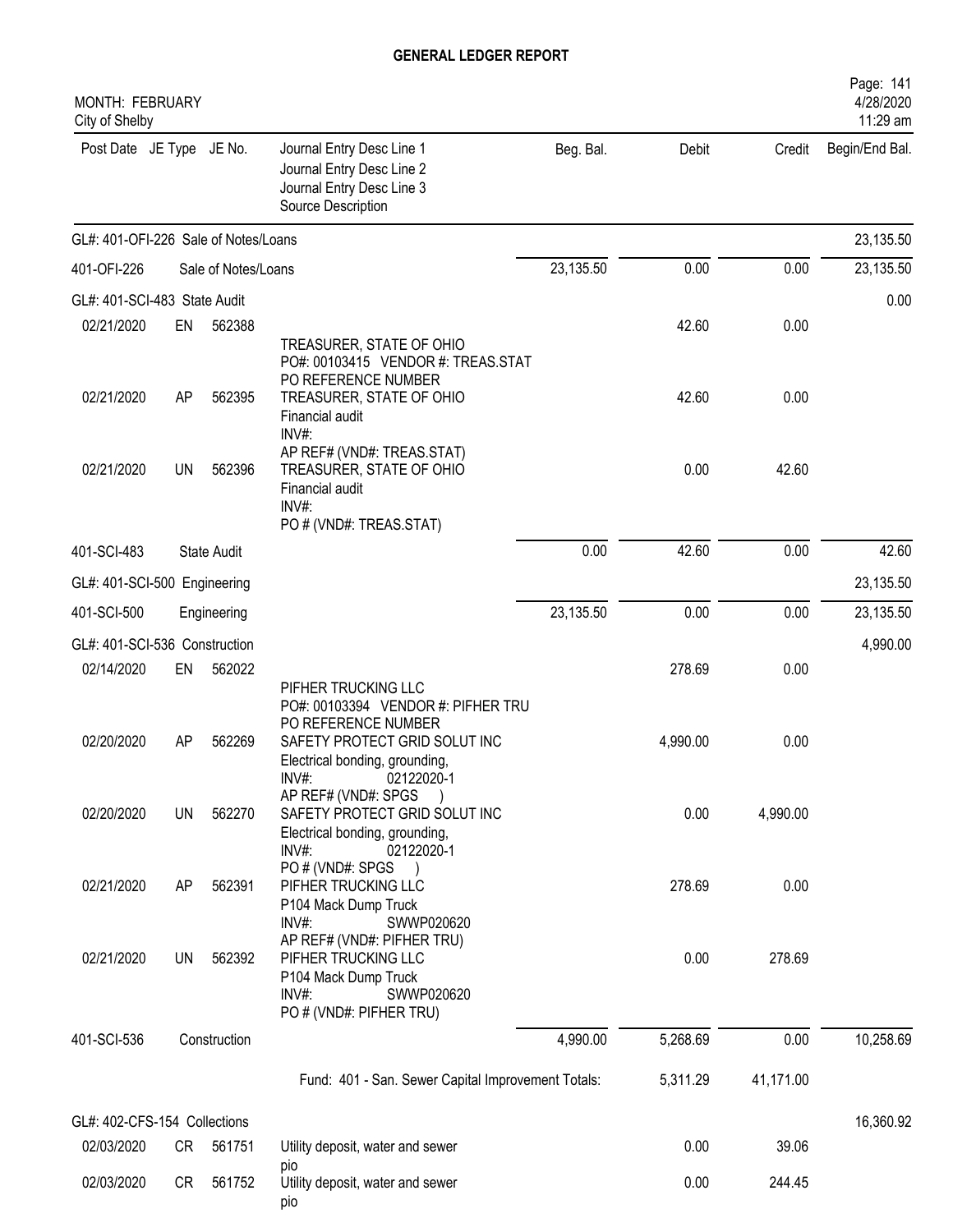# GENERAL LEDGER REPORT

MONTH: FEBRUARY
City of Shelby

| Post Date | JE Type | JE No. | Journal Entry Desc Line 1 / Journal Entry Desc Line 2 / Journal Entry Desc Line 3 / Source Description | Beg. Bal. | Debit | Credit | Begin/End Bal. |
|---|---|---|---|---|---|---|---|
| GL#: 401-OFI-226 Sale of Notes/Loans | | | | | | | 23,135.50 |
| 401-OFI-226 | | Sale of Notes/Loans | | 23,135.50 | 0.00 | 0.00 | 23,135.50 |
| GL#: 401-SCI-483 State Audit | | | | | | | 0.00 |
| 02/21/2020 | EN | 562388 | TREASURER, STATE OF OHIO<br>PO#: 00103415 VENDOR #: TREAS.STAT<br>PO REFERENCE NUMBER | | 42.60 | 0.00 | |
| 02/21/2020 | AP | 562395 | TREASURER, STATE OF OHIO<br>Financial audit<br>INV#:<br>AP REF# (VND#: TREAS.STAT) | | 42.60 | 0.00 | |
| 02/21/2020 | UN | 562396 | TREASURER, STATE OF OHIO<br>Financial audit<br>INV#:<br>PO # (VND#: TREAS.STAT) | | 0.00 | 42.60 | |
| 401-SCI-483 | | State Audit | | 0.00 | 42.60 | 0.00 | 42.60 |
| GL#: 401-SCI-500 Engineering | | | | | | | 23,135.50 |
| 401-SCI-500 | | Engineering | | 23,135.50 | 0.00 | 0.00 | 23,135.50 |
| GL#: 401-SCI-536 Construction | | | | | | | 4,990.00 |
| 02/14/2020 | EN | 562022 | PIFHER TRUCKING LLC<br>PO#: 00103394 VENDOR #: PIFHER TRU<br>PO REFERENCE NUMBER | | 278.69 | 0.00 | |
| 02/20/2020 | AP | 562269 | SAFETY PROTECT GRID SOLUT INC<br>Electrical bonding, grounding,<br>INV#: 02122020-1<br>AP REF# (VND#: SPGS ) | | 4,990.00 | 0.00 | |
| 02/20/2020 | UN | 562270 | SAFETY PROTECT GRID SOLUT INC<br>Electrical bonding, grounding,<br>INV#: 02122020-1<br>PO # (VND#: SPGS ) | | 0.00 | 4,990.00 | |
| 02/21/2020 | AP | 562391 | PIFHER TRUCKING LLC<br>P104 Mack Dump Truck<br>INV#: SWWP020620<br>AP REF# (VND#: PIFHER TRU) | | 278.69 | 0.00 | |
| 02/21/2020 | UN | 562392 | PIFHER TRUCKING LLC<br>P104 Mack Dump Truck<br>INV#: SWWP020620<br>PO # (VND#: PIFHER TRU) | | 0.00 | 278.69 | |
| 401-SCI-536 | | Construction | | 4,990.00 | 5,268.69 | 0.00 | 10,258.69 |
| | | | Fund: 401 - San. Sewer Capital Improvement Totals: | | 5,311.29 | 41,171.00 | |
| GL#: 402-CFS-154 Collections | | | | | | | 16,360.92 |
| 02/03/2020 | CR | 561751 | Utility deposit, water and sewer<br>pio | | 0.00 | 39.06 | |
| 02/03/2020 | CR | 561752 | Utility deposit, water and sewer<br>pio | | 0.00 | 244.45 | |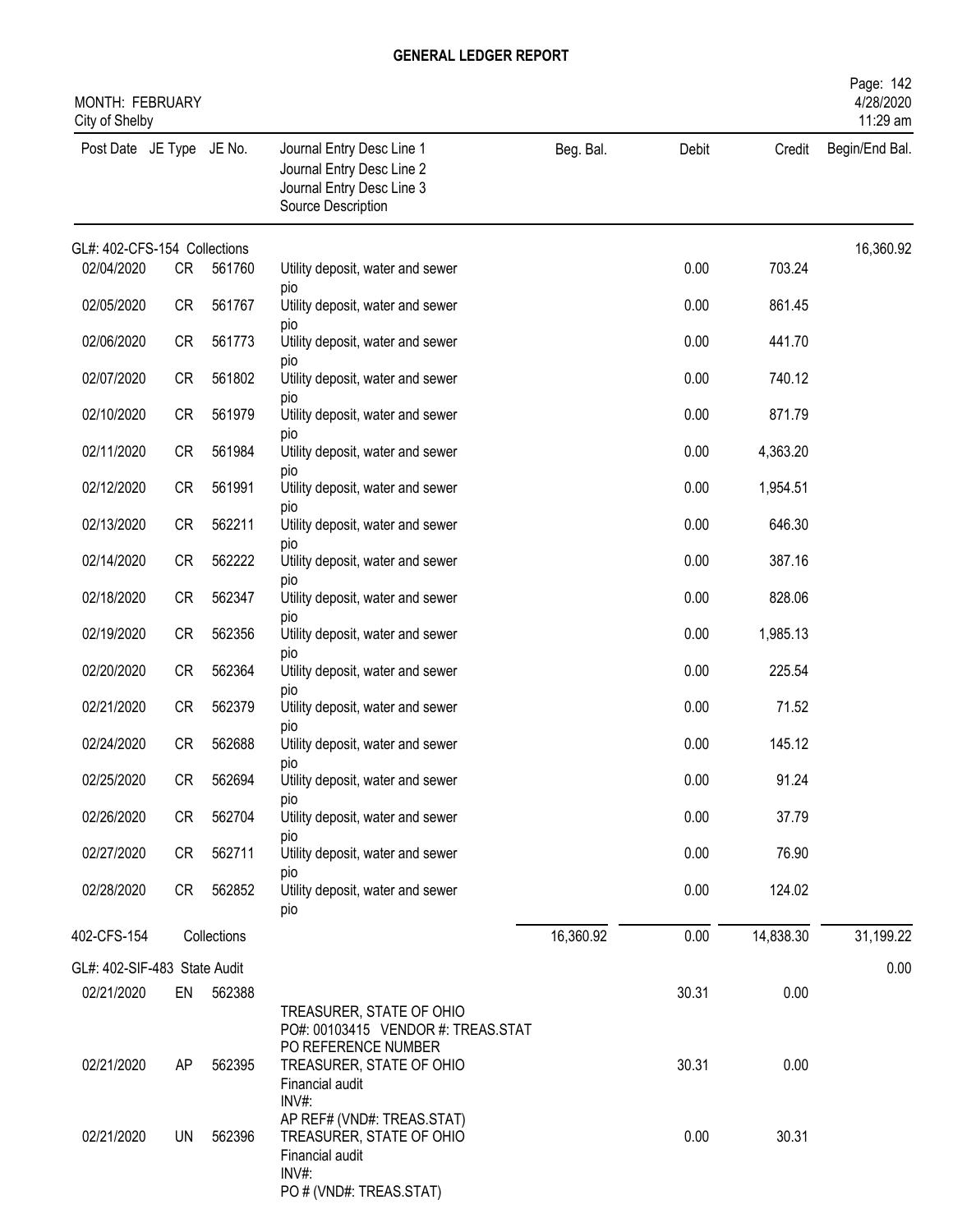# GENERAL LEDGER REPORT

MONTH: FEBRUARY
City of Shelby

| Post Date | JE Type | JE No. | Journal Entry Desc Line 1 / Journal Entry Desc Line 2 / Journal Entry Desc Line 3 / Source Description | Beg. Bal. | Debit | Credit | Begin/End Bal. |
|---|---|---|---|---|---|---|---|
| GL#: 402-CFS-154 Collections | | | | | | | 16,360.92 |
| 02/04/2020 | CR | 561760 | Utility deposit, water and sewer pio | | 0.00 | 703.24 | |
| 02/05/2020 | CR | 561767 | Utility deposit, water and sewer pio | | 0.00 | 861.45 | |
| 02/06/2020 | CR | 561773 | Utility deposit, water and sewer pio | | 0.00 | 441.70 | |
| 02/07/2020 | CR | 561802 | Utility deposit, water and sewer pio | | 0.00 | 740.12 | |
| 02/10/2020 | CR | 561979 | Utility deposit, water and sewer pio | | 0.00 | 871.79 | |
| 02/11/2020 | CR | 561984 | Utility deposit, water and sewer pio | | 0.00 | 4,363.20 | |
| 02/12/2020 | CR | 561991 | Utility deposit, water and sewer pio | | 0.00 | 1,954.51 | |
| 02/13/2020 | CR | 562211 | Utility deposit, water and sewer pio | | 0.00 | 646.30 | |
| 02/14/2020 | CR | 562222 | Utility deposit, water and sewer pio | | 0.00 | 387.16 | |
| 02/18/2020 | CR | 562347 | Utility deposit, water and sewer pio | | 0.00 | 828.06 | |
| 02/19/2020 | CR | 562356 | Utility deposit, water and sewer pio | | 0.00 | 1,985.13 | |
| 02/20/2020 | CR | 562364 | Utility deposit, water and sewer pio | | 0.00 | 225.54 | |
| 02/21/2020 | CR | 562379 | Utility deposit, water and sewer pio | | 0.00 | 71.52 | |
| 02/24/2020 | CR | 562688 | Utility deposit, water and sewer pio | | 0.00 | 145.12 | |
| 02/25/2020 | CR | 562694 | Utility deposit, water and sewer pio | | 0.00 | 91.24 | |
| 02/26/2020 | CR | 562704 | Utility deposit, water and sewer pio | | 0.00 | 37.79 | |
| 02/27/2020 | CR | 562711 | Utility deposit, water and sewer pio | | 0.00 | 76.90 | |
| 02/28/2020 | CR | 562852 | Utility deposit, water and sewer pio | | 0.00 | 124.02 | |
| 402-CFS-154 | | Collections | | 16,360.92 | 0.00 | 14,838.30 | 31,199.22 |
| GL#: 402-SIF-483 State Audit | | | | | | | 0.00 |
| 02/21/2020 | EN | 562388 | TREASURER, STATE OF OHIO / PO#: 00103415 VENDOR #: TREAS.STAT / PO REFERENCE NUMBER | | 30.31 | 0.00 | |
| 02/21/2020 | AP | 562395 | TREASURER, STATE OF OHIO / Financial audit / INV#: / AP REF# (VND#: TREAS.STAT) | | 30.31 | 0.00 | |
| 02/21/2020 | UN | 562396 | TREASURER, STATE OF OHIO / Financial audit / INV#: / PO # (VND#: TREAS.STAT) | | 0.00 | 30.31 | |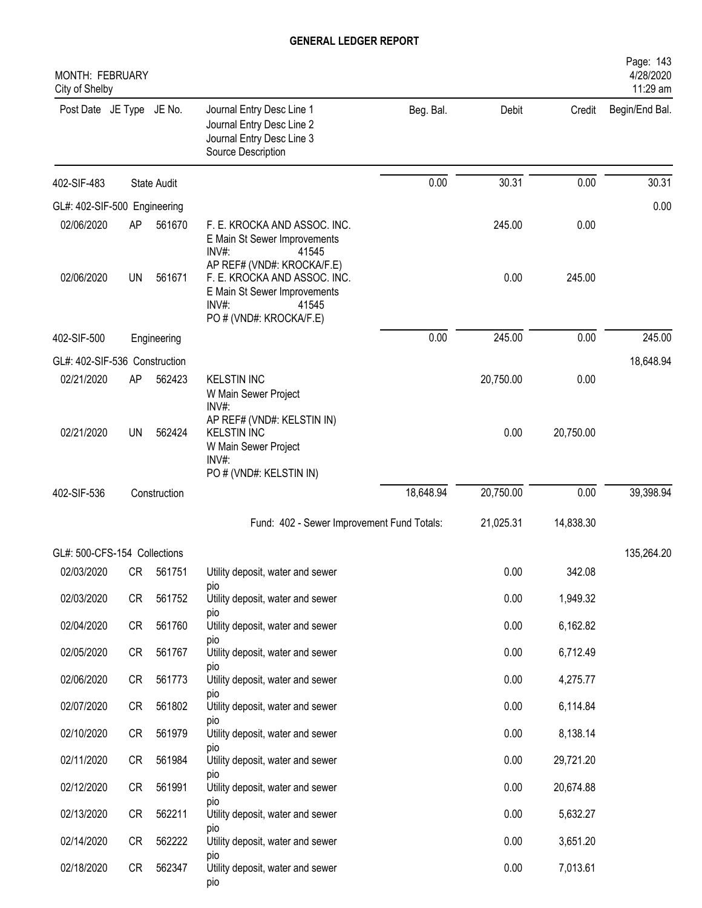**GENERAL LEDGER REPORT**

MONTH: FEBRUARY
City of Shelby

| Post Date | JE Type | JE No. | Journal Entry Desc Line 1 / Journal Entry Desc Line 2 / Journal Entry Desc Line 3 / Source Description | Beg. Bal. | Debit | Credit | Begin/End Bal. |
|---|---|---|---|---|---|---|---|
| 402-SIF-483 | | State Audit | | 0.00 | 30.31 | 0.00 | 30.31 |
| GL#: 402-SIF-500 Engineering | | | | | | | 0.00 |
| 02/06/2020 | AP | 561670 | F. E. KROCKA AND ASSOC. INC. E Main St Sewer Improvements INV#: 41545 AP REF# (VND#: KROCKA/F.E) | | 245.00 | 0.00 | |
| 02/06/2020 | UN | 561671 | F. E. KROCKA AND ASSOC. INC. E Main St Sewer Improvements INV#: 41545 PO # (VND#: KROCKA/F.E) | | 0.00 | 245.00 | |
| 402-SIF-500 | | Engineering | | 0.00 | 245.00 | 0.00 | 245.00 |
| GL#: 402-SIF-536 Construction | | | | | | | 18,648.94 |
| 02/21/2020 | AP | 562423 | KELSTIN INC W Main Sewer Project INV#: AP REF# (VND#: KELSTIN IN) | | 20,750.00 | 0.00 | |
| 02/21/2020 | UN | 562424 | KELSTIN INC W Main Sewer Project INV#: PO # (VND#: KELSTIN IN) | | 0.00 | 20,750.00 | |
| 402-SIF-536 | | Construction | | 18,648.94 | 20,750.00 | 0.00 | 39,398.94 |
| | | | Fund: 402 - Sewer Improvement Fund Totals: | | 21,025.31 | 14,838.30 | |
| GL#: 500-CFS-154 Collections | | | | | | | 135,264.20 |
| 02/03/2020 | CR | 561751 | Utility deposit, water and sewer pio | | 0.00 | 342.08 | |
| 02/03/2020 | CR | 561752 | Utility deposit, water and sewer pio | | 0.00 | 1,949.32 | |
| 02/04/2020 | CR | 561760 | Utility deposit, water and sewer pio | | 0.00 | 6,162.82 | |
| 02/05/2020 | CR | 561767 | Utility deposit, water and sewer pio | | 0.00 | 6,712.49 | |
| 02/06/2020 | CR | 561773 | Utility deposit, water and sewer pio | | 0.00 | 4,275.77 | |
| 02/07/2020 | CR | 561802 | Utility deposit, water and sewer pio | | 0.00 | 6,114.84 | |
| 02/10/2020 | CR | 561979 | Utility deposit, water and sewer pio | | 0.00 | 8,138.14 | |
| 02/11/2020 | CR | 561984 | Utility deposit, water and sewer pio | | 0.00 | 29,721.20 | |
| 02/12/2020 | CR | 561991 | Utility deposit, water and sewer pio | | 0.00 | 20,674.88 | |
| 02/13/2020 | CR | 562211 | Utility deposit, water and sewer pio | | 0.00 | 5,632.27 | |
| 02/14/2020 | CR | 562222 | Utility deposit, water and sewer pio | | 0.00 | 3,651.20 | |
| 02/18/2020 | CR | 562347 | Utility deposit, water and sewer pio | | 0.00 | 7,013.61 | |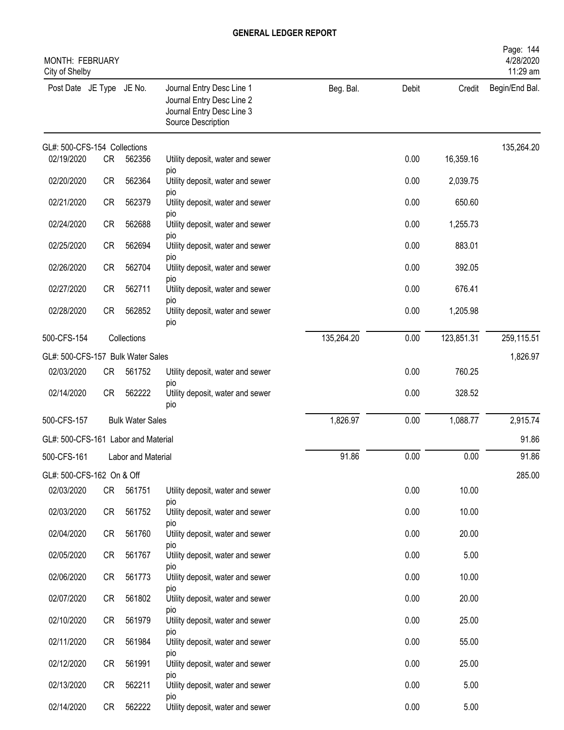## GENERAL LEDGER REPORT

MONTH: FEBRUARY
City of Shelby

| Post Date | JE Type | JE No. | Journal Entry Desc Line 1 / Journal Entry Desc Line 2 / Journal Entry Desc Line 3 / Source Description | Beg. Bal. | Debit | Credit | Begin/End Bal. |
|---|---|---|---|---|---|---|---|
| GL#: 500-CFS-154 Collections | | | | | | | 135,264.20 |
| 02/19/2020 | CR | 562356 | Utility deposit, water and sewer pio | | 0.00 | 16,359.16 | |
| 02/20/2020 | CR | 562364 | Utility deposit, water and sewer pio | | 0.00 | 2,039.75 | |
| 02/21/2020 | CR | 562379 | Utility deposit, water and sewer pio | | 0.00 | 650.60 | |
| 02/24/2020 | CR | 562688 | Utility deposit, water and sewer pio | | 0.00 | 1,255.73 | |
| 02/25/2020 | CR | 562694 | Utility deposit, water and sewer pio | | 0.00 | 883.01 | |
| 02/26/2020 | CR | 562704 | Utility deposit, water and sewer pio | | 0.00 | 392.05 | |
| 02/27/2020 | CR | 562711 | Utility deposit, water and sewer pio | | 0.00 | 676.41 | |
| 02/28/2020 | CR | 562852 | Utility deposit, water and sewer pio | | 0.00 | 1,205.98 | |
| 500-CFS-154 | | | Collections | 135,264.20 | 0.00 | 123,851.31 | 259,115.51 |
| GL#: 500-CFS-157 Bulk Water Sales | | | | | | | 1,826.97 |
| 02/03/2020 | CR | 561752 | Utility deposit, water and sewer pio | | 0.00 | 760.25 | |
| 02/14/2020 | CR | 562222 | Utility deposit, water and sewer pio | | 0.00 | 328.52 | |
| 500-CFS-157 | | | Bulk Water Sales | 1,826.97 | 0.00 | 1,088.77 | 2,915.74 |
| GL#: 500-CFS-161 Labor and Material | | | | | | | 91.86 |
| 500-CFS-161 | | | Labor and Material | 91.86 | 0.00 | 0.00 | 91.86 |
| GL#: 500-CFS-162 On & Off | | | | | | | 285.00 |
| 02/03/2020 | CR | 561751 | Utility deposit, water and sewer pio | | 0.00 | 10.00 | |
| 02/03/2020 | CR | 561752 | Utility deposit, water and sewer pio | | 0.00 | 10.00 | |
| 02/04/2020 | CR | 561760 | Utility deposit, water and sewer pio | | 0.00 | 20.00 | |
| 02/05/2020 | CR | 561767 | Utility deposit, water and sewer pio | | 0.00 | 5.00 | |
| 02/06/2020 | CR | 561773 | Utility deposit, water and sewer pio | | 0.00 | 10.00 | |
| 02/07/2020 | CR | 561802 | Utility deposit, water and sewer pio | | 0.00 | 20.00 | |
| 02/10/2020 | CR | 561979 | Utility deposit, water and sewer pio | | 0.00 | 25.00 | |
| 02/11/2020 | CR | 561984 | Utility deposit, water and sewer pio | | 0.00 | 55.00 | |
| 02/12/2020 | CR | 561991 | Utility deposit, water and sewer pio | | 0.00 | 25.00 | |
| 02/13/2020 | CR | 562211 | Utility deposit, water and sewer pio | | 0.00 | 5.00 | |
| 02/14/2020 | CR | 562222 | Utility deposit, water and sewer | | 0.00 | 5.00 | |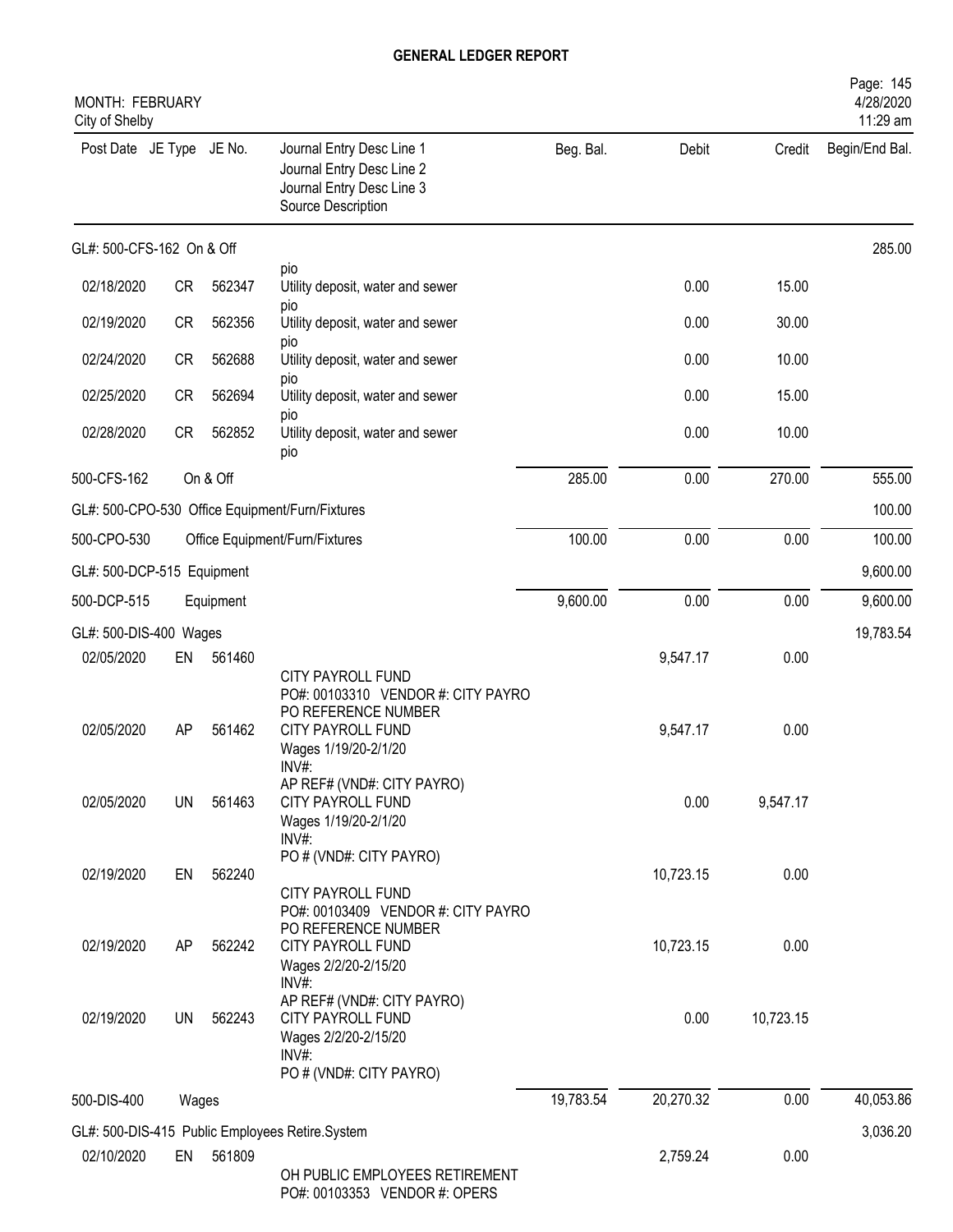# GENERAL LEDGER REPORT

MONTH: FEBRUARY
City of Shelby

4/28/2020
11:29 am

| Post Date | JE Type | JE No. | Journal Entry Desc Line 1 / Journal Entry Desc Line 2 / Journal Entry Desc Line 3 / Source Description | Beg. Bal. | Debit | Credit | Begin/End Bal. |
|---|---|---|---|---|---|---|---|
| GL#: 500-CFS-162 On & Off | | | | | | | 285.00 |
| | | | pio | | | | |
| 02/18/2020 | CR | 562347 | Utility deposit, water and sewer pio | | 0.00 | 15.00 | |
| 02/19/2020 | CR | 562356 | Utility deposit, water and sewer pio | | 0.00 | 30.00 | |
| 02/24/2020 | CR | 562688 | Utility deposit, water and sewer pio | | 0.00 | 10.00 | |
| 02/25/2020 | CR | 562694 | Utility deposit, water and sewer pio | | 0.00 | 15.00 | |
| 02/28/2020 | CR | 562852 | Utility deposit, water and sewer pio | | 0.00 | 10.00 | |
| 500-CFS-162 | | On & Off | | 285.00 | 0.00 | 270.00 | 555.00 |
| GL#: 500-CPO-530 Office Equipment/Furn/Fixtures | | | | | | | 100.00 |
| 500-CPO-530 | | Office Equipment/Furn/Fixtures | | 100.00 | 0.00 | 0.00 | 100.00 |
| GL#: 500-DCP-515 Equipment | | | | | | | 9,600.00 |
| 500-DCP-515 | | Equipment | | 9,600.00 | 0.00 | 0.00 | 9,600.00 |
| GL#: 500-DIS-400 Wages | | | | | | | 19,783.54 |
| 02/05/2020 | EN | 561460 | CITY PAYROLL FUND PO#: 00103310 VENDOR #: CITY PAYRO PO REFERENCE NUMBER | | 9,547.17 | 0.00 | |
| 02/05/2020 | AP | 561462 | CITY PAYROLL FUND Wages 1/19/20-2/1/20 INV#: AP REF# (VND#: CITY PAYRO) | | 9,547.17 | 0.00 | |
| 02/05/2020 | UN | 561463 | CITY PAYROLL FUND Wages 1/19/20-2/1/20 INV#: PO # (VND#: CITY PAYRO) | | 0.00 | 9,547.17 | |
| 02/19/2020 | EN | 562240 | CITY PAYROLL FUND PO#: 00103409 VENDOR #: CITY PAYRO PO REFERENCE NUMBER | | 10,723.15 | 0.00 | |
| 02/19/2020 | AP | 562242 | CITY PAYROLL FUND Wages 2/2/20-2/15/20 INV#: AP REF# (VND#: CITY PAYRO) | | 10,723.15 | 0.00 | |
| 02/19/2020 | UN | 562243 | CITY PAYROLL FUND Wages 2/2/20-2/15/20 INV#: PO # (VND#: CITY PAYRO) | | 0.00 | 10,723.15 | |
| 500-DIS-400 | | Wages | | 19,783.54 | 20,270.32 | 0.00 | 40,053.86 |
| GL#: 500-DIS-415 Public Employees Retire.System | | | | | | | 3,036.20 |
| 02/10/2020 | EN | 561809 | OH PUBLIC EMPLOYEES RETIREMENT PO#: 00103353 VENDOR #: OPERS | | 2,759.24 | 0.00 | |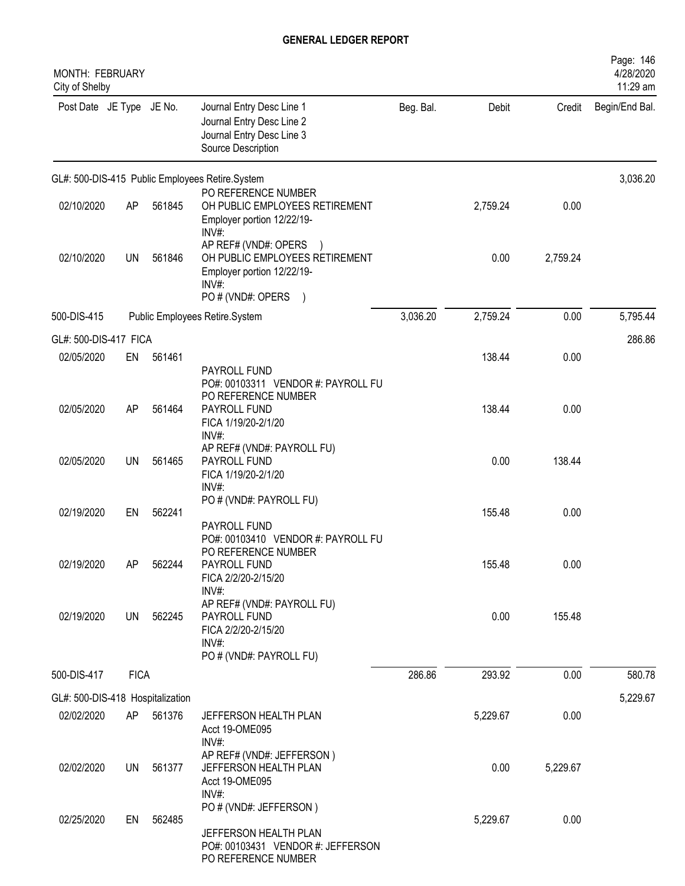# GENERAL LEDGER REPORT

MONTH: FEBRUARY
City of Shelby

| Post Date | JE Type | JE No. | Journal Entry Desc Line 1 / Journal Entry Desc Line 2 / Journal Entry Desc Line 3 / Source Description | Beg. Bal. | Debit | Credit | Begin/End Bal. |
|---|---|---|---|---|---|---|---|
| GL#: 500-DIS-415 Public Employees Retire.System | | | | | | | 3,036.20 |
| 02/10/2020 | AP | 561845 | PO REFERENCE NUMBER<br>OH PUBLIC EMPLOYEES RETIREMENT<br>Employer portion 12/22/19-<br>INV#: | | 2,759.24 | 0.00 | |
| 02/10/2020 | UN | 561846 | AP REF# (VND#: OPERS )<br>OH PUBLIC EMPLOYEES RETIREMENT<br>Employer portion 12/22/19-<br>INV#:<br>PO # (VND#: OPERS ) | | 0.00 | 2,759.24 | |
| 500-DIS-415 | | | Public Employees Retire.System | 3,036.20 | 2,759.24 | 0.00 | 5,795.44 |
| GL#: 500-DIS-417 FICA | | | | | | | 286.86 |
| 02/05/2020 | EN | 561461 | PAYROLL FUND<br>PO#: 00103311 VENDOR #: PAYROLL FU | | 138.44 | 0.00 | |
| 02/05/2020 | AP | 561464 | PO REFERENCE NUMBER<br>PAYROLL FUND<br>FICA 1/19/20-2/1/20<br>INV#: | | 138.44 | 0.00 | |
| 02/05/2020 | UN | 561465 | AP REF# (VND#: PAYROLL FU)<br>PAYROLL FUND<br>FICA 1/19/20-2/1/20<br>INV#:<br>PO # (VND#: PAYROLL FU) | | 0.00 | 138.44 | |
| 02/19/2020 | EN | 562241 | PAYROLL FUND<br>PO#: 00103410 VENDOR #: PAYROLL FU | | 155.48 | 0.00 | |
| 02/19/2020 | AP | 562244 | PO REFERENCE NUMBER<br>PAYROLL FUND<br>FICA 2/2/20-2/15/20<br>INV#: | | 155.48 | 0.00 | |
| 02/19/2020 | UN | 562245 | AP REF# (VND#: PAYROLL FU)<br>PAYROLL FUND<br>FICA 2/2/20-2/15/20<br>INV#:<br>PO # (VND#: PAYROLL FU) | | 0.00 | 155.48 | |
| 500-DIS-417 | FICA | | | 286.86 | 293.92 | 0.00 | 580.78 |
| GL#: 500-DIS-418 Hospitalization | | | | | | | 5,229.67 |
| 02/02/2020 | AP | 561376 | JEFFERSON HEALTH PLAN<br>Acct 19-OME095<br>INV#: | | 5,229.67 | 0.00 | |
| 02/02/2020 | UN | 561377 | AP REF# (VND#: JEFFERSON )<br>JEFFERSON HEALTH PLAN<br>Acct 19-OME095<br>INV#:<br>PO # (VND#: JEFFERSON ) | | 0.00 | 5,229.67 | |
| 02/25/2020 | EN | 562485 | JEFFERSON HEALTH PLAN<br>PO#: 00103431 VENDOR #: JEFFERSON<br>PO REFERENCE NUMBER | | 5,229.67 | 0.00 | |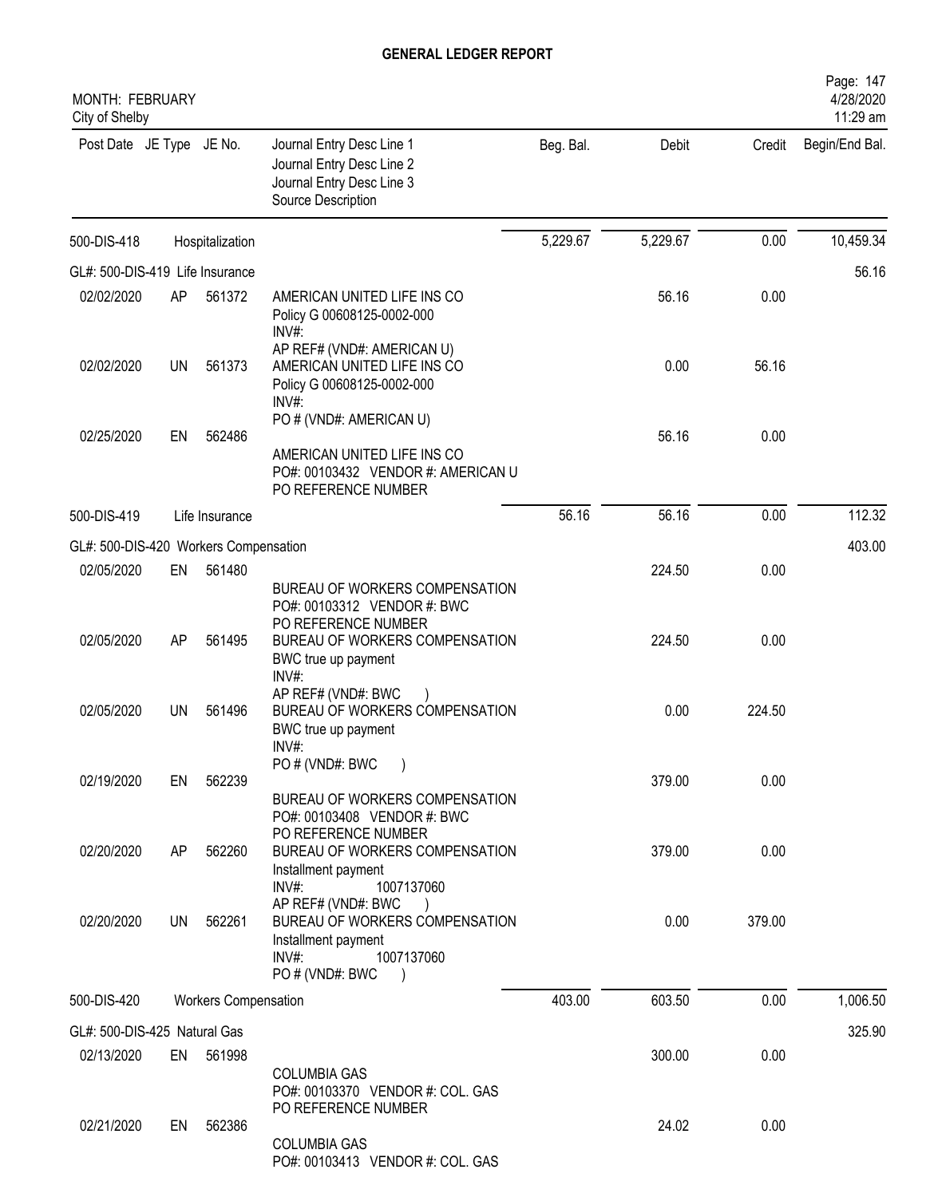# GENERAL LEDGER REPORT

MONTH: FEBRUARY
City of Shelby

| Post Date | JE Type | JE No. | Journal Entry Desc Line 1<br>Journal Entry Desc Line 2<br>Journal Entry Desc Line 3<br>Source Description | Beg. Bal. | Debit | Credit | Begin/End Bal. |
|---|---|---|---|---|---|---|---|
| 500-DIS-418 | | Hospitalization | | 5,229.67 | 5,229.67 | 0.00 | 10,459.34 |
| GL#: 500-DIS-419 Life Insurance | | | | | | | 56.16 |
| 02/02/2020 | AP | 561372 | AMERICAN UNITED LIFE INS CO<br>Policy G 00608125-0002-000<br>INV#:<br>AP REF# (VND#: AMERICAN U) | | 56.16 | 0.00 | |
| 02/02/2020 | UN | 561373 | AMERICAN UNITED LIFE INS CO<br>Policy G 00608125-0002-000<br>INV#:<br>PO # (VND#: AMERICAN U) | | 0.00 | 56.16 | |
| 02/25/2020 | EN | 562486 | AMERICAN UNITED LIFE INS CO<br>PO#: 00103432 VENDOR #: AMERICAN U<br>PO REFERENCE NUMBER | | 56.16 | 0.00 | |
| 500-DIS-419 | | Life Insurance | | 56.16 | 56.16 | 0.00 | 112.32 |
| GL#: 500-DIS-420 Workers Compensation | | | | | | | 403.00 |
| 02/05/2020 | EN | 561480 | BUREAU OF WORKERS COMPENSATION<br>PO#: 00103312 VENDOR #: BWC<br>PO REFERENCE NUMBER | | 224.50 | 0.00 | |
| 02/05/2020 | AP | 561495 | BUREAU OF WORKERS COMPENSATION<br>BWC true up payment<br>INV#:<br>AP REF# (VND#: BWC ) | | 224.50 | 0.00 | |
| 02/05/2020 | UN | 561496 | BUREAU OF WORKERS COMPENSATION<br>BWC true up payment<br>INV#:<br>PO # (VND#: BWC ) | | 0.00 | 224.50 | |
| 02/19/2020 | EN | 562239 | BUREAU OF WORKERS COMPENSATION<br>PO#: 00103408 VENDOR #: BWC<br>PO REFERENCE NUMBER | | 379.00 | 0.00 | |
| 02/20/2020 | AP | 562260 | BUREAU OF WORKERS COMPENSATION<br>Installment payment<br>INV#: 1007137060<br>AP REF# (VND#: BWC ) | | 379.00 | 0.00 | |
| 02/20/2020 | UN | 562261 | BUREAU OF WORKERS COMPENSATION<br>Installment payment<br>INV#: 1007137060<br>PO # (VND#: BWC ) | | 0.00 | 379.00 | |
| 500-DIS-420 | | Workers Compensation | | 403.00 | 603.50 | 0.00 | 1,006.50 |
| GL#: 500-DIS-425 Natural Gas | | | | | | | 325.90 |
| 02/13/2020 | EN | 561998 | COLUMBIA GAS<br>PO#: 00103370 VENDOR #: COL. GAS<br>PO REFERENCE NUMBER | | 300.00 | 0.00 | |
| 02/21/2020 | EN | 562386 | COLUMBIA GAS<br>PO#: 00103413 VENDOR #: COL. GAS | | 24.02 | 0.00 | |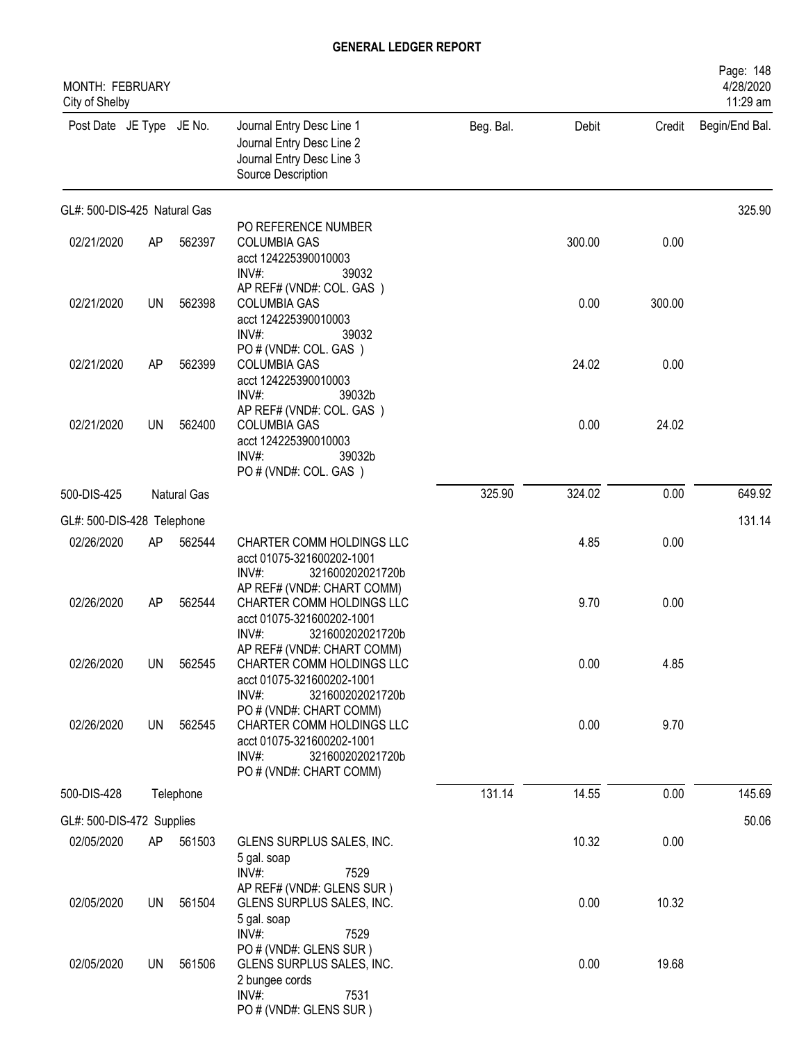# GENERAL LEDGER REPORT

MONTH: FEBRUARY
City of Shelby

| Post Date | JE Type | JE No. | Journal Entry Desc Line 1 / Journal Entry Desc Line 2 / Journal Entry Desc Line 3 / Source Description | Beg. Bal. | Debit | Credit | Begin/End Bal. |
|---|---|---|---|---|---|---|---|
| GL#: 500-DIS-425 Natural Gas | | | | | | | 325.90 |
| 02/21/2020 | AP | 562397 | PO REFERENCE NUMBER COLUMBIA GAS acct 124225390010003 INV#: 39032 AP REF# (VND#: COL. GAS ) | | 300.00 | 0.00 | |
| 02/21/2020 | UN | 562398 | COLUMBIA GAS acct 124225390010003 INV#: 39032 PO # (VND#: COL. GAS ) | | 0.00 | 300.00 | |
| 02/21/2020 | AP | 562399 | COLUMBIA GAS acct 124225390010003 INV#: 39032b AP REF# (VND#: COL. GAS ) | | 24.02 | 0.00 | |
| 02/21/2020 | UN | 562400 | COLUMBIA GAS acct 124225390010003 INV#: 39032b PO # (VND#: COL. GAS ) | | 0.00 | 24.02 | |
| 500-DIS-425 | | Natural Gas | | 325.90 | 324.02 | 0.00 | 649.92 |
| GL#: 500-DIS-428 Telephone | | | | | | | 131.14 |
| 02/26/2020 | AP | 562544 | CHARTER COMM HOLDINGS LLC acct 01075-321600202-1001 INV#: 321600202021720b AP REF# (VND#: CHART COMM) | | 4.85 | 0.00 | |
| 02/26/2020 | AP | 562544 | CHARTER COMM HOLDINGS LLC acct 01075-321600202-1001 INV#: 321600202021720b AP REF# (VND#: CHART COMM) | | 9.70 | 0.00 | |
| 02/26/2020 | UN | 562545 | CHARTER COMM HOLDINGS LLC acct 01075-321600202-1001 INV#: 321600202021720b PO # (VND#: CHART COMM) | | 0.00 | 4.85 | |
| 02/26/2020 | UN | 562545 | CHARTER COMM HOLDINGS LLC acct 01075-321600202-1001 INV#: 321600202021720b PO # (VND#: CHART COMM) | | 0.00 | 9.70 | |
| 500-DIS-428 | | Telephone | | 131.14 | 14.55 | 0.00 | 145.69 |
| GL#: 500-DIS-472 Supplies | | | | | | | 50.06 |
| 02/05/2020 | AP | 561503 | GLENS SURPLUS SALES, INC. 5 gal. soap INV#: 7529 AP REF# (VND#: GLENS SUR ) | | 10.32 | 0.00 | |
| 02/05/2020 | UN | 561504 | GLENS SURPLUS SALES, INC. 5 gal. soap INV#: 7529 PO # (VND#: GLENS SUR ) | | 0.00 | 10.32 | |
| 02/05/2020 | UN | 561506 | GLENS SURPLUS SALES, INC. 2 bungee cords INV#: 7531 PO # (VND#: GLENS SUR ) | | 0.00 | 19.68 | |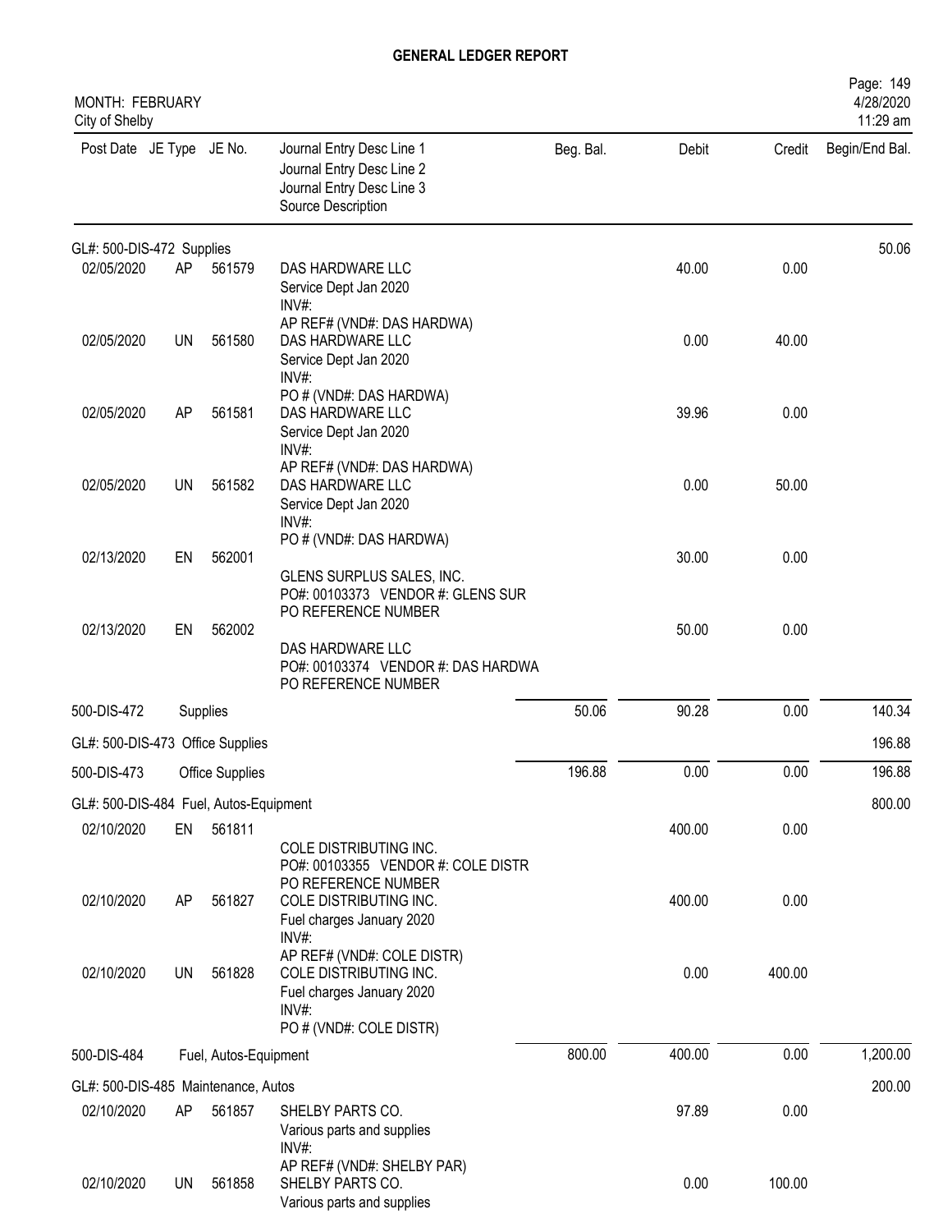# GENERAL LEDGER REPORT

MONTH: FEBRUARY
City of Shelby

| Post Date | JE Type | JE No. | Journal Entry Desc Line 1<br>Journal Entry Desc Line 2<br>Journal Entry Desc Line 3<br>Source Description | Beg. Bal. | Debit | Credit | Begin/End Bal. |
|---|---|---|---|---|---|---|---|
| GL#: 500-DIS-472 Supplies | | | | | | | 50.06 |
| 02/05/2020 | AP | 561579 | DAS HARDWARE LLC<br>Service Dept Jan 2020<br>INV#:<br>AP REF# (VND#: DAS HARDWA) | | 40.00 | 0.00 | |
| 02/05/2020 | UN | 561580 | DAS HARDWARE LLC<br>Service Dept Jan 2020<br>INV#:<br>PO # (VND#: DAS HARDWA) | | 0.00 | 40.00 | |
| 02/05/2020 | AP | 561581 | DAS HARDWARE LLC<br>Service Dept Jan 2020<br>INV#:<br>AP REF# (VND#: DAS HARDWA) | | 39.96 | 0.00 | |
| 02/05/2020 | UN | 561582 | DAS HARDWARE LLC<br>Service Dept Jan 2020<br>INV#:<br>PO # (VND#: DAS HARDWA) | | 0.00 | 50.00 | |
| 02/13/2020 | EN | 562001 | GLENS SURPLUS SALES, INC.<br>PO#: 00103373 VENDOR #: GLENS SUR<br>PO REFERENCE NUMBER | | 30.00 | 0.00 | |
| 02/13/2020 | EN | 562002 | DAS HARDWARE LLC<br>PO#: 00103374 VENDOR #: DAS HARDWA<br>PO REFERENCE NUMBER | | 50.00 | 0.00 | |
| 500-DIS-472 | | Supplies | | 50.06 | 90.28 | 0.00 | 140.34 |
| GL#: 500-DIS-473 Office Supplies | | | | | | | 196.88 |
| 500-DIS-473 | | Office Supplies | | 196.88 | 0.00 | 0.00 | 196.88 |
| GL#: 500-DIS-484 Fuel, Autos-Equipment | | | | | | | 800.00 |
| 02/10/2020 | EN | 561811 | COLE DISTRIBUTING INC.<br>PO#: 00103355 VENDOR #: COLE DISTR<br>PO REFERENCE NUMBER | | 400.00 | 0.00 | |
| 02/10/2020 | AP | 561827 | COLE DISTRIBUTING INC.<br>Fuel charges January 2020<br>INV#:<br>AP REF# (VND#: COLE DISTR) | | 400.00 | 0.00 | |
| 02/10/2020 | UN | 561828 | COLE DISTRIBUTING INC.<br>Fuel charges January 2020<br>INV#:<br>PO # (VND#: COLE DISTR) | | 0.00 | 400.00 | |
| 500-DIS-484 | | Fuel, Autos-Equipment | | 800.00 | 400.00 | 0.00 | 1,200.00 |
| GL#: 500-DIS-485 Maintenance, Autos | | | | | | | 200.00 |
| 02/10/2020 | AP | 561857 | SHELBY PARTS CO.<br>Various parts and supplies<br>INV#:<br>AP REF# (VND#: SHELBY PAR) | | 97.89 | 0.00 | |
| 02/10/2020 | UN | 561858 | SHELBY PARTS CO.<br>Various parts and supplies | | 0.00 | 100.00 | |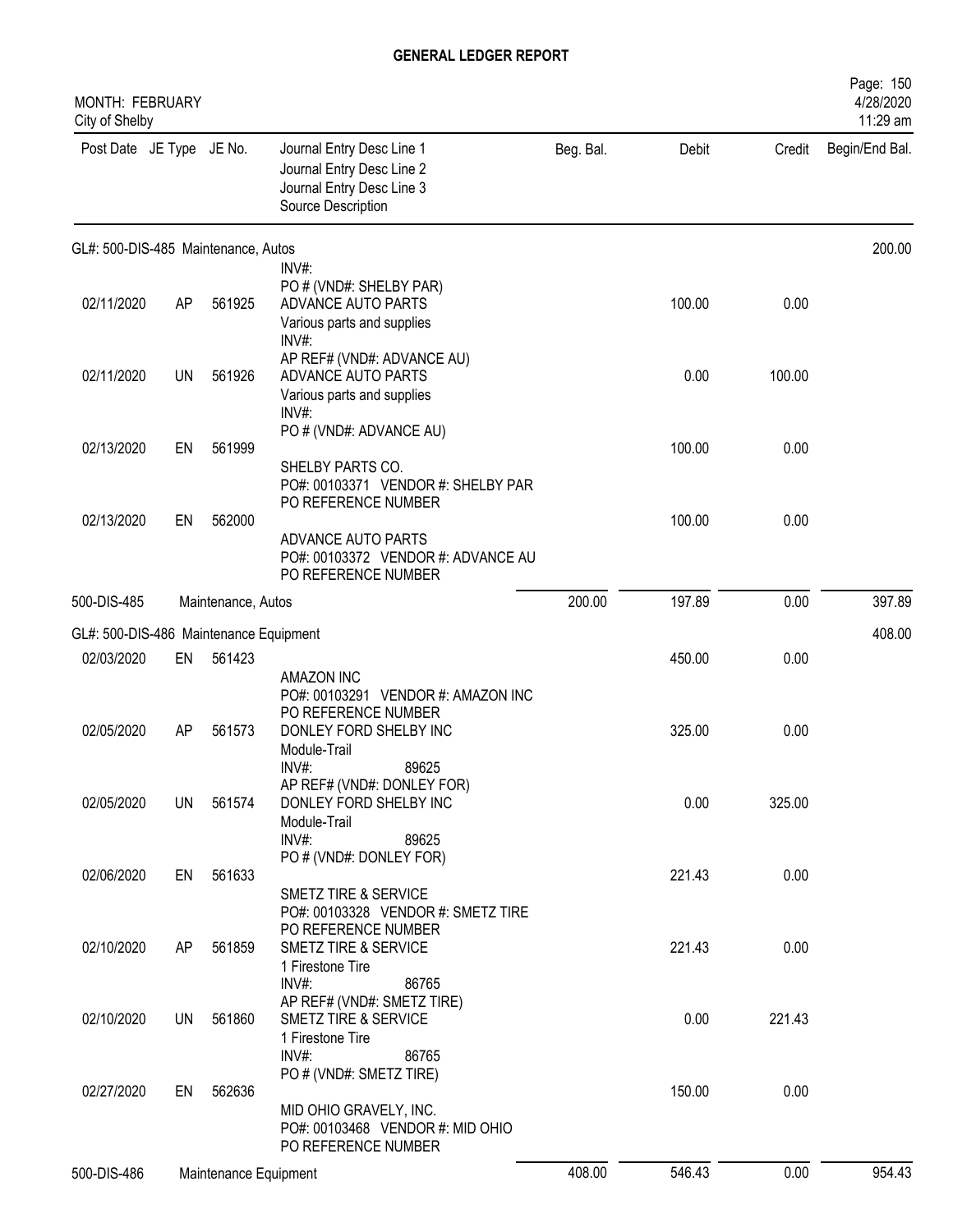# GENERAL LEDGER REPORT

MONTH: FEBRUARY
City of Shelby

Page: 150
4/28/2020
11:29 am

| Post Date | JE Type | JE No. | Journal Entry Desc Line 1 / Journal Entry Desc Line 2 / Journal Entry Desc Line 3 / Source Description | Beg. Bal. | Debit | Credit | Begin/End Bal. |
|---|---|---|---|---|---|---|---|
| **GL#: 500-DIS-485 Maintenance, Autos** | | | | | | | 200.00 |
| | | | INV#: PO # (VND#: SHELBY PAR) | | | | |
| 02/11/2020 | AP | 561925 | ADVANCE AUTO PARTS Various parts and supplies INV#: AP REF# (VND#: ADVANCE AU) | | 100.00 | 0.00 | |
| 02/11/2020 | UN | 561926 | ADVANCE AUTO PARTS Various parts and supplies INV#: PO # (VND#: ADVANCE AU) | | 0.00 | 100.00 | |
| 02/13/2020 | EN | 561999 | SHELBY PARTS CO. PO#: 00103371 VENDOR #: SHELBY PAR PO REFERENCE NUMBER | | 100.00 | 0.00 | |
| 02/13/2020 | EN | 562000 | ADVANCE AUTO PARTS PO#: 00103372 VENDOR #: ADVANCE AU PO REFERENCE NUMBER | | 100.00 | 0.00 | |
| 500-DIS-485 | | | Maintenance, Autos | 200.00 | 197.89 | 0.00 | 397.89 |
| **GL#: 500-DIS-486 Maintenance Equipment** | | | | | | | 408.00 |
| 02/03/2020 | EN | 561423 | AMAZON INC PO#: 00103291 VENDOR #: AMAZON INC PO REFERENCE NUMBER | | 450.00 | 0.00 | |
| 02/05/2020 | AP | 561573 | DONLEY FORD SHELBY INC Module-Trail INV#: 89625 AP REF# (VND#: DONLEY FOR) | | 325.00 | 0.00 | |
| 02/05/2020 | UN | 561574 | DONLEY FORD SHELBY INC Module-Trail INV#: 89625 PO # (VND#: DONLEY FOR) | | 0.00 | 325.00 | |
| 02/06/2020 | EN | 561633 | SMETZ TIRE & SERVICE PO#: 00103328 VENDOR #: SMETZ TIRE PO REFERENCE NUMBER | | 221.43 | 0.00 | |
| 02/10/2020 | AP | 561859 | SMETZ TIRE & SERVICE 1 Firestone Tire INV#: 86765 AP REF# (VND#: SMETZ TIRE) | | 221.43 | 0.00 | |
| 02/10/2020 | UN | 561860 | SMETZ TIRE & SERVICE 1 Firestone Tire INV#: 86765 PO # (VND#: SMETZ TIRE) | | 0.00 | 221.43 | |
| 02/27/2020 | EN | 562636 | MID OHIO GRAVELY, INC. PO#: 00103468 VENDOR #: MID OHIO PO REFERENCE NUMBER | | 150.00 | 0.00 | |
| 500-DIS-486 | | | Maintenance Equipment | 408.00 | 546.43 | 0.00 | 954.43 |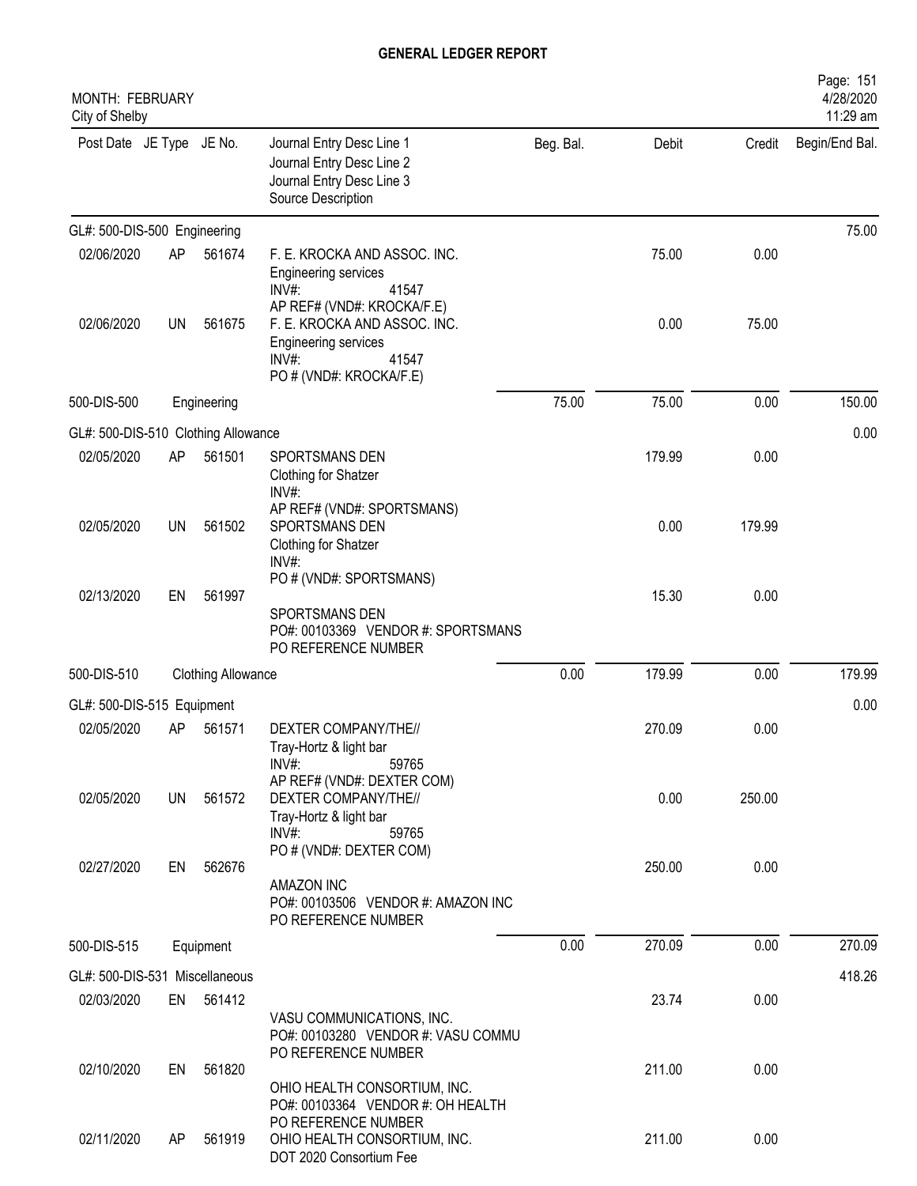# GENERAL LEDGER REPORT

MONTH: FEBRUARY
City of Shelby

| Post Date | JE Type | JE No. | Journal Entry Desc Line 1 / Journal Entry Desc Line 2 / Journal Entry Desc Line 3 / Source Description | Beg. Bal. | Debit | Credit | Begin/End Bal. |
|---|---|---|---|---|---|---|---|
| GL#: 500-DIS-500 Engineering | | | | | | | 75.00 |
| 02/06/2020 | AP | 561674 | F. E. KROCKA AND ASSOC. INC.<br>Engineering services<br>INV#: 41547<br>AP REF# (VND#: KROCKA/F.E) | | 75.00 | 0.00 | |
| 02/06/2020 | UN | 561675 | F. E. KROCKA AND ASSOC. INC.<br>Engineering services<br>INV#: 41547<br>PO # (VND#: KROCKA/F.E) | | 0.00 | 75.00 | |
| 500-DIS-500 | | Engineering | | 75.00 | 75.00 | 0.00 | 150.00 |
| GL#: 500-DIS-510 Clothing Allowance | | | | | | | 0.00 |
| 02/05/2020 | AP | 561501 | SPORTSMANS DEN<br>Clothing for Shatzer<br>INV#:<br>AP REF# (VND#: SPORTSMANS) | | 179.99 | 0.00 | |
| 02/05/2020 | UN | 561502 | SPORTSMANS DEN<br>Clothing for Shatzer<br>INV#:<br>PO # (VND#: SPORTSMANS) | | 0.00 | 179.99 | |
| 02/13/2020 | EN | 561997 | SPORTSMANS DEN<br>PO#: 00103369 VENDOR #: SPORTSMANS<br>PO REFERENCE NUMBER | | 15.30 | 0.00 | |
| 500-DIS-510 | | Clothing Allowance | | 0.00 | 179.99 | 0.00 | 179.99 |
| GL#: 500-DIS-515 Equipment | | | | | | | 0.00 |
| 02/05/2020 | AP | 561571 | DEXTER COMPANY/THE//<br>Tray-Hortz & light bar<br>INV#: 59765<br>AP REF# (VND#: DEXTER COM) | | 270.09 | 0.00 | |
| 02/05/2020 | UN | 561572 | DEXTER COMPANY/THE//<br>Tray-Hortz & light bar<br>INV#: 59765<br>PO # (VND#: DEXTER COM) | | 0.00 | 250.00 | |
| 02/27/2020 | EN | 562676 | AMAZON INC<br>PO#: 00103506 VENDOR #: AMAZON INC<br>PO REFERENCE NUMBER | | 250.00 | 0.00 | |
| 500-DIS-515 | | Equipment | | 0.00 | 270.09 | 0.00 | 270.09 |
| GL#: 500-DIS-531 Miscellaneous | | | | | | | 418.26 |
| 02/03/2020 | EN | 561412 | VASU COMMUNICATIONS, INC.<br>PO#: 00103280 VENDOR #: VASU COMMU<br>PO REFERENCE NUMBER | | 23.74 | 0.00 | |
| 02/10/2020 | EN | 561820 | OHIO HEALTH CONSORTIUM, INC.<br>PO#: 00103364 VENDOR #: OH HEALTH<br>PO REFERENCE NUMBER | | 211.00 | 0.00 | |
| 02/11/2020 | AP | 561919 | OHIO HEALTH CONSORTIUM, INC.<br>DOT 2020 Consortium Fee | | 211.00 | 0.00 | |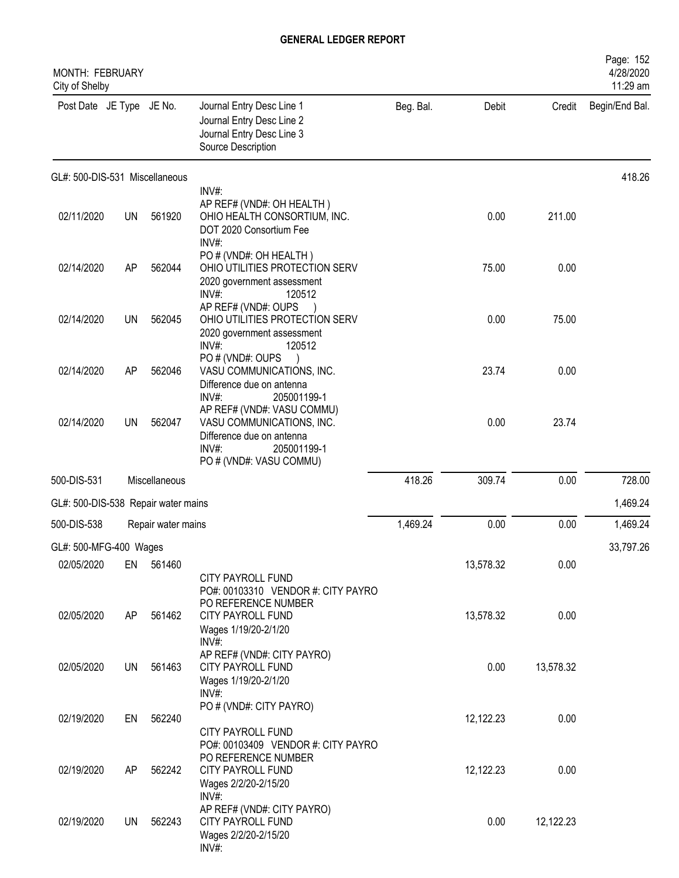**GENERAL LEDGER REPORT**

MONTH: FEBRUARY
City of Shelby

4/28/2020
11:29 am

| Post Date | JE Type | JE No. | Journal Entry Desc Line 1 / Journal Entry Desc Line 2 / Journal Entry Desc Line 3 / Source Description | Beg. Bal. | Debit | Credit | Begin/End Bal. |
|---|---|---|---|---|---|---|---|
| GL#: 500-DIS-531 Miscellaneous | | | | | | | 418.26 |
| | | | INV#: AP REF# (VND#: OH HEALTH ) | | | | |
| 02/11/2020 | UN | 561920 | OHIO HEALTH CONSORTIUM, INC. DOT 2020 Consortium Fee INV#: PO # (VND#: OH HEALTH ) | | 0.00 | 211.00 | |
| 02/14/2020 | AP | 562044 | OHIO UTILITIES PROTECTION SERV 2020 government assessment INV#: 120512 AP REF# (VND#: OUPS ) | | 75.00 | 0.00 | |
| 02/14/2020 | UN | 562045 | OHIO UTILITIES PROTECTION SERV 2020 government assessment INV#: 120512 PO # (VND#: OUPS ) | | 0.00 | 75.00 | |
| 02/14/2020 | AP | 562046 | VASU COMMUNICATIONS, INC. Difference due on antenna INV#: 205001199-1 AP REF# (VND#: VASU COMMU) | | 23.74 | 0.00 | |
| 02/14/2020 | UN | 562047 | VASU COMMUNICATIONS, INC. Difference due on antenna INV#: 205001199-1 PO # (VND#: VASU COMMU) | | 0.00 | 23.74 | |
| 500-DIS-531 | | | Miscellaneous | 418.26 | 309.74 | 0.00 | 728.00 |
| GL#: 500-DIS-538 Repair water mains | | | | | | | 1,469.24 |
| 500-DIS-538 | | | Repair water mains | 1,469.24 | 0.00 | 0.00 | 1,469.24 |
| GL#: 500-MFG-400 Wages | | | | | | | 33,797.26 |
| 02/05/2020 | EN | 561460 | CITY PAYROLL FUND PO#: 00103310 VENDOR #: CITY PAYRO PO REFERENCE NUMBER | | 13,578.32 | 0.00 | |
| 02/05/2020 | AP | 561462 | CITY PAYROLL FUND Wages 1/19/20-2/1/20 INV#: AP REF# (VND#: CITY PAYRO) | | 13,578.32 | 0.00 | |
| 02/05/2020 | UN | 561463 | CITY PAYROLL FUND Wages 1/19/20-2/1/20 INV#: PO # (VND#: CITY PAYRO) | | 0.00 | 13,578.32 | |
| 02/19/2020 | EN | 562240 | CITY PAYROLL FUND PO#: 00103409 VENDOR #: CITY PAYRO PO REFERENCE NUMBER | | 12,122.23 | 0.00 | |
| 02/19/2020 | AP | 562242 | CITY PAYROLL FUND Wages 2/2/20-2/15/20 INV#: AP REF# (VND#: CITY PAYRO) | | 12,122.23 | 0.00 | |
| 02/19/2020 | UN | 562243 | CITY PAYROLL FUND Wages 2/2/20-2/15/20 INV#: | | 0.00 | 12,122.23 | |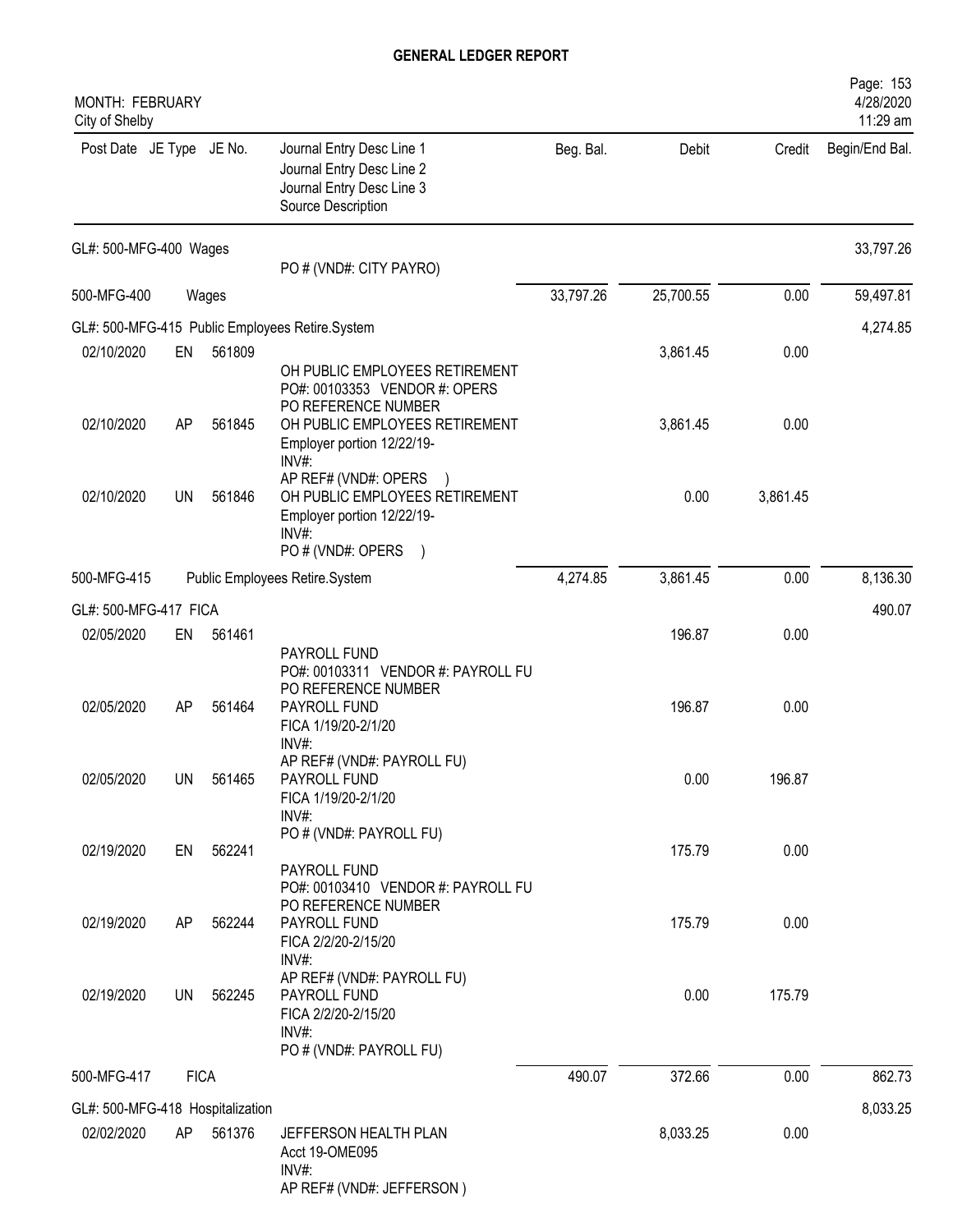# GENERAL LEDGER REPORT

MONTH: FEBRUARY
City of Shelby

| Post Date | JE Type | JE No. | Journal Entry Desc Line 1 / Journal Entry Desc Line 2 / Journal Entry Desc Line 3 / Source Description | Beg. Bal. | Debit | Credit | Begin/End Bal. |
|---|---|---|---|---|---|---|---|
| GL#: 500-MFG-400 Wages | | | | | | | 33,797.26 |
| | | | PO # (VND#: CITY PAYRO) | | | | |
| 500-MFG-400 | | | Wages | 33,797.26 | 25,700.55 | 0.00 | 59,497.81 |
| GL#: 500-MFG-415 Public Employees Retire.System | | | | | | | 4,274.85 |
| 02/10/2020 | EN | 561809 | OH PUBLIC EMPLOYEES RETIREMENT<br>PO#: 00103353 VENDOR #: OPERS<br>PO REFERENCE NUMBER | | 3,861.45 | 0.00 | |
| 02/10/2020 | AP | 561845 | OH PUBLIC EMPLOYEES RETIREMENT<br>Employer portion 12/22/19-<br>INV#:<br>AP REF# (VND#: OPERS ) | | 3,861.45 | 0.00 | |
| 02/10/2020 | UN | 561846 | OH PUBLIC EMPLOYEES RETIREMENT<br>Employer portion 12/22/19-<br>INV#:<br>PO # (VND#: OPERS ) | | 0.00 | 3,861.45 | |
| 500-MFG-415 | | | Public Employees Retire.System | 4,274.85 | 3,861.45 | 0.00 | 8,136.30 |
| GL#: 500-MFG-417 FICA | | | | | | | 490.07 |
| 02/05/2020 | EN | 561461 | PAYROLL FUND<br>PO#: 00103311 VENDOR #: PAYROLL FU<br>PO REFERENCE NUMBER | | 196.87 | 0.00 | |
| 02/05/2020 | AP | 561464 | PAYROLL FUND<br>FICA 1/19/20-2/1/20<br>INV#:<br>AP REF# (VND#: PAYROLL FU) | | 196.87 | 0.00 | |
| 02/05/2020 | UN | 561465 | PAYROLL FUND<br>FICA 1/19/20-2/1/20<br>INV#:<br>PO # (VND#: PAYROLL FU) | | 0.00 | 196.87 | |
| 02/19/2020 | EN | 562241 | PAYROLL FUND<br>PO#: 00103410 VENDOR #: PAYROLL FU<br>PO REFERENCE NUMBER | | 175.79 | 0.00 | |
| 02/19/2020 | AP | 562244 | PAYROLL FUND<br>FICA 2/2/20-2/15/20<br>INV#:<br>AP REF# (VND#: PAYROLL FU) | | 175.79 | 0.00 | |
| 02/19/2020 | UN | 562245 | PAYROLL FUND<br>FICA 2/2/20-2/15/20<br>INV#:<br>PO # (VND#: PAYROLL FU) | | 0.00 | 175.79 | |
| 500-MFG-417 | | | FICA | 490.07 | 372.66 | 0.00 | 862.73 |
| GL#: 500-MFG-418 Hospitalization | | | | | | | 8,033.25 |
| 02/02/2020 | AP | 561376 | JEFFERSON HEALTH PLAN<br>Acct 19-OME095<br>INV#:<br>AP REF# (VND#: JEFFERSON ) | | 8,033.25 | 0.00 | |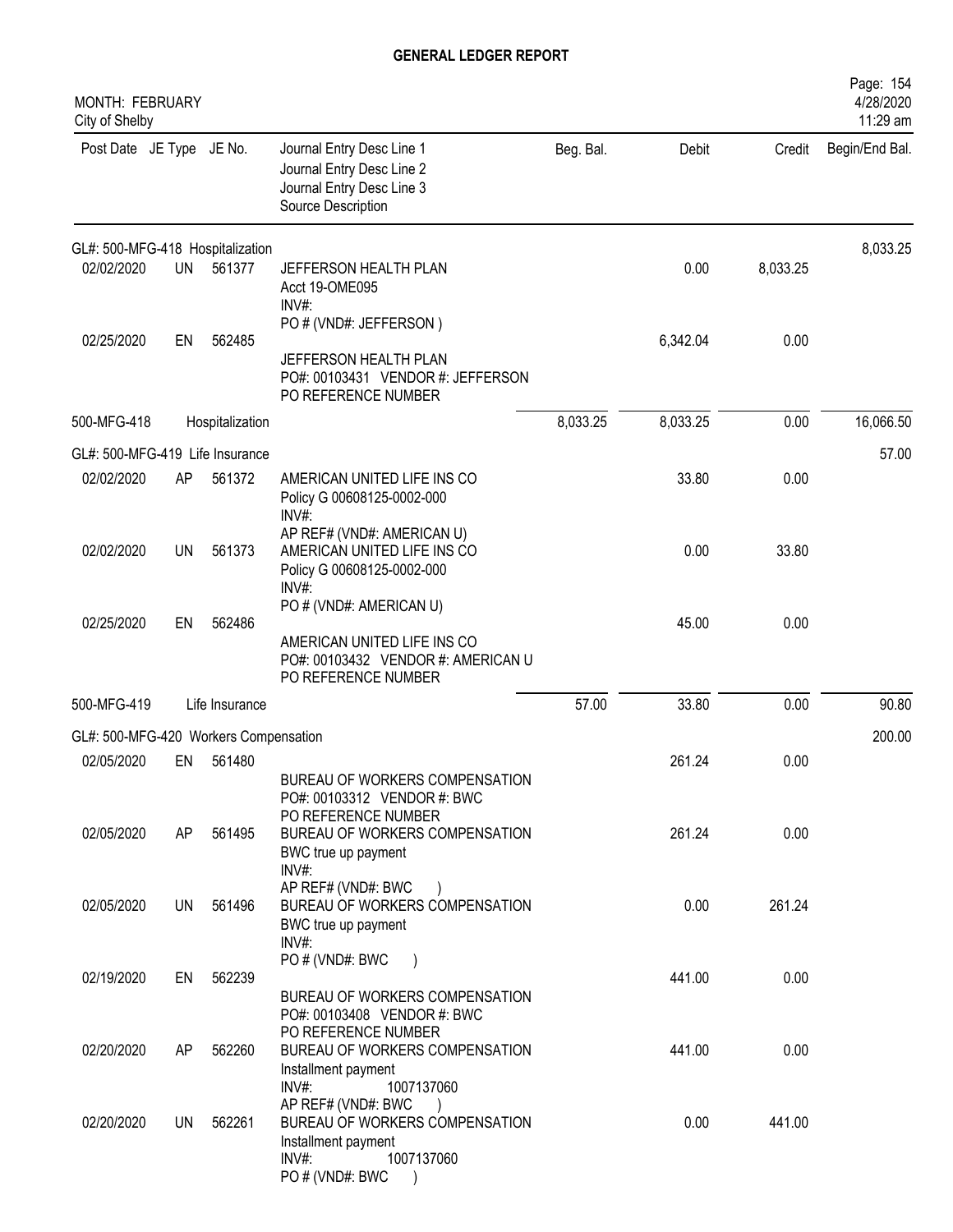# GENERAL LEDGER REPORT

MONTH: FEBRUARY
City of Shelby

| Post Date | JE Type | JE No. | Journal Entry Desc Line 1<br>Journal Entry Desc Line 2<br>Journal Entry Desc Line 3<br>Source Description | Beg. Bal. | Debit | Credit | Begin/End Bal. |
|---|---|---|---|---|---|---|---|
| GL#: 500-MFG-418 Hospitalization | | | | | | | 8,033.25 |
| 02/02/2020 | UN | 561377 | JEFFERSON HEALTH PLAN<br>Acct 19-OME095<br>INV#:<br>PO # (VND#: JEFFERSON ) | | 0.00 | 8,033.25 | |
| 02/25/2020 | EN | 562485 | JEFFERSON HEALTH PLAN<br>PO#: 00103431 VENDOR #: JEFFERSON<br>PO REFERENCE NUMBER | | 6,342.04 | 0.00 | |
| 500-MFG-418 | | Hospitalization | | 8,033.25 | 8,033.25 | 0.00 | 16,066.50 |
| GL#: 500-MFG-419 Life Insurance | | | | | | | 57.00 |
| 02/02/2020 | AP | 561372 | AMERICAN UNITED LIFE INS CO<br>Policy G 00608125-0002-000<br>INV#:<br>AP REF# (VND#: AMERICAN U) | | 33.80 | 0.00 | |
| 02/02/2020 | UN | 561373 | AMERICAN UNITED LIFE INS CO<br>Policy G 00608125-0002-000<br>INV#:<br>PO # (VND#: AMERICAN U) | | 0.00 | 33.80 | |
| 02/25/2020 | EN | 562486 | AMERICAN UNITED LIFE INS CO<br>PO#: 00103432 VENDOR #: AMERICAN U<br>PO REFERENCE NUMBER | | 45.00 | 0.00 | |
| 500-MFG-419 | | Life Insurance | | 57.00 | 33.80 | 0.00 | 90.80 |
| GL#: 500-MFG-420 Workers Compensation | | | | | | | 200.00 |
| 02/05/2020 | EN | 561480 | BUREAU OF WORKERS COMPENSATION<br>PO#: 00103312 VENDOR #: BWC<br>PO REFERENCE NUMBER | | 261.24 | 0.00 | |
| 02/05/2020 | AP | 561495 | BUREAU OF WORKERS COMPENSATION<br>BWC true up payment<br>INV#:<br>AP REF# (VND#: BWC ) | | 261.24 | 0.00 | |
| 02/05/2020 | UN | 561496 | BUREAU OF WORKERS COMPENSATION<br>BWC true up payment<br>INV#:<br>PO # (VND#: BWC ) | | 0.00 | 261.24 | |
| 02/19/2020 | EN | 562239 | BUREAU OF WORKERS COMPENSATION<br>PO#: 00103408 VENDOR #: BWC<br>PO REFERENCE NUMBER | | 441.00 | 0.00 | |
| 02/20/2020 | AP | 562260 | BUREAU OF WORKERS COMPENSATION<br>Installment payment<br>INV#: 1007137060<br>AP REF# (VND#: BWC ) | | 441.00 | 0.00 | |
| 02/20/2020 | UN | 562261 | BUREAU OF WORKERS COMPENSATION<br>Installment payment<br>INV#: 1007137060<br>PO # (VND#: BWC ) | | 0.00 | 441.00 | |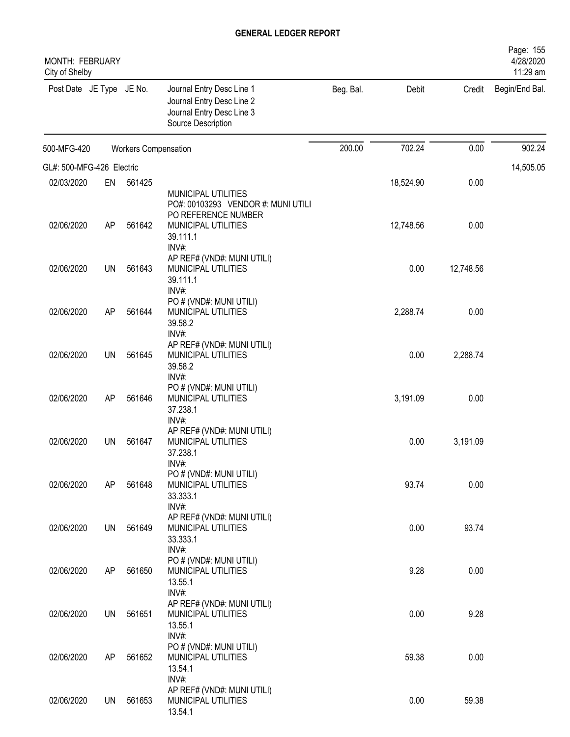# GENERAL LEDGER REPORT

MONTH: FEBRUARY
City of Shelby

| Post Date | JE Type | JE No. | Journal Entry Desc Line 1 / Journal Entry Desc Line 2 / Journal Entry Desc Line 3 / Source Description | Beg. Bal. | Debit | Credit | Begin/End Bal. |
|---|---|---|---|---|---|---|---|
| 500-MFG-420 | | | Workers Compensation | 200.00 | 702.24 | 0.00 | 902.24 |
| GL#: 500-MFG-426 Electric | | | | | | | 14,505.05 |
| 02/03/2020 | EN | 561425 | MUNICIPAL UTILITIES<br>PO#: 00103293 VENDOR #: MUNI UTILI<br>PO REFERENCE NUMBER | | 18,524.90 | 0.00 | |
| 02/06/2020 | AP | 561642 | MUNICIPAL UTILITIES<br>39.111.1<br>INV#:<br>AP REF# (VND#: MUNI UTILI) | | 12,748.56 | 0.00 | |
| 02/06/2020 | UN | 561643 | MUNICIPAL UTILITIES<br>39.111.1<br>INV#:<br>PO # (VND#: MUNI UTILI) | | 0.00 | 12,748.56 | |
| 02/06/2020 | AP | 561644 | MUNICIPAL UTILITIES<br>39.58.2<br>INV#:<br>AP REF# (VND#: MUNI UTILI) | | 2,288.74 | 0.00 | |
| 02/06/2020 | UN | 561645 | MUNICIPAL UTILITIES<br>39.58.2<br>INV#:<br>PO # (VND#: MUNI UTILI) | | 0.00 | 2,288.74 | |
| 02/06/2020 | AP | 561646 | MUNICIPAL UTILITIES<br>37.238.1<br>INV#:<br>AP REF# (VND#: MUNI UTILI) | | 3,191.09 | 0.00 | |
| 02/06/2020 | UN | 561647 | MUNICIPAL UTILITIES<br>37.238.1<br>INV#:<br>PO # (VND#: MUNI UTILI) | | 0.00 | 3,191.09 | |
| 02/06/2020 | AP | 561648 | MUNICIPAL UTILITIES<br>33.333.1<br>INV#:<br>AP REF# (VND#: MUNI UTILI) | | 93.74 | 0.00 | |
| 02/06/2020 | UN | 561649 | MUNICIPAL UTILITIES<br>33.333.1<br>INV#:<br>PO # (VND#: MUNI UTILI) | | 0.00 | 93.74 | |
| 02/06/2020 | AP | 561650 | MUNICIPAL UTILITIES<br>13.55.1<br>INV#:<br>AP REF# (VND#: MUNI UTILI) | | 9.28 | 0.00 | |
| 02/06/2020 | UN | 561651 | MUNICIPAL UTILITIES<br>13.55.1<br>INV#:<br>PO # (VND#: MUNI UTILI) | | 0.00 | 9.28 | |
| 02/06/2020 | AP | 561652 | MUNICIPAL UTILITIES<br>13.54.1<br>INV#:<br>AP REF# (VND#: MUNI UTILI) | | 59.38 | 0.00 | |
| 02/06/2020 | UN | 561653 | MUNICIPAL UTILITIES<br>13.54.1 | | 0.00 | 59.38 | |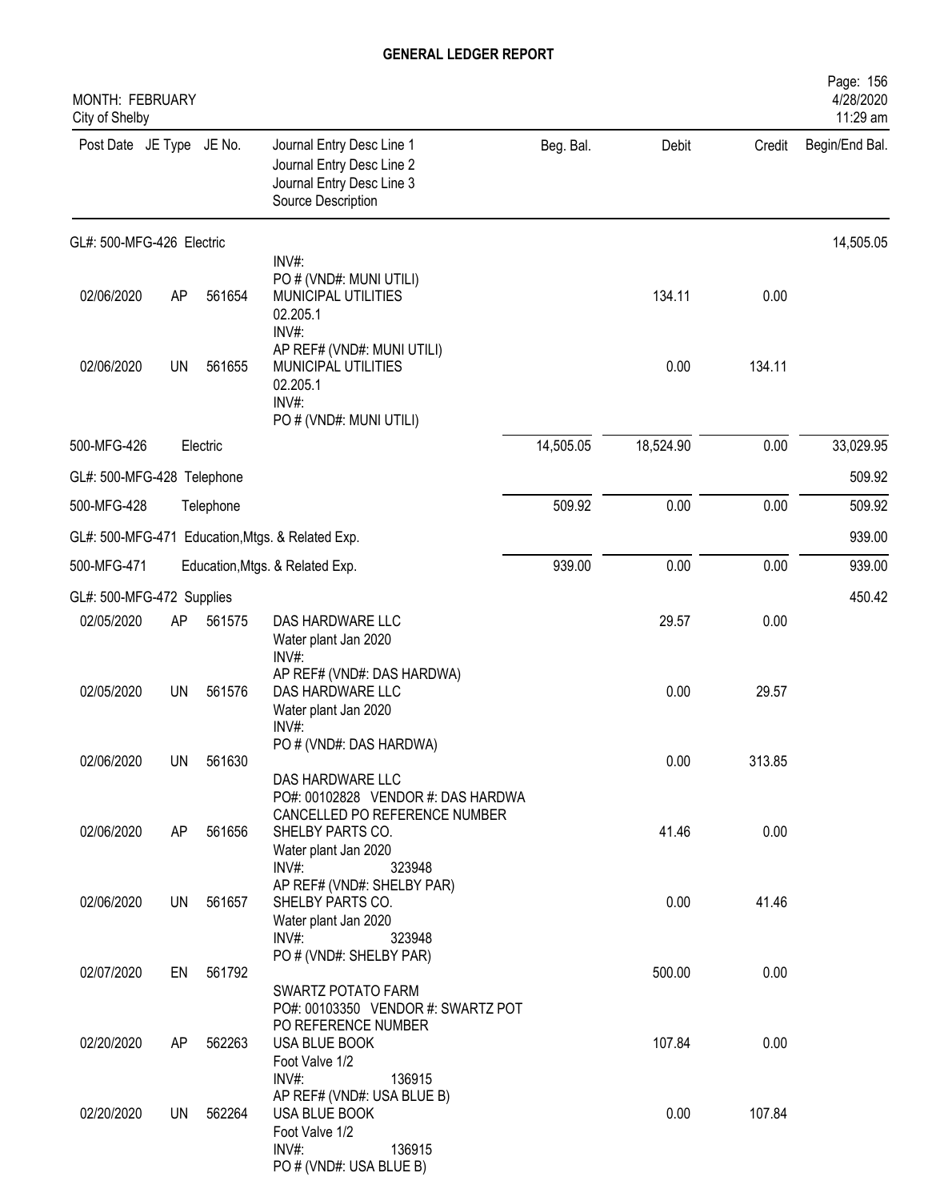# GENERAL LEDGER REPORT

MONTH: FEBRUARY
City of Shelby

| Post Date | JE Type | JE No. | Journal Entry Desc Line 1 / Journal Entry Desc Line 2 / Journal Entry Desc Line 3 / Source Description | Beg. Bal. | Debit | Credit | Begin/End Bal. |
|---|---|---|---|---|---|---|---|
| **GL#: 500-MFG-426 Electric** | | | | | | | 14,505.05 |
| | | | INV#: PO # (VND#: MUNI UTILI) | | | | |
| 02/06/2020 | AP | 561654 | MUNICIPAL UTILITIES 02.205.1 INV#: AP REF# (VND#: MUNI UTILI) | | 134.11 | 0.00 | |
| 02/06/2020 | UN | 561655 | MUNICIPAL UTILITIES 02.205.1 INV#: PO # (VND#: MUNI UTILI) | | 0.00 | 134.11 | |
| 500-MFG-426 | | Electric | | 14,505.05 | 18,524.90 | 0.00 | 33,029.95 |
| **GL#: 500-MFG-428 Telephone** | | | | | | | 509.92 |
| 500-MFG-428 | | Telephone | | 509.92 | 0.00 | 0.00 | 509.92 |
| **GL#: 500-MFG-471 Education,Mtgs. & Related Exp.** | | | | | | | 939.00 |
| 500-MFG-471 | | Education,Mtgs. & Related Exp. | | 939.00 | 0.00 | 0.00 | 939.00 |
| **GL#: 500-MFG-472 Supplies** | | | | | | | 450.42 |
| 02/05/2020 | AP | 561575 | DAS HARDWARE LLC Water plant Jan 2020 INV#: AP REF# (VND#: DAS HARDWA) | | 29.57 | 0.00 | |
| 02/05/2020 | UN | 561576 | DAS HARDWARE LLC Water plant Jan 2020 INV#: PO # (VND#: DAS HARDWA) | | 0.00 | 29.57 | |
| 02/06/2020 | UN | 561630 | DAS HARDWARE LLC PO#: 00102828 VENDOR #: DAS HARDWA CANCELLED PO REFERENCE NUMBER | | 0.00 | 313.85 | |
| 02/06/2020 | AP | 561656 | SHELBY PARTS CO. Water plant Jan 2020 INV#: 323948 AP REF# (VND#: SHELBY PAR) | | 41.46 | 0.00 | |
| 02/06/2020 | UN | 561657 | SHELBY PARTS CO. Water plant Jan 2020 INV#: 323948 PO # (VND#: SHELBY PAR) | | 0.00 | 41.46 | |
| 02/07/2020 | EN | 561792 | SWARTZ POTATO FARM PO#: 00103350 VENDOR #: SWARTZ POT PO REFERENCE NUMBER | | 500.00 | 0.00 | |
| 02/20/2020 | AP | 562263 | USA BLUE BOOK Foot Valve 1/2 INV#: 136915 AP REF# (VND#: USA BLUE B) | | 107.84 | 0.00 | |
| 02/20/2020 | UN | 562264 | USA BLUE BOOK Foot Valve 1/2 INV#: 136915 PO # (VND#: USA BLUE B) | | 0.00 | 107.84 | |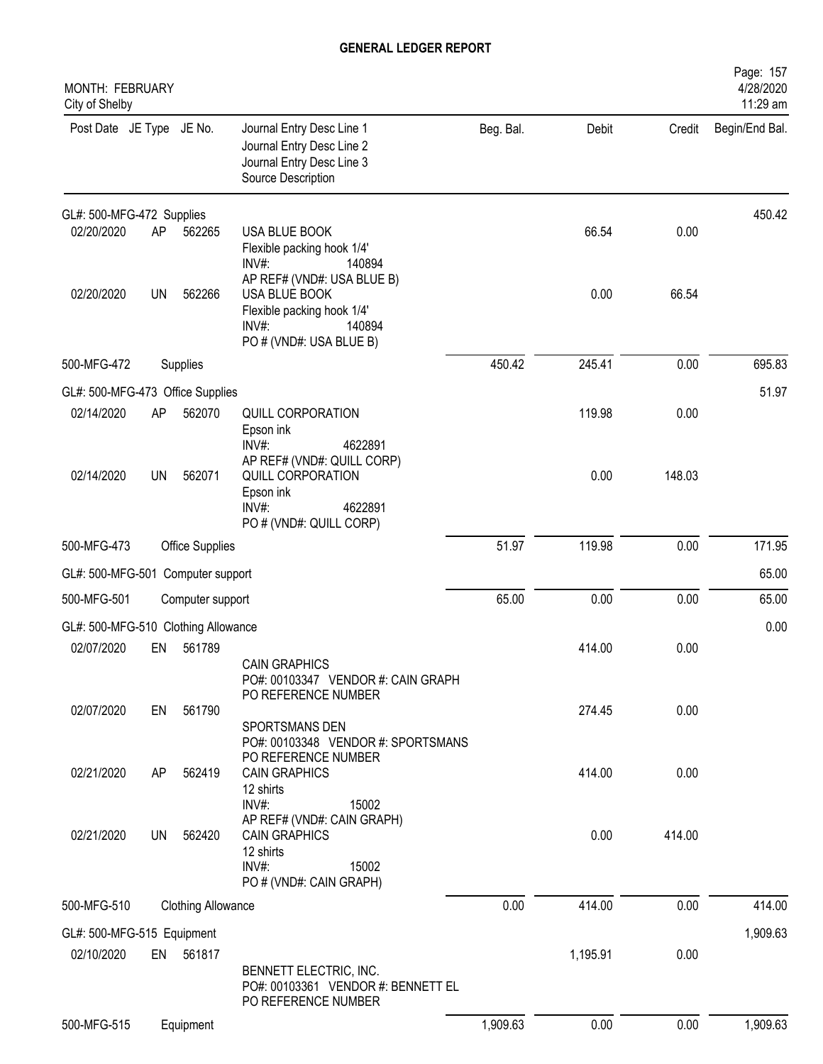# GENERAL LEDGER REPORT

MONTH: FEBRUARY
City of Shelby

| Post Date | JE Type | JE No. | Journal Entry Desc Line 1<br>Journal Entry Desc Line 2<br>Journal Entry Desc Line 3<br>Source Description | Beg. Bal. | Debit | Credit | Begin/End Bal. |
|---|---|---|---|---|---|---|---|
| GL#: 500-MFG-472 Supplies | | | | | | | 450.42 |
| 02/20/2020 | AP | 562265 | USA BLUE BOOK<br>Flexible packing hook 1/4'<br>INV#: 140894<br>AP REF# (VND#: USA BLUE B) | | 66.54 | 0.00 | |
| 02/20/2020 | UN | 562266 | USA BLUE BOOK<br>Flexible packing hook 1/4'<br>INV#: 140894<br>PO # (VND#: USA BLUE B) | | 0.00 | 66.54 | |
| 500-MFG-472 | | Supplies | | 450.42 | 245.41 | 0.00 | 695.83 |
| GL#: 500-MFG-473 Office Supplies | | | | | | | 51.97 |
| 02/14/2020 | AP | 562070 | QUILL CORPORATION<br>Epson ink<br>INV#: 4622891<br>AP REF# (VND#: QUILL CORP) | | 119.98 | 0.00 | |
| 02/14/2020 | UN | 562071 | QUILL CORPORATION<br>Epson ink<br>INV#: 4622891<br>PO # (VND#: QUILL CORP) | | 0.00 | 148.03 | |
| 500-MFG-473 | | Office Supplies | | 51.97 | 119.98 | 0.00 | 171.95 |
| GL#: 500-MFG-501 Computer support | | | | | | | 65.00 |
| 500-MFG-501 | | Computer support | | 65.00 | 0.00 | 0.00 | 65.00 |
| GL#: 500-MFG-510 Clothing Allowance | | | | | | | 0.00 |
| 02/07/2020 | EN | 561789 | CAIN GRAPHICS<br>PO#: 00103347 VENDOR #: CAIN GRAPH<br>PO REFERENCE NUMBER | | 414.00 | 0.00 | |
| 02/07/2020 | EN | 561790 | SPORTSMANS DEN<br>PO#: 00103348 VENDOR #: SPORTSMANS<br>PO REFERENCE NUMBER | | 274.45 | 0.00 | |
| 02/21/2020 | AP | 562419 | CAIN GRAPHICS<br>12 shirts<br>INV#: 15002<br>AP REF# (VND#: CAIN GRAPH) | | 414.00 | 0.00 | |
| 02/21/2020 | UN | 562420 | CAIN GRAPHICS<br>12 shirts<br>INV#: 15002<br>PO # (VND#: CAIN GRAPH) | | 0.00 | 414.00 | |
| 500-MFG-510 | | Clothing Allowance | | 0.00 | 414.00 | 0.00 | 414.00 |
| GL#: 500-MFG-515 Equipment | | | | | | | 1,909.63 |
| 02/10/2020 | EN | 561817 | BENNETT ELECTRIC, INC.<br>PO#: 00103361 VENDOR #: BENNETT EL<br>PO REFERENCE NUMBER | | 1,195.91 | 0.00 | |
| 500-MFG-515 | | Equipment | | 1,909.63 | 0.00 | 0.00 | 1,909.63 |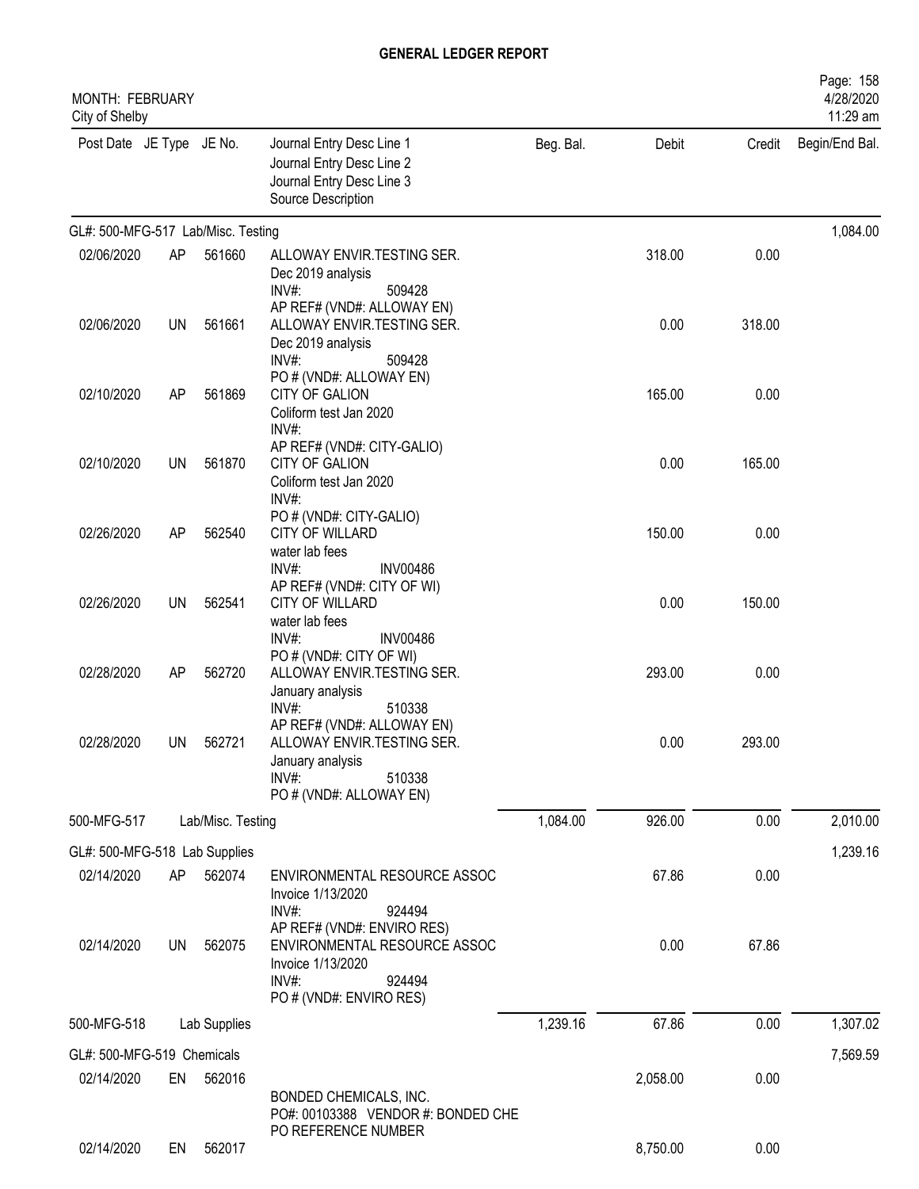# GENERAL LEDGER REPORT

MONTH: FEBRUARY
City of Shelby

4/28/2020
11:29 am

| Post Date | JE Type | JE No. | Journal Entry Desc Line 1<br>Journal Entry Desc Line 2<br>Journal Entry Desc Line 3<br>Source Description | Beg. Bal. | Debit | Credit | Begin/End Bal. |
|---|---|---|---|---|---|---|---|
| **GL#: 500-MFG-517 Lab/Misc. Testing** | | | | | | | 1,084.00 |
| 02/06/2020 | AP | 561660 | ALLOWAY ENVIR.TESTING SER.<br>Dec 2019 analysis<br>INV#: 509428<br>AP REF# (VND#: ALLOWAY EN) | | 318.00 | 0.00 | |
| 02/06/2020 | UN | 561661 | ALLOWAY ENVIR.TESTING SER.<br>Dec 2019 analysis<br>INV#: 509428<br>PO # (VND#: ALLOWAY EN) | | 0.00 | 318.00 | |
| 02/10/2020 | AP | 561869 | CITY OF GALION<br>Coliform test Jan 2020<br>INV#:<br>AP REF# (VND#: CITY-GALIO) | | 165.00 | 0.00 | |
| 02/10/2020 | UN | 561870 | CITY OF GALION<br>Coliform test Jan 2020<br>INV#:<br>PO # (VND#: CITY-GALIO) | | 0.00 | 165.00 | |
| 02/26/2020 | AP | 562540 | CITY OF WILLARD<br>water lab fees<br>INV#: INV00486<br>AP REF# (VND#: CITY OF WI) | | 150.00 | 0.00 | |
| 02/26/2020 | UN | 562541 | CITY OF WILLARD<br>water lab fees<br>INV#: INV00486<br>PO # (VND#: CITY OF WI) | | 0.00 | 150.00 | |
| 02/28/2020 | AP | 562720 | ALLOWAY ENVIR.TESTING SER.<br>January analysis<br>INV#: 510338<br>AP REF# (VND#: ALLOWAY EN) | | 293.00 | 0.00 | |
| 02/28/2020 | UN | 562721 | ALLOWAY ENVIR.TESTING SER.<br>January analysis<br>INV#: 510338<br>PO # (VND#: ALLOWAY EN) | | 0.00 | 293.00 | |
| 500-MFG-517 | | Lab/Misc. Testing | | 1,084.00 | 926.00 | 0.00 | 2,010.00 |
| **GL#: 500-MFG-518 Lab Supplies** | | | | | | | 1,239.16 |
| 02/14/2020 | AP | 562074 | ENVIRONMENTAL RESOURCE ASSOC<br>Invoice 1/13/2020<br>INV#: 924494<br>AP REF# (VND#: ENVIRO RES) | | 67.86 | 0.00 | |
| 02/14/2020 | UN | 562075 | ENVIRONMENTAL RESOURCE ASSOC<br>Invoice 1/13/2020<br>INV#: 924494<br>PO # (VND#: ENVIRO RES) | | 0.00 | 67.86 | |
| 500-MFG-518 | | Lab Supplies | | 1,239.16 | 67.86 | 0.00 | 1,307.02 |
| **GL#: 500-MFG-519 Chemicals** | | | | | | | 7,569.59 |
| 02/14/2020 | EN | 562016 | BONDED CHEMICALS, INC.<br>PO#: 00103388 VENDOR #: BONDED CHE<br>PO REFERENCE NUMBER | | 2,058.00 | 0.00 | |
| 02/14/2020 | EN | 562017 | | | 8,750.00 | 0.00 | |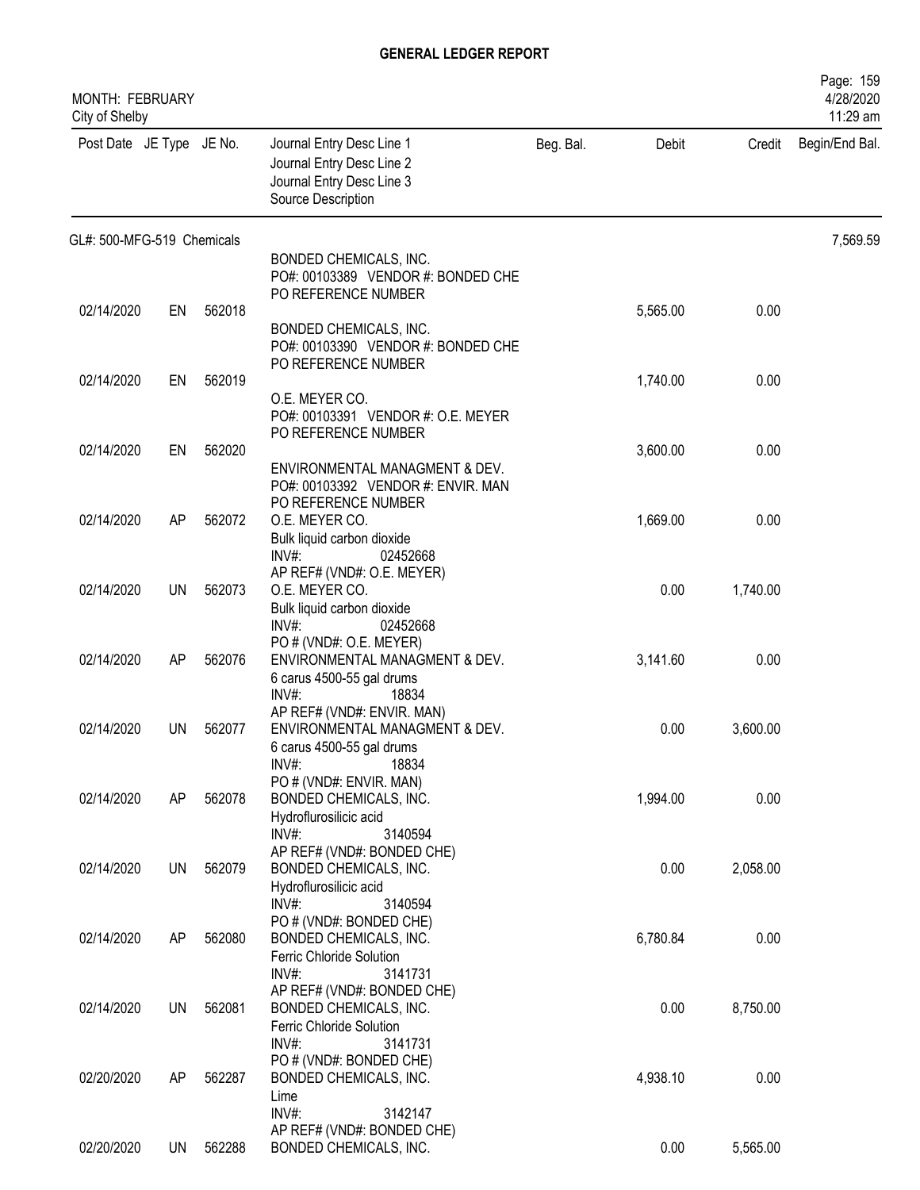# GENERAL LEDGER REPORT

MONTH: FEBRUARY
City of Shelby

| Post Date | JE Type | JE No. | Journal Entry Desc Line 1 / Journal Entry Desc Line 2 / Journal Entry Desc Line 3 / Source Description | Beg. Bal. | Debit | Credit | Begin/End Bal. |
|---|---|---|---|---|---|---|---|
| GL#: 500-MFG-519 Chemicals | | | | | | | 7,569.59 |
| 02/14/2020 | EN | 562018 | BONDED CHEMICALS, INC. PO#: 00103389 VENDOR #: BONDED CHE PO REFERENCE NUMBER | | 5,565.00 | 0.00 | |
| 02/14/2020 | EN | 562019 | BONDED CHEMICALS, INC. PO#: 00103390 VENDOR #: BONDED CHE PO REFERENCE NUMBER | | 1,740.00 | 0.00 | |
| 02/14/2020 | EN | 562020 | O.E. MEYER CO. PO#: 00103391 VENDOR #: O.E. MEYER PO REFERENCE NUMBER | | 3,600.00 | 0.00 | |
| 02/14/2020 | AP | 562072 | ENVIRONMENTAL MANAGMENT & DEV. PO#: 00103392 VENDOR #: ENVIR. MAN PO REFERENCE NUMBER | | 1,669.00 | 0.00 | |
| 02/14/2020 | UN | 562073 | O.E. MEYER CO. Bulk liquid carbon dioxide INV#: 02452668 AP REF# (VND#: O.E. MEYER) | | 0.00 | 1,740.00 | |
| 02/14/2020 | AP | 562076 | O.E. MEYER CO. Bulk liquid carbon dioxide INV#: 02452668 PO # (VND#: O.E. MEYER) | | 3,141.60 | 0.00 | |
| 02/14/2020 | UN | 562077 | ENVIRONMENTAL MANAGMENT & DEV. 6 carus 4500-55 gal drums INV#: 18834 AP REF# (VND#: ENVIR. MAN) | | 0.00 | 3,600.00 | |
| 02/14/2020 | AP | 562078 | ENVIRONMENTAL MANAGMENT & DEV. 6 carus 4500-55 gal drums INV#: 18834 PO # (VND#: ENVIR. MAN) | | 1,994.00 | 0.00 | |
| 02/14/2020 | UN | 562079 | BONDED CHEMICALS, INC. Hydroflurosilicic acid INV#: 3140594 AP REF# (VND#: BONDED CHE) | | 0.00 | 2,058.00 | |
| 02/14/2020 | AP | 562080 | BONDED CHEMICALS, INC. Hydroflurosilicic acid INV#: 3140594 PO # (VND#: BONDED CHE) | | 6,780.84 | 0.00 | |
| 02/14/2020 | UN | 562081 | BONDED CHEMICALS, INC. Ferric Chloride Solution INV#: 3141731 AP REF# (VND#: BONDED CHE) | | 0.00 | 8,750.00 | |
| 02/20/2020 | AP | 562287 | BONDED CHEMICALS, INC. Ferric Chloride Solution INV#: 3141731 PO # (VND#: BONDED CHE) | | 4,938.10 | 0.00 | |
| 02/20/2020 | UN | 562288 | BONDED CHEMICALS, INC. Lime INV#: 3142147 AP REF# (VND#: BONDED CHE) BONDED CHEMICALS, INC. | | 0.00 | 5,565.00 | |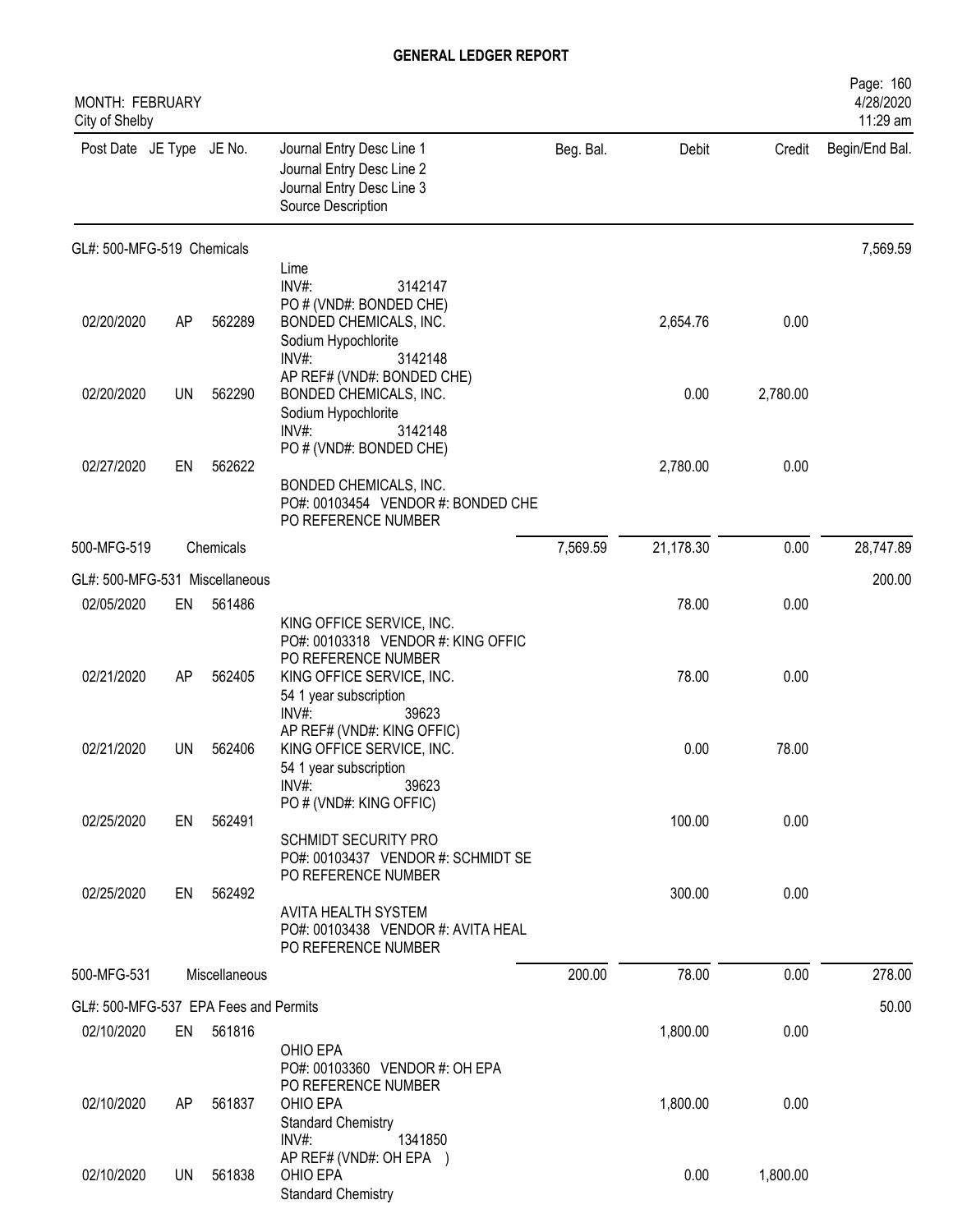# GENERAL LEDGER REPORT

MONTH: FEBRUARY
City of Shelby

| Post Date | JE Type | JE No. | Journal Entry Desc Line 1 / Journal Entry Desc Line 2 / Journal Entry Desc Line 3 / Source Description | Beg. Bal. | Debit | Credit | Begin/End Bal. |
|---|---|---|---|---|---|---|---|
| **GL#: 500-MFG-519 Chemicals** | | | | | | | 7,569.59 |
| | | | Lime<br>INV#: 3142147<br>PO # (VND#: BONDED CHE) | | | | |
| 02/20/2020 | AP | 562289 | BONDED CHEMICALS, INC.<br>Sodium Hypochlorite<br>INV#: 3142148<br>AP REF# (VND#: BONDED CHE) | | 2,654.76 | 0.00 | |
| 02/20/2020 | UN | 562290 | BONDED CHEMICALS, INC.<br>Sodium Hypochlorite<br>INV#: 3142148<br>PO # (VND#: BONDED CHE) | | 0.00 | 2,780.00 | |
| 02/27/2020 | EN | 562622 | BONDED CHEMICALS, INC.<br>PO#: 00103454 VENDOR #: BONDED CHE<br>PO REFERENCE NUMBER | | 2,780.00 | 0.00 | |
| 500-MFG-519 | | Chemicals | | 7,569.59 | 21,178.30 | 0.00 | 28,747.89 |
| **GL#: 500-MFG-531 Miscellaneous** | | | | | | | 200.00 |
| 02/05/2020 | EN | 561486 | KING OFFICE SERVICE, INC.<br>PO#: 00103318 VENDOR #: KING OFFIC<br>PO REFERENCE NUMBER | | 78.00 | 0.00 | |
| 02/21/2020 | AP | 562405 | KING OFFICE SERVICE, INC.<br>54 1 year subscription<br>INV#: 39623<br>AP REF# (VND#: KING OFFIC) | | 78.00 | 0.00 | |
| 02/21/2020 | UN | 562406 | KING OFFICE SERVICE, INC.<br>54 1 year subscription<br>INV#: 39623<br>PO # (VND#: KING OFFIC) | | 0.00 | 78.00 | |
| 02/25/2020 | EN | 562491 | SCHMIDT SECURITY PRO<br>PO#: 00103437 VENDOR #: SCHMIDT SE<br>PO REFERENCE NUMBER | | 100.00 | 0.00 | |
| 02/25/2020 | EN | 562492 | AVITA HEALTH SYSTEM<br>PO#: 00103438 VENDOR #: AVITA HEAL<br>PO REFERENCE NUMBER | | 300.00 | 0.00 | |
| 500-MFG-531 | | Miscellaneous | | 200.00 | 78.00 | 0.00 | 278.00 |
| **GL#: 500-MFG-537 EPA Fees and Permits** | | | | | | | 50.00 |
| 02/10/2020 | EN | 561816 | OHIO EPA<br>PO#: 00103360 VENDOR #: OH EPA<br>PO REFERENCE NUMBER | | 1,800.00 | 0.00 | |
| 02/10/2020 | AP | 561837 | OHIO EPA<br>Standard Chemistry<br>INV#: 1341850<br>AP REF# (VND#: OH EPA ) | | 1,800.00 | 0.00 | |
| 02/10/2020 | UN | 561838 | OHIO EPA<br>Standard Chemistry | | 0.00 | 1,800.00 | |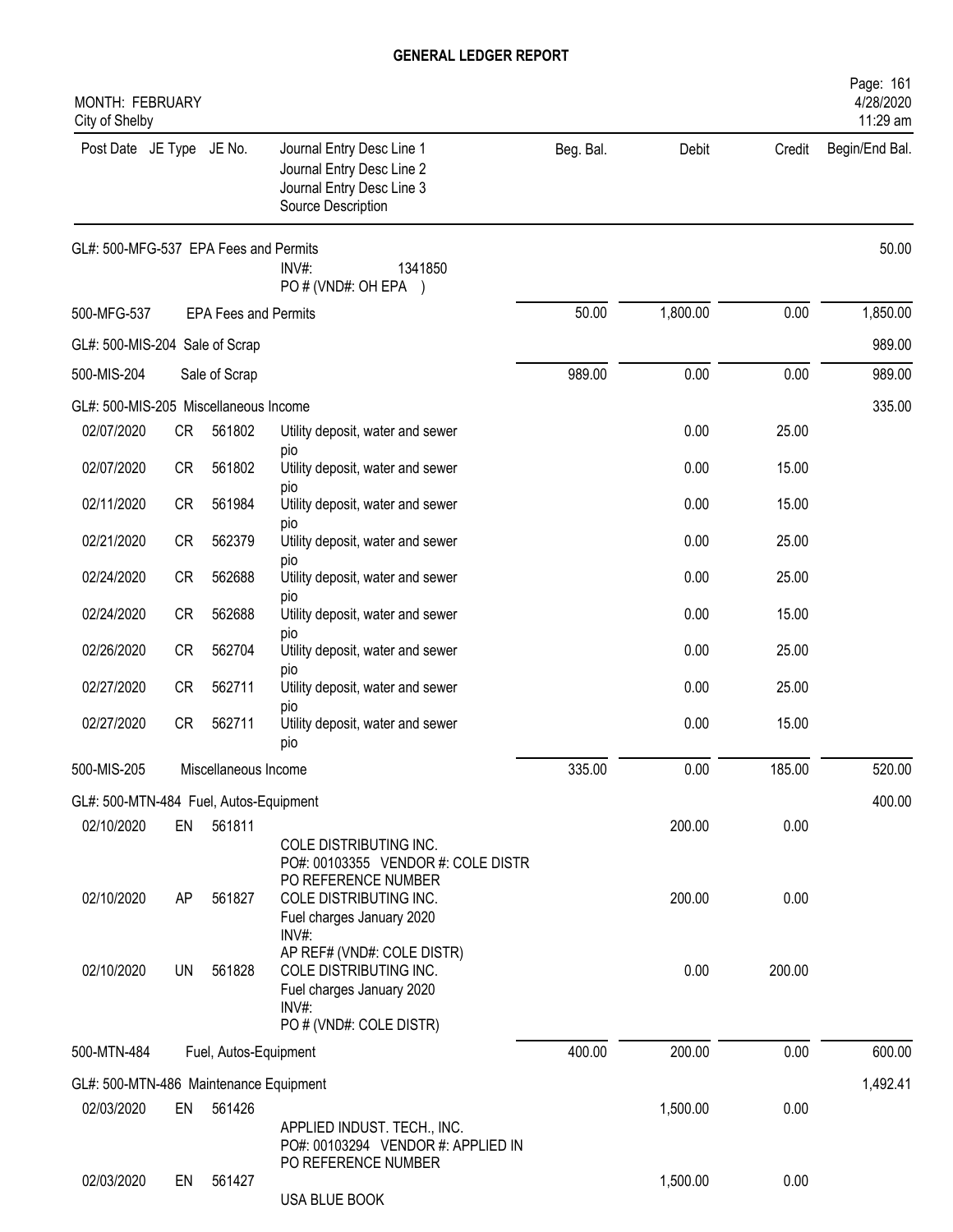# GENERAL LEDGER REPORT

MONTH: FEBRUARY
City of Shelby

Page: 161
4/28/2020
11:29 am

| Post Date | JE Type | JE No. | Journal Entry Desc Line 1 / Journal Entry Desc Line 2 / Journal Entry Desc Line 3 / Source Description | Beg. Bal. | Debit | Credit | Begin/End Bal. |
|---|---|---|---|---|---|---|---|
| GL#: 500-MFG-537 EPA Fees and Permits | | | | | | | 50.00 |
| | | | INV#: 1341850<br>PO # (VND#: OH EPA ) | | | | |
| 500-MFG-537 | | EPA Fees and Permits | | 50.00 | 1,800.00 | 0.00 | 1,850.00 |
| GL#: 500-MIS-204 Sale of Scrap | | | | | | | 989.00 |
| 500-MIS-204 | | Sale of Scrap | | 989.00 | 0.00 | 0.00 | 989.00 |
| GL#: 500-MIS-205 Miscellaneous Income | | | | | | | 335.00 |
| 02/07/2020 | CR | 561802 | Utility deposit, water and sewer<br>pio | | 0.00 | 25.00 | |
| 02/07/2020 | CR | 561802 | Utility deposit, water and sewer<br>pio | | 0.00 | 15.00 | |
| 02/11/2020 | CR | 561984 | Utility deposit, water and sewer<br>pio | | 0.00 | 15.00 | |
| 02/21/2020 | CR | 562379 | Utility deposit, water and sewer<br>pio | | 0.00 | 25.00 | |
| 02/24/2020 | CR | 562688 | Utility deposit, water and sewer<br>pio | | 0.00 | 25.00 | |
| 02/24/2020 | CR | 562688 | Utility deposit, water and sewer<br>pio | | 0.00 | 15.00 | |
| 02/26/2020 | CR | 562704 | Utility deposit, water and sewer<br>pio | | 0.00 | 25.00 | |
| 02/27/2020 | CR | 562711 | Utility deposit, water and sewer<br>pio | | 0.00 | 25.00 | |
| 02/27/2020 | CR | 562711 | Utility deposit, water and sewer<br>pio | | 0.00 | 15.00 | |
| 500-MIS-205 | | Miscellaneous Income | | 335.00 | 0.00 | 185.00 | 520.00 |
| GL#: 500-MTN-484 Fuel, Autos-Equipment | | | | | | | 400.00 |
| 02/10/2020 | EN | 561811 | COLE DISTRIBUTING INC.<br>PO#: 00103355 VENDOR #: COLE DISTR<br>PO REFERENCE NUMBER | | 200.00 | 0.00 | |
| 02/10/2020 | AP | 561827 | COLE DISTRIBUTING INC.<br>Fuel charges January 2020<br>INV#:<br>AP REF# (VND#: COLE DISTR) | | 200.00 | 0.00 | |
| 02/10/2020 | UN | 561828 | COLE DISTRIBUTING INC.<br>Fuel charges January 2020<br>INV#:<br>PO # (VND#: COLE DISTR) | | 0.00 | 200.00 | |
| 500-MTN-484 | | Fuel, Autos-Equipment | | 400.00 | 200.00 | 0.00 | 600.00 |
| GL#: 500-MTN-486 Maintenance Equipment | | | | | | | 1,492.41 |
| 02/03/2020 | EN | 561426 | APPLIED INDUST. TECH., INC.<br>PO#: 00103294 VENDOR #: APPLIED IN<br>PO REFERENCE NUMBER | | 1,500.00 | 0.00 | |
| 02/03/2020 | EN | 561427 | USA BLUE BOOK | | 1,500.00 | 0.00 | |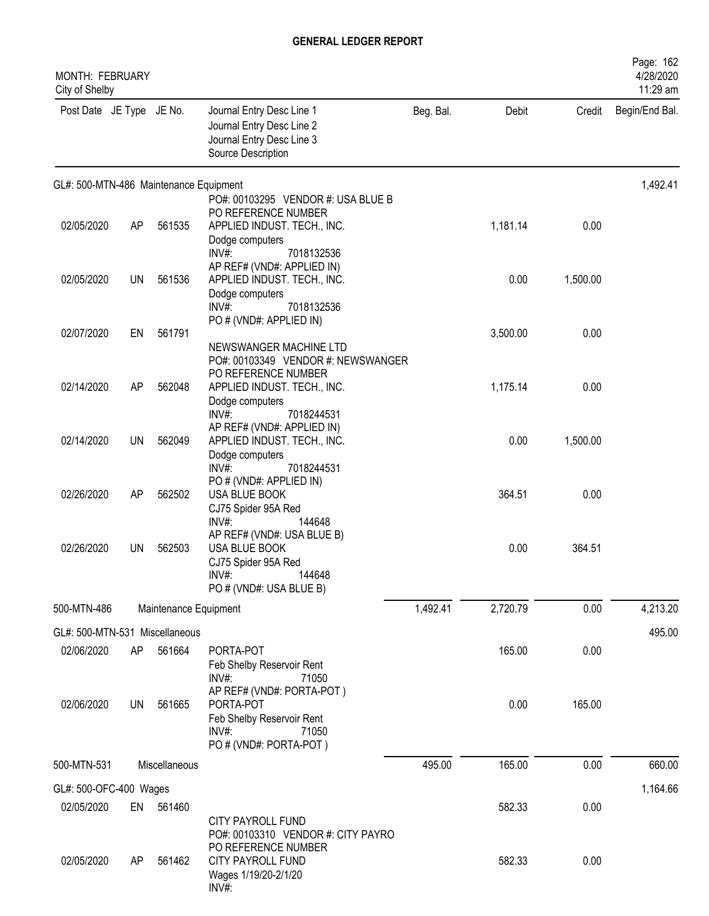# GENERAL LEDGER REPORT

MONTH: FEBRUARY
City of Shelby

| Post Date | JE Type | JE No. | Journal Entry Desc Line 1<br>Journal Entry Desc Line 2<br>Journal Entry Desc Line 3<br>Source Description | Beg. Bal. | Debit | Credit | Begin/End Bal. |
|---|---|---|---|---|---|---|---|
| GL#: 500-MTN-486 Maintenance Equipment | | | | | | | 1,492.41 |
| | | | PO#: 00103295 VENDOR #: USA BLUE B<br>PO REFERENCE NUMBER | | | | |
| 02/05/2020 | AP | 561535 | APPLIED INDUST. TECH., INC.<br>Dodge computers<br>INV#: 7018132536<br>AP REF# (VND#: APPLIED IN) | | 1,181.14 | 0.00 | |
| 02/05/2020 | UN | 561536 | APPLIED INDUST. TECH., INC.<br>Dodge computers<br>INV#: 7018132536<br>PO # (VND#: APPLIED IN) | | 0.00 | 1,500.00 | |
| 02/07/2020 | EN | 561791 | NEWSWANGER MACHINE LTD<br>PO#: 00103349 VENDOR #: NEWSWANGER<br>PO REFERENCE NUMBER | | 3,500.00 | 0.00 | |
| 02/14/2020 | AP | 562048 | APPLIED INDUST. TECH., INC.<br>Dodge computers<br>INV#: 7018244531<br>AP REF# (VND#: APPLIED IN) | | 1,175.14 | 0.00 | |
| 02/14/2020 | UN | 562049 | APPLIED INDUST. TECH., INC.<br>Dodge computers<br>INV#: 7018244531<br>PO # (VND#: APPLIED IN) | | 0.00 | 1,500.00 | |
| 02/26/2020 | AP | 562502 | USA BLUE BOOK<br>CJ75 Spider 95A Red<br>INV#: 144648<br>AP REF# (VND#: USA BLUE B) | | 364.51 | 0.00 | |
| 02/26/2020 | UN | 562503 | USA BLUE BOOK<br>CJ75 Spider 95A Red<br>INV#: 144648<br>PO # (VND#: USA BLUE B) | | 0.00 | 364.51 | |
| 500-MTN-486 | | Maintenance Equipment | | 1,492.41 | 2,720.79 | 0.00 | 4,213.20 |
| GL#: 500-MTN-531 Miscellaneous | | | | | | | 495.00 |
| 02/06/2020 | AP | 561664 | PORTA-POT<br>Feb Shelby Reservoir Rent<br>INV#: 71050<br>AP REF# (VND#: PORTA-POT ) | | 165.00 | 0.00 | |
| 02/06/2020 | UN | 561665 | PORTA-POT<br>Feb Shelby Reservoir Rent<br>INV#: 71050<br>PO # (VND#: PORTA-POT ) | | 0.00 | 165.00 | |
| 500-MTN-531 | | Miscellaneous | | 495.00 | 165.00 | 0.00 | 660.00 |
| GL#: 500-OFC-400 Wages | | | | | | | 1,164.66 |
| 02/05/2020 | EN | 561460 | CITY PAYROLL FUND<br>PO#: 00103310 VENDOR #: CITY PAYRO<br>PO REFERENCE NUMBER | | 582.33 | 0.00 | |
| 02/05/2020 | AP | 561462 | CITY PAYROLL FUND<br>Wages 1/19/20-2/1/20<br>INV#: | | 582.33 | 0.00 | |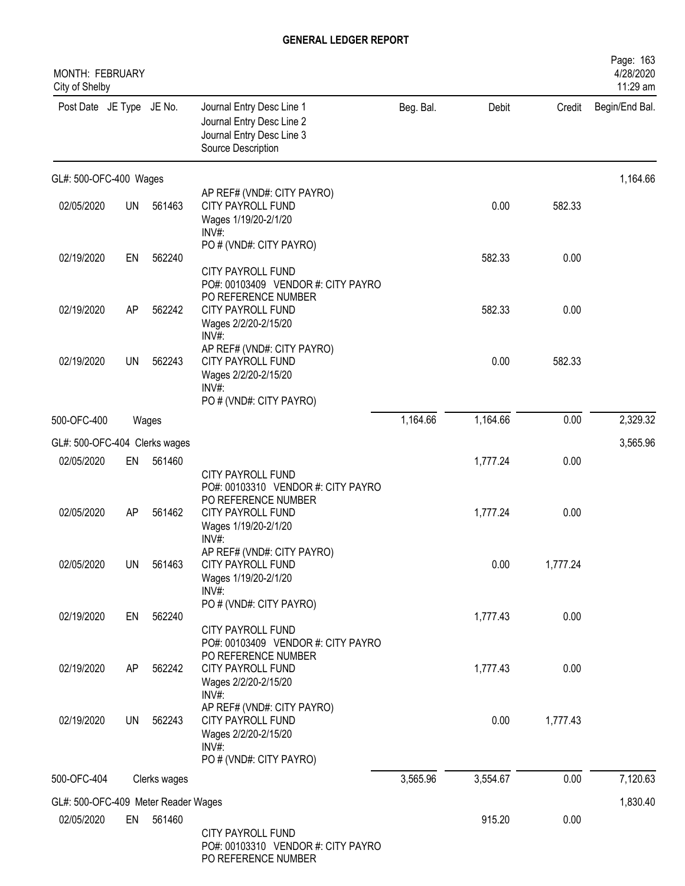**GENERAL LEDGER REPORT**

MONTH: FEBRUARY
City of Shelby

| Post Date | JE Type | JE No. | Journal Entry Desc Line 1 / Journal Entry Desc Line 2 / Journal Entry Desc Line 3 / Source Description | Beg. Bal. | Debit | Credit | Begin/End Bal. |
|---|---|---|---|---|---|---|---|
| **GL#: 500-OFC-400 Wages** | | | | | | | 1,164.66 |
| | | | AP REF# (VND#: CITY PAYRO) | | | | |
| 02/05/2020 | UN | 561463 | CITY PAYROLL FUND<br>Wages 1/19/20-2/1/20<br>INV#:<br>PO # (VND#: CITY PAYRO) | | 0.00 | 582.33 | |
| 02/19/2020 | EN | 562240 | CITY PAYROLL FUND<br>PO#: 00103409 VENDOR #: CITY PAYRO<br>PO REFERENCE NUMBER | | 582.33 | 0.00 | |
| 02/19/2020 | AP | 562242 | CITY PAYROLL FUND<br>Wages 2/2/20-2/15/20<br>INV#:<br>AP REF# (VND#: CITY PAYRO) | | 582.33 | 0.00 | |
| 02/19/2020 | UN | 562243 | CITY PAYROLL FUND<br>Wages 2/2/20-2/15/20<br>INV#:<br>PO # (VND#: CITY PAYRO) | | 0.00 | 582.33 | |
| 500-OFC-400 | | Wages | | 1,164.66 | 1,164.66 | 0.00 | 2,329.32 |
| **GL#: 500-OFC-404 Clerks wages** | | | | | | | 3,565.96 |
| 02/05/2020 | EN | 561460 | CITY PAYROLL FUND<br>PO#: 00103310 VENDOR #: CITY PAYRO<br>PO REFERENCE NUMBER | | 1,777.24 | 0.00 | |
| 02/05/2020 | AP | 561462 | CITY PAYROLL FUND<br>Wages 1/19/20-2/1/20<br>INV#:<br>AP REF# (VND#: CITY PAYRO) | | 1,777.24 | 0.00 | |
| 02/05/2020 | UN | 561463 | CITY PAYROLL FUND<br>Wages 1/19/20-2/1/20<br>INV#:<br>PO # (VND#: CITY PAYRO) | | 0.00 | 1,777.24 | |
| 02/19/2020 | EN | 562240 | CITY PAYROLL FUND<br>PO#: 00103409 VENDOR #: CITY PAYRO<br>PO REFERENCE NUMBER | | 1,777.43 | 0.00 | |
| 02/19/2020 | AP | 562242 | CITY PAYROLL FUND<br>Wages 2/2/20-2/15/20<br>INV#:<br>AP REF# (VND#: CITY PAYRO) | | 1,777.43 | 0.00 | |
| 02/19/2020 | UN | 562243 | CITY PAYROLL FUND<br>Wages 2/2/20-2/15/20<br>INV#:<br>PO # (VND#: CITY PAYRO) | | 0.00 | 1,777.43 | |
| 500-OFC-404 | | Clerks wages | | 3,565.96 | 3,554.67 | 0.00 | 7,120.63 |
| **GL#: 500-OFC-409 Meter Reader Wages** | | | | | | | 1,830.40 |
| 02/05/2020 | EN | 561460 | CITY PAYROLL FUND<br>PO#: 00103310 VENDOR #: CITY PAYRO<br>PO REFERENCE NUMBER | | 915.20 | 0.00 | |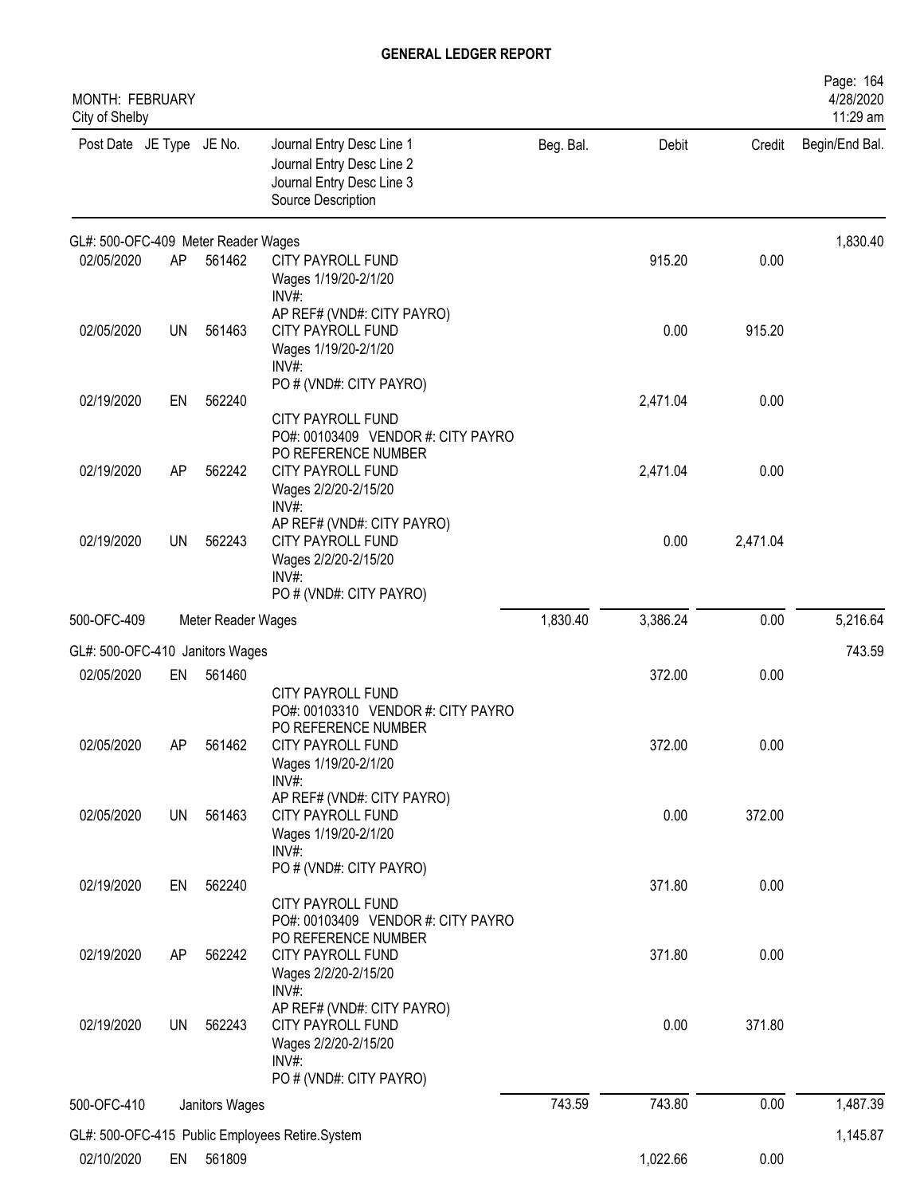# GENERAL LEDGER REPORT

MONTH: FEBRUARY
City of Shelby

Page: 164
4/28/2020
11:29 am

| Post Date | JE Type | JE No. | Journal Entry Desc Line 1<br>Journal Entry Desc Line 2<br>Journal Entry Desc Line 3<br>Source Description | Beg. Bal. | Debit | Credit | Begin/End Bal. |
|---|---|---|---|---|---|---|---|
| **GL#: 500-OFC-409 Meter Reader Wages** | | | | | | | 1,830.40 |
| 02/05/2020 | AP | 561462 | CITY PAYROLL FUND<br>Wages 1/19/20-2/1/20<br>INV#:<br>AP REF# (VND#: CITY PAYRO) | | 915.20 | 0.00 | |
| 02/05/2020 | UN | 561463 | CITY PAYROLL FUND<br>Wages 1/19/20-2/1/20<br>INV#:<br>PO # (VND#: CITY PAYRO) | | 0.00 | 915.20 | |
| 02/19/2020 | EN | 562240 | CITY PAYROLL FUND<br>PO#: 00103409 VENDOR #: CITY PAYRO<br>PO REFERENCE NUMBER | | 2,471.04 | 0.00 | |
| 02/19/2020 | AP | 562242 | CITY PAYROLL FUND<br>Wages 2/2/20-2/15/20<br>INV#:<br>AP REF# (VND#: CITY PAYRO) | | 2,471.04 | 0.00 | |
| 02/19/2020 | UN | 562243 | CITY PAYROLL FUND<br>Wages 2/2/20-2/15/20<br>INV#:<br>PO # (VND#: CITY PAYRO) | | 0.00 | 2,471.04 | |
| 500-OFC-409 | | Meter Reader Wages | | 1,830.40 | 3,386.24 | 0.00 | 5,216.64 |
| **GL#: 500-OFC-410 Janitors Wages** | | | | | | | 743.59 |
| 02/05/2020 | EN | 561460 | CITY PAYROLL FUND<br>PO#: 00103310 VENDOR #: CITY PAYRO<br>PO REFERENCE NUMBER | | 372.00 | 0.00 | |
| 02/05/2020 | AP | 561462 | CITY PAYROLL FUND<br>Wages 1/19/20-2/1/20<br>INV#:<br>AP REF# (VND#: CITY PAYRO) | | 372.00 | 0.00 | |
| 02/05/2020 | UN | 561463 | CITY PAYROLL FUND<br>Wages 1/19/20-2/1/20<br>INV#:<br>PO # (VND#: CITY PAYRO) | | 0.00 | 372.00 | |
| 02/19/2020 | EN | 562240 | CITY PAYROLL FUND<br>PO#: 00103409 VENDOR #: CITY PAYRO<br>PO REFERENCE NUMBER | | 371.80 | 0.00 | |
| 02/19/2020 | AP | 562242 | CITY PAYROLL FUND<br>Wages 2/2/20-2/15/20<br>INV#:<br>AP REF# (VND#: CITY PAYRO) | | 371.80 | 0.00 | |
| 02/19/2020 | UN | 562243 | CITY PAYROLL FUND<br>Wages 2/2/20-2/15/20<br>INV#:<br>PO # (VND#: CITY PAYRO) | | 0.00 | 371.80 | |
| 500-OFC-410 | | Janitors Wages | | 743.59 | 743.80 | 0.00 | 1,487.39 |
| **GL#: 500-OFC-415 Public Employees Retire.System** | | | | | | | 1,145.87 |
| 02/10/2020 | EN | 561809 | | | 1,022.66 | 0.00 | |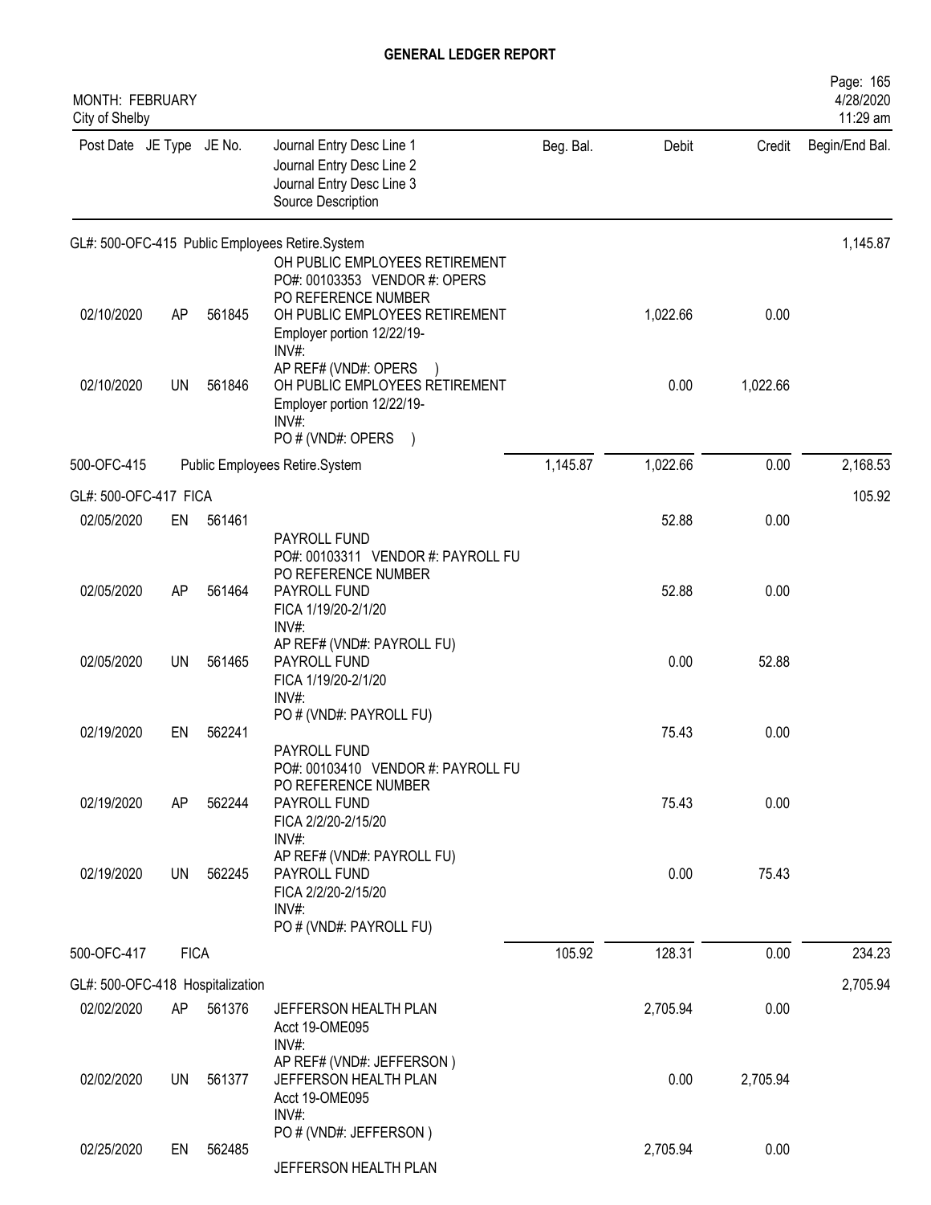# GENERAL LEDGER REPORT

MONTH: FEBRUARY
City of Shelby

| Post Date | JE Type | JE No. | Journal Entry Desc Line 1<br>Journal Entry Desc Line 2<br>Journal Entry Desc Line 3<br>Source Description | Beg. Bal. | Debit | Credit | Begin/End Bal. |
|---|---|---|---|---|---|---|---|
| GL#: 500-OFC-415 Public Employees Retire.System | | | | | | | 1,145.87 |
| | | | OH PUBLIC EMPLOYEES RETIREMENT<br>PO#: 00103353 VENDOR #: OPERS<br>PO REFERENCE NUMBER | | | | |
| 02/10/2020 | AP | 561845 | OH PUBLIC EMPLOYEES RETIREMENT<br>Employer portion 12/22/19-<br>INV#:<br>AP REF# (VND#: OPERS ) | | 1,022.66 | 0.00 | |
| 02/10/2020 | UN | 561846 | OH PUBLIC EMPLOYEES RETIREMENT<br>Employer portion 12/22/19-<br>INV#:<br>PO # (VND#: OPERS ) | | 0.00 | 1,022.66 | |
| 500-OFC-415 | | | Public Employees Retire.System | 1,145.87 | 1,022.66 | 0.00 | 2,168.53 |
| GL#: 500-OFC-417 FICA | | | | | | | 105.92 |
| 02/05/2020 | EN | 561461 | PAYROLL FUND<br>PO#: 00103311 VENDOR #: PAYROLL FU<br>PO REFERENCE NUMBER | | 52.88 | 0.00 | |
| 02/05/2020 | AP | 561464 | PAYROLL FUND<br>FICA 1/19/20-2/1/20<br>INV#:<br>AP REF# (VND#: PAYROLL FU) | | 52.88 | 0.00 | |
| 02/05/2020 | UN | 561465 | PAYROLL FUND<br>FICA 1/19/20-2/1/20<br>INV#:<br>PO # (VND#: PAYROLL FU) | | 0.00 | 52.88 | |
| 02/19/2020 | EN | 562241 | PAYROLL FUND<br>PO#: 00103410 VENDOR #: PAYROLL FU<br>PO REFERENCE NUMBER | | 75.43 | 0.00 | |
| 02/19/2020 | AP | 562244 | PAYROLL FUND<br>FICA 2/2/20-2/15/20<br>INV#:<br>AP REF# (VND#: PAYROLL FU) | | 75.43 | 0.00 | |
| 02/19/2020 | UN | 562245 | PAYROLL FUND<br>FICA 2/2/20-2/15/20<br>INV#:<br>PO # (VND#: PAYROLL FU) | | 0.00 | 75.43 | |
| 500-OFC-417 | FICA | | | 105.92 | 128.31 | 0.00 | 234.23 |
| GL#: 500-OFC-418 Hospitalization | | | | | | | 2,705.94 |
| 02/02/2020 | AP | 561376 | JEFFERSON HEALTH PLAN<br>Acct 19-OME095<br>INV#:<br>AP REF# (VND#: JEFFERSON ) | | 2,705.94 | 0.00 | |
| 02/02/2020 | UN | 561377 | JEFFERSON HEALTH PLAN<br>Acct 19-OME095<br>INV#:<br>PO # (VND#: JEFFERSON ) | | 0.00 | 2,705.94 | |
| 02/25/2020 | EN | 562485 | JEFFERSON HEALTH PLAN | | 2,705.94 | 0.00 | |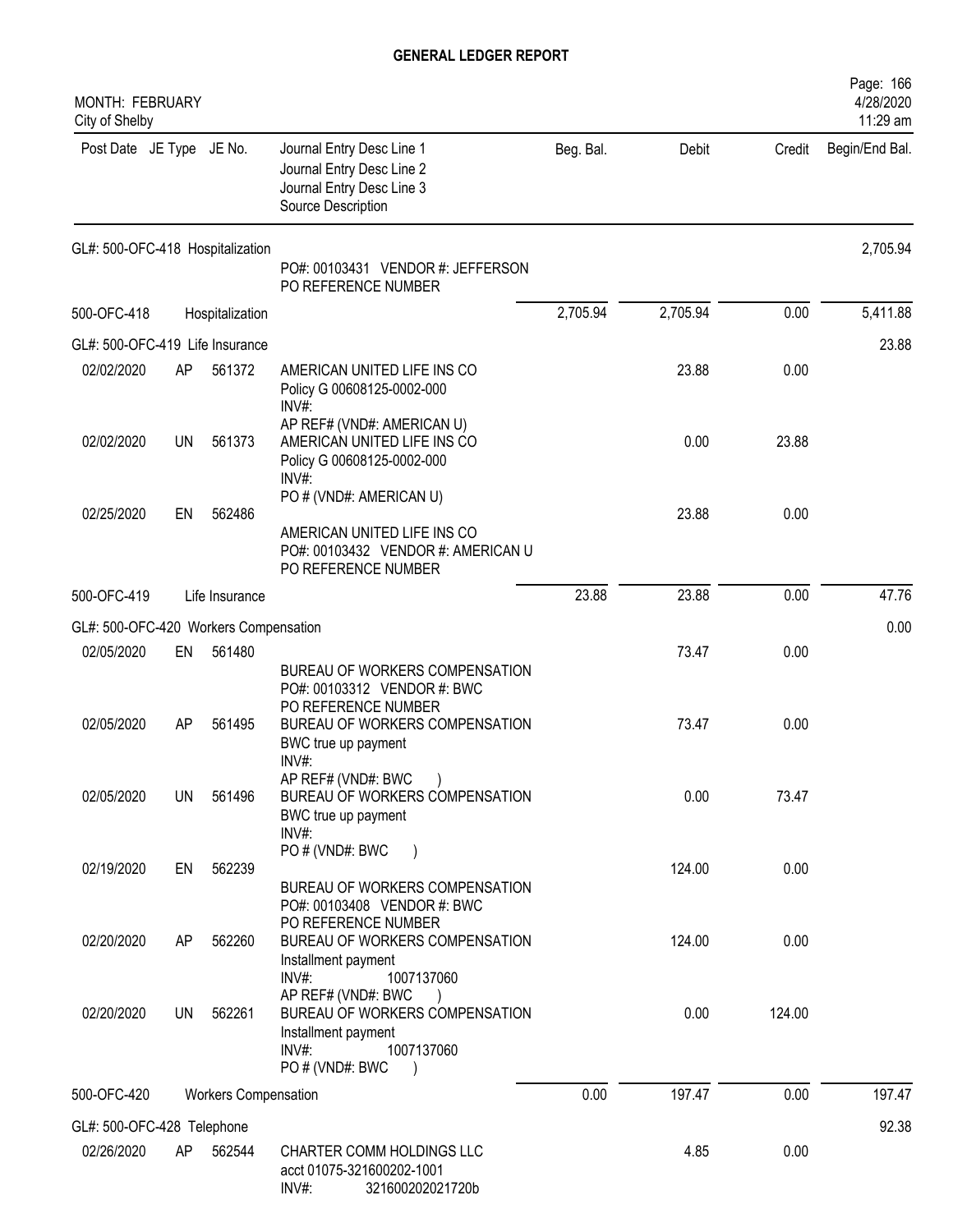# GENERAL LEDGER REPORT

MONTH: FEBRUARY
City of Shelby

| Post Date | JE Type | JE No. | Journal Entry Desc Line 1 / Journal Entry Desc Line 2 / Journal Entry Desc Line 3 / Source Description | Beg. Bal. | Debit | Credit | Begin/End Bal. |
|---|---|---|---|---|---|---|---|
| GL#: 500-OFC-418 Hospitalization | | | | | | | 2,705.94 |
| | | | PO#: 00103431 VENDOR #: JEFFERSON<br>PO REFERENCE NUMBER | | | | |
| 500-OFC-418 | | Hospitalization | | 2,705.94 | 2,705.94 | 0.00 | 5,411.88 |
| GL#: 500-OFC-419 Life Insurance | | | | | | | 23.88 |
| 02/02/2020 | AP | 561372 | AMERICAN UNITED LIFE INS CO<br>Policy G 00608125-0002-000<br>INV#:<br>AP REF# (VND#: AMERICAN U) | | 23.88 | 0.00 | |
| 02/02/2020 | UN | 561373 | AMERICAN UNITED LIFE INS CO<br>Policy G 00608125-0002-000<br>INV#:<br>PO # (VND#: AMERICAN U) | | 0.00 | 23.88 | |
| 02/25/2020 | EN | 562486 | AMERICAN UNITED LIFE INS CO<br>PO#: 00103432 VENDOR #: AMERICAN U<br>PO REFERENCE NUMBER | | 23.88 | 0.00 | |
| 500-OFC-419 | | Life Insurance | | 23.88 | 23.88 | 0.00 | 47.76 |
| GL#: 500-OFC-420 Workers Compensation | | | | | | | 0.00 |
| 02/05/2020 | EN | 561480 | BUREAU OF WORKERS COMPENSATION<br>PO#: 00103312 VENDOR #: BWC<br>PO REFERENCE NUMBER | | 73.47 | 0.00 | |
| 02/05/2020 | AP | 561495 | BUREAU OF WORKERS COMPENSATION<br>BWC true up payment<br>INV#:<br>AP REF# (VND#: BWC ) | | 73.47 | 0.00 | |
| 02/05/2020 | UN | 561496 | BUREAU OF WORKERS COMPENSATION<br>BWC true up payment<br>INV#:<br>PO # (VND#: BWC ) | | 0.00 | 73.47 | |
| 02/19/2020 | EN | 562239 | BUREAU OF WORKERS COMPENSATION<br>PO#: 00103408 VENDOR #: BWC<br>PO REFERENCE NUMBER | | 124.00 | 0.00 | |
| 02/20/2020 | AP | 562260 | BUREAU OF WORKERS COMPENSATION<br>Installment payment<br>INV#: 1007137060<br>AP REF# (VND#: BWC ) | | 124.00 | 0.00 | |
| 02/20/2020 | UN | 562261 | BUREAU OF WORKERS COMPENSATION<br>Installment payment<br>INV#: 1007137060<br>PO # (VND#: BWC ) | | 0.00 | 124.00 | |
| 500-OFC-420 | | Workers Compensation | | 0.00 | 197.47 | 0.00 | 197.47 |
| GL#: 500-OFC-428 Telephone | | | | | | | 92.38 |
| 02/26/2020 | AP | 562544 | CHARTER COMM HOLDINGS LLC<br>acct 01075-321600202-1001<br>INV#: 321600202021720b | | 4.85 | 0.00 | |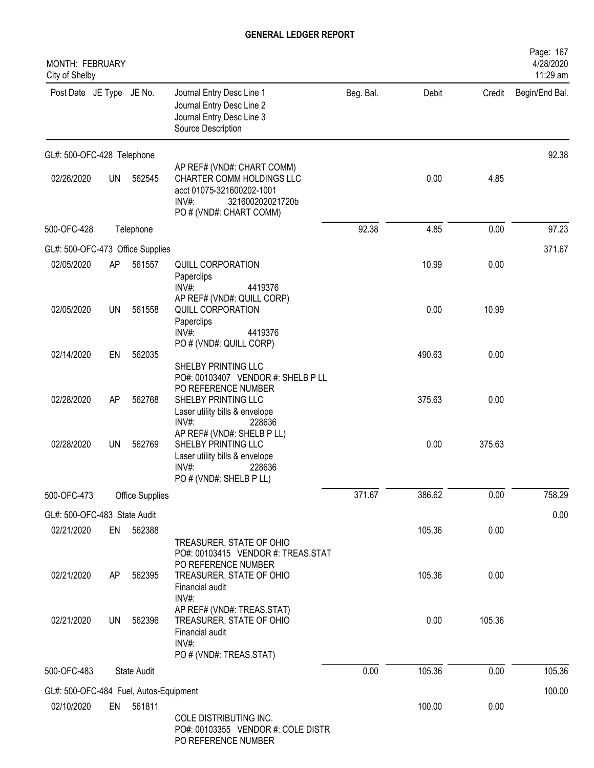# GENERAL LEDGER REPORT

MONTH: FEBRUARY
City of Shelby

| Post Date | JE Type | JE No. | Journal Entry Desc Line 1<br>Journal Entry Desc Line 2<br>Journal Entry Desc Line 3<br>Source Description | Beg. Bal. | Debit | Credit | Begin/End Bal. |
|---|---|---|---|---|---|---|---|
| GL#: 500-OFC-428 Telephone | | | | | | | 92.38 |
| 02/26/2020 | UN | 562545 | AP REF# (VND#: CHART COMM)<br>CHARTER COMM HOLDINGS LLC<br>acct 01075-321600202-1001<br>INV#: 321600202021720b<br>PO # (VND#: CHART COMM) | | 0.00 | 4.85 | |
| 500-OFC-428 | | Telephone | | 92.38 | 4.85 | 0.00 | 97.23 |
| GL#: 500-OFC-473 Office Supplies | | | | | | | 371.67 |
| 02/05/2020 | AP | 561557 | QUILL CORPORATION<br>Paperclips<br>INV#: 4419376 | | 10.99 | 0.00 | |
| 02/05/2020 | UN | 561558 | AP REF# (VND#: QUILL CORP)<br>QUILL CORPORATION<br>Paperclips<br>INV#: 4419376<br>PO # (VND#: QUILL CORP) | | 0.00 | 10.99 | |
| 02/14/2020 | EN | 562035 | SHELBY PRINTING LLC<br>PO#: 00103407 VENDOR #: SHELB P LL<br>PO REFERENCE NUMBER | | 490.63 | 0.00 | |
| 02/28/2020 | AP | 562768 | SHELBY PRINTING LLC<br>Laser utility bills & envelope<br>INV#: 228636 | | 375.63 | 0.00 | |
| 02/28/2020 | UN | 562769 | AP REF# (VND#: SHELB P LL)<br>SHELBY PRINTING LLC<br>Laser utility bills & envelope<br>INV#: 228636<br>PO # (VND#: SHELB P LL) | | 0.00 | 375.63 | |
| 500-OFC-473 | | Office Supplies | | 371.67 | 386.62 | 0.00 | 758.29 |
| GL#: 500-OFC-483 State Audit | | | | | | | 0.00 |
| 02/21/2020 | EN | 562388 | TREASURER, STATE OF OHIO<br>PO#: 00103415 VENDOR #: TREAS.STAT<br>PO REFERENCE NUMBER | | 105.36 | 0.00 | |
| 02/21/2020 | AP | 562395 | TREASURER, STATE OF OHIO<br>Financial audit<br>INV#: | | 105.36 | 0.00 | |
| 02/21/2020 | UN | 562396 | AP REF# (VND#: TREAS.STAT)<br>TREASURER, STATE OF OHIO<br>Financial audit<br>INV#:<br>PO # (VND#: TREAS.STAT) | | 0.00 | 105.36 | |
| 500-OFC-483 | | State Audit | | 0.00 | 105.36 | 0.00 | 105.36 |
| GL#: 500-OFC-484 Fuel, Autos-Equipment | | | | | | | 100.00 |
| 02/10/2020 | EN | 561811 | COLE DISTRIBUTING INC.<br>PO#: 00103355 VENDOR #: COLE DISTR<br>PO REFERENCE NUMBER | | 100.00 | 0.00 | |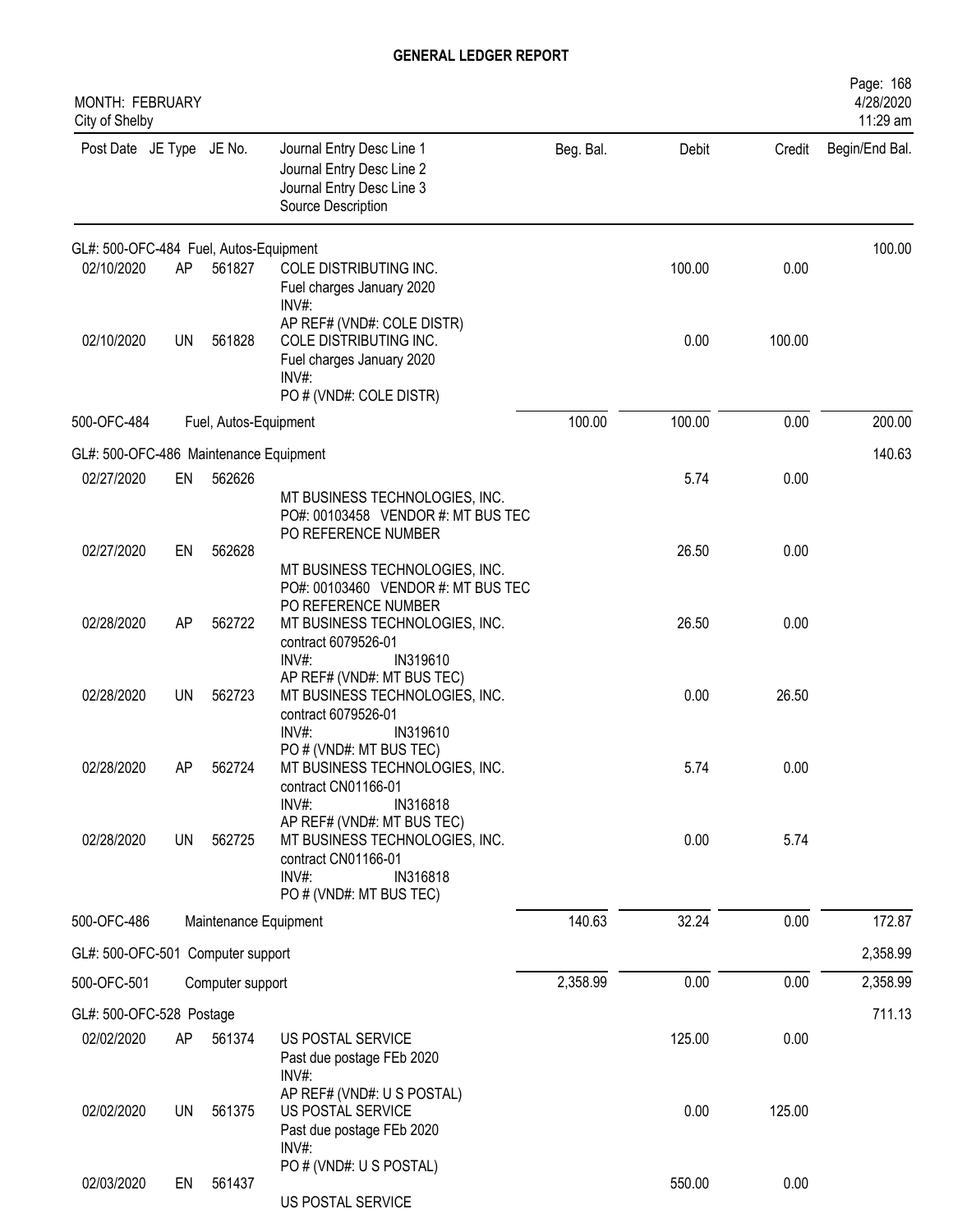## GENERAL LEDGER REPORT

MONTH: FEBRUARY
City of Shelby

| Post Date | JE Type | JE No. | Journal Entry Desc Line 1<br>Journal Entry Desc Line 2<br>Journal Entry Desc Line 3<br>Source Description | Beg. Bal. | Debit | Credit | Begin/End Bal. |
|---|---|---|---|---|---|---|---|
| GL#: 500-OFC-484 Fuel, Autos-Equipment | | | | | | | 100.00 |
| 02/10/2020 | AP | 561827 | COLE DISTRIBUTING INC.<br>Fuel charges January 2020<br>INV#:<br>AP REF# (VND#: COLE DISTR) | | 100.00 | 0.00 | |
| 02/10/2020 | UN | 561828 | COLE DISTRIBUTING INC.<br>Fuel charges January 2020<br>INV#:<br>PO # (VND#: COLE DISTR) | | 0.00 | 100.00 | |
| 500-OFC-484 | | | Fuel, Autos-Equipment | 100.00 | 100.00 | 0.00 | 200.00 |
| GL#: 500-OFC-486 Maintenance Equipment | | | | | | | 140.63 |
| 02/27/2020 | EN | 562626 | MT BUSINESS TECHNOLOGIES, INC.<br>PO#: 00103458 VENDOR #: MT BUS TEC<br>PO REFERENCE NUMBER | | 5.74 | 0.00 | |
| 02/27/2020 | EN | 562628 | MT BUSINESS TECHNOLOGIES, INC.<br>PO#: 00103460 VENDOR #: MT BUS TEC<br>PO REFERENCE NUMBER | | 26.50 | 0.00 | |
| 02/28/2020 | AP | 562722 | MT BUSINESS TECHNOLOGIES, INC.<br>contract 6079526-01<br>INV#: IN319610<br>AP REF# (VND#: MT BUS TEC) | | 26.50 | 0.00 | |
| 02/28/2020 | UN | 562723 | MT BUSINESS TECHNOLOGIES, INC.<br>contract 6079526-01<br>INV#: IN319610<br>PO # (VND#: MT BUS TEC) | | 0.00 | 26.50 | |
| 02/28/2020 | AP | 562724 | MT BUSINESS TECHNOLOGIES, INC.<br>contract CN01166-01<br>INV#: IN316818<br>AP REF# (VND#: MT BUS TEC) | | 5.74 | 0.00 | |
| 02/28/2020 | UN | 562725 | MT BUSINESS TECHNOLOGIES, INC.<br>contract CN01166-01<br>INV#: IN316818<br>PO # (VND#: MT BUS TEC) | | 0.00 | 5.74 | |
| 500-OFC-486 | | | Maintenance Equipment | 140.63 | 32.24 | 0.00 | 172.87 |
| GL#: 500-OFC-501 Computer support | | | | | | | 2,358.99 |
| 500-OFC-501 | | | Computer support | 2,358.99 | 0.00 | 0.00 | 2,358.99 |
| GL#: 500-OFC-528 Postage | | | | | | | 711.13 |
| 02/02/2020 | AP | 561374 | US POSTAL SERVICE<br>Past due postage FEb 2020<br>INV#:<br>AP REF# (VND#: U S POSTAL) | | 125.00 | 0.00 | |
| 02/02/2020 | UN | 561375 | US POSTAL SERVICE<br>Past due postage FEb 2020<br>INV#:<br>PO # (VND#: U S POSTAL) | | 0.00 | 125.00 | |
| 02/03/2020 | EN | 561437 | US POSTAL SERVICE | | 550.00 | 0.00 | |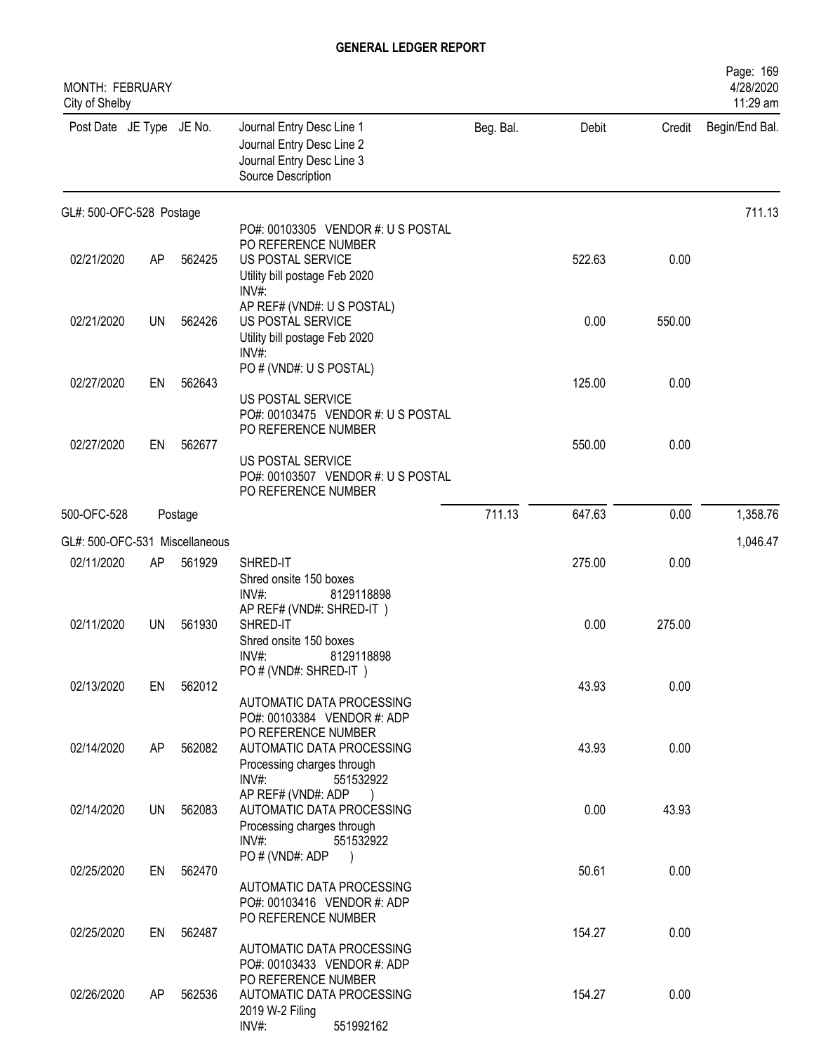# GENERAL LEDGER REPORT

MONTH: FEBRUARY
City of Shelby

| Post Date | JE Type | JE No. | Journal Entry Desc Line 1<br>Journal Entry Desc Line 2<br>Journal Entry Desc Line 3<br>Source Description | Beg. Bal. | Debit | Credit | Begin/End Bal. |
|---|---|---|---|---|---|---|---|
| GL#: 500-OFC-528 Postage | | | | | | | 711.13 |
| 02/21/2020 | AP | 562425 | PO#: 00103305 VENDOR #: U S POSTAL PO REFERENCE NUMBER<br>US POSTAL SERVICE<br>Utility bill postage Feb 2020<br>INV#: | | 522.63 | 0.00 | |
| 02/21/2020 | UN | 562426 | AP REF# (VND#: U S POSTAL)<br>US POSTAL SERVICE<br>Utility bill postage Feb 2020<br>INV#: | | 0.00 | 550.00 | |
| 02/27/2020 | EN | 562643 | PO # (VND#: U S POSTAL)<br>US POSTAL SERVICE<br>PO#: 00103475 VENDOR #: U S POSTAL PO REFERENCE NUMBER | | 125.00 | 0.00 | |
| 02/27/2020 | EN | 562677 | US POSTAL SERVICE<br>PO#: 00103507 VENDOR #: U S POSTAL PO REFERENCE NUMBER | | 550.00 | 0.00 | |
| 500-OFC-528 | Postage | | | 711.13 | 647.63 | 0.00 | 1,358.76 |
| GL#: 500-OFC-531 Miscellaneous | | | | | | | 1,046.47 |
| 02/11/2020 | AP | 561929 | SHRED-IT<br>Shred onsite 150 boxes<br>INV#: 8129118898 | | 275.00 | 0.00 | |
| 02/11/2020 | UN | 561930 | AP REF# (VND#: SHRED-IT )<br>SHRED-IT<br>Shred onsite 150 boxes<br>INV#: 8129118898 | | 0.00 | 275.00 | |
| 02/13/2020 | EN | 562012 | PO # (VND#: SHRED-IT )<br>AUTOMATIC DATA PROCESSING<br>PO#: 00103384 VENDOR #: ADP PO REFERENCE NUMBER | | 43.93 | 0.00 | |
| 02/14/2020 | AP | 562082 | AUTOMATIC DATA PROCESSING<br>Processing charges through<br>INV#: 551532922 | | 43.93 | 0.00 | |
| 02/14/2020 | UN | 562083 | AP REF# (VND#: ADP )<br>AUTOMATIC DATA PROCESSING<br>Processing charges through<br>INV#: 551532922 | | 0.00 | 43.93 | |
| 02/25/2020 | EN | 562470 | PO # (VND#: ADP )<br>AUTOMATIC DATA PROCESSING<br>PO#: 00103416 VENDOR #: ADP PO REFERENCE NUMBER | | 50.61 | 0.00 | |
| 02/25/2020 | EN | 562487 | AUTOMATIC DATA PROCESSING<br>PO#: 00103433 VENDOR #: ADP PO REFERENCE NUMBER | | 154.27 | 0.00 | |
| 02/26/2020 | AP | 562536 | AUTOMATIC DATA PROCESSING<br>2019 W-2 Filing<br>INV#: 551992162 | | 154.27 | 0.00 | |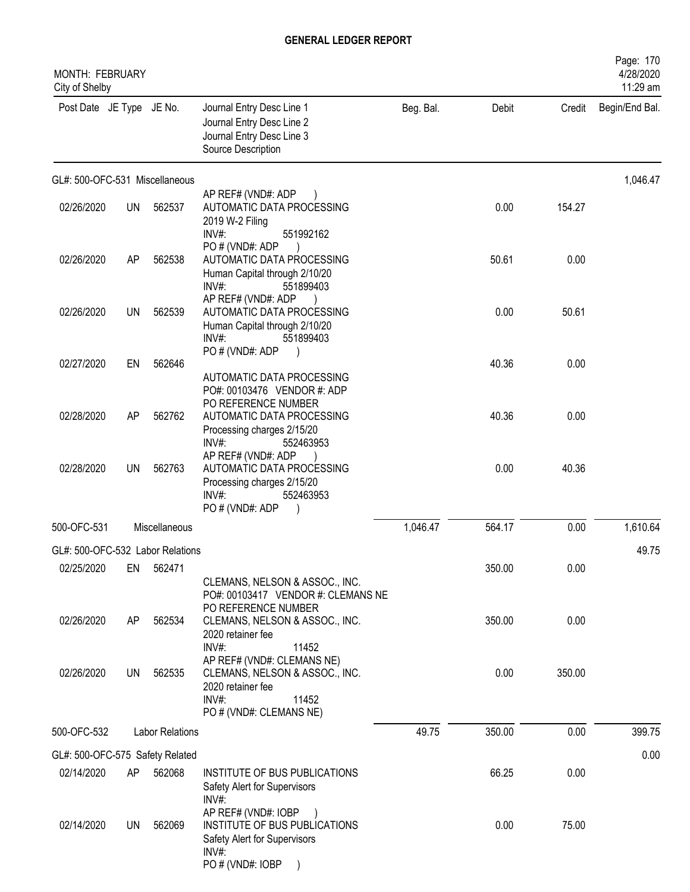# GENERAL LEDGER REPORT

MONTH: FEBRUARY
City of Shelby

Page: 170
4/28/2020
11:29 am

| Post Date | JE Type | JE No. | Journal Entry Desc Line 1 / Journal Entry Desc Line 2 / Journal Entry Desc Line 3 / Source Description | Beg. Bal. | Debit | Credit | Begin/End Bal. |
|---|---|---|---|---|---|---|---|
| GL#: 500-OFC-531 Miscellaneous | | | | | | | 1,046.47 |
| 02/26/2020 | UN | 562537 | AUTOMATIC DATA PROCESSING<br>2019 W-2 Filing<br>INV#: 551992162<br>AP REF# (VND#: ADP ) | | 0.00 | 154.27 | |
| 02/26/2020 | AP | 562538 | AUTOMATIC DATA PROCESSING<br>Human Capital through 2/10/20<br>INV#: 551899403<br>PO # (VND#: ADP ) | | 50.61 | 0.00 | |
| 02/26/2020 | UN | 562539 | AUTOMATIC DATA PROCESSING<br>Human Capital through 2/10/20<br>INV#: 551899403<br>AP REF# (VND#: ADP ) | | 0.00 | 50.61 | |
| 02/27/2020 | EN | 562646 | AUTOMATIC DATA PROCESSING<br>PO#: 00103476 VENDOR #: ADP<br>PO # (VND#: ADP ) | | 40.36 | 0.00 | |
| 02/28/2020 | AP | 562762 | AUTOMATIC DATA PROCESSING<br>Processing charges 2/15/20<br>INV#: 552463953<br>PO REFERENCE NUMBER | | 40.36 | 0.00 | |
| 02/28/2020 | UN | 562763 | AUTOMATIC DATA PROCESSING<br>Processing charges 2/15/20<br>INV#: 552463953<br>AP REF# (VND#: ADP ) | | 0.00 | 40.36 | |
| 500-OFC-531 | | Miscellaneous | PO # (VND#: ADP ) | 1,046.47 | 564.17 | 0.00 | 1,610.64 |
| GL#: 500-OFC-532 Labor Relations | | | | | | | 49.75 |
| 02/25/2020 | EN | 562471 | CLEMANS, NELSON & ASSOC., INC.<br>PO#: 00103417 VENDOR #: CLEMANS NE | | 350.00 | 0.00 | |
| 02/26/2020 | AP | 562534 | CLEMANS, NELSON & ASSOC., INC.<br>2020 retainer fee<br>INV#: 11452<br>PO REFERENCE NUMBER | | 350.00 | 0.00 | |
| 02/26/2020 | UN | 562535 | CLEMANS, NELSON & ASSOC., INC.<br>2020 retainer fee<br>INV#: 11452<br>AP REF# (VND#: CLEMANS NE) | | 0.00 | 350.00 | |
| 500-OFC-532 | | Labor Relations | PO # (VND#: CLEMANS NE) | 49.75 | 350.00 | 0.00 | 399.75 |
| GL#: 500-OFC-575 Safety Related | | | | | | | 0.00 |
| 02/14/2020 | AP | 562068 | INSTITUTE OF BUS PUBLICATIONS<br>Safety Alert for Supervisors<br>INV#:<br>AP REF# (VND#: IOBP ) | | 66.25 | 0.00 | |
| 02/14/2020 | UN | 562069 | INSTITUTE OF BUS PUBLICATIONS<br>Safety Alert for Supervisors<br>INV#:<br>PO # (VND#: IOBP ) | | 0.00 | 75.00 | |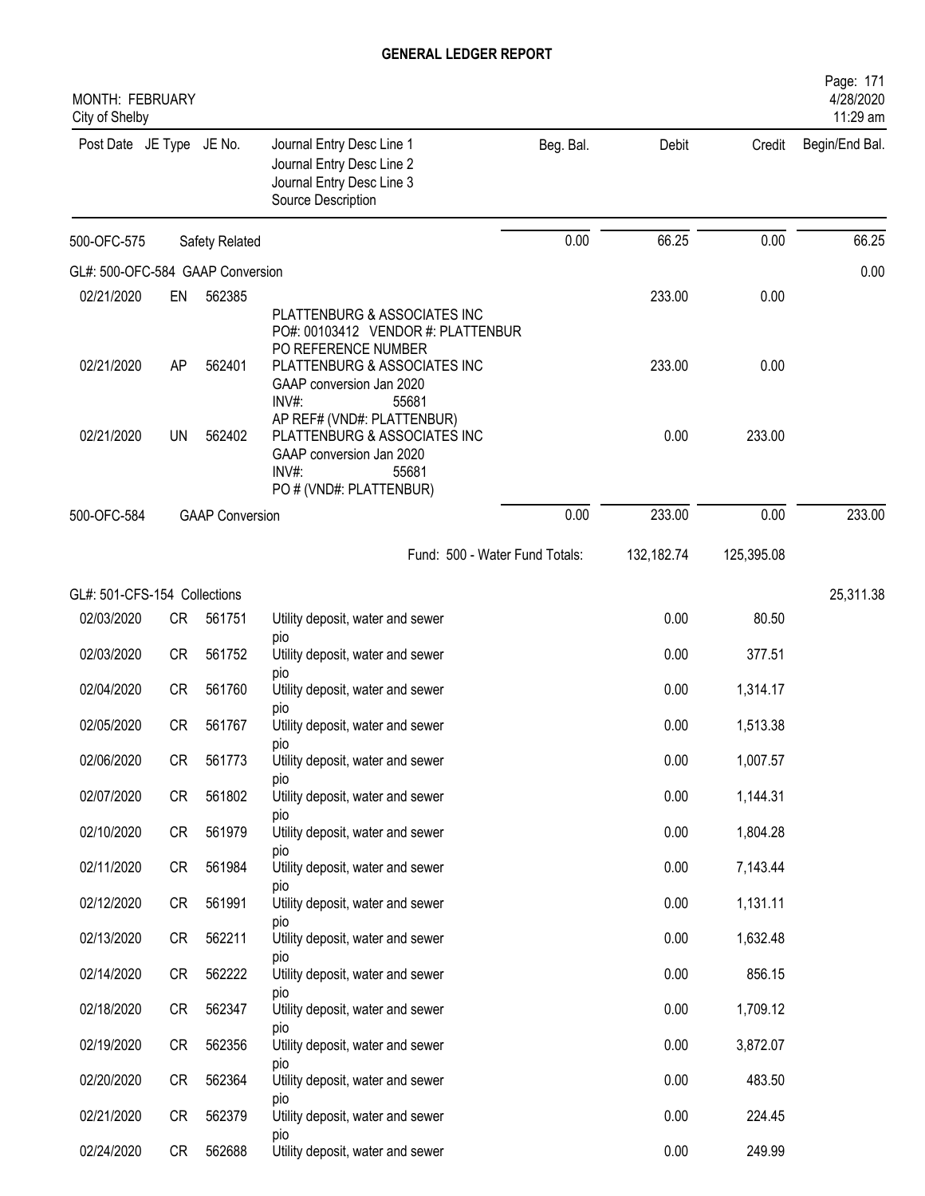## GENERAL LEDGER REPORT

MONTH: FEBRUARY
City of Shelby

| Post Date | JE Type | JE No. | Journal Entry Desc Line 1 / Journal Entry Desc Line 2 / Journal Entry Desc Line 3 / Source Description | Beg. Bal. | Debit | Credit | Begin/End Bal. |
|---|---|---|---|---|---|---|---|
| 500-OFC-575 | | Safety Related | | 0.00 | 66.25 | 0.00 | 66.25 |
| GL#: 500-OFC-584 GAAP Conversion | | | | | | | 0.00 |
| 02/21/2020 | EN | 562385 | PLATTENBURG & ASSOCIATES INC<br>PO#: 00103412 VENDOR #: PLATTENBUR<br>PO REFERENCE NUMBER | | 233.00 | 0.00 | |
| 02/21/2020 | AP | 562401 | PLATTENBURG & ASSOCIATES INC<br>GAAP conversion Jan 2020<br>INV#: 55681<br>AP REF# (VND#: PLATTENBUR) | | 233.00 | 0.00 | |
| 02/21/2020 | UN | 562402 | PLATTENBURG & ASSOCIATES INC<br>GAAP conversion Jan 2020<br>INV#: 55681<br>PO # (VND#: PLATTENBUR) | | 0.00 | 233.00 | |
| 500-OFC-584 | | GAAP Conversion | | 0.00 | 233.00 | 0.00 | 233.00 |
| | | | Fund: 500 - Water Fund Totals: | | 132,182.74 | 125,395.08 | |
| GL#: 501-CFS-154 Collections | | | | | | | 25,311.38 |
| 02/03/2020 | CR | 561751 | Utility deposit, water and sewer<br>pio | | 0.00 | 80.50 | |
| 02/03/2020 | CR | 561752 | Utility deposit, water and sewer<br>pio | | 0.00 | 377.51 | |
| 02/04/2020 | CR | 561760 | Utility deposit, water and sewer<br>pio | | 0.00 | 1,314.17 | |
| 02/05/2020 | CR | 561767 | Utility deposit, water and sewer<br>pio | | 0.00 | 1,513.38 | |
| 02/06/2020 | CR | 561773 | Utility deposit, water and sewer<br>pio | | 0.00 | 1,007.57 | |
| 02/07/2020 | CR | 561802 | Utility deposit, water and sewer<br>pio | | 0.00 | 1,144.31 | |
| 02/10/2020 | CR | 561979 | Utility deposit, water and sewer<br>pio | | 0.00 | 1,804.28 | |
| 02/11/2020 | CR | 561984 | Utility deposit, water and sewer<br>pio | | 0.00 | 7,143.44 | |
| 02/12/2020 | CR | 561991 | Utility deposit, water and sewer<br>pio | | 0.00 | 1,131.11 | |
| 02/13/2020 | CR | 562211 | Utility deposit, water and sewer<br>pio | | 0.00 | 1,632.48 | |
| 02/14/2020 | CR | 562222 | Utility deposit, water and sewer<br>pio | | 0.00 | 856.15 | |
| 02/18/2020 | CR | 562347 | Utility deposit, water and sewer<br>pio | | 0.00 | 1,709.12 | |
| 02/19/2020 | CR | 562356 | Utility deposit, water and sewer<br>pio | | 0.00 | 3,872.07 | |
| 02/20/2020 | CR | 562364 | Utility deposit, water and sewer<br>pio | | 0.00 | 483.50 | |
| 02/21/2020 | CR | 562379 | Utility deposit, water and sewer<br>pio | | 0.00 | 224.45 | |
| 02/24/2020 | CR | 562688 | Utility deposit, water and sewer | | 0.00 | 249.99 | |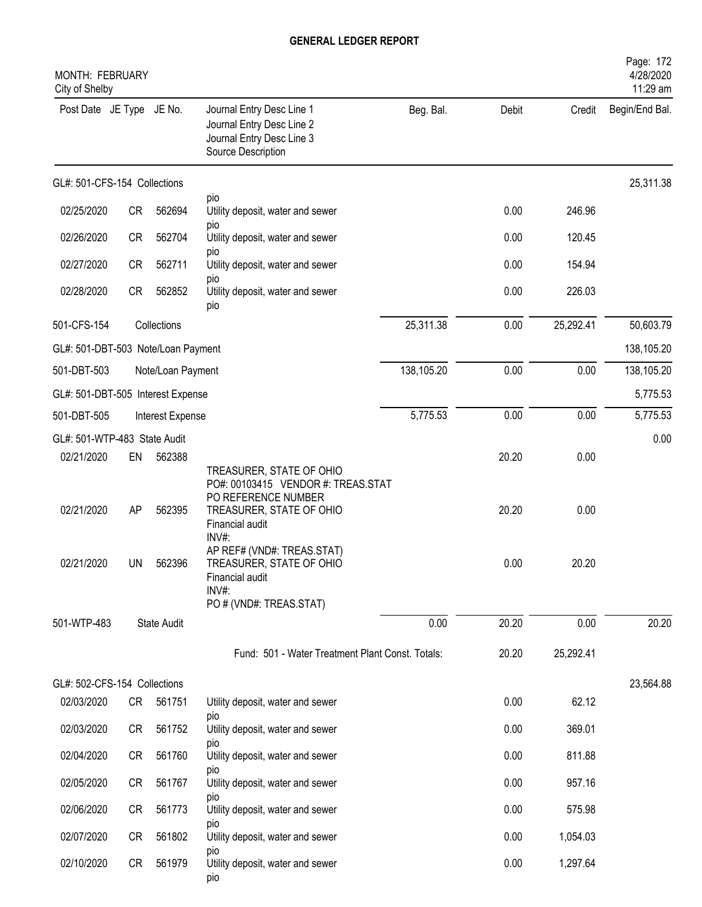# GENERAL LEDGER REPORT

MONTH: FEBRUARY
City of Shelby

| Post Date | JE Type | JE No. | Journal Entry Desc Line 1 / Journal Entry Desc Line 2 / Journal Entry Desc Line 3 / Source Description | Beg. Bal. | Debit | Credit | Begin/End Bal. |
|---|---|---|---|---|---|---|---|
| GL#: 501-CFS-154 Collections | | | | | | | 25,311.38 |
| | | | pio | | | | |
| 02/25/2020 | CR | 562694 | Utility deposit, water and sewer pio | | 0.00 | 246.96 | |
| 02/26/2020 | CR | 562704 | Utility deposit, water and sewer pio | | 0.00 | 120.45 | |
| 02/27/2020 | CR | 562711 | Utility deposit, water and sewer pio | | 0.00 | 154.94 | |
| 02/28/2020 | CR | 562852 | Utility deposit, water and sewer pio | | 0.00 | 226.03 | |
| 501-CFS-154 | | Collections | | 25,311.38 | 0.00 | 25,292.41 | 50,603.79 |
| GL#: 501-DBT-503 Note/Loan Payment | | | | | | | 138,105.20 |
| 501-DBT-503 | | Note/Loan Payment | | 138,105.20 | 0.00 | 0.00 | 138,105.20 |
| GL#: 501-DBT-505 Interest Expense | | | | | | | 5,775.53 |
| 501-DBT-505 | | Interest Expense | | 5,775.53 | 0.00 | 0.00 | 5,775.53 |
| GL#: 501-WTP-483 State Audit | | | | | | | 0.00 |
| 02/21/2020 | EN | 562388 | TREASURER, STATE OF OHIO PO#: 00103415 VENDOR #: TREAS.STAT PO REFERENCE NUMBER | | 20.20 | 0.00 | |
| 02/21/2020 | AP | 562395 | TREASURER, STATE OF OHIO Financial audit INV#: AP REF# (VND#: TREAS.STAT) | | 20.20 | 0.00 | |
| 02/21/2020 | UN | 562396 | TREASURER, STATE OF OHIO Financial audit INV#: PO # (VND#: TREAS.STAT) | | 0.00 | 20.20 | |
| 501-WTP-483 | | State Audit | | 0.00 | 20.20 | 0.00 | 20.20 |
| | | | Fund: 501 - Water Treatment Plant Const. Totals: | | 20.20 | 25,292.41 | |
| GL#: 502-CFS-154 Collections | | | | | | | 23,564.88 |
| 02/03/2020 | CR | 561751 | Utility deposit, water and sewer pio | | 0.00 | 62.12 | |
| 02/03/2020 | CR | 561752 | Utility deposit, water and sewer pio | | 0.00 | 369.01 | |
| 02/04/2020 | CR | 561760 | Utility deposit, water and sewer pio | | 0.00 | 811.88 | |
| 02/05/2020 | CR | 561767 | Utility deposit, water and sewer pio | | 0.00 | 957.16 | |
| 02/06/2020 | CR | 561773 | Utility deposit, water and sewer pio | | 0.00 | 575.98 | |
| 02/07/2020 | CR | 561802 | Utility deposit, water and sewer pio | | 0.00 | 1,054.03 | |
| 02/10/2020 | CR | 561979 | Utility deposit, water and sewer pio | | 0.00 | 1,297.64 | |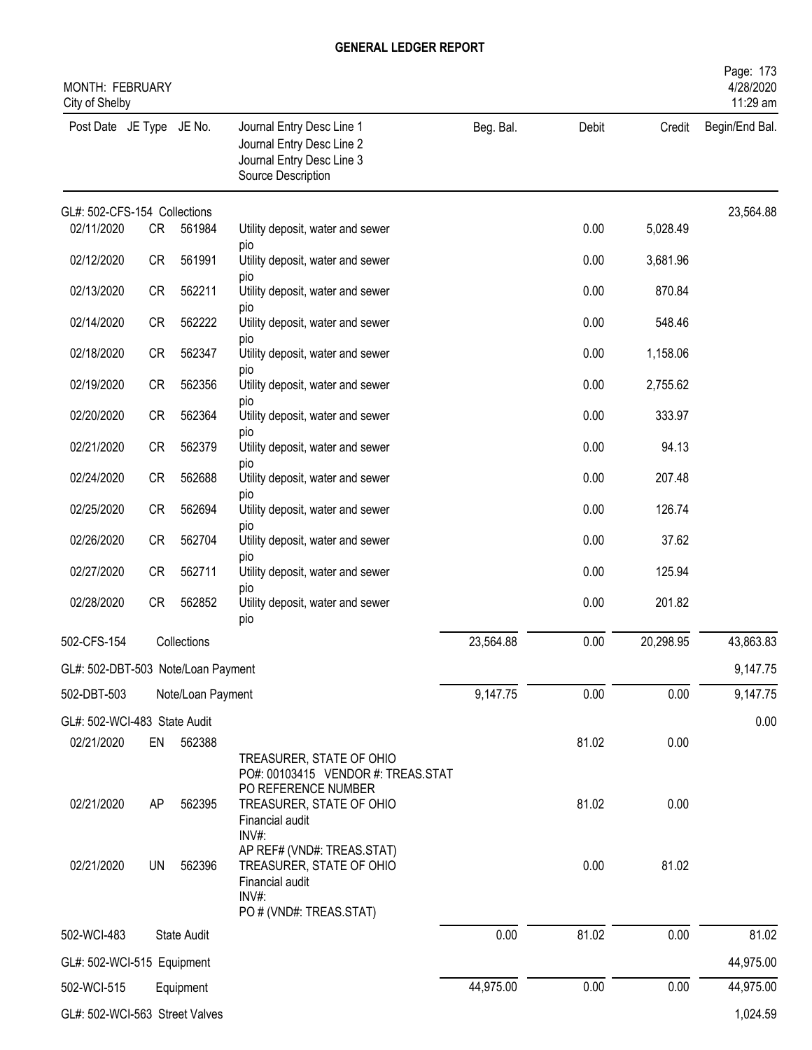# GENERAL LEDGER REPORT

MONTH: FEBRUARY
City of Shelby

Page: 173
4/28/2020
11:29 am

| Post Date | JE Type | JE No. | Journal Entry Desc Line 1 / Journal Entry Desc Line 2 / Journal Entry Desc Line 3 / Source Description | Beg. Bal. | Debit | Credit | Begin/End Bal. |
|---|---|---|---|---|---|---|---|
| GL#: 502-CFS-154 Collections | | | | | | | 23,564.88 |
| 02/11/2020 | CR | 561984 | Utility deposit, water and sewer pio | | 0.00 | 5,028.49 | |
| 02/12/2020 | CR | 561991 | Utility deposit, water and sewer pio | | 0.00 | 3,681.96 | |
| 02/13/2020 | CR | 562211 | Utility deposit, water and sewer pio | | 0.00 | 870.84 | |
| 02/14/2020 | CR | 562222 | Utility deposit, water and sewer pio | | 0.00 | 548.46 | |
| 02/18/2020 | CR | 562347 | Utility deposit, water and sewer pio | | 0.00 | 1,158.06 | |
| 02/19/2020 | CR | 562356 | Utility deposit, water and sewer pio | | 0.00 | 2,755.62 | |
| 02/20/2020 | CR | 562364 | Utility deposit, water and sewer pio | | 0.00 | 333.97 | |
| 02/21/2020 | CR | 562379 | Utility deposit, water and sewer pio | | 0.00 | 94.13 | |
| 02/24/2020 | CR | 562688 | Utility deposit, water and sewer pio | | 0.00 | 207.48 | |
| 02/25/2020 | CR | 562694 | Utility deposit, water and sewer pio | | 0.00 | 126.74 | |
| 02/26/2020 | CR | 562704 | Utility deposit, water and sewer pio | | 0.00 | 37.62 | |
| 02/27/2020 | CR | 562711 | Utility deposit, water and sewer pio | | 0.00 | 125.94 | |
| 02/28/2020 | CR | 562852 | Utility deposit, water and sewer pio | | 0.00 | 201.82 | |
| 502-CFS-154 | | Collections | | 23,564.88 | 0.00 | 20,298.95 | 43,863.83 |
| GL#: 502-DBT-503 Note/Loan Payment | | | | | | | 9,147.75 |
| 502-DBT-503 | | Note/Loan Payment | | 9,147.75 | 0.00 | 0.00 | 9,147.75 |
| GL#: 502-WCI-483 State Audit | | | | | | | 0.00 |
| 02/21/2020 | EN | 562388 | TREASURER, STATE OF OHIO PO#: 00103415 VENDOR #: TREAS.STAT PO REFERENCE NUMBER | | 81.02 | 0.00 | |
| 02/21/2020 | AP | 562395 | TREASURER, STATE OF OHIO Financial audit INV#: AP REF# (VND#: TREAS.STAT) | | 81.02 | 0.00 | |
| 02/21/2020 | UN | 562396 | TREASURER, STATE OF OHIO Financial audit INV#: PO # (VND#: TREAS.STAT) | | 0.00 | 81.02 | |
| 502-WCI-483 | | State Audit | | 0.00 | 81.02 | 0.00 | 81.02 |
| GL#: 502-WCI-515 Equipment | | | | | | | 44,975.00 |
| 502-WCI-515 | | Equipment | | 44,975.00 | 0.00 | 0.00 | 44,975.00 |
| GL#: 502-WCI-563 Street Valves | | | | | | | 1,024.59 |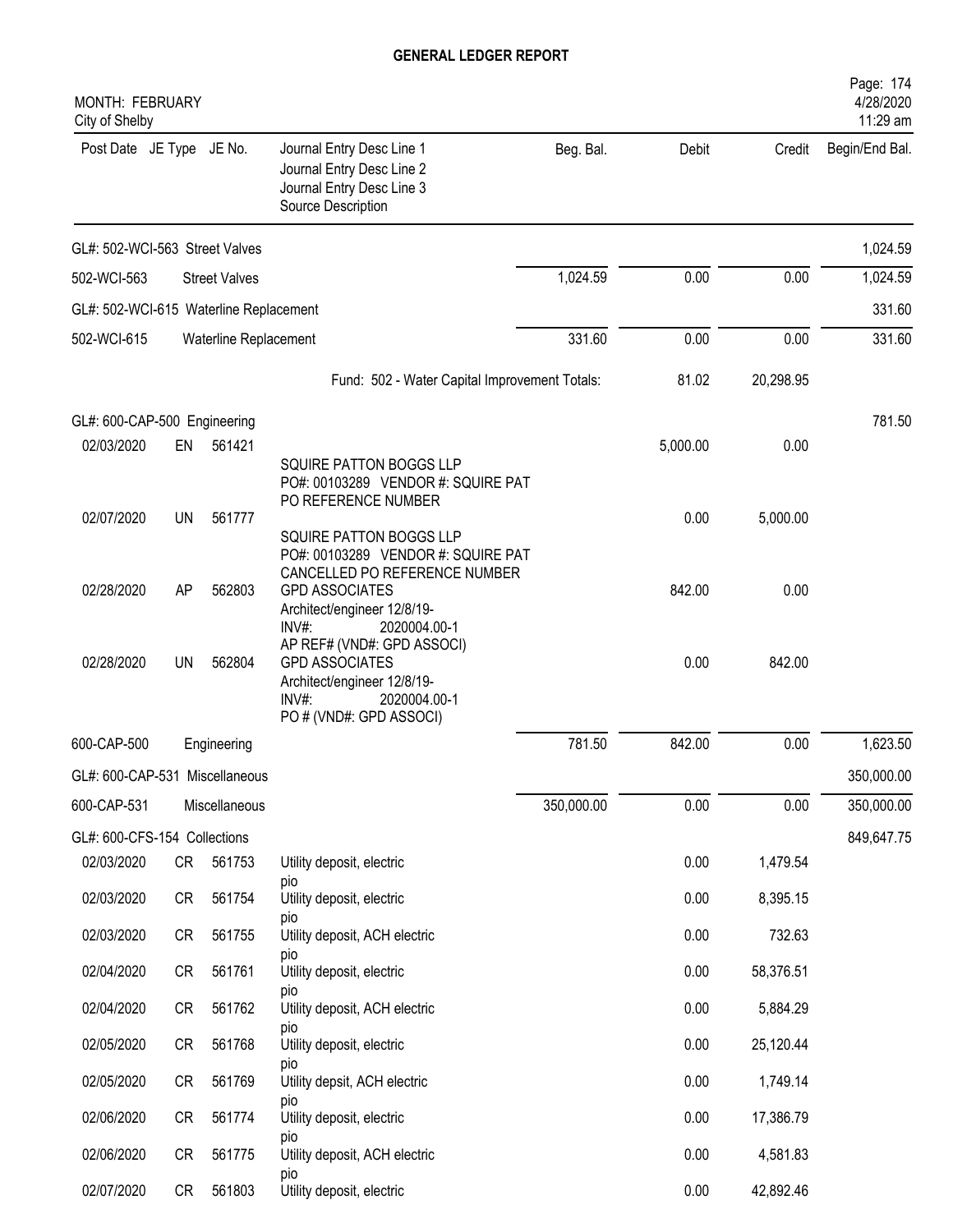# GENERAL LEDGER REPORT

MONTH: FEBRUARY
City of Shelby

| Post Date | JE Type | JE No. | Journal Entry Desc Line 1 / Journal Entry Desc Line 2 / Journal Entry Desc Line 3 / Source Description | Beg. Bal. | Debit | Credit | Begin/End Bal. |
|---|---|---|---|---|---|---|---|
| GL#: 502-WCI-563 Street Valves | | | | | | | 1,024.59 |
| 502-WCI-563 | | | Street Valves | 1,024.59 | 0.00 | 0.00 | 1,024.59 |
| GL#: 502-WCI-615 Waterline Replacement | | | | | | | 331.60 |
| 502-WCI-615 | | | Waterline Replacement | 331.60 | 0.00 | 0.00 | 331.60 |
| | | | Fund: 502 - Water Capital Improvement Totals: | | 81.02 | 20,298.95 | |
| GL#: 600-CAP-500 Engineering | | | | | | | 781.50 |
| 02/03/2020 | EN | 561421 | SQUIRE PATTON BOGGS LLP PO#: 00103289 VENDOR #: SQUIRE PAT PO REFERENCE NUMBER | | 5,000.00 | 0.00 | |
| 02/07/2020 | UN | 561777 | SQUIRE PATTON BOGGS LLP PO#: 00103289 VENDOR #: SQUIRE PAT CANCELLED PO REFERENCE NUMBER | | 0.00 | 5,000.00 | |
| 02/28/2020 | AP | 562803 | GPD ASSOCIATES Architect/engineer 12/8/19- INV#: 2020004.00-1 AP REF# (VND#: GPD ASSOCI) | | 842.00 | 0.00 | |
| 02/28/2020 | UN | 562804 | GPD ASSOCIATES Architect/engineer 12/8/19- INV#: 2020004.00-1 PO # (VND#: GPD ASSOCI) | | 0.00 | 842.00 | |
| 600-CAP-500 | | | Engineering | 781.50 | 842.00 | 0.00 | 1,623.50 |
| GL#: 600-CAP-531 Miscellaneous | | | | | | | 350,000.00 |
| 600-CAP-531 | | | Miscellaneous | 350,000.00 | 0.00 | 0.00 | 350,000.00 |
| GL#: 600-CFS-154 Collections | | | | | | | 849,647.75 |
| 02/03/2020 | CR | 561753 | Utility deposit, electric pio | | 0.00 | 1,479.54 | |
| 02/03/2020 | CR | 561754 | Utility deposit, electric pio | | 0.00 | 8,395.15 | |
| 02/03/2020 | CR | 561755 | Utility deposit, ACH electric pio | | 0.00 | 732.63 | |
| 02/04/2020 | CR | 561761 | Utility deposit, electric pio | | 0.00 | 58,376.51 | |
| 02/04/2020 | CR | 561762 | Utility deposit, ACH electric pio | | 0.00 | 5,884.29 | |
| 02/05/2020 | CR | 561768 | Utility deposit, electric pio | | 0.00 | 25,120.44 | |
| 02/05/2020 | CR | 561769 | Utility depsit, ACH electric pio | | 0.00 | 1,749.14 | |
| 02/06/2020 | CR | 561774 | Utility deposit, electric pio | | 0.00 | 17,386.79 | |
| 02/06/2020 | CR | 561775 | Utility deposit, ACH electric pio | | 0.00 | 4,581.83 | |
| 02/07/2020 | CR | 561803 | Utility deposit, electric | | 0.00 | 42,892.46 | |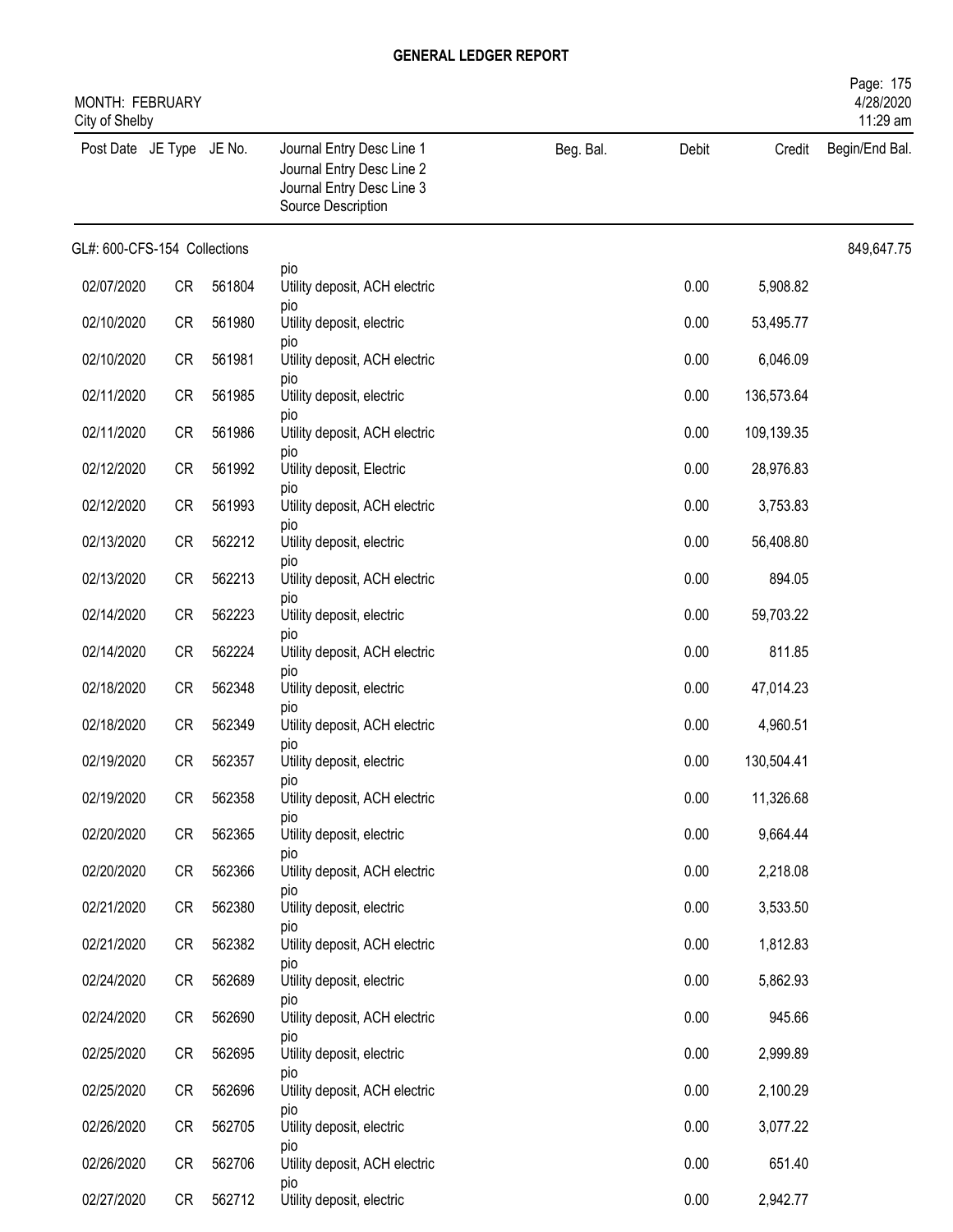# GENERAL LEDGER REPORT

MONTH: FEBRUARY
City of Shelby

| Post Date | JE Type | JE No. | Journal Entry Desc Line 1<br>Journal Entry Desc Line 2<br>Journal Entry Desc Line 3<br>Source Description | Beg. Bal. | Debit | Credit | Begin/End Bal. |
|---|---|---|---|---|---|---|---|
| GL#: 600-CFS-154 Collections | | | | | | | 849,647.75 |
| 02/07/2020 | CR | 561804 | pio<br>Utility deposit, ACH electric | | 0.00 | 5,908.82 | |
| 02/10/2020 | CR | 561980 | pio<br>Utility deposit, electric | | 0.00 | 53,495.77 | |
| 02/10/2020 | CR | 561981 | pio<br>Utility deposit, ACH electric | | 0.00 | 6,046.09 | |
| 02/11/2020 | CR | 561985 | pio<br>Utility deposit, electric | | 0.00 | 136,573.64 | |
| 02/11/2020 | CR | 561986 | pio<br>Utility deposit, ACH electric | | 0.00 | 109,139.35 | |
| 02/12/2020 | CR | 561992 | pio<br>Utility deposit, Electric | | 0.00 | 28,976.83 | |
| 02/12/2020 | CR | 561993 | pio<br>Utility deposit, ACH electric | | 0.00 | 3,753.83 | |
| 02/13/2020 | CR | 562212 | pio<br>Utility deposit, electric | | 0.00 | 56,408.80 | |
| 02/13/2020 | CR | 562213 | pio<br>Utility deposit, ACH electric | | 0.00 | 894.05 | |
| 02/14/2020 | CR | 562223 | pio<br>Utility deposit, electric | | 0.00 | 59,703.22 | |
| 02/14/2020 | CR | 562224 | pio<br>Utility deposit, ACH electric | | 0.00 | 811.85 | |
| 02/18/2020 | CR | 562348 | pio<br>Utility deposit, electric | | 0.00 | 47,014.23 | |
| 02/18/2020 | CR | 562349 | pio<br>Utility deposit, ACH electric | | 0.00 | 4,960.51 | |
| 02/19/2020 | CR | 562357 | pio<br>Utility deposit, electric | | 0.00 | 130,504.41 | |
| 02/19/2020 | CR | 562358 | pio<br>Utility deposit, ACH electric | | 0.00 | 11,326.68 | |
| 02/20/2020 | CR | 562365 | pio<br>Utility deposit, electric | | 0.00 | 9,664.44 | |
| 02/20/2020 | CR | 562366 | pio<br>Utility deposit, ACH electric | | 0.00 | 2,218.08 | |
| 02/21/2020 | CR | 562380 | pio<br>Utility deposit, electric | | 0.00 | 3,533.50 | |
| 02/21/2020 | CR | 562382 | pio<br>Utility deposit, ACH electric | | 0.00 | 1,812.83 | |
| 02/24/2020 | CR | 562689 | pio<br>Utility deposit, electric | | 0.00 | 5,862.93 | |
| 02/24/2020 | CR | 562690 | pio<br>Utility deposit, ACH electric | | 0.00 | 945.66 | |
| 02/25/2020 | CR | 562695 | pio<br>Utility deposit, electric | | 0.00 | 2,999.89 | |
| 02/25/2020 | CR | 562696 | pio<br>Utility deposit, ACH electric | | 0.00 | 2,100.29 | |
| 02/26/2020 | CR | 562705 | pio<br>Utility deposit, electric | | 0.00 | 3,077.22 | |
| 02/26/2020 | CR | 562706 | pio<br>Utility deposit, ACH electric | | 0.00 | 651.40 | |
| 02/27/2020 | CR | 562712 | pio<br>Utility deposit, electric | | 0.00 | 2,942.77 | |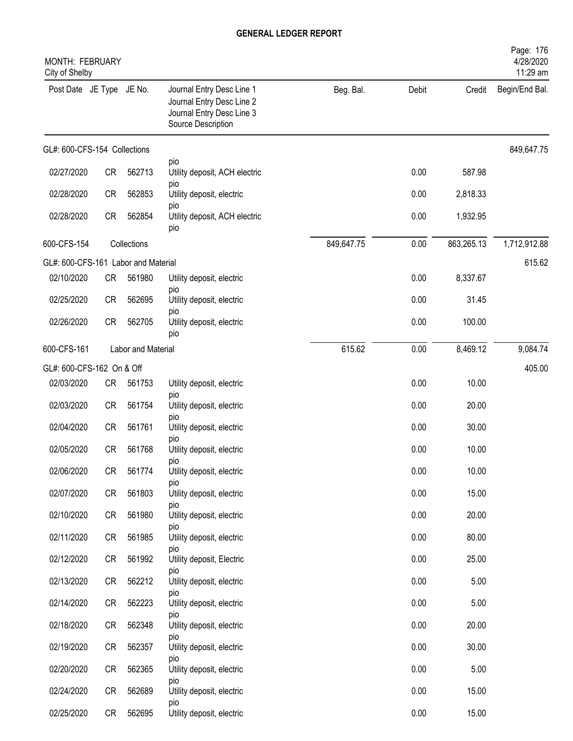# GENERAL LEDGER REPORT

MONTH: FEBRUARY
City of Shelby

| Post Date | JE Type | JE No. | Journal Entry Desc Line 1 / Journal Entry Desc Line 2 / Journal Entry Desc Line 3 / Source Description | Beg. Bal. | Debit | Credit | Begin/End Bal. |
|---|---|---|---|---|---|---|---|
| GL#: 600-CFS-154 Collections | | | | | | | 849,647.75 |
| | | | pio | | | | |
| 02/27/2020 | CR | 562713 | Utility deposit, ACH electric pio | | 0.00 | 587.98 | |
| 02/28/2020 | CR | 562853 | Utility deposit, electric pio | | 0.00 | 2,818.33 | |
| 02/28/2020 | CR | 562854 | Utility deposit, ACH electric pio | | 0.00 | 1,932.95 | |
| 600-CFS-154 | | Collections | | 849,647.75 | 0.00 | 863,265.13 | 1,712,912.88 |
| GL#: 600-CFS-161 Labor and Material | | | | | | | 615.62 |
| 02/10/2020 | CR | 561980 | Utility deposit, electric pio | | 0.00 | 8,337.67 | |
| 02/25/2020 | CR | 562695 | Utility deposit, electric pio | | 0.00 | 31.45 | |
| 02/26/2020 | CR | 562705 | Utility deposit, electric pio | | 0.00 | 100.00 | |
| 600-CFS-161 | | Labor and Material | | 615.62 | 0.00 | 8,469.12 | 9,084.74 |
| GL#: 600-CFS-162 On & Off | | | | | | | 405.00 |
| 02/03/2020 | CR | 561753 | Utility deposit, electric pio | | 0.00 | 10.00 | |
| 02/03/2020 | CR | 561754 | Utility deposit, electric pio | | 0.00 | 20.00 | |
| 02/04/2020 | CR | 561761 | Utility deposit, electric pio | | 0.00 | 30.00 | |
| 02/05/2020 | CR | 561768 | Utility deposit, electric pio | | 0.00 | 10.00 | |
| 02/06/2020 | CR | 561774 | Utility deposit, electric pio | | 0.00 | 10.00 | |
| 02/07/2020 | CR | 561803 | Utility deposit, electric pio | | 0.00 | 15.00 | |
| 02/10/2020 | CR | 561980 | Utility deposit, electric pio | | 0.00 | 20.00 | |
| 02/11/2020 | CR | 561985 | Utility deposit, electric pio | | 0.00 | 80.00 | |
| 02/12/2020 | CR | 561992 | Utility deposit, Electric pio | | 0.00 | 25.00 | |
| 02/13/2020 | CR | 562212 | Utility deposit, electric pio | | 0.00 | 5.00 | |
| 02/14/2020 | CR | 562223 | Utility deposit, electric pio | | 0.00 | 5.00 | |
| 02/18/2020 | CR | 562348 | Utility deposit, electric pio | | 0.00 | 20.00 | |
| 02/19/2020 | CR | 562357 | Utility deposit, electric pio | | 0.00 | 30.00 | |
| 02/20/2020 | CR | 562365 | Utility deposit, electric pio | | 0.00 | 5.00 | |
| 02/24/2020 | CR | 562689 | Utility deposit, electric pio | | 0.00 | 15.00 | |
| 02/25/2020 | CR | 562695 | Utility deposit, electric | | 0.00 | 15.00 | |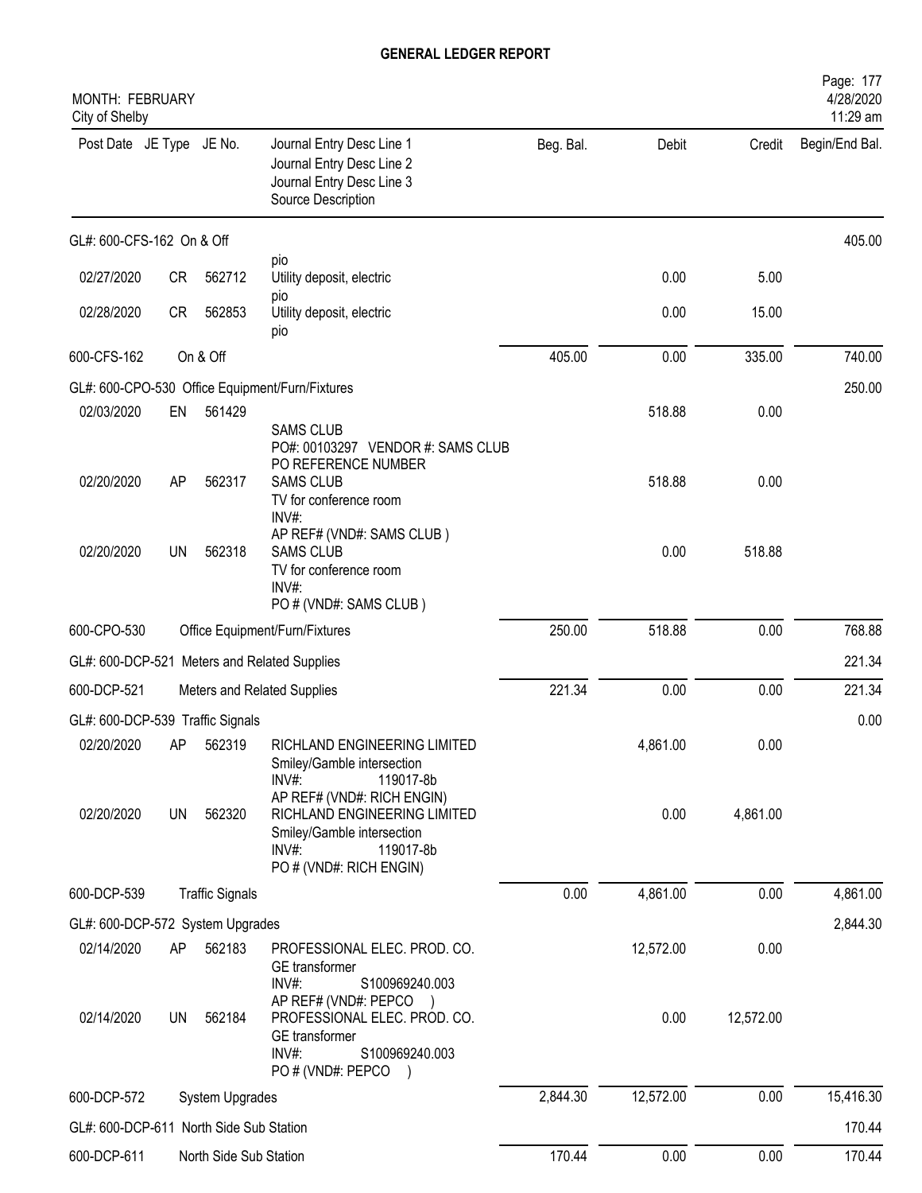# GENERAL LEDGER REPORT

MONTH: FEBRUARY
City of Shelby

| Post Date | JE Type | JE No. | Journal Entry Desc Line 1<br>Journal Entry Desc Line 2<br>Journal Entry Desc Line 3<br>Source Description | Beg. Bal. | Debit | Credit | Begin/End Bal. |
|---|---|---|---|---|---|---|---|
| GL#: 600-CFS-162 On & Off | | | | | | | 405.00 |
| | | | pio | | | | |
| 02/27/2020 | CR | 562712 | Utility deposit, electric<br>pio | | 0.00 | 5.00 | |
| 02/28/2020 | CR | 562853 | Utility deposit, electric<br>pio | | 0.00 | 15.00 | |
| 600-CFS-162 | On & Off | | | 405.00 | 0.00 | 335.00 | 740.00 |
| GL#: 600-CPO-530 Office Equipment/Furn/Fixtures | | | | | | | 250.00 |
| 02/03/2020 | EN | 561429 | SAMS CLUB<br>PO#: 00103297 VENDOR #: SAMS CLUB<br>PO REFERENCE NUMBER | | 518.88 | 0.00 | |
| 02/20/2020 | AP | 562317 | SAMS CLUB<br>TV for conference room<br>INV#:<br>AP REF# (VND#: SAMS CLUB ) | | 518.88 | 0.00 | |
| 02/20/2020 | UN | 562318 | SAMS CLUB<br>TV for conference room<br>INV#:<br>PO # (VND#: SAMS CLUB ) | | 0.00 | 518.88 | |
| 600-CPO-530 | Office Equipment/Furn/Fixtures | | | 250.00 | 518.88 | 0.00 | 768.88 |
| GL#: 600-DCP-521 Meters and Related Supplies | | | | | | | 221.34 |
| 600-DCP-521 | Meters and Related Supplies | | | 221.34 | 0.00 | 0.00 | 221.34 |
| GL#: 600-DCP-539 Traffic Signals | | | | | | | 0.00 |
| 02/20/2020 | AP | 562319 | RICHLAND ENGINEERING LIMITED<br>Smiley/Gamble intersection<br>INV#: 119017-8b<br>AP REF# (VND#: RICH ENGIN) | | 4,861.00 | 0.00 | |
| 02/20/2020 | UN | 562320 | RICHLAND ENGINEERING LIMITED<br>Smiley/Gamble intersection<br>INV#: 119017-8b<br>PO # (VND#: RICH ENGIN) | | 0.00 | 4,861.00 | |
| 600-DCP-539 | Traffic Signals | | | 0.00 | 4,861.00 | 0.00 | 4,861.00 |
| GL#: 600-DCP-572 System Upgrades | | | | | | | 2,844.30 |
| 02/14/2020 | AP | 562183 | PROFESSIONAL ELEC. PROD. CO.<br>GE transformer<br>INV#: S100969240.003<br>AP REF# (VND#: PEPCO ) | | 12,572.00 | 0.00 | |
| 02/14/2020 | UN | 562184 | PROFESSIONAL ELEC. PROD. CO.<br>GE transformer<br>INV#: S100969240.003<br>PO # (VND#: PEPCO ) | | 0.00 | 12,572.00 | |
| 600-DCP-572 | System Upgrades | | | 2,844.30 | 12,572.00 | 0.00 | 15,416.30 |
| GL#: 600-DCP-611 North Side Sub Station | | | | | | | 170.44 |
| 600-DCP-611 | North Side Sub Station | | | 170.44 | 0.00 | 0.00 | 170.44 |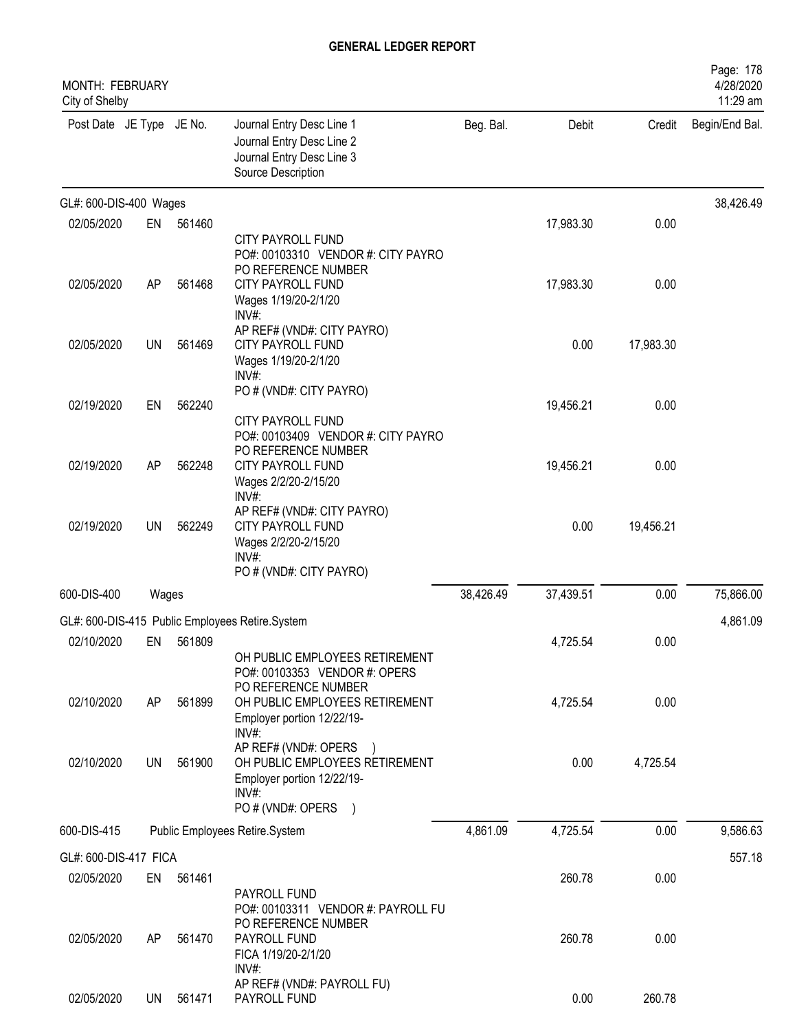# GENERAL LEDGER REPORT

MONTH: FEBRUARY
City of Shelby

Page: 178
4/28/2020
11:29 am

| Post Date | JE Type | JE No. | Journal Entry Desc Line 1<br>Journal Entry Desc Line 2<br>Journal Entry Desc Line 3<br>Source Description | Beg. Bal. | Debit | Credit | Begin/End Bal. |
|---|---|---|---|---|---|---|---|
| GL#: 600-DIS-400 Wages | | | | | | | 38,426.49 |
| 02/05/2020 | EN | 561460 | CITY PAYROLL FUND<br>PO#: 00103310 VENDOR #: CITY PAYRO<br>PO REFERENCE NUMBER | | 17,983.30 | 0.00 | |
| 02/05/2020 | AP | 561468 | CITY PAYROLL FUND<br>Wages 1/19/20-2/1/20<br>INV#:<br>AP REF# (VND#: CITY PAYRO) | | 17,983.30 | 0.00 | |
| 02/05/2020 | UN | 561469 | CITY PAYROLL FUND<br>Wages 1/19/20-2/1/20<br>INV#:<br>PO # (VND#: CITY PAYRO) | | 0.00 | 17,983.30 | |
| 02/19/2020 | EN | 562240 | CITY PAYROLL FUND<br>PO#: 00103409 VENDOR #: CITY PAYRO<br>PO REFERENCE NUMBER | | 19,456.21 | 0.00 | |
| 02/19/2020 | AP | 562248 | CITY PAYROLL FUND<br>Wages 2/2/20-2/15/20<br>INV#:<br>AP REF# (VND#: CITY PAYRO) | | 19,456.21 | 0.00 | |
| 02/19/2020 | UN | 562249 | CITY PAYROLL FUND<br>Wages 2/2/20-2/15/20<br>INV#:<br>PO # (VND#: CITY PAYRO) | | 0.00 | 19,456.21 | |
| 600-DIS-400 | Wages | | | 38,426.49 | 37,439.51 | 0.00 | 75,866.00 |
| GL#: 600-DIS-415 Public Employees Retire.System | | | | | | | 4,861.09 |
| 02/10/2020 | EN | 561809 | OH PUBLIC EMPLOYEES RETIREMENT<br>PO#: 00103353 VENDOR #: OPERS<br>PO REFERENCE NUMBER | | 4,725.54 | 0.00 | |
| 02/10/2020 | AP | 561899 | OH PUBLIC EMPLOYEES RETIREMENT<br>Employer portion 12/22/19-<br>INV#:<br>AP REF# (VND#: OPERS ) | | 4,725.54 | 0.00 | |
| 02/10/2020 | UN | 561900 | OH PUBLIC EMPLOYEES RETIREMENT<br>Employer portion 12/22/19-<br>INV#:<br>PO # (VND#: OPERS ) | | 0.00 | 4,725.54 | |
| 600-DIS-415 | Public Employees Retire.System | | | 4,861.09 | 4,725.54 | 0.00 | 9,586.63 |
| GL#: 600-DIS-417 FICA | | | | | | | 557.18 |
| 02/05/2020 | EN | 561461 | PAYROLL FUND<br>PO#: 00103311 VENDOR #: PAYROLL FU<br>PO REFERENCE NUMBER | | 260.78 | 0.00 | |
| 02/05/2020 | AP | 561470 | PAYROLL FUND<br>FICA 1/19/20-2/1/20<br>INV#:<br>AP REF# (VND#: PAYROLL FU) | | 260.78 | 0.00 | |
| 02/05/2020 | UN | 561471 | PAYROLL FUND | | 0.00 | 260.78 | |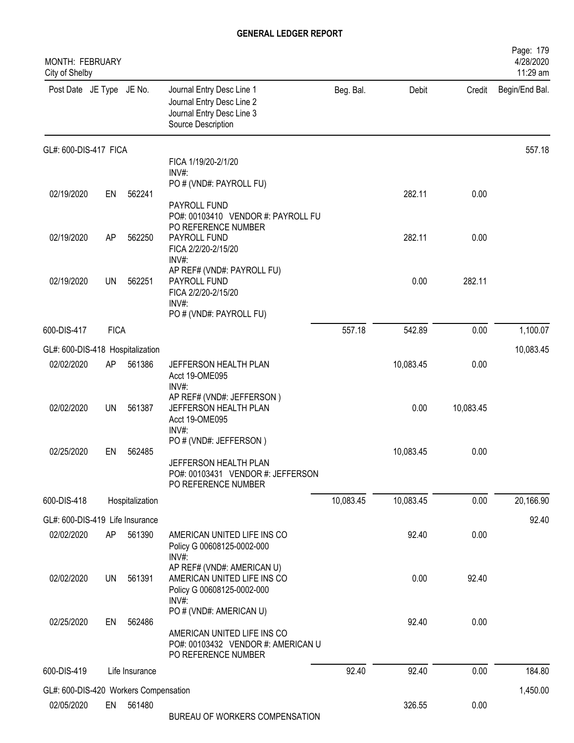**GENERAL LEDGER REPORT**

MONTH: FEBRUARY
City of Shelby

4/28/2020
11:29 am

| Post Date | JE Type | JE No. | Journal Entry Desc Line 1 / Journal Entry Desc Line 2 / Journal Entry Desc Line 3 / Source Description | Beg. Bal. | Debit | Credit | Begin/End Bal. |
|---|---|---|---|---|---|---|---|
| GL#: 600-DIS-417 FICA | | | | | | | 557.18 |
| | | | FICA 1/19/20-2/1/20 INV#: PO # (VND#: PAYROLL FU) | | | | |
| 02/19/2020 | EN | 562241 | PAYROLL FUND PO#: 00103410 VENDOR #: PAYROLL FU PO REFERENCE NUMBER | | 282.11 | 0.00 | |
| 02/19/2020 | AP | 562250 | PAYROLL FUND FICA 2/2/20-2/15/20 INV#: AP REF# (VND#: PAYROLL FU) | | 282.11 | 0.00 | |
| 02/19/2020 | UN | 562251 | PAYROLL FUND FICA 2/2/20-2/15/20 INV#: PO # (VND#: PAYROLL FU) | | 0.00 | 282.11 | |
| 600-DIS-417 | FICA | | | 557.18 | 542.89 | 0.00 | 1,100.07 |
| GL#: 600-DIS-418 Hospitalization | | | | | | | 10,083.45 |
| 02/02/2020 | AP | 561386 | JEFFERSON HEALTH PLAN Acct 19-OME095 INV#: AP REF# (VND#: JEFFERSON ) | | 10,083.45 | 0.00 | |
| 02/02/2020 | UN | 561387 | JEFFERSON HEALTH PLAN Acct 19-OME095 INV#: PO # (VND#: JEFFERSON ) | | 0.00 | 10,083.45 | |
| 02/25/2020 | EN | 562485 | JEFFERSON HEALTH PLAN PO#: 00103431 VENDOR #: JEFFERSON PO REFERENCE NUMBER | | 10,083.45 | 0.00 | |
| 600-DIS-418 | Hospitalization | | | 10,083.45 | 10,083.45 | 0.00 | 20,166.90 |
| GL#: 600-DIS-419 Life Insurance | | | | | | | 92.40 |
| 02/02/2020 | AP | 561390 | AMERICAN UNITED LIFE INS CO Policy G 00608125-0002-000 INV#: AP REF# (VND#: AMERICAN U) | | 92.40 | 0.00 | |
| 02/02/2020 | UN | 561391 | AMERICAN UNITED LIFE INS CO Policy G 00608125-0002-000 INV#: PO # (VND#: AMERICAN U) | | 0.00 | 92.40 | |
| 02/25/2020 | EN | 562486 | AMERICAN UNITED LIFE INS CO PO#: 00103432 VENDOR #: AMERICAN U PO REFERENCE NUMBER | | 92.40 | 0.00 | |
| 600-DIS-419 | Life Insurance | | | 92.40 | 92.40 | 0.00 | 184.80 |
| GL#: 600-DIS-420 Workers Compensation | | | | | | | 1,450.00 |
| 02/05/2020 | EN | 561480 | BUREAU OF WORKERS COMPENSATION | | 326.55 | 0.00 | |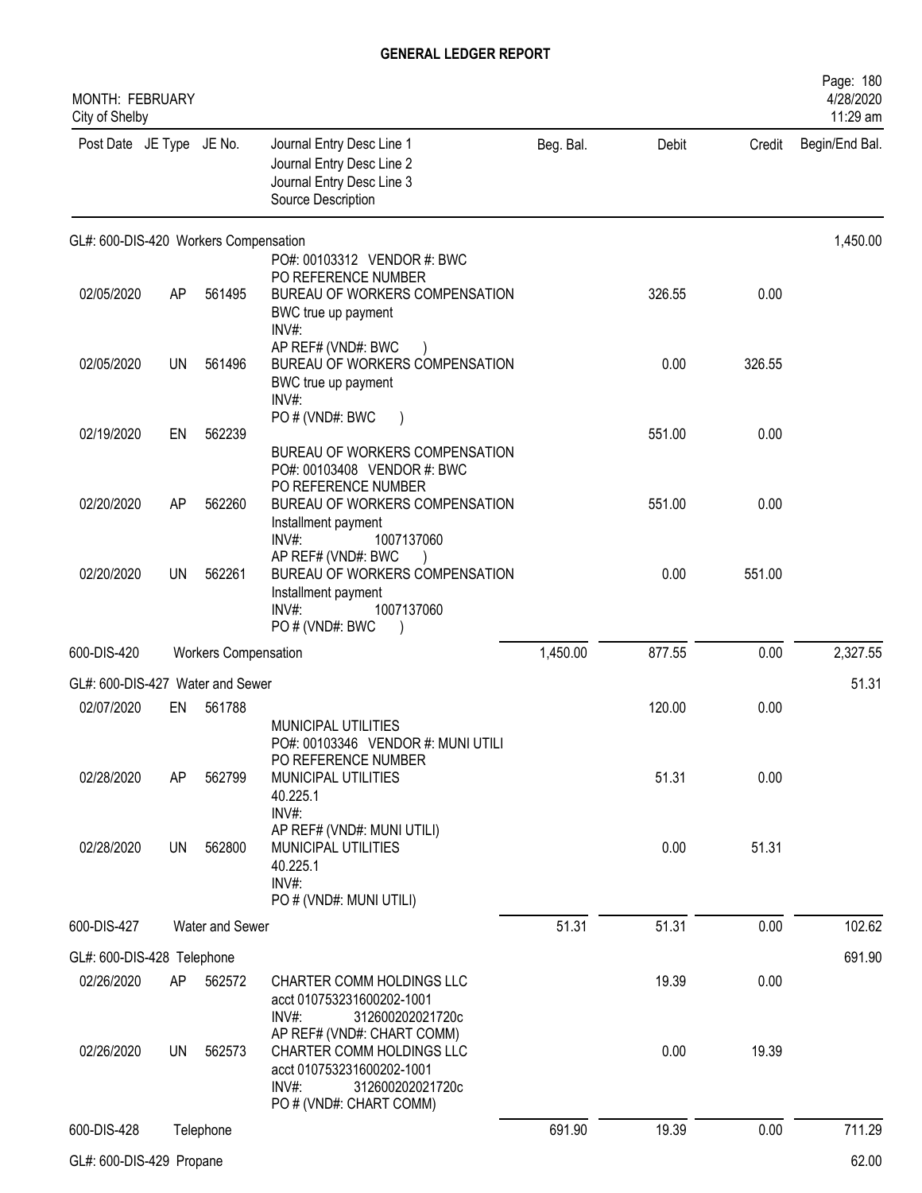## GENERAL LEDGER REPORT

MONTH: FEBRUARY
City of Shelby

| Post Date | JE Type | JE No. | Journal Entry Desc Line 1 / Journal Entry Desc Line 2 / Journal Entry Desc Line 3 / Source Description | Beg. Bal. | Debit | Credit | Begin/End Bal. |
|---|---|---|---|---|---|---|---|
| GL#: 600-DIS-420 Workers Compensation | | | | | | | 1,450.00 |
| 02/05/2020 | AP | 561495 | PO#: 00103312 VENDOR #: BWC<br>PO REFERENCE NUMBER<br>BUREAU OF WORKERS COMPENSATION<br>BWC true up payment<br>INV#: | | 326.55 | 0.00 | |
| 02/05/2020 | UN | 561496 | AP REF# (VND#: BWC )<br>BUREAU OF WORKERS COMPENSATION<br>BWC true up payment<br>INV#:<br>PO # (VND#: BWC ) | | 0.00 | 326.55 | |
| 02/19/2020 | EN | 562239 | BUREAU OF WORKERS COMPENSATION | | 551.00 | 0.00 | |
| 02/20/2020 | AP | 562260 | PO#: 00103408 VENDOR #: BWC<br>PO REFERENCE NUMBER<br>BUREAU OF WORKERS COMPENSATION<br>Installment payment<br>INV#: 1007137060 | | 551.00 | 0.00 | |
| 02/20/2020 | UN | 562261 | AP REF# (VND#: BWC )<br>BUREAU OF WORKERS COMPENSATION<br>Installment payment<br>INV#: 1007137060<br>PO # (VND#: BWC ) | | 0.00 | 551.00 | |
| 600-DIS-420 | | Workers Compensation | | 1,450.00 | 877.55 | 0.00 | 2,327.55 |
| GL#: 600-DIS-427 Water and Sewer | | | | | | | 51.31 |
| 02/07/2020 | EN | 561788 | MUNICIPAL UTILITIES | | 120.00 | 0.00 | |
| 02/28/2020 | AP | 562799 | PO#: 00103346 VENDOR #: MUNI UTILI<br>PO REFERENCE NUMBER<br>MUNICIPAL UTILITIES<br>40.225.1<br>INV#: | | 51.31 | 0.00 | |
| 02/28/2020 | UN | 562800 | AP REF# (VND#: MUNI UTILI)<br>MUNICIPAL UTILITIES<br>40.225.1<br>INV#:<br>PO # (VND#: MUNI UTILI) | | 0.00 | 51.31 | |
| 600-DIS-427 | | Water and Sewer | | 51.31 | 51.31 | 0.00 | 102.62 |
| GL#: 600-DIS-428 Telephone | | | | | | | 691.90 |
| 02/26/2020 | AP | 562572 | CHARTER COMM HOLDINGS LLC<br>acct 010753231600202-1001<br>INV#: 312600202021720c | | 19.39 | 0.00 | |
| 02/26/2020 | UN | 562573 | AP REF# (VND#: CHART COMM)<br>CHARTER COMM HOLDINGS LLC<br>acct 010753231600202-1001<br>INV#: 312600202021720c<br>PO # (VND#: CHART COMM) | | 0.00 | 19.39 | |
| 600-DIS-428 | | Telephone | | 691.90 | 19.39 | 0.00 | 711.29 |
| GL#: 600-DIS-429 Propane | | | | | | | 62.00 |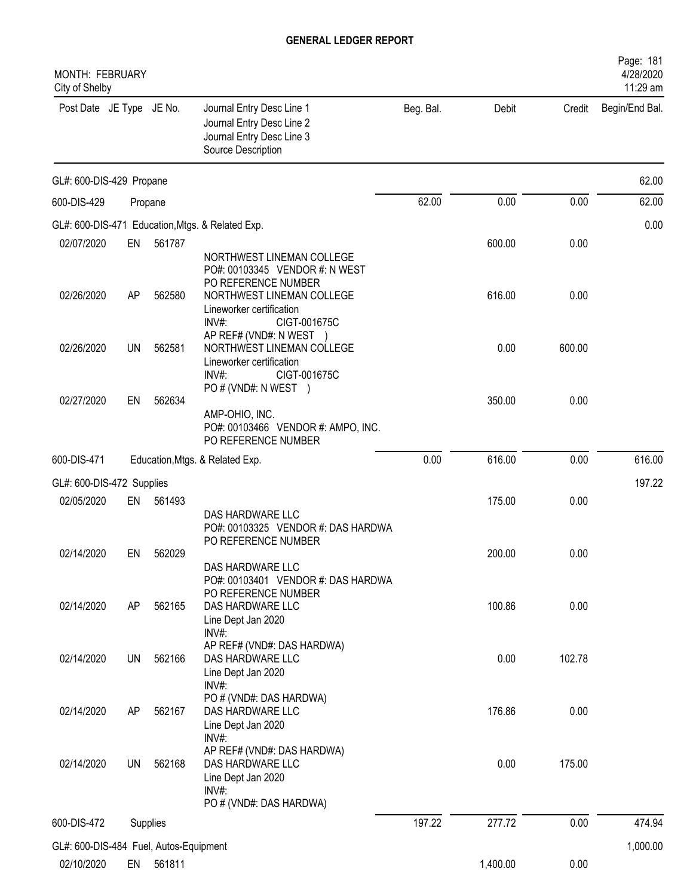**GENERAL LEDGER REPORT**

MONTH: FEBRUARY
City of Shelby

| Post Date | JE Type | JE No. | Journal Entry Desc Line 1 / Journal Entry Desc Line 2 / Journal Entry Desc Line 3 / Source Description | Beg. Bal. | Debit | Credit | Begin/End Bal. |
|---|---|---|---|---|---|---|---|
| GL#: 600-DIS-429 Propane | | | | | | | 62.00 |
| 600-DIS-429 | | | Propane | 62.00 | 0.00 | 0.00 | 62.00 |
| GL#: 600-DIS-471 Education,Mtgs. & Related Exp. | | | | | | | 0.00 |
| 02/07/2020 | EN | 561787 | NORTHWEST LINEMAN COLLEGE<br>PO#: 00103345 VENDOR #: N WEST<br>PO REFERENCE NUMBER | | 600.00 | 0.00 | |
| 02/26/2020 | AP | 562580 | NORTHWEST LINEMAN COLLEGE<br>Lineworker certification<br>INV#: CIGT-001675C<br>AP REF# (VND#: N WEST ) | | 616.00 | 0.00 | |
| 02/26/2020 | UN | 562581 | NORTHWEST LINEMAN COLLEGE<br>Lineworker certification<br>INV#: CIGT-001675C<br>PO # (VND#: N WEST ) | | 0.00 | 600.00 | |
| 02/27/2020 | EN | 562634 | AMP-OHIO, INC.<br>PO#: 00103466 VENDOR #: AMPO, INC.<br>PO REFERENCE NUMBER | | 350.00 | 0.00 | |
| 600-DIS-471 | | | Education,Mtgs. & Related Exp. | 0.00 | 616.00 | 0.00 | 616.00 |
| GL#: 600-DIS-472 Supplies | | | | | | | 197.22 |
| 02/05/2020 | EN | 561493 | DAS HARDWARE LLC<br>PO#: 00103325 VENDOR #: DAS HARDWA<br>PO REFERENCE NUMBER | | 175.00 | 0.00 | |
| 02/14/2020 | EN | 562029 | DAS HARDWARE LLC<br>PO#: 00103401 VENDOR #: DAS HARDWA<br>PO REFERENCE NUMBER | | 200.00 | 0.00 | |
| 02/14/2020 | AP | 562165 | DAS HARDWARE LLC<br>Line Dept Jan 2020<br>INV#:<br>AP REF# (VND#: DAS HARDWA) | | 100.86 | 0.00 | |
| 02/14/2020 | UN | 562166 | DAS HARDWARE LLC<br>Line Dept Jan 2020<br>INV#:<br>PO # (VND#: DAS HARDWA) | | 0.00 | 102.78 | |
| 02/14/2020 | AP | 562167 | DAS HARDWARE LLC<br>Line Dept Jan 2020<br>INV#:<br>AP REF# (VND#: DAS HARDWA) | | 176.86 | 0.00 | |
| 02/14/2020 | UN | 562168 | DAS HARDWARE LLC<br>Line Dept Jan 2020<br>INV#:<br>PO # (VND#: DAS HARDWA) | | 0.00 | 175.00 | |
| 600-DIS-472 | | | Supplies | 197.22 | 277.72 | 0.00 | 474.94 |
| GL#: 600-DIS-484 Fuel, Autos-Equipment | | | | | | | 1,000.00 |
| 02/10/2020 | EN | 561811 | | | 1,400.00 | 0.00 | |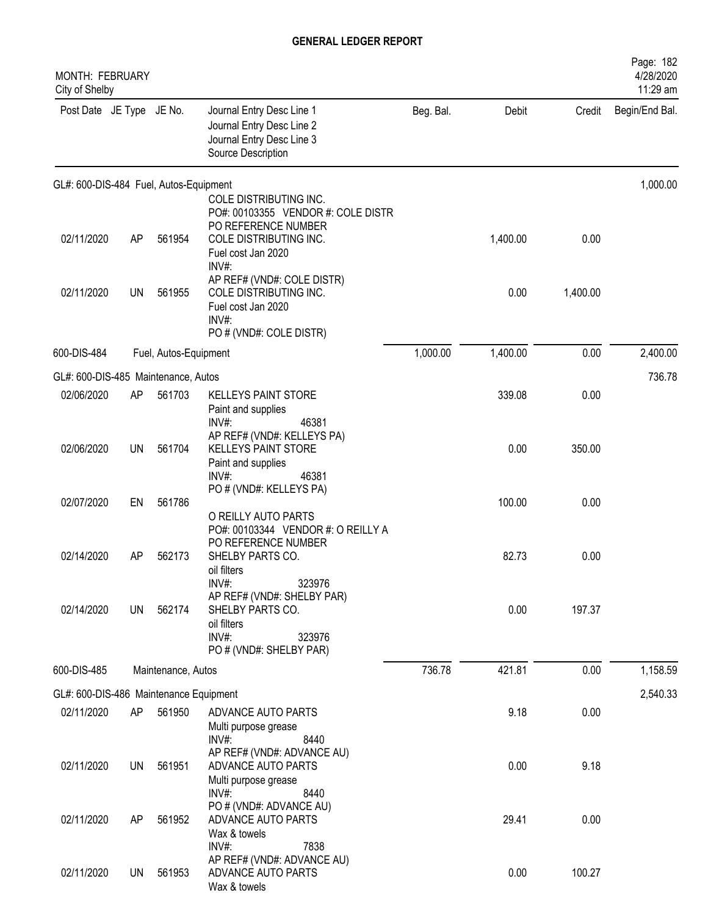# GENERAL LEDGER REPORT

MONTH: FEBRUARY
City of Shelby

| Post Date | JE Type | JE No. | Journal Entry Desc Line 1 / Journal Entry Desc Line 2 / Journal Entry Desc Line 3 / Source Description | Beg. Bal. | Debit | Credit | Begin/End Bal. |
|---|---|---|---|---|---|---|---|
| GL#: 600-DIS-484 Fuel, Autos-Equipment | | | | | | | 1,000.00 |
| | | | COLE DISTRIBUTING INC.<br>PO#: 00103355 VENDOR #: COLE DISTR<br>PO REFERENCE NUMBER | | | | |
| 02/11/2020 | AP | 561954 | COLE DISTRIBUTING INC.<br>Fuel cost Jan 2020<br>INV#:<br>AP REF# (VND#: COLE DISTR) | | 1,400.00 | 0.00 | |
| 02/11/2020 | UN | 561955 | COLE DISTRIBUTING INC.<br>Fuel cost Jan 2020<br>INV#:<br>PO # (VND#: COLE DISTR) | | 0.00 | 1,400.00 | |
| 600-DIS-484 | | | Fuel, Autos-Equipment | 1,000.00 | 1,400.00 | 0.00 | 2,400.00 |
| GL#: 600-DIS-485 Maintenance, Autos | | | | | | | 736.78 |
| 02/06/2020 | AP | 561703 | KELLEYS PAINT STORE<br>Paint and supplies<br>INV#: 46381<br>AP REF# (VND#: KELLEYS PA) | | 339.08 | 0.00 | |
| 02/06/2020 | UN | 561704 | KELLEYS PAINT STORE<br>Paint and supplies<br>INV#: 46381<br>PO # (VND#: KELLEYS PA) | | 0.00 | 350.00 | |
| 02/07/2020 | EN | 561786 | | | 100.00 | 0.00 | |
| | | | O REILLY AUTO PARTS<br>PO#: 00103344 VENDOR #: O REILLY A<br>PO REFERENCE NUMBER | | | | |
| 02/14/2020 | AP | 562173 | SHELBY PARTS CO.<br>oil filters<br>INV#: 323976<br>AP REF# (VND#: SHELBY PAR) | | 82.73 | 0.00 | |
| 02/14/2020 | UN | 562174 | SHELBY PARTS CO.<br>oil filters<br>INV#: 323976<br>PO # (VND#: SHELBY PAR) | | 0.00 | 197.37 | |
| 600-DIS-485 | | | Maintenance, Autos | 736.78 | 421.81 | 0.00 | 1,158.59 |
| GL#: 600-DIS-486 Maintenance Equipment | | | | | | | 2,540.33 |
| 02/11/2020 | AP | 561950 | ADVANCE AUTO PARTS<br>Multi purpose grease<br>INV#: 8440<br>AP REF# (VND#: ADVANCE AU) | | 9.18 | 0.00 | |
| 02/11/2020 | UN | 561951 | ADVANCE AUTO PARTS<br>Multi purpose grease<br>INV#: 8440<br>PO # (VND#: ADVANCE AU) | | 0.00 | 9.18 | |
| 02/11/2020 | AP | 561952 | ADVANCE AUTO PARTS<br>Wax & towels<br>INV#: 7838<br>AP REF# (VND#: ADVANCE AU) | | 29.41 | 0.00 | |
| 02/11/2020 | UN | 561953 | ADVANCE AUTO PARTS<br>Wax & towels | | 0.00 | 100.27 | |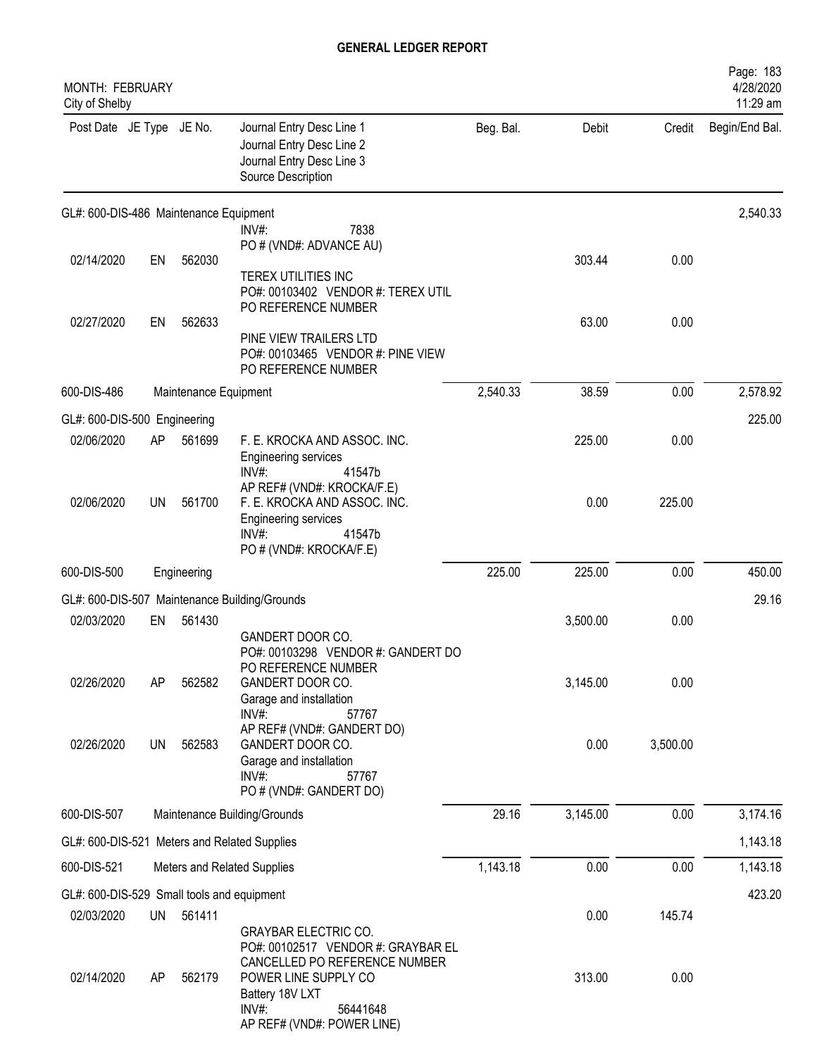**GENERAL LEDGER REPORT**

MONTH: FEBRUARY
City of Shelby

4/28/2020
11:29 am

| Post Date | JE Type | JE No. | Journal Entry Desc Line 1 / Journal Entry Desc Line 2 / Journal Entry Desc Line 3 / Source Description | Beg. Bal. | Debit | Credit | Begin/End Bal. |
|---|---|---|---|---|---|---|---|
| GL#: 600-DIS-486 Maintenance Equipment | | | | | | | 2,540.33 |
| | | | INV#: 7838 PO # (VND#: ADVANCE AU) | | | | |
| 02/14/2020 | EN | 562030 | TEREX UTILITIES INC PO#: 00103402 VENDOR #: TEREX UTIL PO REFERENCE NUMBER | | 303.44 | 0.00 | |
| 02/27/2020 | EN | 562633 | PINE VIEW TRAILERS LTD PO#: 00103465 VENDOR #: PINE VIEW PO REFERENCE NUMBER | | 63.00 | 0.00 | |
| 600-DIS-486 | | | Maintenance Equipment | 2,540.33 | 38.59 | 0.00 | 2,578.92 |
| GL#: 600-DIS-500 Engineering | | | | | | | 225.00 |
| 02/06/2020 | AP | 561699 | F. E. KROCKA AND ASSOC. INC. Engineering services INV#: 41547b AP REF# (VND#: KROCKA/F.E) | | 225.00 | 0.00 | |
| 02/06/2020 | UN | 561700 | F. E. KROCKA AND ASSOC. INC. Engineering services INV#: 41547b PO # (VND#: KROCKA/F.E) | | 0.00 | 225.00 | |
| 600-DIS-500 | | | Engineering | 225.00 | 225.00 | 0.00 | 450.00 |
| GL#: 600-DIS-507 Maintenance Building/Grounds | | | | | | | 29.16 |
| 02/03/2020 | EN | 561430 | GANDERT DOOR CO. PO#: 00103298 VENDOR #: GANDERT DO PO REFERENCE NUMBER | | 3,500.00 | 0.00 | |
| 02/26/2020 | AP | 562582 | GANDERT DOOR CO. Garage and installation INV#: 57767 AP REF# (VND#: GANDERT DO) | | 3,145.00 | 0.00 | |
| 02/26/2020 | UN | 562583 | GANDERT DOOR CO. Garage and installation INV#: 57767 PO # (VND#: GANDERT DO) | | 0.00 | 3,500.00 | |
| 600-DIS-507 | | | Maintenance Building/Grounds | 29.16 | 3,145.00 | 0.00 | 3,174.16 |
| GL#: 600-DIS-521 Meters and Related Supplies | | | | | | | 1,143.18 |
| 600-DIS-521 | | | Meters and Related Supplies | 1,143.18 | 0.00 | 0.00 | 1,143.18 |
| GL#: 600-DIS-529 Small tools and equipment | | | | | | | 423.20 |
| 02/03/2020 | UN | 561411 | GRAYBAR ELECTRIC CO. PO#: 00102517 VENDOR #: GRAYBAR EL CANCELLED PO REFERENCE NUMBER | | 0.00 | 145.74 | |
| 02/14/2020 | AP | 562179 | POWER LINE SUPPLY CO Battery 18V LXT INV#: 56441648 AP REF# (VND#: POWER LINE) | | 313.00 | 0.00 | |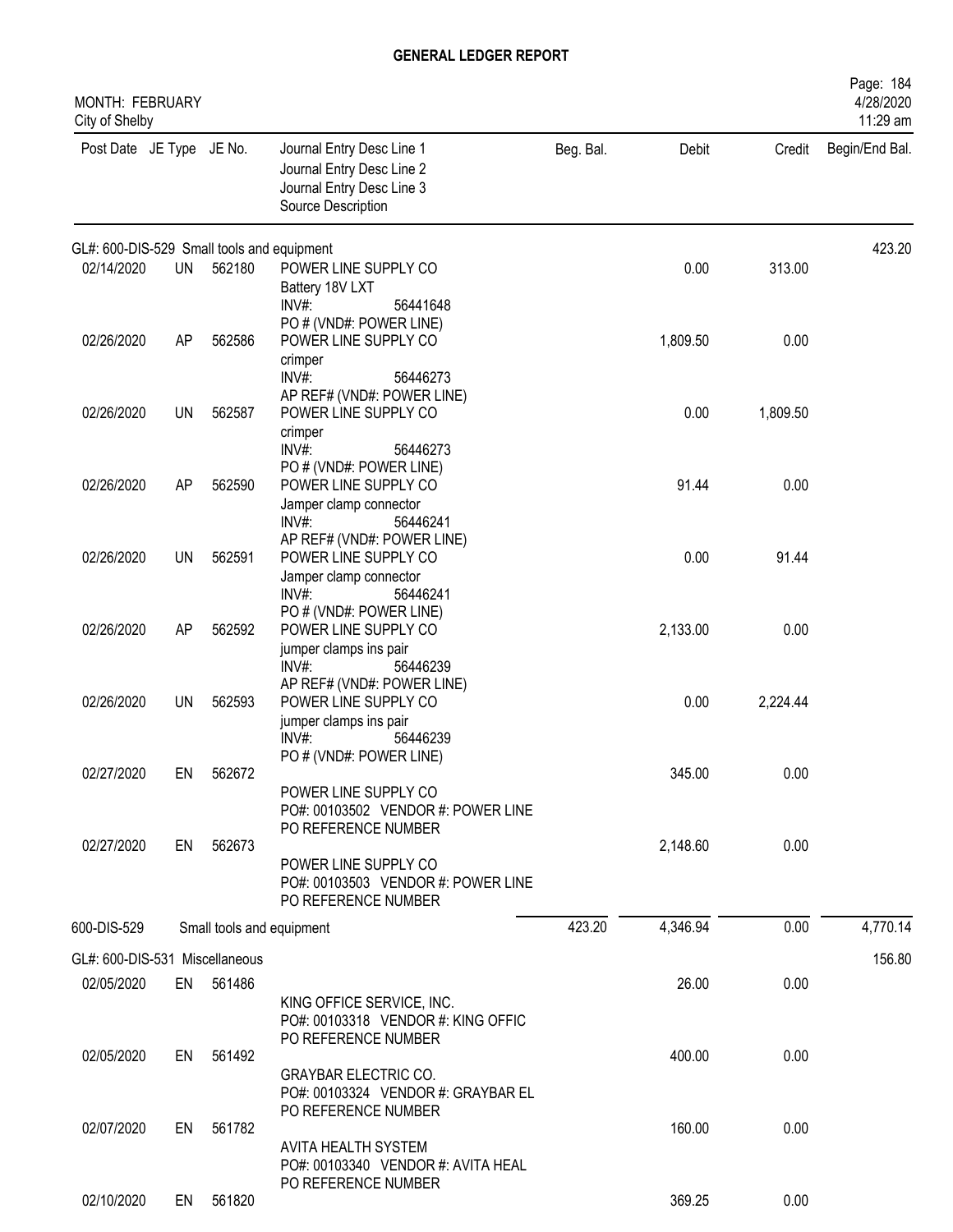## GENERAL LEDGER REPORT

MONTH: FEBRUARY
City of Shelby

4/28/2020
11:29 am

| Post Date | JE Type | JE No. | Journal Entry Desc Line 1 / Journal Entry Desc Line 2 / Journal Entry Desc Line 3 / Source Description | Beg. Bal. | Debit | Credit | Begin/End Bal. |
|---|---|---|---|---|---|---|---|
| GL#: 600-DIS-529 Small tools and equipment | | | | | | | 423.20 |
| 02/14/2020 | UN | 562180 | POWER LINE SUPPLY CO<br>Battery 18V LXT<br>INV#: 56441648<br>PO # (VND#: POWER LINE) | | 0.00 | 313.00 | |
| 02/26/2020 | AP | 562586 | POWER LINE SUPPLY CO<br>crimper<br>INV#: 56446273<br>AP REF# (VND#: POWER LINE) | | 1,809.50 | 0.00 | |
| 02/26/2020 | UN | 562587 | POWER LINE SUPPLY CO<br>crimper<br>INV#: 56446273<br>PO # (VND#: POWER LINE) | | 0.00 | 1,809.50 | |
| 02/26/2020 | AP | 562590 | POWER LINE SUPPLY CO<br>Jamper clamp connector<br>INV#: 56446241<br>AP REF# (VND#: POWER LINE) | | 91.44 | 0.00 | |
| 02/26/2020 | UN | 562591 | POWER LINE SUPPLY CO<br>Jamper clamp connector<br>INV#: 56446241<br>PO # (VND#: POWER LINE) | | 0.00 | 91.44 | |
| 02/26/2020 | AP | 562592 | POWER LINE SUPPLY CO<br>jumper clamps ins pair<br>INV#: 56446239<br>AP REF# (VND#: POWER LINE) | | 2,133.00 | 0.00 | |
| 02/26/2020 | UN | 562593 | POWER LINE SUPPLY CO<br>jumper clamps ins pair<br>INV#: 56446239<br>PO # (VND#: POWER LINE) | | 0.00 | 2,224.44 | |
| 02/27/2020 | EN | 562672 | POWER LINE SUPPLY CO<br>PO#: 00103502 VENDOR #: POWER LINE<br>PO REFERENCE NUMBER | | 345.00 | 0.00 | |
| 02/27/2020 | EN | 562673 | POWER LINE SUPPLY CO<br>PO#: 00103503 VENDOR #: POWER LINE<br>PO REFERENCE NUMBER | | 2,148.60 | 0.00 | |
| 600-DIS-529 | | | Small tools and equipment | 423.20 | 4,346.94 | 0.00 | 4,770.14 |
| GL#: 600-DIS-531 Miscellaneous | | | | | | | 156.80 |
| 02/05/2020 | EN | 561486 | KING OFFICE SERVICE, INC.<br>PO#: 00103318 VENDOR #: KING OFFIC<br>PO REFERENCE NUMBER | | 26.00 | 0.00 | |
| 02/05/2020 | EN | 561492 | GRAYBAR ELECTRIC CO.<br>PO#: 00103324 VENDOR #: GRAYBAR EL<br>PO REFERENCE NUMBER | | 400.00 | 0.00 | |
| 02/07/2020 | EN | 561782 | AVITA HEALTH SYSTEM<br>PO#: 00103340 VENDOR #: AVITA HEAL<br>PO REFERENCE NUMBER | | 160.00 | 0.00 | |
| 02/10/2020 | EN | 561820 | | | 369.25 | 0.00 | |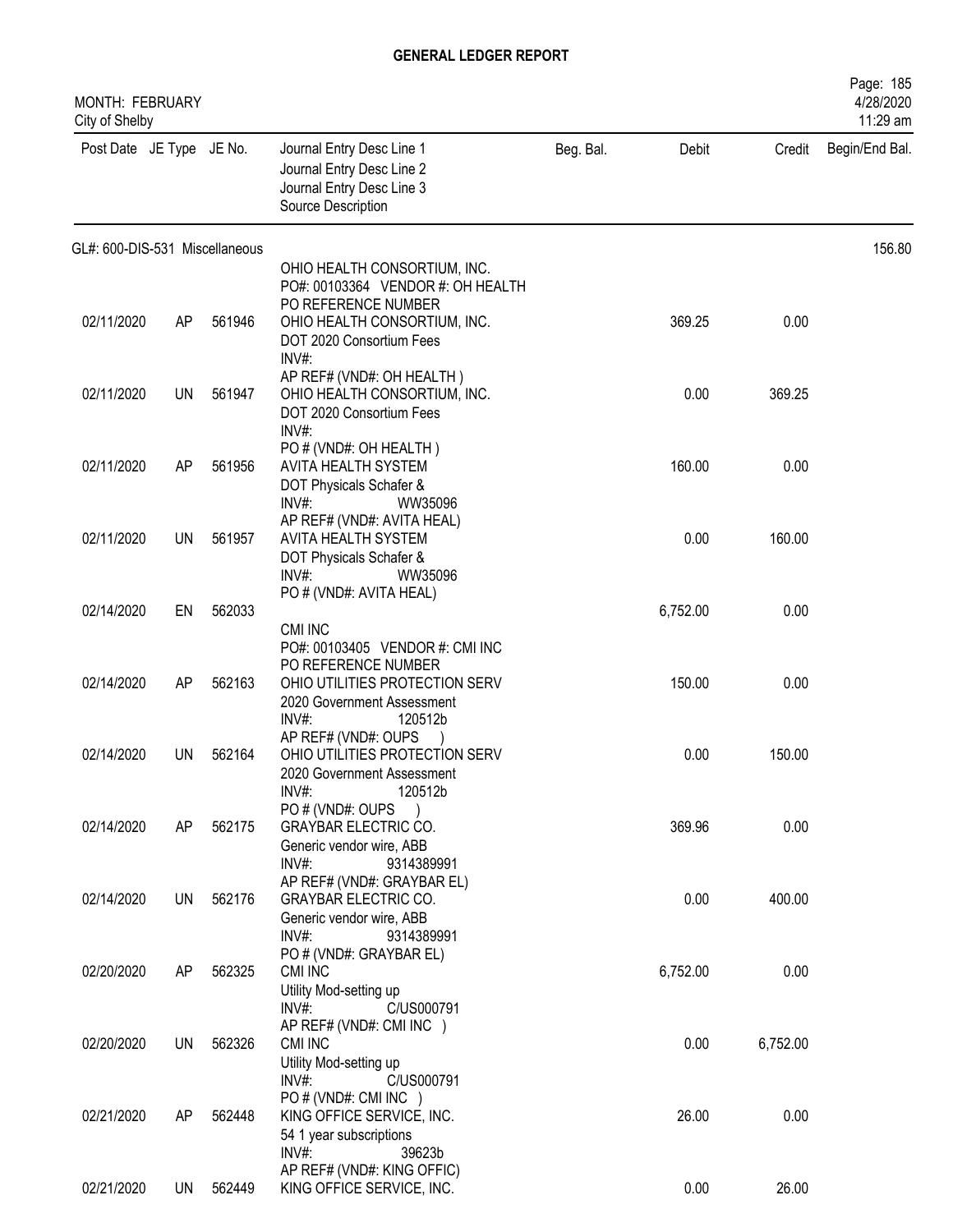# GENERAL LEDGER REPORT

MONTH: FEBRUARY
City of Shelby

| Post Date | JE Type | JE No. | Journal Entry Desc Line 1<br>Journal Entry Desc Line 2<br>Journal Entry Desc Line 3<br>Source Description | Beg. Bal. | Debit | Credit | Begin/End Bal. |
|---|---|---|---|---|---|---|---|
| GL#: 600-DIS-531 Miscellaneous | | | | | | | 156.80 |
| | | | OHIO HEALTH CONSORTIUM, INC.<br>PO#: 00103364 VENDOR #: OH HEALTH<br>PO REFERENCE NUMBER | | | | |
| 02/11/2020 | AP | 561946 | OHIO HEALTH CONSORTIUM, INC.<br>DOT 2020 Consortium Fees<br>INV#:<br>AP REF# (VND#: OH HEALTH ) | | 369.25 | 0.00 | |
| 02/11/2020 | UN | 561947 | OHIO HEALTH CONSORTIUM, INC.<br>DOT 2020 Consortium Fees<br>INV#:<br>PO # (VND#: OH HEALTH ) | | 0.00 | 369.25 | |
| 02/11/2020 | AP | 561956 | AVITA HEALTH SYSTEM<br>DOT Physicals Schafer &<br>INV#: WW35096<br>AP REF# (VND#: AVITA HEAL) | | 160.00 | 0.00 | |
| 02/11/2020 | UN | 561957 | AVITA HEALTH SYSTEM<br>DOT Physicals Schafer &<br>INV#: WW35096<br>PO # (VND#: AVITA HEAL) | | 0.00 | 160.00 | |
| 02/14/2020 | EN | 562033 | CMI INC<br>PO#: 00103405 VENDOR #: CMI INC<br>PO REFERENCE NUMBER | | 6,752.00 | 0.00 | |
| 02/14/2020 | AP | 562163 | OHIO UTILITIES PROTECTION SERV<br>2020 Government Assessment<br>INV#: 120512b<br>AP REF# (VND#: OUPS ) | | 150.00 | 0.00 | |
| 02/14/2020 | UN | 562164 | OHIO UTILITIES PROTECTION SERV<br>2020 Government Assessment<br>INV#: 120512b<br>PO # (VND#: OUPS ) | | 0.00 | 150.00 | |
| 02/14/2020 | AP | 562175 | GRAYBAR ELECTRIC CO.<br>Generic vendor wire, ABB<br>INV#: 9314389991<br>AP REF# (VND#: GRAYBAR EL) | | 369.96 | 0.00 | |
| 02/14/2020 | UN | 562176 | GRAYBAR ELECTRIC CO.<br>Generic vendor wire, ABB<br>INV#: 9314389991<br>PO # (VND#: GRAYBAR EL) | | 0.00 | 400.00 | |
| 02/20/2020 | AP | 562325 | CMI INC<br>Utility Mod-setting up<br>INV#: C/US000791<br>AP REF# (VND#: CMI INC ) | | 6,752.00 | 0.00 | |
| 02/20/2020 | UN | 562326 | CMI INC<br>Utility Mod-setting up<br>INV#: C/US000791<br>PO # (VND#: CMI INC ) | | 0.00 | 6,752.00 | |
| 02/21/2020 | AP | 562448 | KING OFFICE SERVICE, INC.<br>54 1 year subscriptions<br>INV#: 39623b<br>AP REF# (VND#: KING OFFIC) | | 26.00 | 0.00 | |
| 02/21/2020 | UN | 562449 | KING OFFICE SERVICE, INC. | | 0.00 | 26.00 | |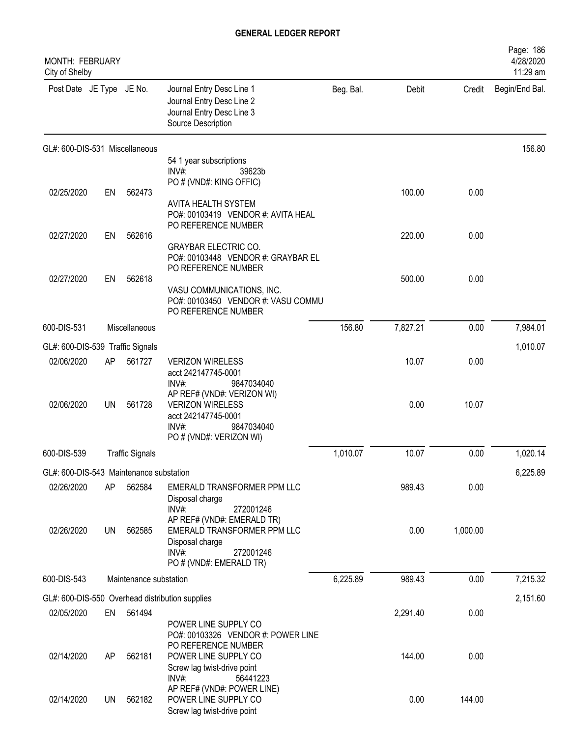**GENERAL LEDGER REPORT**

MONTH: FEBRUARY
City of Shelby

| Post Date | JE Type | JE No. | Journal Entry Desc Line 1 / Journal Entry Desc Line 2 / Journal Entry Desc Line 3 / Source Description | Beg. Bal. | Debit | Credit | Begin/End Bal. |
|---|---|---|---|---|---|---|---|
| GL#: 600-DIS-531 Miscellaneous | | | | | | | 156.80 |
| | | | 54 1 year subscriptions<br>INV#: 39623b<br>PO # (VND#: KING OFFIC) | | | | |
| 02/25/2020 | EN | 562473 | AVITA HEALTH SYSTEM<br>PO#: 00103419 VENDOR #: AVITA HEAL<br>PO REFERENCE NUMBER | | 100.00 | 0.00 | |
| 02/27/2020 | EN | 562616 | GRAYBAR ELECTRIC CO.<br>PO#: 00103448 VENDOR #: GRAYBAR EL<br>PO REFERENCE NUMBER | | 220.00 | 0.00 | |
| 02/27/2020 | EN | 562618 | VASU COMMUNICATIONS, INC.<br>PO#: 00103450 VENDOR #: VASU COMMU<br>PO REFERENCE NUMBER | | 500.00 | 0.00 | |
| 600-DIS-531 | | Miscellaneous | | 156.80 | 7,827.21 | 0.00 | 7,984.01 |
| GL#: 600-DIS-539 Traffic Signals | | | | | | | 1,010.07 |
| 02/06/2020 | AP | 561727 | VERIZON WIRELESS<br>acct 242147745-0001<br>INV#: 9847034040<br>AP REF# (VND#: VERIZON WI) | | 10.07 | 0.00 | |
| 02/06/2020 | UN | 561728 | VERIZON WIRELESS<br>acct 242147745-0001<br>INV#: 9847034040<br>PO # (VND#: VERIZON WI) | | 0.00 | 10.07 | |
| 600-DIS-539 | | Traffic Signals | | 1,010.07 | 10.07 | 0.00 | 1,020.14 |
| GL#: 600-DIS-543 Maintenance substation | | | | | | | 6,225.89 |
| 02/26/2020 | AP | 562584 | EMERALD TRANSFORMER PPM LLC<br>Disposal charge<br>INV#: 272001246<br>AP REF# (VND#: EMERALD TR) | | 989.43 | 0.00 | |
| 02/26/2020 | UN | 562585 | EMERALD TRANSFORMER PPM LLC<br>Disposal charge<br>INV#: 272001246<br>PO # (VND#: EMERALD TR) | | 0.00 | 1,000.00 | |
| 600-DIS-543 | | Maintenance substation | | 6,225.89 | 989.43 | 0.00 | 7,215.32 |
| GL#: 600-DIS-550 Overhead distribution supplies | | | | | | | 2,151.60 |
| 02/05/2020 | EN | 561494 | POWER LINE SUPPLY CO<br>PO#: 00103326 VENDOR #: POWER LINE<br>PO REFERENCE NUMBER | | 2,291.40 | 0.00 | |
| 02/14/2020 | AP | 562181 | POWER LINE SUPPLY CO<br>Screw lag twist-drive point<br>INV#: 56441223<br>AP REF# (VND#: POWER LINE) | | 144.00 | 0.00 | |
| 02/14/2020 | UN | 562182 | POWER LINE SUPPLY CO<br>Screw lag twist-drive point | | 0.00 | 144.00 | |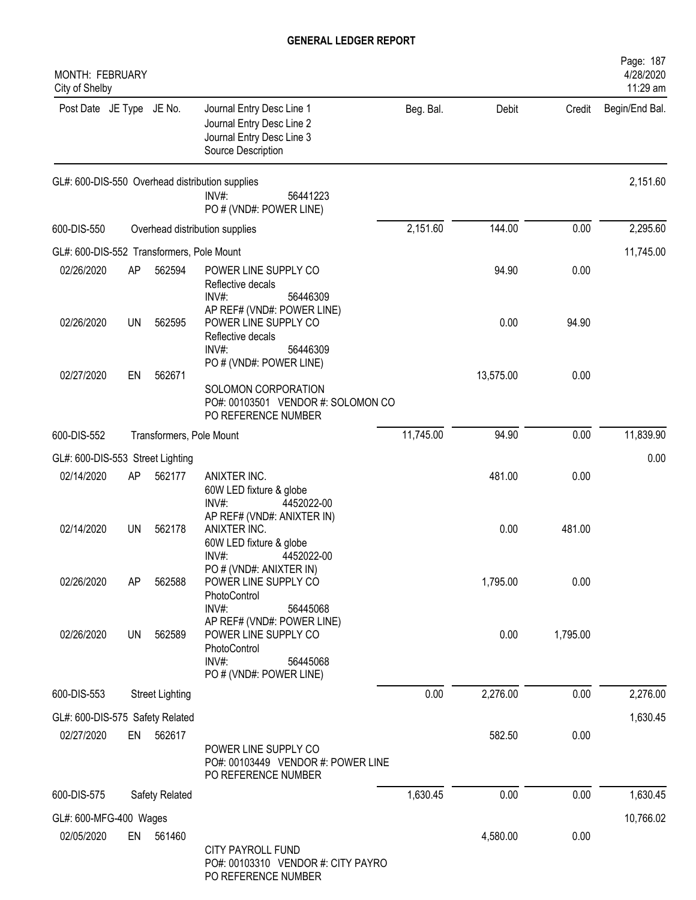## GENERAL LEDGER REPORT

MONTH: FEBRUARY
City of Shelby

| Post Date | JE Type | JE No. | Journal Entry Desc Line 1 / Journal Entry Desc Line 2 / Journal Entry Desc Line 3 / Source Description | Beg. Bal. | Debit | Credit | Begin/End Bal. |
|---|---|---|---|---|---|---|---|
| GL#: 600-DIS-550 Overhead distribution supplies | | | | | | | 2,151.60 |
| | | | INV#: 56441223<br>PO # (VND#: POWER LINE) | | | | |
| 600-DIS-550 | | | Overhead distribution supplies | 2,151.60 | 144.00 | 0.00 | 2,295.60 |
| GL#: 600-DIS-552 Transformers, Pole Mount | | | | | | | 11,745.00 |
| 02/26/2020 | AP | 562594 | POWER LINE SUPPLY CO<br>Reflective decals<br>INV#: 56446309<br>AP REF# (VND#: POWER LINE) | | 94.90 | 0.00 | |
| 02/26/2020 | UN | 562595 | POWER LINE SUPPLY CO<br>Reflective decals<br>INV#: 56446309<br>PO # (VND#: POWER LINE) | | 0.00 | 94.90 | |
| 02/27/2020 | EN | 562671 | SOLOMON CORPORATION<br>PO#: 00103501 VENDOR #: SOLOMON CO<br>PO REFERENCE NUMBER | | 13,575.00 | 0.00 | |
| 600-DIS-552 | | | Transformers, Pole Mount | 11,745.00 | 94.90 | 0.00 | 11,839.90 |
| GL#: 600-DIS-553 Street Lighting | | | | | | | 0.00 |
| 02/14/2020 | AP | 562177 | ANIXTER INC.<br>60W LED fixture & globe<br>INV#: 4452022-00<br>AP REF# (VND#: ANIXTER IN) | | 481.00 | 0.00 | |
| 02/14/2020 | UN | 562178 | ANIXTER INC.<br>60W LED fixture & globe<br>INV#: 4452022-00<br>PO # (VND#: ANIXTER IN) | | 0.00 | 481.00 | |
| 02/26/2020 | AP | 562588 | POWER LINE SUPPLY CO<br>PhotoControl<br>INV#: 56445068<br>AP REF# (VND#: POWER LINE) | | 1,795.00 | 0.00 | |
| 02/26/2020 | UN | 562589 | POWER LINE SUPPLY CO<br>PhotoControl<br>INV#: 56445068<br>PO # (VND#: POWER LINE) | | 0.00 | 1,795.00 | |
| 600-DIS-553 | | | Street Lighting | 0.00 | 2,276.00 | 0.00 | 2,276.00 |
| GL#: 600-DIS-575 Safety Related | | | | | | | 1,630.45 |
| 02/27/2020 | EN | 562617 | POWER LINE SUPPLY CO<br>PO#: 00103449 VENDOR #: POWER LINE<br>PO REFERENCE NUMBER | | 582.50 | 0.00 | |
| 600-DIS-575 | | | Safety Related | 1,630.45 | 0.00 | 0.00 | 1,630.45 |
| GL#: 600-MFG-400 Wages | | | | | | | 10,766.02 |
| 02/05/2020 | EN | 561460 | CITY PAYROLL FUND<br>PO#: 00103310 VENDOR #: CITY PAYRO<br>PO REFERENCE NUMBER | | 4,580.00 | 0.00 | |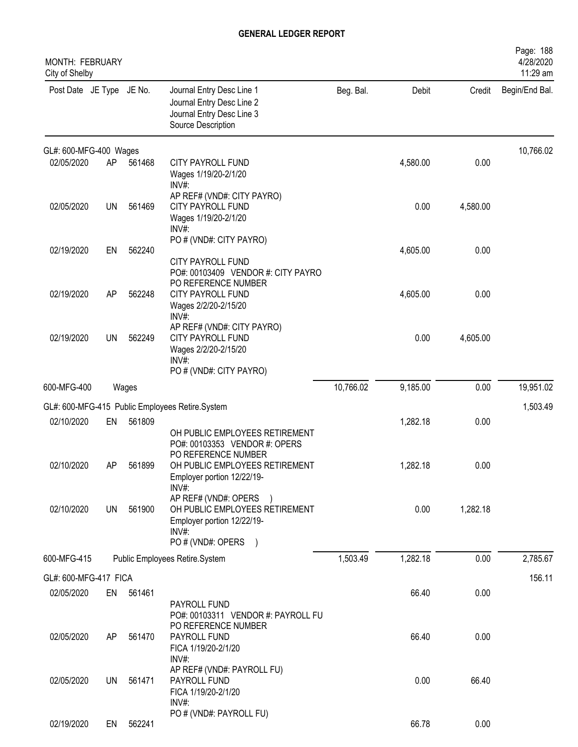# GENERAL LEDGER REPORT

MONTH: FEBRUARY
City of Shelby

4/28/2020
11:29 am

| Post Date | JE Type | JE No. | Journal Entry Desc Line 1<br>Journal Entry Desc Line 2<br>Journal Entry Desc Line 3<br>Source Description | Beg. Bal. | Debit | Credit | Begin/End Bal. |
|---|---|---|---|---|---|---|---|
| **GL#: 600-MFG-400 Wages** | | | | | | | 10,766.02 |
| 02/05/2020 | AP | 561468 | CITY PAYROLL FUND<br>Wages 1/19/20-2/1/20<br>INV#:<br>AP REF# (VND#: CITY PAYRO) | | 4,580.00 | 0.00 | |
| 02/05/2020 | UN | 561469 | CITY PAYROLL FUND<br>Wages 1/19/20-2/1/20<br>INV#:<br>PO # (VND#: CITY PAYRO) | | 0.00 | 4,580.00 | |
| 02/19/2020 | EN | 562240 | CITY PAYROLL FUND<br>PO#: 00103409 VENDOR #: CITY PAYRO<br>PO REFERENCE NUMBER | | 4,605.00 | 0.00 | |
| 02/19/2020 | AP | 562248 | CITY PAYROLL FUND<br>Wages 2/2/20-2/15/20<br>INV#:<br>AP REF# (VND#: CITY PAYRO) | | 4,605.00 | 0.00 | |
| 02/19/2020 | UN | 562249 | CITY PAYROLL FUND<br>Wages 2/2/20-2/15/20<br>INV#:<br>PO # (VND#: CITY PAYRO) | | 0.00 | 4,605.00 | |
| **600-MFG-400** | | | **Wages** | 10,766.02 | 9,185.00 | 0.00 | 19,951.02 |
| **GL#: 600-MFG-415 Public Employees Retire.System** | | | | | | | 1,503.49 |
| 02/10/2020 | EN | 561809 | OH PUBLIC EMPLOYEES RETIREMENT<br>PO#: 00103353 VENDOR #: OPERS<br>PO REFERENCE NUMBER | | 1,282.18 | 0.00 | |
| 02/10/2020 | AP | 561899 | OH PUBLIC EMPLOYEES RETIREMENT<br>Employer portion 12/22/19-<br>INV#:<br>AP REF# (VND#: OPERS ) | | 1,282.18 | 0.00 | |
| 02/10/2020 | UN | 561900 | OH PUBLIC EMPLOYEES RETIREMENT<br>Employer portion 12/22/19-<br>INV#:<br>PO # (VND#: OPERS ) | | 0.00 | 1,282.18 | |
| **600-MFG-415** | | | **Public Employees Retire.System** | 1,503.49 | 1,282.18 | 0.00 | 2,785.67 |
| **GL#: 600-MFG-417 FICA** | | | | | | | 156.11 |
| 02/05/2020 | EN | 561461 | PAYROLL FUND<br>PO#: 00103311 VENDOR #: PAYROLL FU<br>PO REFERENCE NUMBER | | 66.40 | 0.00 | |
| 02/05/2020 | AP | 561470 | PAYROLL FUND<br>FICA 1/19/20-2/1/20<br>INV#:<br>AP REF# (VND#: PAYROLL FU) | | 66.40 | 0.00 | |
| 02/05/2020 | UN | 561471 | PAYROLL FUND<br>FICA 1/19/20-2/1/20<br>INV#:<br>PO # (VND#: PAYROLL FU) | | 0.00 | 66.40 | |
| 02/19/2020 | EN | 562241 | | | 66.78 | 0.00 | |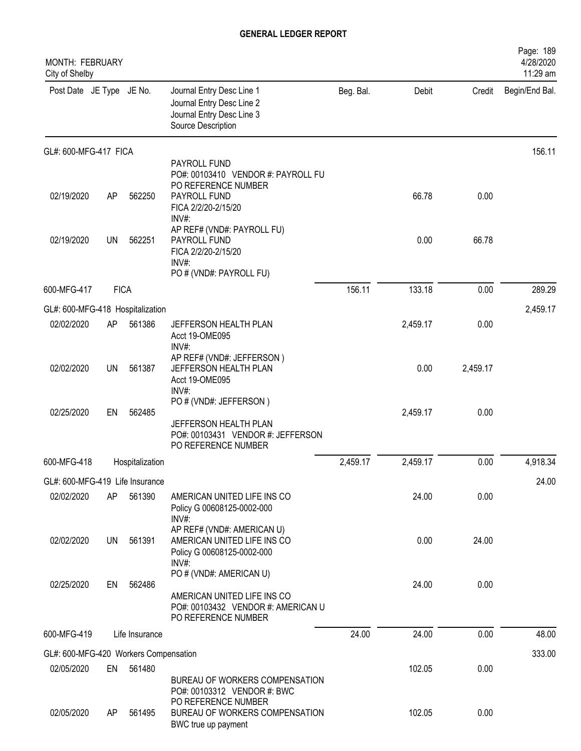# GENERAL LEDGER REPORT

MONTH: FEBRUARY
City of Shelby

4/28/2020
11:29 am

| Post Date | JE Type | JE No. | Journal Entry Desc Line 1 / Journal Entry Desc Line 2 / Journal Entry Desc Line 3 / Source Description | Beg. Bal. | Debit | Credit | Begin/End Bal. |
|---|---|---|---|---|---|---|---|
| GL#: 600-MFG-417 FICA | | | | | | | 156.11 |
| | | | PAYROLL FUND<br>PO#: 00103410 VENDOR #: PAYROLL FU<br>PO REFERENCE NUMBER | | | | |
| 02/19/2020 | AP | 562250 | PAYROLL FUND<br>FICA 2/2/20-2/15/20<br>INV#:<br>AP REF# (VND#: PAYROLL FU) | | 66.78 | 0.00 | |
| 02/19/2020 | UN | 562251 | PAYROLL FUND<br>FICA 2/2/20-2/15/20<br>INV#:<br>PO # (VND#: PAYROLL FU) | | 0.00 | 66.78 | |
| 600-MFG-417 | FICA | | | 156.11 | 133.18 | 0.00 | 289.29 |
| GL#: 600-MFG-418 Hospitalization | | | | | | | 2,459.17 |
| 02/02/2020 | AP | 561386 | JEFFERSON HEALTH PLAN<br>Acct 19-OME095<br>INV#:<br>AP REF# (VND#: JEFFERSON ) | | 2,459.17 | 0.00 | |
| 02/02/2020 | UN | 561387 | JEFFERSON HEALTH PLAN<br>Acct 19-OME095<br>INV#:<br>PO # (VND#: JEFFERSON ) | | 0.00 | 2,459.17 | |
| 02/25/2020 | EN | 562485 | JEFFERSON HEALTH PLAN<br>PO#: 00103431 VENDOR #: JEFFERSON<br>PO REFERENCE NUMBER | | 2,459.17 | 0.00 | |
| 600-MFG-418 | Hospitalization | | | 2,459.17 | 2,459.17 | 0.00 | 4,918.34 |
| GL#: 600-MFG-419 Life Insurance | | | | | | | 24.00 |
| 02/02/2020 | AP | 561390 | AMERICAN UNITED LIFE INS CO<br>Policy G 00608125-0002-000<br>INV#:<br>AP REF# (VND#: AMERICAN U) | | 24.00 | 0.00 | |
| 02/02/2020 | UN | 561391 | AMERICAN UNITED LIFE INS CO<br>Policy G 00608125-0002-000<br>INV#:<br>PO # (VND#: AMERICAN U) | | 0.00 | 24.00 | |
| 02/25/2020 | EN | 562486 | AMERICAN UNITED LIFE INS CO<br>PO#: 00103432 VENDOR #: AMERICAN U<br>PO REFERENCE NUMBER | | 24.00 | 0.00 | |
| 600-MFG-419 | Life Insurance | | | 24.00 | 24.00 | 0.00 | 48.00 |
| GL#: 600-MFG-420 Workers Compensation | | | | | | | 333.00 |
| 02/05/2020 | EN | 561480 | BUREAU OF WORKERS COMPENSATION<br>PO#: 00103312 VENDOR #: BWC<br>PO REFERENCE NUMBER | | 102.05 | 0.00 | |
| 02/05/2020 | AP | 561495 | BUREAU OF WORKERS COMPENSATION<br>BWC true up payment | | 102.05 | 0.00 | |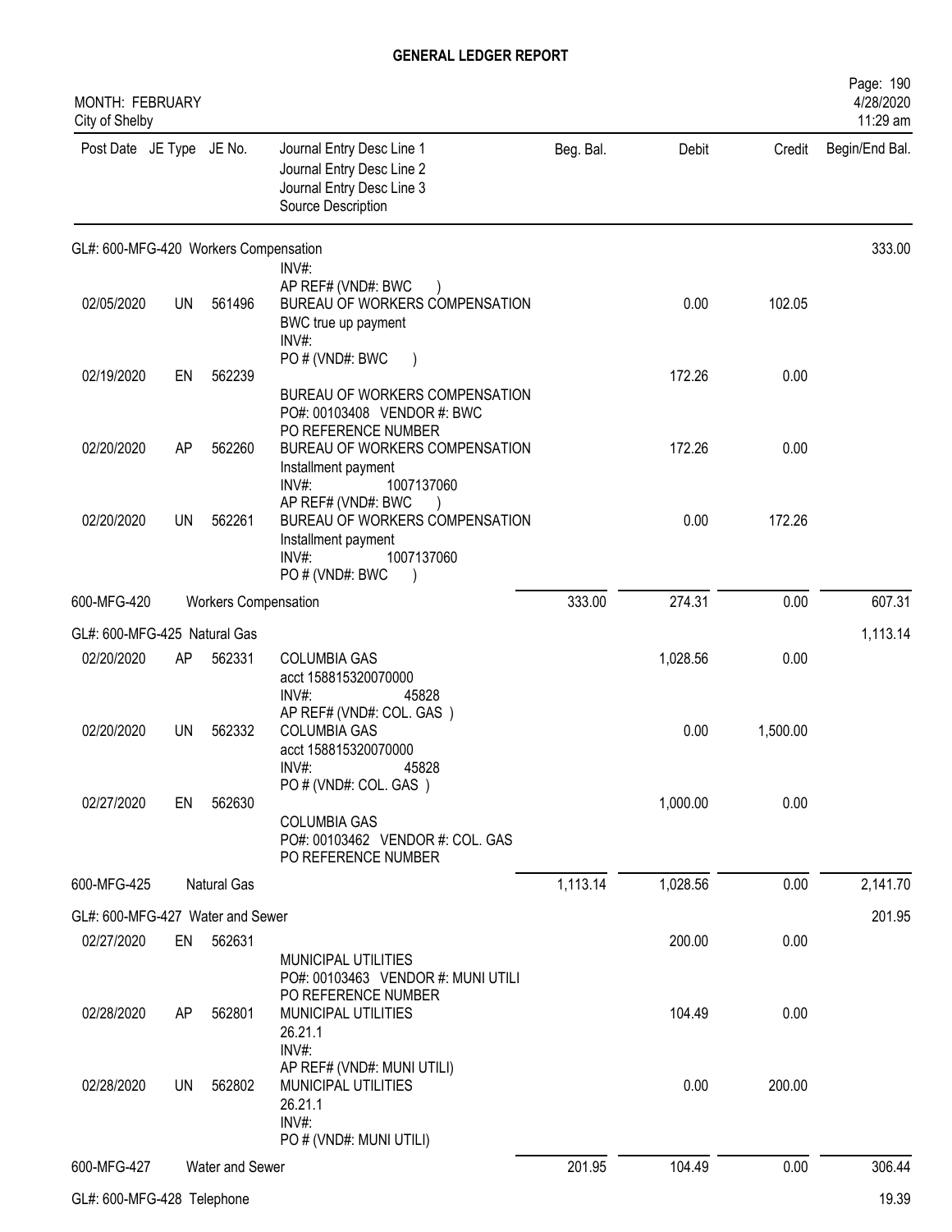## GENERAL LEDGER REPORT

MONTH: FEBRUARY
City of Shelby

| Post Date | JE Type | JE No. | Journal Entry Desc Line 1 / Journal Entry Desc Line 2 / Journal Entry Desc Line 3 / Source Description | Beg. Bal. | Debit | Credit | Begin/End Bal. |
|---|---|---|---|---|---|---|---|
| **GL#: 600-MFG-420 Workers Compensation** | | | | | | | 333.00 |
| | | | INV#: AP REF# (VND#: BWC ) | | | | |
| 02/05/2020 | UN | 561496 | BUREAU OF WORKERS COMPENSATION BWC true up payment INV#: PO # (VND#: BWC ) | | 0.00 | 102.05 | |
| 02/19/2020 | EN | 562239 | BUREAU OF WORKERS COMPENSATION PO#: 00103408 VENDOR #: BWC PO REFERENCE NUMBER | | 172.26 | 0.00 | |
| 02/20/2020 | AP | 562260 | BUREAU OF WORKERS COMPENSATION Installment payment INV#: 1007137060 AP REF# (VND#: BWC ) | | 172.26 | 0.00 | |
| 02/20/2020 | UN | 562261 | BUREAU OF WORKERS COMPENSATION Installment payment INV#: 1007137060 PO # (VND#: BWC ) | | 0.00 | 172.26 | |
| 600-MFG-420 | | | Workers Compensation | 333.00 | 274.31 | 0.00 | 607.31 |
| **GL#: 600-MFG-425 Natural Gas** | | | | | | | 1,113.14 |
| 02/20/2020 | AP | 562331 | COLUMBIA GAS acct 158815320070000 INV#: 45828 AP REF# (VND#: COL. GAS ) | | 1,028.56 | 0.00 | |
| 02/20/2020 | UN | 562332 | COLUMBIA GAS acct 158815320070000 INV#: 45828 PO # (VND#: COL. GAS ) | | 0.00 | 1,500.00 | |
| 02/27/2020 | EN | 562630 | COLUMBIA GAS PO#: 00103462 VENDOR #: COL. GAS PO REFERENCE NUMBER | | 1,000.00 | 0.00 | |
| 600-MFG-425 | | | Natural Gas | 1,113.14 | 1,028.56 | 0.00 | 2,141.70 |
| **GL#: 600-MFG-427 Water and Sewer** | | | | | | | 201.95 |
| 02/27/2020 | EN | 562631 | MUNICIPAL UTILITIES PO#: 00103463 VENDOR #: MUNI UTILI PO REFERENCE NUMBER | | 200.00 | 0.00 | |
| 02/28/2020 | AP | 562801 | MUNICIPAL UTILITIES 26.21.1 INV#: AP REF# (VND#: MUNI UTILI) | | 104.49 | 0.00 | |
| 02/28/2020 | UN | 562802 | MUNICIPAL UTILITIES 26.21.1 INV#: PO # (VND#: MUNI UTILI) | | 0.00 | 200.00 | |
| 600-MFG-427 | | | Water and Sewer | 201.95 | 104.49 | 0.00 | 306.44 |
| **GL#: 600-MFG-428 Telephone** | | | | | | | 19.39 |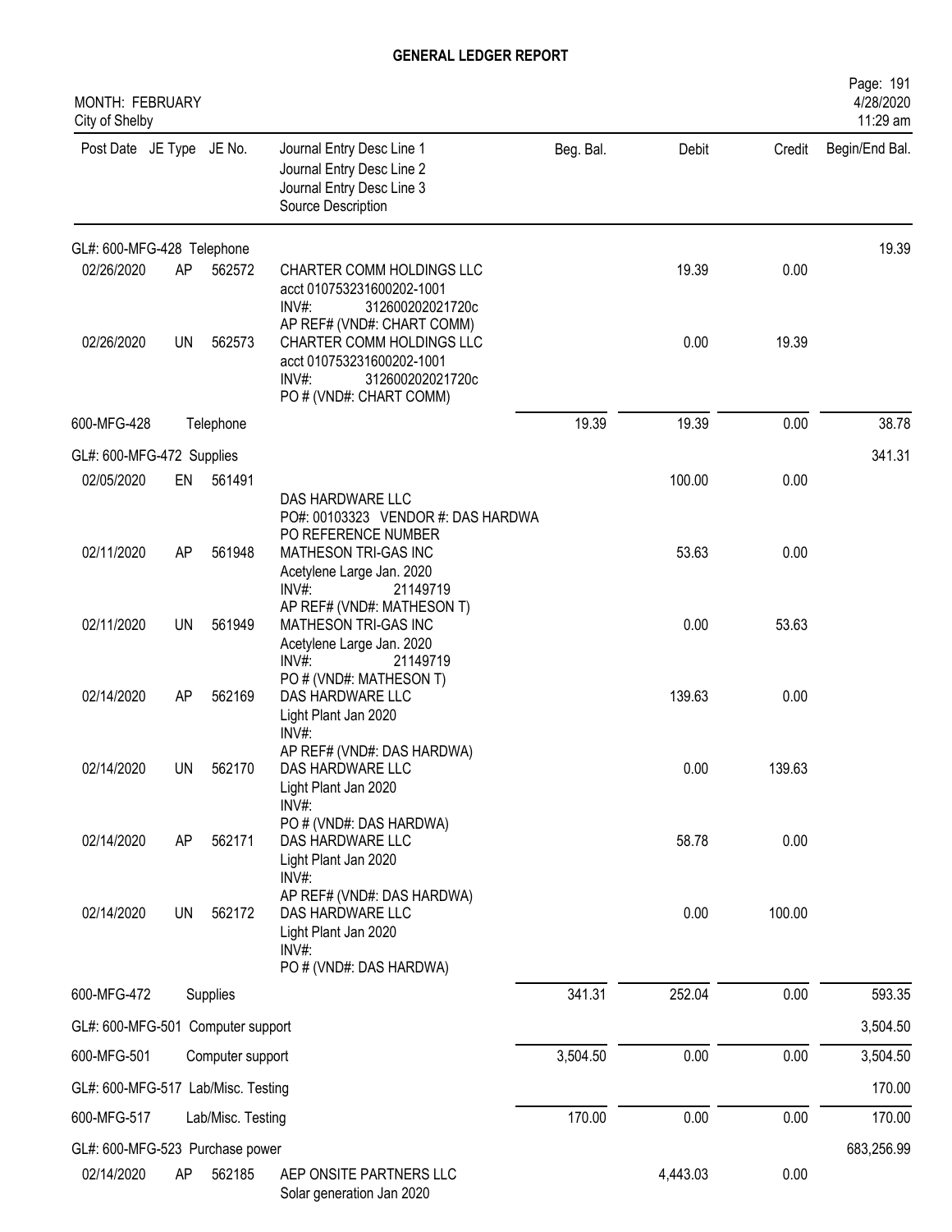# GENERAL LEDGER REPORT

MONTH: FEBRUARY
City of Shelby

4/28/2020
11:29 am

| Post Date | JE Type | JE No. | Journal Entry Desc Line 1<br>Journal Entry Desc Line 2<br>Journal Entry Desc Line 3<br>Source Description | Beg. Bal. | Debit | Credit | Begin/End Bal. |
|---|---|---|---|---|---|---|---|
| GL#: 600-MFG-428 Telephone | | | | | | | 19.39 |
| 02/26/2020 | AP | 562572 | CHARTER COMM HOLDINGS LLC<br>acct 010753231600202-1001<br>INV#: 312600202021720c<br>AP REF# (VND#: CHART COMM) | | 19.39 | 0.00 | |
| 02/26/2020 | UN | 562573 | CHARTER COMM HOLDINGS LLC<br>acct 010753231600202-1001<br>INV#: 312600202021720c<br>PO # (VND#: CHART COMM) | | 0.00 | 19.39 | |
| 600-MFG-428 | | Telephone | | 19.39 | 19.39 | 0.00 | 38.78 |
| GL#: 600-MFG-472 Supplies | | | | | | | 341.31 |
| 02/05/2020 | EN | 561491 | DAS HARDWARE LLC<br>PO#: 00103323 VENDOR #: DAS HARDWA<br>PO REFERENCE NUMBER | | 100.00 | 0.00 | |
| 02/11/2020 | AP | 561948 | MATHESON TRI-GAS INC<br>Acetylene Large Jan. 2020<br>INV#: 21149719<br>AP REF# (VND#: MATHESON T) | | 53.63 | 0.00 | |
| 02/11/2020 | UN | 561949 | MATHESON TRI-GAS INC<br>Acetylene Large Jan. 2020<br>INV#: 21149719<br>PO # (VND#: MATHESON T) | | 0.00 | 53.63 | |
| 02/14/2020 | AP | 562169 | DAS HARDWARE LLC<br>Light Plant Jan 2020<br>INV#:<br>AP REF# (VND#: DAS HARDWA) | | 139.63 | 0.00 | |
| 02/14/2020 | UN | 562170 | DAS HARDWARE LLC<br>Light Plant Jan 2020<br>INV#:<br>PO # (VND#: DAS HARDWA) | | 0.00 | 139.63 | |
| 02/14/2020 | AP | 562171 | DAS HARDWARE LLC<br>Light Plant Jan 2020<br>INV#:<br>AP REF# (VND#: DAS HARDWA) | | 58.78 | 0.00 | |
| 02/14/2020 | UN | 562172 | DAS HARDWARE LLC<br>Light Plant Jan 2020<br>INV#:<br>PO # (VND#: DAS HARDWA) | | 0.00 | 100.00 | |
| 600-MFG-472 | | Supplies | | 341.31 | 252.04 | 0.00 | 593.35 |
| GL#: 600-MFG-501 Computer support | | | | | | | 3,504.50 |
| 600-MFG-501 | | Computer support | | 3,504.50 | 0.00 | 0.00 | 3,504.50 |
| GL#: 600-MFG-517 Lab/Misc. Testing | | | | | | | 170.00 |
| 600-MFG-517 | | Lab/Misc. Testing | | 170.00 | 0.00 | 0.00 | 170.00 |
| GL#: 600-MFG-523 Purchase power | | | | | | | 683,256.99 |
| 02/14/2020 | AP | 562185 | AEP ONSITE PARTNERS LLC<br>Solar generation Jan 2020 | | 4,443.03 | 0.00 | |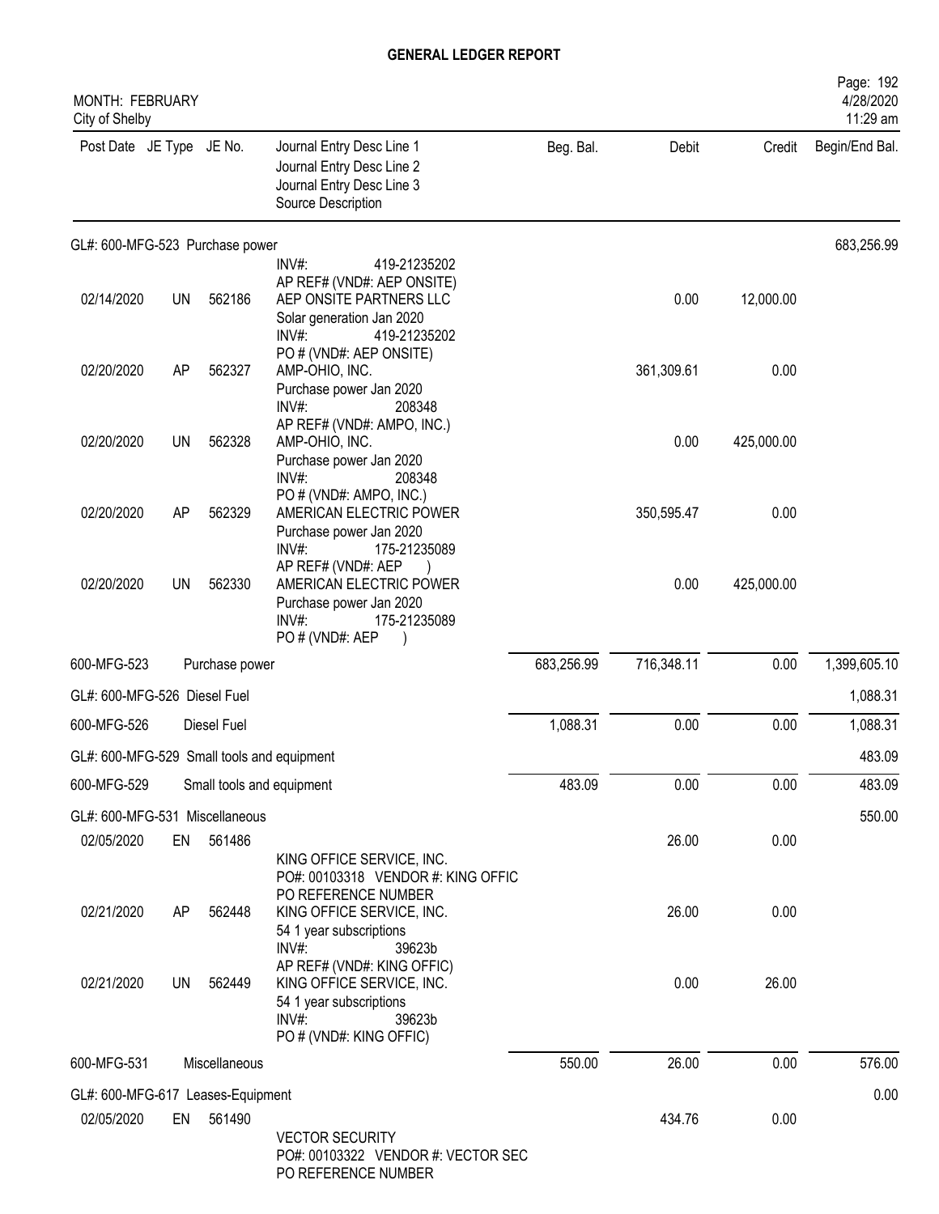# GENERAL LEDGER REPORT

MONTH: FEBRUARY
City of Shelby

| Post Date | JE Type | JE No. | Journal Entry Desc Line 1 / Journal Entry Desc Line 2 / Journal Entry Desc Line 3 / Source Description | Beg. Bal. | Debit | Credit | Begin/End Bal. |
|---|---|---|---|---|---|---|---|
| GL#: 600-MFG-523 Purchase power | | | | | | | 683,256.99 |
| | | | INV#: 419-21235202 AP REF# (VND#: AEP ONSITE) | | | | |
| 02/14/2020 | UN | 562186 | AEP ONSITE PARTNERS LLC Solar generation Jan 2020 INV#: 419-21235202 PO # (VND#: AEP ONSITE) | | 0.00 | 12,000.00 | |
| 02/20/2020 | AP | 562327 | AMP-OHIO, INC. Purchase power Jan 2020 INV#: 208348 AP REF# (VND#: AMPO, INC.) | | 361,309.61 | 0.00 | |
| 02/20/2020 | UN | 562328 | AMP-OHIO, INC. Purchase power Jan 2020 INV#: 208348 PO # (VND#: AMPO, INC.) | | 0.00 | 425,000.00 | |
| 02/20/2020 | AP | 562329 | AMERICAN ELECTRIC POWER Purchase power Jan 2020 INV#: 175-21235089 AP REF# (VND#: AEP ) | | 350,595.47 | 0.00 | |
| 02/20/2020 | UN | 562330 | AMERICAN ELECTRIC POWER Purchase power Jan 2020 INV#: 175-21235089 PO # (VND#: AEP ) | | 0.00 | 425,000.00 | |
| 600-MFG-523 | | Purchase power | | 683,256.99 | 716,348.11 | 0.00 | 1,399,605.10 |
| GL#: 600-MFG-526 Diesel Fuel | | | | | | | 1,088.31 |
| 600-MFG-526 | | Diesel Fuel | | 1,088.31 | 0.00 | 0.00 | 1,088.31 |
| GL#: 600-MFG-529 Small tools and equipment | | | | | | | 483.09 |
| 600-MFG-529 | | Small tools and equipment | | 483.09 | 0.00 | 0.00 | 483.09 |
| GL#: 600-MFG-531 Miscellaneous | | | | | | | 550.00 |
| 02/05/2020 | EN | 561486 | KING OFFICE SERVICE, INC. PO#: 00103318 VENDOR #: KING OFFIC PO REFERENCE NUMBER | | 26.00 | 0.00 | |
| 02/21/2020 | AP | 562448 | KING OFFICE SERVICE, INC. 54 1 year subscriptions INV#: 39623b AP REF# (VND#: KING OFFIC) | | 26.00 | 0.00 | |
| 02/21/2020 | UN | 562449 | KING OFFICE SERVICE, INC. 54 1 year subscriptions INV#: 39623b PO # (VND#: KING OFFIC) | | 0.00 | 26.00 | |
| 600-MFG-531 | | Miscellaneous | | 550.00 | 26.00 | 0.00 | 576.00 |
| GL#: 600-MFG-617 Leases-Equipment | | | | | | | 0.00 |
| 02/05/2020 | EN | 561490 | VECTOR SECURITY PO#: 00103322 VENDOR #: VECTOR SEC PO REFERENCE NUMBER | | 434.76 | 0.00 | |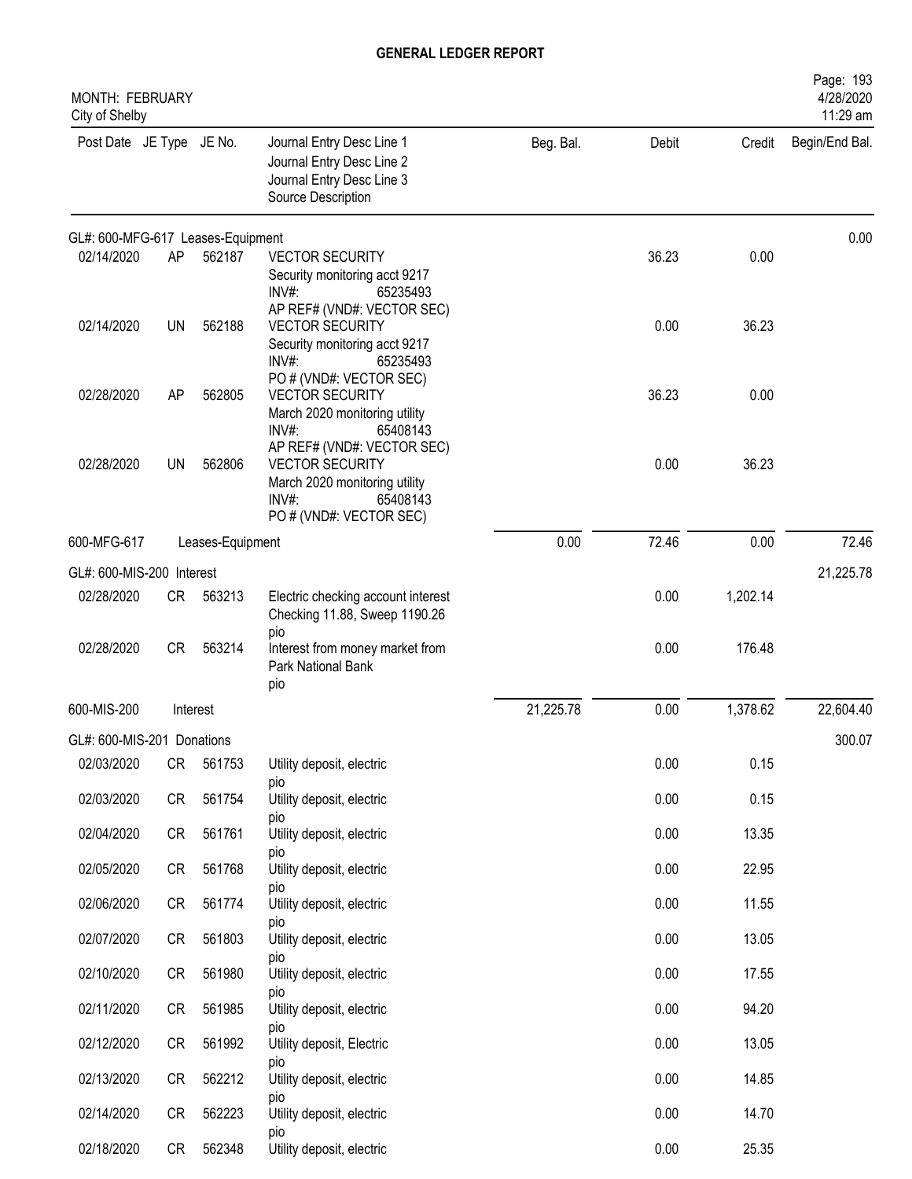# GENERAL LEDGER REPORT

MONTH: FEBRUARY
City of Shelby

4/28/2020
11:29 am

| Post Date | JE Type | JE No. | Journal Entry Desc Line 1 / Journal Entry Desc Line 2 / Journal Entry Desc Line 3 / Source Description | Beg. Bal. | Debit | Credit | Begin/End Bal. |
|---|---|---|---|---|---|---|---|
| GL#: 600-MFG-617 Leases-Equipment | | | | | | | 0.00 |
| 02/14/2020 | AP | 562187 | VECTOR SECURITY<br>Security monitoring acct 9217<br>INV#: 65235493<br>AP REF# (VND#: VECTOR SEC) | | 36.23 | 0.00 | |
| 02/14/2020 | UN | 562188 | VECTOR SECURITY<br>Security monitoring acct 9217<br>INV#: 65235493<br>PO # (VND#: VECTOR SEC) | | 0.00 | 36.23 | |
| 02/28/2020 | AP | 562805 | VECTOR SECURITY<br>March 2020 monitoring utility<br>INV#: 65408143<br>AP REF# (VND#: VECTOR SEC) | | 36.23 | 0.00 | |
| 02/28/2020 | UN | 562806 | VECTOR SECURITY<br>March 2020 monitoring utility<br>INV#: 65408143<br>PO # (VND#: VECTOR SEC) | | 0.00 | 36.23 | |
| 600-MFG-617 | | Leases-Equipment | | 0.00 | 72.46 | 0.00 | 72.46 |
| GL#: 600-MIS-200 Interest | | | | | | | 21,225.78 |
| 02/28/2020 | CR | 563213 | Electric checking account interest<br>Checking 11.88, Sweep 1190.26<br>pio | | 0.00 | 1,202.14 | |
| 02/28/2020 | CR | 563214 | Interest from money market from<br>Park National Bank<br>pio | | 0.00 | 176.48 | |
| 600-MIS-200 | | Interest | | 21,225.78 | 0.00 | 1,378.62 | 22,604.40 |
| GL#: 600-MIS-201 Donations | | | | | | | 300.07 |
| 02/03/2020 | CR | 561753 | Utility deposit, electric<br>pio | | 0.00 | 0.15 | |
| 02/03/2020 | CR | 561754 | Utility deposit, electric<br>pio | | 0.00 | 0.15 | |
| 02/04/2020 | CR | 561761 | Utility deposit, electric<br>pio | | 0.00 | 13.35 | |
| 02/05/2020 | CR | 561768 | Utility deposit, electric<br>pio | | 0.00 | 22.95 | |
| 02/06/2020 | CR | 561774 | Utility deposit, electric<br>pio | | 0.00 | 11.55 | |
| 02/07/2020 | CR | 561803 | Utility deposit, electric<br>pio | | 0.00 | 13.05 | |
| 02/10/2020 | CR | 561980 | Utility deposit, electric<br>pio | | 0.00 | 17.55 | |
| 02/11/2020 | CR | 561985 | Utility deposit, electric<br>pio | | 0.00 | 94.20 | |
| 02/12/2020 | CR | 561992 | Utility deposit, Electric<br>pio | | 0.00 | 13.05 | |
| 02/13/2020 | CR | 562212 | Utility deposit, electric<br>pio | | 0.00 | 14.85 | |
| 02/14/2020 | CR | 562223 | Utility deposit, electric<br>pio | | 0.00 | 14.70 | |
| 02/18/2020 | CR | 562348 | Utility deposit, electric | | 0.00 | 25.35 | |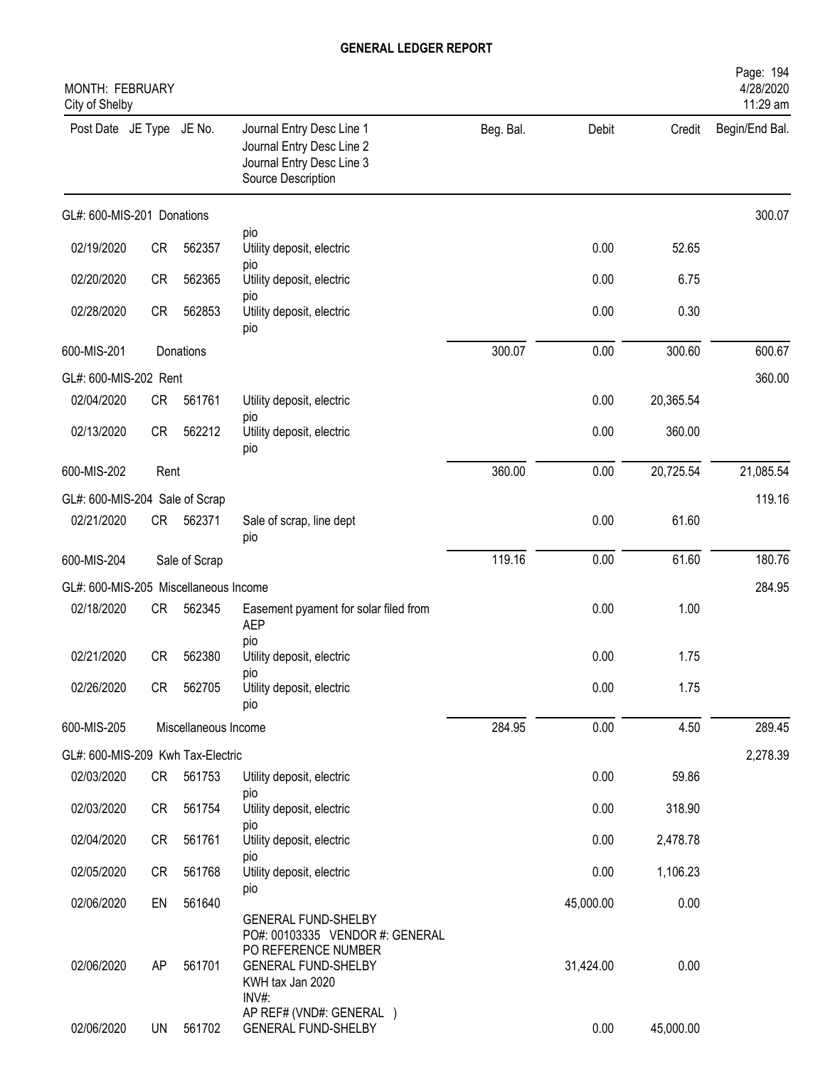# GENERAL LEDGER REPORT

MONTH: FEBRUARY
City of Shelby

| Post Date | JE Type | JE No. | Journal Entry Desc Line 1<br>Journal Entry Desc Line 2<br>Journal Entry Desc Line 3<br>Source Description | Beg. Bal. | Debit | Credit | Begin/End Bal. |
|---|---|---|---|---|---|---|---|
| GL#: 600-MIS-201 Donations | | | | | | | 300.07 |
| | | | pio | | | | |
| 02/19/2020 | CR | 562357 | Utility deposit, electric<br>pio | | 0.00 | 52.65 | |
| 02/20/2020 | CR | 562365 | Utility deposit, electric<br>pio | | 0.00 | 6.75 | |
| 02/28/2020 | CR | 562853 | Utility deposit, electric<br>pio | | 0.00 | 0.30 | |
| 600-MIS-201 | | Donations | | 300.07 | 0.00 | 300.60 | 600.67 |
| GL#: 600-MIS-202 Rent | | | | | | | 360.00 |
| 02/04/2020 | CR | 561761 | Utility deposit, electric<br>pio | | 0.00 | 20,365.54 | |
| 02/13/2020 | CR | 562212 | Utility deposit, electric<br>pio | | 0.00 | 360.00 | |
| 600-MIS-202 | | Rent | | 360.00 | 0.00 | 20,725.54 | 21,085.54 |
| GL#: 600-MIS-204 Sale of Scrap | | | | | | | 119.16 |
| 02/21/2020 | CR | 562371 | Sale of scrap, line dept<br>pio | | 0.00 | 61.60 | |
| 600-MIS-204 | | Sale of Scrap | | 119.16 | 0.00 | 61.60 | 180.76 |
| GL#: 600-MIS-205 Miscellaneous Income | | | | | | | 284.95 |
| 02/18/2020 | CR | 562345 | Easement pyament for solar filed from AEP<br>pio | | 0.00 | 1.00 | |
| 02/21/2020 | CR | 562380 | Utility deposit, electric<br>pio | | 0.00 | 1.75 | |
| 02/26/2020 | CR | 562705 | Utility deposit, electric<br>pio | | 0.00 | 1.75 | |
| 600-MIS-205 | | Miscellaneous Income | | 284.95 | 0.00 | 4.50 | 289.45 |
| GL#: 600-MIS-209 Kwh Tax-Electric | | | | | | | 2,278.39 |
| 02/03/2020 | CR | 561753 | Utility deposit, electric<br>pio | | 0.00 | 59.86 | |
| 02/03/2020 | CR | 561754 | Utility deposit, electric<br>pio | | 0.00 | 318.90 | |
| 02/04/2020 | CR | 561761 | Utility deposit, electric<br>pio | | 0.00 | 2,478.78 | |
| 02/05/2020 | CR | 561768 | Utility deposit, electric<br>pio | | 0.00 | 1,106.23 | |
| 02/06/2020 | EN | 561640 | GENERAL FUND-SHELBY<br>PO#: 00103335 VENDOR #: GENERAL<br>PO REFERENCE NUMBER | | 45,000.00 | 0.00 | |
| 02/06/2020 | AP | 561701 | GENERAL FUND-SHELBY<br>KWH tax Jan 2020<br>INV#:<br>AP REF# (VND#: GENERAL ) | | 31,424.00 | 0.00 | |
| 02/06/2020 | UN | 561702 | GENERAL FUND-SHELBY | | 0.00 | 45,000.00 | |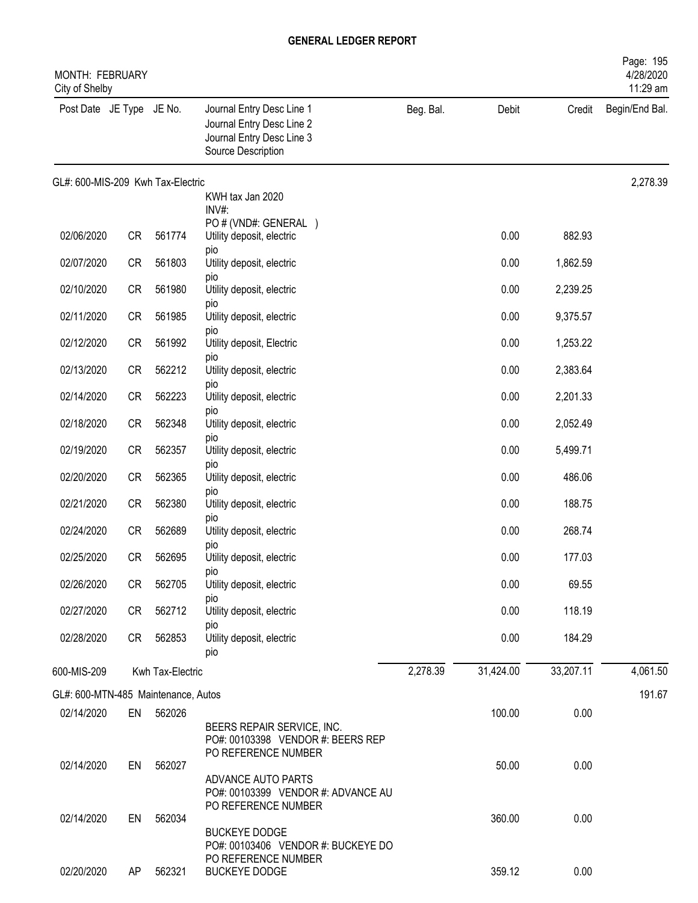# GENERAL LEDGER REPORT

MONTH: FEBRUARY
City of Shelby

| Post Date | JE Type | JE No. | Journal Entry Desc Line 1 / Journal Entry Desc Line 2 / Journal Entry Desc Line 3 / Source Description | Beg. Bal. | Debit | Credit | Begin/End Bal. |
|---|---|---|---|---|---|---|---|
| **GL#: 600-MIS-209 Kwh Tax-Electric** | | | | | | | 2,278.39 |
| | | | KWH tax Jan 2020 INV#: PO # (VND#: GENERAL ) | | | | |
| 02/06/2020 | CR | 561774 | Utility deposit, electric pio | | 0.00 | 882.93 | |
| 02/07/2020 | CR | 561803 | Utility deposit, electric pio | | 0.00 | 1,862.59 | |
| 02/10/2020 | CR | 561980 | Utility deposit, electric pio | | 0.00 | 2,239.25 | |
| 02/11/2020 | CR | 561985 | Utility deposit, electric pio | | 0.00 | 9,375.57 | |
| 02/12/2020 | CR | 561992 | Utility deposit, Electric pio | | 0.00 | 1,253.22 | |
| 02/13/2020 | CR | 562212 | Utility deposit, electric pio | | 0.00 | 2,383.64 | |
| 02/14/2020 | CR | 562223 | Utility deposit, electric pio | | 0.00 | 2,201.33 | |
| 02/18/2020 | CR | 562348 | Utility deposit, electric pio | | 0.00 | 2,052.49 | |
| 02/19/2020 | CR | 562357 | Utility deposit, electric pio | | 0.00 | 5,499.71 | |
| 02/20/2020 | CR | 562365 | Utility deposit, electric pio | | 0.00 | 486.06 | |
| 02/21/2020 | CR | 562380 | Utility deposit, electric pio | | 0.00 | 188.75 | |
| 02/24/2020 | CR | 562689 | Utility deposit, electric pio | | 0.00 | 268.74 | |
| 02/25/2020 | CR | 562695 | Utility deposit, electric pio | | 0.00 | 177.03 | |
| 02/26/2020 | CR | 562705 | Utility deposit, electric pio | | 0.00 | 69.55 | |
| 02/27/2020 | CR | 562712 | Utility deposit, electric pio | | 0.00 | 118.19 | |
| 02/28/2020 | CR | 562853 | Utility deposit, electric pio | | 0.00 | 184.29 | |
| **600-MIS-209** | | **Kwh Tax-Electric** | | 2,278.39 | 31,424.00 | 33,207.11 | 4,061.50 |
| **GL#: 600-MTN-485 Maintenance, Autos** | | | | | | | 191.67 |
| 02/14/2020 | EN | 562026 | BEERS REPAIR SERVICE, INC. PO#: 00103398 VENDOR #: BEERS REP PO REFERENCE NUMBER | | 100.00 | 0.00 | |
| 02/14/2020 | EN | 562027 | ADVANCE AUTO PARTS PO#: 00103399 VENDOR #: ADVANCE AU PO REFERENCE NUMBER | | 50.00 | 0.00 | |
| 02/14/2020 | EN | 562034 | BUCKEYE DODGE PO#: 00103406 VENDOR #: BUCKEYE DO PO REFERENCE NUMBER | | 360.00 | 0.00 | |
| 02/20/2020 | AP | 562321 | BUCKEYE DODGE | | 359.12 | 0.00 | |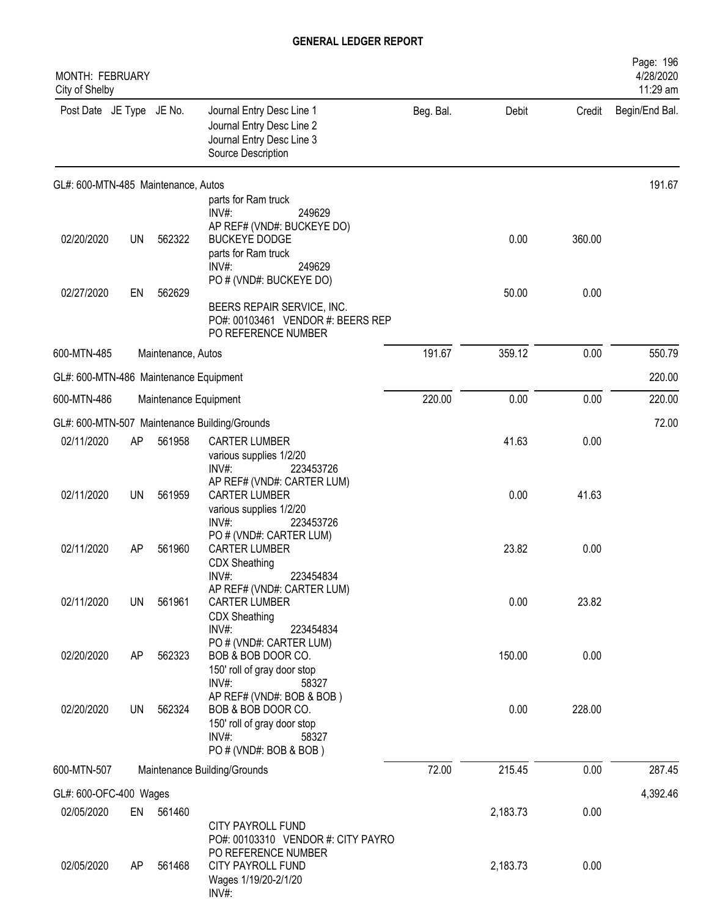# GENERAL LEDGER REPORT

MONTH: FEBRUARY
City of Shelby

| Post Date | JE Type | JE No. | Journal Entry Desc Line 1 / Journal Entry Desc Line 2 / Journal Entry Desc Line 3 / Source Description | Beg. Bal. | Debit | Credit | Begin/End Bal. |
|---|---|---|---|---|---|---|---|
| GL#: 600-MTN-485 Maintenance, Autos | | | | | | | 191.67 |
| | | | parts for Ram truck<br>INV#: 249629<br>AP REF# (VND#: BUCKEYE DO) | | | | |
| 02/20/2020 | UN | 562322 | BUCKEYE DODGE<br>parts for Ram truck<br>INV#: 249629<br>PO # (VND#: BUCKEYE DO) | | 0.00 | 360.00 | |
| 02/27/2020 | EN | 562629 | BEERS REPAIR SERVICE, INC.<br>PO#: 00103461 VENDOR #: BEERS REP<br>PO REFERENCE NUMBER | | 50.00 | 0.00 | |
| 600-MTN-485 | | | Maintenance, Autos | 191.67 | 359.12 | 0.00 | 550.79 |
| GL#: 600-MTN-486 Maintenance Equipment | | | | | | | 220.00 |
| 600-MTN-486 | | | Maintenance Equipment | 220.00 | 0.00 | 0.00 | 220.00 |
| GL#: 600-MTN-507 Maintenance Building/Grounds | | | | | | | 72.00 |
| 02/11/2020 | AP | 561958 | CARTER LUMBER<br>various supplies 1/2/20<br>INV#: 223453726<br>AP REF# (VND#: CARTER LUM) | | 41.63 | 0.00 | |
| 02/11/2020 | UN | 561959 | CARTER LUMBER<br>various supplies 1/2/20<br>INV#: 223453726<br>PO # (VND#: CARTER LUM) | | 0.00 | 41.63 | |
| 02/11/2020 | AP | 561960 | CARTER LUMBER<br>CDX Sheathing<br>INV#: 223454834<br>AP REF# (VND#: CARTER LUM) | | 23.82 | 0.00 | |
| 02/11/2020 | UN | 561961 | CARTER LUMBER<br>CDX Sheathing<br>INV#: 223454834<br>PO # (VND#: CARTER LUM) | | 0.00 | 23.82 | |
| 02/20/2020 | AP | 562323 | BOB & BOB DOOR CO.<br>150' roll of gray door stop<br>INV#: 58327<br>AP REF# (VND#: BOB & BOB ) | | 150.00 | 0.00 | |
| 02/20/2020 | UN | 562324 | BOB & BOB DOOR CO.<br>150' roll of gray door stop<br>INV#: 58327<br>PO # (VND#: BOB & BOB ) | | 0.00 | 228.00 | |
| 600-MTN-507 | | | Maintenance Building/Grounds | 72.00 | 215.45 | 0.00 | 287.45 |
| GL#: 600-OFC-400 Wages | | | | | | | 4,392.46 |
| 02/05/2020 | EN | 561460 | CITY PAYROLL FUND<br>PO#: 00103310 VENDOR #: CITY PAYRO<br>PO REFERENCE NUMBER | | 2,183.73 | 0.00 | |
| 02/05/2020 | AP | 561468 | CITY PAYROLL FUND<br>Wages 1/19/20-2/1/20<br>INV#: | | 2,183.73 | 0.00 | |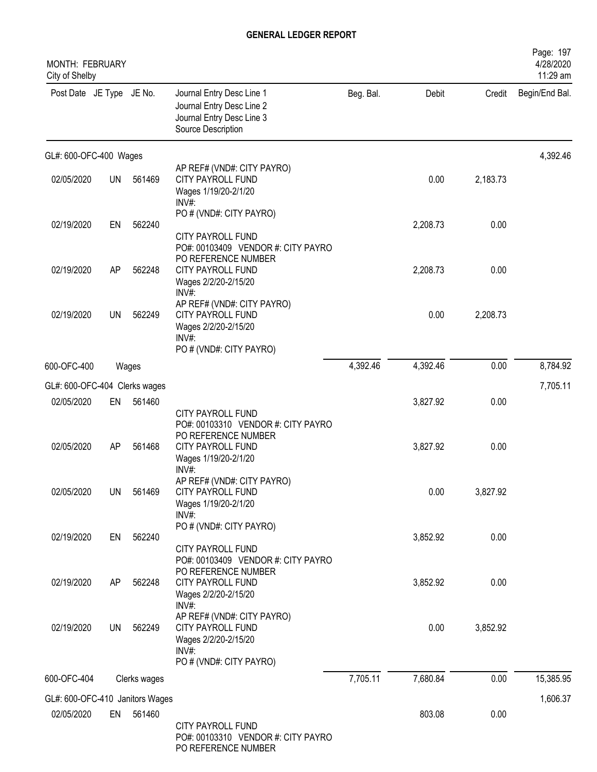# GENERAL LEDGER REPORT

MONTH: FEBRUARY
City of Shelby

| Post Date | JE Type | JE No. | Journal Entry Desc Line 1 / Journal Entry Desc Line 2 / Journal Entry Desc Line 3 / Source Description | Beg. Bal. | Debit | Credit | Begin/End Bal. |
|---|---|---|---|---|---|---|---|
| **GL#: 600-OFC-400 Wages** | | | | | | | 4,392.46 |
| 02/05/2020 | UN | 561469 | AP REF# (VND#: CITY PAYRO) CITY PAYROLL FUND Wages 1/19/20-2/1/20 INV#: PO # (VND#: CITY PAYRO) | | 0.00 | 2,183.73 | |
| 02/19/2020 | EN | 562240 | CITY PAYROLL FUND PO#: 00103409 VENDOR #: CITY PAYRO PO REFERENCE NUMBER | | 2,208.73 | 0.00 | |
| 02/19/2020 | AP | 562248 | CITY PAYROLL FUND Wages 2/2/20-2/15/20 INV#: AP REF# (VND#: CITY PAYRO) | | 2,208.73 | 0.00 | |
| 02/19/2020 | UN | 562249 | CITY PAYROLL FUND Wages 2/2/20-2/15/20 INV#: PO # (VND#: CITY PAYRO) | | 0.00 | 2,208.73 | |
| 600-OFC-400 | | Wages | | 4,392.46 | 4,392.46 | 0.00 | 8,784.92 |
| **GL#: 600-OFC-404 Clerks wages** | | | | | | | 7,705.11 |
| 02/05/2020 | EN | 561460 | CITY PAYROLL FUND PO#: 00103310 VENDOR #: CITY PAYRO PO REFERENCE NUMBER | | 3,827.92 | 0.00 | |
| 02/05/2020 | AP | 561468 | CITY PAYROLL FUND Wages 1/19/20-2/1/20 INV#: AP REF# (VND#: CITY PAYRO) | | 3,827.92 | 0.00 | |
| 02/05/2020 | UN | 561469 | CITY PAYROLL FUND Wages 1/19/20-2/1/20 INV#: PO # (VND#: CITY PAYRO) | | 0.00 | 3,827.92 | |
| 02/19/2020 | EN | 562240 | CITY PAYROLL FUND PO#: 00103409 VENDOR #: CITY PAYRO PO REFERENCE NUMBER | | 3,852.92 | 0.00 | |
| 02/19/2020 | AP | 562248 | CITY PAYROLL FUND Wages 2/2/20-2/15/20 INV#: AP REF# (VND#: CITY PAYRO) | | 3,852.92 | 0.00 | |
| 02/19/2020 | UN | 562249 | CITY PAYROLL FUND Wages 2/2/20-2/15/20 INV#: PO # (VND#: CITY PAYRO) | | 0.00 | 3,852.92 | |
| 600-OFC-404 | | Clerks wages | | 7,705.11 | 7,680.84 | 0.00 | 15,385.95 |
| **GL#: 600-OFC-410 Janitors Wages** | | | | | | | 1,606.37 |
| 02/05/2020 | EN | 561460 | CITY PAYROLL FUND PO#: 00103310 VENDOR #: CITY PAYRO PO REFERENCE NUMBER | | 803.08 | 0.00 | |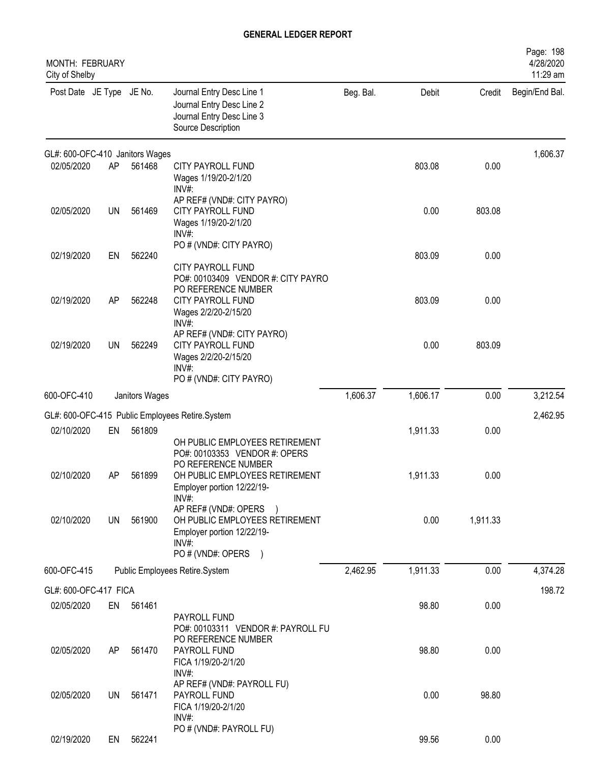# GENERAL LEDGER REPORT

MONTH: FEBRUARY
City of Shelby

Page: 198
4/28/2020
11:29 am

| Post Date | JE Type | JE No. | Journal Entry Desc Line 1 / Journal Entry Desc Line 2 / Journal Entry Desc Line 3 / Source Description | Beg. Bal. | Debit | Credit | Begin/End Bal. |
|---|---|---|---|---|---|---|---|
| GL#: 600-OFC-410 Janitors Wages | | | | | | | 1,606.37 |
| 02/05/2020 | AP | 561468 | CITY PAYROLL FUND<br>Wages 1/19/20-2/1/20<br>INV#:<br>AP REF# (VND#: CITY PAYRO) | | 803.08 | 0.00 | |
| 02/05/2020 | UN | 561469 | CITY PAYROLL FUND<br>Wages 1/19/20-2/1/20<br>INV#:<br>PO # (VND#: CITY PAYRO) | | 0.00 | 803.08 | |
| 02/19/2020 | EN | 562240 | CITY PAYROLL FUND<br>PO#: 00103409 VENDOR #: CITY PAYRO<br>PO REFERENCE NUMBER | | 803.09 | 0.00 | |
| 02/19/2020 | AP | 562248 | CITY PAYROLL FUND<br>Wages 2/2/20-2/15/20<br>INV#:<br>AP REF# (VND#: CITY PAYRO) | | 803.09 | 0.00 | |
| 02/19/2020 | UN | 562249 | CITY PAYROLL FUND<br>Wages 2/2/20-2/15/20<br>INV#:<br>PO # (VND#: CITY PAYRO) | | 0.00 | 803.09 | |
| 600-OFC-410 | | Janitors Wages | | 1,606.37 | 1,606.17 | 0.00 | 3,212.54 |
| GL#: 600-OFC-415 Public Employees Retire.System | | | | | | | 2,462.95 |
| 02/10/2020 | EN | 561809 | OH PUBLIC EMPLOYEES RETIREMENT<br>PO#: 00103353 VENDOR #: OPERS<br>PO REFERENCE NUMBER | | 1,911.33 | 0.00 | |
| 02/10/2020 | AP | 561899 | OH PUBLIC EMPLOYEES RETIREMENT<br>Employer portion 12/22/19-<br>INV#:<br>AP REF# (VND#: OPERS ) | | 1,911.33 | 0.00 | |
| 02/10/2020 | UN | 561900 | OH PUBLIC EMPLOYEES RETIREMENT<br>Employer portion 12/22/19-<br>INV#:<br>PO # (VND#: OPERS ) | | 0.00 | 1,911.33 | |
| 600-OFC-415 | | Public Employees Retire.System | | 2,462.95 | 1,911.33 | 0.00 | 4,374.28 |
| GL#: 600-OFC-417 FICA | | | | | | | 198.72 |
| 02/05/2020 | EN | 561461 | PAYROLL FUND<br>PO#: 00103311 VENDOR #: PAYROLL FU<br>PO REFERENCE NUMBER | | 98.80 | 0.00 | |
| 02/05/2020 | AP | 561470 | PAYROLL FUND<br>FICA 1/19/20-2/1/20<br>INV#:<br>AP REF# (VND#: PAYROLL FU) | | 98.80 | 0.00 | |
| 02/05/2020 | UN | 561471 | PAYROLL FUND<br>FICA 1/19/20-2/1/20<br>INV#:<br>PO # (VND#: PAYROLL FU) | | 0.00 | 98.80 | |
| 02/19/2020 | EN | 562241 | | | 99.56 | 0.00 | |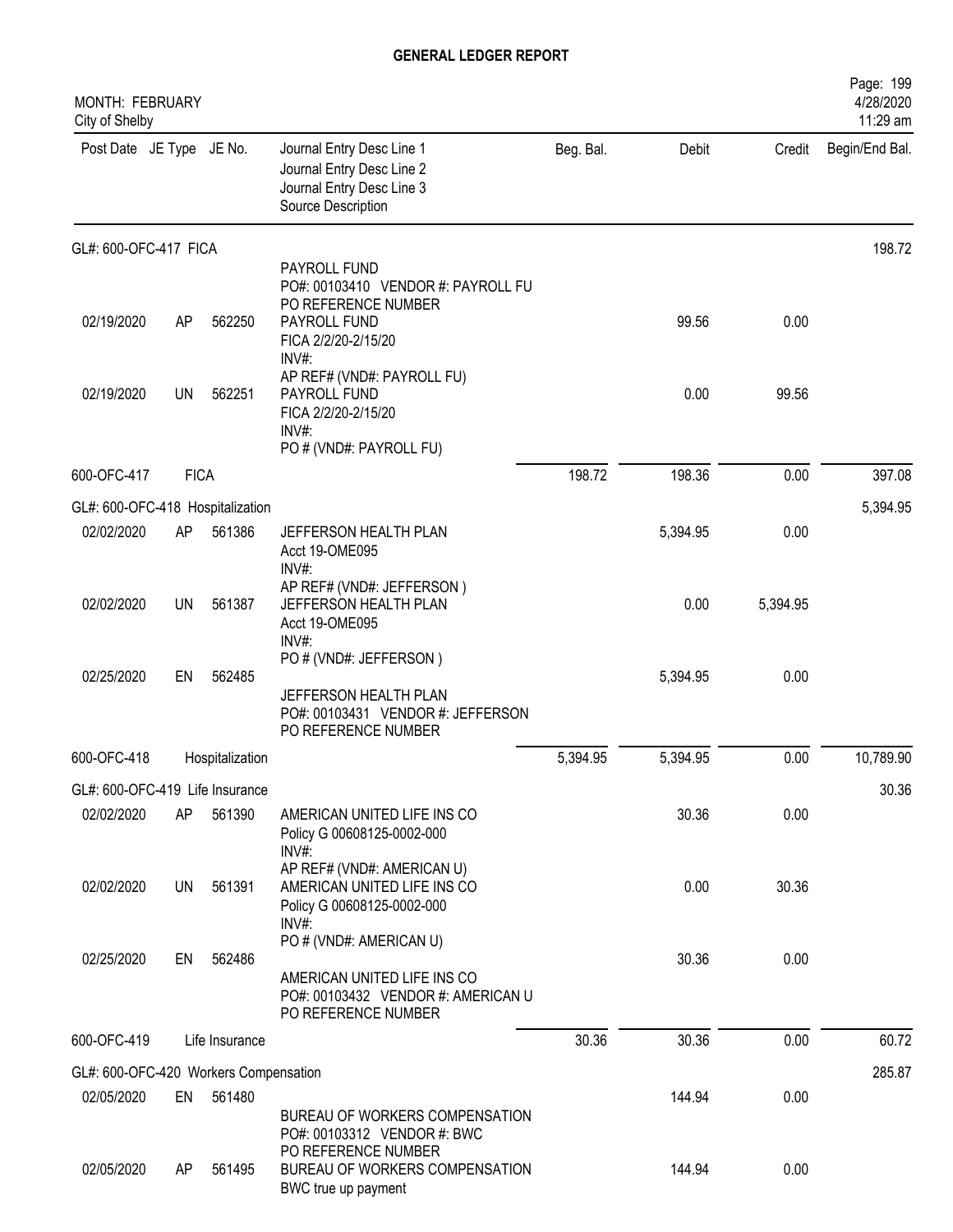## GENERAL LEDGER REPORT

MONTH: FEBRUARY
City of Shelby

| Post Date | JE Type | JE No. | Journal Entry Desc Line 1 / Journal Entry Desc Line 2 / Journal Entry Desc Line 3 / Source Description | Beg. Bal. | Debit | Credit | Begin/End Bal. |
|---|---|---|---|---|---|---|---|
| GL#: 600-OFC-417 FICA | | | | | | | 198.72 |
| | | | PAYROLL FUND<br>PO#: 00103410 VENDOR #: PAYROLL FU<br>PO REFERENCE NUMBER | | | | |
| 02/19/2020 | AP | 562250 | PAYROLL FUND<br>FICA 2/2/20-2/15/20<br>INV#:<br>AP REF# (VND#: PAYROLL FU) | | 99.56 | 0.00 | |
| 02/19/2020 | UN | 562251 | PAYROLL FUND<br>FICA 2/2/20-2/15/20<br>INV#:<br>PO # (VND#: PAYROLL FU) | | 0.00 | 99.56 | |
| 600-OFC-417 | FICA | | | 198.72 | 198.36 | 0.00 | 397.08 |
| GL#: 600-OFC-418 Hospitalization | | | | | | | 5,394.95 |
| 02/02/2020 | AP | 561386 | JEFFERSON HEALTH PLAN<br>Acct 19-OME095<br>INV#:<br>AP REF# (VND#: JEFFERSON ) | | 5,394.95 | 0.00 | |
| 02/02/2020 | UN | 561387 | JEFFERSON HEALTH PLAN<br>Acct 19-OME095<br>INV#:<br>PO # (VND#: JEFFERSON ) | | 0.00 | 5,394.95 | |
| 02/25/2020 | EN | 562485 | JEFFERSON HEALTH PLAN<br>PO#: 00103431 VENDOR #: JEFFERSON<br>PO REFERENCE NUMBER | | 5,394.95 | 0.00 | |
| 600-OFC-418 | Hospitalization | | | 5,394.95 | 5,394.95 | 0.00 | 10,789.90 |
| GL#: 600-OFC-419 Life Insurance | | | | | | | 30.36 |
| 02/02/2020 | AP | 561390 | AMERICAN UNITED LIFE INS CO<br>Policy G 00608125-0002-000<br>INV#:<br>AP REF# (VND#: AMERICAN U) | | 30.36 | 0.00 | |
| 02/02/2020 | UN | 561391 | AMERICAN UNITED LIFE INS CO<br>Policy G 00608125-0002-000<br>INV#:<br>PO # (VND#: AMERICAN U) | | 0.00 | 30.36 | |
| 02/25/2020 | EN | 562486 | AMERICAN UNITED LIFE INS CO<br>PO#: 00103432 VENDOR #: AMERICAN U<br>PO REFERENCE NUMBER | | 30.36 | 0.00 | |
| 600-OFC-419 | Life Insurance | | | 30.36 | 30.36 | 0.00 | 60.72 |
| GL#: 600-OFC-420 Workers Compensation | | | | | | | 285.87 |
| 02/05/2020 | EN | 561480 | BUREAU OF WORKERS COMPENSATION<br>PO#: 00103312 VENDOR #: BWC<br>PO REFERENCE NUMBER | | 144.94 | 0.00 | |
| 02/05/2020 | AP | 561495 | BUREAU OF WORKERS COMPENSATION<br>BWC true up payment | | 144.94 | 0.00 | |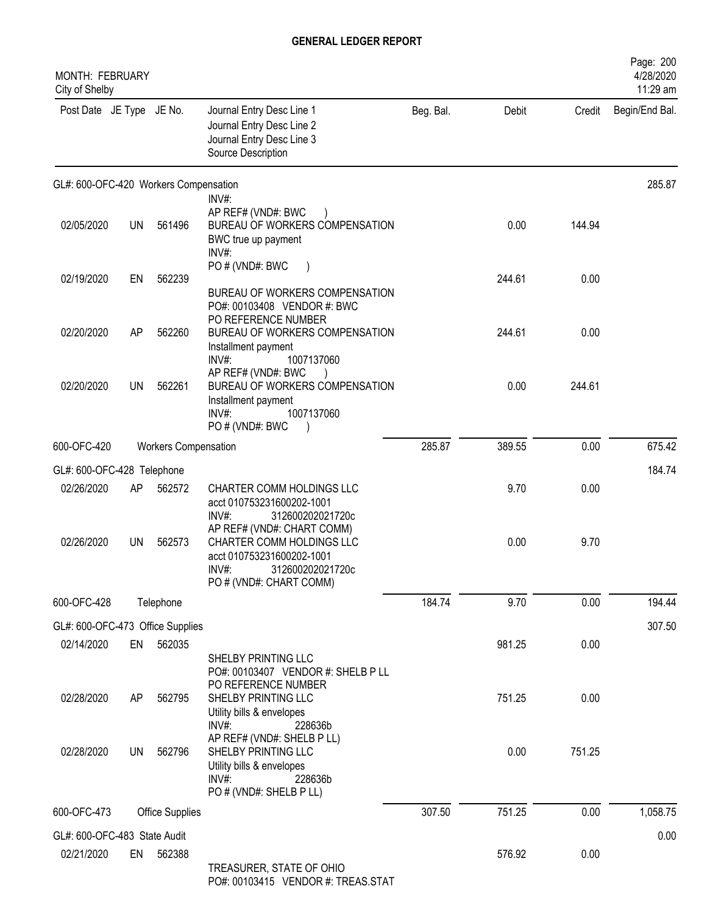# GENERAL LEDGER REPORT

MONTH: FEBRUARY
City of Shelby

| Post Date | JE Type | JE No. | Journal Entry Desc Line 1<br>Journal Entry Desc Line 2<br>Journal Entry Desc Line 3<br>Source Description | Beg. Bal. | Debit | Credit | Begin/End Bal. |
|---|---|---|---|---|---|---|---|
| GL#: 600-OFC-420 Workers Compensation | | | | | | | 285.87 |
| | | | INV#:<br>AP REF# (VND#: BWC ) | | | | |
| 02/05/2020 | UN | 561496 | BUREAU OF WORKERS COMPENSATION<br>BWC true up payment<br>INV#:<br>PO # (VND#: BWC ) | | 0.00 | 144.94 | |
| 02/19/2020 | EN | 562239 | BUREAU OF WORKERS COMPENSATION<br>PO#: 00103408 VENDOR #: BWC<br>PO REFERENCE NUMBER | | 244.61 | 0.00 | |
| 02/20/2020 | AP | 562260 | BUREAU OF WORKERS COMPENSATION<br>Installment payment<br>INV#: 1007137060<br>AP REF# (VND#: BWC ) | | 244.61 | 0.00 | |
| 02/20/2020 | UN | 562261 | BUREAU OF WORKERS COMPENSATION<br>Installment payment<br>INV#: 1007137060<br>PO # (VND#: BWC ) | | 0.00 | 244.61 | |
| 600-OFC-420 | | | Workers Compensation | 285.87 | 389.55 | 0.00 | 675.42 |
| GL#: 600-OFC-428 Telephone | | | | | | | 184.74 |
| 02/26/2020 | AP | 562572 | CHARTER COMM HOLDINGS LLC<br>acct 010753231600202-1001<br>INV#: 312600202021720c<br>AP REF# (VND#: CHART COMM) | | 9.70 | 0.00 | |
| 02/26/2020 | UN | 562573 | CHARTER COMM HOLDINGS LLC<br>acct 010753231600202-1001<br>INV#: 312600202021720c<br>PO # (VND#: CHART COMM) | | 0.00 | 9.70 | |
| 600-OFC-428 | | | Telephone | 184.74 | 9.70 | 0.00 | 194.44 |
| GL#: 600-OFC-473 Office Supplies | | | | | | | 307.50 |
| 02/14/2020 | EN | 562035 | SHELBY PRINTING LLC<br>PO#: 00103407 VENDOR #: SHELB P LL<br>PO REFERENCE NUMBER | | 981.25 | 0.00 | |
| 02/28/2020 | AP | 562795 | SHELBY PRINTING LLC<br>Utility bills & envelopes<br>INV#: 228636b<br>AP REF# (VND#: SHELB P LL) | | 751.25 | 0.00 | |
| 02/28/2020 | UN | 562796 | SHELBY PRINTING LLC<br>Utility bills & envelopes<br>INV#: 228636b<br>PO # (VND#: SHELB P LL) | | 0.00 | 751.25 | |
| 600-OFC-473 | | | Office Supplies | 307.50 | 751.25 | 0.00 | 1,058.75 |
| GL#: 600-OFC-483 State Audit | | | | | | | 0.00 |
| 02/21/2020 | EN | 562388 | TREASURER, STATE OF OHIO<br>PO#: 00103415 VENDOR #: TREAS.STAT | | 576.92 | 0.00 | |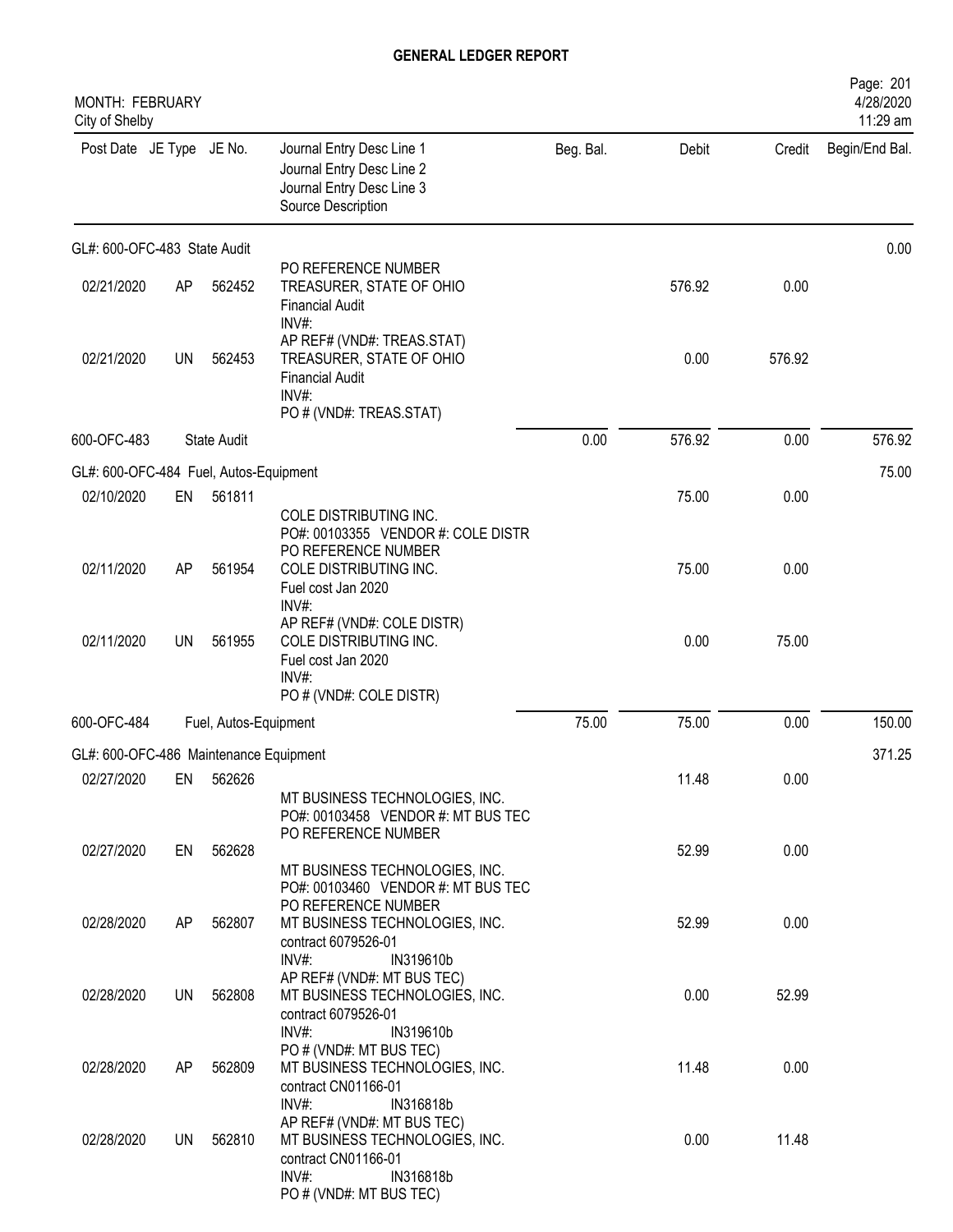# GENERAL LEDGER REPORT

MONTH: FEBRUARY
City of Shelby

Page: 201
4/28/2020
11:29 am

| Post Date | JE Type | JE No. | Journal Entry Desc Line 1 / Journal Entry Desc Line 2 / Journal Entry Desc Line 3 / Source Description | Beg. Bal. | Debit | Credit | Begin/End Bal. |
|---|---|---|---|---|---|---|---|
| **GL#: 600-OFC-483 State Audit** | | | | | | | 0.00 |
| | | | PO REFERENCE NUMBER | | | | |
| 02/21/2020 | AP | 562452 | TREASURER, STATE OF OHIO / Financial Audit / INV#: / AP REF# (VND#: TREAS.STAT) | | 576.92 | 0.00 | |
| 02/21/2020 | UN | 562453 | TREASURER, STATE OF OHIO / Financial Audit / INV#: / PO # (VND#: TREAS.STAT) | | 0.00 | 576.92 | |
| 600-OFC-483 | | State Audit | | 0.00 | 576.92 | 0.00 | 576.92 |
| **GL#: 600-OFC-484 Fuel, Autos-Equipment** | | | | | | | 75.00 |
| 02/10/2020 | EN | 561811 | COLE DISTRIBUTING INC. / PO#: 00103355 VENDOR #: COLE DISTR / PO REFERENCE NUMBER | | 75.00 | 0.00 | |
| 02/11/2020 | AP | 561954 | COLE DISTRIBUTING INC. / Fuel cost Jan 2020 / INV#: / AP REF# (VND#: COLE DISTR) | | 75.00 | 0.00 | |
| 02/11/2020 | UN | 561955 | COLE DISTRIBUTING INC. / Fuel cost Jan 2020 / INV#: / PO # (VND#: COLE DISTR) | | 0.00 | 75.00 | |
| 600-OFC-484 | | Fuel, Autos-Equipment | | 75.00 | 75.00 | 0.00 | 150.00 |
| **GL#: 600-OFC-486 Maintenance Equipment** | | | | | | | 371.25 |
| 02/27/2020 | EN | 562626 | MT BUSINESS TECHNOLOGIES, INC. / PO#: 00103458 VENDOR #: MT BUS TEC / PO REFERENCE NUMBER | | 11.48 | 0.00 | |
| 02/27/2020 | EN | 562628 | MT BUSINESS TECHNOLOGIES, INC. / PO#: 00103460 VENDOR #: MT BUS TEC / PO REFERENCE NUMBER | | 52.99 | 0.00 | |
| 02/28/2020 | AP | 562807 | MT BUSINESS TECHNOLOGIES, INC. / contract 6079526-01 / INV#: IN319610b / AP REF# (VND#: MT BUS TEC) | | 52.99 | 0.00 | |
| 02/28/2020 | UN | 562808 | MT BUSINESS TECHNOLOGIES, INC. / contract 6079526-01 / INV#: IN319610b / PO # (VND#: MT BUS TEC) | | 0.00 | 52.99 | |
| 02/28/2020 | AP | 562809 | MT BUSINESS TECHNOLOGIES, INC. / contract CN01166-01 / INV#: IN316818b / AP REF# (VND#: MT BUS TEC) | | 11.48 | 0.00 | |
| 02/28/2020 | UN | 562810 | MT BUSINESS TECHNOLOGIES, INC. / contract CN01166-01 / INV#: IN316818b / PO # (VND#: MT BUS TEC) | | 0.00 | 11.48 | |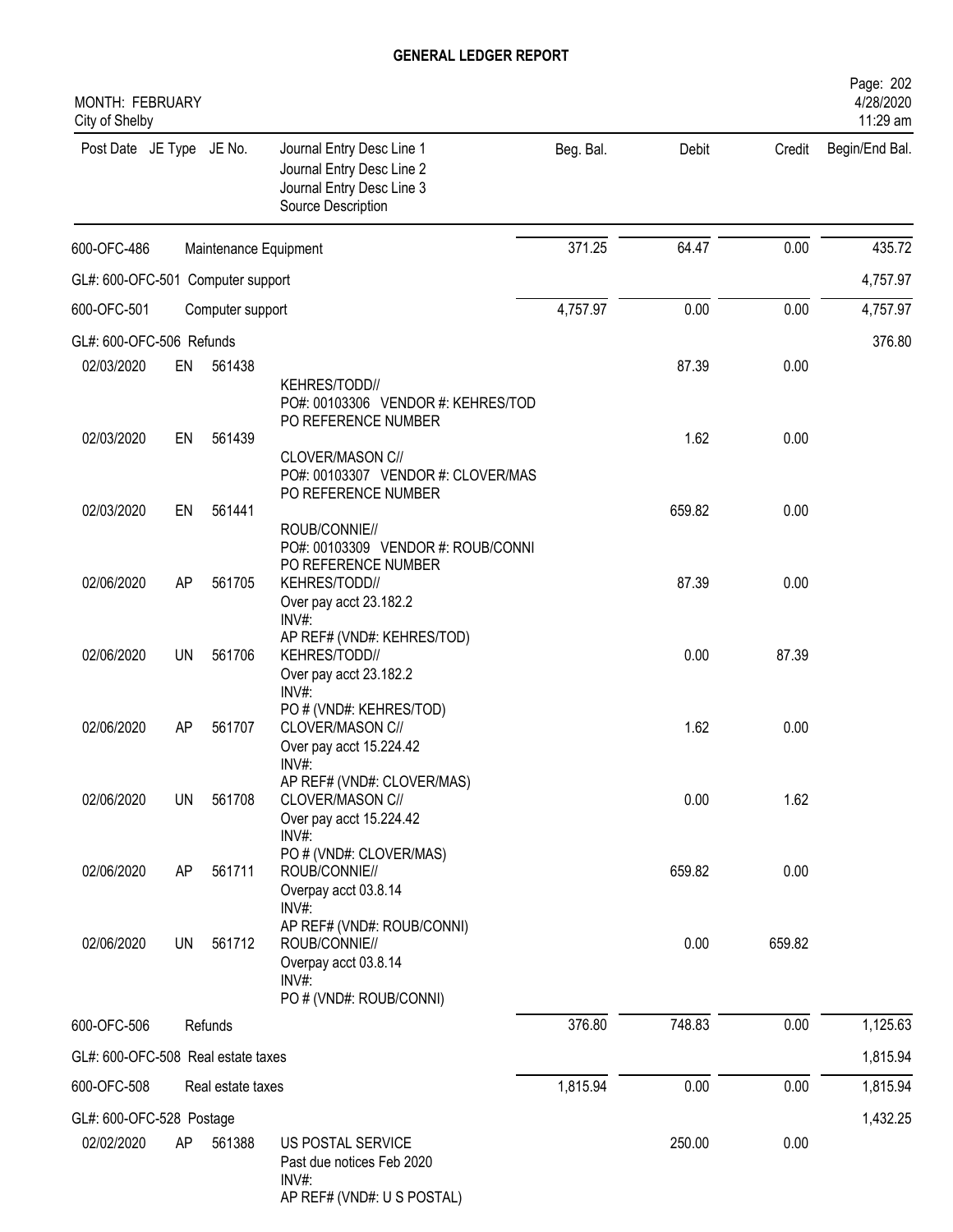**GENERAL LEDGER REPORT**

MONTH: FEBRUARY
City of Shelby

| Post Date | JE Type | JE No. | Journal Entry Desc Line 1 / Journal Entry Desc Line 2 / Journal Entry Desc Line 3 / Source Description | Beg. Bal. | Debit | Credit | Begin/End Bal. |
|---|---|---|---|---|---|---|---|
| 600-OFC-486 | | | Maintenance Equipment | 371.25 | 64.47 | 0.00 | 435.72 |
| GL#: 600-OFC-501 Computer support | | | | | | | 4,757.97 |
| 600-OFC-501 | | | Computer support | 4,757.97 | 0.00 | 0.00 | 4,757.97 |
| GL#: 600-OFC-506 Refunds | | | | | | | 376.80 |
| 02/03/2020 | EN | 561438 | KEHRES/TODD// PO#: 00103306 VENDOR #: KEHRES/TOD PO REFERENCE NUMBER | | 87.39 | 0.00 | |
| 02/03/2020 | EN | 561439 | CLOVER/MASON C// PO#: 00103307 VENDOR #: CLOVER/MAS PO REFERENCE NUMBER | | 1.62 | 0.00 | |
| 02/03/2020 | EN | 561441 | ROUB/CONNIE// PO#: 00103309 VENDOR #: ROUB/CONNI PO REFERENCE NUMBER | | 659.82 | 0.00 | |
| 02/06/2020 | AP | 561705 | KEHRES/TODD// Over pay acct 23.182.2 INV#: AP REF# (VND#: KEHRES/TOD) | | 87.39 | 0.00 | |
| 02/06/2020 | UN | 561706 | KEHRES/TODD// Over pay acct 23.182.2 INV#: PO # (VND#: KEHRES/TOD) | | 0.00 | 87.39 | |
| 02/06/2020 | AP | 561707 | CLOVER/MASON C// Over pay acct 15.224.42 INV#: AP REF# (VND#: CLOVER/MAS) | | 1.62 | 0.00 | |
| 02/06/2020 | UN | 561708 | CLOVER/MASON C// Over pay acct 15.224.42 INV#: PO # (VND#: CLOVER/MAS) | | 0.00 | 1.62 | |
| 02/06/2020 | AP | 561711 | ROUB/CONNIE// Overpay acct 03.8.14 INV#: AP REF# (VND#: ROUB/CONNI) | | 659.82 | 0.00 | |
| 02/06/2020 | UN | 561712 | ROUB/CONNIE// Overpay acct 03.8.14 INV#: PO # (VND#: ROUB/CONNI) | | 0.00 | 659.82 | |
| 600-OFC-506 | | | Refunds | 376.80 | 748.83 | 0.00 | 1,125.63 |
| GL#: 600-OFC-508 Real estate taxes | | | | | | | 1,815.94 |
| 600-OFC-508 | | | Real estate taxes | 1,815.94 | 0.00 | 0.00 | 1,815.94 |
| GL#: 600-OFC-528 Postage | | | | | | | 1,432.25 |
| 02/02/2020 | AP | 561388 | US POSTAL SERVICE Past due notices Feb 2020 INV#: AP REF# (VND#: U S POSTAL) | | 250.00 | 0.00 | |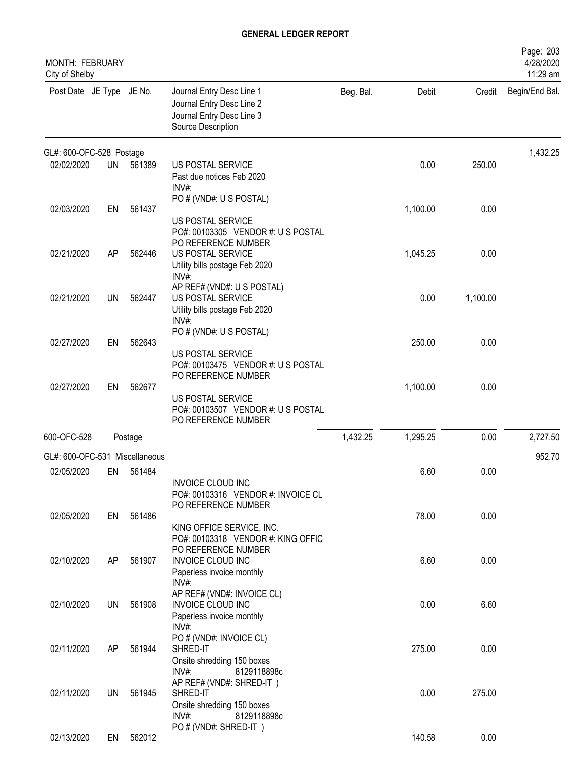# GENERAL LEDGER REPORT

MONTH: FEBRUARY
City of Shelby

| Post Date | JE Type | JE No. | Journal Entry Desc Line 1 / Journal Entry Desc Line 2 / Journal Entry Desc Line 3 / Source Description | Beg. Bal. | Debit | Credit | Begin/End Bal. |
|---|---|---|---|---|---|---|---|
| **GL#: 600-OFC-528 Postage** | | | | | | | 1,432.25 |
| 02/02/2020 | UN | 561389 | US POSTAL SERVICE<br>Past due notices Feb 2020<br>INV#:<br>PO # (VND#: U S POSTAL) | | 0.00 | 250.00 | |
| 02/03/2020 | EN | 561437 | US POSTAL SERVICE<br>PO#: 00103305 VENDOR #: U S POSTAL<br>PO REFERENCE NUMBER | | 1,100.00 | 0.00 | |
| 02/21/2020 | AP | 562446 | US POSTAL SERVICE<br>Utility bills postage Feb 2020<br>INV#:<br>AP REF# (VND#: U S POSTAL) | | 1,045.25 | 0.00 | |
| 02/21/2020 | UN | 562447 | US POSTAL SERVICE<br>Utility bills postage Feb 2020<br>INV#:<br>PO # (VND#: U S POSTAL) | | 0.00 | 1,100.00 | |
| 02/27/2020 | EN | 562643 | US POSTAL SERVICE<br>PO#: 00103475 VENDOR #: U S POSTAL<br>PO REFERENCE NUMBER | | 250.00 | 0.00 | |
| 02/27/2020 | EN | 562677 | US POSTAL SERVICE<br>PO#: 00103507 VENDOR #: U S POSTAL<br>PO REFERENCE NUMBER | | 1,100.00 | 0.00 | |
| **600-OFC-528** | | | **Postage** | 1,432.25 | 1,295.25 | 0.00 | 2,727.50 |
| **GL#: 600-OFC-531 Miscellaneous** | | | | | | | 952.70 |
| 02/05/2020 | EN | 561484 | INVOICE CLOUD INC<br>PO#: 00103316 VENDOR #: INVOICE CL<br>PO REFERENCE NUMBER | | 6.60 | 0.00 | |
| 02/05/2020 | EN | 561486 | KING OFFICE SERVICE, INC.<br>PO#: 00103318 VENDOR #: KING OFFIC<br>PO REFERENCE NUMBER | | 78.00 | 0.00 | |
| 02/10/2020 | AP | 561907 | INVOICE CLOUD INC<br>Paperless invoice monthly<br>INV#:<br>AP REF# (VND#: INVOICE CL) | | 6.60 | 0.00 | |
| 02/10/2020 | UN | 561908 | INVOICE CLOUD INC<br>Paperless invoice monthly<br>INV#:<br>PO # (VND#: INVOICE CL) | | 0.00 | 6.60 | |
| 02/11/2020 | AP | 561944 | SHRED-IT<br>Onsite shredding 150 boxes<br>INV#: 8129118898c<br>AP REF# (VND#: SHRED-IT ) | | 275.00 | 0.00 | |
| 02/11/2020 | UN | 561945 | SHRED-IT<br>Onsite shredding 150 boxes<br>INV#: 8129118898c<br>PO # (VND#: SHRED-IT ) | | 0.00 | 275.00 | |
| 02/13/2020 | EN | 562012 | | | 140.58 | 0.00 | |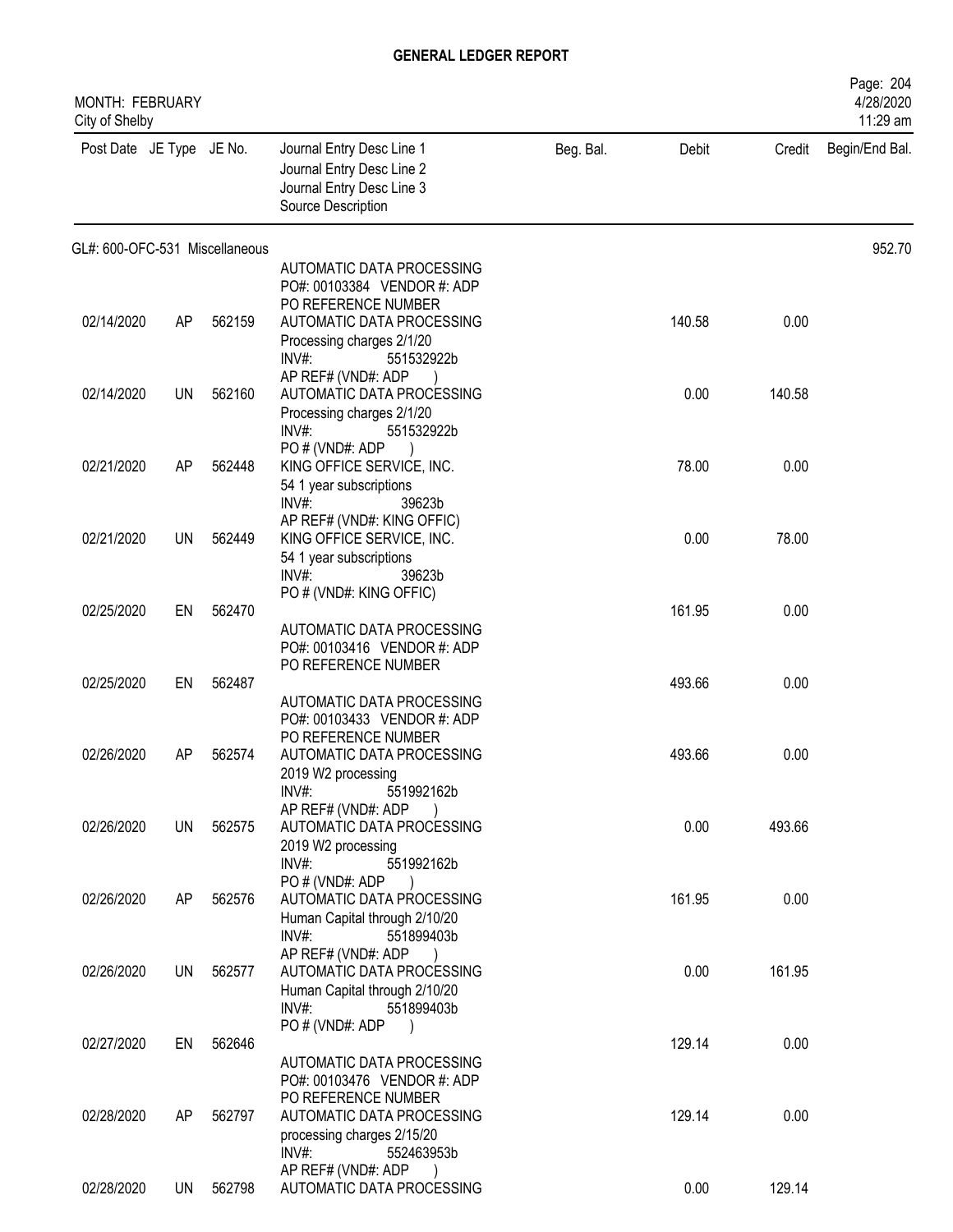## GENERAL LEDGER REPORT

MONTH: FEBRUARY
City of Shelby

| Post Date | JE Type | JE No. | Journal Entry Desc Line 1<br>Journal Entry Desc Line 2<br>Journal Entry Desc Line 3<br>Source Description | Beg. Bal. | Debit | Credit | Begin/End Bal. |
|---|---|---|---|---|---|---|---|
| GL#: 600-OFC-531 Miscellaneous | | | | | | | 952.70 |
| 02/14/2020 | AP | 562159 | AUTOMATIC DATA PROCESSING<br>PO#: 00103384 VENDOR #: ADP<br>PO REFERENCE NUMBER<br>AUTOMATIC DATA PROCESSING<br>Processing charges 2/1/20<br>INV#: 551532922b<br>AP REF# (VND#: ADP ) | | 140.58 | 0.00 | |
| 02/14/2020 | UN | 562160 | AUTOMATIC DATA PROCESSING<br>Processing charges 2/1/20<br>INV#: 551532922b<br>PO # (VND#: ADP ) | | 0.00 | 140.58 | |
| 02/21/2020 | AP | 562448 | KING OFFICE SERVICE, INC.<br>54 1 year subscriptions<br>INV#: 39623b<br>AP REF# (VND#: KING OFFIC) | | 78.00 | 0.00 | |
| 02/21/2020 | UN | 562449 | KING OFFICE SERVICE, INC.<br>54 1 year subscriptions<br>INV#: 39623b<br>PO # (VND#: KING OFFIC) | | 0.00 | 78.00 | |
| 02/25/2020 | EN | 562470 | AUTOMATIC DATA PROCESSING<br>PO#: 00103416 VENDOR #: ADP<br>PO REFERENCE NUMBER | | 161.95 | 0.00 | |
| 02/25/2020 | EN | 562487 | AUTOMATIC DATA PROCESSING<br>PO#: 00103433 VENDOR #: ADP<br>PO REFERENCE NUMBER | | 493.66 | 0.00 | |
| 02/26/2020 | AP | 562574 | AUTOMATIC DATA PROCESSING<br>2019 W2 processing<br>INV#: 551992162b<br>AP REF# (VND#: ADP ) | | 493.66 | 0.00 | |
| 02/26/2020 | UN | 562575 | AUTOMATIC DATA PROCESSING<br>2019 W2 processing<br>INV#: 551992162b<br>PO # (VND#: ADP ) | | 0.00 | 493.66 | |
| 02/26/2020 | AP | 562576 | AUTOMATIC DATA PROCESSING<br>Human Capital through 2/10/20<br>INV#: 551899403b<br>AP REF# (VND#: ADP ) | | 161.95 | 0.00 | |
| 02/26/2020 | UN | 562577 | AUTOMATIC DATA PROCESSING<br>Human Capital through 2/10/20<br>INV#: 551899403b<br>PO # (VND#: ADP ) | | 0.00 | 161.95 | |
| 02/27/2020 | EN | 562646 | AUTOMATIC DATA PROCESSING<br>PO#: 00103476 VENDOR #: ADP<br>PO REFERENCE NUMBER | | 129.14 | 0.00 | |
| 02/28/2020 | AP | 562797 | AUTOMATIC DATA PROCESSING<br>processing charges 2/15/20<br>INV#: 552463953b<br>AP REF# (VND#: ADP ) | | 129.14 | 0.00 | |
| 02/28/2020 | UN | 562798 | AUTOMATIC DATA PROCESSING | | 0.00 | 129.14 | |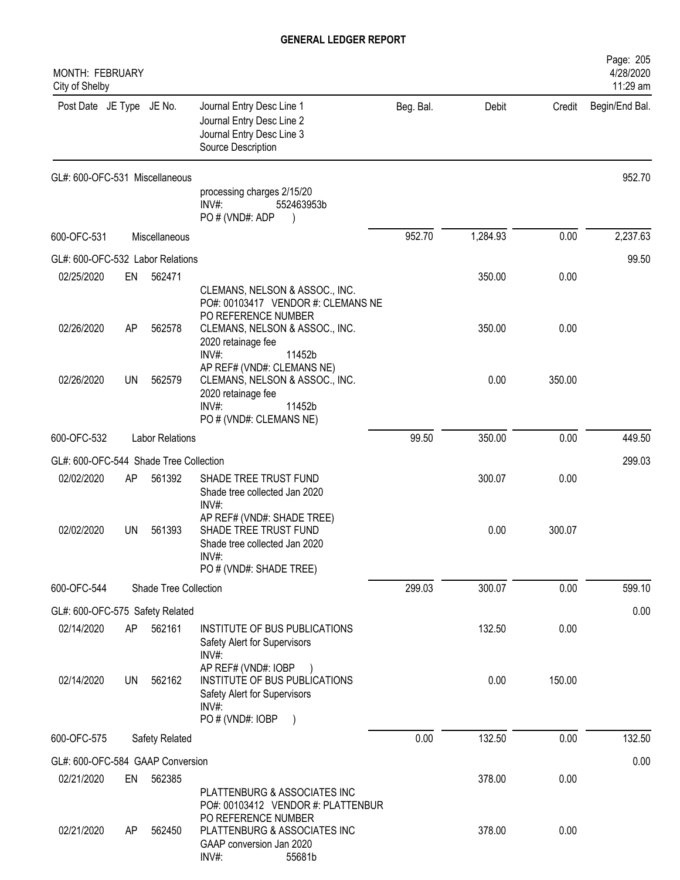**GENERAL LEDGER REPORT**

MONTH: FEBRUARY
City of Shelby

| Post Date | JE Type | JE No. | Journal Entry Desc Line 1 / Journal Entry Desc Line 2 / Journal Entry Desc Line 3 / Source Description | Beg. Bal. | Debit | Credit | Begin/End Bal. |
|---|---|---|---|---|---|---|---|
| GL#: 600-OFC-531 Miscellaneous | | | | | | | 952.70 |
| | | | processing charges 2/15/20<br>INV#: 552463953b<br>PO # (VND#: ADP ) | | | | |
| 600-OFC-531 | | Miscellaneous | | 952.70 | 1,284.93 | 0.00 | 2,237.63 |
| GL#: 600-OFC-532 Labor Relations | | | | | | | 99.50 |
| 02/25/2020 | EN | 562471 | CLEMANS, NELSON & ASSOC., INC.<br>PO#: 00103417 VENDOR #: CLEMANS NE<br>PO REFERENCE NUMBER | | 350.00 | 0.00 | |
| 02/26/2020 | AP | 562578 | CLEMANS, NELSON & ASSOC., INC.<br>2020 retainage fee<br>INV#: 11452b<br>AP REF# (VND#: CLEMANS NE) | | 350.00 | 0.00 | |
| 02/26/2020 | UN | 562579 | CLEMANS, NELSON & ASSOC., INC.<br>2020 retainage fee<br>INV#: 11452b<br>PO # (VND#: CLEMANS NE) | | 0.00 | 350.00 | |
| 600-OFC-532 | | Labor Relations | | 99.50 | 350.00 | 0.00 | 449.50 |
| GL#: 600-OFC-544 Shade Tree Collection | | | | | | | 299.03 |
| 02/02/2020 | AP | 561392 | SHADE TREE TRUST FUND<br>Shade tree collected Jan 2020<br>INV#:<br>AP REF# (VND#: SHADE TREE) | | 300.07 | 0.00 | |
| 02/02/2020 | UN | 561393 | SHADE TREE TRUST FUND<br>Shade tree collected Jan 2020<br>INV#:<br>PO # (VND#: SHADE TREE) | | 0.00 | 300.07 | |
| 600-OFC-544 | | Shade Tree Collection | | 299.03 | 300.07 | 0.00 | 599.10 |
| GL#: 600-OFC-575 Safety Related | | | | | | | 0.00 |
| 02/14/2020 | AP | 562161 | INSTITUTE OF BUS PUBLICATIONS<br>Safety Alert for Supervisors<br>INV#:<br>AP REF# (VND#: IOBP ) | | 132.50 | 0.00 | |
| 02/14/2020 | UN | 562162 | INSTITUTE OF BUS PUBLICATIONS<br>Safety Alert for Supervisors<br>INV#:<br>PO # (VND#: IOBP ) | | 0.00 | 150.00 | |
| 600-OFC-575 | | Safety Related | | 0.00 | 132.50 | 0.00 | 132.50 |
| GL#: 600-OFC-584 GAAP Conversion | | | | | | | 0.00 |
| 02/21/2020 | EN | 562385 | PLATTENBURG & ASSOCIATES INC<br>PO#: 00103412 VENDOR #: PLATTENBUR<br>PO REFERENCE NUMBER | | 378.00 | 0.00 | |
| 02/21/2020 | AP | 562450 | PLATTENBURG & ASSOCIATES INC<br>GAAP conversion Jan 2020<br>INV#: 55681b | | 378.00 | 0.00 | |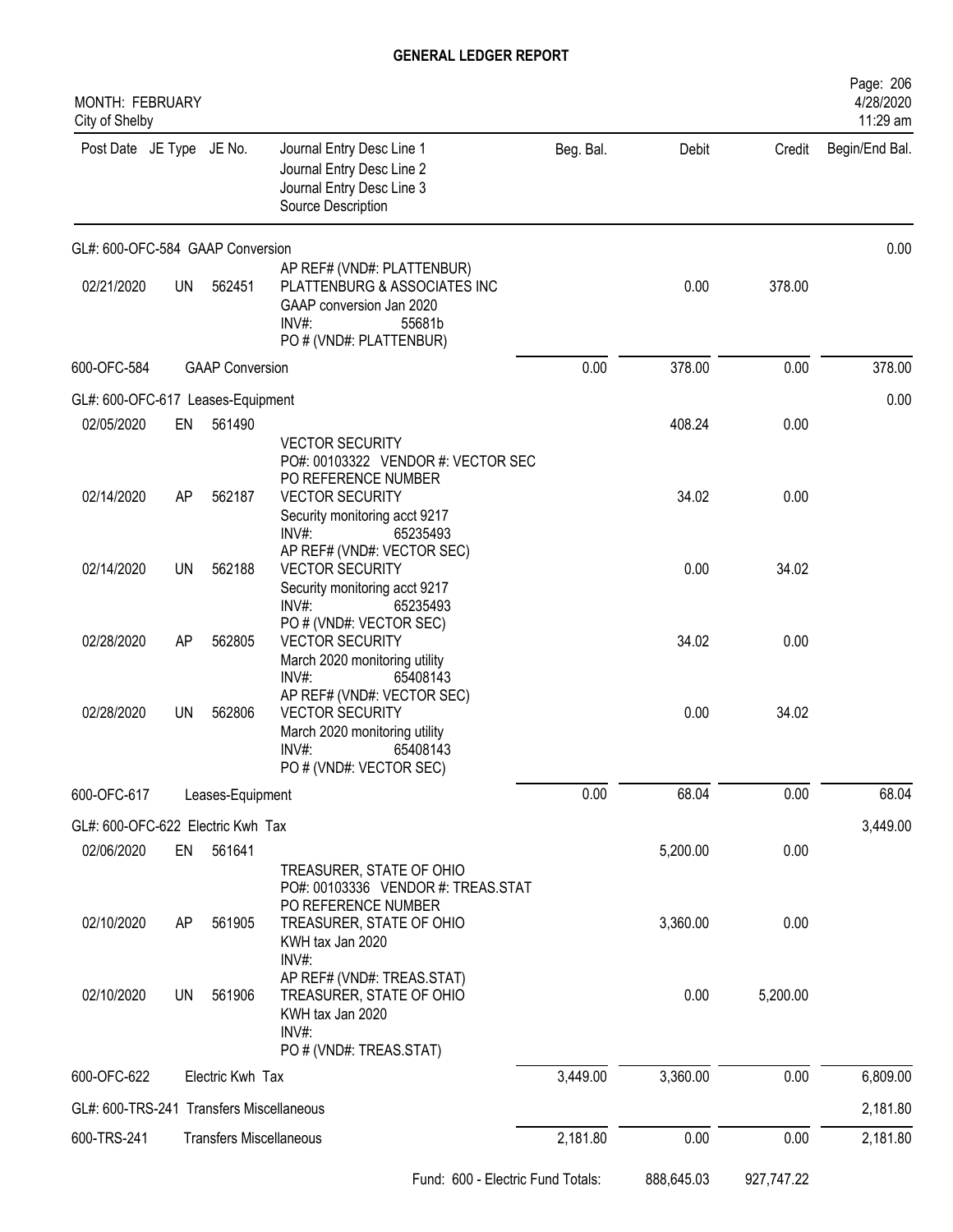# GENERAL LEDGER REPORT

MONTH: FEBRUARY
City of Shelby

4/28/2020
11:29 am

| Post Date | JE Type | JE No. | Journal Entry Desc Line 1 / Journal Entry Desc Line 2 / Journal Entry Desc Line 3 / Source Description | Beg. Bal. | Debit | Credit | Begin/End Bal. |
|---|---|---|---|---|---|---|---|
| GL#: 600-OFC-584 GAAP Conversion | | | | | | | 0.00 |
| 02/21/2020 | UN | 562451 | AP REF# (VND#: PLATTENBUR) PLATTENBURG & ASSOCIATES INC GAAP conversion Jan 2020 INV#: 55681b PO # (VND#: PLATTENBUR) | | 0.00 | 378.00 | |
| 600-OFC-584 | GAAP Conversion | | | 0.00 | 378.00 | 0.00 | 378.00 |
| GL#: 600-OFC-617 Leases-Equipment | | | | | | | 0.00 |
| 02/05/2020 | EN | 561490 | VECTOR SECURITY PO#: 00103322 VENDOR #: VECTOR SEC PO REFERENCE NUMBER | | 408.24 | 0.00 | |
| 02/14/2020 | AP | 562187 | VECTOR SECURITY Security monitoring acct 9217 INV#: 65235493 AP REF# (VND#: VECTOR SEC) | | 34.02 | 0.00 | |
| 02/14/2020 | UN | 562188 | VECTOR SECURITY Security monitoring acct 9217 INV#: 65235493 PO # (VND#: VECTOR SEC) | | 0.00 | 34.02 | |
| 02/28/2020 | AP | 562805 | VECTOR SECURITY March 2020 monitoring utility INV#: 65408143 AP REF# (VND#: VECTOR SEC) | | 34.02 | 0.00 | |
| 02/28/2020 | UN | 562806 | VECTOR SECURITY March 2020 monitoring utility INV#: 65408143 PO # (VND#: VECTOR SEC) | | 0.00 | 34.02 | |
| 600-OFC-617 | Leases-Equipment | | | 0.00 | 68.04 | 0.00 | 68.04 |
| GL#: 600-OFC-622 Electric Kwh Tax | | | | | | | 3,449.00 |
| 02/06/2020 | EN | 561641 | TREASURER, STATE OF OHIO PO#: 00103336 VENDOR #: TREAS.STAT PO REFERENCE NUMBER | | 5,200.00 | 0.00 | |
| 02/10/2020 | AP | 561905 | TREASURER, STATE OF OHIO KWH tax Jan 2020 INV#: AP REF# (VND#: TREAS.STAT) | | 3,360.00 | 0.00 | |
| 02/10/2020 | UN | 561906 | TREASURER, STATE OF OHIO KWH tax Jan 2020 INV#: PO # (VND#: TREAS.STAT) | | 0.00 | 5,200.00 | |
| 600-OFC-622 | Electric Kwh Tax | | | 3,449.00 | 3,360.00 | 0.00 | 6,809.00 |
| GL#: 600-TRS-241 Transfers Miscellaneous | | | | | | | 2,181.80 |
| 600-TRS-241 | Transfers Miscellaneous | | | 2,181.80 | 0.00 | 0.00 | 2,181.80 |
| | | | Fund: 600 - Electric Fund Totals: | | 888,645.03 | 927,747.22 | |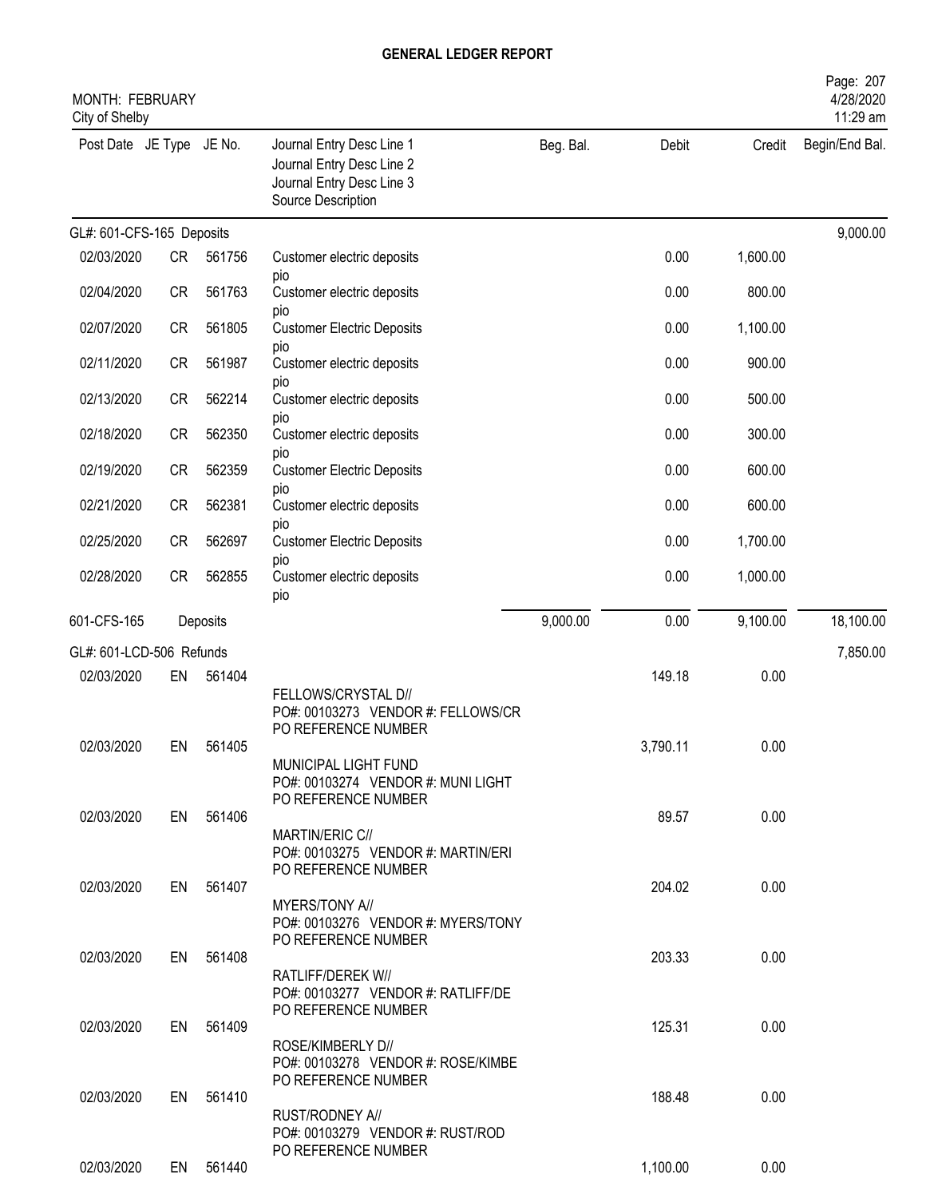**GENERAL LEDGER REPORT**

MONTH: FEBRUARY
City of Shelby

4/28/2020
11:29 am

| Post Date | JE Type | JE No. | Journal Entry Desc Line 1 / Journal Entry Desc Line 2 / Journal Entry Desc Line 3 / Source Description | Beg. Bal. | Debit | Credit | Begin/End Bal. |
|---|---|---|---|---|---|---|---|
| GL#: 601-CFS-165 Deposits | | | | | | | 9,000.00 |
| 02/03/2020 | CR | 561756 | Customer electric deposits pio | | 0.00 | 1,600.00 | |
| 02/04/2020 | CR | 561763 | Customer electric deposits pio | | 0.00 | 800.00 | |
| 02/07/2020 | CR | 561805 | Customer Electric Deposits pio | | 0.00 | 1,100.00 | |
| 02/11/2020 | CR | 561987 | Customer electric deposits pio | | 0.00 | 900.00 | |
| 02/13/2020 | CR | 562214 | Customer electric deposits pio | | 0.00 | 500.00 | |
| 02/18/2020 | CR | 562350 | Customer electric deposits pio | | 0.00 | 300.00 | |
| 02/19/2020 | CR | 562359 | Customer Electric Deposits pio | | 0.00 | 600.00 | |
| 02/21/2020 | CR | 562381 | Customer electric deposits pio | | 0.00 | 600.00 | |
| 02/25/2020 | CR | 562697 | Customer Electric Deposits pio | | 0.00 | 1,700.00 | |
| 02/28/2020 | CR | 562855 | Customer electric deposits pio | | 0.00 | 1,000.00 | |
| 601-CFS-165 | | Deposits | | 9,000.00 | 0.00 | 9,100.00 | 18,100.00 |
| GL#: 601-LCD-506 Refunds | | | | | | | 7,850.00 |
| 02/03/2020 | EN | 561404 | FELLOWS/CRYSTAL D// PO#: 00103273 VENDOR #: FELLOWS/CR PO REFERENCE NUMBER | | 149.18 | 0.00 | |
| 02/03/2020 | EN | 561405 | MUNICIPAL LIGHT FUND PO#: 00103274 VENDOR #: MUNI LIGHT PO REFERENCE NUMBER | | 3,790.11 | 0.00 | |
| 02/03/2020 | EN | 561406 | MARTIN/ERIC C// PO#: 00103275 VENDOR #: MARTIN/ERI PO REFERENCE NUMBER | | 89.57 | 0.00 | |
| 02/03/2020 | EN | 561407 | MYERS/TONY A// PO#: 00103276 VENDOR #: MYERS/TONY PO REFERENCE NUMBER | | 204.02 | 0.00 | |
| 02/03/2020 | EN | 561408 | RATLIFF/DEREK W// PO#: 00103277 VENDOR #: RATLIFF/DE PO REFERENCE NUMBER | | 203.33 | 0.00 | |
| 02/03/2020 | EN | 561409 | ROSE/KIMBERLY D// PO#: 00103278 VENDOR #: ROSE/KIMBE PO REFERENCE NUMBER | | 125.31 | 0.00 | |
| 02/03/2020 | EN | 561410 | RUST/RODNEY A// PO#: 00103279 VENDOR #: RUST/ROD PO REFERENCE NUMBER | | 188.48 | 0.00 | |
| 02/03/2020 | EN | 561440 | | | 1,100.00 | 0.00 | |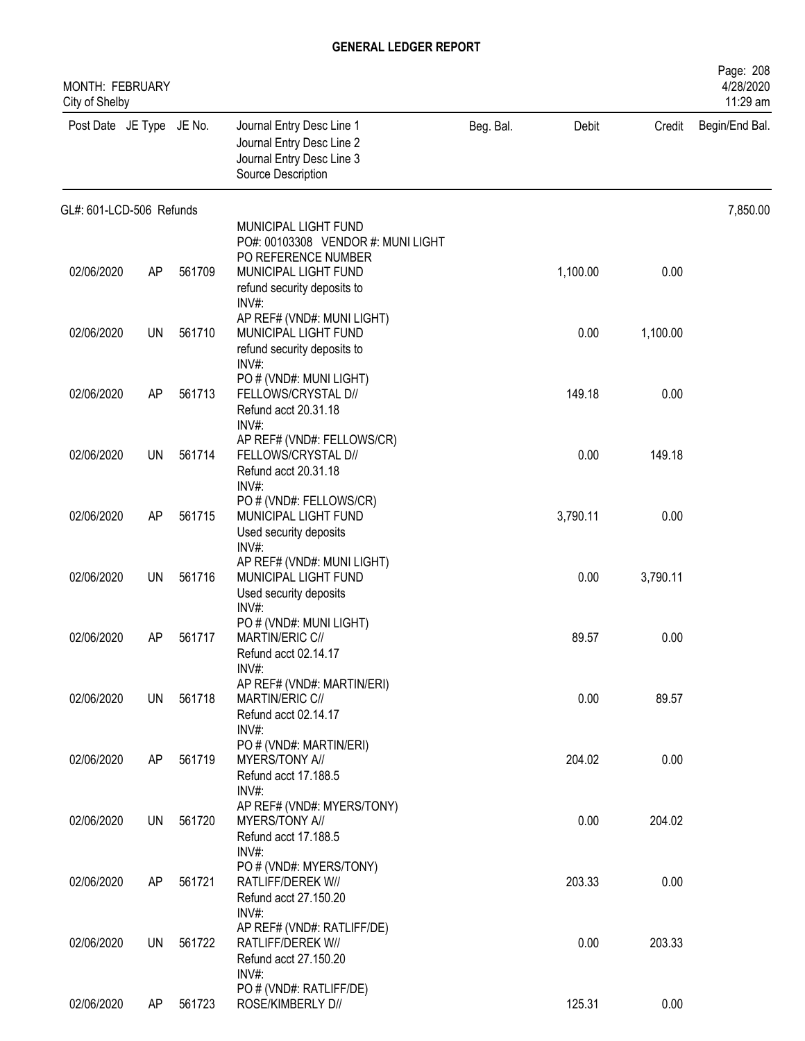# GENERAL LEDGER REPORT

MONTH: FEBRUARY
City of Shelby

| Post Date | JE Type | JE No. | Journal Entry Desc Line 1<br>Journal Entry Desc Line 2<br>Journal Entry Desc Line 3<br>Source Description | Beg. Bal. | Debit | Credit | Begin/End Bal. |
|---|---|---|---|---|---|---|---|
| GL#: 601-LCD-506 Refunds | | | | | | | 7,850.00 |
| | | | MUNICIPAL LIGHT FUND<br>PO#: 00103308 VENDOR #: MUNI LIGHT<br>PO REFERENCE NUMBER | | | | |
| 02/06/2020 | AP | 561709 | MUNICIPAL LIGHT FUND<br>refund security deposits to<br>INV#:<br>AP REF# (VND#: MUNI LIGHT) | | 1,100.00 | 0.00 | |
| 02/06/2020 | UN | 561710 | MUNICIPAL LIGHT FUND<br>refund security deposits to<br>INV#:<br>PO # (VND#: MUNI LIGHT) | | 0.00 | 1,100.00 | |
| 02/06/2020 | AP | 561713 | FELLOWS/CRYSTAL D//<br>Refund acct 20.31.18<br>INV#:<br>AP REF# (VND#: FELLOWS/CR) | | 149.18 | 0.00 | |
| 02/06/2020 | UN | 561714 | FELLOWS/CRYSTAL D//<br>Refund acct 20.31.18<br>INV#:<br>PO # (VND#: FELLOWS/CR) | | 0.00 | 149.18 | |
| 02/06/2020 | AP | 561715 | MUNICIPAL LIGHT FUND<br>Used security deposits<br>INV#:<br>AP REF# (VND#: MUNI LIGHT) | | 3,790.11 | 0.00 | |
| 02/06/2020 | UN | 561716 | MUNICIPAL LIGHT FUND<br>Used security deposits<br>INV#:<br>PO # (VND#: MUNI LIGHT) | | 0.00 | 3,790.11 | |
| 02/06/2020 | AP | 561717 | MARTIN/ERIC C//<br>Refund acct 02.14.17<br>INV#:<br>AP REF# (VND#: MARTIN/ERI) | | 89.57 | 0.00 | |
| 02/06/2020 | UN | 561718 | MARTIN/ERIC C//<br>Refund acct 02.14.17<br>INV#:<br>PO # (VND#: MARTIN/ERI) | | 0.00 | 89.57 | |
| 02/06/2020 | AP | 561719 | MYERS/TONY A//<br>Refund acct 17.188.5<br>INV#:<br>AP REF# (VND#: MYERS/TONY) | | 204.02 | 0.00 | |
| 02/06/2020 | UN | 561720 | MYERS/TONY A//<br>Refund acct 17.188.5<br>INV#:<br>PO # (VND#: MYERS/TONY) | | 0.00 | 204.02 | |
| 02/06/2020 | AP | 561721 | RATLIFF/DEREK W//<br>Refund acct 27.150.20<br>INV#:<br>AP REF# (VND#: RATLIFF/DE) | | 203.33 | 0.00 | |
| 02/06/2020 | UN | 561722 | RATLIFF/DEREK W//<br>Refund acct 27.150.20<br>INV#:<br>PO # (VND#: RATLIFF/DE) | | 0.00 | 203.33 | |
| 02/06/2020 | AP | 561723 | ROSE/KIMBERLY D// | | 125.31 | 0.00 | |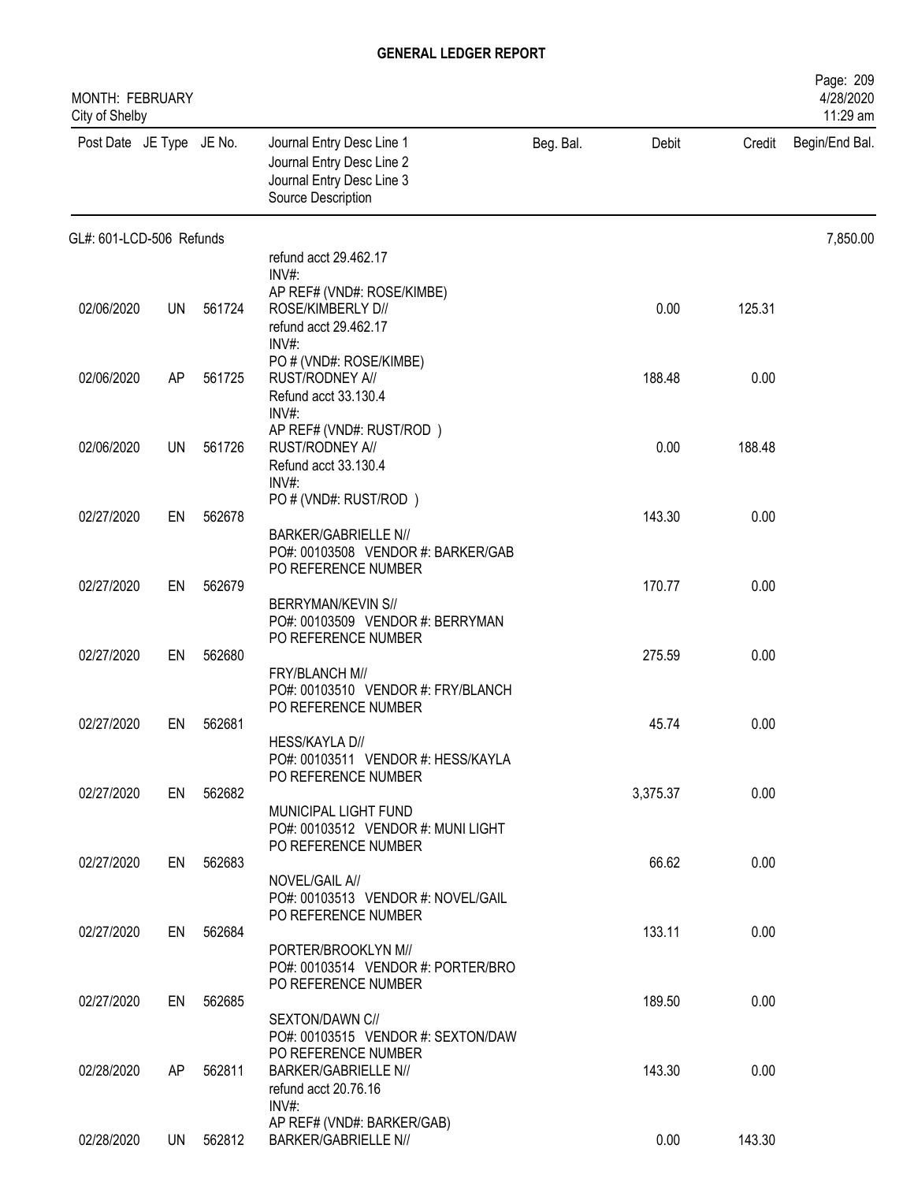# GENERAL LEDGER REPORT

MONTH: FEBRUARY
City of Shelby

| Post Date | JE Type | JE No. | Journal Entry Desc Line 1 / Journal Entry Desc Line 2 / Journal Entry Desc Line 3 / Source Description | Beg. Bal. | Debit | Credit | Begin/End Bal. |
|---|---|---|---|---|---|---|---|
| GL#: 601-LCD-506 Refunds | | | | | | | 7,850.00 |
| | | | refund acct 29.462.17 INV#: AP REF# (VND#: ROSE/KIMBE) | | | | |
| 02/06/2020 | UN | 561724 | ROSE/KIMBERLY D// refund acct 29.462.17 INV#: PO # (VND#: ROSE/KIMBE) | | 0.00 | 125.31 | |
| 02/06/2020 | AP | 561725 | RUST/RODNEY A// Refund acct 33.130.4 INV#: AP REF# (VND#: RUST/ROD ) | | 188.48 | 0.00 | |
| 02/06/2020 | UN | 561726 | RUST/RODNEY A// Refund acct 33.130.4 INV#: PO # (VND#: RUST/ROD ) | | 0.00 | 188.48 | |
| 02/27/2020 | EN | 562678 | BARKER/GABRIELLE N// PO#: 00103508 VENDOR #: BARKER/GAB PO REFERENCE NUMBER | | 143.30 | 0.00 | |
| 02/27/2020 | EN | 562679 | BERRYMAN/KEVIN S// PO#: 00103509 VENDOR #: BERRYMAN PO REFERENCE NUMBER | | 170.77 | 0.00 | |
| 02/27/2020 | EN | 562680 | FRY/BLANCH M// PO#: 00103510 VENDOR #: FRY/BLANCH PO REFERENCE NUMBER | | 275.59 | 0.00 | |
| 02/27/2020 | EN | 562681 | HESS/KAYLA D// PO#: 00103511 VENDOR #: HESS/KAYLA PO REFERENCE NUMBER | | 45.74 | 0.00 | |
| 02/27/2020 | EN | 562682 | MUNICIPAL LIGHT FUND PO#: 00103512 VENDOR #: MUNI LIGHT PO REFERENCE NUMBER | | 3,375.37 | 0.00 | |
| 02/27/2020 | EN | 562683 | NOVEL/GAIL A// PO#: 00103513 VENDOR #: NOVEL/GAIL PO REFERENCE NUMBER | | 66.62 | 0.00 | |
| 02/27/2020 | EN | 562684 | PORTER/BROOKLYN M// PO#: 00103514 VENDOR #: PORTER/BRO PO REFERENCE NUMBER | | 133.11 | 0.00 | |
| 02/27/2020 | EN | 562685 | SEXTON/DAWN C// PO#: 00103515 VENDOR #: SEXTON/DAW PO REFERENCE NUMBER | | 189.50 | 0.00 | |
| 02/28/2020 | AP | 562811 | BARKER/GABRIELLE N// refund acct 20.76.16 INV#: AP REF# (VND#: BARKER/GAB) | | 143.30 | 0.00 | |
| 02/28/2020 | UN | 562812 | BARKER/GABRIELLE N// | | 0.00 | 143.30 | |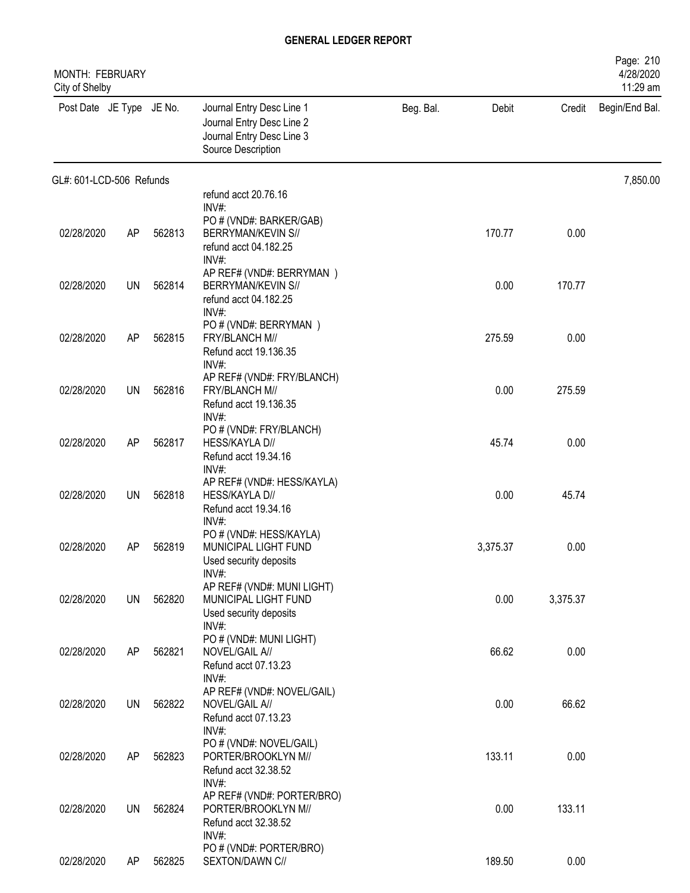## GENERAL LEDGER REPORT

MONTH: FEBRUARY
City of Shelby

| Post Date | JE Type | JE No. | Journal Entry Desc Line 1<br>Journal Entry Desc Line 2<br>Journal Entry Desc Line 3<br>Source Description | Beg. Bal. | Debit | Credit | Begin/End Bal. |
|---|---|---|---|---|---|---|---|
| GL#: 601-LCD-506 Refunds | | | | | | | 7,850.00 |
| | | | refund acct 20.76.16<br>INV#:<br>PO # (VND#: BARKER/GAB) | | | | |
| 02/28/2020 | AP | 562813 | BERRYMAN/KEVIN S//<br>refund acct 04.182.25<br>INV#:<br>AP REF# (VND#: BERRYMAN ) | | 170.77 | 0.00 | |
| 02/28/2020 | UN | 562814 | BERRYMAN/KEVIN S//<br>refund acct 04.182.25<br>INV#:<br>PO # (VND#: BERRYMAN ) | | 0.00 | 170.77 | |
| 02/28/2020 | AP | 562815 | FRY/BLANCH M//<br>Refund acct 19.136.35<br>INV#:<br>AP REF# (VND#: FRY/BLANCH) | | 275.59 | 0.00 | |
| 02/28/2020 | UN | 562816 | FRY/BLANCH M//<br>Refund acct 19.136.35<br>INV#:<br>PO # (VND#: FRY/BLANCH) | | 0.00 | 275.59 | |
| 02/28/2020 | AP | 562817 | HESS/KAYLA D//<br>Refund acct 19.34.16<br>INV#:<br>AP REF# (VND#: HESS/KAYLA) | | 45.74 | 0.00 | |
| 02/28/2020 | UN | 562818 | HESS/KAYLA D//<br>Refund acct 19.34.16<br>INV#:<br>PO # (VND#: HESS/KAYLA) | | 0.00 | 45.74 | |
| 02/28/2020 | AP | 562819 | MUNICIPAL LIGHT FUND<br>Used security deposits<br>INV#:<br>AP REF# (VND#: MUNI LIGHT) | | 3,375.37 | 0.00 | |
| 02/28/2020 | UN | 562820 | MUNICIPAL LIGHT FUND<br>Used security deposits<br>INV#:<br>PO # (VND#: MUNI LIGHT) | | 0.00 | 3,375.37 | |
| 02/28/2020 | AP | 562821 | NOVEL/GAIL A//<br>Refund acct 07.13.23<br>INV#:<br>AP REF# (VND#: NOVEL/GAIL) | | 66.62 | 0.00 | |
| 02/28/2020 | UN | 562822 | NOVEL/GAIL A//<br>Refund acct 07.13.23<br>INV#:<br>PO # (VND#: NOVEL/GAIL) | | 0.00 | 66.62 | |
| 02/28/2020 | AP | 562823 | PORTER/BROOKLYN M//<br>Refund acct 32.38.52<br>INV#:<br>AP REF# (VND#: PORTER/BRO) | | 133.11 | 0.00 | |
| 02/28/2020 | UN | 562824 | PORTER/BROOKLYN M//<br>Refund acct 32.38.52<br>INV#:<br>PO # (VND#: PORTER/BRO) | | 0.00 | 133.11 | |
| 02/28/2020 | AP | 562825 | SEXTON/DAWN C// | | 189.50 | 0.00 | |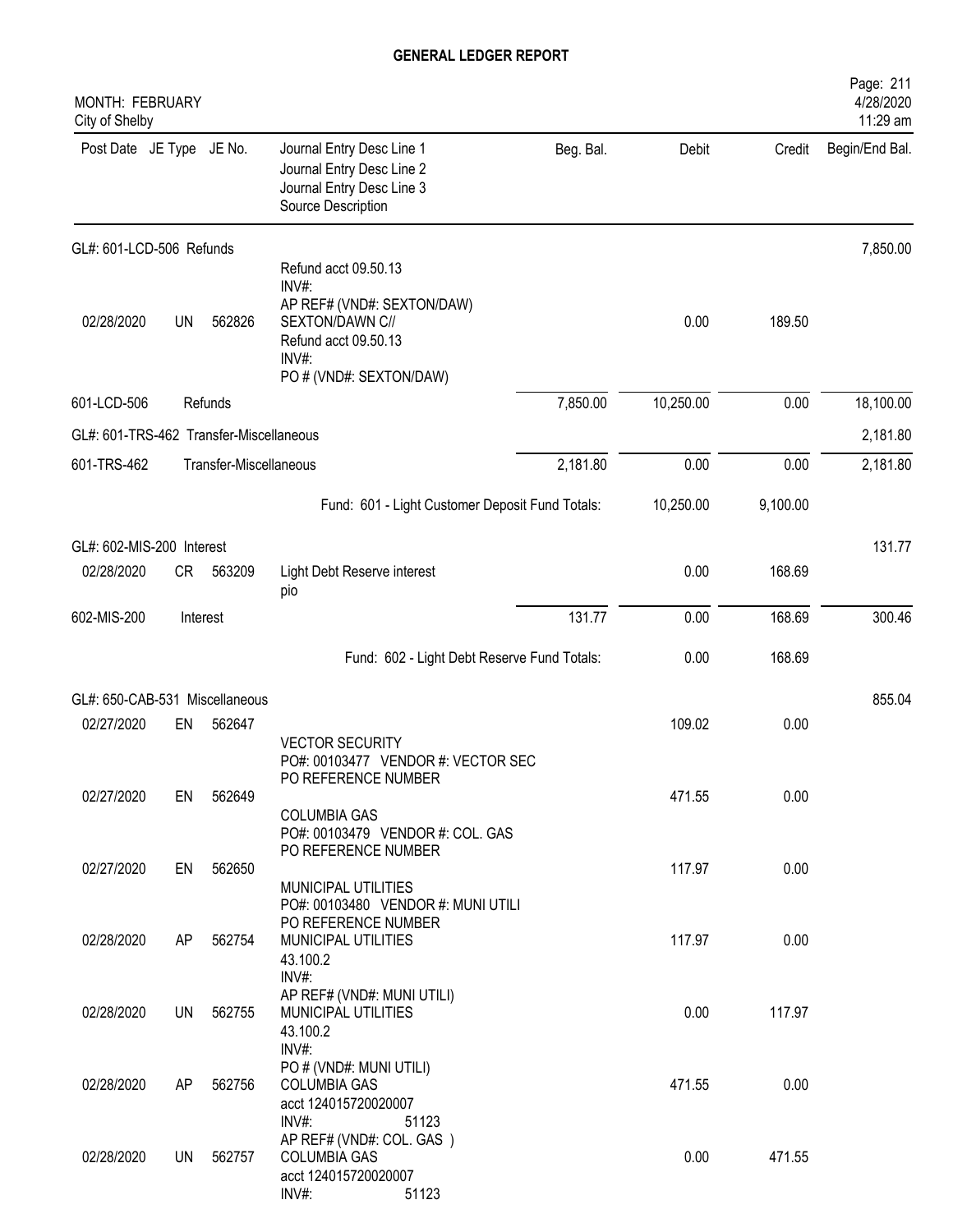# GENERAL LEDGER REPORT

MONTH: FEBRUARY
City of Shelby

| Post Date | JE Type | JE No. | Journal Entry Desc Line 1 / Journal Entry Desc Line 2 / Journal Entry Desc Line 3 / Source Description | Beg. Bal. | Debit | Credit | Begin/End Bal. |
|---|---|---|---|---|---|---|---|
| **GL#: 601-LCD-506 Refunds** | | | | | | | 7,850.00 |
| 02/28/2020 | UN | 562826 | Refund acct 09.50.13 INV#: AP REF# (VND#: SEXTON/DAW) SEXTON/DAWN C// Refund acct 09.50.13 INV#: PO # (VND#: SEXTON/DAW) | | 0.00 | 189.50 | |
| 601-LCD-506 | | Refunds | | 7,850.00 | 10,250.00 | 0.00 | 18,100.00 |
| **GL#: 601-TRS-462 Transfer-Miscellaneous** | | | | | | | 2,181.80 |
| 601-TRS-462 | | Transfer-Miscellaneous | | 2,181.80 | 0.00 | 0.00 | 2,181.80 |
| | | | Fund: 601 - Light Customer Deposit Fund Totals: | | 10,250.00 | 9,100.00 | |
| **GL#: 602-MIS-200 Interest** | | | | | | | 131.77 |
| 02/28/2020 | CR | 563209 | Light Debt Reserve interest pio | | 0.00 | 168.69 | |
| 602-MIS-200 | | Interest | | 131.77 | 0.00 | 168.69 | 300.46 |
| | | | Fund: 602 - Light Debt Reserve Fund Totals: | | 0.00 | 168.69 | |
| **GL#: 650-CAB-531 Miscellaneous** | | | | | | | 855.04 |
| 02/27/2020 | EN | 562647 | VECTOR SECURITY PO#: 00103477 VENDOR #: VECTOR SEC PO REFERENCE NUMBER | | 109.02 | 0.00 | |
| 02/27/2020 | EN | 562649 | COLUMBIA GAS PO#: 00103479 VENDOR #: COL. GAS PO REFERENCE NUMBER | | 471.55 | 0.00 | |
| 02/27/2020 | EN | 562650 | MUNICIPAL UTILITIES PO#: 00103480 VENDOR #: MUNI UTILI PO REFERENCE NUMBER | | 117.97 | 0.00 | |
| 02/28/2020 | AP | 562754 | MUNICIPAL UTILITIES 43.100.2 INV#: AP REF# (VND#: MUNI UTILI) | | 117.97 | 0.00 | |
| 02/28/2020 | UN | 562755 | MUNICIPAL UTILITIES 43.100.2 INV#: PO # (VND#: MUNI UTILI) | | 0.00 | 117.97 | |
| 02/28/2020 | AP | 562756 | COLUMBIA GAS acct 124015720020007 INV#: 51123 AP REF# (VND#: COL. GAS ) | | 471.55 | 0.00 | |
| 02/28/2020 | UN | 562757 | COLUMBIA GAS acct 124015720020007 INV#: 51123 | | 0.00 | 471.55 | |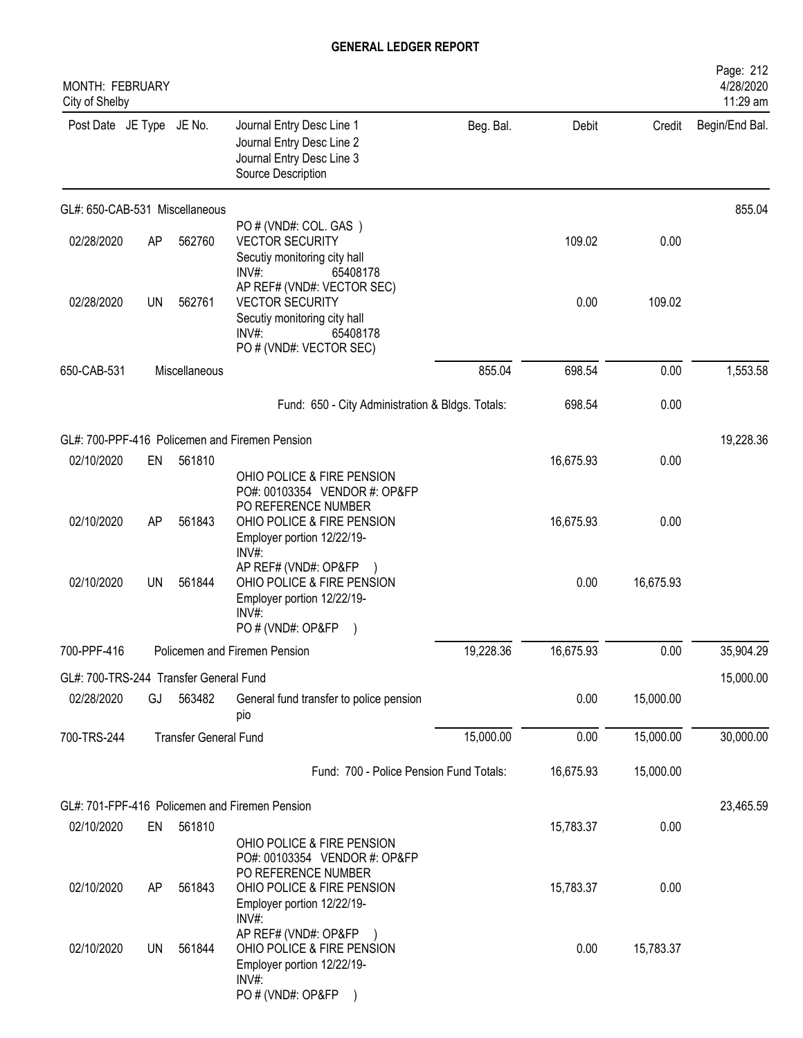# GENERAL LEDGER REPORT

MONTH: FEBRUARY
City of Shelby

| Post Date | JE Type | JE No. | Journal Entry Desc Line 1 / Journal Entry Desc Line 2 / Journal Entry Desc Line 3 / Source Description | Beg. Bal. | Debit | Credit | Begin/End Bal. |
|---|---|---|---|---|---|---|---|
| GL#: 650-CAB-531 Miscellaneous | | | | | | | 855.04 |
| | | | PO # (VND#: COL. GAS ) | | | | |
| 02/28/2020 | AP | 562760 | VECTOR SECURITY<br>Secutiy monitoring city hall<br>INV#: 65408178<br>AP REF# (VND#: VECTOR SEC) | | 109.02 | 0.00 | |
| 02/28/2020 | UN | 562761 | VECTOR SECURITY<br>Secutiy monitoring city hall<br>INV#: 65408178<br>PO # (VND#: VECTOR SEC) | | 0.00 | 109.02 | |
| 650-CAB-531 | | Miscellaneous | | 855.04 | 698.54 | 0.00 | 1,553.58 |
| | | | Fund: 650 - City Administration & Bldgs. Totals: | | 698.54 | 0.00 | |
| GL#: 700-PPF-416 Policemen and Firemen Pension | | | | | | | 19,228.36 |
| 02/10/2020 | EN | 561810 | OHIO POLICE & FIRE PENSION<br>PO#: 00103354 VENDOR #: OP&FP<br>PO REFERENCE NUMBER | | 16,675.93 | 0.00 | |
| 02/10/2020 | AP | 561843 | OHIO POLICE & FIRE PENSION<br>Employer portion 12/22/19-<br>INV#:<br>AP REF# (VND#: OP&FP ) | | 16,675.93 | 0.00 | |
| 02/10/2020 | UN | 561844 | OHIO POLICE & FIRE PENSION<br>Employer portion 12/22/19-<br>INV#:<br>PO # (VND#: OP&FP ) | | 0.00 | 16,675.93 | |
| 700-PPF-416 | | Policemen and Firemen Pension | | 19,228.36 | 16,675.93 | 0.00 | 35,904.29 |
| GL#: 700-TRS-244 Transfer General Fund | | | | | | | 15,000.00 |
| 02/28/2020 | GJ | 563482 | General fund transfer to police pension<br>pio | | 0.00 | 15,000.00 | |
| 700-TRS-244 | | Transfer General Fund | | 15,000.00 | 0.00 | 15,000.00 | 30,000.00 |
| | | | Fund: 700 - Police Pension Fund Totals: | | 16,675.93 | 15,000.00 | |
| GL#: 701-FPF-416 Policemen and Firemen Pension | | | | | | | 23,465.59 |
| 02/10/2020 | EN | 561810 | OHIO POLICE & FIRE PENSION<br>PO#: 00103354 VENDOR #: OP&FP<br>PO REFERENCE NUMBER | | 15,783.37 | 0.00 | |
| 02/10/2020 | AP | 561843 | OHIO POLICE & FIRE PENSION<br>Employer portion 12/22/19-<br>INV#:<br>AP REF# (VND#: OP&FP ) | | 15,783.37 | 0.00 | |
| 02/10/2020 | UN | 561844 | OHIO POLICE & FIRE PENSION<br>Employer portion 12/22/19-<br>INV#:<br>PO # (VND#: OP&FP ) | | 0.00 | 15,783.37 | |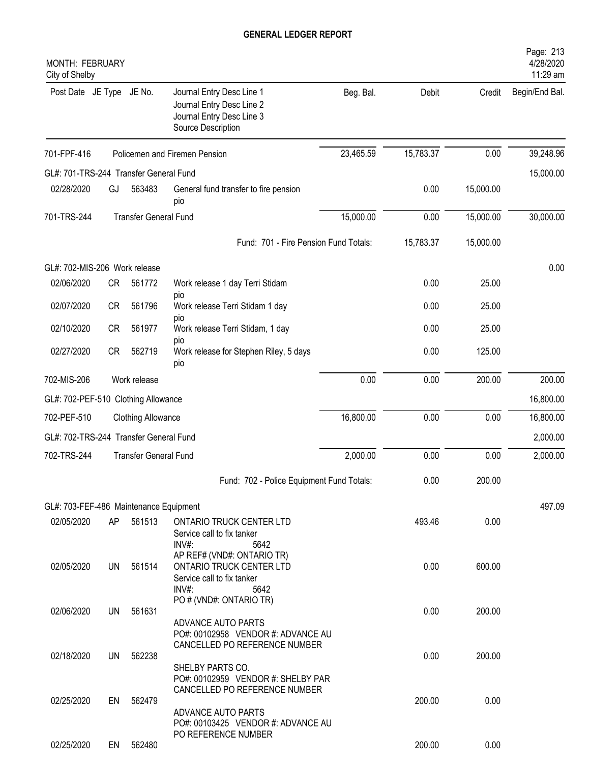# GENERAL LEDGER REPORT

MONTH: FEBRUARY
City of Shelby

| Post Date | JE Type | JE No. | Journal Entry Desc Line 1 / Journal Entry Desc Line 2 / Journal Entry Desc Line 3 / Source Description | Beg. Bal. | Debit | Credit | Begin/End Bal. |
|---|---|---|---|---|---|---|---|
| 701-FPF-416 | | | Policemen and Firemen Pension | 23,465.59 | 15,783.37 | 0.00 | 39,248.96 |
| GL#: 701-TRS-244 Transfer General Fund | | | | | | | 15,000.00 |
| 02/28/2020 | GJ | 563483 | General fund transfer to fire pension pio | | 0.00 | 15,000.00 | |
| 701-TRS-244 | | | Transfer General Fund | 15,000.00 | 0.00 | 15,000.00 | 30,000.00 |
| | | | Fund: 701 - Fire Pension Fund Totals: | | 15,783.37 | 15,000.00 | |
| GL#: 702-MIS-206 Work release | | | | | | | 0.00 |
| 02/06/2020 | CR | 561772 | Work release 1 day Terri Stidam pio | | 0.00 | 25.00 | |
| 02/07/2020 | CR | 561796 | Work release Terri Stidam 1 day pio | | 0.00 | 25.00 | |
| 02/10/2020 | CR | 561977 | Work release Terri Stidam, 1 day pio | | 0.00 | 25.00 | |
| 02/27/2020 | CR | 562719 | Work release for Stephen Riley, 5 days pio | | 0.00 | 125.00 | |
| 702-MIS-206 | | | Work release | 0.00 | 0.00 | 200.00 | 200.00 |
| GL#: 702-PEF-510 Clothing Allowance | | | | | | | 16,800.00 |
| 702-PEF-510 | | | Clothing Allowance | 16,800.00 | 0.00 | 0.00 | 16,800.00 |
| GL#: 702-TRS-244 Transfer General Fund | | | | | | | 2,000.00 |
| 702-TRS-244 | | | Transfer General Fund | 2,000.00 | 0.00 | 0.00 | 2,000.00 |
| | | | Fund: 702 - Police Equipment Fund Totals: | | 0.00 | 200.00 | |
| GL#: 703-FEF-486 Maintenance Equipment | | | | | | | 497.09 |
| 02/05/2020 | AP | 561513 | ONTARIO TRUCK CENTER LTD / Service call to fix tanker / INV#: 5642 / AP REF# (VND#: ONTARIO TR) | | 493.46 | 0.00 | |
| 02/05/2020 | UN | 561514 | ONTARIO TRUCK CENTER LTD / Service call to fix tanker / INV#: 5642 / PO # (VND#: ONTARIO TR) | | 0.00 | 600.00 | |
| 02/06/2020 | UN | 561631 | ADVANCE AUTO PARTS / PO#: 00102958 VENDOR #: ADVANCE AU / CANCELLED PO REFERENCE NUMBER | | 0.00 | 200.00 | |
| 02/18/2020 | UN | 562238 | SHELBY PARTS CO. / PO#: 00102959 VENDOR #: SHELBY PAR / CANCELLED PO REFERENCE NUMBER | | 0.00 | 200.00 | |
| 02/25/2020 | EN | 562479 | ADVANCE AUTO PARTS / PO#: 00103425 VENDOR #: ADVANCE AU / PO REFERENCE NUMBER | | 200.00 | 0.00 | |
| 02/25/2020 | EN | 562480 | | | 200.00 | 0.00 | |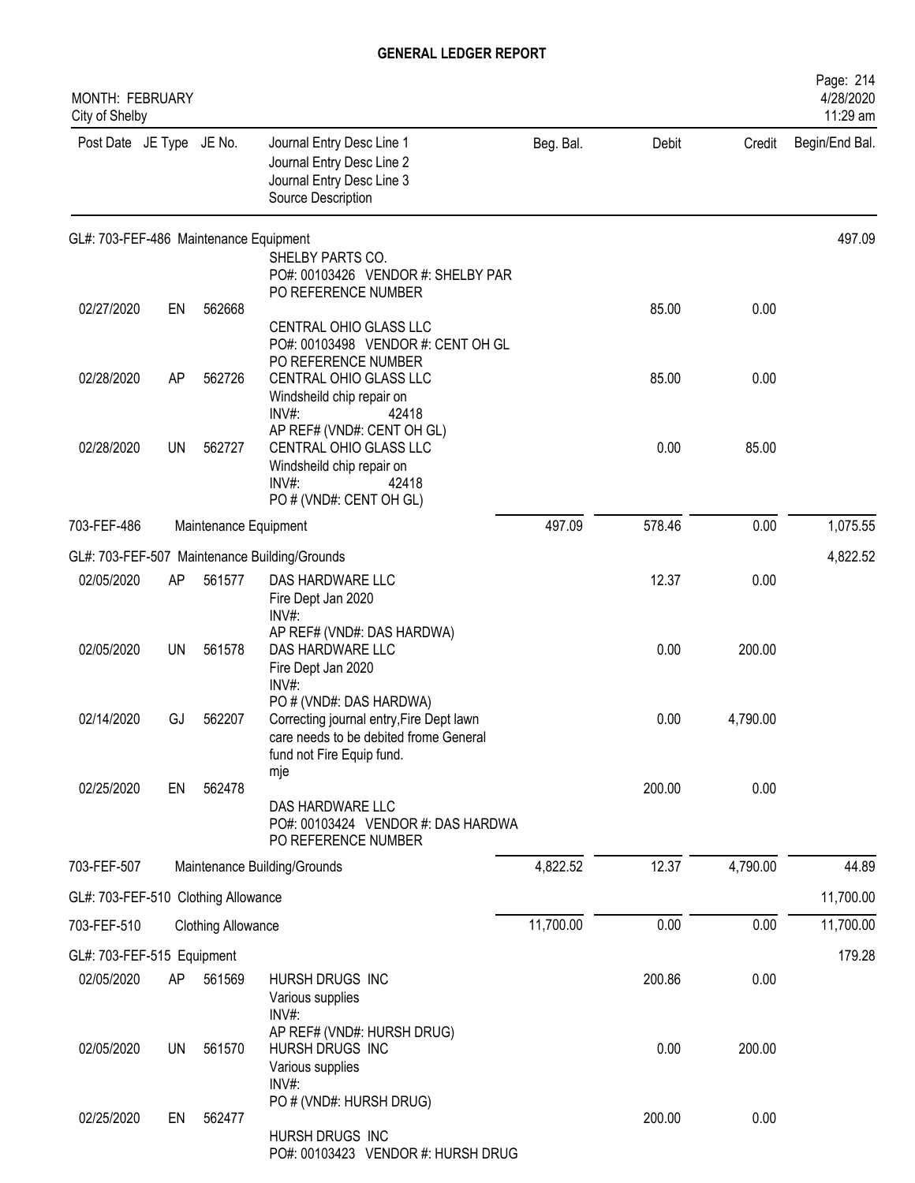# GENERAL LEDGER REPORT

MONTH: FEBRUARY
City of Shelby

4/28/2020
11:29 am

| Post Date | JE Type | JE No. | Journal Entry Desc Line 1 / Journal Entry Desc Line 2 / Journal Entry Desc Line 3 / Source Description | Beg. Bal. | Debit | Credit | Begin/End Bal. |
|---|---|---|---|---|---|---|---|
| **GL#: 703-FEF-486 Maintenance Equipment** | | | | | | | 497.09 |
| | | | SHELBY PARTS CO.<br>PO#: 00103426 VENDOR #: SHELBY PAR<br>PO REFERENCE NUMBER | | | | |
| 02/27/2020 | EN | 562668 | CENTRAL OHIO GLASS LLC<br>PO#: 00103498 VENDOR #: CENT OH GL<br>PO REFERENCE NUMBER | | 85.00 | 0.00 | |
| 02/28/2020 | AP | 562726 | CENTRAL OHIO GLASS LLC<br>Windsheild chip repair on<br>INV#: 42418<br>AP REF# (VND#: CENT OH GL) | | 85.00 | 0.00 | |
| 02/28/2020 | UN | 562727 | CENTRAL OHIO GLASS LLC<br>Windsheild chip repair on<br>INV#: 42418<br>PO # (VND#: CENT OH GL) | | 0.00 | 85.00 | |
| 703-FEF-486 | | | Maintenance Equipment | 497.09 | 578.46 | 0.00 | 1,075.55 |
| **GL#: 703-FEF-507 Maintenance Building/Grounds** | | | | | | | 4,822.52 |
| 02/05/2020 | AP | 561577 | DAS HARDWARE LLC<br>Fire Dept Jan 2020<br>INV#:<br>AP REF# (VND#: DAS HARDWA) | | 12.37 | 0.00 | |
| 02/05/2020 | UN | 561578 | DAS HARDWARE LLC<br>Fire Dept Jan 2020<br>INV#:<br>PO # (VND#: DAS HARDWA) | | 0.00 | 200.00 | |
| 02/14/2020 | GJ | 562207 | Correcting journal entry,Fire Dept lawn care needs to be debited frome General fund not Fire Equip fund.<br>mje | | 0.00 | 4,790.00 | |
| 02/25/2020 | EN | 562478 | DAS HARDWARE LLC<br>PO#: 00103424 VENDOR #: DAS HARDWA<br>PO REFERENCE NUMBER | | 200.00 | 0.00 | |
| 703-FEF-507 | | | Maintenance Building/Grounds | 4,822.52 | 12.37 | 4,790.00 | 44.89 |
| **GL#: 703-FEF-510 Clothing Allowance** | | | | | | | 11,700.00 |
| 703-FEF-510 | | | Clothing Allowance | 11,700.00 | 0.00 | 0.00 | 11,700.00 |
| **GL#: 703-FEF-515 Equipment** | | | | | | | 179.28 |
| 02/05/2020 | AP | 561569 | HURSH DRUGS INC<br>Various supplies<br>INV#:<br>AP REF# (VND#: HURSH DRUG) | | 200.86 | 0.00 | |
| 02/05/2020 | UN | 561570 | HURSH DRUGS INC<br>Various supplies<br>INV#:<br>PO # (VND#: HURSH DRUG) | | 0.00 | 200.00 | |
| 02/25/2020 | EN | 562477 | HURSH DRUGS INC<br>PO#: 00103423 VENDOR #: HURSH DRUG | | 200.00 | 0.00 | |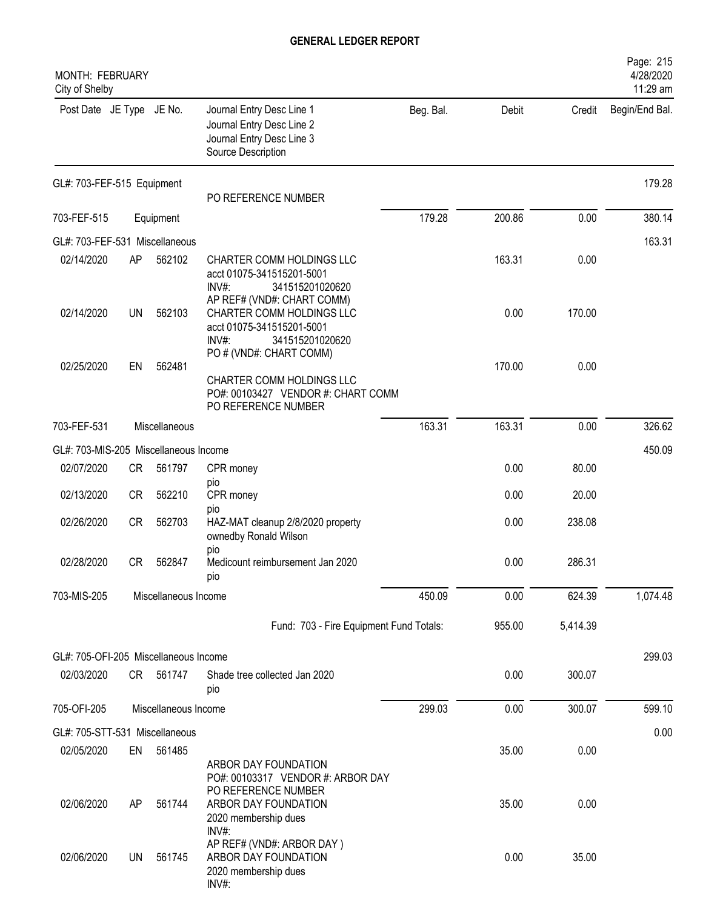# GENERAL LEDGER REPORT

MONTH: FEBRUARY
City of Shelby

| Post Date | JE Type | JE No. | Journal Entry Desc Line 1 / Journal Entry Desc Line 2 / Journal Entry Desc Line 3 / Source Description | Beg. Bal. | Debit | Credit | Begin/End Bal. |
|---|---|---|---|---|---|---|---|
| GL#: 703-FEF-515 Equipment | | | | | | | 179.28 |
| | | | PO REFERENCE NUMBER | | | | |
| 703-FEF-515 | | Equipment | | 179.28 | 200.86 | 0.00 | 380.14 |
| GL#: 703-FEF-531 Miscellaneous | | | | | | | 163.31 |
| 02/14/2020 | AP | 562102 | CHARTER COMM HOLDINGS LLC acct 01075-341515201-5001 INV#: 341515201020620 AP REF# (VND#: CHART COMM) | | 163.31 | 0.00 | |
| 02/14/2020 | UN | 562103 | CHARTER COMM HOLDINGS LLC acct 01075-341515201-5001 INV#: 341515201020620 PO # (VND#: CHART COMM) | | 0.00 | 170.00 | |
| 02/25/2020 | EN | 562481 | CHARTER COMM HOLDINGS LLC PO#: 00103427 VENDOR #: CHART COMM PO REFERENCE NUMBER | | 170.00 | 0.00 | |
| 703-FEF-531 | | Miscellaneous | | 163.31 | 163.31 | 0.00 | 326.62 |
| GL#: 703-MIS-205 Miscellaneous Income | | | | | | | 450.09 |
| 02/07/2020 | CR | 561797 | CPR money pio | | 0.00 | 80.00 | |
| 02/13/2020 | CR | 562210 | CPR money pio | | 0.00 | 20.00 | |
| 02/26/2020 | CR | 562703 | HAZ-MAT cleanup 2/8/2020 property ownedby Ronald Wilson pio | | 0.00 | 238.08 | |
| 02/28/2020 | CR | 562847 | Medicount reimbursement Jan 2020 pio | | 0.00 | 286.31 | |
| 703-MIS-205 | | Miscellaneous Income | | 450.09 | 0.00 | 624.39 | 1,074.48 |
| | | | Fund: 703 - Fire Equipment Fund Totals: | | 955.00 | 5,414.39 | |
| GL#: 705-OFI-205 Miscellaneous Income | | | | | | | 299.03 |
| 02/03/2020 | CR | 561747 | Shade tree collected Jan 2020 pio | | 0.00 | 300.07 | |
| 705-OFI-205 | | Miscellaneous Income | | 299.03 | 0.00 | 300.07 | 599.10 |
| GL#: 705-STT-531 Miscellaneous | | | | | | | 0.00 |
| 02/05/2020 | EN | 561485 | ARBOR DAY FOUNDATION PO#: 00103317 VENDOR #: ARBOR DAY PO REFERENCE NUMBER | | 35.00 | 0.00 | |
| 02/06/2020 | AP | 561744 | ARBOR DAY FOUNDATION 2020 membership dues INV#: AP REF# (VND#: ARBOR DAY ) | | 35.00 | 0.00 | |
| 02/06/2020 | UN | 561745 | ARBOR DAY FOUNDATION 2020 membership dues INV#: | | 0.00 | 35.00 | |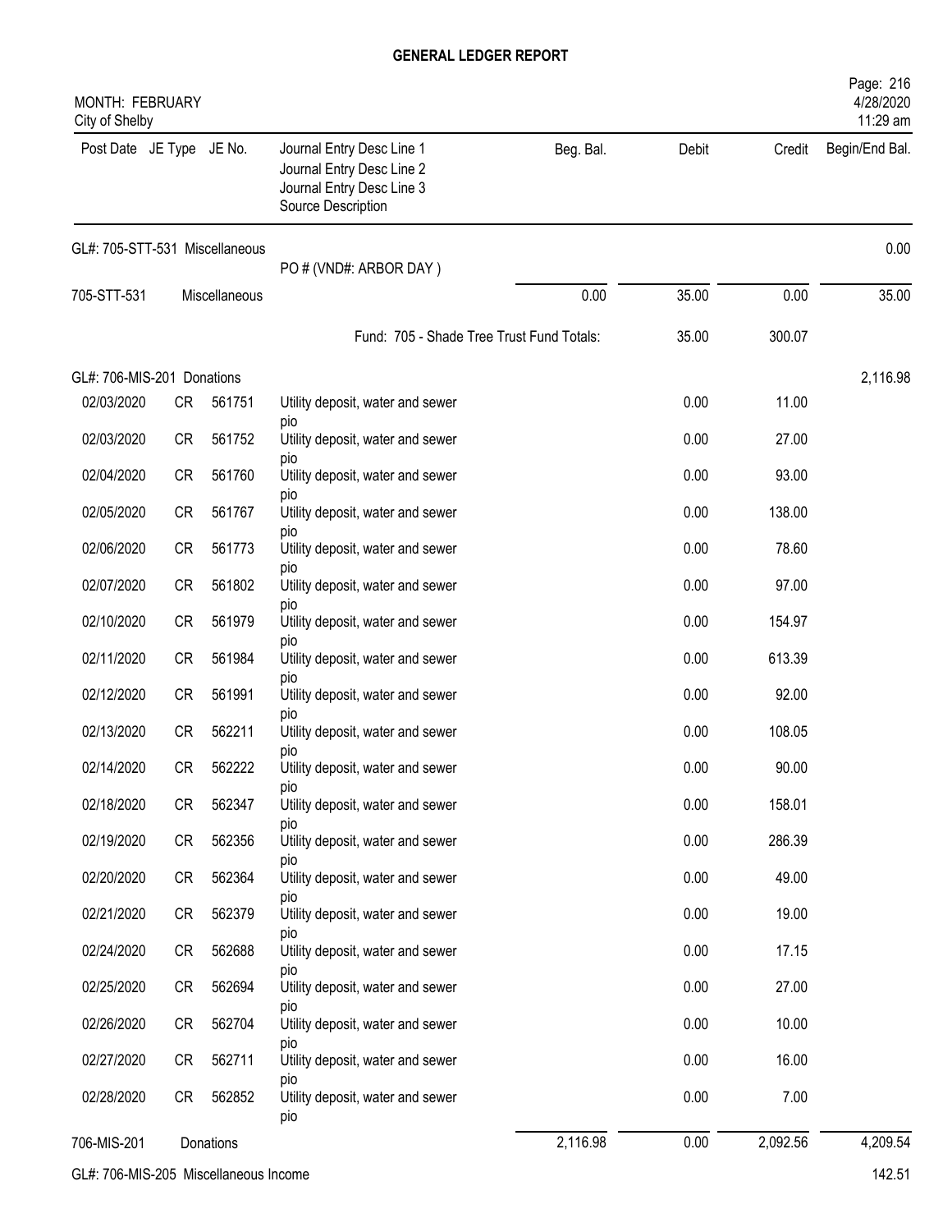# GENERAL LEDGER REPORT

MONTH: FEBRUARY
City of Shelby

| Post Date | JE Type | JE No. | Journal Entry Desc Line 1 / Journal Entry Desc Line 2 / Journal Entry Desc Line 3 / Source Description | Beg. Bal. | Debit | Credit | Begin/End Bal. |
|---|---|---|---|---|---|---|---|
| GL#: 705-STT-531 Miscellaneous | | | | | | | 0.00 |
| | | | PO # (VND#: ARBOR DAY ) | | | | |
| 705-STT-531 | | Miscellaneous | | 0.00 | 35.00 | 0.00 | 35.00 |
| | | | Fund: 705 - Shade Tree Trust Fund Totals: | | 35.00 | 300.07 | |
| GL#: 706-MIS-201 Donations | | | | | | | 2,116.98 |
| 02/03/2020 | CR | 561751 | Utility deposit, water and sewer pio | | 0.00 | 11.00 | |
| 02/03/2020 | CR | 561752 | Utility deposit, water and sewer pio | | 0.00 | 27.00 | |
| 02/04/2020 | CR | 561760 | Utility deposit, water and sewer pio | | 0.00 | 93.00 | |
| 02/05/2020 | CR | 561767 | Utility deposit, water and sewer pio | | 0.00 | 138.00 | |
| 02/06/2020 | CR | 561773 | Utility deposit, water and sewer pio | | 0.00 | 78.60 | |
| 02/07/2020 | CR | 561802 | Utility deposit, water and sewer pio | | 0.00 | 97.00 | |
| 02/10/2020 | CR | 561979 | Utility deposit, water and sewer pio | | 0.00 | 154.97 | |
| 02/11/2020 | CR | 561984 | Utility deposit, water and sewer pio | | 0.00 | 613.39 | |
| 02/12/2020 | CR | 561991 | Utility deposit, water and sewer pio | | 0.00 | 92.00 | |
| 02/13/2020 | CR | 562211 | Utility deposit, water and sewer pio | | 0.00 | 108.05 | |
| 02/14/2020 | CR | 562222 | Utility deposit, water and sewer pio | | 0.00 | 90.00 | |
| 02/18/2020 | CR | 562347 | Utility deposit, water and sewer pio | | 0.00 | 158.01 | |
| 02/19/2020 | CR | 562356 | Utility deposit, water and sewer pio | | 0.00 | 286.39 | |
| 02/20/2020 | CR | 562364 | Utility deposit, water and sewer pio | | 0.00 | 49.00 | |
| 02/21/2020 | CR | 562379 | Utility deposit, water and sewer pio | | 0.00 | 19.00 | |
| 02/24/2020 | CR | 562688 | Utility deposit, water and sewer pio | | 0.00 | 17.15 | |
| 02/25/2020 | CR | 562694 | Utility deposit, water and sewer pio | | 0.00 | 27.00 | |
| 02/26/2020 | CR | 562704 | Utility deposit, water and sewer pio | | 0.00 | 10.00 | |
| 02/27/2020 | CR | 562711 | Utility deposit, water and sewer pio | | 0.00 | 16.00 | |
| 02/28/2020 | CR | 562852 | Utility deposit, water and sewer pio | | 0.00 | 7.00 | |
| 706-MIS-201 | | Donations | | 2,116.98 | 0.00 | 2,092.56 | 4,209.54 |
| GL#: 706-MIS-205 Miscellaneous Income | | | | | | | 142.51 |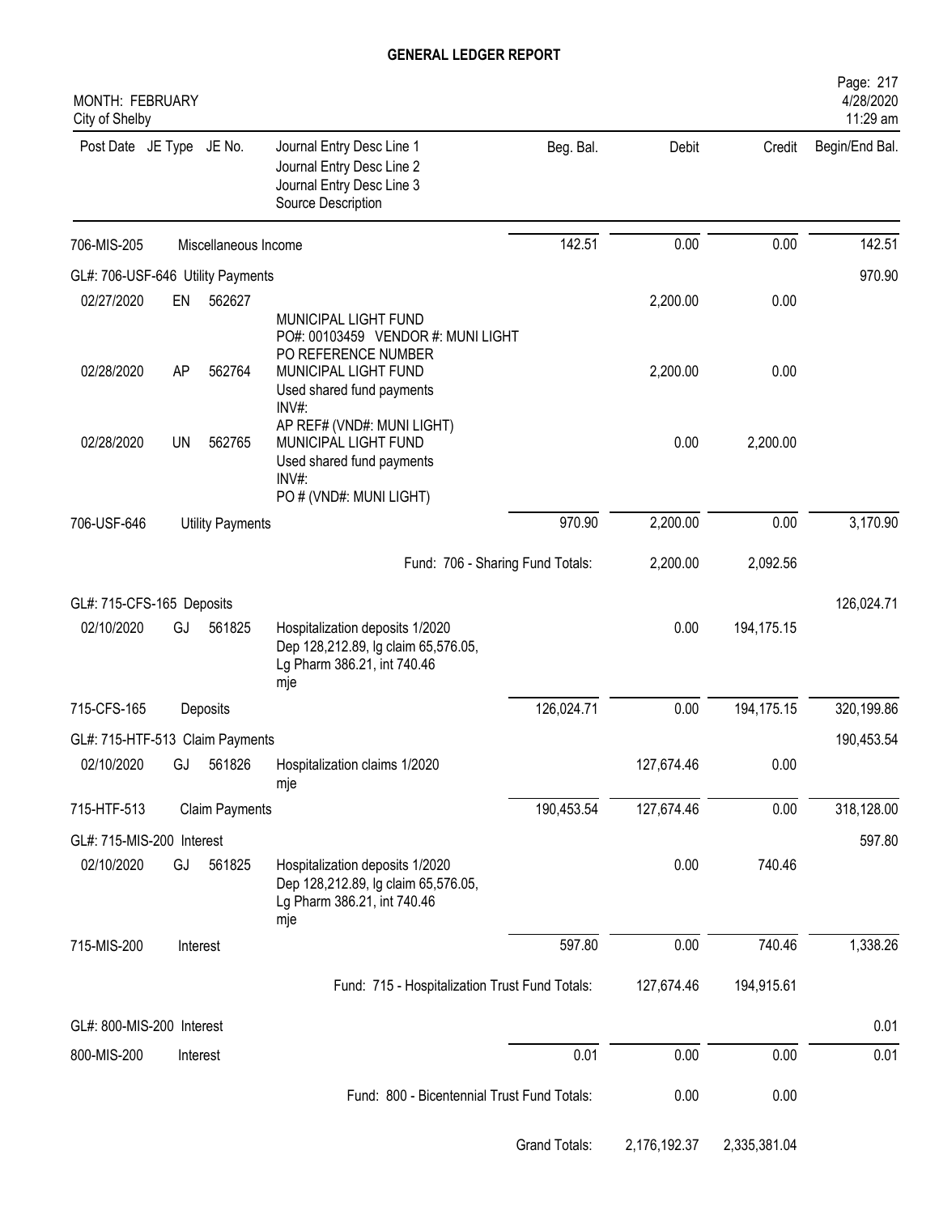# GENERAL LEDGER REPORT

MONTH: FEBRUARY
City of Shelby

| Post Date | JE Type | JE No. | Journal Entry Desc Line 1 / Journal Entry Desc Line 2 / Journal Entry Desc Line 3 / Source Description | Beg. Bal. | Debit | Credit | Begin/End Bal. |
|---|---|---|---|---|---|---|---|
| 706-MIS-205 | | | Miscellaneous Income | 142.51 | 0.00 | 0.00 | 142.51 |
| GL#: 706-USF-646 Utility Payments | | | | | | | 970.90 |
| 02/27/2020 | EN | 562627 | MUNICIPAL LIGHT FUND<br>PO#: 00103459 VENDOR #: MUNI LIGHT<br>PO REFERENCE NUMBER | | 2,200.00 | 0.00 | |
| 02/28/2020 | AP | 562764 | MUNICIPAL LIGHT FUND<br>Used shared fund payments<br>INV#:<br>AP REF# (VND#: MUNI LIGHT) | | 2,200.00 | 0.00 | |
| 02/28/2020 | UN | 562765 | MUNICIPAL LIGHT FUND<br>Used shared fund payments<br>INV#:<br>PO # (VND#: MUNI LIGHT) | | 0.00 | 2,200.00 | |
| 706-USF-646 | | | Utility Payments | 970.90 | 2,200.00 | 0.00 | 3,170.90 |
| | | | Fund: 706 - Sharing Fund Totals: | | 2,200.00 | 2,092.56 | |
| GL#: 715-CFS-165 Deposits | | | | | | | 126,024.71 |
| 02/10/2020 | GJ | 561825 | Hospitalization deposits 1/2020<br>Dep 128,212.89, lg claim 65,576.05,<br>Lg Pharm 386.21, int 740.46<br>mje | | 0.00 | 194,175.15 | |
| 715-CFS-165 | | | Deposits | 126,024.71 | 0.00 | 194,175.15 | 320,199.86 |
| GL#: 715-HTF-513 Claim Payments | | | | | | | 190,453.54 |
| 02/10/2020 | GJ | 561826 | Hospitalization claims 1/2020<br>mje | | 127,674.46 | 0.00 | |
| 715-HTF-513 | | | Claim Payments | 190,453.54 | 127,674.46 | 0.00 | 318,128.00 |
| GL#: 715-MIS-200 Interest | | | | | | | 597.80 |
| 02/10/2020 | GJ | 561825 | Hospitalization deposits 1/2020<br>Dep 128,212.89, lg claim 65,576.05,<br>Lg Pharm 386.21, int 740.46<br>mje | | 0.00 | 740.46 | |
| 715-MIS-200 | | | Interest | 597.80 | 0.00 | 740.46 | 1,338.26 |
| | | | Fund: 715 - Hospitalization Trust Fund Totals: | | 127,674.46 | 194,915.61 | |
| GL#: 800-MIS-200 Interest | | | | | | | 0.01 |
| 800-MIS-200 | | | Interest | 0.01 | 0.00 | 0.00 | 0.01 |
| | | | Fund: 800 - Bicentennial Trust Fund Totals: | | 0.00 | 0.00 | |
| | | | | Grand Totals: | 2,176,192.37 | 2,335,381.04 | |